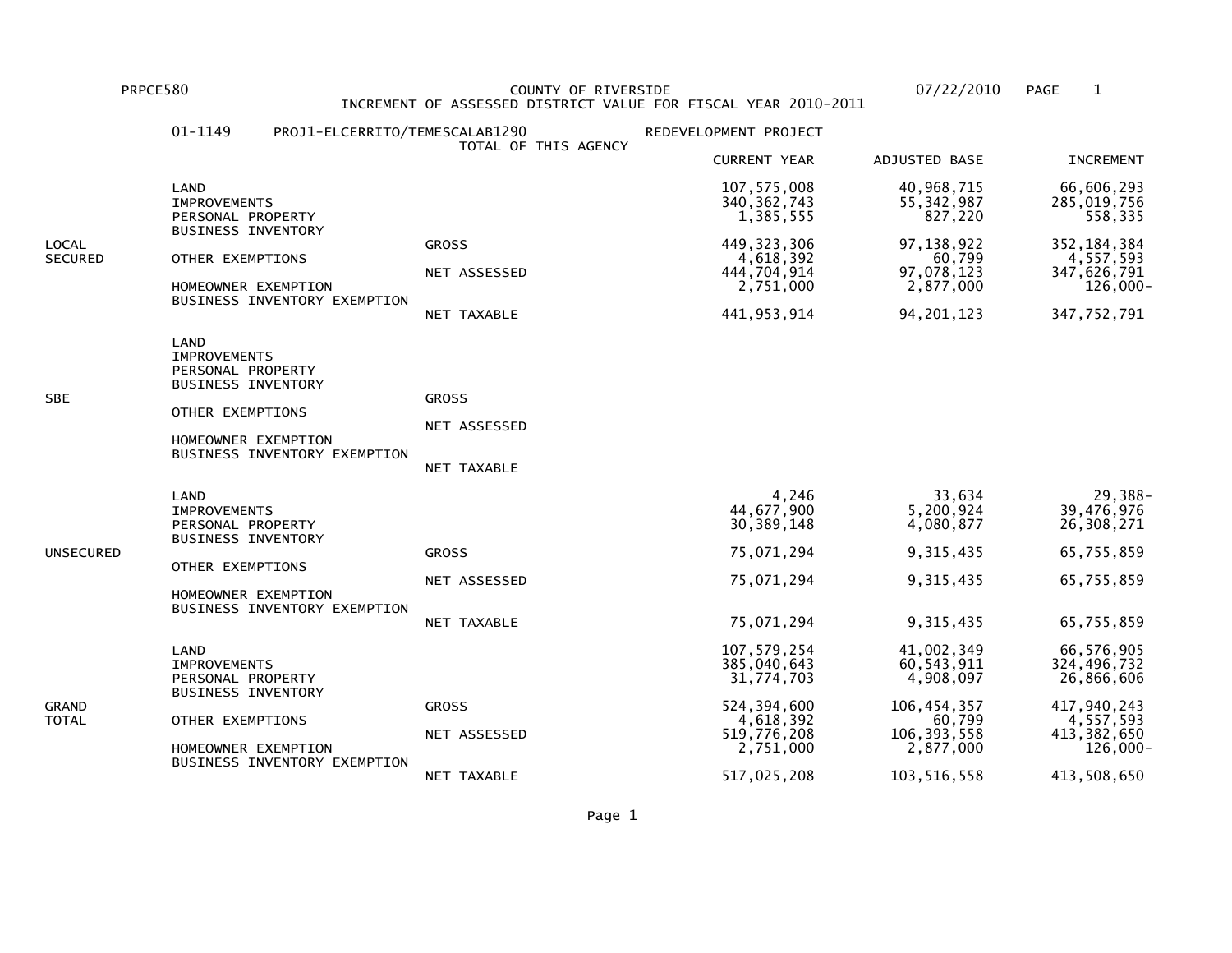PRPCE580 COUNTY OF RIVERSIDE 07/22/2010

INCREMENT OF ASSESSED DISTRICT VALUE FOR FISCAL YEAR 2010-2011

01-1149 PROJ1-ELCERRITO/TEMESCALAB1290 REDEVELOPMENT PROJECT

TOTAL OF THIS AGENCY

| | | | CURRENT YEAR | ADJUSTED BASE | INCREMENT |
|---|---|---|---|---|---|
| LOCAL SECURED | LAND | | 107,575,008 | 40,968,715 | 66,606,293 |
| | IMPROVEMENTS | | 340,362,743 | 55,342,987 | 285,019,756 |
| | PERSONAL PROPERTY | | 1,385,555 | 827,220 | 558,335 |
| | BUSINESS INVENTORY | | | | |
| | | GROSS | 449,323,306 | 97,138,922 | 352,184,384 |
| | OTHER EXEMPTIONS | | 4,618,392 | 60,799 | 4,557,593 |
| | | NET ASSESSED | 444,704,914 | 97,078,123 | 347,626,791 |
| | HOMEOWNER EXEMPTION | | 2,751,000 | 2,877,000 | 126,000- |
| | BUSINESS INVENTORY EXEMPTION | | | | |
| | | NET TAXABLE | 441,953,914 | 94,201,123 | 347,752,791 |
| SBE | LAND | | | | |
| | IMPROVEMENTS | | | | |
| | PERSONAL PROPERTY | | | | |
| | BUSINESS INVENTORY | | | | |
| | | GROSS | | | |
| | OTHER EXEMPTIONS | | | | |
| | | NET ASSESSED | | | |
| | HOMEOWNER EXEMPTION | | | | |
| | BUSINESS INVENTORY EXEMPTION | | | | |
| | | NET TAXABLE | | | |
| UNSECURED | LAND | | 4,246 | 33,634 | 29,388- |
| | IMPROVEMENTS | | 44,677,900 | 5,200,924 | 39,476,976 |
| | PERSONAL PROPERTY | | 30,389,148 | 4,080,877 | 26,308,271 |
| | BUSINESS INVENTORY | | | | |
| | | GROSS | 75,071,294 | 9,315,435 | 65,755,859 |
| | OTHER EXEMPTIONS | | | | |
| | | NET ASSESSED | 75,071,294 | 9,315,435 | 65,755,859 |
| | HOMEOWNER EXEMPTION | | | | |
| | BUSINESS INVENTORY EXEMPTION | | | | |
| | | NET TAXABLE | 75,071,294 | 9,315,435 | 65,755,859 |
| GRAND TOTAL | LAND | | 107,579,254 | 41,002,349 | 66,576,905 |
| | IMPROVEMENTS | | 385,040,643 | 60,543,911 | 324,496,732 |
| | PERSONAL PROPERTY | | 31,774,703 | 4,908,097 | 26,866,606 |
| | BUSINESS INVENTORY | | | | |
| | | GROSS | 524,394,600 | 106,454,357 | 417,940,243 |
| | OTHER EXEMPTIONS | | 4,618,392 | 60,799 | 4,557,593 |
| | | NET ASSESSED | 519,776,208 | 106,393,558 | 413,382,650 |
| | HOMEOWNER EXEMPTION | | 2,751,000 | 2,877,000 | 126,000- |
| | BUSINESS INVENTORY EXEMPTION | | | | |
| | | NET TAXABLE | 517,025,208 | 103,516,558 | 413,508,650 |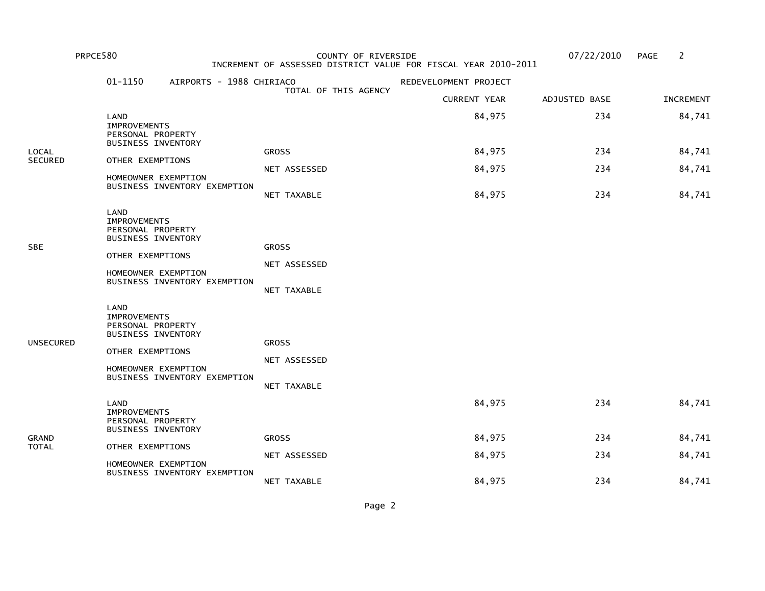PRPCE580 — COUNTY OF RIVERSIDE — 07/22/2010

INCREMENT OF ASSESSED DISTRICT VALUE FOR FISCAL YEAR 2010-2011

01-1150 AIRPORTS - 1988 CHIRIACO REDEVELOPMENT PROJECT

TOTAL OF THIS AGENCY

| | | | CURRENT YEAR | ADJUSTED BASE | INCREMENT |
|---|---|---|---|---|---|
| LOCAL SECURED | LAND | | 84,975 | 234 | 84,741 |
| | IMPROVEMENTS | | | | |
| | PERSONAL PROPERTY | | | | |
| | BUSINESS INVENTORY | | | | |
| | | GROSS | 84,975 | 234 | 84,741 |
| | OTHER EXEMPTIONS | | | | |
| | | NET ASSESSED | 84,975 | 234 | 84,741 |
| | HOMEOWNER EXEMPTION | | | | |
| | BUSINESS INVENTORY EXEMPTION | | | | |
| | | NET TAXABLE | 84,975 | 234 | 84,741 |
| SBE | LAND | | | | |
| | IMPROVEMENTS | | | | |
| | PERSONAL PROPERTY | | | | |
| | BUSINESS INVENTORY | | | | |
| | | GROSS | | | |
| | OTHER EXEMPTIONS | | | | |
| | | NET ASSESSED | | | |
| | HOMEOWNER EXEMPTION | | | | |
| | BUSINESS INVENTORY EXEMPTION | | | | |
| | | NET TAXABLE | | | |
| UNSECURED | LAND | | | | |
| | IMPROVEMENTS | | | | |
| | PERSONAL PROPERTY | | | | |
| | BUSINESS INVENTORY | | | | |
| | | GROSS | | | |
| | OTHER EXEMPTIONS | | | | |
| | | NET ASSESSED | | | |
| | HOMEOWNER EXEMPTION | | | | |
| | BUSINESS INVENTORY EXEMPTION | | | | |
| | | NET TAXABLE | | | |
| GRAND TOTAL | LAND | | 84,975 | 234 | 84,741 |
| | IMPROVEMENTS | | | | |
| | PERSONAL PROPERTY | | | | |
| | BUSINESS INVENTORY | | | | |
| | | GROSS | 84,975 | 234 | 84,741 |
| | OTHER EXEMPTIONS | | | | |
| | | NET ASSESSED | 84,975 | 234 | 84,741 |
| | HOMEOWNER EXEMPTION | | | | |
| | BUSINESS INVENTORY EXEMPTION | | | | |
| | | NET TAXABLE | 84,975 | 234 | 84,741 |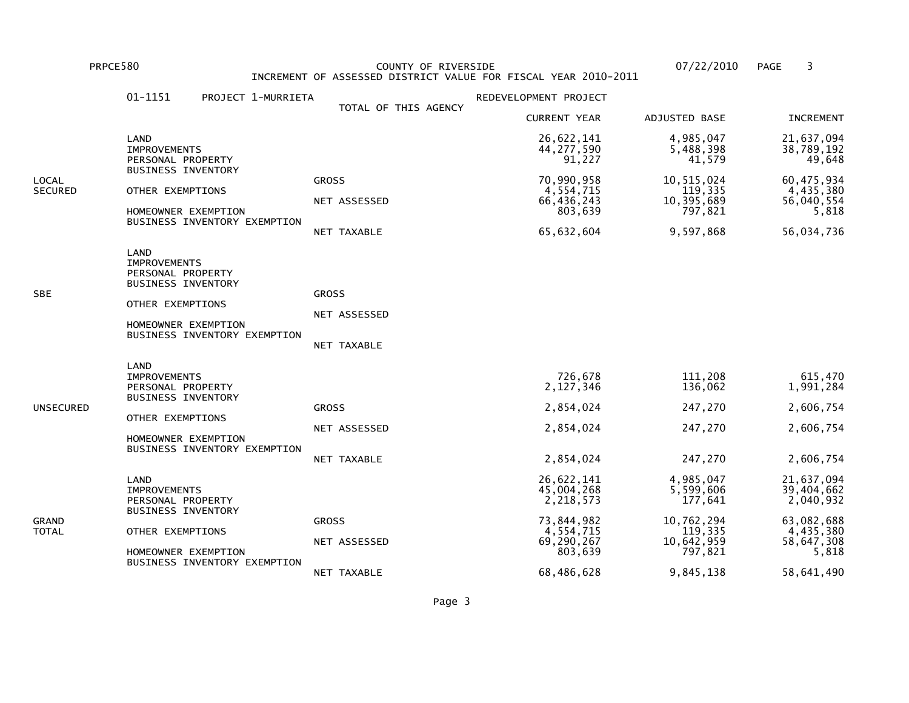# COUNTY OF RIVERSIDE

## INCREMENT OF ASSESSED DISTRICT VALUE FOR FISCAL YEAR 2010-2011

01-1151 PROJECT 1-MURRIETA — REDEVELOPMENT PROJECT

TOTAL OF THIS AGENCY

| | | | CURRENT YEAR | ADJUSTED BASE | INCREMENT |
|---|---|---|---|---|---|
| LOCAL SECURED | LAND | | 26,622,141 | 4,985,047 | 21,637,094 |
| | IMPROVEMENTS | | 44,277,590 | 5,488,398 | 38,789,192 |
| | PERSONAL PROPERTY | | 91,227 | 41,579 | 49,648 |
| | BUSINESS INVENTORY | | | | |
| | | GROSS | 70,990,958 | 10,515,024 | 60,475,934 |
| | OTHER EXEMPTIONS | | 4,554,715 | 119,335 | 4,435,380 |
| | | NET ASSESSED | 66,436,243 | 10,395,689 | 56,040,554 |
| | HOMEOWNER EXEMPTION | | 803,639 | 797,821 | 5,818 |
| | BUSINESS INVENTORY EXEMPTION | | | | |
| | | NET TAXABLE | 65,632,604 | 9,597,868 | 56,034,736 |
| SBE | LAND | | | | |
| | IMPROVEMENTS | | | | |
| | PERSONAL PROPERTY | | | | |
| | BUSINESS INVENTORY | | | | |
| | | GROSS | | | |
| | OTHER EXEMPTIONS | | | | |
| | | NET ASSESSED | | | |
| | HOMEOWNER EXEMPTION | | | | |
| | BUSINESS INVENTORY EXEMPTION | | | | |
| | | NET TAXABLE | | | |
| UNSECURED | LAND | | | | |
| | IMPROVEMENTS | | 726,678 | 111,208 | 615,470 |
| | PERSONAL PROPERTY | | 2,127,346 | 136,062 | 1,991,284 |
| | BUSINESS INVENTORY | | | | |
| | | GROSS | 2,854,024 | 247,270 | 2,606,754 |
| | OTHER EXEMPTIONS | | | | |
| | | NET ASSESSED | 2,854,024 | 247,270 | 2,606,754 |
| | HOMEOWNER EXEMPTION | | | | |
| | BUSINESS INVENTORY EXEMPTION | | | | |
| | | NET TAXABLE | 2,854,024 | 247,270 | 2,606,754 |
| GRAND TOTAL | LAND | | 26,622,141 | 4,985,047 | 21,637,094 |
| | IMPROVEMENTS | | 45,004,268 | 5,599,606 | 39,404,662 |
| | PERSONAL PROPERTY | | 2,218,573 | 177,641 | 2,040,932 |
| | BUSINESS INVENTORY | | | | |
| | | GROSS | 73,844,982 | 10,762,294 | 63,082,688 |
| | OTHER EXEMPTIONS | | 4,554,715 | 119,335 | 4,435,380 |
| | | NET ASSESSED | 69,290,267 | 10,642,959 | 58,647,308 |
| | HOMEOWNER EXEMPTION | | 803,639 | 797,821 | 5,818 |
| | BUSINESS INVENTORY EXEMPTION | | | | |
| | | NET TAXABLE | 68,486,628 | 9,845,138 | 58,641,490 |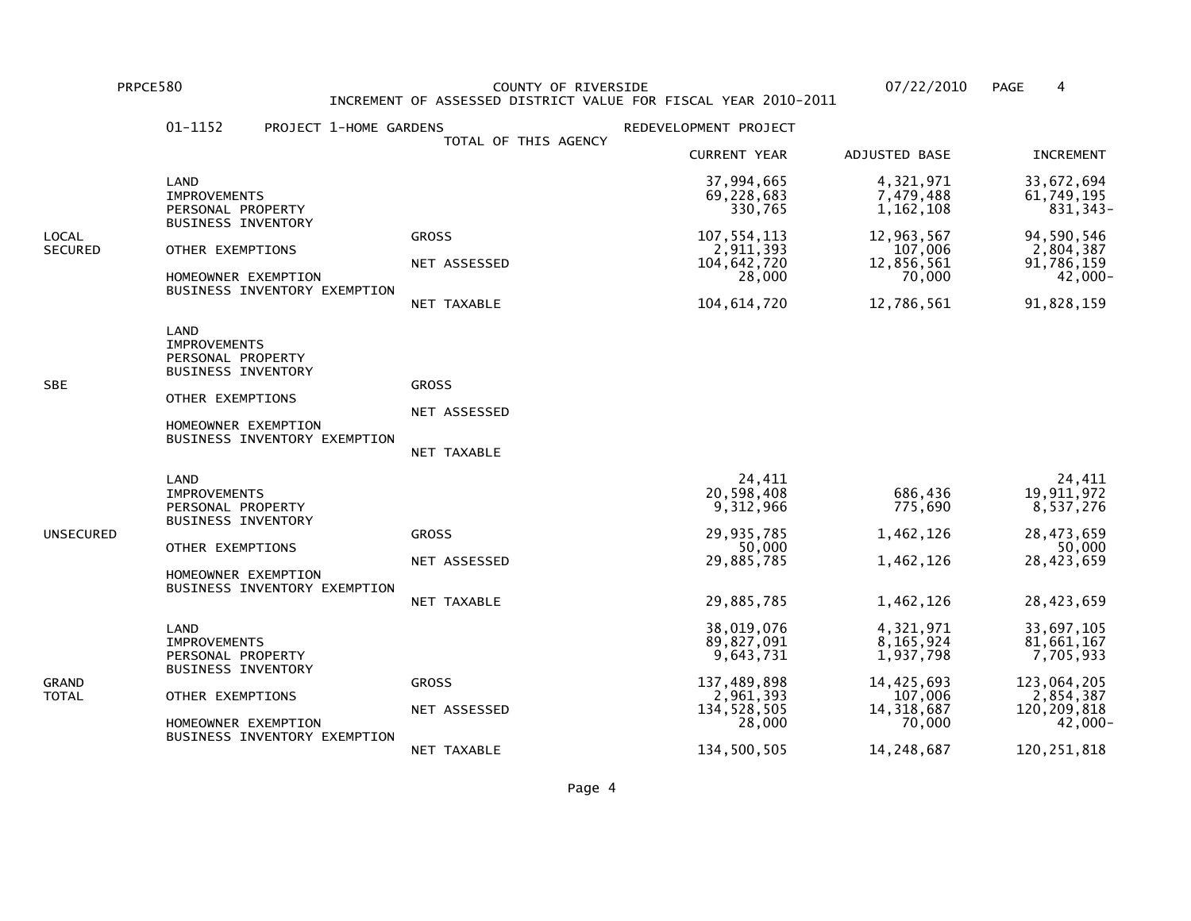PRPCE580

COUNTY OF RIVERSIDE

INCREMENT OF ASSESSED DISTRICT VALUE FOR FISCAL YEAR 2010-2011

07/22/2010

01-1152 PROJECT 1-HOME GARDENS REDEVELOPMENT PROJECT

TOTAL OF THIS AGENCY

| | | | CURRENT YEAR | ADJUSTED BASE | INCREMENT |
|---|---|---|---|---|---|
| LOCAL SECURED | LAND | | 37,994,665 | 4,321,971 | 33,672,694 |
| | IMPROVEMENTS | | 69,228,683 | 7,479,488 | 61,749,195 |
| | PERSONAL PROPERTY | | 330,765 | 1,162,108 | 831,343- |
| | BUSINESS INVENTORY | | | | |
| | | GROSS | 107,554,113 | 12,963,567 | 94,590,546 |
| | OTHER EXEMPTIONS | | 2,911,393 | 107,006 | 2,804,387 |
| | | NET ASSESSED | 104,642,720 | 12,856,561 | 91,786,159 |
| | HOMEOWNER EXEMPTION | | 28,000 | 70,000 | 42,000- |
| | BUSINESS INVENTORY EXEMPTION | | | | |
| | | NET TAXABLE | 104,614,720 | 12,786,561 | 91,828,159 |
| SBE | LAND | | | | |
| | IMPROVEMENTS | | | | |
| | PERSONAL PROPERTY | | | | |
| | BUSINESS INVENTORY | | | | |
| | | GROSS | | | |
| | OTHER EXEMPTIONS | | | | |
| | | NET ASSESSED | | | |
| | HOMEOWNER EXEMPTION | | | | |
| | BUSINESS INVENTORY EXEMPTION | | | | |
| | | NET TAXABLE | | | |
| UNSECURED | LAND | | 24,411 | | 24,411 |
| | IMPROVEMENTS | | 20,598,408 | 686,436 | 19,911,972 |
| | PERSONAL PROPERTY | | 9,312,966 | 775,690 | 8,537,276 |
| | BUSINESS INVENTORY | | | | |
| | | GROSS | 29,935,785 | 1,462,126 | 28,473,659 |
| | OTHER EXEMPTIONS | | 50,000 | | 50,000 |
| | | NET ASSESSED | 29,885,785 | 1,462,126 | 28,423,659 |
| | HOMEOWNER EXEMPTION | | | | |
| | BUSINESS INVENTORY EXEMPTION | | | | |
| | | NET TAXABLE | 29,885,785 | 1,462,126 | 28,423,659 |
| GRAND TOTAL | LAND | | 38,019,076 | 4,321,971 | 33,697,105 |
| | IMPROVEMENTS | | 89,827,091 | 8,165,924 | 81,661,167 |
| | PERSONAL PROPERTY | | 9,643,731 | 1,937,798 | 7,705,933 |
| | BUSINESS INVENTORY | | | | |
| | | GROSS | 137,489,898 | 14,425,693 | 123,064,205 |
| | OTHER EXEMPTIONS | | 2,961,393 | 107,006 | 2,854,387 |
| | | NET ASSESSED | 134,528,505 | 14,318,687 | 120,209,818 |
| | HOMEOWNER EXEMPTION | | 28,000 | 70,000 | 42,000- |
| | BUSINESS INVENTORY EXEMPTION | | | | |
| | | NET TAXABLE | 134,500,505 | 14,248,687 | 120,251,818 |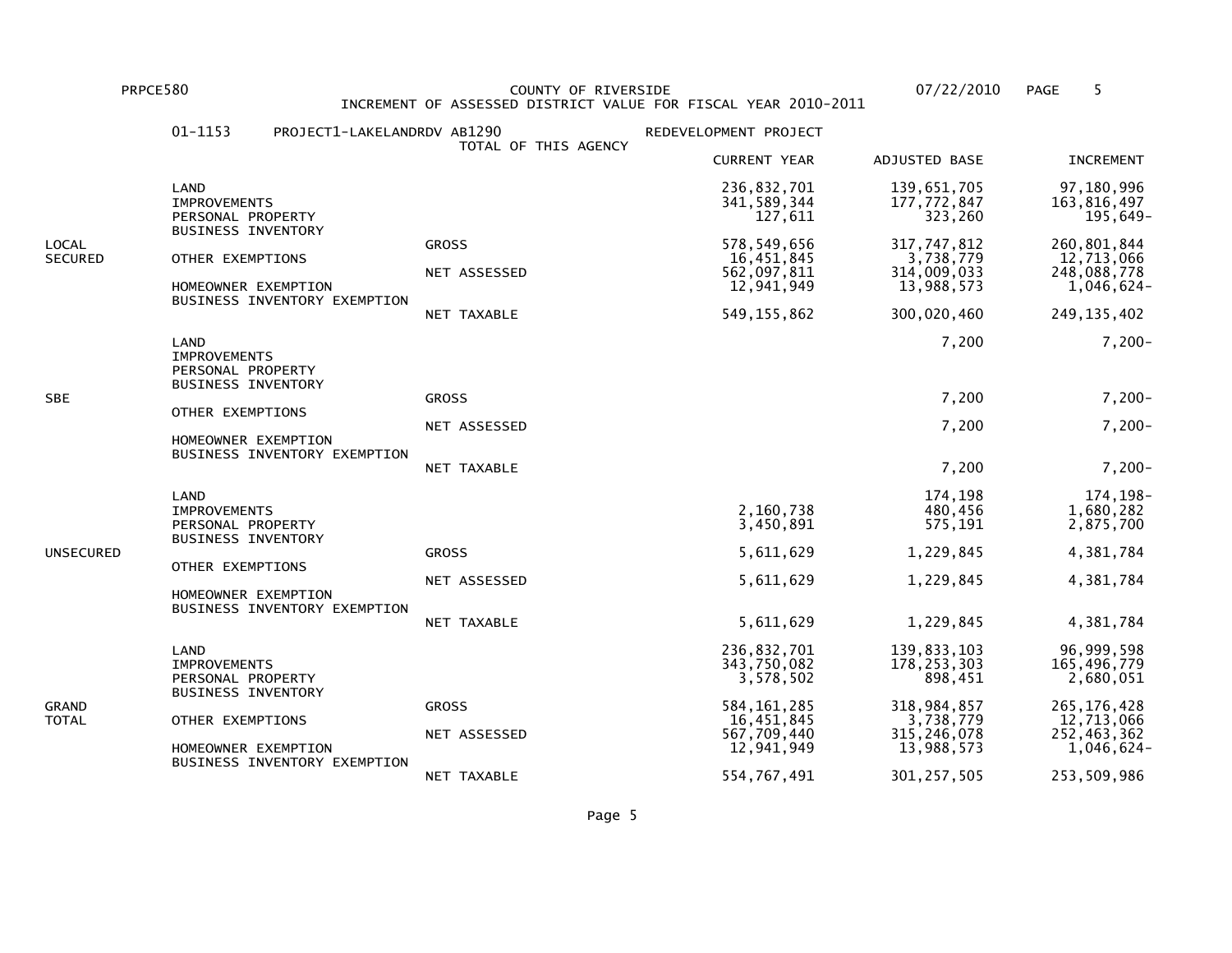PRPCE580 COUNTY OF RIVERSIDE 07/22/2010

INCREMENT OF ASSESSED DISTRICT VALUE FOR FISCAL YEAR 2010-2011

01-1153 PROJECT1-LAKELANDRDV AB1290 REDEVELOPMENT PROJECT

TOTAL OF THIS AGENCY

| | | | CURRENT YEAR | ADJUSTED BASE | INCREMENT |
|---|---|---|---|---|---|
| LOCAL SECURED | LAND | | 236,832,701 | 139,651,705 | 97,180,996 |
| | IMPROVEMENTS | | 341,589,344 | 177,772,847 | 163,816,497 |
| | PERSONAL PROPERTY | | 127,611 | 323,260 | 195,649- |
| | BUSINESS INVENTORY | | | | |
| | | GROSS | 578,549,656 | 317,747,812 | 260,801,844 |
| | OTHER EXEMPTIONS | | 16,451,845 | 3,738,779 | 12,713,066 |
| | | NET ASSESSED | 562,097,811 | 314,009,033 | 248,088,778 |
| | HOMEOWNER EXEMPTION | | 12,941,949 | 13,988,573 | 1,046,624- |
| | BUSINESS INVENTORY EXEMPTION | | | | |
| | | NET TAXABLE | 549,155,862 | 300,020,460 | 249,135,402 |
| SBE | LAND | | | 7,200 | 7,200- |
| | IMPROVEMENTS | | | | |
| | PERSONAL PROPERTY | | | | |
| | BUSINESS INVENTORY | | | | |
| | | GROSS | | 7,200 | 7,200- |
| | OTHER EXEMPTIONS | | | | |
| | | NET ASSESSED | | 7,200 | 7,200- |
| | HOMEOWNER EXEMPTION | | | | |
| | BUSINESS INVENTORY EXEMPTION | | | | |
| | | NET TAXABLE | | 7,200 | 7,200- |
| UNSECURED | LAND | | | 174,198 | 174,198- |
| | IMPROVEMENTS | | 2,160,738 | 480,456 | 1,680,282 |
| | PERSONAL PROPERTY | | 3,450,891 | 575,191 | 2,875,700 |
| | BUSINESS INVENTORY | | | | |
| | | GROSS | 5,611,629 | 1,229,845 | 4,381,784 |
| | OTHER EXEMPTIONS | | | | |
| | | NET ASSESSED | 5,611,629 | 1,229,845 | 4,381,784 |
| | HOMEOWNER EXEMPTION | | | | |
| | BUSINESS INVENTORY EXEMPTION | | | | |
| | | NET TAXABLE | 5,611,629 | 1,229,845 | 4,381,784 |
| GRAND TOTAL | LAND | | 236,832,701 | 139,833,103 | 96,999,598 |
| | IMPROVEMENTS | | 343,750,082 | 178,253,303 | 165,496,779 |
| | PERSONAL PROPERTY | | 3,578,502 | 898,451 | 2,680,051 |
| | BUSINESS INVENTORY | | | | |
| | | GROSS | 584,161,285 | 318,984,857 | 265,176,428 |
| | OTHER EXEMPTIONS | | 16,451,845 | 3,738,779 | 12,713,066 |
| | | NET ASSESSED | 567,709,440 | 315,246,078 | 252,463,362 |
| | HOMEOWNER EXEMPTION | | 12,941,949 | 13,988,573 | 1,046,624- |
| | BUSINESS INVENTORY EXEMPTION | | | | |
| | | NET TAXABLE | 554,767,491 | 301,257,505 | 253,509,986 |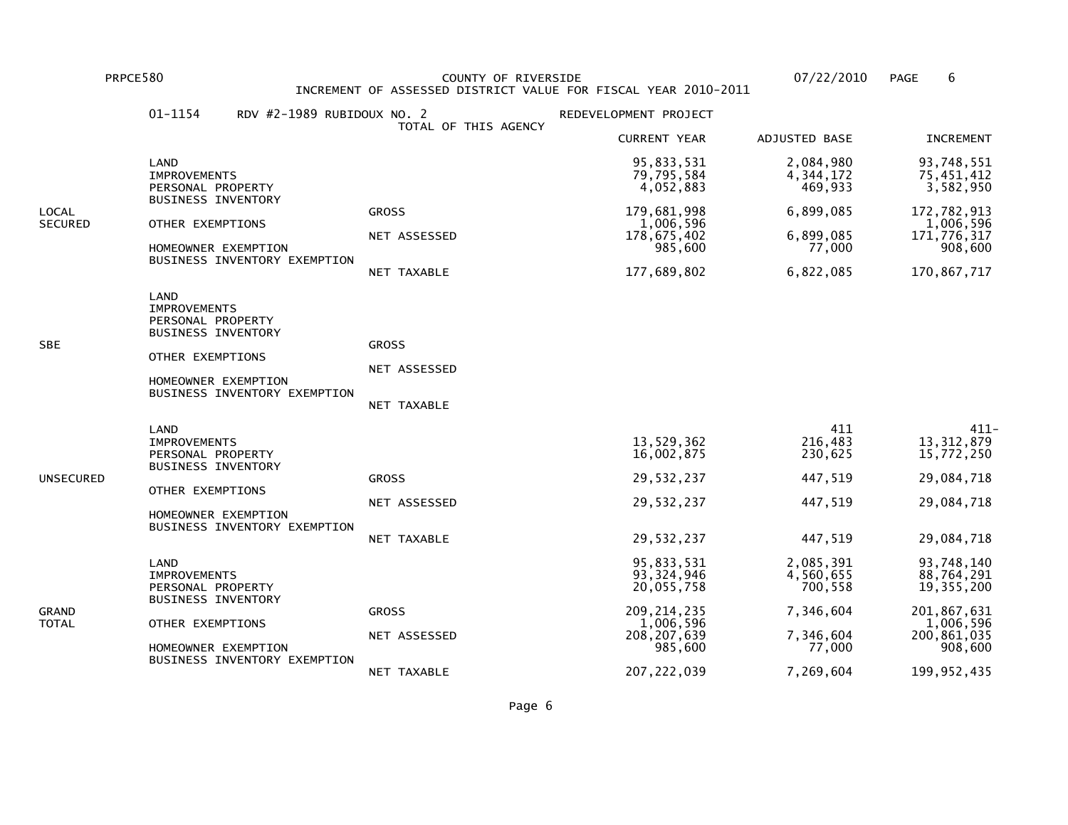PRPCE580 COUNTY OF RIVERSIDE 07/22/2010

INCREMENT OF ASSESSED DISTRICT VALUE FOR FISCAL YEAR 2010-2011

01-1154 RDV #2-1989 RUBIDOUX NO. 2 REDEVELOPMENT PROJECT

TOTAL OF THIS AGENCY

| | | | CURRENT YEAR | ADJUSTED BASE | INCREMENT |
|---|---|---|---|---|---|
| LOCAL SECURED | LAND | | 95,833,531 | 2,084,980 | 93,748,551 |
| | IMPROVEMENTS | | 79,795,584 | 4,344,172 | 75,451,412 |
| | PERSONAL PROPERTY | | 4,052,883 | 469,933 | 3,582,950 |
| | BUSINESS INVENTORY | | | | |
| | | GROSS | 179,681,998 | 6,899,085 | 172,782,913 |
| | OTHER EXEMPTIONS | | 1,006,596 | | 1,006,596 |
| | | NET ASSESSED | 178,675,402 | 6,899,085 | 171,776,317 |
| | HOMEOWNER EXEMPTION | | 985,600 | 77,000 | 908,600 |
| | BUSINESS INVENTORY EXEMPTION | | | | |
| | | NET TAXABLE | 177,689,802 | 6,822,085 | 170,867,717 |
| SBE | LAND | | | | |
| | IMPROVEMENTS | | | | |
| | PERSONAL PROPERTY | | | | |
| | BUSINESS INVENTORY | | | | |
| | | GROSS | | | |
| | OTHER EXEMPTIONS | | | | |
| | | NET ASSESSED | | | |
| | HOMEOWNER EXEMPTION | | | | |
| | BUSINESS INVENTORY EXEMPTION | | | | |
| | | NET TAXABLE | | | |
| UNSECURED | LAND | | | 411 | 411- |
| | IMPROVEMENTS | | 13,529,362 | 216,483 | 13,312,879 |
| | PERSONAL PROPERTY | | 16,002,875 | 230,625 | 15,772,250 |
| | BUSINESS INVENTORY | | | | |
| | | GROSS | 29,532,237 | 447,519 | 29,084,718 |
| | OTHER EXEMPTIONS | | | | |
| | | NET ASSESSED | 29,532,237 | 447,519 | 29,084,718 |
| | HOMEOWNER EXEMPTION | | | | |
| | BUSINESS INVENTORY EXEMPTION | | | | |
| | | NET TAXABLE | 29,532,237 | 447,519 | 29,084,718 |
| GRAND TOTAL | LAND | | 95,833,531 | 2,085,391 | 93,748,140 |
| | IMPROVEMENTS | | 93,324,946 | 4,560,655 | 88,764,291 |
| | PERSONAL PROPERTY | | 20,055,758 | 700,558 | 19,355,200 |
| | BUSINESS INVENTORY | | | | |
| | | GROSS | 209,214,235 | 7,346,604 | 201,867,631 |
| | OTHER EXEMPTIONS | | 1,006,596 | | 1,006,596 |
| | | NET ASSESSED | 208,207,639 | 7,346,604 | 200,861,035 |
| | HOMEOWNER EXEMPTION | | 985,600 | 77,000 | 908,600 |
| | BUSINESS INVENTORY EXEMPTION | | | | |
| | | NET TAXABLE | 207,222,039 | 7,269,604 | 199,952,435 |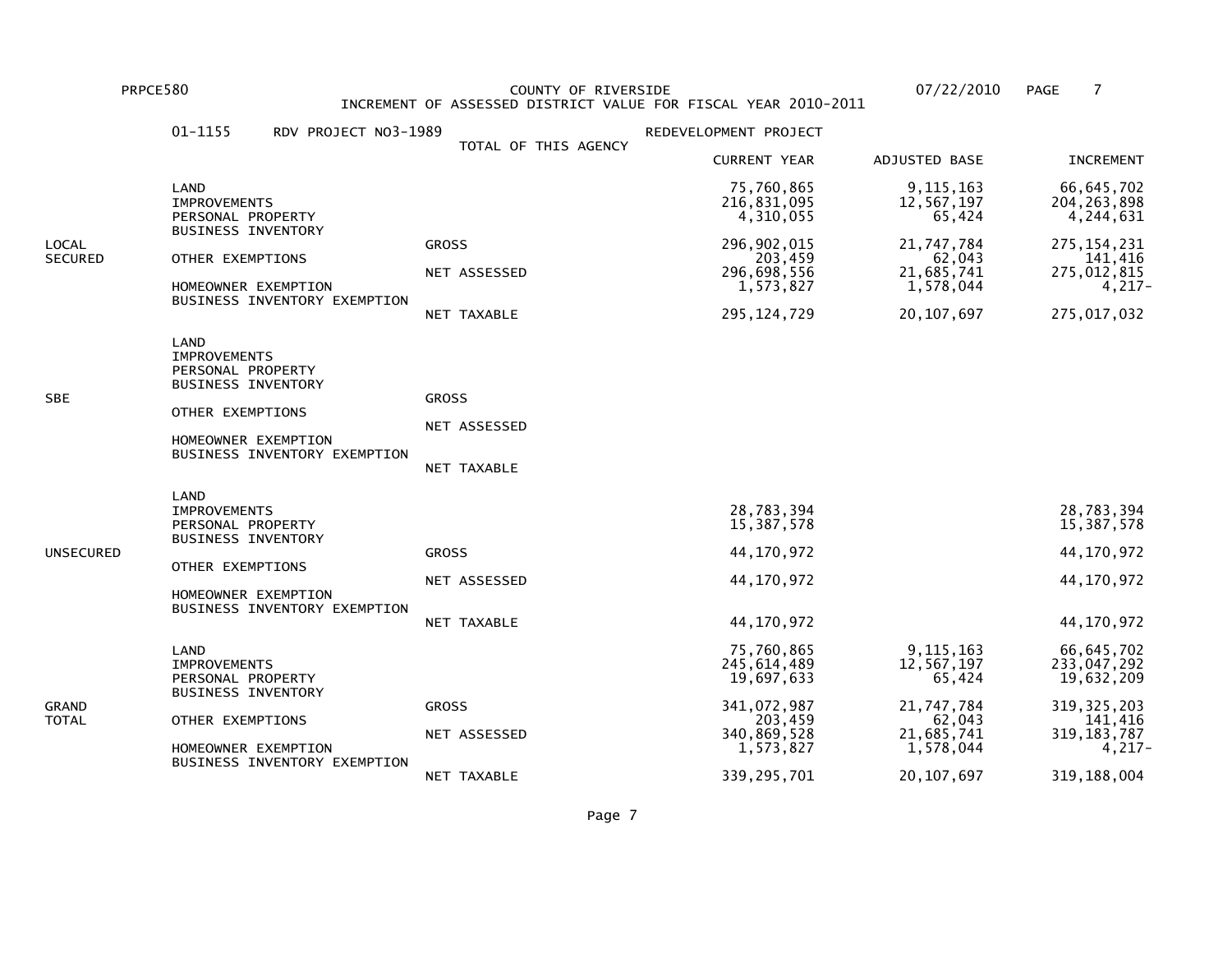PRPCE580 COUNTY OF RIVERSIDE 07/22/2010

INCREMENT OF ASSESSED DISTRICT VALUE FOR FISCAL YEAR 2010-2011

01-1155 RDV PROJECT NO3-1989 REDEVELOPMENT PROJECT

TOTAL OF THIS AGENCY

| | | | CURRENT YEAR | ADJUSTED BASE | INCREMENT |
|---|---|---|---|---|---|
| LOCAL SECURED | LAND | | 75,760,865 | 9,115,163 | 66,645,702 |
| | IMPROVEMENTS | | 216,831,095 | 12,567,197 | 204,263,898 |
| | PERSONAL PROPERTY | | 4,310,055 | 65,424 | 4,244,631 |
| | BUSINESS INVENTORY | | | | |
| | | GROSS | 296,902,015 | 21,747,784 | 275,154,231 |
| | OTHER EXEMPTIONS | | 203,459 | 62,043 | 141,416 |
| | | NET ASSESSED | 296,698,556 | 21,685,741 | 275,012,815 |
| | HOMEOWNER EXEMPTION | | 1,573,827 | 1,578,044 | 4,217- |
| | BUSINESS INVENTORY EXEMPTION | | | | |
| | | NET TAXABLE | 295,124,729 | 20,107,697 | 275,017,032 |
| SBE | LAND | | | | |
| | IMPROVEMENTS | | | | |
| | PERSONAL PROPERTY | | | | |
| | BUSINESS INVENTORY | | | | |
| | | GROSS | | | |
| | OTHER EXEMPTIONS | | | | |
| | | NET ASSESSED | | | |
| | HOMEOWNER EXEMPTION | | | | |
| | BUSINESS INVENTORY EXEMPTION | | | | |
| | | NET TAXABLE | | | |
| UNSECURED | LAND | | | | |
| | IMPROVEMENTS | | 28,783,394 | | 28,783,394 |
| | PERSONAL PROPERTY | | 15,387,578 | | 15,387,578 |
| | BUSINESS INVENTORY | | | | |
| | | GROSS | 44,170,972 | | 44,170,972 |
| | OTHER EXEMPTIONS | | | | |
| | | NET ASSESSED | 44,170,972 | | 44,170,972 |
| | HOMEOWNER EXEMPTION | | | | |
| | BUSINESS INVENTORY EXEMPTION | | | | |
| | | NET TAXABLE | 44,170,972 | | 44,170,972 |
| GRAND TOTAL | LAND | | 75,760,865 | 9,115,163 | 66,645,702 |
| | IMPROVEMENTS | | 245,614,489 | 12,567,197 | 233,047,292 |
| | PERSONAL PROPERTY | | 19,697,633 | 65,424 | 19,632,209 |
| | BUSINESS INVENTORY | | | | |
| | | GROSS | 341,072,987 | 21,747,784 | 319,325,203 |
| | OTHER EXEMPTIONS | | 203,459 | 62,043 | 141,416 |
| | | NET ASSESSED | 340,869,528 | 21,685,741 | 319,183,787 |
| | HOMEOWNER EXEMPTION | | 1,573,827 | 1,578,044 | 4,217- |
| | BUSINESS INVENTORY EXEMPTION | | | | |
| | | NET TAXABLE | 339,295,701 | 20,107,697 | 319,188,004 |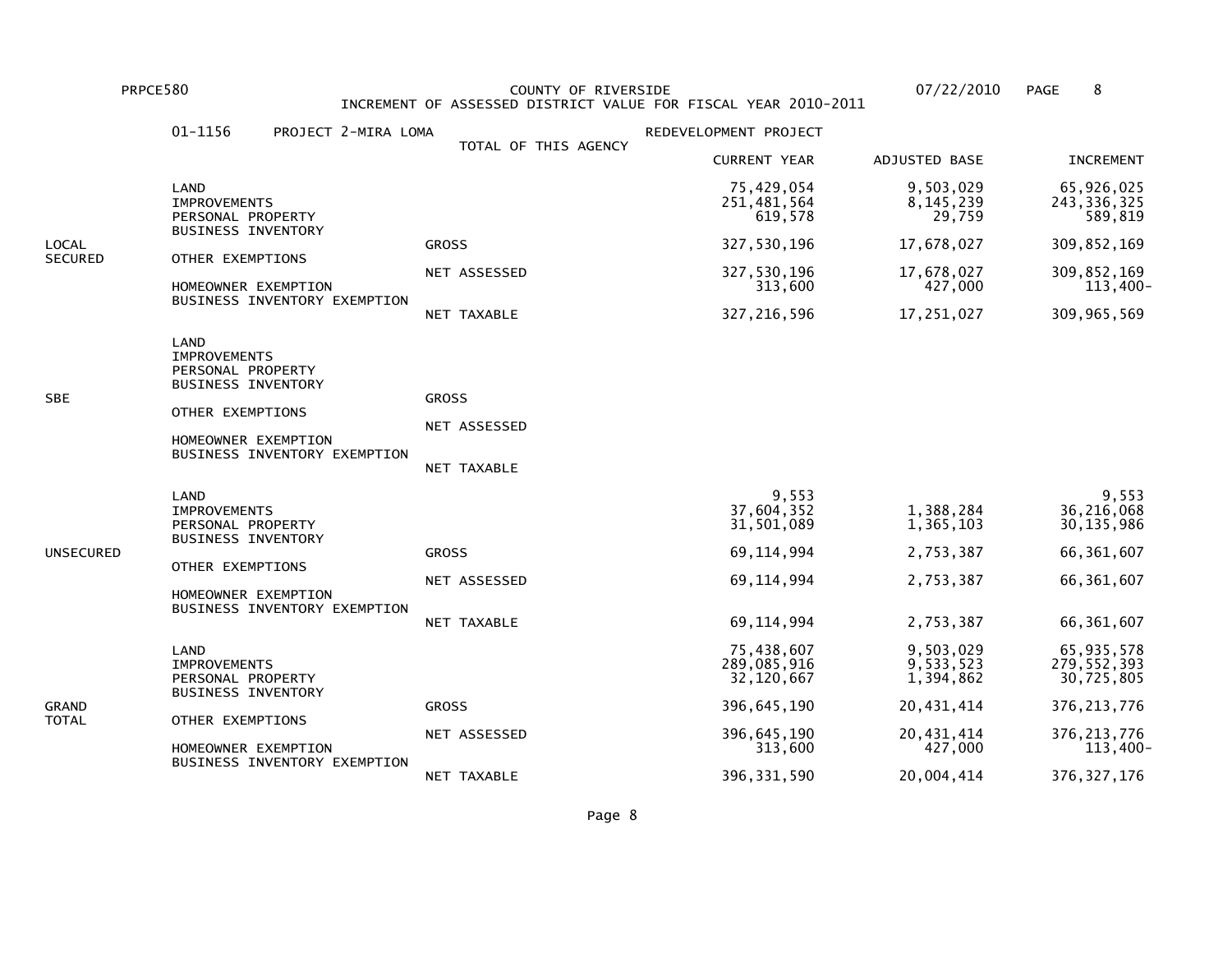PRPCE580 COUNTY OF RIVERSIDE 07/22/2010

INCREMENT OF ASSESSED DISTRICT VALUE FOR FISCAL YEAR 2010-2011

01-1156 PROJECT 2-MIRA LOMA REDEVELOPMENT PROJECT

TOTAL OF THIS AGENCY

| | | | CURRENT YEAR | ADJUSTED BASE | INCREMENT |
|---|---|---|---|---|---|
| LOCAL SECURED | LAND | | 75,429,054 | 9,503,029 | 65,926,025 |
| | IMPROVEMENTS | | 251,481,564 | 8,145,239 | 243,336,325 |
| | PERSONAL PROPERTY | | 619,578 | 29,759 | 589,819 |
| | BUSINESS INVENTORY | | | | |
| | | GROSS | 327,530,196 | 17,678,027 | 309,852,169 |
| | OTHER EXEMPTIONS | | | | |
| | | NET ASSESSED | 327,530,196 | 17,678,027 | 309,852,169 |
| | HOMEOWNER EXEMPTION | | 313,600 | 427,000 | 113,400- |
| | BUSINESS INVENTORY EXEMPTION | | | | |
| | | NET TAXABLE | 327,216,596 | 17,251,027 | 309,965,569 |
| SBE | LAND | | | | |
| | IMPROVEMENTS | | | | |
| | PERSONAL PROPERTY | | | | |
| | BUSINESS INVENTORY | | | | |
| | | GROSS | | | |
| | OTHER EXEMPTIONS | | | | |
| | | NET ASSESSED | | | |
| | HOMEOWNER EXEMPTION | | | | |
| | BUSINESS INVENTORY EXEMPTION | | | | |
| | | NET TAXABLE | | | |
| UNSECURED | LAND | | 9,553 | | 9,553 |
| | IMPROVEMENTS | | 37,604,352 | 1,388,284 | 36,216,068 |
| | PERSONAL PROPERTY | | 31,501,089 | 1,365,103 | 30,135,986 |
| | BUSINESS INVENTORY | | | | |
| | | GROSS | 69,114,994 | 2,753,387 | 66,361,607 |
| | OTHER EXEMPTIONS | | | | |
| | | NET ASSESSED | 69,114,994 | 2,753,387 | 66,361,607 |
| | HOMEOWNER EXEMPTION | | | | |
| | BUSINESS INVENTORY EXEMPTION | | | | |
| | | NET TAXABLE | 69,114,994 | 2,753,387 | 66,361,607 |
| GRAND TOTAL | LAND | | 75,438,607 | 9,503,029 | 65,935,578 |
| | IMPROVEMENTS | | 289,085,916 | 9,533,523 | 279,552,393 |
| | PERSONAL PROPERTY | | 32,120,667 | 1,394,862 | 30,725,805 |
| | BUSINESS INVENTORY | | | | |
| | | GROSS | 396,645,190 | 20,431,414 | 376,213,776 |
| | OTHER EXEMPTIONS | | | | |
| | | NET ASSESSED | 396,645,190 | 20,431,414 | 376,213,776 |
| | HOMEOWNER EXEMPTION | | 313,600 | 427,000 | 113,400- |
| | BUSINESS INVENTORY EXEMPTION | | | | |
| | | NET TAXABLE | 396,331,590 | 20,004,414 | 376,327,176 |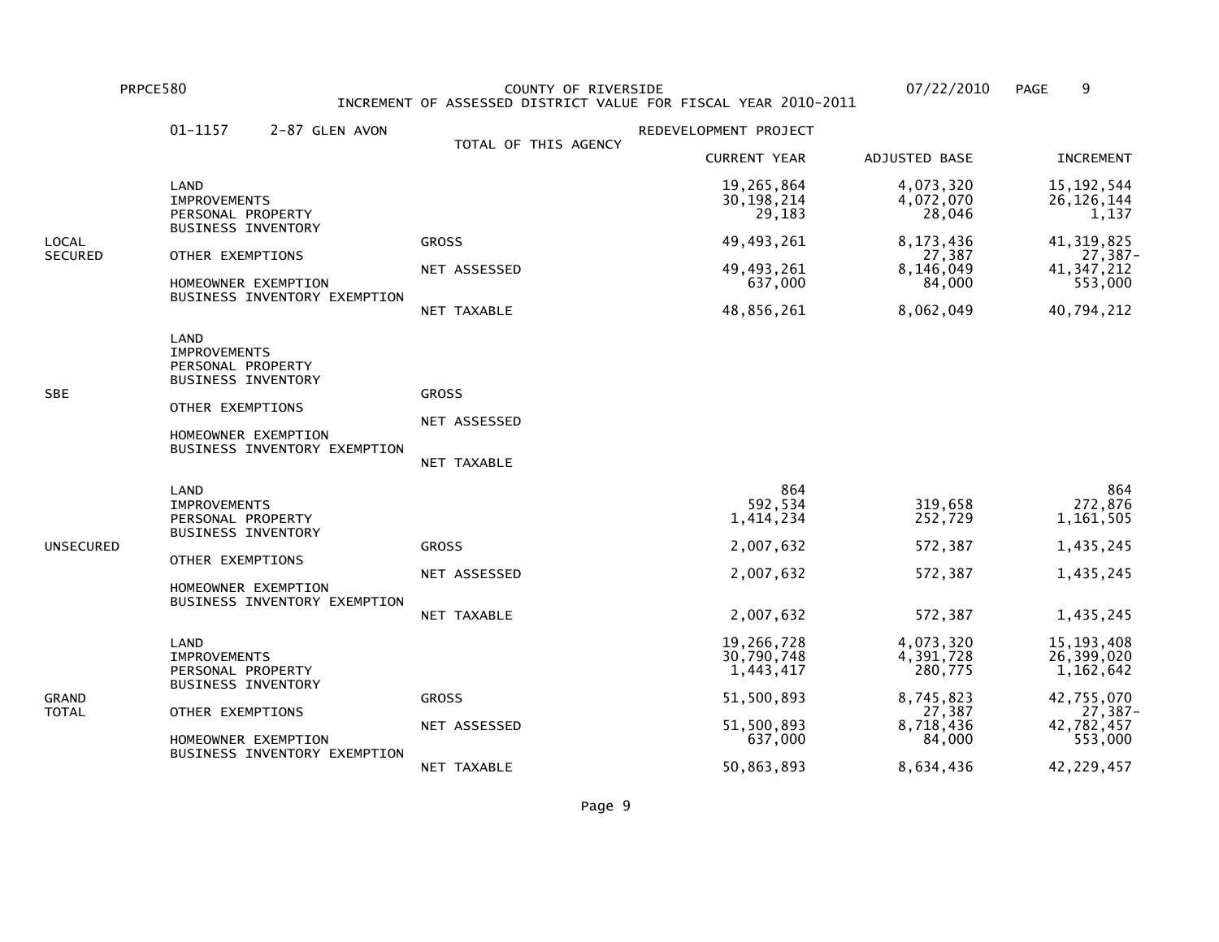PRPCE580 COUNTY OF RIVERSIDE 07/22/2010

INCREMENT OF ASSESSED DISTRICT VALUE FOR FISCAL YEAR 2010-2011

01-1157 2-87 GLEN AVON REDEVELOPMENT PROJECT

TOTAL OF THIS AGENCY

| | | | CURRENT YEAR | ADJUSTED BASE | INCREMENT |
|---|---|---|---|---|---|
| LOCAL SECURED | LAND | | 19,265,864 | 4,073,320 | 15,192,544 |
| | IMPROVEMENTS | | 30,198,214 | 4,072,070 | 26,126,144 |
| | PERSONAL PROPERTY | | 29,183 | 28,046 | 1,137 |
| | BUSINESS INVENTORY | | | | |
| | | GROSS | 49,493,261 | 8,173,436 | 41,319,825 |
| | OTHER EXEMPTIONS | | | 27,387 | 27,387- |
| | | NET ASSESSED | 49,493,261 | 8,146,049 | 41,347,212 |
| | HOMEOWNER EXEMPTION | | 637,000 | 84,000 | 553,000 |
| | BUSINESS INVENTORY EXEMPTION | | | | |
| | | NET TAXABLE | 48,856,261 | 8,062,049 | 40,794,212 |
| SBE | LAND | | | | |
| | IMPROVEMENTS | | | | |
| | PERSONAL PROPERTY | | | | |
| | BUSINESS INVENTORY | | | | |
| | | GROSS | | | |
| | OTHER EXEMPTIONS | | | | |
| | | NET ASSESSED | | | |
| | HOMEOWNER EXEMPTION | | | | |
| | BUSINESS INVENTORY EXEMPTION | | | | |
| | | NET TAXABLE | | | |
| UNSECURED | LAND | | 864 | | 864 |
| | IMPROVEMENTS | | 592,534 | 319,658 | 272,876 |
| | PERSONAL PROPERTY | | 1,414,234 | 252,729 | 1,161,505 |
| | BUSINESS INVENTORY | | | | |
| | | GROSS | 2,007,632 | 572,387 | 1,435,245 |
| | OTHER EXEMPTIONS | | | | |
| | | NET ASSESSED | 2,007,632 | 572,387 | 1,435,245 |
| | HOMEOWNER EXEMPTION | | | | |
| | BUSINESS INVENTORY EXEMPTION | | | | |
| | | NET TAXABLE | 2,007,632 | 572,387 | 1,435,245 |
| GRAND TOTAL | LAND | | 19,266,728 | 4,073,320 | 15,193,408 |
| | IMPROVEMENTS | | 30,790,748 | 4,391,728 | 26,399,020 |
| | PERSONAL PROPERTY | | 1,443,417 | 280,775 | 1,162,642 |
| | BUSINESS INVENTORY | | | | |
| | | GROSS | 51,500,893 | 8,745,823 | 42,755,070 |
| | OTHER EXEMPTIONS | | | 27,387 | 27,387- |
| | | NET ASSESSED | 51,500,893 | 8,718,436 | 42,782,457 |
| | HOMEOWNER EXEMPTION | | 637,000 | 84,000 | 553,000 |
| | BUSINESS INVENTORY EXEMPTION | | | | |
| | | NET TAXABLE | 50,863,893 | 8,634,436 | 42,229,457 |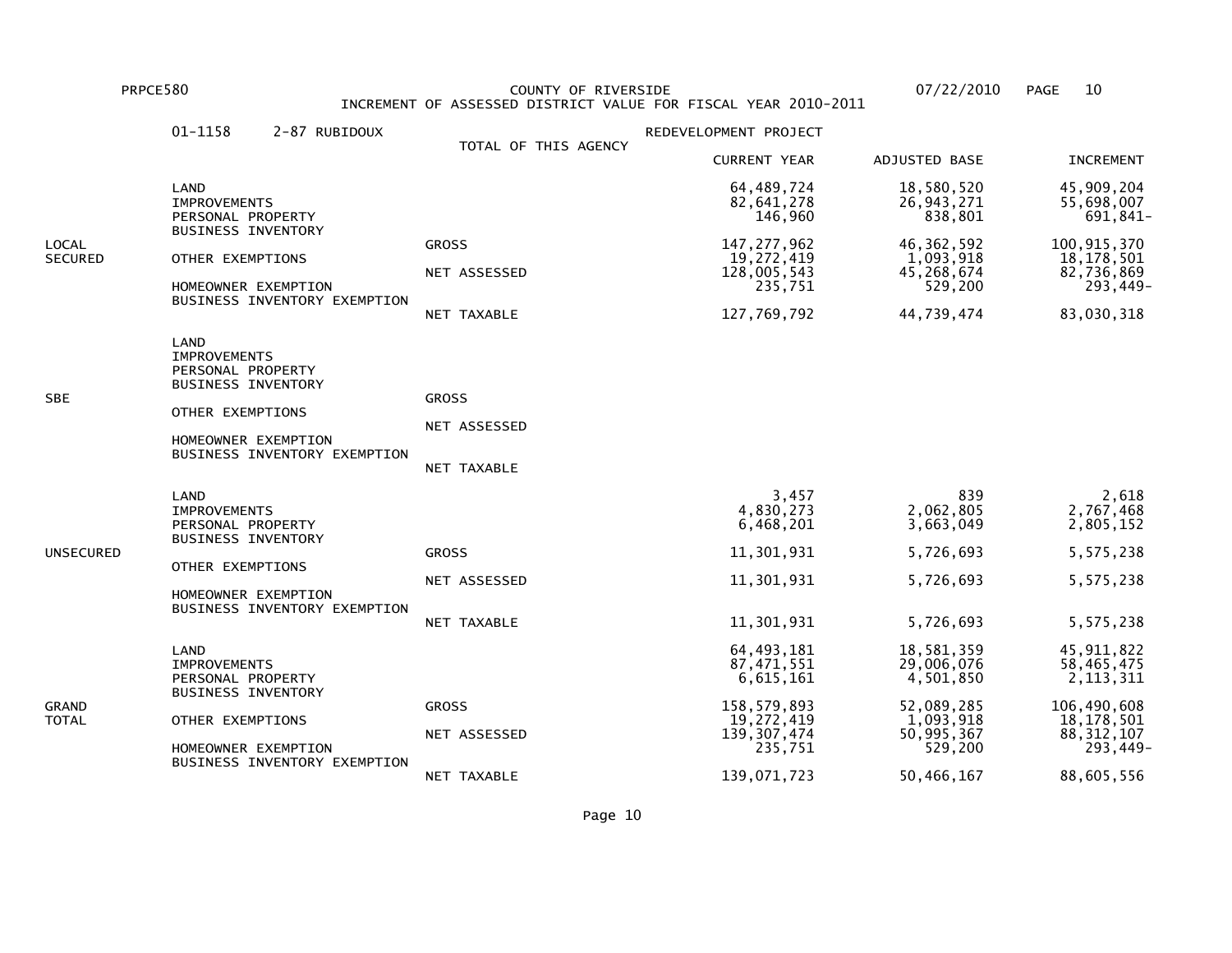PRPCE580 COUNTY OF RIVERSIDE 07/22/2010 PAGE 10

INCREMENT OF ASSESSED DISTRICT VALUE FOR FISCAL YEAR 2010-2011

01-1158 2-87 RUBIDOUX REDEVELOPMENT PROJECT

TOTAL OF THIS AGENCY

| | | | CURRENT YEAR | ADJUSTED BASE | INCREMENT |
|---|---|---|---|---|---|
| LOCAL SECURED | LAND | | 64,489,724 | 18,580,520 | 45,909,204 |
| | IMPROVEMENTS | | 82,641,278 | 26,943,271 | 55,698,007 |
| | PERSONAL PROPERTY | | 146,960 | 838,801 | 691,841- |
| | BUSINESS INVENTORY | | | | |
| | | GROSS | 147,277,962 | 46,362,592 | 100,915,370 |
| | OTHER EXEMPTIONS | | 19,272,419 | 1,093,918 | 18,178,501 |
| | | NET ASSESSED | 128,005,543 | 45,268,674 | 82,736,869 |
| | HOMEOWNER EXEMPTION | | 235,751 | 529,200 | 293,449- |
| | BUSINESS INVENTORY EXEMPTION | | | | |
| | | NET TAXABLE | 127,769,792 | 44,739,474 | 83,030,318 |
| SBE | LAND | | | | |
| | IMPROVEMENTS | | | | |
| | PERSONAL PROPERTY | | | | |
| | BUSINESS INVENTORY | | | | |
| | | GROSS | | | |
| | OTHER EXEMPTIONS | | | | |
| | | NET ASSESSED | | | |
| | HOMEOWNER EXEMPTION | | | | |
| | BUSINESS INVENTORY EXEMPTION | | | | |
| | | NET TAXABLE | | | |
| UNSECURED | LAND | | 3,457 | 839 | 2,618 |
| | IMPROVEMENTS | | 4,830,273 | 2,062,805 | 2,767,468 |
| | PERSONAL PROPERTY | | 6,468,201 | 3,663,049 | 2,805,152 |
| | BUSINESS INVENTORY | | | | |
| | | GROSS | 11,301,931 | 5,726,693 | 5,575,238 |
| | OTHER EXEMPTIONS | | | | |
| | | NET ASSESSED | 11,301,931 | 5,726,693 | 5,575,238 |
| | HOMEOWNER EXEMPTION | | | | |
| | BUSINESS INVENTORY EXEMPTION | | | | |
| | | NET TAXABLE | 11,301,931 | 5,726,693 | 5,575,238 |
| GRAND TOTAL | LAND | | 64,493,181 | 18,581,359 | 45,911,822 |
| | IMPROVEMENTS | | 87,471,551 | 29,006,076 | 58,465,475 |
| | PERSONAL PROPERTY | | 6,615,161 | 4,501,850 | 2,113,311 |
| | BUSINESS INVENTORY | | | | |
| | | GROSS | 158,579,893 | 52,089,285 | 106,490,608 |
| | OTHER EXEMPTIONS | | 19,272,419 | 1,093,918 | 18,178,501 |
| | | NET ASSESSED | 139,307,474 | 50,995,367 | 88,312,107 |
| | HOMEOWNER EXEMPTION | | 235,751 | 529,200 | 293,449- |
| | BUSINESS INVENTORY EXEMPTION | | | | |
| | | NET TAXABLE | 139,071,723 | 50,466,167 | 88,605,556 |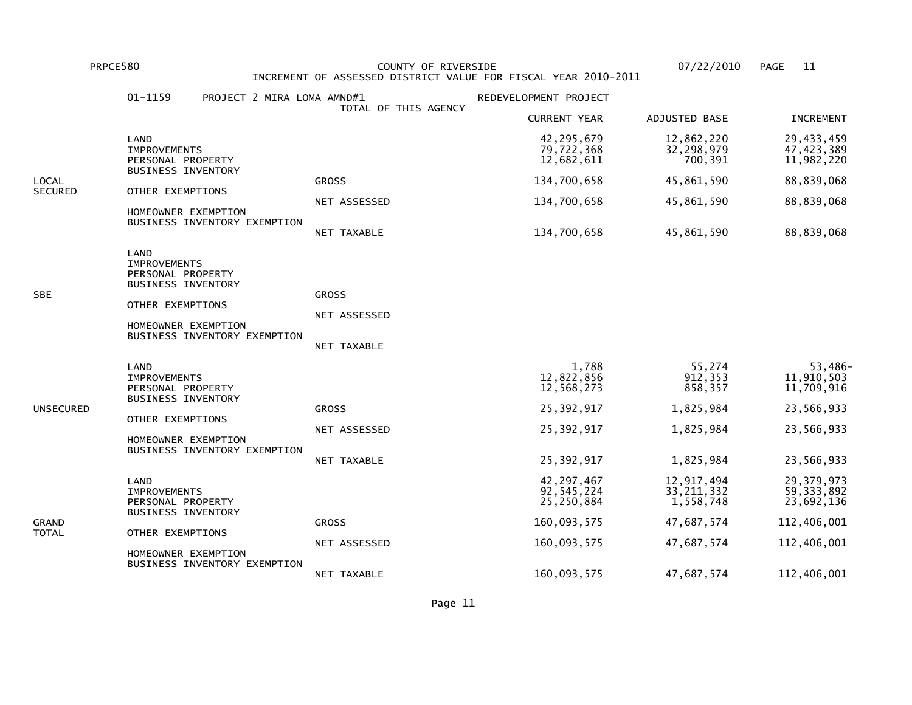PRPCE580 COUNTY OF RIVERSIDE 07/22/2010

INCREMENT OF ASSESSED DISTRICT VALUE FOR FISCAL YEAR 2010-2011

01-1159 PROJECT 2 MIRA LOMA AMND#1 REDEVELOPMENT PROJECT

TOTAL OF THIS AGENCY

| | | | CURRENT YEAR | ADJUSTED BASE | INCREMENT |
|---|---|---|---|---|---|
| LOCAL SECURED | LAND | | 42,295,679 | 12,862,220 | 29,433,459 |
| | IMPROVEMENTS | | 79,722,368 | 32,298,979 | 47,423,389 |
| | PERSONAL PROPERTY | | 12,682,611 | 700,391 | 11,982,220 |
| | BUSINESS INVENTORY | | | | |
| | | GROSS | 134,700,658 | 45,861,590 | 88,839,068 |
| | OTHER EXEMPTIONS | | | | |
| | | NET ASSESSED | 134,700,658 | 45,861,590 | 88,839,068 |
| | HOMEOWNER EXEMPTION | | | | |
| | BUSINESS INVENTORY EXEMPTION | | | | |
| | | NET TAXABLE | 134,700,658 | 45,861,590 | 88,839,068 |
| SBE | LAND | | | | |
| | IMPROVEMENTS | | | | |
| | PERSONAL PROPERTY | | | | |
| | BUSINESS INVENTORY | | | | |
| | | GROSS | | | |
| | OTHER EXEMPTIONS | | | | |
| | | NET ASSESSED | | | |
| | HOMEOWNER EXEMPTION | | | | |
| | BUSINESS INVENTORY EXEMPTION | | | | |
| | | NET TAXABLE | | | |
| UNSECURED | LAND | | 1,788 | 55,274 | 53,486- |
| | IMPROVEMENTS | | 12,822,856 | 912,353 | 11,910,503 |
| | PERSONAL PROPERTY | | 12,568,273 | 858,357 | 11,709,916 |
| | BUSINESS INVENTORY | | | | |
| | | GROSS | 25,392,917 | 1,825,984 | 23,566,933 |
| | OTHER EXEMPTIONS | | | | |
| | | NET ASSESSED | 25,392,917 | 1,825,984 | 23,566,933 |
| | HOMEOWNER EXEMPTION | | | | |
| | BUSINESS INVENTORY EXEMPTION | | | | |
| | | NET TAXABLE | 25,392,917 | 1,825,984 | 23,566,933 |
| GRAND TOTAL | LAND | | 42,297,467 | 12,917,494 | 29,379,973 |
| | IMPROVEMENTS | | 92,545,224 | 33,211,332 | 59,333,892 |
| | PERSONAL PROPERTY | | 25,250,884 | 1,558,748 | 23,692,136 |
| | BUSINESS INVENTORY | | | | |
| | | GROSS | 160,093,575 | 47,687,574 | 112,406,001 |
| | OTHER EXEMPTIONS | | | | |
| | | NET ASSESSED | 160,093,575 | 47,687,574 | 112,406,001 |
| | HOMEOWNER EXEMPTION | | | | |
| | BUSINESS INVENTORY EXEMPTION | | | | |
| | | NET TAXABLE | 160,093,575 | 47,687,574 | 112,406,001 |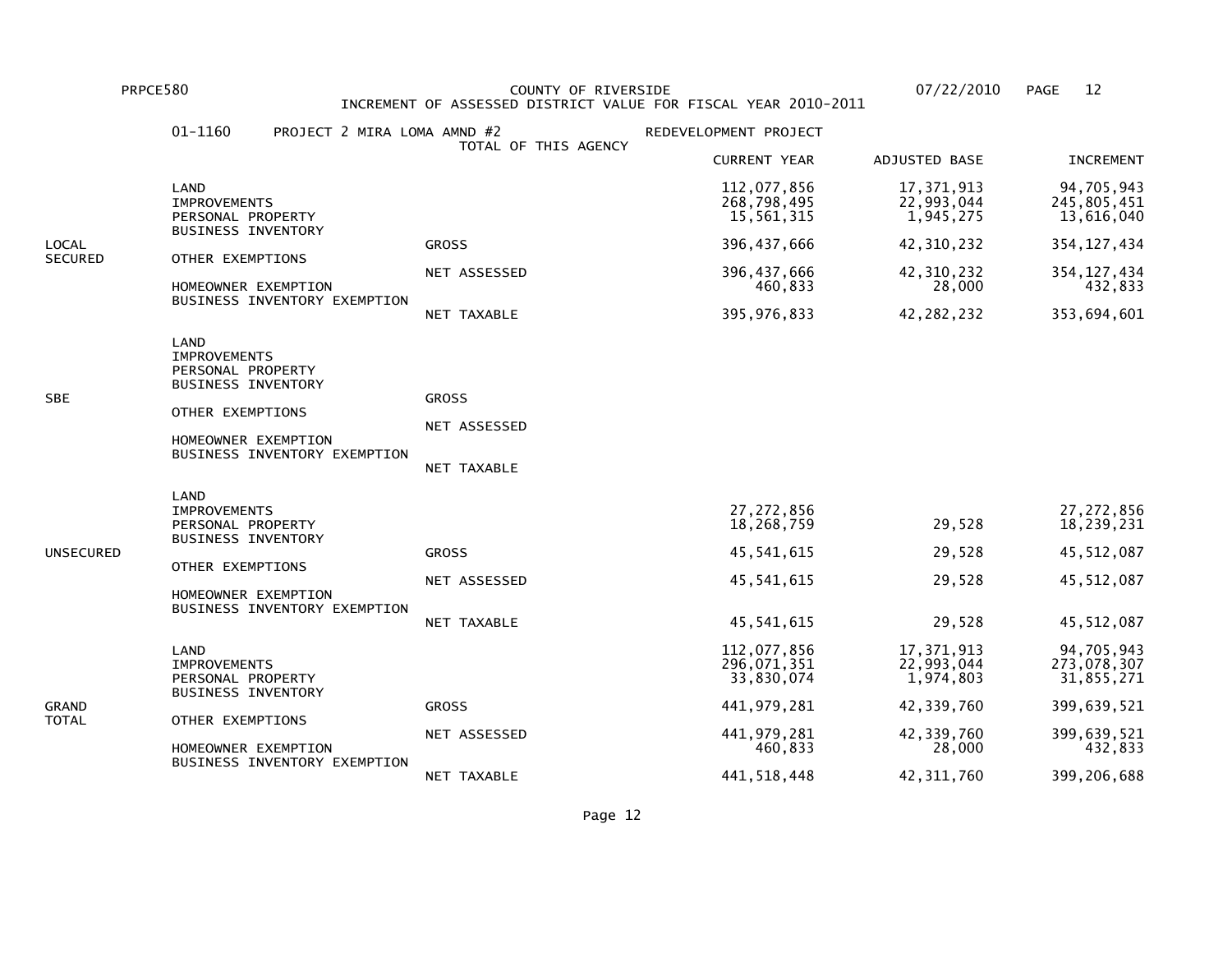PRPCE580 COUNTY OF RIVERSIDE 07/22/2010

INCREMENT OF ASSESSED DISTRICT VALUE FOR FISCAL YEAR 2010-2011

01-1160 PROJECT 2 MIRA LOMA AMND #2 REDEVELOPMENT PROJECT

TOTAL OF THIS AGENCY

| | | | CURRENT YEAR | ADJUSTED BASE | INCREMENT |
|---|---|---|---|---|---|
| LOCAL SECURED | LAND | | 112,077,856 | 17,371,913 | 94,705,943 |
| | IMPROVEMENTS | | 268,798,495 | 22,993,044 | 245,805,451 |
| | PERSONAL PROPERTY | | 15,561,315 | 1,945,275 | 13,616,040 |
| | BUSINESS INVENTORY | | | | |
| | | GROSS | 396,437,666 | 42,310,232 | 354,127,434 |
| | OTHER EXEMPTIONS | | | | |
| | | NET ASSESSED | 396,437,666 | 42,310,232 | 354,127,434 |
| | HOMEOWNER EXEMPTION | | 460,833 | 28,000 | 432,833 |
| | BUSINESS INVENTORY EXEMPTION | | | | |
| | | NET TAXABLE | 395,976,833 | 42,282,232 | 353,694,601 |
| SBE | LAND | | | | |
| | IMPROVEMENTS | | | | |
| | PERSONAL PROPERTY | | | | |
| | BUSINESS INVENTORY | | | | |
| | | GROSS | | | |
| | OTHER EXEMPTIONS | | | | |
| | | NET ASSESSED | | | |
| | HOMEOWNER EXEMPTION | | | | |
| | BUSINESS INVENTORY EXEMPTION | | | | |
| | | NET TAXABLE | | | |
| UNSECURED | LAND | | | | |
| | IMPROVEMENTS | | 27,272,856 | | 27,272,856 |
| | PERSONAL PROPERTY | | 18,268,759 | 29,528 | 18,239,231 |
| | BUSINESS INVENTORY | | | | |
| | | GROSS | 45,541,615 | 29,528 | 45,512,087 |
| | OTHER EXEMPTIONS | | | | |
| | | NET ASSESSED | 45,541,615 | 29,528 | 45,512,087 |
| | HOMEOWNER EXEMPTION | | | | |
| | BUSINESS INVENTORY EXEMPTION | | | | |
| | | NET TAXABLE | 45,541,615 | 29,528 | 45,512,087 |
| GRAND TOTAL | LAND | | 112,077,856 | 17,371,913 | 94,705,943 |
| | IMPROVEMENTS | | 296,071,351 | 22,993,044 | 273,078,307 |
| | PERSONAL PROPERTY | | 33,830,074 | 1,974,803 | 31,855,271 |
| | BUSINESS INVENTORY | | | | |
| | | GROSS | 441,979,281 | 42,339,760 | 399,639,521 |
| | OTHER EXEMPTIONS | | | | |
| | | NET ASSESSED | 441,979,281 | 42,339,760 | 399,639,521 |
| | HOMEOWNER EXEMPTION | | 460,833 | 28,000 | 432,833 |
| | BUSINESS INVENTORY EXEMPTION | | | | |
| | | NET TAXABLE | 441,518,448 | 42,311,760 | 399,206,688 |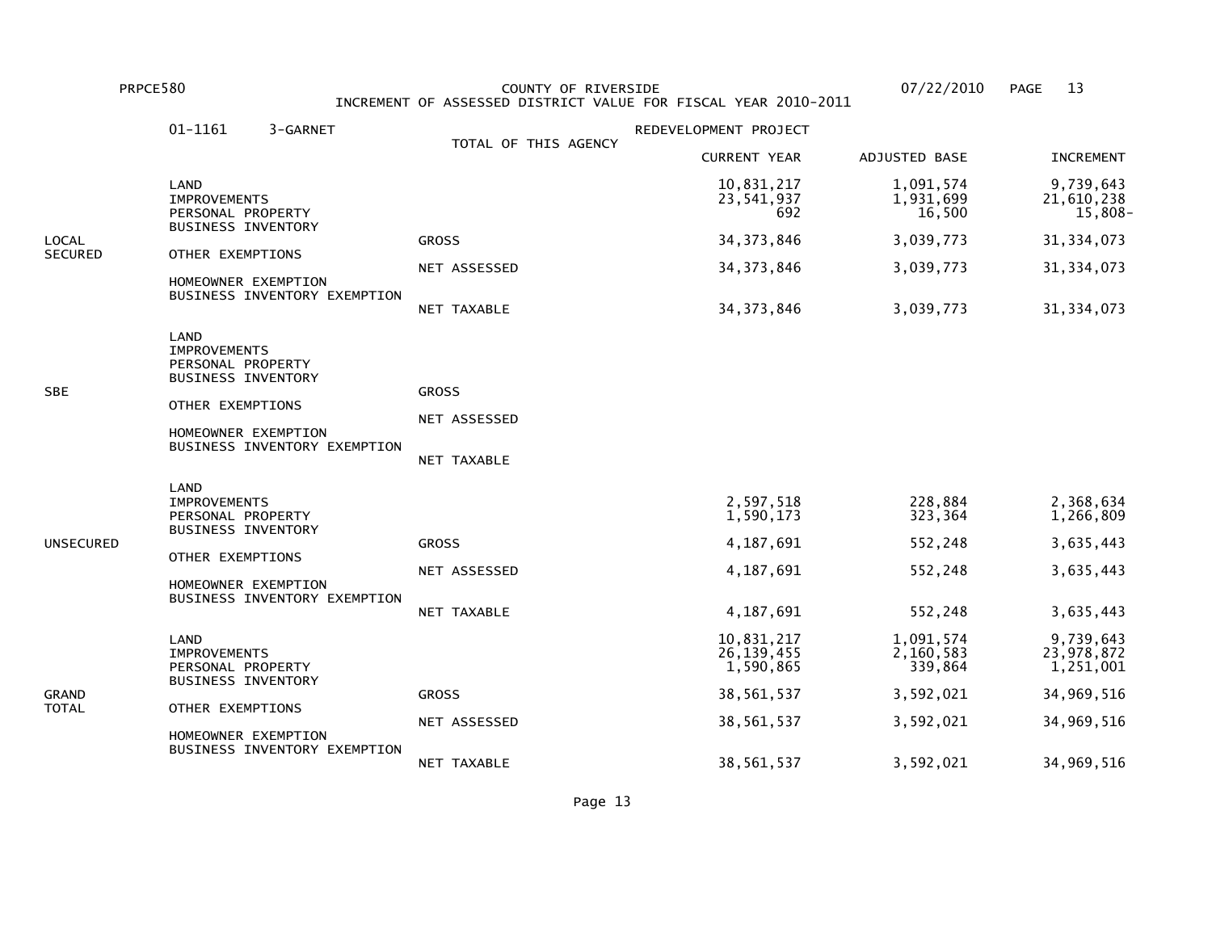PRPCE580 COUNTY OF RIVERSIDE 07/22/2010

INCREMENT OF ASSESSED DISTRICT VALUE FOR FISCAL YEAR 2010-2011

01-1161 3-GARNET TOTAL OF THIS AGENCY REDEVELOPMENT PROJECT

| | | | CURRENT YEAR | ADJUSTED BASE | INCREMENT |
|---|---|---|---|---|---|
| LOCAL SECURED | LAND | | 10,831,217 | 1,091,574 | 9,739,643 |
| | IMPROVEMENTS | | 23,541,937 | 1,931,699 | 21,610,238 |
| | PERSONAL PROPERTY | | 692 | 16,500 | 15,808- |
| | BUSINESS INVENTORY | | | | |
| | | GROSS | 34,373,846 | 3,039,773 | 31,334,073 |
| | OTHER EXEMPTIONS | | | | |
| | | NET ASSESSED | 34,373,846 | 3,039,773 | 31,334,073 |
| | HOMEOWNER EXEMPTION | | | | |
| | BUSINESS INVENTORY EXEMPTION | | | | |
| | | NET TAXABLE | 34,373,846 | 3,039,773 | 31,334,073 |
| SBE | LAND | | | | |
| | IMPROVEMENTS | | | | |
| | PERSONAL PROPERTY | | | | |
| | BUSINESS INVENTORY | | | | |
| | | GROSS | | | |
| | OTHER EXEMPTIONS | | | | |
| | | NET ASSESSED | | | |
| | HOMEOWNER EXEMPTION | | | | |
| | BUSINESS INVENTORY EXEMPTION | | | | |
| | | NET TAXABLE | | | |
| UNSECURED | LAND | | | | |
| | IMPROVEMENTS | | 2,597,518 | 228,884 | 2,368,634 |
| | PERSONAL PROPERTY | | 1,590,173 | 323,364 | 1,266,809 |
| | BUSINESS INVENTORY | | | | |
| | | GROSS | 4,187,691 | 552,248 | 3,635,443 |
| | OTHER EXEMPTIONS | | | | |
| | | NET ASSESSED | 4,187,691 | 552,248 | 3,635,443 |
| | HOMEOWNER EXEMPTION | | | | |
| | BUSINESS INVENTORY EXEMPTION | | | | |
| | | NET TAXABLE | 4,187,691 | 552,248 | 3,635,443 |
| GRAND TOTAL | LAND | | 10,831,217 | 1,091,574 | 9,739,643 |
| | IMPROVEMENTS | | 26,139,455 | 2,160,583 | 23,978,872 |
| | PERSONAL PROPERTY | | 1,590,865 | 339,864 | 1,251,001 |
| | BUSINESS INVENTORY | | | | |
| | | GROSS | 38,561,537 | 3,592,021 | 34,969,516 |
| | OTHER EXEMPTIONS | | | | |
| | | NET ASSESSED | 38,561,537 | 3,592,021 | 34,969,516 |
| | HOMEOWNER EXEMPTION | | | | |
| | BUSINESS INVENTORY EXEMPTION | | | | |
| | | NET TAXABLE | 38,561,537 | 3,592,021 | 34,969,516 |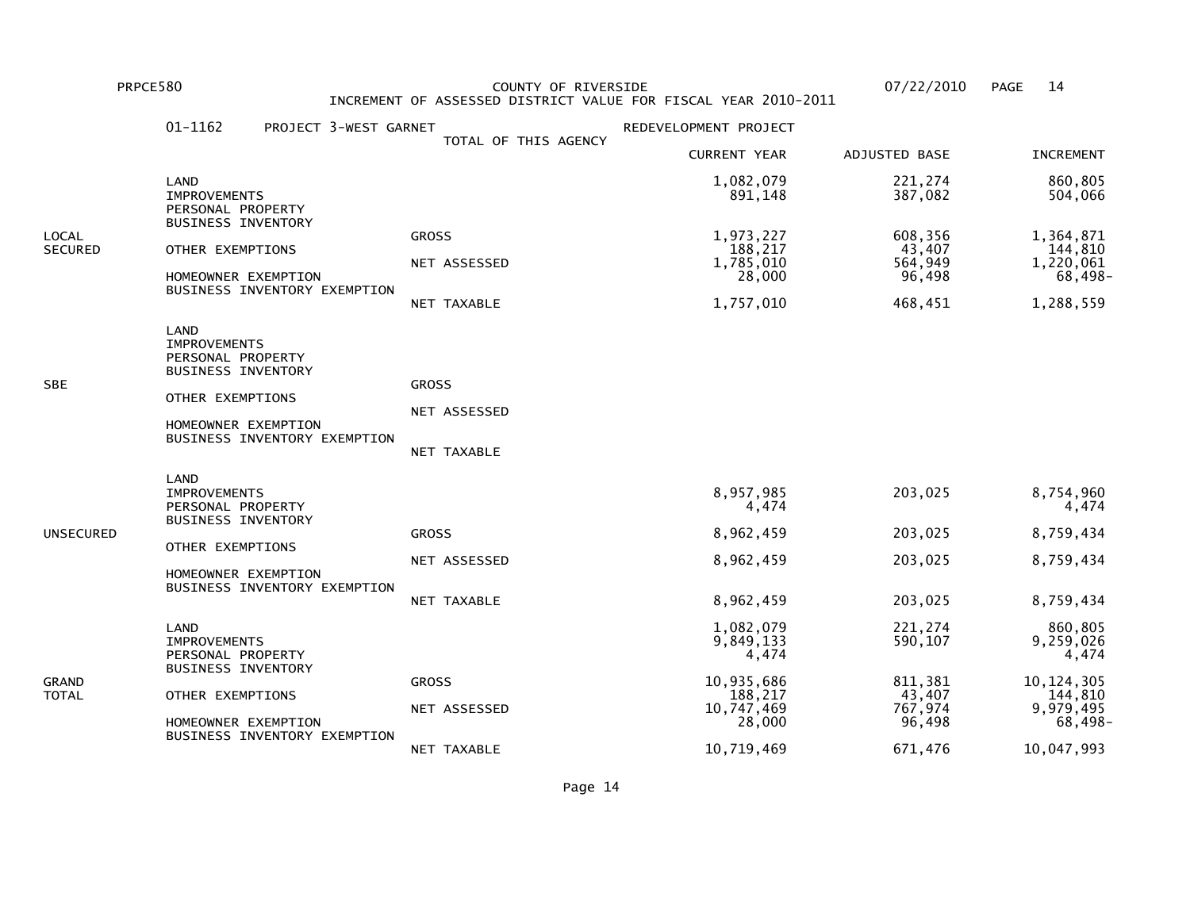PRPCE580 COUNTY OF RIVERSIDE 07/22/2010

INCREMENT OF ASSESSED DISTRICT VALUE FOR FISCAL YEAR 2010-2011

01-1162 PROJECT 3-WEST GARNET REDEVELOPMENT PROJECT

TOTAL OF THIS AGENCY

| | | | CURRENT YEAR | ADJUSTED BASE | INCREMENT |
|---|---|---|---|---|---|
| LOCAL SECURED | LAND | | 1,082,079 | 221,274 | 860,805 |
| | IMPROVEMENTS | | 891,148 | 387,082 | 504,066 |
| | PERSONAL PROPERTY | | | | |
| | BUSINESS INVENTORY | | | | |
| | | GROSS | 1,973,227 | 608,356 | 1,364,871 |
| | OTHER EXEMPTIONS | | 188,217 | 43,407 | 144,810 |
| | | NET ASSESSED | 1,785,010 | 564,949 | 1,220,061 |
| | HOMEOWNER EXEMPTION | | 28,000 | 96,498 | 68,498- |
| | BUSINESS INVENTORY EXEMPTION | | | | |
| | | NET TAXABLE | 1,757,010 | 468,451 | 1,288,559 |
| SBE | LAND | | | | |
| | IMPROVEMENTS | | | | |
| | PERSONAL PROPERTY | | | | |
| | BUSINESS INVENTORY | | | | |
| | | GROSS | | | |
| | OTHER EXEMPTIONS | | | | |
| | | NET ASSESSED | | | |
| | HOMEOWNER EXEMPTION | | | | |
| | BUSINESS INVENTORY EXEMPTION | | | | |
| | | NET TAXABLE | | | |
| UNSECURED | LAND | | | | |
| | IMPROVEMENTS | | 8,957,985 | 203,025 | 8,754,960 |
| | PERSONAL PROPERTY | | 4,474 | | 4,474 |
| | BUSINESS INVENTORY | | | | |
| | | GROSS | 8,962,459 | 203,025 | 8,759,434 |
| | OTHER EXEMPTIONS | | | | |
| | | NET ASSESSED | 8,962,459 | 203,025 | 8,759,434 |
| | HOMEOWNER EXEMPTION | | | | |
| | BUSINESS INVENTORY EXEMPTION | | | | |
| | | NET TAXABLE | 8,962,459 | 203,025 | 8,759,434 |
| GRAND TOTAL | LAND | | 1,082,079 | 221,274 | 860,805 |
| | IMPROVEMENTS | | 9,849,133 | 590,107 | 9,259,026 |
| | PERSONAL PROPERTY | | 4,474 | | 4,474 |
| | BUSINESS INVENTORY | | | | |
| | | GROSS | 10,935,686 | 811,381 | 10,124,305 |
| | OTHER EXEMPTIONS | | 188,217 | 43,407 | 144,810 |
| | | NET ASSESSED | 10,747,469 | 767,974 | 9,979,495 |
| | HOMEOWNER EXEMPTION | | 28,000 | 96,498 | 68,498- |
| | BUSINESS INVENTORY EXEMPTION | | | | |
| | | NET TAXABLE | 10,719,469 | 671,476 | 10,047,993 |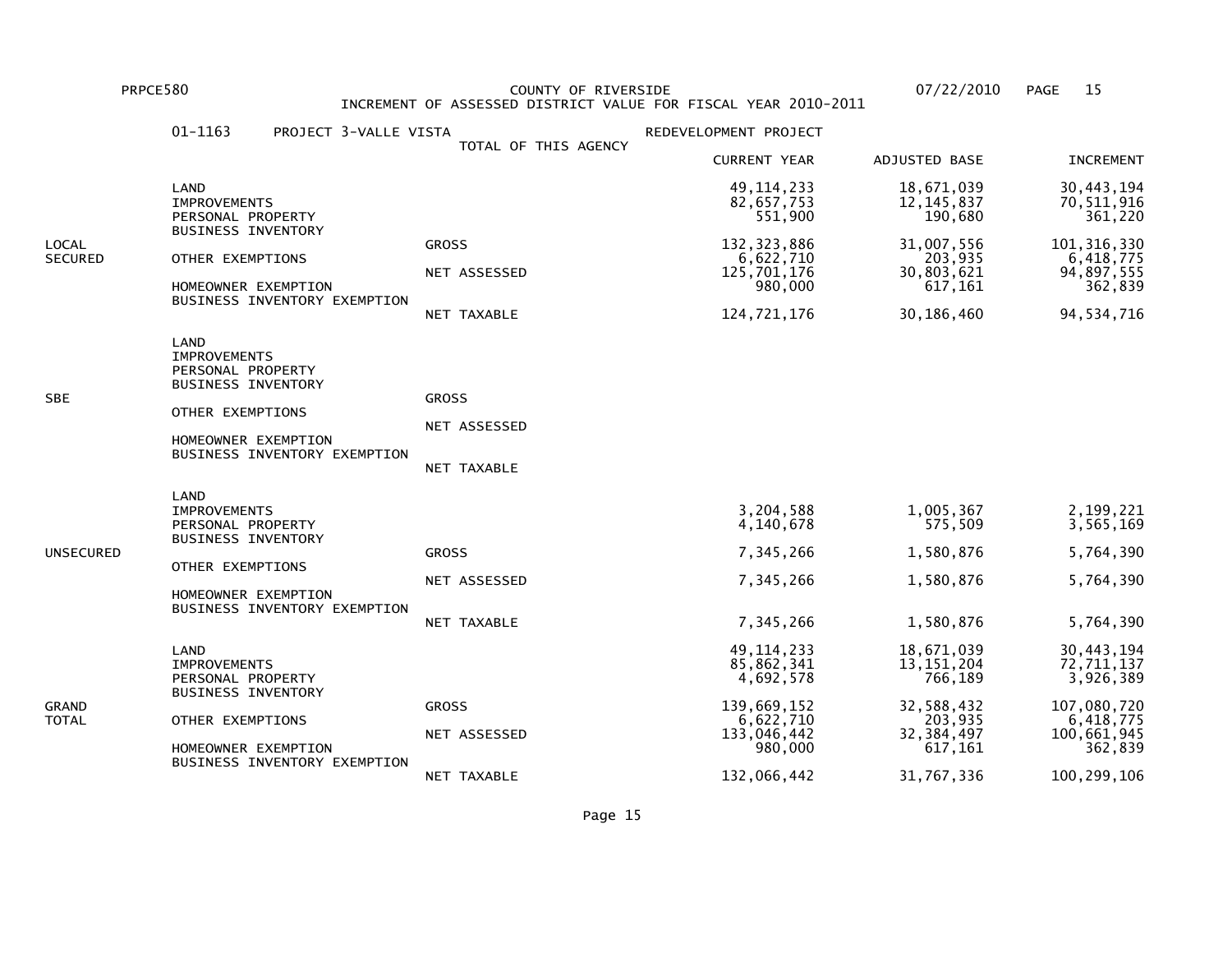PRPCE580 COUNTY OF RIVERSIDE 07/22/2010

INCREMENT OF ASSESSED DISTRICT VALUE FOR FISCAL YEAR 2010-2011

01-1163 PROJECT 3-VALLE VISTA REDEVELOPMENT PROJECT

TOTAL OF THIS AGENCY

| | | | CURRENT YEAR | ADJUSTED BASE | INCREMENT |
|---|---|---|---|---|---|
| LOCAL SECURED | LAND | | 49,114,233 | 18,671,039 | 30,443,194 |
| | IMPROVEMENTS | | 82,657,753 | 12,145,837 | 70,511,916 |
| | PERSONAL PROPERTY | | 551,900 | 190,680 | 361,220 |
| | BUSINESS INVENTORY | | | | |
| | | GROSS | 132,323,886 | 31,007,556 | 101,316,330 |
| | OTHER EXEMPTIONS | | 6,622,710 | 203,935 | 6,418,775 |
| | | NET ASSESSED | 125,701,176 | 30,803,621 | 94,897,555 |
| | HOMEOWNER EXEMPTION | | 980,000 | 617,161 | 362,839 |
| | BUSINESS INVENTORY EXEMPTION | | | | |
| | | NET TAXABLE | 124,721,176 | 30,186,460 | 94,534,716 |
| SBE | LAND | | | | |
| | IMPROVEMENTS | | | | |
| | PERSONAL PROPERTY | | | | |
| | BUSINESS INVENTORY | | | | |
| | | GROSS | | | |
| | OTHER EXEMPTIONS | | | | |
| | | NET ASSESSED | | | |
| | HOMEOWNER EXEMPTION | | | | |
| | BUSINESS INVENTORY EXEMPTION | | | | |
| | | NET TAXABLE | | | |
| UNSECURED | LAND | | | | |
| | IMPROVEMENTS | | 3,204,588 | 1,005,367 | 2,199,221 |
| | PERSONAL PROPERTY | | 4,140,678 | 575,509 | 3,565,169 |
| | BUSINESS INVENTORY | | | | |
| | | GROSS | 7,345,266 | 1,580,876 | 5,764,390 |
| | OTHER EXEMPTIONS | | | | |
| | | NET ASSESSED | 7,345,266 | 1,580,876 | 5,764,390 |
| | HOMEOWNER EXEMPTION | | | | |
| | BUSINESS INVENTORY EXEMPTION | | | | |
| | | NET TAXABLE | 7,345,266 | 1,580,876 | 5,764,390 |
| GRAND TOTAL | LAND | | 49,114,233 | 18,671,039 | 30,443,194 |
| | IMPROVEMENTS | | 85,862,341 | 13,151,204 | 72,711,137 |
| | PERSONAL PROPERTY | | 4,692,578 | 766,189 | 3,926,389 |
| | BUSINESS INVENTORY | | | | |
| | | GROSS | 139,669,152 | 32,588,432 | 107,080,720 |
| | OTHER EXEMPTIONS | | 6,622,710 | 203,935 | 6,418,775 |
| | | NET ASSESSED | 133,046,442 | 32,384,497 | 100,661,945 |
| | HOMEOWNER EXEMPTION | | 980,000 | 617,161 | 362,839 |
| | BUSINESS INVENTORY EXEMPTION | | | | |
| | | NET TAXABLE | 132,066,442 | 31,767,336 | 100,299,106 |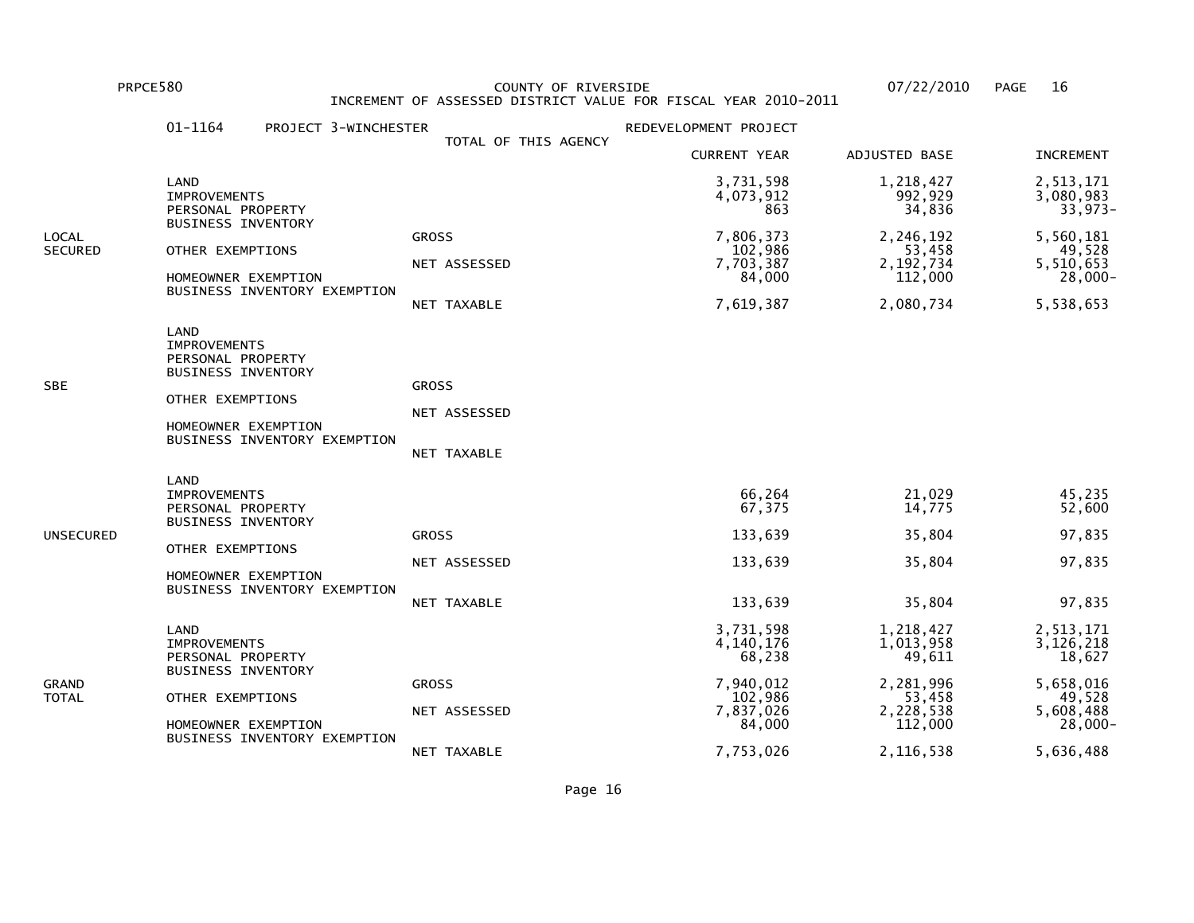PRPCE580 COUNTY OF RIVERSIDE 07/22/2010

INCREMENT OF ASSESSED DISTRICT VALUE FOR FISCAL YEAR 2010-2011

01-1164 PROJECT 3-WINCHESTER REDEVELOPMENT PROJECT

TOTAL OF THIS AGENCY

| | | | CURRENT YEAR | ADJUSTED BASE | INCREMENT |
|---|---|---|---|---|---|
| LOCAL SECURED | LAND | | 3,731,598 | 1,218,427 | 2,513,171 |
| | IMPROVEMENTS | | 4,073,912 | 992,929 | 3,080,983 |
| | PERSONAL PROPERTY | | 863 | 34,836 | 33,973- |
| | BUSINESS INVENTORY | | | | |
| | | GROSS | 7,806,373 | 2,246,192 | 5,560,181 |
| | OTHER EXEMPTIONS | | 102,986 | 53,458 | 49,528 |
| | | NET ASSESSED | 7,703,387 | 2,192,734 | 5,510,653 |
| | HOMEOWNER EXEMPTION | | 84,000 | 112,000 | 28,000- |
| | BUSINESS INVENTORY EXEMPTION | | | | |
| | | NET TAXABLE | 7,619,387 | 2,080,734 | 5,538,653 |
| SBE | LAND | | | | |
| | IMPROVEMENTS | | | | |
| | PERSONAL PROPERTY | | | | |
| | BUSINESS INVENTORY | | | | |
| | | GROSS | | | |
| | OTHER EXEMPTIONS | | | | |
| | | NET ASSESSED | | | |
| | HOMEOWNER EXEMPTION | | | | |
| | BUSINESS INVENTORY EXEMPTION | | | | |
| | | NET TAXABLE | | | |
| UNSECURED | LAND | | | | |
| | IMPROVEMENTS | | 66,264 | 21,029 | 45,235 |
| | PERSONAL PROPERTY | | 67,375 | 14,775 | 52,600 |
| | BUSINESS INVENTORY | | | | |
| | | GROSS | 133,639 | 35,804 | 97,835 |
| | OTHER EXEMPTIONS | | | | |
| | | NET ASSESSED | 133,639 | 35,804 | 97,835 |
| | HOMEOWNER EXEMPTION | | | | |
| | BUSINESS INVENTORY EXEMPTION | | | | |
| | | NET TAXABLE | 133,639 | 35,804 | 97,835 |
| GRAND TOTAL | LAND | | 3,731,598 | 1,218,427 | 2,513,171 |
| | IMPROVEMENTS | | 4,140,176 | 1,013,958 | 3,126,218 |
| | PERSONAL PROPERTY | | 68,238 | 49,611 | 18,627 |
| | BUSINESS INVENTORY | | | | |
| | | GROSS | 7,940,012 | 2,281,996 | 5,658,016 |
| | OTHER EXEMPTIONS | | 102,986 | 53,458 | 49,528 |
| | | NET ASSESSED | 7,837,026 | 2,228,538 | 5,608,488 |
| | HOMEOWNER EXEMPTION | | 84,000 | 112,000 | 28,000- |
| | BUSINESS INVENTORY EXEMPTION | | | | |
| | | NET TAXABLE | 7,753,026 | 2,116,538 | 5,636,488 |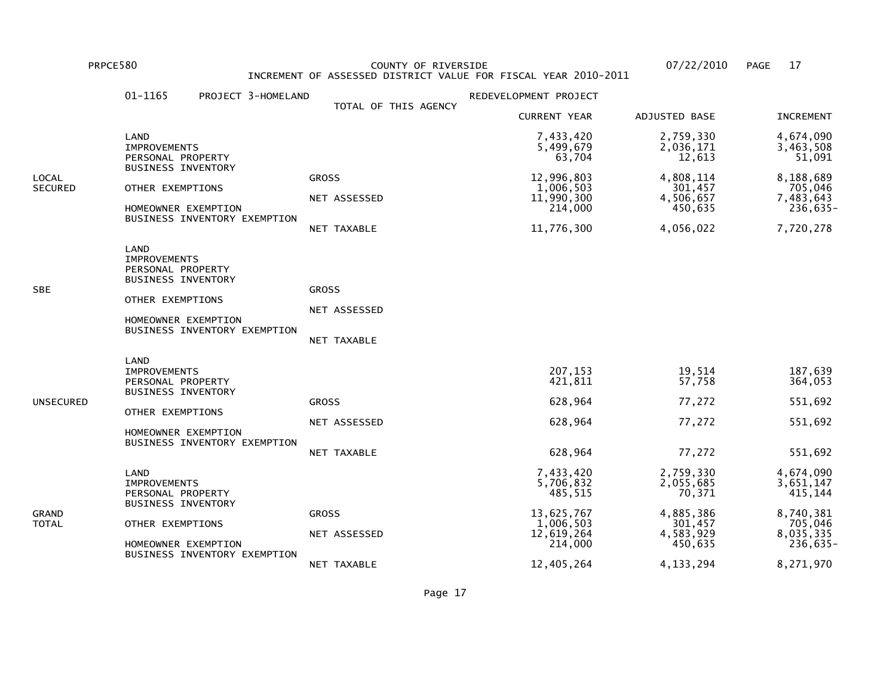PRPCE580 COUNTY OF RIVERSIDE 07/22/2010

INCREMENT OF ASSESSED DISTRICT VALUE FOR FISCAL YEAR 2010-2011

01-1165 PROJECT 3-HOMELAND REDEVELOPMENT PROJECT

TOTAL OF THIS AGENCY

| | | | CURRENT YEAR | ADJUSTED BASE | INCREMENT |
|---|---|---|---|---|---|
| LOCAL SECURED | LAND | | 7,433,420 | 2,759,330 | 4,674,090 |
| | IMPROVEMENTS | | 5,499,679 | 2,036,171 | 3,463,508 |
| | PERSONAL PROPERTY | | 63,704 | 12,613 | 51,091 |
| | BUSINESS INVENTORY | | | | |
| | | GROSS | 12,996,803 | 4,808,114 | 8,188,689 |
| | OTHER EXEMPTIONS | | 1,006,503 | 301,457 | 705,046 |
| | | NET ASSESSED | 11,990,300 | 4,506,657 | 7,483,643 |
| | HOMEOWNER EXEMPTION | | 214,000 | 450,635 | 236,635- |
| | BUSINESS INVENTORY EXEMPTION | | | | |
| | | NET TAXABLE | 11,776,300 | 4,056,022 | 7,720,278 |
| SBE | LAND | | | | |
| | IMPROVEMENTS | | | | |
| | PERSONAL PROPERTY | | | | |
| | BUSINESS INVENTORY | | | | |
| | | GROSS | | | |
| | OTHER EXEMPTIONS | | | | |
| | | NET ASSESSED | | | |
| | HOMEOWNER EXEMPTION | | | | |
| | BUSINESS INVENTORY EXEMPTION | | | | |
| | | NET TAXABLE | | | |
| UNSECURED | LAND | | | | |
| | IMPROVEMENTS | | 207,153 | 19,514 | 187,639 |
| | PERSONAL PROPERTY | | 421,811 | 57,758 | 364,053 |
| | BUSINESS INVENTORY | | | | |
| | | GROSS | 628,964 | 77,272 | 551,692 |
| | OTHER EXEMPTIONS | | | | |
| | | NET ASSESSED | 628,964 | 77,272 | 551,692 |
| | HOMEOWNER EXEMPTION | | | | |
| | BUSINESS INVENTORY EXEMPTION | | | | |
| | | NET TAXABLE | 628,964 | 77,272 | 551,692 |
| GRAND TOTAL | LAND | | 7,433,420 | 2,759,330 | 4,674,090 |
| | IMPROVEMENTS | | 5,706,832 | 2,055,685 | 3,651,147 |
| | PERSONAL PROPERTY | | 485,515 | 70,371 | 415,144 |
| | BUSINESS INVENTORY | | | | |
| | | GROSS | 13,625,767 | 4,885,386 | 8,740,381 |
| | OTHER EXEMPTIONS | | 1,006,503 | 301,457 | 705,046 |
| | | NET ASSESSED | 12,619,264 | 4,583,929 | 8,035,335 |
| | HOMEOWNER EXEMPTION | | 214,000 | 450,635 | 236,635- |
| | BUSINESS INVENTORY EXEMPTION | | | | |
| | | NET TAXABLE | 12,405,264 | 4,133,294 | 8,271,970 |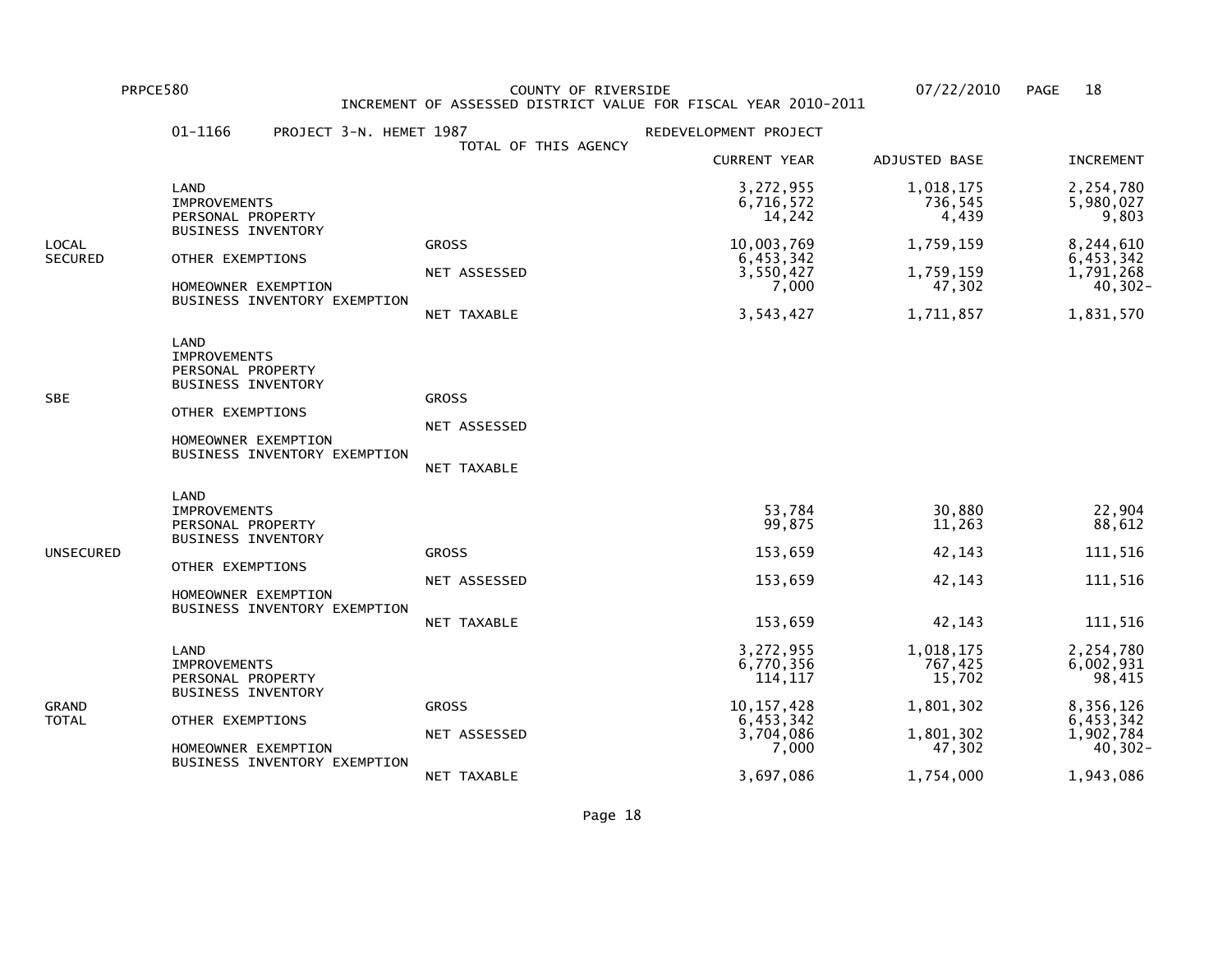PRPCE580 COUNTY OF RIVERSIDE 07/22/2010

INCREMENT OF ASSESSED DISTRICT VALUE FOR FISCAL YEAR 2010-2011

01-1166 PROJECT 3-N. HEMET 1987 REDEVELOPMENT PROJECT

TOTAL OF THIS AGENCY

| | | | CURRENT YEAR | ADJUSTED BASE | INCREMENT |
|---|---|---|---|---|---|
| LOCAL SECURED | LAND | | 3,272,955 | 1,018,175 | 2,254,780 |
| | IMPROVEMENTS | | 6,716,572 | 736,545 | 5,980,027 |
| | PERSONAL PROPERTY | | 14,242 | 4,439 | 9,803 |
| | BUSINESS INVENTORY | | | | |
| | | GROSS | 10,003,769 | 1,759,159 | 8,244,610 |
| | OTHER EXEMPTIONS | | 6,453,342 | | 6,453,342 |
| | | NET ASSESSED | 3,550,427 | 1,759,159 | 1,791,268 |
| | HOMEOWNER EXEMPTION | | 7,000 | 47,302 | 40,302- |
| | BUSINESS INVENTORY EXEMPTION | | | | |
| | | NET TAXABLE | 3,543,427 | 1,711,857 | 1,831,570 |
| SBE | LAND | | | | |
| | IMPROVEMENTS | | | | |
| | PERSONAL PROPERTY | | | | |
| | BUSINESS INVENTORY | | | | |
| | | GROSS | | | |
| | OTHER EXEMPTIONS | | | | |
| | | NET ASSESSED | | | |
| | HOMEOWNER EXEMPTION | | | | |
| | BUSINESS INVENTORY EXEMPTION | | | | |
| | | NET TAXABLE | | | |
| UNSECURED | LAND | | | | |
| | IMPROVEMENTS | | 53,784 | 30,880 | 22,904 |
| | PERSONAL PROPERTY | | 99,875 | 11,263 | 88,612 |
| | BUSINESS INVENTORY | | | | |
| | | GROSS | 153,659 | 42,143 | 111,516 |
| | OTHER EXEMPTIONS | | | | |
| | | NET ASSESSED | 153,659 | 42,143 | 111,516 |
| | HOMEOWNER EXEMPTION | | | | |
| | BUSINESS INVENTORY EXEMPTION | | | | |
| | | NET TAXABLE | 153,659 | 42,143 | 111,516 |
| GRAND TOTAL | LAND | | 3,272,955 | 1,018,175 | 2,254,780 |
| | IMPROVEMENTS | | 6,770,356 | 767,425 | 6,002,931 |
| | PERSONAL PROPERTY | | 114,117 | 15,702 | 98,415 |
| | BUSINESS INVENTORY | | | | |
| | | GROSS | 10,157,428 | 1,801,302 | 8,356,126 |
| | OTHER EXEMPTIONS | | 6,453,342 | | 6,453,342 |
| | | NET ASSESSED | 3,704,086 | 1,801,302 | 1,902,784 |
| | HOMEOWNER EXEMPTION | | 7,000 | 47,302 | 40,302- |
| | BUSINESS INVENTORY EXEMPTION | | | | |
| | | NET TAXABLE | 3,697,086 | 1,754,000 | 1,943,086 |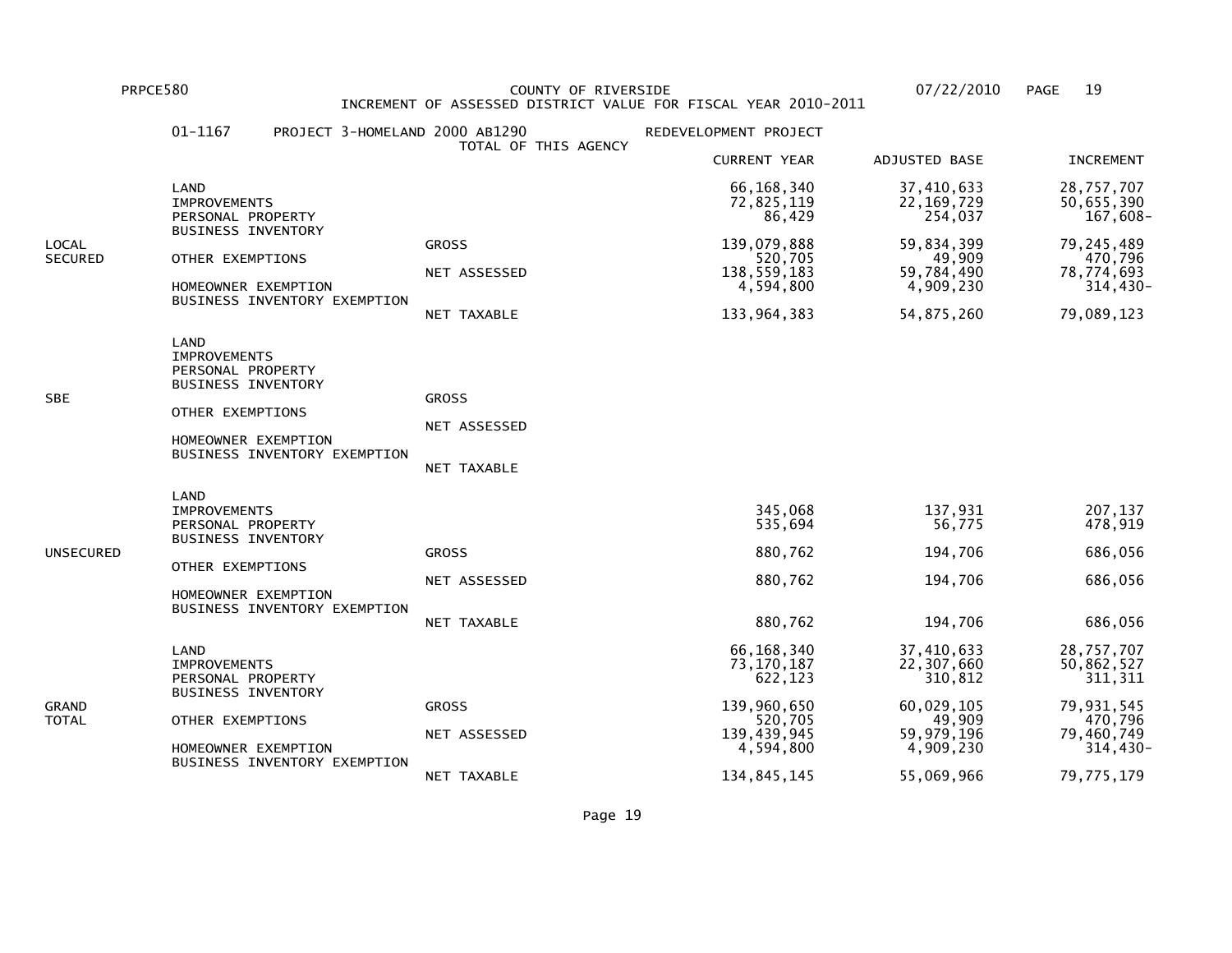PRPCE580 COUNTY OF RIVERSIDE 07/22/2010

INCREMENT OF ASSESSED DISTRICT VALUE FOR FISCAL YEAR 2010-2011

01-1167 PROJECT 3-HOMELAND 2000 AB1290 REDEVELOPMENT PROJECT

TOTAL OF THIS AGENCY

| | | | CURRENT YEAR | ADJUSTED BASE | INCREMENT |
|---|---|---|---|---|---|
| LOCAL SECURED | LAND | | 66,168,340 | 37,410,633 | 28,757,707 |
| | IMPROVEMENTS | | 72,825,119 | 22,169,729 | 50,655,390 |
| | PERSONAL PROPERTY | | 86,429 | 254,037 | 167,608- |
| | BUSINESS INVENTORY | | | | |
| | | GROSS | 139,079,888 | 59,834,399 | 79,245,489 |
| | OTHER EXEMPTIONS | | 520,705 | 49,909 | 470,796 |
| | | NET ASSESSED | 138,559,183 | 59,784,490 | 78,774,693 |
| | HOMEOWNER EXEMPTION | | 4,594,800 | 4,909,230 | 314,430- |
| | BUSINESS INVENTORY EXEMPTION | | | | |
| | | NET TAXABLE | 133,964,383 | 54,875,260 | 79,089,123 |
| SBE | LAND | | | | |
| | IMPROVEMENTS | | | | |
| | PERSONAL PROPERTY | | | | |
| | BUSINESS INVENTORY | | | | |
| | | GROSS | | | |
| | OTHER EXEMPTIONS | | | | |
| | | NET ASSESSED | | | |
| | HOMEOWNER EXEMPTION | | | | |
| | BUSINESS INVENTORY EXEMPTION | | | | |
| | | NET TAXABLE | | | |
| UNSECURED | LAND | | | | |
| | IMPROVEMENTS | | 345,068 | 137,931 | 207,137 |
| | PERSONAL PROPERTY | | 535,694 | 56,775 | 478,919 |
| | BUSINESS INVENTORY | | | | |
| | | GROSS | 880,762 | 194,706 | 686,056 |
| | OTHER EXEMPTIONS | | | | |
| | | NET ASSESSED | 880,762 | 194,706 | 686,056 |
| | HOMEOWNER EXEMPTION | | | | |
| | BUSINESS INVENTORY EXEMPTION | | | | |
| | | NET TAXABLE | 880,762 | 194,706 | 686,056 |
| GRAND TOTAL | LAND | | 66,168,340 | 37,410,633 | 28,757,707 |
| | IMPROVEMENTS | | 73,170,187 | 22,307,660 | 50,862,527 |
| | PERSONAL PROPERTY | | 622,123 | 310,812 | 311,311 |
| | BUSINESS INVENTORY | | | | |
| | | GROSS | 139,960,650 | 60,029,105 | 79,931,545 |
| | OTHER EXEMPTIONS | | 520,705 | 49,909 | 470,796 |
| | | NET ASSESSED | 139,439,945 | 59,979,196 | 79,460,749 |
| | HOMEOWNER EXEMPTION | | 4,594,800 | 4,909,230 | 314,430- |
| | BUSINESS INVENTORY EXEMPTION | | | | |
| | | NET TAXABLE | 134,845,145 | 55,069,966 | 79,775,179 |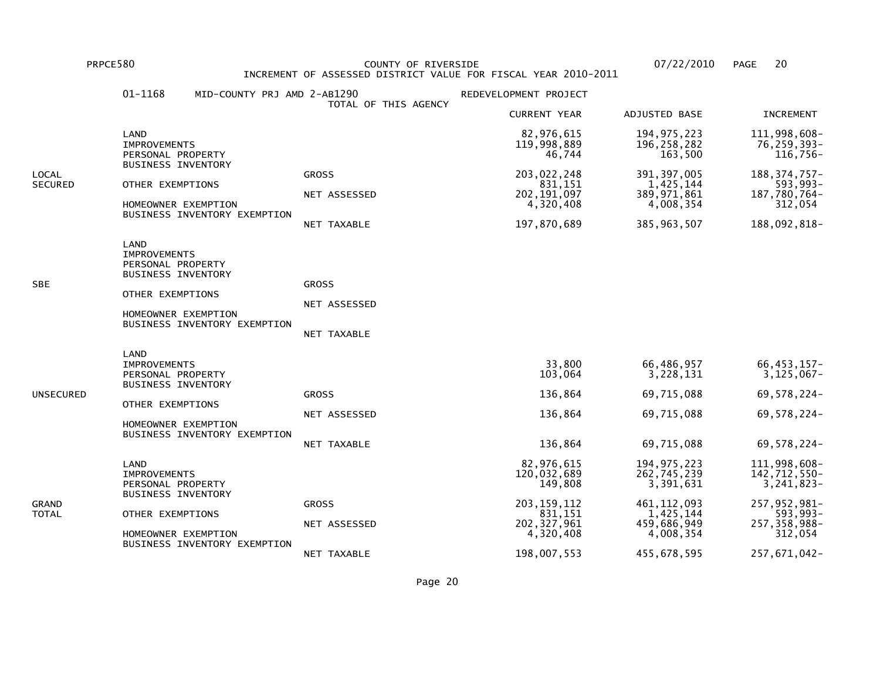PRPCE580 COUNTY OF RIVERSIDE 07/22/2010

INCREMENT OF ASSESSED DISTRICT VALUE FOR FISCAL YEAR 2010-2011

01-1168 MID-COUNTY PRJ AMD 2-AB1290 REDEVELOPMENT PROJECT

TOTAL OF THIS AGENCY

| | | | CURRENT YEAR | ADJUSTED BASE | INCREMENT |
|---|---|---|---|---|---|
| LOCAL SECURED | LAND | | 82,976,615 | 194,975,223 | 111,998,608- |
| | IMPROVEMENTS | | 119,998,889 | 196,258,282 | 76,259,393- |
| | PERSONAL PROPERTY | | 46,744 | 163,500 | 116,756- |
| | BUSINESS INVENTORY | | | | |
| | | GROSS | 203,022,248 | 391,397,005 | 188,374,757- |
| | OTHER EXEMPTIONS | | 831,151 | 1,425,144 | 593,993- |
| | | NET ASSESSED | 202,191,097 | 389,971,861 | 187,780,764- |
| | HOMEOWNER EXEMPTION | | 4,320,408 | 4,008,354 | 312,054 |
| | BUSINESS INVENTORY EXEMPTION | | | | |
| | | NET TAXABLE | 197,870,689 | 385,963,507 | 188,092,818- |
| SBE | LAND | | | | |
| | IMPROVEMENTS | | | | |
| | PERSONAL PROPERTY | | | | |
| | BUSINESS INVENTORY | | | | |
| | | GROSS | | | |
| | OTHER EXEMPTIONS | | | | |
| | | NET ASSESSED | | | |
| | HOMEOWNER EXEMPTION | | | | |
| | BUSINESS INVENTORY EXEMPTION | | | | |
| | | NET TAXABLE | | | |
| UNSECURED | LAND | | | | |
| | IMPROVEMENTS | | 33,800 | 66,486,957 | 66,453,157- |
| | PERSONAL PROPERTY | | 103,064 | 3,228,131 | 3,125,067- |
| | BUSINESS INVENTORY | | | | |
| | | GROSS | 136,864 | 69,715,088 | 69,578,224- |
| | OTHER EXEMPTIONS | | | | |
| | | NET ASSESSED | 136,864 | 69,715,088 | 69,578,224- |
| | HOMEOWNER EXEMPTION | | | | |
| | BUSINESS INVENTORY EXEMPTION | | | | |
| | | NET TAXABLE | 136,864 | 69,715,088 | 69,578,224- |
| GRAND TOTAL | LAND | | 82,976,615 | 194,975,223 | 111,998,608- |
| | IMPROVEMENTS | | 120,032,689 | 262,745,239 | 142,712,550- |
| | PERSONAL PROPERTY | | 149,808 | 3,391,631 | 3,241,823- |
| | BUSINESS INVENTORY | | | | |
| | | GROSS | 203,159,112 | 461,112,093 | 257,952,981- |
| | OTHER EXEMPTIONS | | 831,151 | 1,425,144 | 593,993- |
| | | NET ASSESSED | 202,327,961 | 459,686,949 | 257,358,988- |
| | HOMEOWNER EXEMPTION | | 4,320,408 | 4,008,354 | 312,054 |
| | BUSINESS INVENTORY EXEMPTION | | | | |
| | | NET TAXABLE | 198,007,553 | 455,678,595 | 257,671,042- |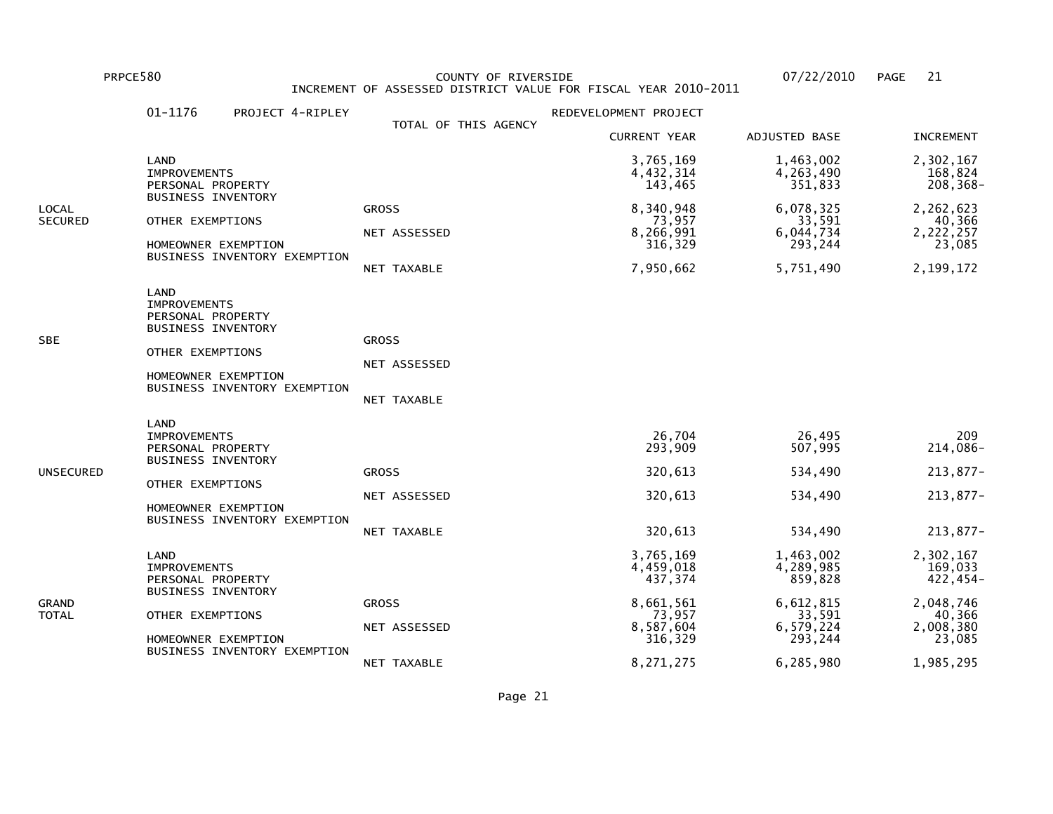PRPCE580 COUNTY OF RIVERSIDE 07/22/2010

INCREMENT OF ASSESSED DISTRICT VALUE FOR FISCAL YEAR 2010-2011

01-1176 PROJECT 4-RIPLEY REDEVELOPMENT PROJECT

TOTAL OF THIS AGENCY

| | | | CURRENT YEAR | ADJUSTED BASE | INCREMENT |
|---|---|---|---|---|---|
| LOCAL SECURED | LAND | | 3,765,169 | 1,463,002 | 2,302,167 |
| | IMPROVEMENTS | | 4,432,314 | 4,263,490 | 168,824 |
| | PERSONAL PROPERTY | | 143,465 | 351,833 | 208,368- |
| | BUSINESS INVENTORY | | | | |
| | | GROSS | 8,340,948 | 6,078,325 | 2,262,623 |
| | OTHER EXEMPTIONS | | 73,957 | 33,591 | 40,366 |
| | | NET ASSESSED | 8,266,991 | 6,044,734 | 2,222,257 |
| | HOMEOWNER EXEMPTION | | 316,329 | 293,244 | 23,085 |
| | BUSINESS INVENTORY EXEMPTION | | | | |
| | | NET TAXABLE | 7,950,662 | 5,751,490 | 2,199,172 |
| SBE | LAND | | | | |
| | IMPROVEMENTS | | | | |
| | PERSONAL PROPERTY | | | | |
| | BUSINESS INVENTORY | | | | |
| | | GROSS | | | |
| | OTHER EXEMPTIONS | | | | |
| | | NET ASSESSED | | | |
| | HOMEOWNER EXEMPTION | | | | |
| | BUSINESS INVENTORY EXEMPTION | | | | |
| | | NET TAXABLE | | | |
| UNSECURED | LAND | | | | |
| | IMPROVEMENTS | | 26,704 | 26,495 | 209 |
| | PERSONAL PROPERTY | | 293,909 | 507,995 | 214,086- |
| | BUSINESS INVENTORY | | | | |
| | | GROSS | 320,613 | 534,490 | 213,877- |
| | OTHER EXEMPTIONS | | | | |
| | | NET ASSESSED | 320,613 | 534,490 | 213,877- |
| | HOMEOWNER EXEMPTION | | | | |
| | BUSINESS INVENTORY EXEMPTION | | | | |
| | | NET TAXABLE | 320,613 | 534,490 | 213,877- |
| GRAND TOTAL | LAND | | 3,765,169 | 1,463,002 | 2,302,167 |
| | IMPROVEMENTS | | 4,459,018 | 4,289,985 | 169,033 |
| | PERSONAL PROPERTY | | 437,374 | 859,828 | 422,454- |
| | BUSINESS INVENTORY | | | | |
| | | GROSS | 8,661,561 | 6,612,815 | 2,048,746 |
| | OTHER EXEMPTIONS | | 73,957 | 33,591 | 40,366 |
| | | NET ASSESSED | 8,587,604 | 6,579,224 | 2,008,380 |
| | HOMEOWNER EXEMPTION | | 316,329 | 293,244 | 23,085 |
| | BUSINESS INVENTORY EXEMPTION | | | | |
| | | NET TAXABLE | 8,271,275 | 6,285,980 | 1,985,295 |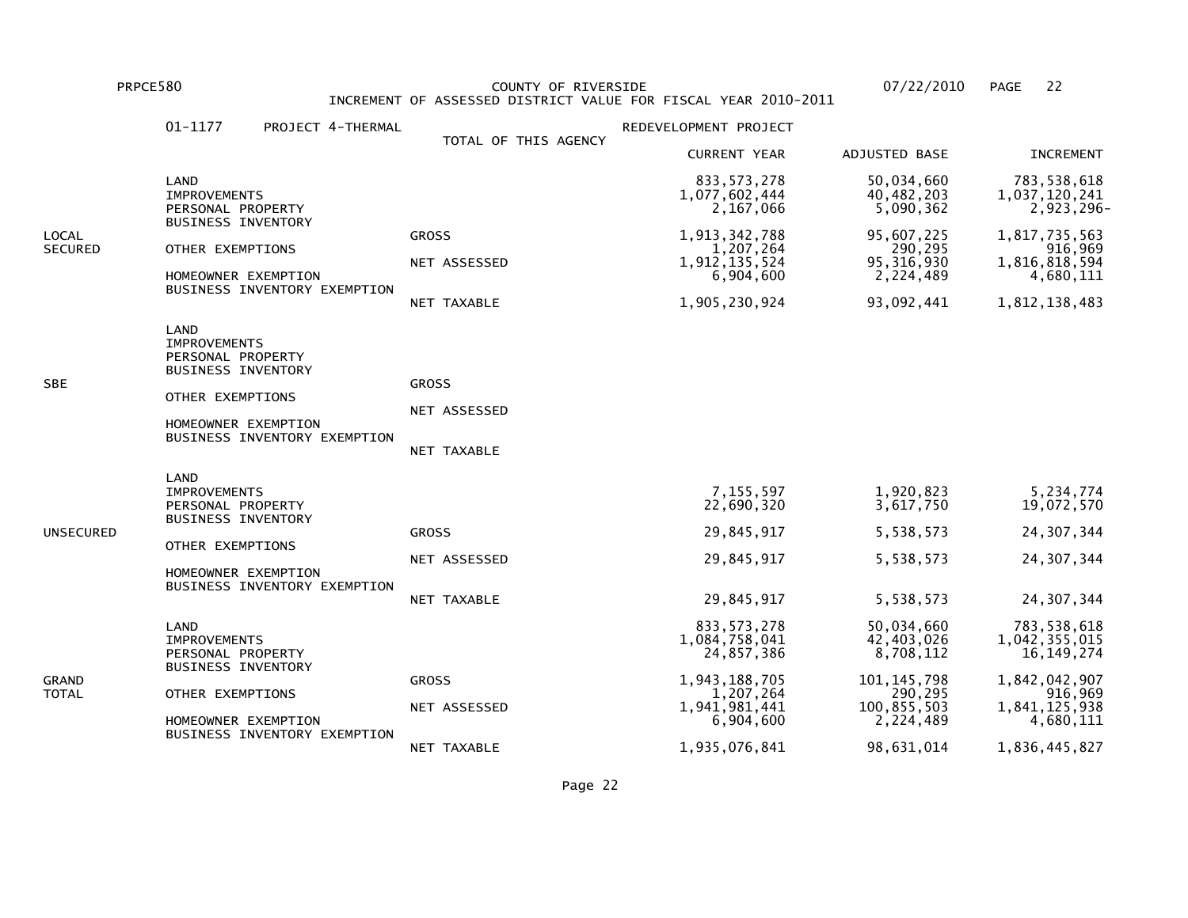PRPCE580 COUNTY OF RIVERSIDE 07/22/2010

INCREMENT OF ASSESSED DISTRICT VALUE FOR FISCAL YEAR 2010-2011

01-1177 PROJECT 4-THERMAL REDEVELOPMENT PROJECT

TOTAL OF THIS AGENCY

| | | | CURRENT YEAR | ADJUSTED BASE | INCREMENT |
|---|---|---|---|---|---|
| LOCAL SECURED | LAND | | 833,573,278 | 50,034,660 | 783,538,618 |
| | IMPROVEMENTS | | 1,077,602,444 | 40,482,203 | 1,037,120,241 |
| | PERSONAL PROPERTY | | 2,167,066 | 5,090,362 | 2,923,296- |
| | BUSINESS INVENTORY | | | | |
| | | GROSS | 1,913,342,788 | 95,607,225 | 1,817,735,563 |
| | OTHER EXEMPTIONS | | 1,207,264 | 290,295 | 916,969 |
| | | NET ASSESSED | 1,912,135,524 | 95,316,930 | 1,816,818,594 |
| | HOMEOWNER EXEMPTION | | 6,904,600 | 2,224,489 | 4,680,111 |
| | BUSINESS INVENTORY EXEMPTION | | | | |
| | | NET TAXABLE | 1,905,230,924 | 93,092,441 | 1,812,138,483 |
| SBE | LAND | | | | |
| | IMPROVEMENTS | | | | |
| | PERSONAL PROPERTY | | | | |
| | BUSINESS INVENTORY | | | | |
| | | GROSS | | | |
| | OTHER EXEMPTIONS | | | | |
| | | NET ASSESSED | | | |
| | HOMEOWNER EXEMPTION | | | | |
| | BUSINESS INVENTORY EXEMPTION | | | | |
| | | NET TAXABLE | | | |
| UNSECURED | LAND | | | | |
| | IMPROVEMENTS | | 7,155,597 | 1,920,823 | 5,234,774 |
| | PERSONAL PROPERTY | | 22,690,320 | 3,617,750 | 19,072,570 |
| | BUSINESS INVENTORY | | | | |
| | | GROSS | 29,845,917 | 5,538,573 | 24,307,344 |
| | OTHER EXEMPTIONS | | | | |
| | | NET ASSESSED | 29,845,917 | 5,538,573 | 24,307,344 |
| | HOMEOWNER EXEMPTION | | | | |
| | BUSINESS INVENTORY EXEMPTION | | | | |
| | | NET TAXABLE | 29,845,917 | 5,538,573 | 24,307,344 |
| GRAND TOTAL | LAND | | 833,573,278 | 50,034,660 | 783,538,618 |
| | IMPROVEMENTS | | 1,084,758,041 | 42,403,026 | 1,042,355,015 |
| | PERSONAL PROPERTY | | 24,857,386 | 8,708,112 | 16,149,274 |
| | BUSINESS INVENTORY | | | | |
| | | GROSS | 1,943,188,705 | 101,145,798 | 1,842,042,907 |
| | OTHER EXEMPTIONS | | 1,207,264 | 290,295 | 916,969 |
| | | NET ASSESSED | 1,941,981,441 | 100,855,503 | 1,841,125,938 |
| | HOMEOWNER EXEMPTION | | 6,904,600 | 2,224,489 | 4,680,111 |
| | BUSINESS INVENTORY EXEMPTION | | | | |
| | | NET TAXABLE | 1,935,076,841 | 98,631,014 | 1,836,445,827 |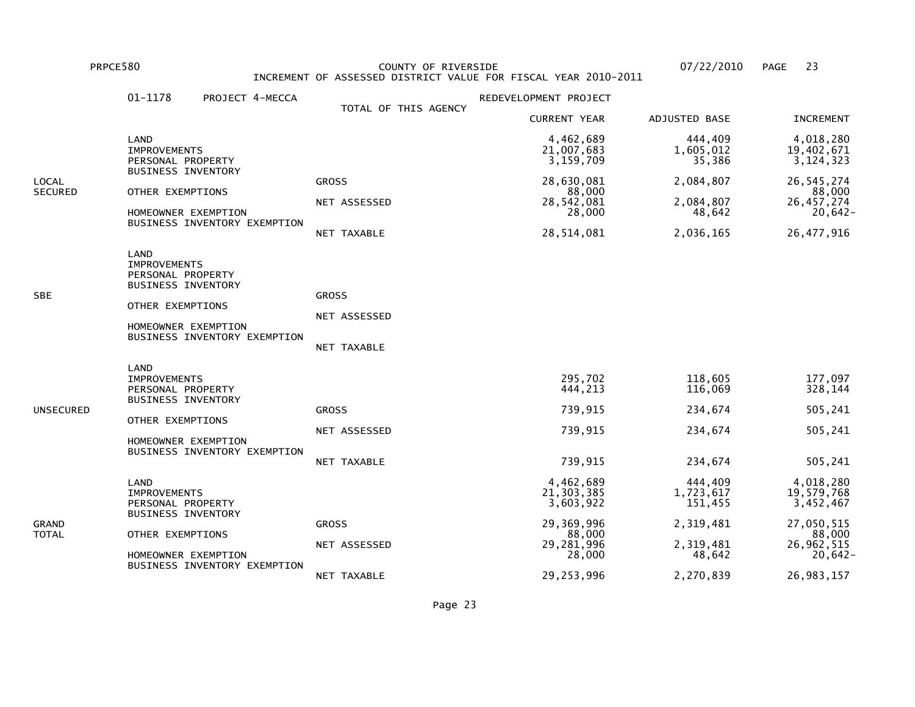PRPCE580 COUNTY OF RIVERSIDE 07/22/2010

INCREMENT OF ASSESSED DISTRICT VALUE FOR FISCAL YEAR 2010-2011

01-1178 PROJECT 4-MECCA REDEVELOPMENT PROJECT

TOTAL OF THIS AGENCY

| | | | CURRENT YEAR | ADJUSTED BASE | INCREMENT |
|---|---|---|---|---|---|
| LOCAL SECURED | LAND | | 4,462,689 | 444,409 | 4,018,280 |
| | IMPROVEMENTS | | 21,007,683 | 1,605,012 | 19,402,671 |
| | PERSONAL PROPERTY | | 3,159,709 | 35,386 | 3,124,323 |
| | BUSINESS INVENTORY | | | | |
| | | GROSS | 28,630,081 | 2,084,807 | 26,545,274 |
| | OTHER EXEMPTIONS | | 88,000 | | 88,000 |
| | | NET ASSESSED | 28,542,081 | 2,084,807 | 26,457,274 |
| | HOMEOWNER EXEMPTION | | 28,000 | 48,642 | 20,642- |
| | BUSINESS INVENTORY EXEMPTION | | | | |
| | | NET TAXABLE | 28,514,081 | 2,036,165 | 26,477,916 |
| SBE | LAND | | | | |
| | IMPROVEMENTS | | | | |
| | PERSONAL PROPERTY | | | | |
| | BUSINESS INVENTORY | | | | |
| | | GROSS | | | |
| | OTHER EXEMPTIONS | | | | |
| | | NET ASSESSED | | | |
| | HOMEOWNER EXEMPTION | | | | |
| | BUSINESS INVENTORY EXEMPTION | | | | |
| | | NET TAXABLE | | | |
| UNSECURED | LAND | | | | |
| | IMPROVEMENTS | | 295,702 | 118,605 | 177,097 |
| | PERSONAL PROPERTY | | 444,213 | 116,069 | 328,144 |
| | BUSINESS INVENTORY | | | | |
| | | GROSS | 739,915 | 234,674 | 505,241 |
| | OTHER EXEMPTIONS | | | | |
| | | NET ASSESSED | 739,915 | 234,674 | 505,241 |
| | HOMEOWNER EXEMPTION | | | | |
| | BUSINESS INVENTORY EXEMPTION | | | | |
| | | NET TAXABLE | 739,915 | 234,674 | 505,241 |
| GRAND TOTAL | LAND | | 4,462,689 | 444,409 | 4,018,280 |
| | IMPROVEMENTS | | 21,303,385 | 1,723,617 | 19,579,768 |
| | PERSONAL PROPERTY | | 3,603,922 | 151,455 | 3,452,467 |
| | BUSINESS INVENTORY | | | | |
| | | GROSS | 29,369,996 | 2,319,481 | 27,050,515 |
| | OTHER EXEMPTIONS | | 88,000 | | 88,000 |
| | | NET ASSESSED | 29,281,996 | 2,319,481 | 26,962,515 |
| | HOMEOWNER EXEMPTION | | 28,000 | 48,642 | 20,642- |
| | BUSINESS INVENTORY EXEMPTION | | | | |
| | | NET TAXABLE | 29,253,996 | 2,270,839 | 26,983,157 |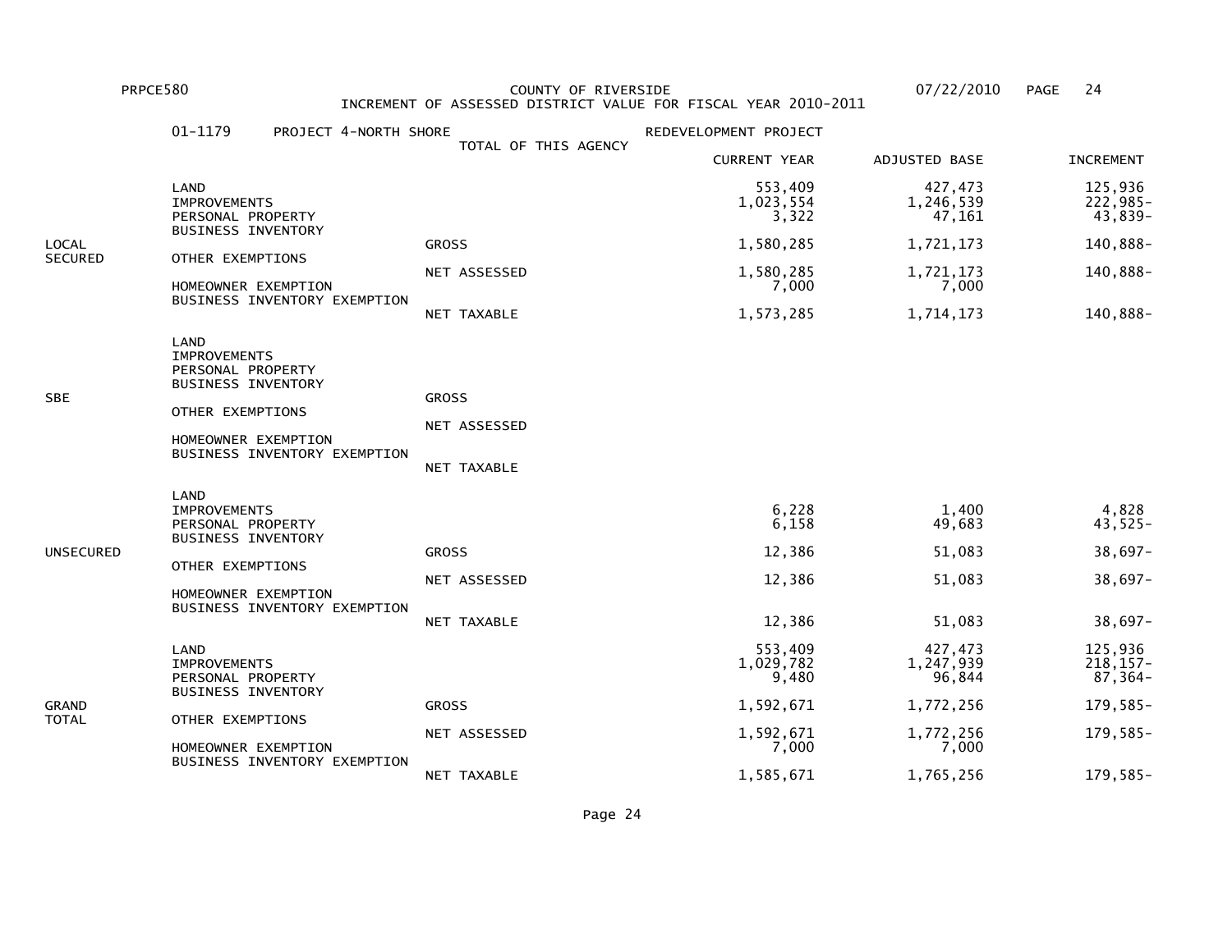PRPCE580 COUNTY OF RIVERSIDE 07/22/2010

INCREMENT OF ASSESSED DISTRICT VALUE FOR FISCAL YEAR 2010-2011

01-1179 PROJECT 4-NORTH SHORE REDEVELOPMENT PROJECT

TOTAL OF THIS AGENCY

| | | | CURRENT YEAR | ADJUSTED BASE | INCREMENT |
|---|---|---|---|---|---|
| LOCAL SECURED | LAND | | 553,409 | 427,473 | 125,936 |
| | IMPROVEMENTS | | 1,023,554 | 1,246,539 | 222,985- |
| | PERSONAL PROPERTY | | 3,322 | 47,161 | 43,839- |
| | BUSINESS INVENTORY | | | | |
| | | GROSS | 1,580,285 | 1,721,173 | 140,888- |
| | OTHER EXEMPTIONS | | | | |
| | | NET ASSESSED | 1,580,285 | 1,721,173 | 140,888- |
| | HOMEOWNER EXEMPTION | | 7,000 | 7,000 | |
| | BUSINESS INVENTORY EXEMPTION | | | | |
| | | NET TAXABLE | 1,573,285 | 1,714,173 | 140,888- |
| SBE | LAND | | | | |
| | IMPROVEMENTS | | | | |
| | PERSONAL PROPERTY | | | | |
| | BUSINESS INVENTORY | | | | |
| | | GROSS | | | |
| | OTHER EXEMPTIONS | | | | |
| | | NET ASSESSED | | | |
| | HOMEOWNER EXEMPTION | | | | |
| | BUSINESS INVENTORY EXEMPTION | | | | |
| | | NET TAXABLE | | | |
| UNSECURED | LAND | | | | |
| | IMPROVEMENTS | | 6,228 | 1,400 | 4,828 |
| | PERSONAL PROPERTY | | 6,158 | 49,683 | 43,525- |
| | BUSINESS INVENTORY | | | | |
| | | GROSS | 12,386 | 51,083 | 38,697- |
| | OTHER EXEMPTIONS | | | | |
| | | NET ASSESSED | 12,386 | 51,083 | 38,697- |
| | HOMEOWNER EXEMPTION | | | | |
| | BUSINESS INVENTORY EXEMPTION | | | | |
| | | NET TAXABLE | 12,386 | 51,083 | 38,697- |
| GRAND TOTAL | LAND | | 553,409 | 427,473 | 125,936 |
| | IMPROVEMENTS | | 1,029,782 | 1,247,939 | 218,157- |
| | PERSONAL PROPERTY | | 9,480 | 96,844 | 87,364- |
| | BUSINESS INVENTORY | | | | |
| | | GROSS | 1,592,671 | 1,772,256 | 179,585- |
| | OTHER EXEMPTIONS | | | | |
| | | NET ASSESSED | 1,592,671 | 1,772,256 | 179,585- |
| | HOMEOWNER EXEMPTION | | 7,000 | 7,000 | |
| | BUSINESS INVENTORY EXEMPTION | | | | |
| | | NET TAXABLE | 1,585,671 | 1,765,256 | 179,585- |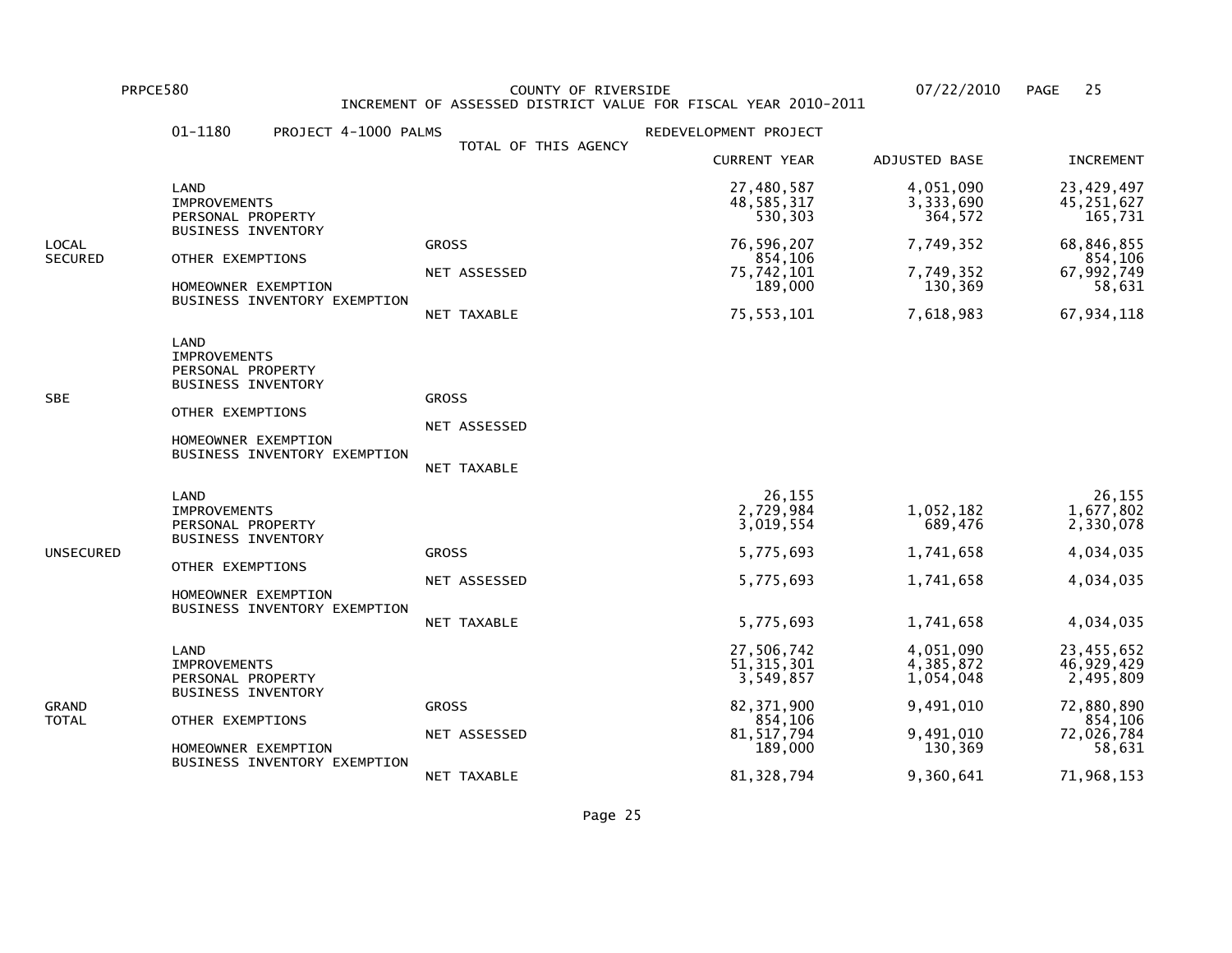PRPCE580 COUNTY OF RIVERSIDE 07/22/2010

INCREMENT OF ASSESSED DISTRICT VALUE FOR FISCAL YEAR 2010-2011

01-1180 PROJECT 4-1000 PALMS REDEVELOPMENT PROJECT

TOTAL OF THIS AGENCY

| | | | CURRENT YEAR | ADJUSTED BASE | INCREMENT |
|---|---|---|---|---|---|
| LOCAL SECURED | LAND | | 27,480,587 | 4,051,090 | 23,429,497 |
| | IMPROVEMENTS | | 48,585,317 | 3,333,690 | 45,251,627 |
| | PERSONAL PROPERTY | | 530,303 | 364,572 | 165,731 |
| | BUSINESS INVENTORY | | | | |
| | | GROSS | 76,596,207 | 7,749,352 | 68,846,855 |
| | OTHER EXEMPTIONS | | 854,106 | | 854,106 |
| | | NET ASSESSED | 75,742,101 | 7,749,352 | 67,992,749 |
| | HOMEOWNER EXEMPTION | | 189,000 | 130,369 | 58,631 |
| | BUSINESS INVENTORY EXEMPTION | | | | |
| | | NET TAXABLE | 75,553,101 | 7,618,983 | 67,934,118 |
| SBE | LAND | | | | |
| | IMPROVEMENTS | | | | |
| | PERSONAL PROPERTY | | | | |
| | BUSINESS INVENTORY | | | | |
| | | GROSS | | | |
| | OTHER EXEMPTIONS | | | | |
| | | NET ASSESSED | | | |
| | HOMEOWNER EXEMPTION | | | | |
| | BUSINESS INVENTORY EXEMPTION | | | | |
| | | NET TAXABLE | | | |
| UNSECURED | LAND | | 26,155 | | 26,155 |
| | IMPROVEMENTS | | 2,729,984 | 1,052,182 | 1,677,802 |
| | PERSONAL PROPERTY | | 3,019,554 | 689,476 | 2,330,078 |
| | BUSINESS INVENTORY | | | | |
| | | GROSS | 5,775,693 | 1,741,658 | 4,034,035 |
| | OTHER EXEMPTIONS | | | | |
| | | NET ASSESSED | 5,775,693 | 1,741,658 | 4,034,035 |
| | HOMEOWNER EXEMPTION | | | | |
| | BUSINESS INVENTORY EXEMPTION | | | | |
| | | NET TAXABLE | 5,775,693 | 1,741,658 | 4,034,035 |
| GRAND TOTAL | LAND | | 27,506,742 | 4,051,090 | 23,455,652 |
| | IMPROVEMENTS | | 51,315,301 | 4,385,872 | 46,929,429 |
| | PERSONAL PROPERTY | | 3,549,857 | 1,054,048 | 2,495,809 |
| | BUSINESS INVENTORY | | | | |
| | | GROSS | 82,371,900 | 9,491,010 | 72,880,890 |
| | OTHER EXEMPTIONS | | 854,106 | | 854,106 |
| | | NET ASSESSED | 81,517,794 | 9,491,010 | 72,026,784 |
| | HOMEOWNER EXEMPTION | | 189,000 | 130,369 | 58,631 |
| | BUSINESS INVENTORY EXEMPTION | | | | |
| | | NET TAXABLE | 81,328,794 | 9,360,641 | 71,968,153 |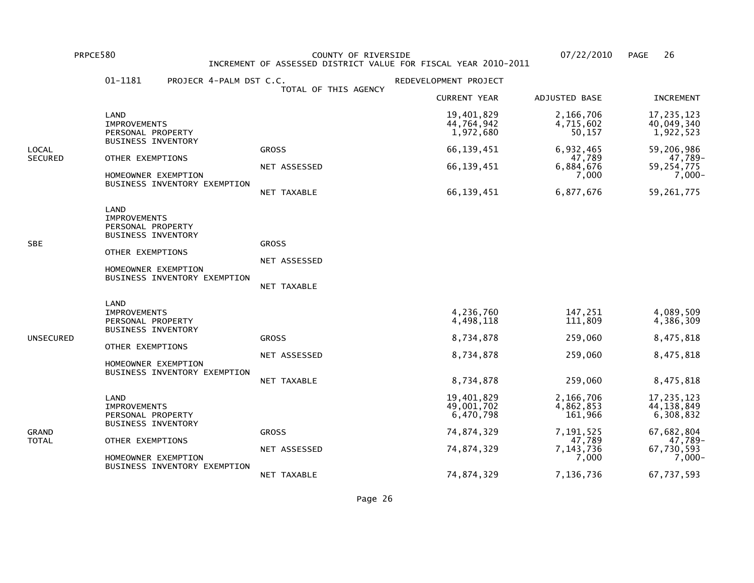PRPCE580 COUNTY OF RIVERSIDE 07/22/2010

INCREMENT OF ASSESSED DISTRICT VALUE FOR FISCAL YEAR 2010-2011

01-1181 PROJECR 4-PALM DST C.C. REDEVELOPMENT PROJECT

TOTAL OF THIS AGENCY

| | | | CURRENT YEAR | ADJUSTED BASE | INCREMENT |
|---|---|---|---|---|---|
| LOCAL SECURED | LAND | | 19,401,829 | 2,166,706 | 17,235,123 |
| | IMPROVEMENTS | | 44,764,942 | 4,715,602 | 40,049,340 |
| | PERSONAL PROPERTY | | 1,972,680 | 50,157 | 1,922,523 |
| | BUSINESS INVENTORY | | | | |
| | | GROSS | 66,139,451 | 6,932,465 | 59,206,986 |
| | OTHER EXEMPTIONS | | | 47,789 | 47,789- |
| | | NET ASSESSED | 66,139,451 | 6,884,676 | 59,254,775 |
| | HOMEOWNER EXEMPTION | | | 7,000 | 7,000- |
| | BUSINESS INVENTORY EXEMPTION | | | | |
| | | NET TAXABLE | 66,139,451 | 6,877,676 | 59,261,775 |
| SBE | LAND | | | | |
| | IMPROVEMENTS | | | | |
| | PERSONAL PROPERTY | | | | |
| | BUSINESS INVENTORY | | | | |
| | | GROSS | | | |
| | OTHER EXEMPTIONS | | | | |
| | | NET ASSESSED | | | |
| | HOMEOWNER EXEMPTION | | | | |
| | BUSINESS INVENTORY EXEMPTION | | | | |
| | | NET TAXABLE | | | |
| UNSECURED | LAND | | | | |
| | IMPROVEMENTS | | 4,236,760 | 147,251 | 4,089,509 |
| | PERSONAL PROPERTY | | 4,498,118 | 111,809 | 4,386,309 |
| | BUSINESS INVENTORY | | | | |
| | | GROSS | 8,734,878 | 259,060 | 8,475,818 |
| | OTHER EXEMPTIONS | | | | |
| | | NET ASSESSED | 8,734,878 | 259,060 | 8,475,818 |
| | HOMEOWNER EXEMPTION | | | | |
| | BUSINESS INVENTORY EXEMPTION | | | | |
| | | NET TAXABLE | 8,734,878 | 259,060 | 8,475,818 |
| GRAND TOTAL | LAND | | 19,401,829 | 2,166,706 | 17,235,123 |
| | IMPROVEMENTS | | 49,001,702 | 4,862,853 | 44,138,849 |
| | PERSONAL PROPERTY | | 6,470,798 | 161,966 | 6,308,832 |
| | BUSINESS INVENTORY | | | | |
| | | GROSS | 74,874,329 | 7,191,525 | 67,682,804 |
| | OTHER EXEMPTIONS | | | 47,789 | 47,789- |
| | | NET ASSESSED | 74,874,329 | 7,143,736 | 67,730,593 |
| | HOMEOWNER EXEMPTION | | | 7,000 | 7,000- |
| | BUSINESS INVENTORY EXEMPTION | | | | |
| | | NET TAXABLE | 74,874,329 | 7,136,736 | 67,737,593 |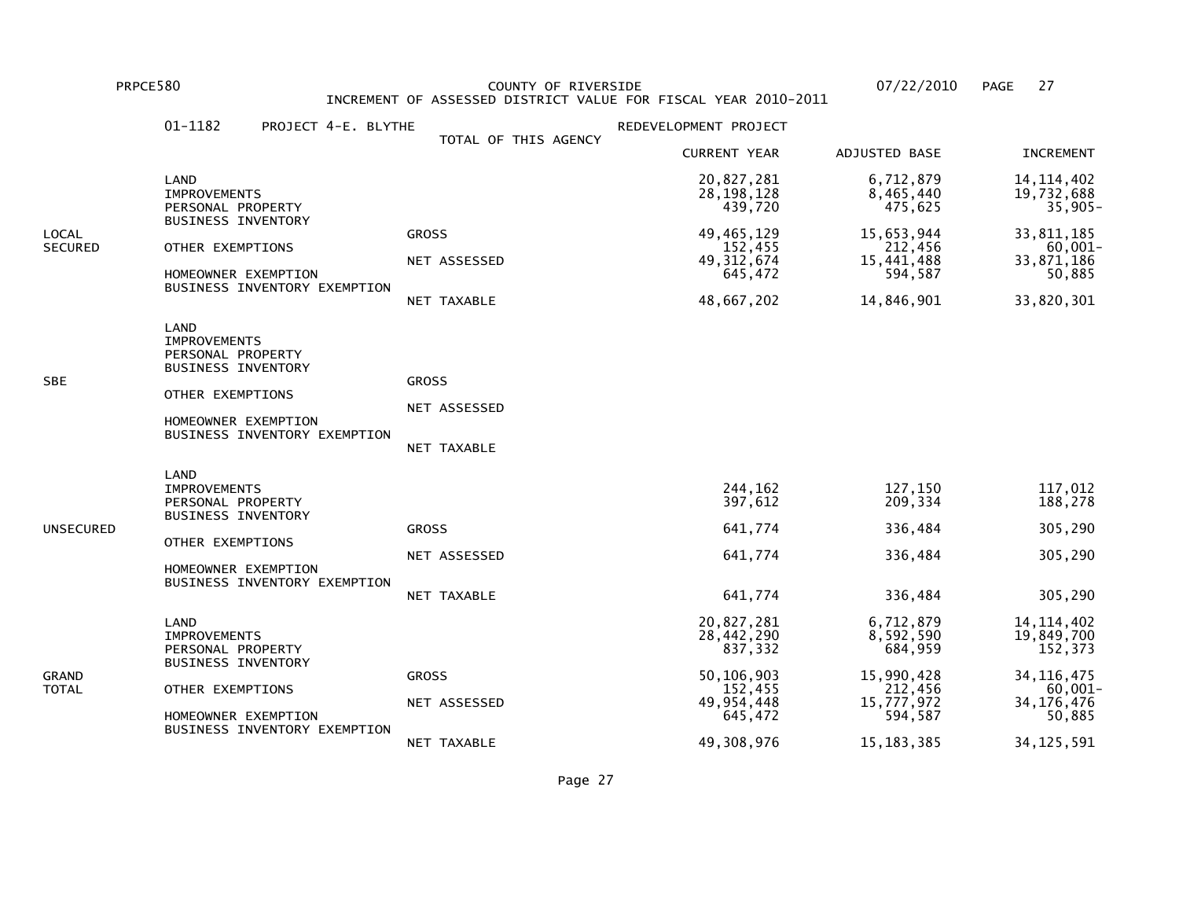COUNTY OF RIVERSIDE
INCREMENT OF ASSESSED DISTRICT VALUE FOR FISCAL YEAR 2010-2011

01-1182 PROJECT 4-E. BLYTHE REDEVELOPMENT PROJECT

TOTAL OF THIS AGENCY

| | | | CURRENT YEAR | ADJUSTED BASE | INCREMENT |
|---|---|---|---|---|---|
| LOCAL SECURED | LAND | | 20,827,281 | 6,712,879 | 14,114,402 |
| | IMPROVEMENTS | | 28,198,128 | 8,465,440 | 19,732,688 |
| | PERSONAL PROPERTY | | 439,720 | 475,625 | 35,905- |
| | BUSINESS INVENTORY | | | | |
| | | GROSS | 49,465,129 | 15,653,944 | 33,811,185 |
| | OTHER EXEMPTIONS | | 152,455 | 212,456 | 60,001- |
| | | NET ASSESSED | 49,312,674 | 15,441,488 | 33,871,186 |
| | HOMEOWNER EXEMPTION | | 645,472 | 594,587 | 50,885 |
| | BUSINESS INVENTORY EXEMPTION | | | | |
| | | NET TAXABLE | 48,667,202 | 14,846,901 | 33,820,301 |
| SBE | LAND | | | | |
| | IMPROVEMENTS | | | | |
| | PERSONAL PROPERTY | | | | |
| | BUSINESS INVENTORY | | | | |
| | | GROSS | | | |
| | OTHER EXEMPTIONS | | | | |
| | | NET ASSESSED | | | |
| | HOMEOWNER EXEMPTION | | | | |
| | BUSINESS INVENTORY EXEMPTION | | | | |
| | | NET TAXABLE | | | |
| UNSECURED | LAND | | | | |
| | IMPROVEMENTS | | 244,162 | 127,150 | 117,012 |
| | PERSONAL PROPERTY | | 397,612 | 209,334 | 188,278 |
| | BUSINESS INVENTORY | | | | |
| | | GROSS | 641,774 | 336,484 | 305,290 |
| | OTHER EXEMPTIONS | | | | |
| | | NET ASSESSED | 641,774 | 336,484 | 305,290 |
| | HOMEOWNER EXEMPTION | | | | |
| | BUSINESS INVENTORY EXEMPTION | | | | |
| | | NET TAXABLE | 641,774 | 336,484 | 305,290 |
| GRAND TOTAL | LAND | | 20,827,281 | 6,712,879 | 14,114,402 |
| | IMPROVEMENTS | | 28,442,290 | 8,592,590 | 19,849,700 |
| | PERSONAL PROPERTY | | 837,332 | 684,959 | 152,373 |
| | BUSINESS INVENTORY | | | | |
| | | GROSS | 50,106,903 | 15,990,428 | 34,116,475 |
| | OTHER EXEMPTIONS | | 152,455 | 212,456 | 60,001- |
| | | NET ASSESSED | 49,954,448 | 15,777,972 | 34,176,476 |
| | HOMEOWNER EXEMPTION | | 645,472 | 594,587 | 50,885 |
| | BUSINESS INVENTORY EXEMPTION | | | | |
| | | NET TAXABLE | 49,308,976 | 15,183,385 | 34,125,591 |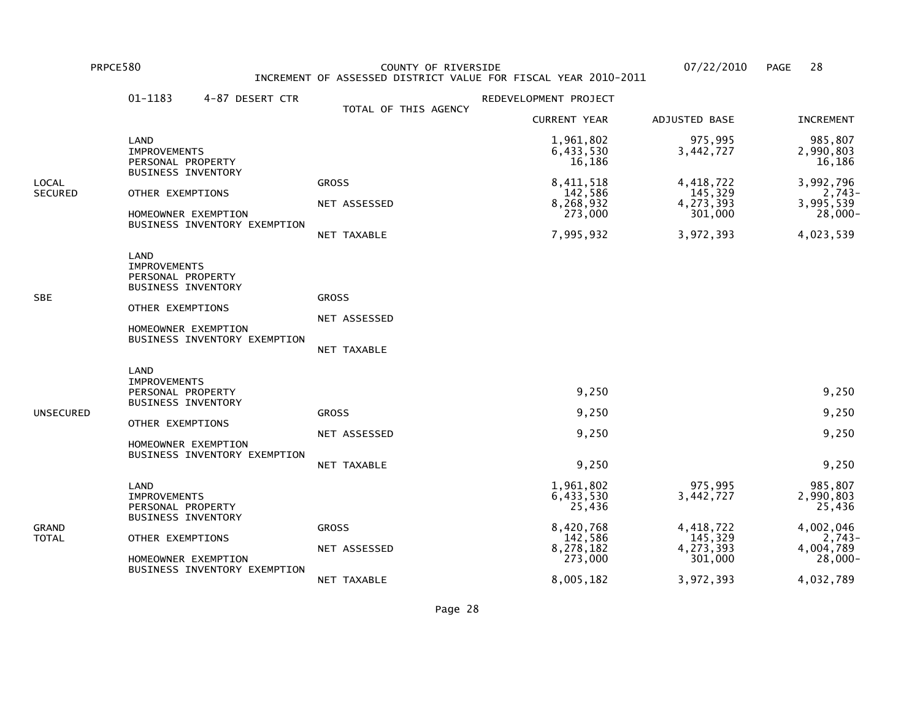PRPCE580 COUNTY OF RIVERSIDE 07/22/2010

INCREMENT OF ASSESSED DISTRICT VALUE FOR FISCAL YEAR 2010-2011

01-1183 4-87 DESERT CTR — REDEVELOPMENT PROJECT

TOTAL OF THIS AGENCY

| | | | CURRENT YEAR | ADJUSTED BASE | INCREMENT |
|---|---|---|---|---|---|
| LOCAL SECURED | LAND | | 1,961,802 | 975,995 | 985,807 |
| | IMPROVEMENTS | | 6,433,530 | 3,442,727 | 2,990,803 |
| | PERSONAL PROPERTY | | 16,186 | | 16,186 |
| | BUSINESS INVENTORY | | | | |
| | | GROSS | 8,411,518 | 4,418,722 | 3,992,796 |
| | OTHER EXEMPTIONS | | 142,586 | 145,329 | 2,743- |
| | | NET ASSESSED | 8,268,932 | 4,273,393 | 3,995,539 |
| | HOMEOWNER EXEMPTION | | 273,000 | 301,000 | 28,000- |
| | BUSINESS INVENTORY EXEMPTION | | | | |
| | | NET TAXABLE | 7,995,932 | 3,972,393 | 4,023,539 |
| SBE | LAND | | | | |
| | IMPROVEMENTS | | | | |
| | PERSONAL PROPERTY | | | | |
| | BUSINESS INVENTORY | | | | |
| | | GROSS | | | |
| | OTHER EXEMPTIONS | | | | |
| | | NET ASSESSED | | | |
| | HOMEOWNER EXEMPTION | | | | |
| | BUSINESS INVENTORY EXEMPTION | | | | |
| | | NET TAXABLE | | | |
| UNSECURED | LAND | | | | |
| | IMPROVEMENTS | | | | |
| | PERSONAL PROPERTY | | 9,250 | | 9,250 |
| | BUSINESS INVENTORY | | | | |
| | | GROSS | 9,250 | | 9,250 |
| | OTHER EXEMPTIONS | | | | |
| | | NET ASSESSED | 9,250 | | 9,250 |
| | HOMEOWNER EXEMPTION | | | | |
| | BUSINESS INVENTORY EXEMPTION | | | | |
| | | NET TAXABLE | 9,250 | | 9,250 |
| GRAND TOTAL | LAND | | 1,961,802 | 975,995 | 985,807 |
| | IMPROVEMENTS | | 6,433,530 | 3,442,727 | 2,990,803 |
| | PERSONAL PROPERTY | | 25,436 | | 25,436 |
| | BUSINESS INVENTORY | | | | |
| | | GROSS | 8,420,768 | 4,418,722 | 4,002,046 |
| | OTHER EXEMPTIONS | | 142,586 | 145,329 | 2,743- |
| | | NET ASSESSED | 8,278,182 | 4,273,393 | 4,004,789 |
| | HOMEOWNER EXEMPTION | | 273,000 | 301,000 | 28,000- |
| | BUSINESS INVENTORY EXEMPTION | | | | |
| | | NET TAXABLE | 8,005,182 | 3,972,393 | 4,032,789 |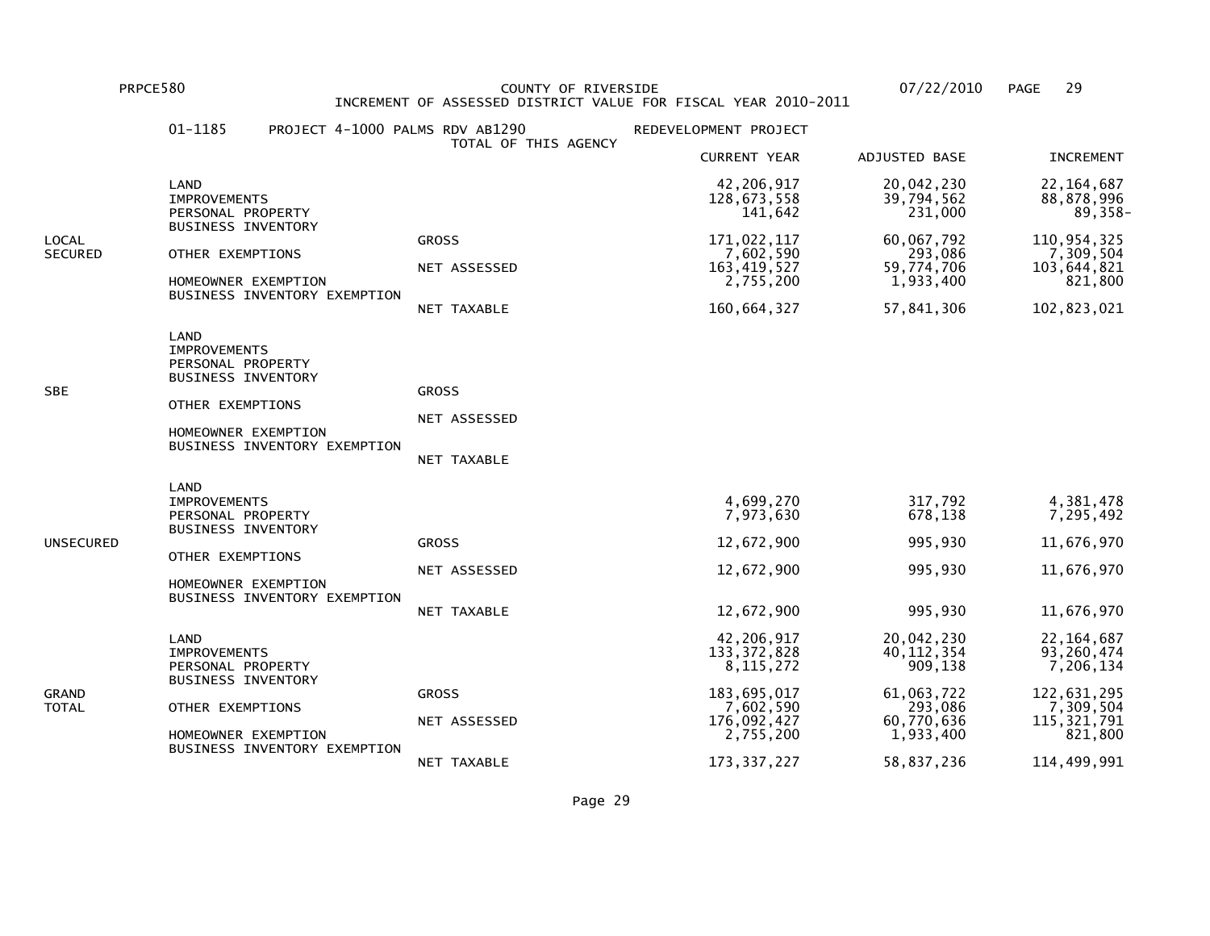PRPCE580 COUNTY OF RIVERSIDE 07/22/2010

INCREMENT OF ASSESSED DISTRICT VALUE FOR FISCAL YEAR 2010-2011

01-1185 PROJECT 4-1000 PALMS RDV AB1290 REDEVELOPMENT PROJECT

TOTAL OF THIS AGENCY

| | | | CURRENT YEAR | ADJUSTED BASE | INCREMENT |
|---|---|---|---|---|---|
| LOCAL SECURED | LAND | | 42,206,917 | 20,042,230 | 22,164,687 |
| | IMPROVEMENTS | | 128,673,558 | 39,794,562 | 88,878,996 |
| | PERSONAL PROPERTY | | 141,642 | 231,000 | 89,358- |
| | BUSINESS INVENTORY | | | | |
| | | GROSS | 171,022,117 | 60,067,792 | 110,954,325 |
| | OTHER EXEMPTIONS | | 7,602,590 | 293,086 | 7,309,504 |
| | | NET ASSESSED | 163,419,527 | 59,774,706 | 103,644,821 |
| | HOMEOWNER EXEMPTION | | 2,755,200 | 1,933,400 | 821,800 |
| | BUSINESS INVENTORY EXEMPTION | | | | |
| | | NET TAXABLE | 160,664,327 | 57,841,306 | 102,823,021 |
| SBE | LAND | | | | |
| | IMPROVEMENTS | | | | |
| | PERSONAL PROPERTY | | | | |
| | BUSINESS INVENTORY | | | | |
| | | GROSS | | | |
| | OTHER EXEMPTIONS | | | | |
| | | NET ASSESSED | | | |
| | HOMEOWNER EXEMPTION | | | | |
| | BUSINESS INVENTORY EXEMPTION | | | | |
| | | NET TAXABLE | | | |
| UNSECURED | LAND | | | | |
| | IMPROVEMENTS | | 4,699,270 | 317,792 | 4,381,478 |
| | PERSONAL PROPERTY | | 7,973,630 | 678,138 | 7,295,492 |
| | BUSINESS INVENTORY | | | | |
| | | GROSS | 12,672,900 | 995,930 | 11,676,970 |
| | OTHER EXEMPTIONS | | | | |
| | | NET ASSESSED | 12,672,900 | 995,930 | 11,676,970 |
| | HOMEOWNER EXEMPTION | | | | |
| | BUSINESS INVENTORY EXEMPTION | | | | |
| | | NET TAXABLE | 12,672,900 | 995,930 | 11,676,970 |
| GRAND TOTAL | LAND | | 42,206,917 | 20,042,230 | 22,164,687 |
| | IMPROVEMENTS | | 133,372,828 | 40,112,354 | 93,260,474 |
| | PERSONAL PROPERTY | | 8,115,272 | 909,138 | 7,206,134 |
| | BUSINESS INVENTORY | | | | |
| | | GROSS | 183,695,017 | 61,063,722 | 122,631,295 |
| | OTHER EXEMPTIONS | | 7,602,590 | 293,086 | 7,309,504 |
| | | NET ASSESSED | 176,092,427 | 60,770,636 | 115,321,791 |
| | HOMEOWNER EXEMPTION | | 2,755,200 | 1,933,400 | 821,800 |
| | BUSINESS INVENTORY EXEMPTION | | | | |
| | | NET TAXABLE | 173,337,227 | 58,837,236 | 114,499,991 |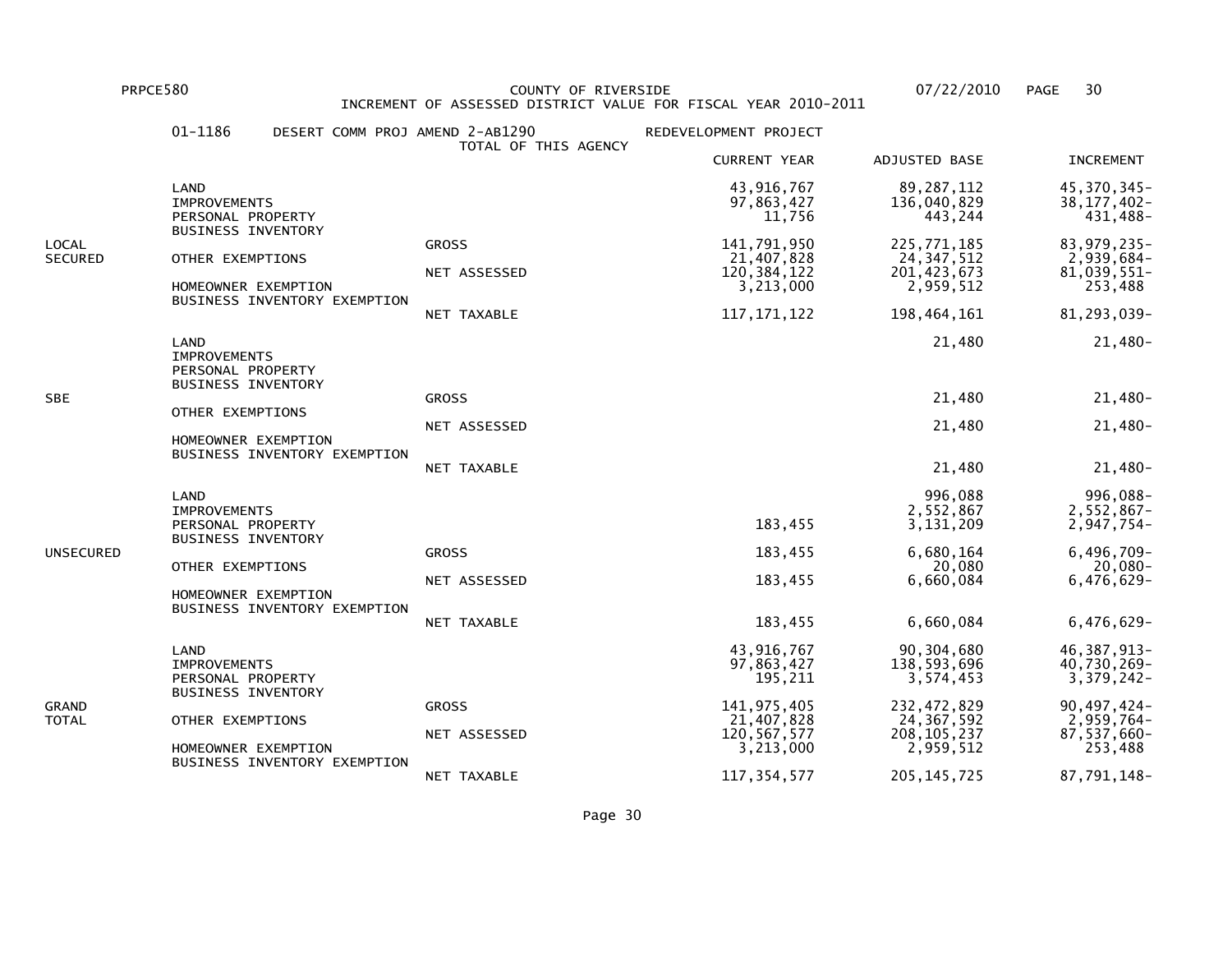PRPCE580 COUNTY OF RIVERSIDE 07/22/2010

INCREMENT OF ASSESSED DISTRICT VALUE FOR FISCAL YEAR 2010-2011

01-1186 DESERT COMM PROJ AMEND 2-AB1290 REDEVELOPMENT PROJECT

TOTAL OF THIS AGENCY

| | | | CURRENT YEAR | ADJUSTED BASE | INCREMENT |
|---|---|---|---|---|---|
| LOCAL SECURED | LAND | | 43,916,767 | 89,287,112 | 45,370,345- |
| | IMPROVEMENTS | | 97,863,427 | 136,040,829 | 38,177,402- |
| | PERSONAL PROPERTY | | 11,756 | 443,244 | 431,488- |
| | BUSINESS INVENTORY | | | | |
| | | GROSS | 141,791,950 | 225,771,185 | 83,979,235- |
| | OTHER EXEMPTIONS | | 21,407,828 | 24,347,512 | 2,939,684- |
| | | NET ASSESSED | 120,384,122 | 201,423,673 | 81,039,551- |
| | HOMEOWNER EXEMPTION | | 3,213,000 | 2,959,512 | 253,488 |
| | BUSINESS INVENTORY EXEMPTION | | | | |
| | | NET TAXABLE | 117,171,122 | 198,464,161 | 81,293,039- |
| SBE | LAND | | | 21,480 | 21,480- |
| | IMPROVEMENTS | | | | |
| | PERSONAL PROPERTY | | | | |
| | BUSINESS INVENTORY | | | | |
| | | GROSS | | 21,480 | 21,480- |
| | OTHER EXEMPTIONS | | | | |
| | | NET ASSESSED | | 21,480 | 21,480- |
| | HOMEOWNER EXEMPTION | | | | |
| | BUSINESS INVENTORY EXEMPTION | | | | |
| | | NET TAXABLE | | 21,480 | 21,480- |
| UNSECURED | LAND | | | 996,088 | 996,088- |
| | IMPROVEMENTS | | | 2,552,867 | 2,552,867- |
| | PERSONAL PROPERTY | | 183,455 | 3,131,209 | 2,947,754- |
| | BUSINESS INVENTORY | | | | |
| | | GROSS | 183,455 | 6,680,164 | 6,496,709- |
| | OTHER EXEMPTIONS | | | 20,080 | 20,080- |
| | | NET ASSESSED | 183,455 | 6,660,084 | 6,476,629- |
| | HOMEOWNER EXEMPTION | | | | |
| | BUSINESS INVENTORY EXEMPTION | | | | |
| | | NET TAXABLE | 183,455 | 6,660,084 | 6,476,629- |
| GRAND TOTAL | LAND | | 43,916,767 | 90,304,680 | 46,387,913- |
| | IMPROVEMENTS | | 97,863,427 | 138,593,696 | 40,730,269- |
| | PERSONAL PROPERTY | | 195,211 | 3,574,453 | 3,379,242- |
| | BUSINESS INVENTORY | | | | |
| | | GROSS | 141,975,405 | 232,472,829 | 90,497,424- |
| | OTHER EXEMPTIONS | | 21,407,828 | 24,367,592 | 2,959,764- |
| | | NET ASSESSED | 120,567,577 | 208,105,237 | 87,537,660- |
| | HOMEOWNER EXEMPTION | | 3,213,000 | 2,959,512 | 253,488 |
| | BUSINESS INVENTORY EXEMPTION | | | | |
| | | NET TAXABLE | 117,354,577 | 205,145,725 | 87,791,148- |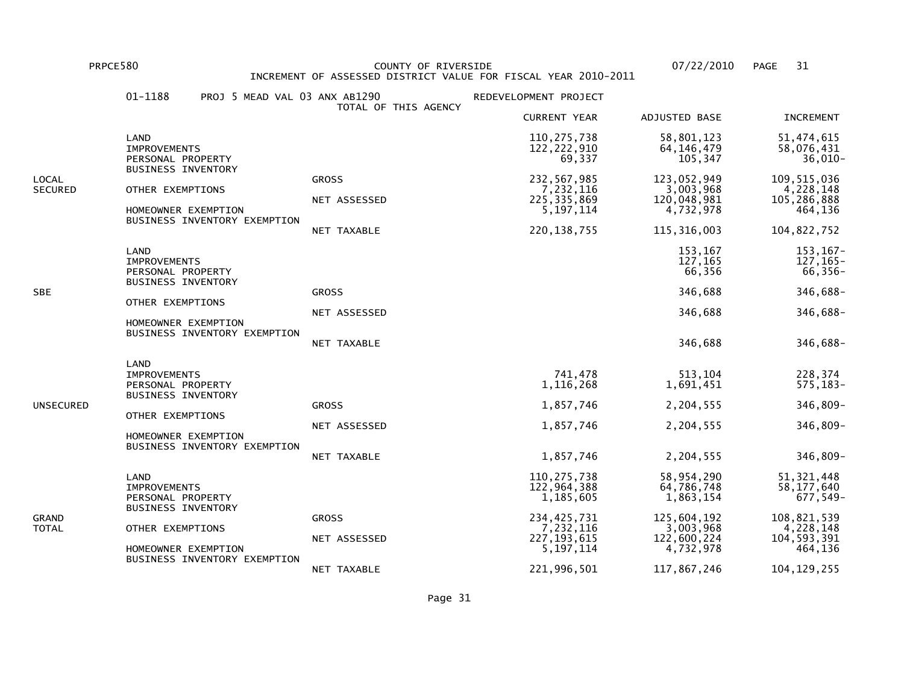PRPCE580 COUNTY OF RIVERSIDE 07/22/2010

INCREMENT OF ASSESSED DISTRICT VALUE FOR FISCAL YEAR 2010-2011

01-1188 PROJ 5 MEAD VAL 03 ANX AB1290 REDEVELOPMENT PROJECT

TOTAL OF THIS AGENCY

| | | | CURRENT YEAR | ADJUSTED BASE | INCREMENT |
|---|---|---|---|---|---|
| LOCAL SECURED | LAND | | 110,275,738 | 58,801,123 | 51,474,615 |
| | IMPROVEMENTS | | 122,222,910 | 64,146,479 | 58,076,431 |
| | PERSONAL PROPERTY | | 69,337 | 105,347 | 36,010- |
| | BUSINESS INVENTORY | | | | |
| | | GROSS | 232,567,985 | 123,052,949 | 109,515,036 |
| | OTHER EXEMPTIONS | | 7,232,116 | 3,003,968 | 4,228,148 |
| | | NET ASSESSED | 225,335,869 | 120,048,981 | 105,286,888 |
| | HOMEOWNER EXEMPTION | | 5,197,114 | 4,732,978 | 464,136 |
| | BUSINESS INVENTORY EXEMPTION | | | | |
| | | NET TAXABLE | 220,138,755 | 115,316,003 | 104,822,752 |
| SBE | LAND | | | 153,167 | 153,167- |
| | IMPROVEMENTS | | | 127,165 | 127,165- |
| | PERSONAL PROPERTY | | | 66,356 | 66,356- |
| | BUSINESS INVENTORY | | | | |
| | | GROSS | | 346,688 | 346,688- |
| | OTHER EXEMPTIONS | | | | |
| | | NET ASSESSED | | 346,688 | 346,688- |
| | HOMEOWNER EXEMPTION | | | | |
| | BUSINESS INVENTORY EXEMPTION | | | | |
| | | NET TAXABLE | | 346,688 | 346,688- |
| UNSECURED | LAND | | | | |
| | IMPROVEMENTS | | 741,478 | 513,104 | 228,374 |
| | PERSONAL PROPERTY | | 1,116,268 | 1,691,451 | 575,183- |
| | BUSINESS INVENTORY | | | | |
| | | GROSS | 1,857,746 | 2,204,555 | 346,809- |
| | OTHER EXEMPTIONS | | | | |
| | | NET ASSESSED | 1,857,746 | 2,204,555 | 346,809- |
| | HOMEOWNER EXEMPTION | | | | |
| | BUSINESS INVENTORY EXEMPTION | | | | |
| | | NET TAXABLE | 1,857,746 | 2,204,555 | 346,809- |
| GRAND TOTAL | LAND | | 110,275,738 | 58,954,290 | 51,321,448 |
| | IMPROVEMENTS | | 122,964,388 | 64,786,748 | 58,177,640 |
| | PERSONAL PROPERTY | | 1,185,605 | 1,863,154 | 677,549- |
| | BUSINESS INVENTORY | | | | |
| | | GROSS | 234,425,731 | 125,604,192 | 108,821,539 |
| | OTHER EXEMPTIONS | | 7,232,116 | 3,003,968 | 4,228,148 |
| | | NET ASSESSED | 227,193,615 | 122,600,224 | 104,593,391 |
| | HOMEOWNER EXEMPTION | | 5,197,114 | 4,732,978 | 464,136 |
| | BUSINESS INVENTORY EXEMPTION | | | | |
| | | NET TAXABLE | 221,996,501 | 117,867,246 | 104,129,255 |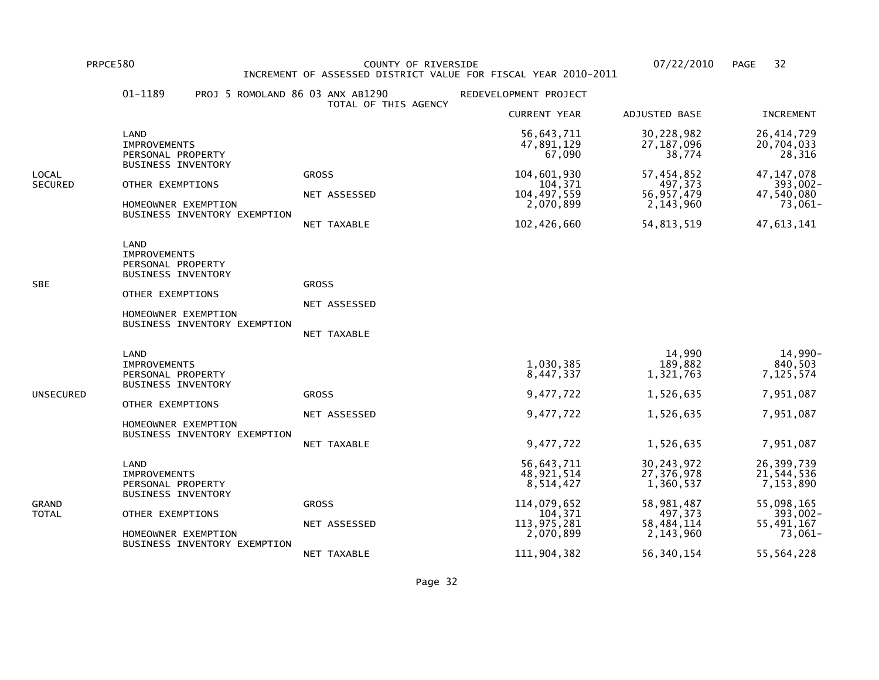PRPCE580 COUNTY OF RIVERSIDE 07/22/2010

INCREMENT OF ASSESSED DISTRICT VALUE FOR FISCAL YEAR 2010-2011

01-1189 PROJ 5 ROMOLAND 86 03 ANX AB1290 REDEVELOPMENT PROJECT

TOTAL OF THIS AGENCY

| | | | CURRENT YEAR | ADJUSTED BASE | INCREMENT |
|---|---|---|---|---|---|
| LOCAL SECURED | LAND | | 56,643,711 | 30,228,982 | 26,414,729 |
| | IMPROVEMENTS | | 47,891,129 | 27,187,096 | 20,704,033 |
| | PERSONAL PROPERTY | | 67,090 | 38,774 | 28,316 |
| | BUSINESS INVENTORY | | | | |
| | | GROSS | 104,601,930 | 57,454,852 | 47,147,078 |
| | OTHER EXEMPTIONS | | 104,371 | 497,373 | 393,002- |
| | | NET ASSESSED | 104,497,559 | 56,957,479 | 47,540,080 |
| | HOMEOWNER EXEMPTION | | 2,070,899 | 2,143,960 | 73,061- |
| | BUSINESS INVENTORY EXEMPTION | | | | |
| | | NET TAXABLE | 102,426,660 | 54,813,519 | 47,613,141 |
| SBE | LAND | | | | |
| | IMPROVEMENTS | | | | |
| | PERSONAL PROPERTY | | | | |
| | BUSINESS INVENTORY | | | | |
| | | GROSS | | | |
| | OTHER EXEMPTIONS | | | | |
| | | NET ASSESSED | | | |
| | HOMEOWNER EXEMPTION | | | | |
| | BUSINESS INVENTORY EXEMPTION | | | | |
| | | NET TAXABLE | | | |
| UNSECURED | LAND | | | 14,990 | 14,990- |
| | IMPROVEMENTS | | 1,030,385 | 189,882 | 840,503 |
| | PERSONAL PROPERTY | | 8,447,337 | 1,321,763 | 7,125,574 |
| | BUSINESS INVENTORY | | | | |
| | | GROSS | 9,477,722 | 1,526,635 | 7,951,087 |
| | OTHER EXEMPTIONS | | | | |
| | | NET ASSESSED | 9,477,722 | 1,526,635 | 7,951,087 |
| | HOMEOWNER EXEMPTION | | | | |
| | BUSINESS INVENTORY EXEMPTION | | | | |
| | | NET TAXABLE | 9,477,722 | 1,526,635 | 7,951,087 |
| GRAND TOTAL | LAND | | 56,643,711 | 30,243,972 | 26,399,739 |
| | IMPROVEMENTS | | 48,921,514 | 27,376,978 | 21,544,536 |
| | PERSONAL PROPERTY | | 8,514,427 | 1,360,537 | 7,153,890 |
| | BUSINESS INVENTORY | | | | |
| | | GROSS | 114,079,652 | 58,981,487 | 55,098,165 |
| | OTHER EXEMPTIONS | | 104,371 | 497,373 | 393,002- |
| | | NET ASSESSED | 113,975,281 | 58,484,114 | 55,491,167 |
| | HOMEOWNER EXEMPTION | | 2,070,899 | 2,143,960 | 73,061- |
| | BUSINESS INVENTORY EXEMPTION | | | | |
| | | NET TAXABLE | 111,904,382 | 56,340,154 | 55,564,228 |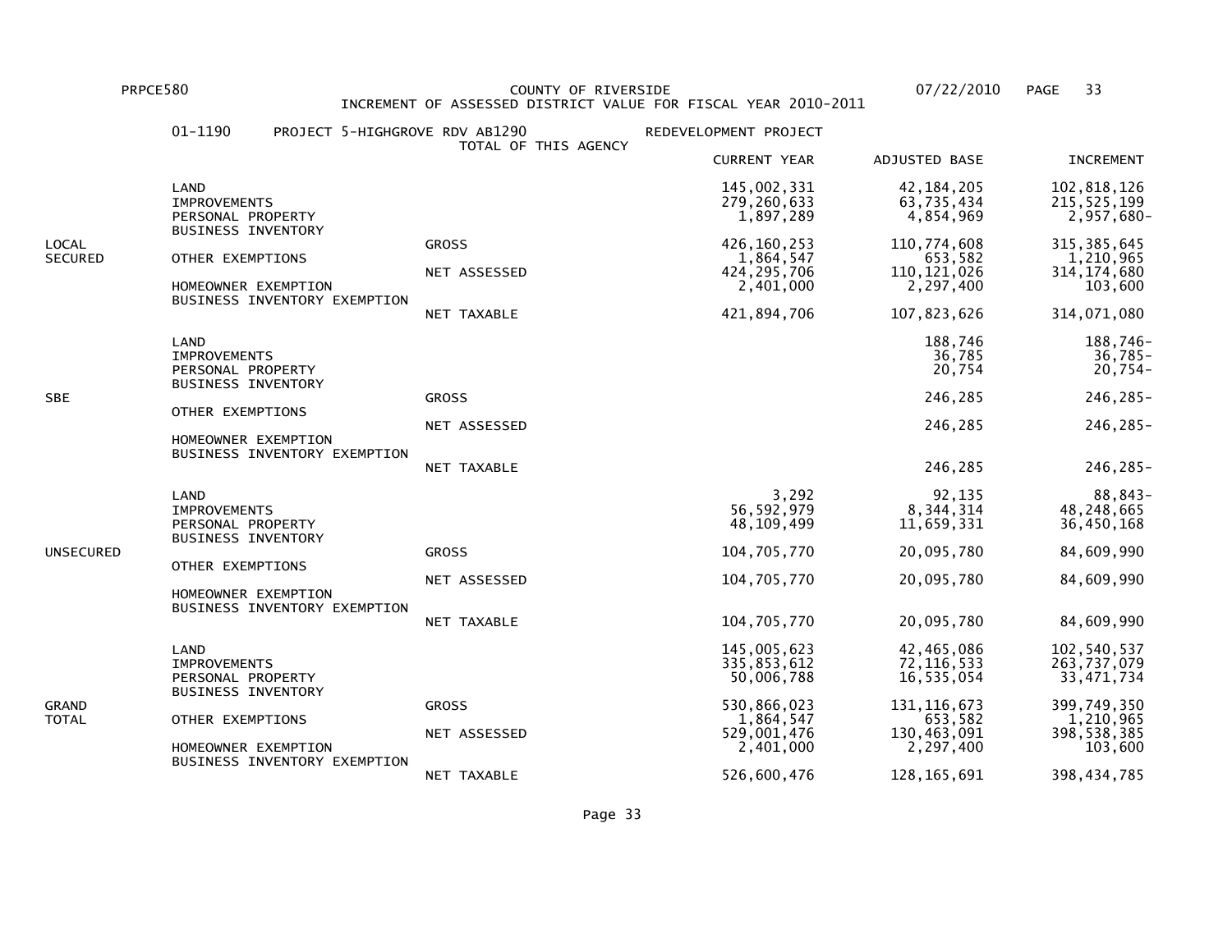PRPCE580 COUNTY OF RIVERSIDE 07/22/2010

INCREMENT OF ASSESSED DISTRICT VALUE FOR FISCAL YEAR 2010-2011

01-1190 PROJECT 5-HIGHGROVE RDV AB1290 REDEVELOPMENT PROJECT

TOTAL OF THIS AGENCY

| | | | CURRENT YEAR | ADJUSTED BASE | INCREMENT |
|---|---|---|---|---|---|
| LOCAL SECURED | LAND | | 145,002,331 | 42,184,205 | 102,818,126 |
| | IMPROVEMENTS | | 279,260,633 | 63,735,434 | 215,525,199 |
| | PERSONAL PROPERTY | | 1,897,289 | 4,854,969 | 2,957,680- |
| | BUSINESS INVENTORY | | | | |
| | | GROSS | 426,160,253 | 110,774,608 | 315,385,645 |
| | OTHER EXEMPTIONS | | 1,864,547 | 653,582 | 1,210,965 |
| | | NET ASSESSED | 424,295,706 | 110,121,026 | 314,174,680 |
| | HOMEOWNER EXEMPTION | | 2,401,000 | 2,297,400 | 103,600 |
| | BUSINESS INVENTORY EXEMPTION | | | | |
| | | NET TAXABLE | 421,894,706 | 107,823,626 | 314,071,080 |
| SBE | LAND | | | 188,746 | 188,746- |
| | IMPROVEMENTS | | | 36,785 | 36,785- |
| | PERSONAL PROPERTY | | | 20,754 | 20,754- |
| | BUSINESS INVENTORY | | | | |
| | | GROSS | | 246,285 | 246,285- |
| | OTHER EXEMPTIONS | | | | |
| | | NET ASSESSED | | 246,285 | 246,285- |
| | HOMEOWNER EXEMPTION | | | | |
| | BUSINESS INVENTORY EXEMPTION | | | | |
| | | NET TAXABLE | | 246,285 | 246,285- |
| UNSECURED | LAND | | 3,292 | 92,135 | 88,843- |
| | IMPROVEMENTS | | 56,592,979 | 8,344,314 | 48,248,665 |
| | PERSONAL PROPERTY | | 48,109,499 | 11,659,331 | 36,450,168 |
| | BUSINESS INVENTORY | | | | |
| | | GROSS | 104,705,770 | 20,095,780 | 84,609,990 |
| | OTHER EXEMPTIONS | | | | |
| | | NET ASSESSED | 104,705,770 | 20,095,780 | 84,609,990 |
| | HOMEOWNER EXEMPTION | | | | |
| | BUSINESS INVENTORY EXEMPTION | | | | |
| | | NET TAXABLE | 104,705,770 | 20,095,780 | 84,609,990 |
| GRAND TOTAL | LAND | | 145,005,623 | 42,465,086 | 102,540,537 |
| | IMPROVEMENTS | | 335,853,612 | 72,116,533 | 263,737,079 |
| | PERSONAL PROPERTY | | 50,006,788 | 16,535,054 | 33,471,734 |
| | BUSINESS INVENTORY | | | | |
| | | GROSS | 530,866,023 | 131,116,673 | 399,749,350 |
| | OTHER EXEMPTIONS | | 1,864,547 | 653,582 | 1,210,965 |
| | | NET ASSESSED | 529,001,476 | 130,463,091 | 398,538,385 |
| | HOMEOWNER EXEMPTION | | 2,401,000 | 2,297,400 | 103,600 |
| | BUSINESS INVENTORY EXEMPTION | | | | |
| | | NET TAXABLE | 526,600,476 | 128,165,691 | 398,434,785 |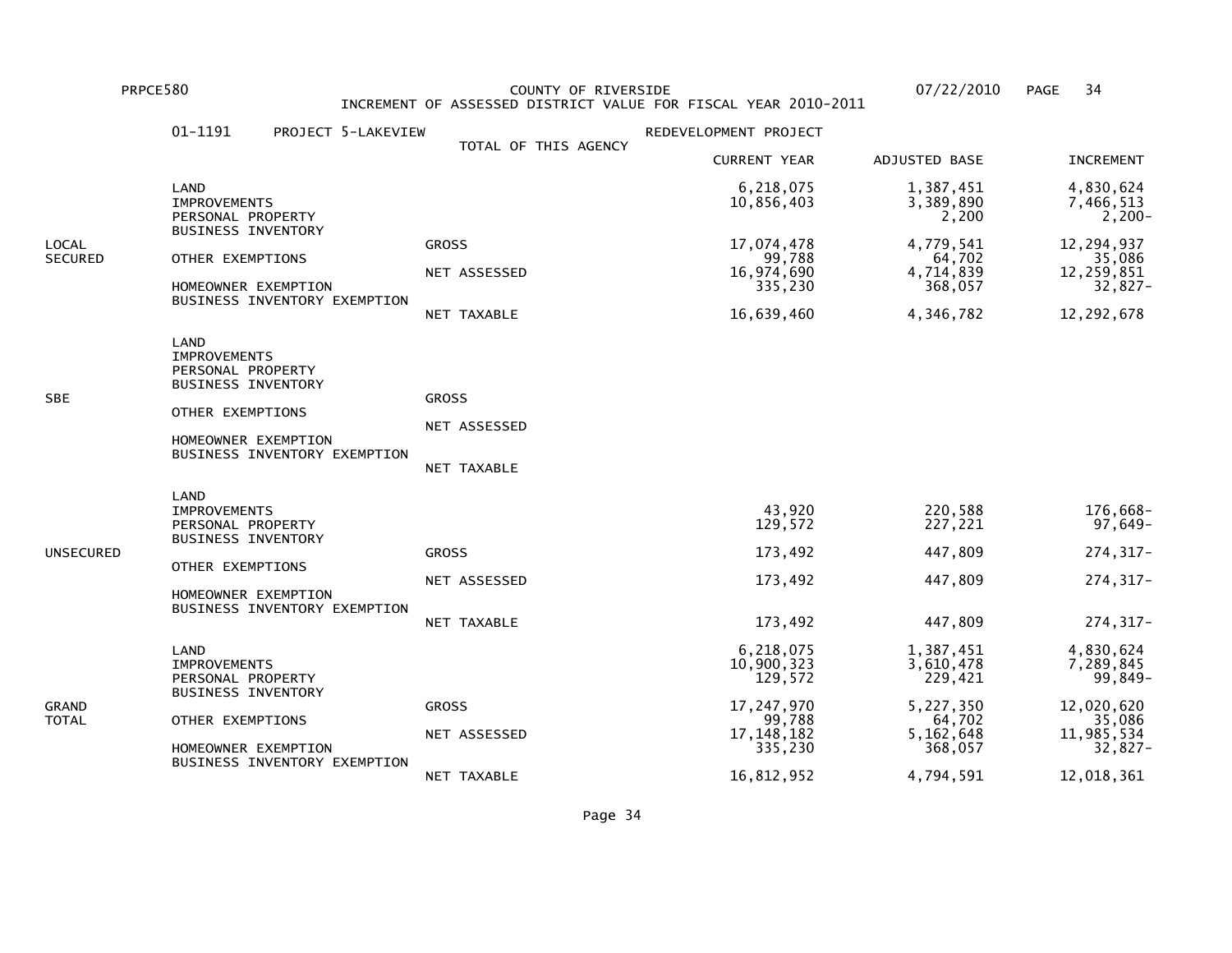PRPCE580 COUNTY OF RIVERSIDE 07/22/2010

INCREMENT OF ASSESSED DISTRICT VALUE FOR FISCAL YEAR 2010-2011

01-1191 PROJECT 5-LAKEVIEW REDEVELOPMENT PROJECT

TOTAL OF THIS AGENCY

| | | | CURRENT YEAR | ADJUSTED BASE | INCREMENT |
|---|---|---|---|---|---|
| LOCAL SECURED | LAND | | 6,218,075 | 1,387,451 | 4,830,624 |
| | IMPROVEMENTS | | 10,856,403 | 3,389,890 | 7,466,513 |
| | PERSONAL PROPERTY | | | 2,200 | 2,200- |
| | BUSINESS INVENTORY | | | | |
| | | GROSS | 17,074,478 | 4,779,541 | 12,294,937 |
| | OTHER EXEMPTIONS | | 99,788 | 64,702 | 35,086 |
| | | NET ASSESSED | 16,974,690 | 4,714,839 | 12,259,851 |
| | HOMEOWNER EXEMPTION | | 335,230 | 368,057 | 32,827- |
| | BUSINESS INVENTORY EXEMPTION | | | | |
| | | NET TAXABLE | 16,639,460 | 4,346,782 | 12,292,678 |
| SBE | LAND | | | | |
| | IMPROVEMENTS | | | | |
| | PERSONAL PROPERTY | | | | |
| | BUSINESS INVENTORY | | | | |
| | | GROSS | | | |
| | OTHER EXEMPTIONS | | | | |
| | | NET ASSESSED | | | |
| | HOMEOWNER EXEMPTION | | | | |
| | BUSINESS INVENTORY EXEMPTION | | | | |
| | | NET TAXABLE | | | |
| UNSECURED | LAND | | | | |
| | IMPROVEMENTS | | 43,920 | 220,588 | 176,668- |
| | PERSONAL PROPERTY | | 129,572 | 227,221 | 97,649- |
| | BUSINESS INVENTORY | | | | |
| | | GROSS | 173,492 | 447,809 | 274,317- |
| | OTHER EXEMPTIONS | | | | |
| | | NET ASSESSED | 173,492 | 447,809 | 274,317- |
| | HOMEOWNER EXEMPTION | | | | |
| | BUSINESS INVENTORY EXEMPTION | | | | |
| | | NET TAXABLE | 173,492 | 447,809 | 274,317- |
| GRAND TOTAL | LAND | | 6,218,075 | 1,387,451 | 4,830,624 |
| | IMPROVEMENTS | | 10,900,323 | 3,610,478 | 7,289,845 |
| | PERSONAL PROPERTY | | 129,572 | 229,421 | 99,849- |
| | BUSINESS INVENTORY | | | | |
| | | GROSS | 17,247,970 | 5,227,350 | 12,020,620 |
| | OTHER EXEMPTIONS | | 99,788 | 64,702 | 35,086 |
| | | NET ASSESSED | 17,148,182 | 5,162,648 | 11,985,534 |
| | HOMEOWNER EXEMPTION | | 335,230 | 368,057 | 32,827- |
| | BUSINESS INVENTORY EXEMPTION | | | | |
| | | NET TAXABLE | 16,812,952 | 4,794,591 | 12,018,361 |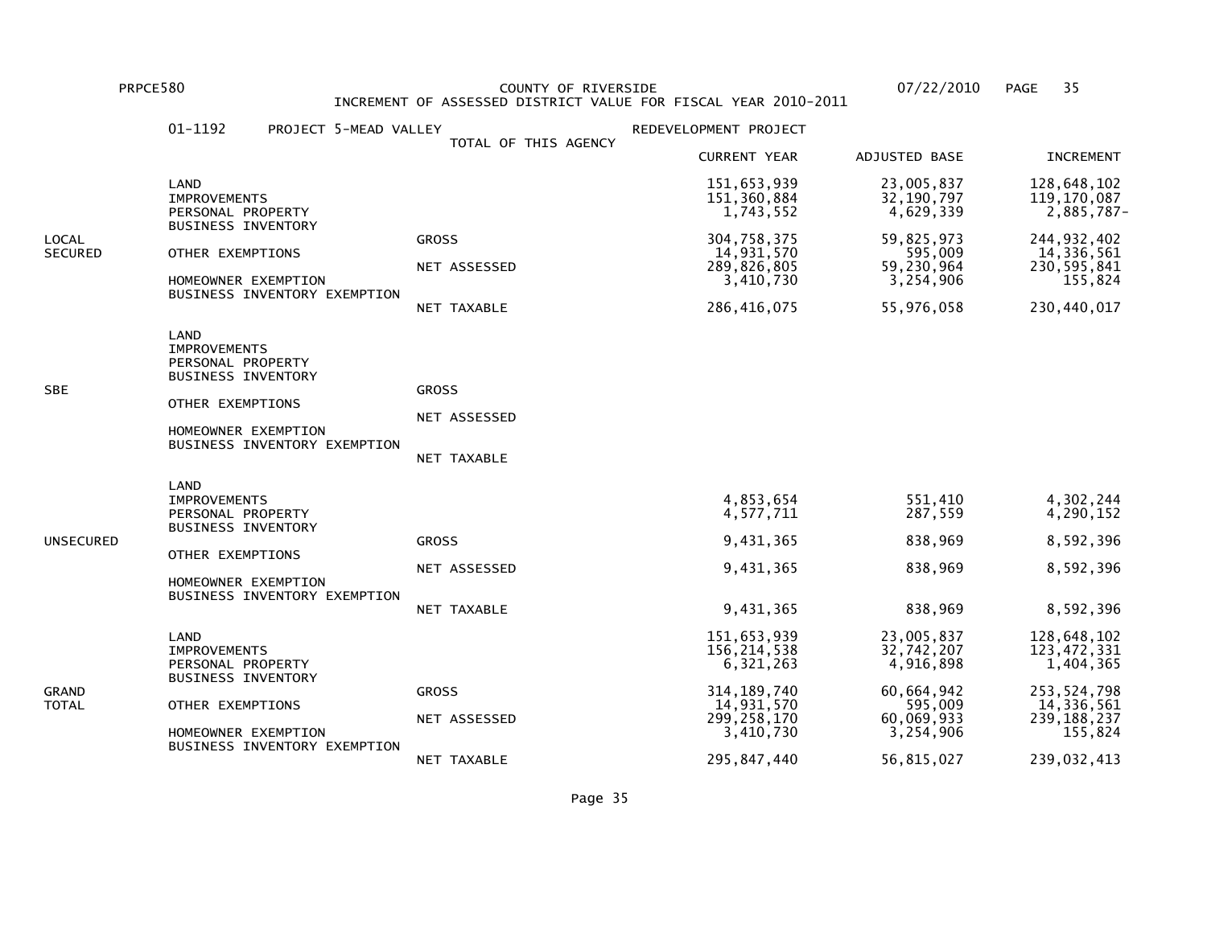COUNTY OF RIVERSIDE
INCREMENT OF ASSESSED DISTRICT VALUE FOR FISCAL YEAR 2010-2011

PRPCE580 — 07/22/2010

01-1192 PROJECT 5-MEAD VALLEY REDEVELOPMENT PROJECT

TOTAL OF THIS AGENCY

| | | | CURRENT YEAR | ADJUSTED BASE | INCREMENT |
|---|---|---|---|---|---|
| LOCAL SECURED | LAND | | 151,653,939 | 23,005,837 | 128,648,102 |
| | IMPROVEMENTS | | 151,360,884 | 32,190,797 | 119,170,087 |
| | PERSONAL PROPERTY | | 1,743,552 | 4,629,339 | 2,885,787- |
| | BUSINESS INVENTORY | | | | |
| | | GROSS | 304,758,375 | 59,825,973 | 244,932,402 |
| | OTHER EXEMPTIONS | | 14,931,570 | 595,009 | 14,336,561 |
| | | NET ASSESSED | 289,826,805 | 59,230,964 | 230,595,841 |
| | HOMEOWNER EXEMPTION | | 3,410,730 | 3,254,906 | 155,824 |
| | BUSINESS INVENTORY EXEMPTION | | | | |
| | | NET TAXABLE | 286,416,075 | 55,976,058 | 230,440,017 |
| SBE | LAND | | | | |
| | IMPROVEMENTS | | | | |
| | PERSONAL PROPERTY | | | | |
| | BUSINESS INVENTORY | | | | |
| | | GROSS | | | |
| | OTHER EXEMPTIONS | | | | |
| | | NET ASSESSED | | | |
| | HOMEOWNER EXEMPTION | | | | |
| | BUSINESS INVENTORY EXEMPTION | | | | |
| | | NET TAXABLE | | | |
| UNSECURED | LAND | | | | |
| | IMPROVEMENTS | | 4,853,654 | 551,410 | 4,302,244 |
| | PERSONAL PROPERTY | | 4,577,711 | 287,559 | 4,290,152 |
| | BUSINESS INVENTORY | | | | |
| | | GROSS | 9,431,365 | 838,969 | 8,592,396 |
| | OTHER EXEMPTIONS | | | | |
| | | NET ASSESSED | 9,431,365 | 838,969 | 8,592,396 |
| | HOMEOWNER EXEMPTION | | | | |
| | BUSINESS INVENTORY EXEMPTION | | | | |
| | | NET TAXABLE | 9,431,365 | 838,969 | 8,592,396 |
| GRAND TOTAL | LAND | | 151,653,939 | 23,005,837 | 128,648,102 |
| | IMPROVEMENTS | | 156,214,538 | 32,742,207 | 123,472,331 |
| | PERSONAL PROPERTY | | 6,321,263 | 4,916,898 | 1,404,365 |
| | BUSINESS INVENTORY | | | | |
| | | GROSS | 314,189,740 | 60,664,942 | 253,524,798 |
| | OTHER EXEMPTIONS | | 14,931,570 | 595,009 | 14,336,561 |
| | | NET ASSESSED | 299,258,170 | 60,069,933 | 239,188,237 |
| | HOMEOWNER EXEMPTION | | 3,410,730 | 3,254,906 | 155,824 |
| | BUSINESS INVENTORY EXEMPTION | | | | |
| | | NET TAXABLE | 295,847,440 | 56,815,027 | 239,032,413 |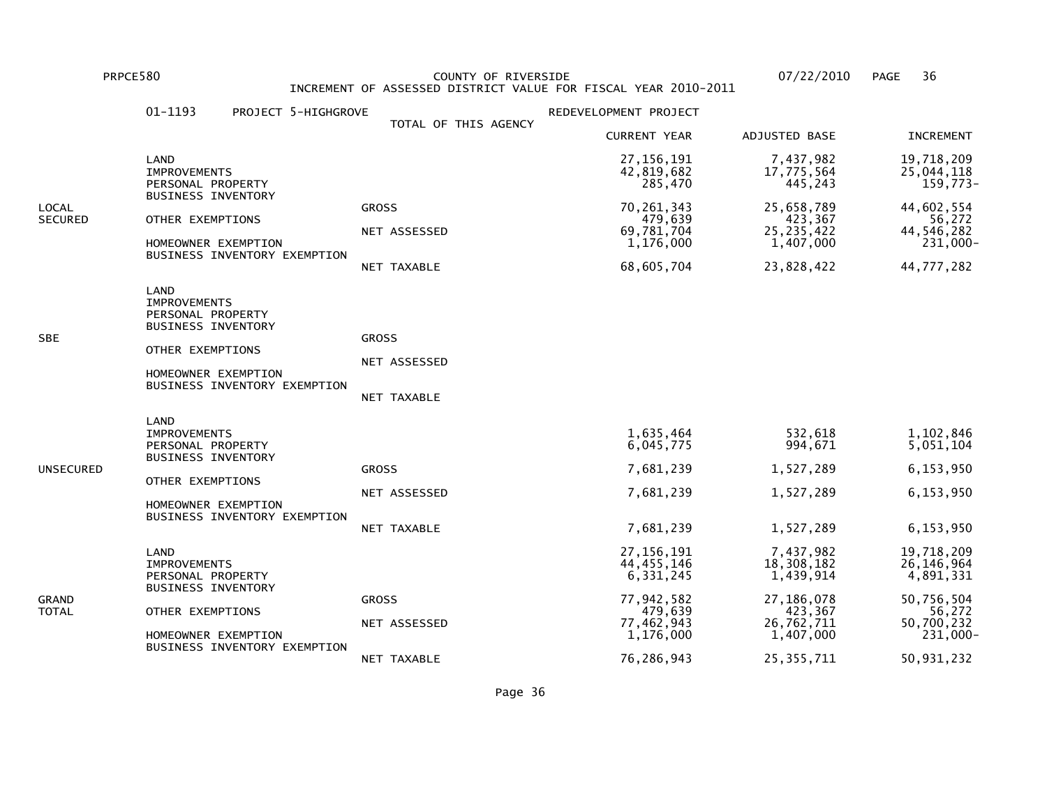PRPCE580 COUNTY OF RIVERSIDE 07/22/2010

INCREMENT OF ASSESSED DISTRICT VALUE FOR FISCAL YEAR 2010-2011

01-1193 PROJECT 5-HIGHGROVE REDEVELOPMENT PROJECT

TOTAL OF THIS AGENCY

| | | | CURRENT YEAR | ADJUSTED BASE | INCREMENT |
|---|---|---|---|---|---|
| LOCAL SECURED | LAND | | 27,156,191 | 7,437,982 | 19,718,209 |
| | IMPROVEMENTS | | 42,819,682 | 17,775,564 | 25,044,118 |
| | PERSONAL PROPERTY | | 285,470 | 445,243 | 159,773- |
| | BUSINESS INVENTORY | | | | |
| | | GROSS | 70,261,343 | 25,658,789 | 44,602,554 |
| | OTHER EXEMPTIONS | | 479,639 | 423,367 | 56,272 |
| | | NET ASSESSED | 69,781,704 | 25,235,422 | 44,546,282 |
| | HOMEOWNER EXEMPTION | | 1,176,000 | 1,407,000 | 231,000- |
| | BUSINESS INVENTORY EXEMPTION | | | | |
| | | NET TAXABLE | 68,605,704 | 23,828,422 | 44,777,282 |
| SBE | LAND | | | | |
| | IMPROVEMENTS | | | | |
| | PERSONAL PROPERTY | | | | |
| | BUSINESS INVENTORY | | | | |
| | | GROSS | | | |
| | OTHER EXEMPTIONS | | | | |
| | | NET ASSESSED | | | |
| | HOMEOWNER EXEMPTION | | | | |
| | BUSINESS INVENTORY EXEMPTION | | | | |
| | | NET TAXABLE | | | |
| UNSECURED | LAND | | | | |
| | IMPROVEMENTS | | 1,635,464 | 532,618 | 1,102,846 |
| | PERSONAL PROPERTY | | 6,045,775 | 994,671 | 5,051,104 |
| | BUSINESS INVENTORY | | | | |
| | | GROSS | 7,681,239 | 1,527,289 | 6,153,950 |
| | OTHER EXEMPTIONS | | | | |
| | | NET ASSESSED | 7,681,239 | 1,527,289 | 6,153,950 |
| | HOMEOWNER EXEMPTION | | | | |
| | BUSINESS INVENTORY EXEMPTION | | | | |
| | | NET TAXABLE | 7,681,239 | 1,527,289 | 6,153,950 |
| GRAND TOTAL | LAND | | 27,156,191 | 7,437,982 | 19,718,209 |
| | IMPROVEMENTS | | 44,455,146 | 18,308,182 | 26,146,964 |
| | PERSONAL PROPERTY | | 6,331,245 | 1,439,914 | 4,891,331 |
| | BUSINESS INVENTORY | | | | |
| | | GROSS | 77,942,582 | 27,186,078 | 50,756,504 |
| | OTHER EXEMPTIONS | | 479,639 | 423,367 | 56,272 |
| | | NET ASSESSED | 77,462,943 | 26,762,711 | 50,700,232 |
| | HOMEOWNER EXEMPTION | | 1,176,000 | 1,407,000 | 231,000- |
| | BUSINESS INVENTORY EXEMPTION | | | | |
| | | NET TAXABLE | 76,286,943 | 25,355,711 | 50,931,232 |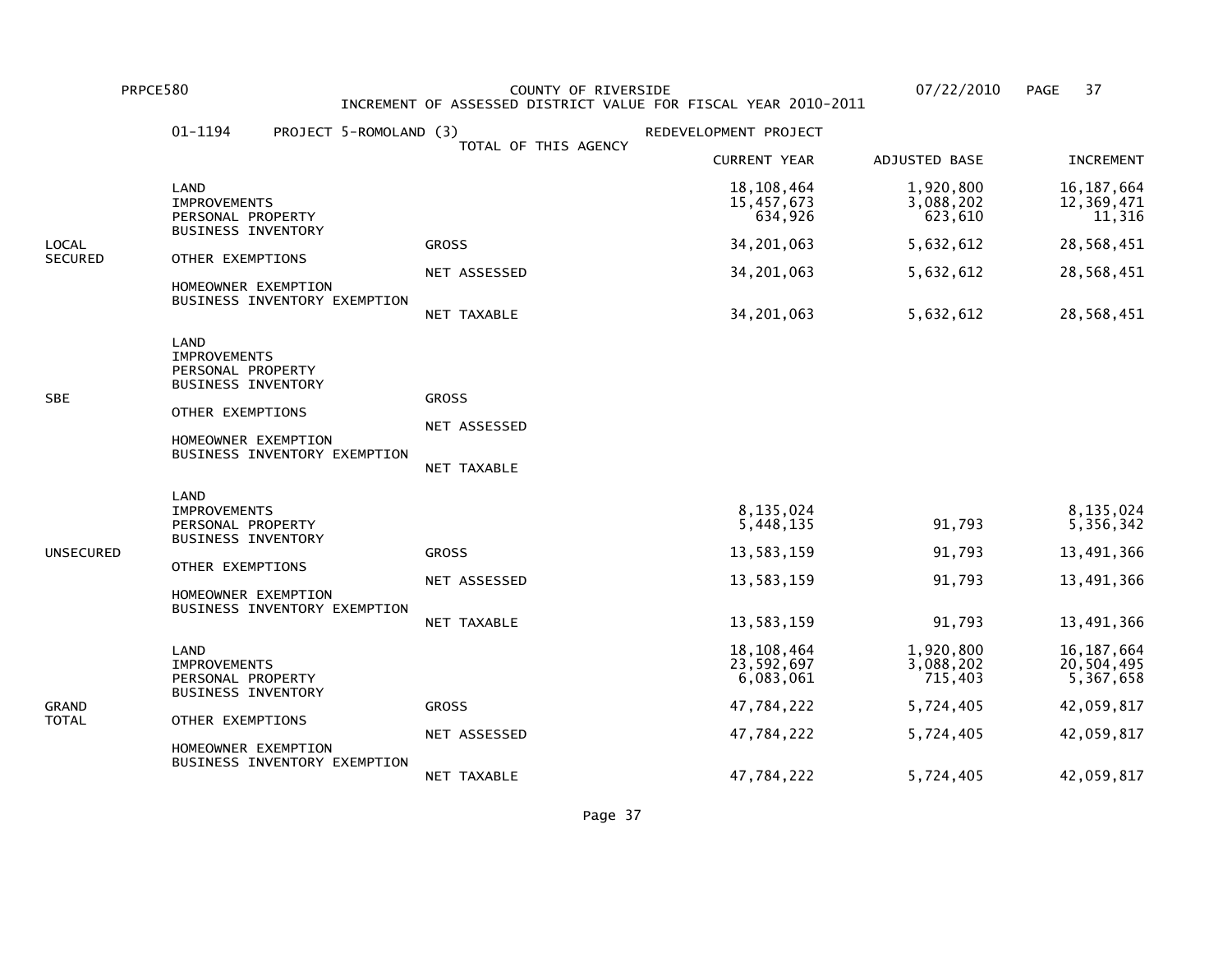PRPCE580 COUNTY OF RIVERSIDE 07/22/2010

INCREMENT OF ASSESSED DISTRICT VALUE FOR FISCAL YEAR 2010-2011

01-1194 PROJECT 5-ROMOLAND (3) REDEVELOPMENT PROJECT

TOTAL OF THIS AGENCY

| | | | CURRENT YEAR | ADJUSTED BASE | INCREMENT |
|---|---|---|---|---|---|
| LOCAL SECURED | LAND | | 18,108,464 | 1,920,800 | 16,187,664 |
| | IMPROVEMENTS | | 15,457,673 | 3,088,202 | 12,369,471 |
| | PERSONAL PROPERTY | | 634,926 | 623,610 | 11,316 |
| | BUSINESS INVENTORY | | | | |
| | | GROSS | 34,201,063 | 5,632,612 | 28,568,451 |
| | OTHER EXEMPTIONS | | | | |
| | | NET ASSESSED | 34,201,063 | 5,632,612 | 28,568,451 |
| | HOMEOWNER EXEMPTION | | | | |
| | BUSINESS INVENTORY EXEMPTION | | | | |
| | | NET TAXABLE | 34,201,063 | 5,632,612 | 28,568,451 |
| SBE | LAND | | | | |
| | IMPROVEMENTS | | | | |
| | PERSONAL PROPERTY | | | | |
| | BUSINESS INVENTORY | | | | |
| | | GROSS | | | |
| | OTHER EXEMPTIONS | | | | |
| | | NET ASSESSED | | | |
| | HOMEOWNER EXEMPTION | | | | |
| | BUSINESS INVENTORY EXEMPTION | | | | |
| | | NET TAXABLE | | | |
| UNSECURED | LAND | | | | |
| | IMPROVEMENTS | | 8,135,024 | | 8,135,024 |
| | PERSONAL PROPERTY | | 5,448,135 | 91,793 | 5,356,342 |
| | BUSINESS INVENTORY | | | | |
| | | GROSS | 13,583,159 | 91,793 | 13,491,366 |
| | OTHER EXEMPTIONS | | | | |
| | | NET ASSESSED | 13,583,159 | 91,793 | 13,491,366 |
| | HOMEOWNER EXEMPTION | | | | |
| | BUSINESS INVENTORY EXEMPTION | | | | |
| | | NET TAXABLE | 13,583,159 | 91,793 | 13,491,366 |
| GRAND TOTAL | LAND | | 18,108,464 | 1,920,800 | 16,187,664 |
| | IMPROVEMENTS | | 23,592,697 | 3,088,202 | 20,504,495 |
| | PERSONAL PROPERTY | | 6,083,061 | 715,403 | 5,367,658 |
| | BUSINESS INVENTORY | | | | |
| | | GROSS | 47,784,222 | 5,724,405 | 42,059,817 |
| | OTHER EXEMPTIONS | | | | |
| | | NET ASSESSED | 47,784,222 | 5,724,405 | 42,059,817 |
| | HOMEOWNER EXEMPTION | | | | |
| | BUSINESS INVENTORY EXEMPTION | | | | |
| | | NET TAXABLE | 47,784,222 | 5,724,405 | 42,059,817 |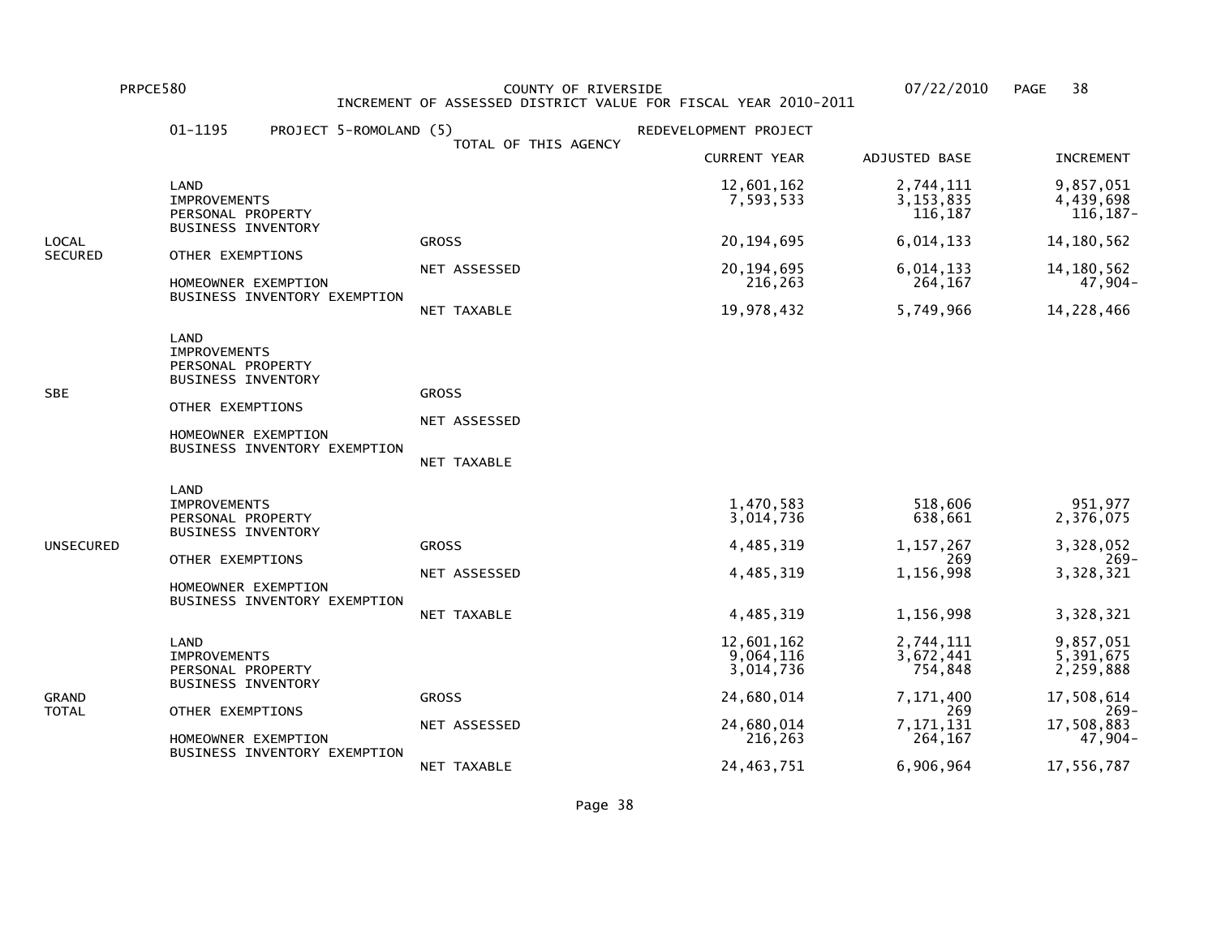PRPCE580 COUNTY OF RIVERSIDE 07/22/2010

INCREMENT OF ASSESSED DISTRICT VALUE FOR FISCAL YEAR 2010-2011

01-1195 PROJECT 5-ROMOLAND (5) REDEVELOPMENT PROJECT

TOTAL OF THIS AGENCY

| | | | CURRENT YEAR | ADJUSTED BASE | INCREMENT |
|---|---|---|---|---|---|
| LOCAL SECURED | LAND | | 12,601,162 | 2,744,111 | 9,857,051 |
| | IMPROVEMENTS | | 7,593,533 | 3,153,835 | 4,439,698 |
| | PERSONAL PROPERTY | | | 116,187 | 116,187- |
| | BUSINESS INVENTORY | | | | |
| | | GROSS | 20,194,695 | 6,014,133 | 14,180,562 |
| | OTHER EXEMPTIONS | | | | |
| | | NET ASSESSED | 20,194,695 | 6,014,133 | 14,180,562 |
| | HOMEOWNER EXEMPTION | | 216,263 | 264,167 | 47,904- |
| | BUSINESS INVENTORY EXEMPTION | | | | |
| | | NET TAXABLE | 19,978,432 | 5,749,966 | 14,228,466 |
| SBE | LAND | | | | |
| | IMPROVEMENTS | | | | |
| | PERSONAL PROPERTY | | | | |
| | BUSINESS INVENTORY | | | | |
| | | GROSS | | | |
| | OTHER EXEMPTIONS | | | | |
| | | NET ASSESSED | | | |
| | HOMEOWNER EXEMPTION | | | | |
| | BUSINESS INVENTORY EXEMPTION | | | | |
| | | NET TAXABLE | | | |
| UNSECURED | LAND | | | | |
| | IMPROVEMENTS | | 1,470,583 | 518,606 | 951,977 |
| | PERSONAL PROPERTY | | 3,014,736 | 638,661 | 2,376,075 |
| | BUSINESS INVENTORY | | | | |
| | | GROSS | 4,485,319 | 1,157,267 | 3,328,052 |
| | OTHER EXEMPTIONS | | | 269 | 269- |
| | | NET ASSESSED | 4,485,319 | 1,156,998 | 3,328,321 |
| | HOMEOWNER EXEMPTION | | | | |
| | BUSINESS INVENTORY EXEMPTION | | | | |
| | | NET TAXABLE | 4,485,319 | 1,156,998 | 3,328,321 |
| GRAND TOTAL | LAND | | 12,601,162 | 2,744,111 | 9,857,051 |
| | IMPROVEMENTS | | 9,064,116 | 3,672,441 | 5,391,675 |
| | PERSONAL PROPERTY | | 3,014,736 | 754,848 | 2,259,888 |
| | BUSINESS INVENTORY | | | | |
| | | GROSS | 24,680,014 | 7,171,400 | 17,508,614 |
| | OTHER EXEMPTIONS | | | 269 | 269- |
| | | NET ASSESSED | 24,680,014 | 7,171,131 | 17,508,883 |
| | HOMEOWNER EXEMPTION | | 216,263 | 264,167 | 47,904- |
| | BUSINESS INVENTORY EXEMPTION | | | | |
| | | NET TAXABLE | 24,463,751 | 6,906,964 | 17,556,787 |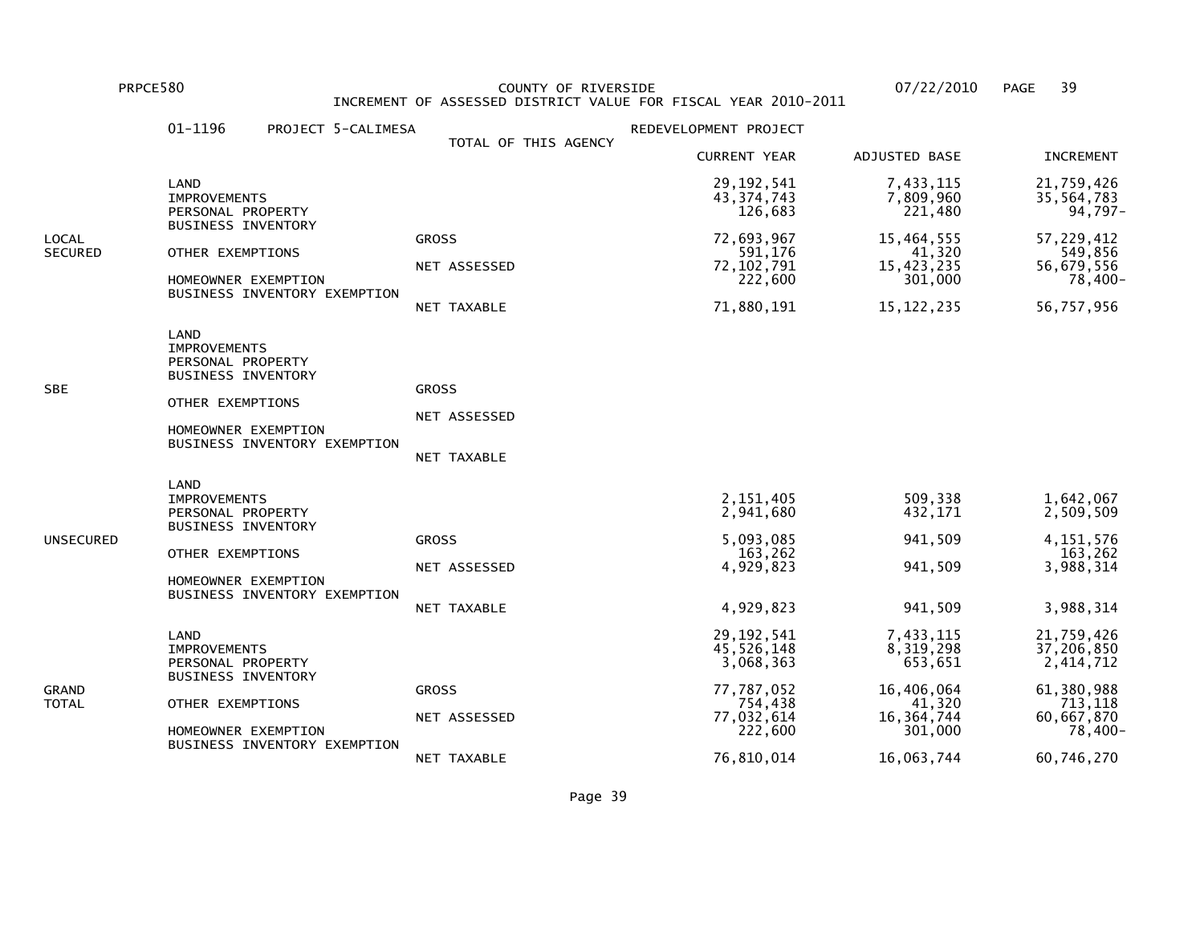COUNTY OF RIVERSIDE

INCREMENT OF ASSESSED DISTRICT VALUE FOR FISCAL YEAR 2010-2011

01-1196 PROJECT 5-CALIMESA REDEVELOPMENT PROJECT

TOTAL OF THIS AGENCY

| | | | CURRENT YEAR | ADJUSTED BASE | INCREMENT |
|---|---|---|---|---|---|
| LOCAL SECURED | LAND | | 29,192,541 | 7,433,115 | 21,759,426 |
| | IMPROVEMENTS | | 43,374,743 | 7,809,960 | 35,564,783 |
| | PERSONAL PROPERTY | | 126,683 | 221,480 | 94,797- |
| | BUSINESS INVENTORY | | | | |
| | | GROSS | 72,693,967 | 15,464,555 | 57,229,412 |
| | OTHER EXEMPTIONS | | 591,176 | 41,320 | 549,856 |
| | | NET ASSESSED | 72,102,791 | 15,423,235 | 56,679,556 |
| | HOMEOWNER EXEMPTION | | 222,600 | 301,000 | 78,400- |
| | BUSINESS INVENTORY EXEMPTION | | | | |
| | | NET TAXABLE | 71,880,191 | 15,122,235 | 56,757,956 |
| SBE | LAND | | | | |
| | IMPROVEMENTS | | | | |
| | PERSONAL PROPERTY | | | | |
| | BUSINESS INVENTORY | | | | |
| | | GROSS | | | |
| | OTHER EXEMPTIONS | | | | |
| | | NET ASSESSED | | | |
| | HOMEOWNER EXEMPTION | | | | |
| | BUSINESS INVENTORY EXEMPTION | | | | |
| | | NET TAXABLE | | | |
| UNSECURED | LAND | | | | |
| | IMPROVEMENTS | | 2,151,405 | 509,338 | 1,642,067 |
| | PERSONAL PROPERTY | | 2,941,680 | 432,171 | 2,509,509 |
| | BUSINESS INVENTORY | | | | |
| | | GROSS | 5,093,085 | 941,509 | 4,151,576 |
| | OTHER EXEMPTIONS | | 163,262 | | 163,262 |
| | | NET ASSESSED | 4,929,823 | 941,509 | 3,988,314 |
| | HOMEOWNER EXEMPTION | | | | |
| | BUSINESS INVENTORY EXEMPTION | | | | |
| | | NET TAXABLE | 4,929,823 | 941,509 | 3,988,314 |
| GRAND TOTAL | LAND | | 29,192,541 | 7,433,115 | 21,759,426 |
| | IMPROVEMENTS | | 45,526,148 | 8,319,298 | 37,206,850 |
| | PERSONAL PROPERTY | | 3,068,363 | 653,651 | 2,414,712 |
| | BUSINESS INVENTORY | | | | |
| | | GROSS | 77,787,052 | 16,406,064 | 61,380,988 |
| | OTHER EXEMPTIONS | | 754,438 | 41,320 | 713,118 |
| | | NET ASSESSED | 77,032,614 | 16,364,744 | 60,667,870 |
| | HOMEOWNER EXEMPTION | | 222,600 | 301,000 | 78,400- |
| | BUSINESS INVENTORY EXEMPTION | | | | |
| | | NET TAXABLE | 76,810,014 | 16,063,744 | 60,746,270 |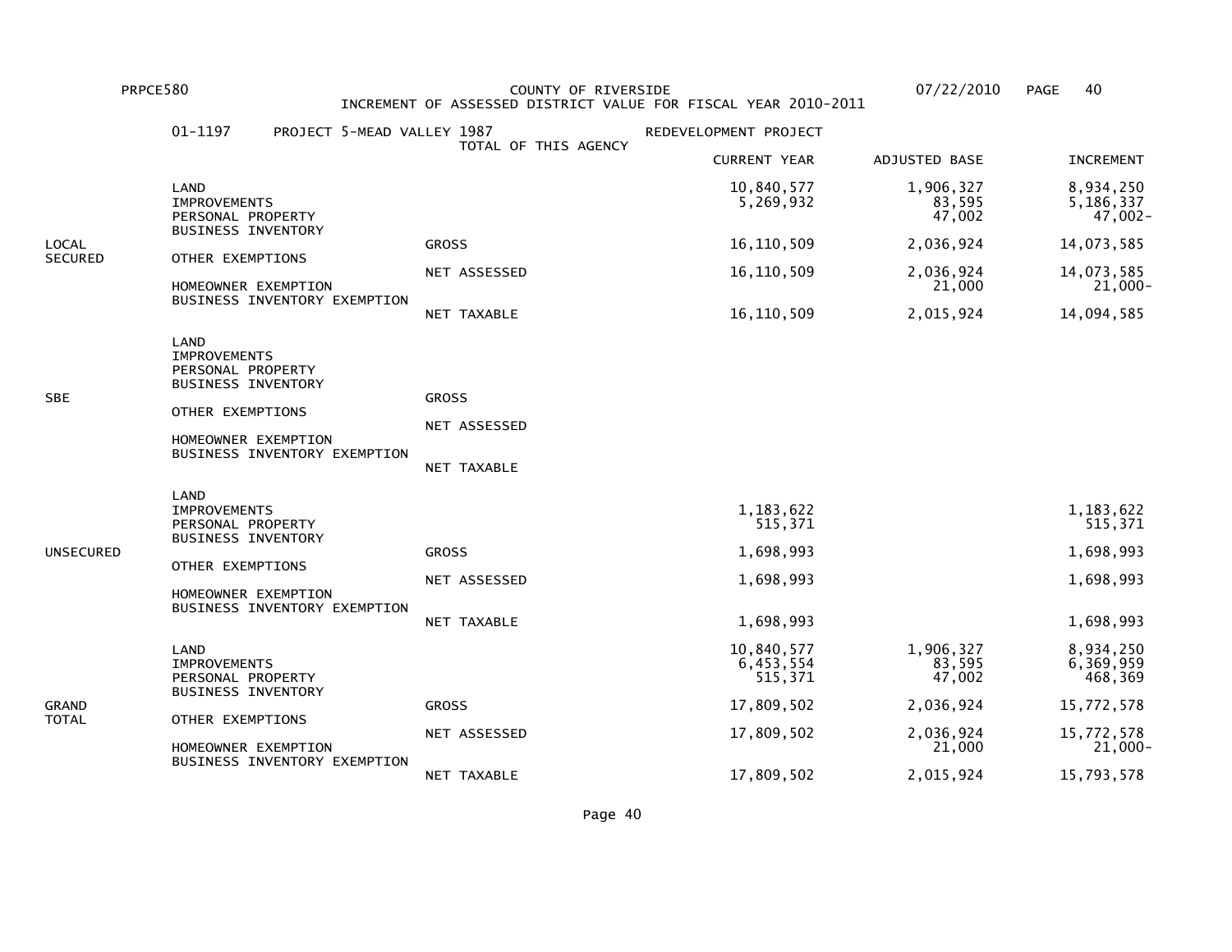PRPCE580 COUNTY OF RIVERSIDE 07/22/2010

INCREMENT OF ASSESSED DISTRICT VALUE FOR FISCAL YEAR 2010-2011

01-1197 PROJECT 5-MEAD VALLEY 1987 REDEVELOPMENT PROJECT

TOTAL OF THIS AGENCY

| Section | Item | Type | CURRENT YEAR | ADJUSTED BASE | INCREMENT |
|---|---|---|---|---|---|
| LOCAL SECURED | LAND | | 10,840,577 | 1,906,327 | 8,934,250 |
| | IMPROVEMENTS | | 5,269,932 | 83,595 | 5,186,337 |
| | PERSONAL PROPERTY | | | 47,002 | 47,002- |
| | BUSINESS INVENTORY | | | | |
| | | GROSS | 16,110,509 | 2,036,924 | 14,073,585 |
| | OTHER EXEMPTIONS | | | | |
| | | NET ASSESSED | 16,110,509 | 2,036,924 | 14,073,585 |
| | HOMEOWNER EXEMPTION | | | 21,000 | 21,000- |
| | BUSINESS INVENTORY EXEMPTION | | | | |
| | | NET TAXABLE | 16,110,509 | 2,015,924 | 14,094,585 |
| SBE | LAND | | | | |
| | IMPROVEMENTS | | | | |
| | PERSONAL PROPERTY | | | | |
| | BUSINESS INVENTORY | | | | |
| | | GROSS | | | |
| | OTHER EXEMPTIONS | | | | |
| | | NET ASSESSED | | | |
| | HOMEOWNER EXEMPTION | | | | |
| | BUSINESS INVENTORY EXEMPTION | | | | |
| | | NET TAXABLE | | | |
| UNSECURED | LAND | | | | |
| | IMPROVEMENTS | | 1,183,622 | | 1,183,622 |
| | PERSONAL PROPERTY | | 515,371 | | 515,371 |
| | BUSINESS INVENTORY | | | | |
| | | GROSS | 1,698,993 | | 1,698,993 |
| | OTHER EXEMPTIONS | | | | |
| | | NET ASSESSED | 1,698,993 | | 1,698,993 |
| | HOMEOWNER EXEMPTION | | | | |
| | BUSINESS INVENTORY EXEMPTION | | | | |
| | | NET TAXABLE | 1,698,993 | | 1,698,993 |
| GRAND TOTAL | LAND | | 10,840,577 | 1,906,327 | 8,934,250 |
| | IMPROVEMENTS | | 6,453,554 | 83,595 | 6,369,959 |
| | PERSONAL PROPERTY | | 515,371 | 47,002 | 468,369 |
| | BUSINESS INVENTORY | | | | |
| | | GROSS | 17,809,502 | 2,036,924 | 15,772,578 |
| | OTHER EXEMPTIONS | | | | |
| | | NET ASSESSED | 17,809,502 | 2,036,924 | 15,772,578 |
| | HOMEOWNER EXEMPTION | | | 21,000 | 21,000- |
| | BUSINESS INVENTORY EXEMPTION | | | | |
| | | NET TAXABLE | 17,809,502 | 2,015,924 | 15,793,578 |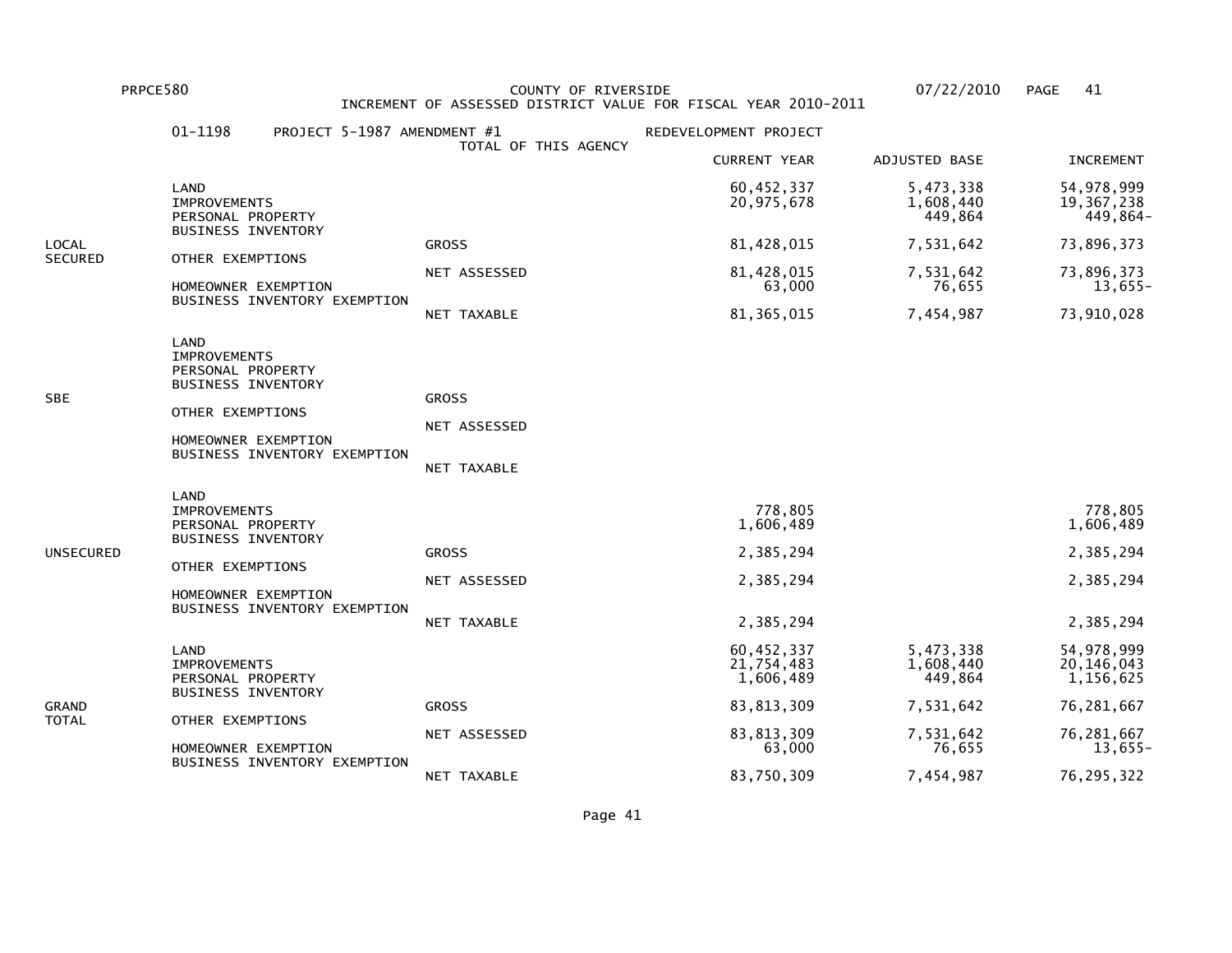PRPCE580 COUNTY OF RIVERSIDE 07/22/2010

INCREMENT OF ASSESSED DISTRICT VALUE FOR FISCAL YEAR 2010-2011

01-1198 PROJECT 5-1987 AMENDMENT #1 REDEVELOPMENT PROJECT

TOTAL OF THIS AGENCY

| | | | CURRENT YEAR | ADJUSTED BASE | INCREMENT |
|---|---|---|---|---|---|
| LOCAL SECURED | LAND | | 60,452,337 | 5,473,338 | 54,978,999 |
| | IMPROVEMENTS | | 20,975,678 | 1,608,440 | 19,367,238 |
| | PERSONAL PROPERTY | | | 449,864 | 449,864- |
| | BUSINESS INVENTORY | | | | |
| | | GROSS | 81,428,015 | 7,531,642 | 73,896,373 |
| | OTHER EXEMPTIONS | | | | |
| | | NET ASSESSED | 81,428,015 | 7,531,642 | 73,896,373 |
| | HOMEOWNER EXEMPTION | | 63,000 | 76,655 | 13,655- |
| | BUSINESS INVENTORY EXEMPTION | | | | |
| | | NET TAXABLE | 81,365,015 | 7,454,987 | 73,910,028 |
| SBE | LAND | | | | |
| | IMPROVEMENTS | | | | |
| | PERSONAL PROPERTY | | | | |
| | BUSINESS INVENTORY | | | | |
| | | GROSS | | | |
| | OTHER EXEMPTIONS | | | | |
| | | NET ASSESSED | | | |
| | HOMEOWNER EXEMPTION | | | | |
| | BUSINESS INVENTORY EXEMPTION | | | | |
| | | NET TAXABLE | | | |
| UNSECURED | LAND | | | | |
| | IMPROVEMENTS | | 778,805 | | 778,805 |
| | PERSONAL PROPERTY | | 1,606,489 | | 1,606,489 |
| | BUSINESS INVENTORY | | | | |
| | | GROSS | 2,385,294 | | 2,385,294 |
| | OTHER EXEMPTIONS | | | | |
| | | NET ASSESSED | 2,385,294 | | 2,385,294 |
| | HOMEOWNER EXEMPTION | | | | |
| | BUSINESS INVENTORY EXEMPTION | | | | |
| | | NET TAXABLE | 2,385,294 | | 2,385,294 |
| GRAND TOTAL | LAND | | 60,452,337 | 5,473,338 | 54,978,999 |
| | IMPROVEMENTS | | 21,754,483 | 1,608,440 | 20,146,043 |
| | PERSONAL PROPERTY | | 1,606,489 | 449,864 | 1,156,625 |
| | BUSINESS INVENTORY | | | | |
| | | GROSS | 83,813,309 | 7,531,642 | 76,281,667 |
| | OTHER EXEMPTIONS | | | | |
| | | NET ASSESSED | 83,813,309 | 7,531,642 | 76,281,667 |
| | HOMEOWNER EXEMPTION | | 63,000 | 76,655 | 13,655- |
| | BUSINESS INVENTORY EXEMPTION | | | | |
| | | NET TAXABLE | 83,750,309 | 7,454,987 | 76,295,322 |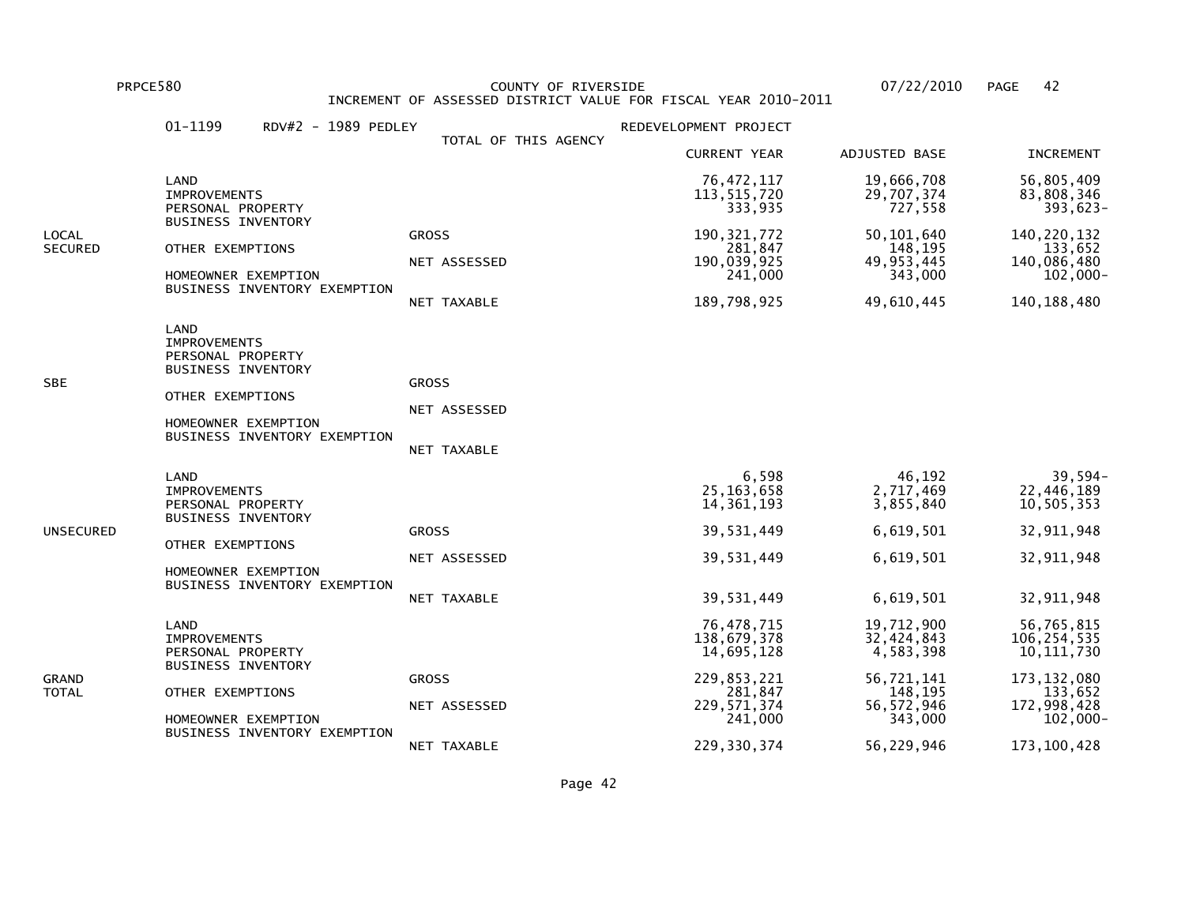PRPCE580 COUNTY OF RIVERSIDE 07/22/2010

INCREMENT OF ASSESSED DISTRICT VALUE FOR FISCAL YEAR 2010-2011

01-1199 RDV#2 - 1989 PEDLEY REDEVELOPMENT PROJECT

TOTAL OF THIS AGENCY

| | | | CURRENT YEAR | ADJUSTED BASE | INCREMENT |
|---|---|---|---|---|---|
| LOCAL SECURED | LAND | | 76,472,117 | 19,666,708 | 56,805,409 |
| | IMPROVEMENTS | | 113,515,720 | 29,707,374 | 83,808,346 |
| | PERSONAL PROPERTY | | 333,935 | 727,558 | 393,623- |
| | BUSINESS INVENTORY | | | | |
| | | GROSS | 190,321,772 | 50,101,640 | 140,220,132 |
| | OTHER EXEMPTIONS | | 281,847 | 148,195 | 133,652 |
| | | NET ASSESSED | 190,039,925 | 49,953,445 | 140,086,480 |
| | HOMEOWNER EXEMPTION | | 241,000 | 343,000 | 102,000- |
| | BUSINESS INVENTORY EXEMPTION | | | | |
| | | NET TAXABLE | 189,798,925 | 49,610,445 | 140,188,480 |
| SBE | LAND | | | | |
| | IMPROVEMENTS | | | | |
| | PERSONAL PROPERTY | | | | |
| | BUSINESS INVENTORY | | | | |
| | | GROSS | | | |
| | OTHER EXEMPTIONS | | | | |
| | | NET ASSESSED | | | |
| | HOMEOWNER EXEMPTION | | | | |
| | BUSINESS INVENTORY EXEMPTION | | | | |
| | | NET TAXABLE | | | |
| UNSECURED | LAND | | 6,598 | 46,192 | 39,594- |
| | IMPROVEMENTS | | 25,163,658 | 2,717,469 | 22,446,189 |
| | PERSONAL PROPERTY | | 14,361,193 | 3,855,840 | 10,505,353 |
| | BUSINESS INVENTORY | | | | |
| | | GROSS | 39,531,449 | 6,619,501 | 32,911,948 |
| | OTHER EXEMPTIONS | | | | |
| | | NET ASSESSED | 39,531,449 | 6,619,501 | 32,911,948 |
| | HOMEOWNER EXEMPTION | | | | |
| | BUSINESS INVENTORY EXEMPTION | | | | |
| | | NET TAXABLE | 39,531,449 | 6,619,501 | 32,911,948 |
| GRAND TOTAL | LAND | | 76,478,715 | 19,712,900 | 56,765,815 |
| | IMPROVEMENTS | | 138,679,378 | 32,424,843 | 106,254,535 |
| | PERSONAL PROPERTY | | 14,695,128 | 4,583,398 | 10,111,730 |
| | BUSINESS INVENTORY | | | | |
| | | GROSS | 229,853,221 | 56,721,141 | 173,132,080 |
| | OTHER EXEMPTIONS | | 281,847 | 148,195 | 133,652 |
| | | NET ASSESSED | 229,571,374 | 56,572,946 | 172,998,428 |
| | HOMEOWNER EXEMPTION | | 241,000 | 343,000 | 102,000- |
| | BUSINESS INVENTORY EXEMPTION | | | | |
| | | NET TAXABLE | 229,330,374 | 56,229,946 | 173,100,428 |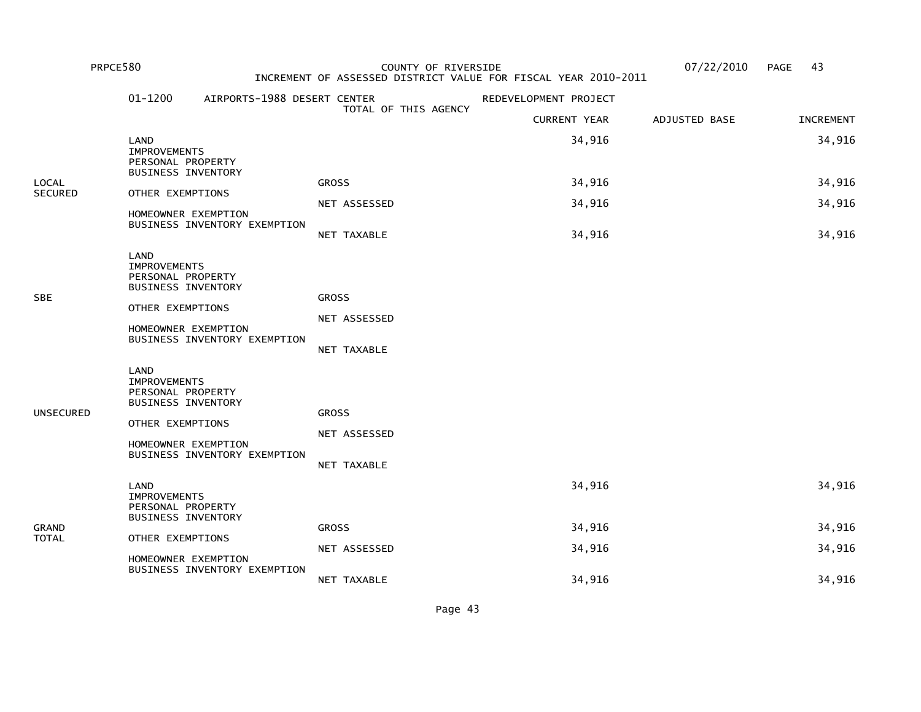PRPCE580 COUNTY OF RIVERSIDE 07/22/2010

INCREMENT OF ASSESSED DISTRICT VALUE FOR FISCAL YEAR 2010-2011

01-1200 AIRPORTS-1988 DESERT CENTER REDEVELOPMENT PROJECT

TOTAL OF THIS AGENCY

| | | | CURRENT YEAR | ADJUSTED BASE | INCREMENT |
|---|---|---|---|---|---|
| LOCAL SECURED | LAND | | 34,916 | | 34,916 |
| | IMPROVEMENTS | | | | |
| | PERSONAL PROPERTY | | | | |
| | BUSINESS INVENTORY | | | | |
| | | GROSS | 34,916 | | 34,916 |
| | OTHER EXEMPTIONS | | | | |
| | | NET ASSESSED | 34,916 | | 34,916 |
| | HOMEOWNER EXEMPTION | | | | |
| | BUSINESS INVENTORY EXEMPTION | | | | |
| | | NET TAXABLE | 34,916 | | 34,916 |
| SBE | LAND | | | | |
| | IMPROVEMENTS | | | | |
| | PERSONAL PROPERTY | | | | |
| | BUSINESS INVENTORY | | | | |
| | | GROSS | | | |
| | OTHER EXEMPTIONS | | | | |
| | | NET ASSESSED | | | |
| | HOMEOWNER EXEMPTION | | | | |
| | BUSINESS INVENTORY EXEMPTION | | | | |
| | | NET TAXABLE | | | |
| UNSECURED | LAND | | | | |
| | IMPROVEMENTS | | | | |
| | PERSONAL PROPERTY | | | | |
| | BUSINESS INVENTORY | | | | |
| | | GROSS | | | |
| | OTHER EXEMPTIONS | | | | |
| | | NET ASSESSED | | | |
| | HOMEOWNER EXEMPTION | | | | |
| | BUSINESS INVENTORY EXEMPTION | | | | |
| | | NET TAXABLE | | | |
| GRAND TOTAL | LAND | | 34,916 | | 34,916 |
| | IMPROVEMENTS | | | | |
| | PERSONAL PROPERTY | | | | |
| | BUSINESS INVENTORY | | | | |
| | | GROSS | 34,916 | | 34,916 |
| | OTHER EXEMPTIONS | | | | |
| | | NET ASSESSED | 34,916 | | 34,916 |
| | HOMEOWNER EXEMPTION | | | | |
| | BUSINESS INVENTORY EXEMPTION | | | | |
| | | NET TAXABLE | 34,916 | | 34,916 |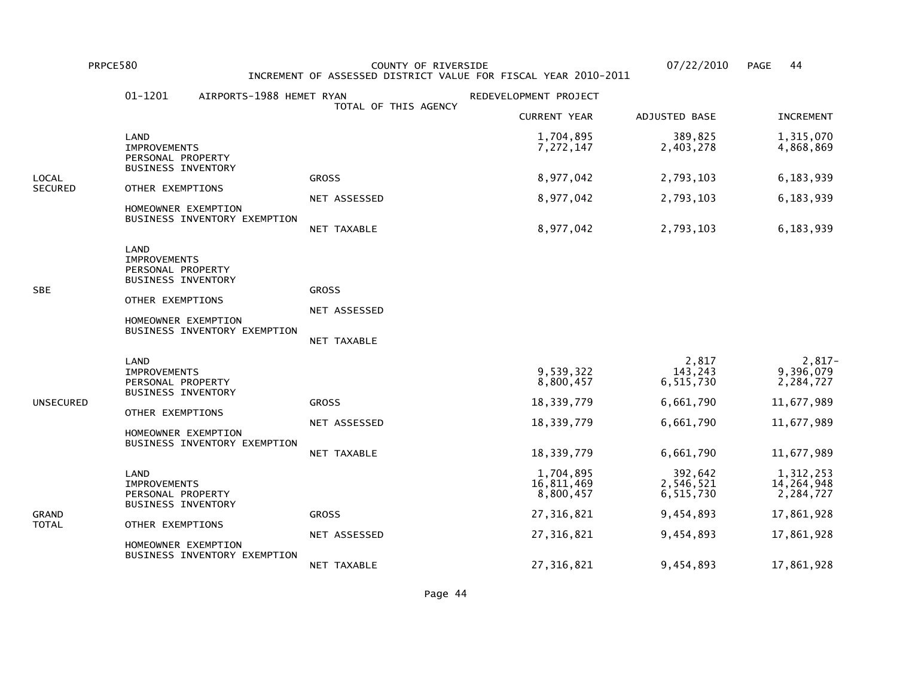PRPCE580 COUNTY OF RIVERSIDE 07/22/2010

INCREMENT OF ASSESSED DISTRICT VALUE FOR FISCAL YEAR 2010-2011

01-1201 AIRPORTS-1988 HEMET RYAN REDEVELOPMENT PROJECT

TOTAL OF THIS AGENCY

| | | | CURRENT YEAR | ADJUSTED BASE | INCREMENT |
|---|---|---|---|---|---|
| LOCAL SECURED | LAND | | 1,704,895 | 389,825 | 1,315,070 |
| | IMPROVEMENTS | | 7,272,147 | 2,403,278 | 4,868,869 |
| | PERSONAL PROPERTY | | | | |
| | BUSINESS INVENTORY | | | | |
| | | GROSS | 8,977,042 | 2,793,103 | 6,183,939 |
| | OTHER EXEMPTIONS | | | | |
| | | NET ASSESSED | 8,977,042 | 2,793,103 | 6,183,939 |
| | HOMEOWNER EXEMPTION | | | | |
| | BUSINESS INVENTORY EXEMPTION | | | | |
| | | NET TAXABLE | 8,977,042 | 2,793,103 | 6,183,939 |
| SBE | LAND | | | | |
| | IMPROVEMENTS | | | | |
| | PERSONAL PROPERTY | | | | |
| | BUSINESS INVENTORY | | | | |
| | | GROSS | | | |
| | OTHER EXEMPTIONS | | | | |
| | | NET ASSESSED | | | |
| | HOMEOWNER EXEMPTION | | | | |
| | BUSINESS INVENTORY EXEMPTION | | | | |
| | | NET TAXABLE | | | |
| UNSECURED | LAND | | | 2,817 | 2,817- |
| | IMPROVEMENTS | | 9,539,322 | 143,243 | 9,396,079 |
| | PERSONAL PROPERTY | | 8,800,457 | 6,515,730 | 2,284,727 |
| | BUSINESS INVENTORY | | | | |
| | | GROSS | 18,339,779 | 6,661,790 | 11,677,989 |
| | OTHER EXEMPTIONS | | | | |
| | | NET ASSESSED | 18,339,779 | 6,661,790 | 11,677,989 |
| | HOMEOWNER EXEMPTION | | | | |
| | BUSINESS INVENTORY EXEMPTION | | | | |
| | | NET TAXABLE | 18,339,779 | 6,661,790 | 11,677,989 |
| GRAND TOTAL | LAND | | 1,704,895 | 392,642 | 1,312,253 |
| | IMPROVEMENTS | | 16,811,469 | 2,546,521 | 14,264,948 |
| | PERSONAL PROPERTY | | 8,800,457 | 6,515,730 | 2,284,727 |
| | BUSINESS INVENTORY | | | | |
| | | GROSS | 27,316,821 | 9,454,893 | 17,861,928 |
| | OTHER EXEMPTIONS | | | | |
| | | NET ASSESSED | 27,316,821 | 9,454,893 | 17,861,928 |
| | HOMEOWNER EXEMPTION | | | | |
| | BUSINESS INVENTORY EXEMPTION | | | | |
| | | NET TAXABLE | 27,316,821 | 9,454,893 | 17,861,928 |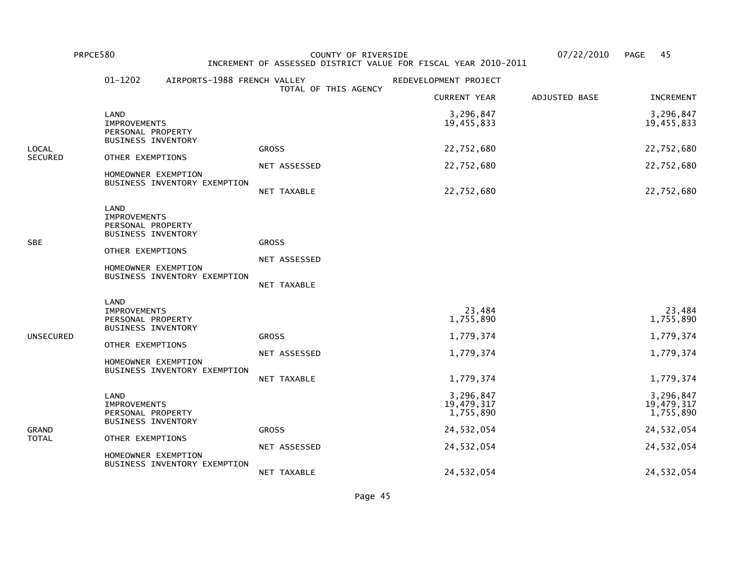PRPCE580 COUNTY OF RIVERSIDE 07/22/2010

INCREMENT OF ASSESSED DISTRICT VALUE FOR FISCAL YEAR 2010-2011

01-1202 AIRPORTS-1988 FRENCH VALLEY REDEVELOPMENT PROJECT

TOTAL OF THIS AGENCY

| | | | CURRENT YEAR | ADJUSTED BASE | INCREMENT |
|---|---|---|---|---|---|
| LOCAL SECURED | LAND | | 3,296,847 | | 3,296,847 |
| | IMPROVEMENTS | | 19,455,833 | | 19,455,833 |
| | PERSONAL PROPERTY | | | | |
| | BUSINESS INVENTORY | | | | |
| | | GROSS | 22,752,680 | | 22,752,680 |
| | OTHER EXEMPTIONS | | | | |
| | | NET ASSESSED | 22,752,680 | | 22,752,680 |
| | HOMEOWNER EXEMPTION | | | | |
| | BUSINESS INVENTORY EXEMPTION | | | | |
| | | NET TAXABLE | 22,752,680 | | 22,752,680 |
| SBE | LAND | | | | |
| | IMPROVEMENTS | | | | |
| | PERSONAL PROPERTY | | | | |
| | BUSINESS INVENTORY | | | | |
| | | GROSS | | | |
| | OTHER EXEMPTIONS | | | | |
| | | NET ASSESSED | | | |
| | HOMEOWNER EXEMPTION | | | | |
| | BUSINESS INVENTORY EXEMPTION | | | | |
| | | NET TAXABLE | | | |
| UNSECURED | LAND | | | | |
| | IMPROVEMENTS | | 23,484 | | 23,484 |
| | PERSONAL PROPERTY | | 1,755,890 | | 1,755,890 |
| | BUSINESS INVENTORY | | | | |
| | | GROSS | 1,779,374 | | 1,779,374 |
| | OTHER EXEMPTIONS | | | | |
| | | NET ASSESSED | 1,779,374 | | 1,779,374 |
| | HOMEOWNER EXEMPTION | | | | |
| | BUSINESS INVENTORY EXEMPTION | | | | |
| | | NET TAXABLE | 1,779,374 | | 1,779,374 |
| GRAND TOTAL | LAND | | 3,296,847 | | 3,296,847 |
| | IMPROVEMENTS | | 19,479,317 | | 19,479,317 |
| | PERSONAL PROPERTY | | 1,755,890 | | 1,755,890 |
| | BUSINESS INVENTORY | | | | |
| | | GROSS | 24,532,054 | | 24,532,054 |
| | OTHER EXEMPTIONS | | | | |
| | | NET ASSESSED | 24,532,054 | | 24,532,054 |
| | HOMEOWNER EXEMPTION | | | | |
| | BUSINESS INVENTORY EXEMPTION | | | | |
| | | NET TAXABLE | 24,532,054 | | 24,532,054 |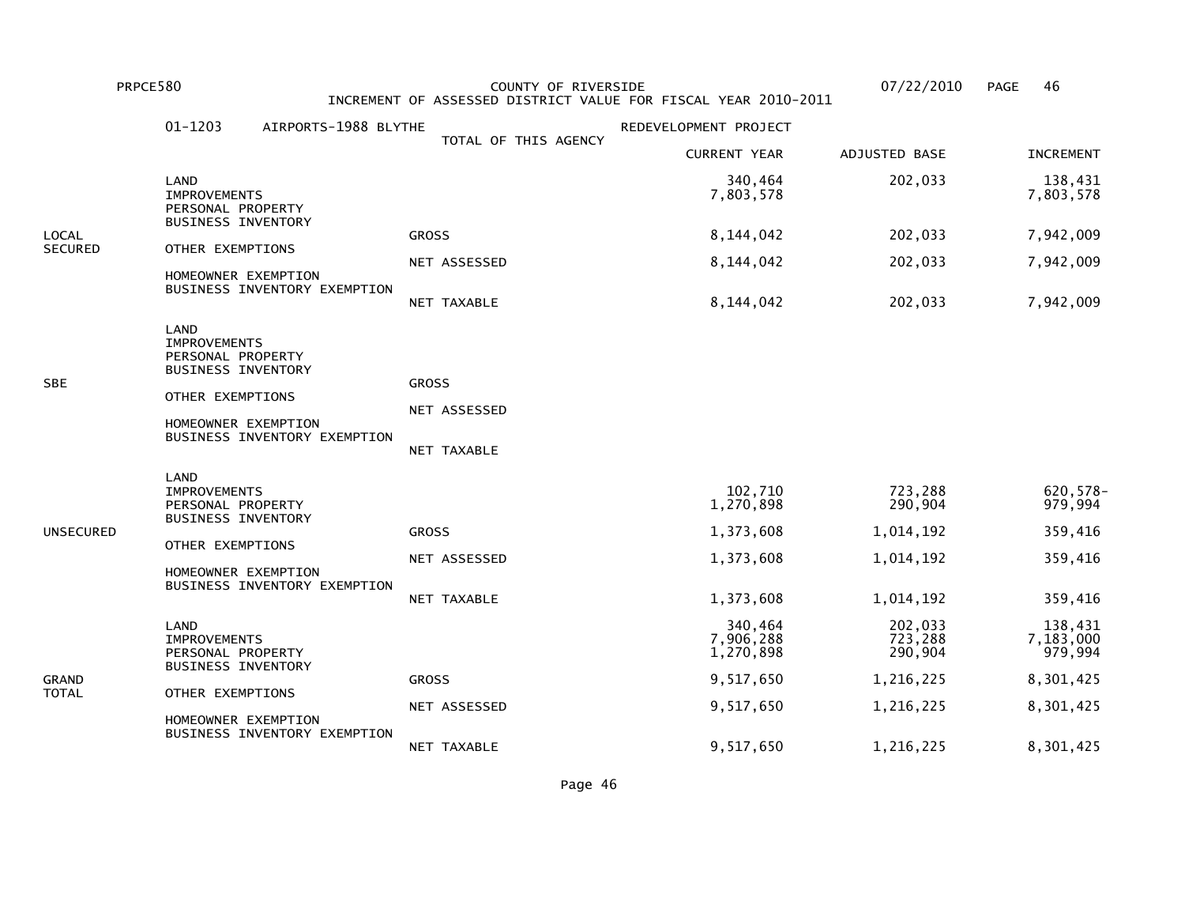PRPCE580 COUNTY OF RIVERSIDE 07/22/2010

INCREMENT OF ASSESSED DISTRICT VALUE FOR FISCAL YEAR 2010-2011

01-1203 AIRPORTS-1988 BLYTHE REDEVELOPMENT PROJECT

TOTAL OF THIS AGENCY

| | | | CURRENT YEAR | ADJUSTED BASE | INCREMENT |
|---|---|---|---|---|---|
| LOCAL SECURED | LAND | | 340,464 | 202,033 | 138,431 |
| | IMPROVEMENTS | | 7,803,578 | | 7,803,578 |
| | PERSONAL PROPERTY | | | | |
| | BUSINESS INVENTORY | | | | |
| | | GROSS | 8,144,042 | 202,033 | 7,942,009 |
| | OTHER EXEMPTIONS | | | | |
| | | NET ASSESSED | 8,144,042 | 202,033 | 7,942,009 |
| | HOMEOWNER EXEMPTION | | | | |
| | BUSINESS INVENTORY EXEMPTION | | | | |
| | | NET TAXABLE | 8,144,042 | 202,033 | 7,942,009 |
| SBE | LAND | | | | |
| | IMPROVEMENTS | | | | |
| | PERSONAL PROPERTY | | | | |
| | BUSINESS INVENTORY | | | | |
| | | GROSS | | | |
| | OTHER EXEMPTIONS | | | | |
| | | NET ASSESSED | | | |
| | HOMEOWNER EXEMPTION | | | | |
| | BUSINESS INVENTORY EXEMPTION | | | | |
| | | NET TAXABLE | | | |
| UNSECURED | LAND | | | | |
| | IMPROVEMENTS | | 102,710 | 723,288 | 620,578- |
| | PERSONAL PROPERTY | | 1,270,898 | 290,904 | 979,994 |
| | BUSINESS INVENTORY | | | | |
| | | GROSS | 1,373,608 | 1,014,192 | 359,416 |
| | OTHER EXEMPTIONS | | | | |
| | | NET ASSESSED | 1,373,608 | 1,014,192 | 359,416 |
| | HOMEOWNER EXEMPTION | | | | |
| | BUSINESS INVENTORY EXEMPTION | | | | |
| | | NET TAXABLE | 1,373,608 | 1,014,192 | 359,416 |
| GRAND TOTAL | LAND | | 340,464 | 202,033 | 138,431 |
| | IMPROVEMENTS | | 7,906,288 | 723,288 | 7,183,000 |
| | PERSONAL PROPERTY | | 1,270,898 | 290,904 | 979,994 |
| | BUSINESS INVENTORY | | | | |
| | | GROSS | 9,517,650 | 1,216,225 | 8,301,425 |
| | OTHER EXEMPTIONS | | | | |
| | | NET ASSESSED | 9,517,650 | 1,216,225 | 8,301,425 |
| | HOMEOWNER EXEMPTION | | | | |
| | BUSINESS INVENTORY EXEMPTION | | | | |
| | | NET TAXABLE | 9,517,650 | 1,216,225 | 8,301,425 |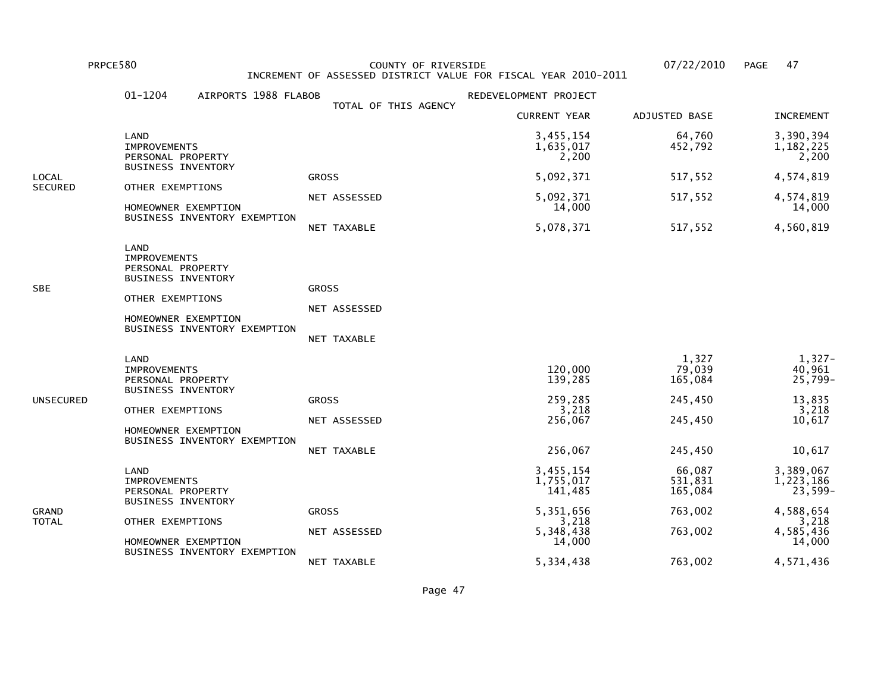PRPCE580 COUNTY OF RIVERSIDE 07/22/2010

INCREMENT OF ASSESSED DISTRICT VALUE FOR FISCAL YEAR 2010-2011

01-1204 AIRPORTS 1988 FLABOB REDEVELOPMENT PROJECT

TOTAL OF THIS AGENCY

| | | | CURRENT YEAR | ADJUSTED BASE | INCREMENT |
|---|---|---|---|---|---|
| LOCAL SECURED | LAND | | 3,455,154 | 64,760 | 3,390,394 |
| | IMPROVEMENTS | | 1,635,017 | 452,792 | 1,182,225 |
| | PERSONAL PROPERTY | | 2,200 | | 2,200 |
| | BUSINESS INVENTORY | | | | |
| | | GROSS | 5,092,371 | 517,552 | 4,574,819 |
| | OTHER EXEMPTIONS | | | | |
| | | NET ASSESSED | 5,092,371 | 517,552 | 4,574,819 |
| | HOMEOWNER EXEMPTION | | 14,000 | | 14,000 |
| | BUSINESS INVENTORY EXEMPTION | | | | |
| | | NET TAXABLE | 5,078,371 | 517,552 | 4,560,819 |
| SBE | LAND | | | | |
| | IMPROVEMENTS | | | | |
| | PERSONAL PROPERTY | | | | |
| | BUSINESS INVENTORY | | | | |
| | | GROSS | | | |
| | OTHER EXEMPTIONS | | | | |
| | | NET ASSESSED | | | |
| | HOMEOWNER EXEMPTION | | | | |
| | BUSINESS INVENTORY EXEMPTION | | | | |
| | | NET TAXABLE | | | |
| UNSECURED | LAND | | | 1,327 | 1,327- |
| | IMPROVEMENTS | | 120,000 | 79,039 | 40,961 |
| | PERSONAL PROPERTY | | 139,285 | 165,084 | 25,799- |
| | BUSINESS INVENTORY | | | | |
| | | GROSS | 259,285 | 245,450 | 13,835 |
| | OTHER EXEMPTIONS | | 3,218 | | 3,218 |
| | | NET ASSESSED | 256,067 | 245,450 | 10,617 |
| | HOMEOWNER EXEMPTION | | | | |
| | BUSINESS INVENTORY EXEMPTION | | | | |
| | | NET TAXABLE | 256,067 | 245,450 | 10,617 |
| GRAND TOTAL | LAND | | 3,455,154 | 66,087 | 3,389,067 |
| | IMPROVEMENTS | | 1,755,017 | 531,831 | 1,223,186 |
| | PERSONAL PROPERTY | | 141,485 | 165,084 | 23,599- |
| | BUSINESS INVENTORY | | | | |
| | | GROSS | 5,351,656 | 763,002 | 4,588,654 |
| | OTHER EXEMPTIONS | | 3,218 | | 3,218 |
| | | NET ASSESSED | 5,348,438 | 763,002 | 4,585,436 |
| | HOMEOWNER EXEMPTION | | 14,000 | | 14,000 |
| | BUSINESS INVENTORY EXEMPTION | | | | |
| | | NET TAXABLE | 5,334,438 | 763,002 | 4,571,436 |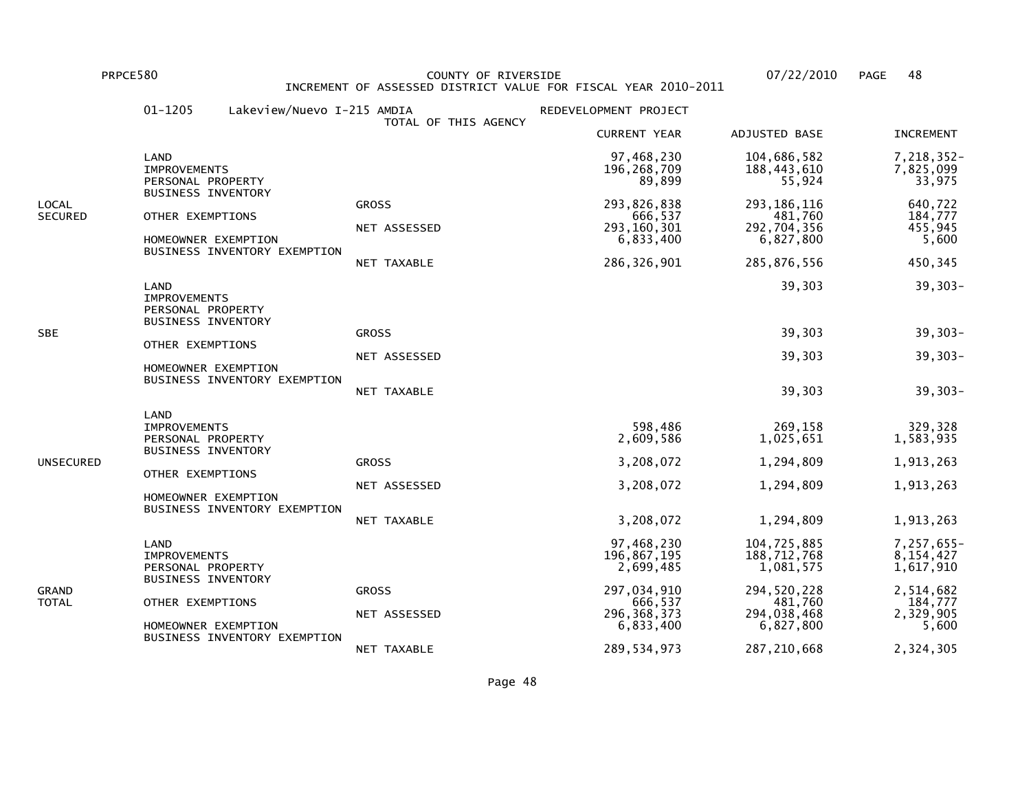PRPCE580 COUNTY OF RIVERSIDE 07/22/2010

# INCREMENT OF ASSESSED DISTRICT VALUE FOR FISCAL YEAR 2010-2011

01-1205 Lakeview/Nuevo I-215 AMDIA REDEVELOPMENT PROJECT

TOTAL OF THIS AGENCY

| | | | CURRENT YEAR | ADJUSTED BASE | INCREMENT |
|---|---|---|---|---|---|
| LOCAL SECURED | LAND | | 97,468,230 | 104,686,582 | 7,218,352- |
| | IMPROVEMENTS | | 196,268,709 | 188,443,610 | 7,825,099 |
| | PERSONAL PROPERTY | | 89,899 | 55,924 | 33,975 |
| | BUSINESS INVENTORY | | | | |
| | | GROSS | 293,826,838 | 293,186,116 | 640,722 |
| | OTHER EXEMPTIONS | | 666,537 | 481,760 | 184,777 |
| | | NET ASSESSED | 293,160,301 | 292,704,356 | 455,945 |
| | HOMEOWNER EXEMPTION | | 6,833,400 | 6,827,800 | 5,600 |
| | BUSINESS INVENTORY EXEMPTION | | | | |
| | | NET TAXABLE | 286,326,901 | 285,876,556 | 450,345 |
| SBE | LAND | | | 39,303 | 39,303- |
| | IMPROVEMENTS | | | | |
| | PERSONAL PROPERTY | | | | |
| | BUSINESS INVENTORY | | | | |
| | | GROSS | | 39,303 | 39,303- |
| | OTHER EXEMPTIONS | | | | |
| | | NET ASSESSED | | 39,303 | 39,303- |
| | HOMEOWNER EXEMPTION | | | | |
| | BUSINESS INVENTORY EXEMPTION | | | | |
| | | NET TAXABLE | | 39,303 | 39,303- |
| UNSECURED | LAND | | | | |
| | IMPROVEMENTS | | 598,486 | 269,158 | 329,328 |
| | PERSONAL PROPERTY | | 2,609,586 | 1,025,651 | 1,583,935 |
| | BUSINESS INVENTORY | | | | |
| | | GROSS | 3,208,072 | 1,294,809 | 1,913,263 |
| | OTHER EXEMPTIONS | | | | |
| | | NET ASSESSED | 3,208,072 | 1,294,809 | 1,913,263 |
| | HOMEOWNER EXEMPTION | | | | |
| | BUSINESS INVENTORY EXEMPTION | | | | |
| | | NET TAXABLE | 3,208,072 | 1,294,809 | 1,913,263 |
| GRAND TOTAL | LAND | | 97,468,230 | 104,725,885 | 7,257,655- |
| | IMPROVEMENTS | | 196,867,195 | 188,712,768 | 8,154,427 |
| | PERSONAL PROPERTY | | 2,699,485 | 1,081,575 | 1,617,910 |
| | BUSINESS INVENTORY | | | | |
| | | GROSS | 297,034,910 | 294,520,228 | 2,514,682 |
| | OTHER EXEMPTIONS | | 666,537 | 481,760 | 184,777 |
| | | NET ASSESSED | 296,368,373 | 294,038,468 | 2,329,905 |
| | HOMEOWNER EXEMPTION | | 6,833,400 | 6,827,800 | 5,600 |
| | BUSINESS INVENTORY EXEMPTION | | | | |
| | | NET TAXABLE | 289,534,973 | 287,210,668 | 2,324,305 |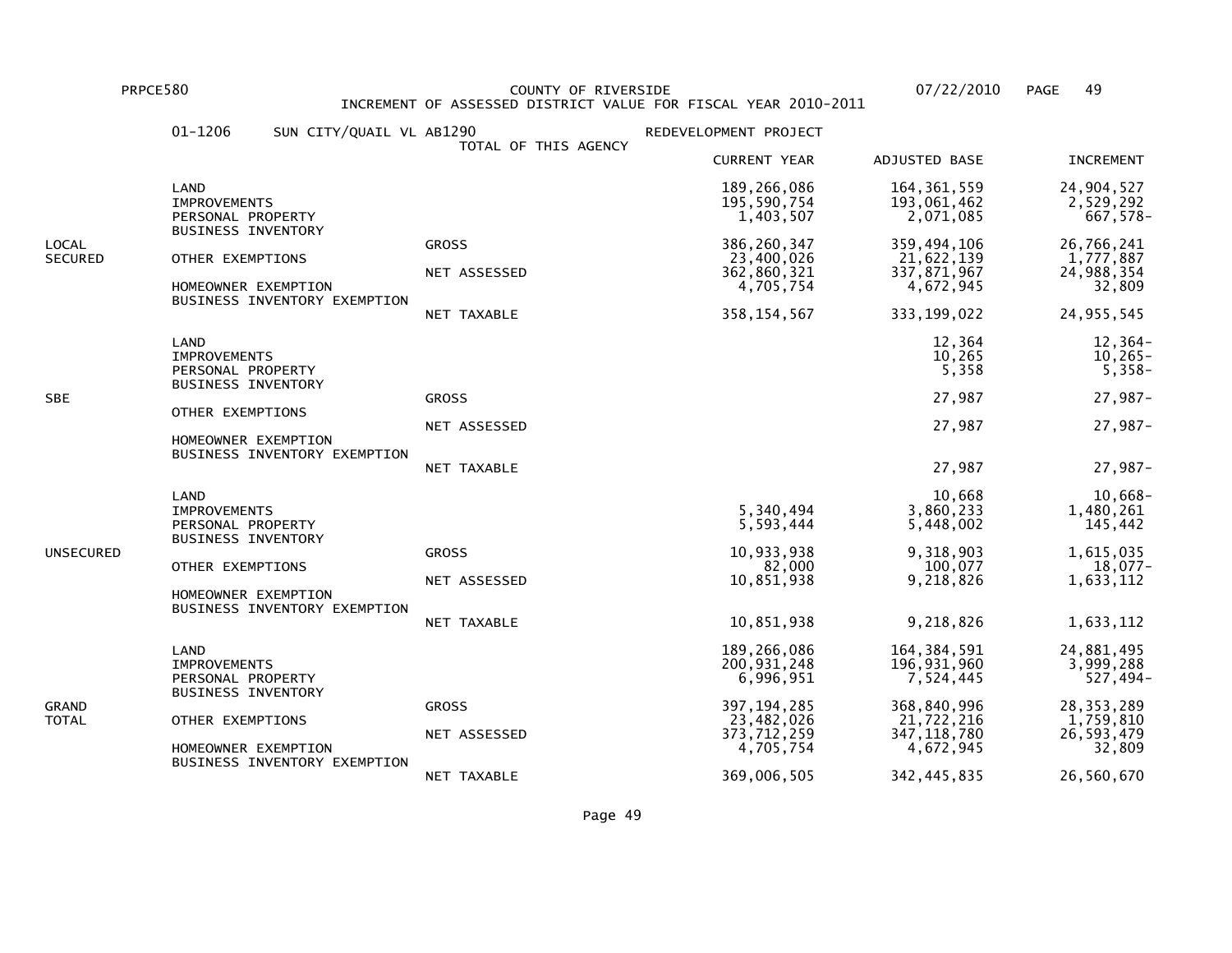PRPCE580 COUNTY OF RIVERSIDE 07/22/2010

INCREMENT OF ASSESSED DISTRICT VALUE FOR FISCAL YEAR 2010-2011

01-1206 SUN CITY/QUAIL VL AB1290 REDEVELOPMENT PROJECT

TOTAL OF THIS AGENCY

| | | | CURRENT YEAR | ADJUSTED BASE | INCREMENT |
|---|---|---|---|---|---|
| LOCAL SECURED | LAND | | 189,266,086 | 164,361,559 | 24,904,527 |
| | IMPROVEMENTS | | 195,590,754 | 193,061,462 | 2,529,292 |
| | PERSONAL PROPERTY | | 1,403,507 | 2,071,085 | 667,578- |
| | BUSINESS INVENTORY | | | | |
| | | GROSS | 386,260,347 | 359,494,106 | 26,766,241 |
| | OTHER EXEMPTIONS | | 23,400,026 | 21,622,139 | 1,777,887 |
| | | NET ASSESSED | 362,860,321 | 337,871,967 | 24,988,354 |
| | HOMEOWNER EXEMPTION | | 4,705,754 | 4,672,945 | 32,809 |
| | BUSINESS INVENTORY EXEMPTION | | | | |
| | | NET TAXABLE | 358,154,567 | 333,199,022 | 24,955,545 |
| SBE | LAND | | | 12,364 | 12,364- |
| | IMPROVEMENTS | | | 10,265 | 10,265- |
| | PERSONAL PROPERTY | | | 5,358 | 5,358- |
| | BUSINESS INVENTORY | | | | |
| | | GROSS | | 27,987 | 27,987- |
| | OTHER EXEMPTIONS | | | | |
| | | NET ASSESSED | | 27,987 | 27,987- |
| | HOMEOWNER EXEMPTION | | | | |
| | BUSINESS INVENTORY EXEMPTION | | | | |
| | | NET TAXABLE | | 27,987 | 27,987- |
| UNSECURED | LAND | | | 10,668 | 10,668- |
| | IMPROVEMENTS | | 5,340,494 | 3,860,233 | 1,480,261 |
| | PERSONAL PROPERTY | | 5,593,444 | 5,448,002 | 145,442 |
| | BUSINESS INVENTORY | | | | |
| | | GROSS | 10,933,938 | 9,318,903 | 1,615,035 |
| | OTHER EXEMPTIONS | | 82,000 | 100,077 | 18,077- |
| | | NET ASSESSED | 10,851,938 | 9,218,826 | 1,633,112 |
| | HOMEOWNER EXEMPTION | | | | |
| | BUSINESS INVENTORY EXEMPTION | | | | |
| | | NET TAXABLE | 10,851,938 | 9,218,826 | 1,633,112 |
| GRAND TOTAL | LAND | | 189,266,086 | 164,384,591 | 24,881,495 |
| | IMPROVEMENTS | | 200,931,248 | 196,931,960 | 3,999,288 |
| | PERSONAL PROPERTY | | 6,996,951 | 7,524,445 | 527,494- |
| | BUSINESS INVENTORY | | | | |
| | | GROSS | 397,194,285 | 368,840,996 | 28,353,289 |
| | OTHER EXEMPTIONS | | 23,482,026 | 21,722,216 | 1,759,810 |
| | | NET ASSESSED | 373,712,259 | 347,118,780 | 26,593,479 |
| | HOMEOWNER EXEMPTION | | 4,705,754 | 4,672,945 | 32,809 |
| | BUSINESS INVENTORY EXEMPTION | | | | |
| | | NET TAXABLE | 369,006,505 | 342,445,835 | 26,560,670 |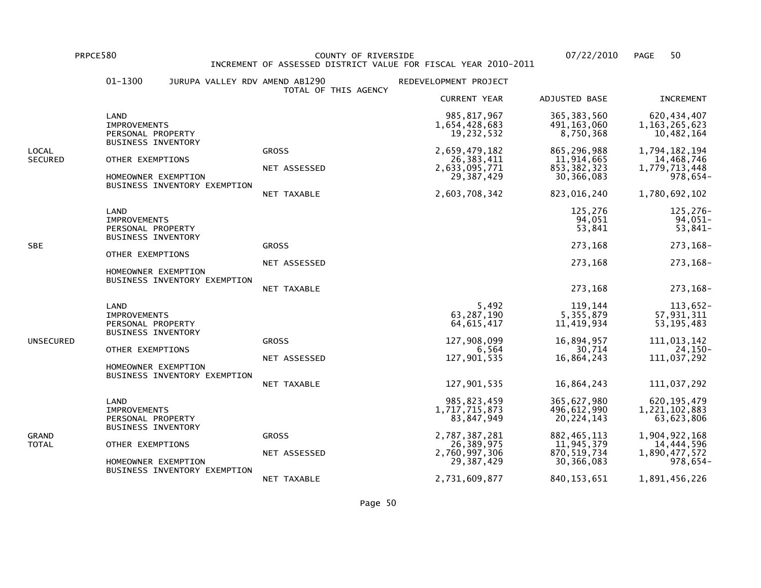COUNTY OF RIVERSIDE
INCREMENT OF ASSESSED DISTRICT VALUE FOR FISCAL YEAR 2010-2011

PRPCE580 07/22/2010

01-1300 JURUPA VALLEY RDV AMEND AB1290 REDEVELOPMENT PROJECT
TOTAL OF THIS AGENCY

| | | | CURRENT YEAR | ADJUSTED BASE | INCREMENT |
|---|---|---|---|---|---|
| LOCAL SECURED | LAND | | 985,817,967 | 365,383,560 | 620,434,407 |
| | IMPROVEMENTS | | 1,654,428,683 | 491,163,060 | 1,163,265,623 |
| | PERSONAL PROPERTY | | 19,232,532 | 8,750,368 | 10,482,164 |
| | BUSINESS INVENTORY | | | | |
| | | GROSS | 2,659,479,182 | 865,296,988 | 1,794,182,194 |
| | OTHER EXEMPTIONS | | 26,383,411 | 11,914,665 | 14,468,746 |
| | | NET ASSESSED | 2,633,095,771 | 853,382,323 | 1,779,713,448 |
| | HOMEOWNER EXEMPTION | | 29,387,429 | 30,366,083 | 978,654- |
| | BUSINESS INVENTORY EXEMPTION | | | | |
| | | NET TAXABLE | 2,603,708,342 | 823,016,240 | 1,780,692,102 |
| SBE | LAND | | | 125,276 | 125,276- |
| | IMPROVEMENTS | | | 94,051 | 94,051- |
| | PERSONAL PROPERTY | | | 53,841 | 53,841- |
| | BUSINESS INVENTORY | | | | |
| | | GROSS | | 273,168 | 273,168- |
| | OTHER EXEMPTIONS | | | | |
| | | NET ASSESSED | | 273,168 | 273,168- |
| | HOMEOWNER EXEMPTION | | | | |
| | BUSINESS INVENTORY EXEMPTION | | | | |
| | | NET TAXABLE | | 273,168 | 273,168- |
| UNSECURED | LAND | | 5,492 | 119,144 | 113,652- |
| | IMPROVEMENTS | | 63,287,190 | 5,355,879 | 57,931,311 |
| | PERSONAL PROPERTY | | 64,615,417 | 11,419,934 | 53,195,483 |
| | BUSINESS INVENTORY | | | | |
| | | GROSS | 127,908,099 | 16,894,957 | 111,013,142 |
| | OTHER EXEMPTIONS | | 6,564 | 30,714 | 24,150- |
| | | NET ASSESSED | 127,901,535 | 16,864,243 | 111,037,292 |
| | HOMEOWNER EXEMPTION | | | | |
| | BUSINESS INVENTORY EXEMPTION | | | | |
| | | NET TAXABLE | 127,901,535 | 16,864,243 | 111,037,292 |
| GRAND TOTAL | LAND | | 985,823,459 | 365,627,980 | 620,195,479 |
| | IMPROVEMENTS | | 1,717,715,873 | 496,612,990 | 1,221,102,883 |
| | PERSONAL PROPERTY | | 83,847,949 | 20,224,143 | 63,623,806 |
| | BUSINESS INVENTORY | | | | |
| | | GROSS | 2,787,387,281 | 882,465,113 | 1,904,922,168 |
| | OTHER EXEMPTIONS | | 26,389,975 | 11,945,379 | 14,444,596 |
| | | NET ASSESSED | 2,760,997,306 | 870,519,734 | 1,890,477,572 |
| | HOMEOWNER EXEMPTION | | 29,387,429 | 30,366,083 | 978,654- |
| | BUSINESS INVENTORY EXEMPTION | | | | |
| | | NET TAXABLE | 2,731,609,877 | 840,153,651 | 1,891,456,226 |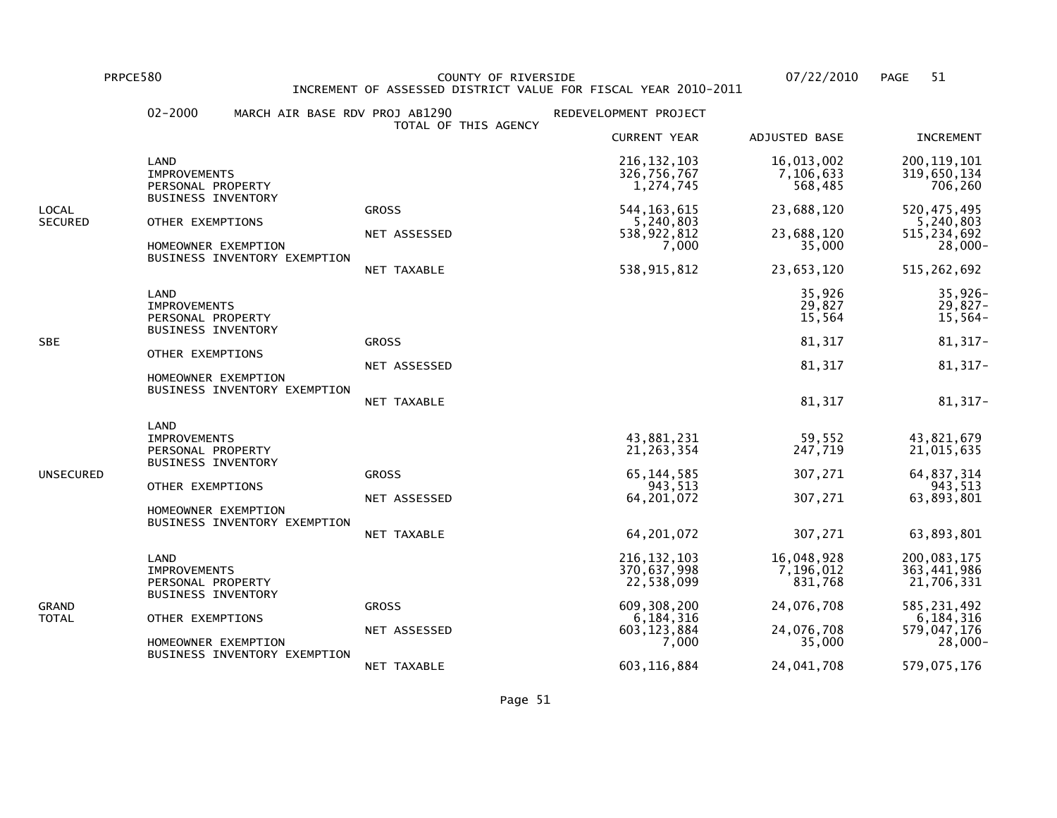PRPCE580 COUNTY OF RIVERSIDE 07/22/2010

INCREMENT OF ASSESSED DISTRICT VALUE FOR FISCAL YEAR 2010-2011

02-2000 MARCH AIR BASE RDV PROJ AB1290 REDEVELOPMENT PROJECT

TOTAL OF THIS AGENCY

| | | | CURRENT YEAR | ADJUSTED BASE | INCREMENT |
|---|---|---|---|---|---|
| LOCAL SECURED | LAND | | 216,132,103 | 16,013,002 | 200,119,101 |
| | IMPROVEMENTS | | 326,756,767 | 7,106,633 | 319,650,134 |
| | PERSONAL PROPERTY | | 1,274,745 | 568,485 | 706,260 |
| | BUSINESS INVENTORY | | | | |
| | | GROSS | 544,163,615 | 23,688,120 | 520,475,495 |
| | OTHER EXEMPTIONS | | 5,240,803 | | 5,240,803 |
| | | NET ASSESSED | 538,922,812 | 23,688,120 | 515,234,692 |
| | HOMEOWNER EXEMPTION | | 7,000 | 35,000 | 28,000- |
| | BUSINESS INVENTORY EXEMPTION | | | | |
| | | NET TAXABLE | 538,915,812 | 23,653,120 | 515,262,692 |
| SBE | LAND | | | 35,926 | 35,926- |
| | IMPROVEMENTS | | | 29,827 | 29,827- |
| | PERSONAL PROPERTY | | | 15,564 | 15,564- |
| | BUSINESS INVENTORY | | | | |
| | | GROSS | | 81,317 | 81,317- |
| | OTHER EXEMPTIONS | | | | |
| | | NET ASSESSED | | 81,317 | 81,317- |
| | HOMEOWNER EXEMPTION | | | | |
| | BUSINESS INVENTORY EXEMPTION | | | | |
| | | NET TAXABLE | | 81,317 | 81,317- |
| UNSECURED | LAND | | | | |
| | IMPROVEMENTS | | 43,881,231 | 59,552 | 43,821,679 |
| | PERSONAL PROPERTY | | 21,263,354 | 247,719 | 21,015,635 |
| | BUSINESS INVENTORY | | | | |
| | | GROSS | 65,144,585 | 307,271 | 64,837,314 |
| | OTHER EXEMPTIONS | | 943,513 | | 943,513 |
| | | NET ASSESSED | 64,201,072 | 307,271 | 63,893,801 |
| | HOMEOWNER EXEMPTION | | | | |
| | BUSINESS INVENTORY EXEMPTION | | | | |
| | | NET TAXABLE | 64,201,072 | 307,271 | 63,893,801 |
| GRAND TOTAL | LAND | | 216,132,103 | 16,048,928 | 200,083,175 |
| | IMPROVEMENTS | | 370,637,998 | 7,196,012 | 363,441,986 |
| | PERSONAL PROPERTY | | 22,538,099 | 831,768 | 21,706,331 |
| | BUSINESS INVENTORY | | | | |
| | | GROSS | 609,308,200 | 24,076,708 | 585,231,492 |
| | OTHER EXEMPTIONS | | 6,184,316 | | 6,184,316 |
| | | NET ASSESSED | 603,123,884 | 24,076,708 | 579,047,176 |
| | HOMEOWNER EXEMPTION | | 7,000 | 35,000 | 28,000- |
| | BUSINESS INVENTORY EXEMPTION | | | | |
| | | NET TAXABLE | 603,116,884 | 24,041,708 | 579,075,176 |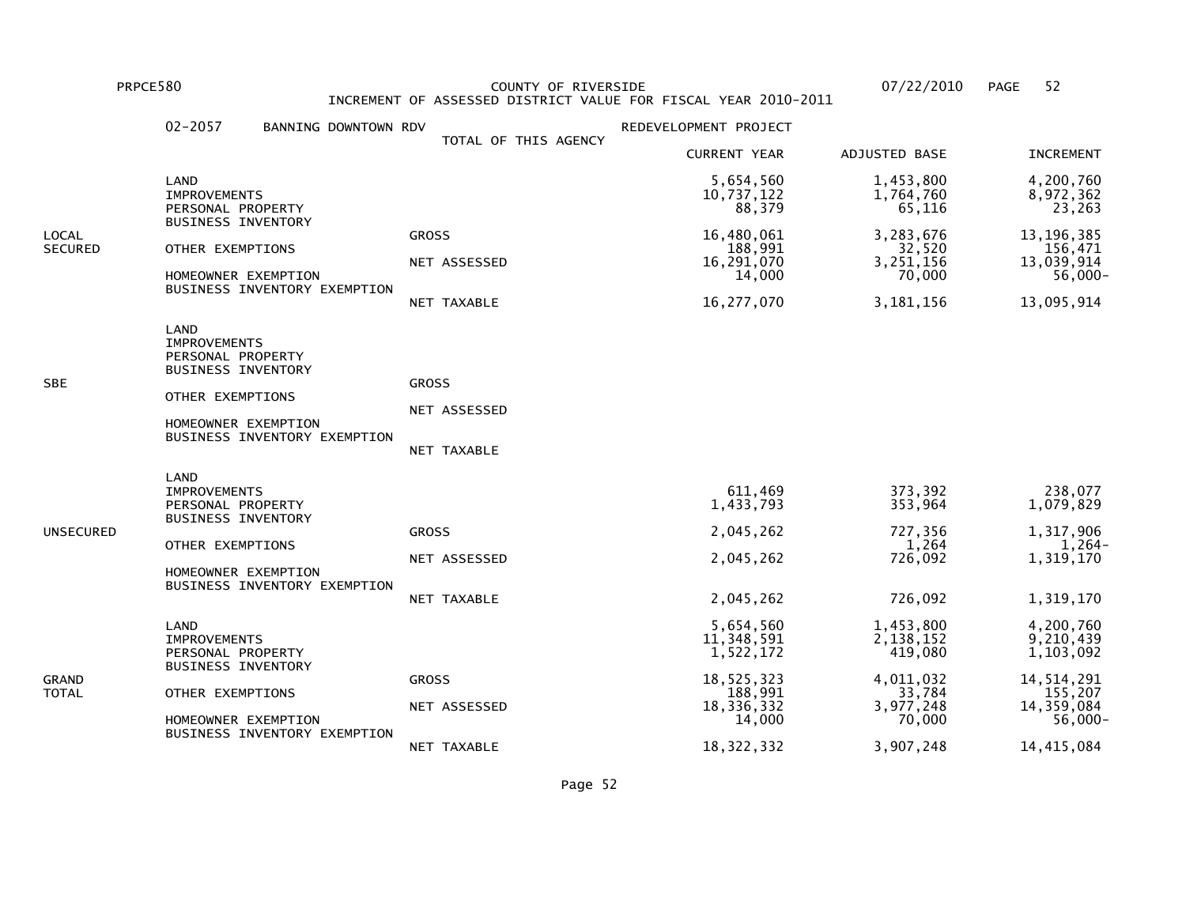PRPCE580 COUNTY OF RIVERSIDE 07/22/2010

INCREMENT OF ASSESSED DISTRICT VALUE FOR FISCAL YEAR 2010-2011

02-2057 BANNING DOWNTOWN RDV REDEVELOPMENT PROJECT

TOTAL OF THIS AGENCY

| | | | CURRENT YEAR | ADJUSTED BASE | INCREMENT |
|---|---|---|---|---|---|
| LOCAL SECURED | LAND | | 5,654,560 | 1,453,800 | 4,200,760 |
| | IMPROVEMENTS | | 10,737,122 | 1,764,760 | 8,972,362 |
| | PERSONAL PROPERTY | | 88,379 | 65,116 | 23,263 |
| | BUSINESS INVENTORY | | | | |
| | | GROSS | 16,480,061 | 3,283,676 | 13,196,385 |
| | OTHER EXEMPTIONS | | 188,991 | 32,520 | 156,471 |
| | | NET ASSESSED | 16,291,070 | 3,251,156 | 13,039,914 |
| | HOMEOWNER EXEMPTION | | 14,000 | 70,000 | 56,000- |
| | BUSINESS INVENTORY EXEMPTION | | | | |
| | | NET TAXABLE | 16,277,070 | 3,181,156 | 13,095,914 |
| SBE | LAND | | | | |
| | IMPROVEMENTS | | | | |
| | PERSONAL PROPERTY | | | | |
| | BUSINESS INVENTORY | | | | |
| | | GROSS | | | |
| | OTHER EXEMPTIONS | | | | |
| | | NET ASSESSED | | | |
| | HOMEOWNER EXEMPTION | | | | |
| | BUSINESS INVENTORY EXEMPTION | | | | |
| | | NET TAXABLE | | | |
| UNSECURED | LAND | | | | |
| | IMPROVEMENTS | | 611,469 | 373,392 | 238,077 |
| | PERSONAL PROPERTY | | 1,433,793 | 353,964 | 1,079,829 |
| | BUSINESS INVENTORY | | | | |
| | | GROSS | 2,045,262 | 727,356 | 1,317,906 |
| | OTHER EXEMPTIONS | | | 1,264 | 1,264- |
| | | NET ASSESSED | 2,045,262 | 726,092 | 1,319,170 |
| | HOMEOWNER EXEMPTION | | | | |
| | BUSINESS INVENTORY EXEMPTION | | | | |
| | | NET TAXABLE | 2,045,262 | 726,092 | 1,319,170 |
| GRAND TOTAL | LAND | | 5,654,560 | 1,453,800 | 4,200,760 |
| | IMPROVEMENTS | | 11,348,591 | 2,138,152 | 9,210,439 |
| | PERSONAL PROPERTY | | 1,522,172 | 419,080 | 1,103,092 |
| | BUSINESS INVENTORY | | | | |
| | | GROSS | 18,525,323 | 4,011,032 | 14,514,291 |
| | OTHER EXEMPTIONS | | 188,991 | 33,784 | 155,207 |
| | | NET ASSESSED | 18,336,332 | 3,977,248 | 14,359,084 |
| | HOMEOWNER EXEMPTION | | 14,000 | 70,000 | 56,000- |
| | BUSINESS INVENTORY EXEMPTION | | | | |
| | | NET TAXABLE | 18,322,332 | 3,907,248 | 14,415,084 |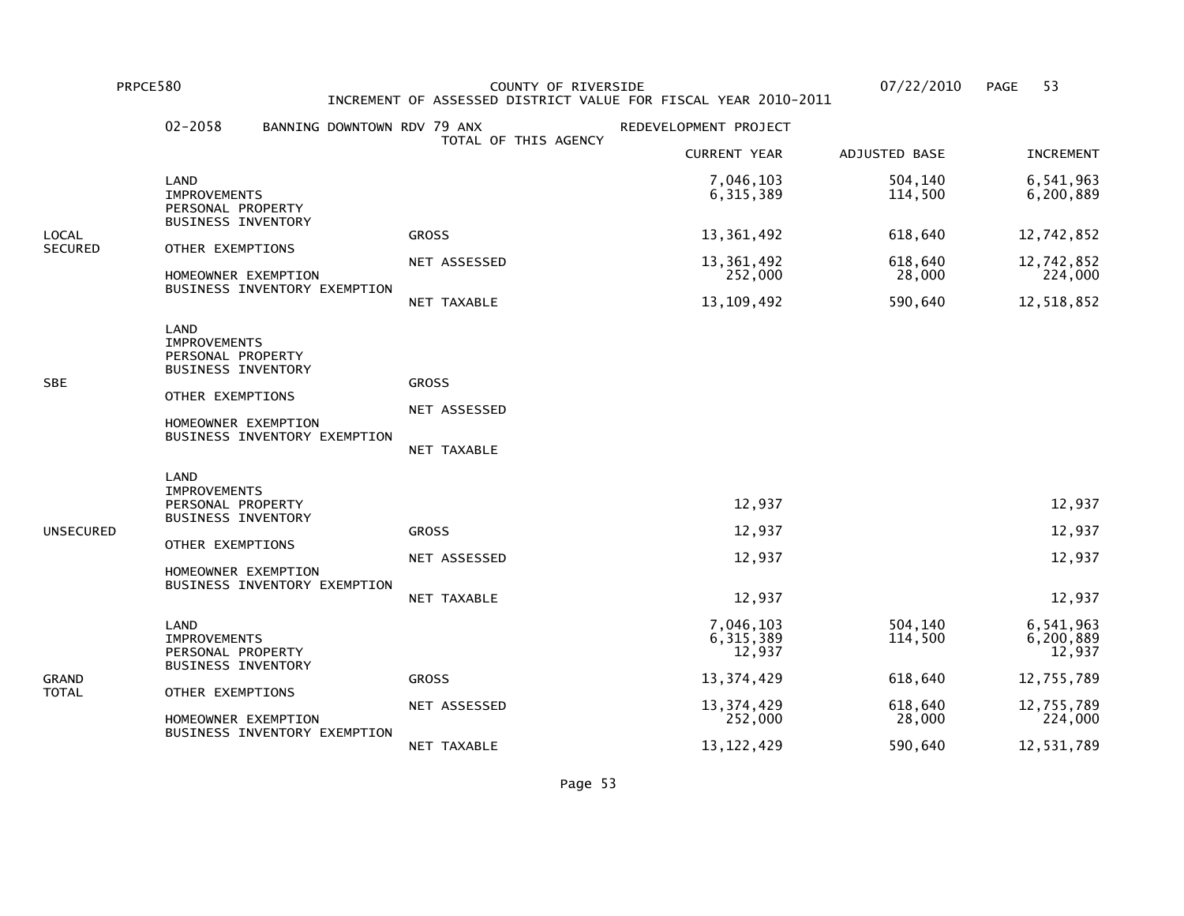PRPCE580 COUNTY OF RIVERSIDE 07/22/2010 PAGE 53

INCREMENT OF ASSESSED DISTRICT VALUE FOR FISCAL YEAR 2010-2011

02-2058 BANNING DOWNTOWN RDV 79 ANX REDEVELOPMENT PROJECT

TOTAL OF THIS AGENCY

| | | | CURRENT YEAR | ADJUSTED BASE | INCREMENT |
|---|---|---|---|---|---|
| LOCAL SECURED | LAND | | 7,046,103 | 504,140 | 6,541,963 |
| | IMPROVEMENTS | | 6,315,389 | 114,500 | 6,200,889 |
| | PERSONAL PROPERTY | | | | |
| | BUSINESS INVENTORY | | | | |
| | | GROSS | 13,361,492 | 618,640 | 12,742,852 |
| | OTHER EXEMPTIONS | | | | |
| | | NET ASSESSED | 13,361,492 | 618,640 | 12,742,852 |
| | HOMEOWNER EXEMPTION | | 252,000 | 28,000 | 224,000 |
| | BUSINESS INVENTORY EXEMPTION | | | | |
| | | NET TAXABLE | 13,109,492 | 590,640 | 12,518,852 |
| SBE | LAND | | | | |
| | IMPROVEMENTS | | | | |
| | PERSONAL PROPERTY | | | | |
| | BUSINESS INVENTORY | | | | |
| | | GROSS | | | |
| | OTHER EXEMPTIONS | | | | |
| | | NET ASSESSED | | | |
| | HOMEOWNER EXEMPTION | | | | |
| | BUSINESS INVENTORY EXEMPTION | | | | |
| | | NET TAXABLE | | | |
| UNSECURED | LAND | | | | |
| | IMPROVEMENTS | | | | |
| | PERSONAL PROPERTY | | 12,937 | | 12,937 |
| | BUSINESS INVENTORY | | | | |
| | | GROSS | 12,937 | | 12,937 |
| | OTHER EXEMPTIONS | | | | |
| | | NET ASSESSED | 12,937 | | 12,937 |
| | HOMEOWNER EXEMPTION | | | | |
| | BUSINESS INVENTORY EXEMPTION | | | | |
| | | NET TAXABLE | 12,937 | | 12,937 |
| GRAND TOTAL | LAND | | 7,046,103 | 504,140 | 6,541,963 |
| | IMPROVEMENTS | | 6,315,389 | 114,500 | 6,200,889 |
| | PERSONAL PROPERTY | | 12,937 | | 12,937 |
| | BUSINESS INVENTORY | | | | |
| | | GROSS | 13,374,429 | 618,640 | 12,755,789 |
| | OTHER EXEMPTIONS | | | | |
| | | NET ASSESSED | 13,374,429 | 618,640 | 12,755,789 |
| | HOMEOWNER EXEMPTION | | 252,000 | 28,000 | 224,000 |
| | BUSINESS INVENTORY EXEMPTION | | | | |
| | | NET TAXABLE | 13,122,429 | 590,640 | 12,531,789 |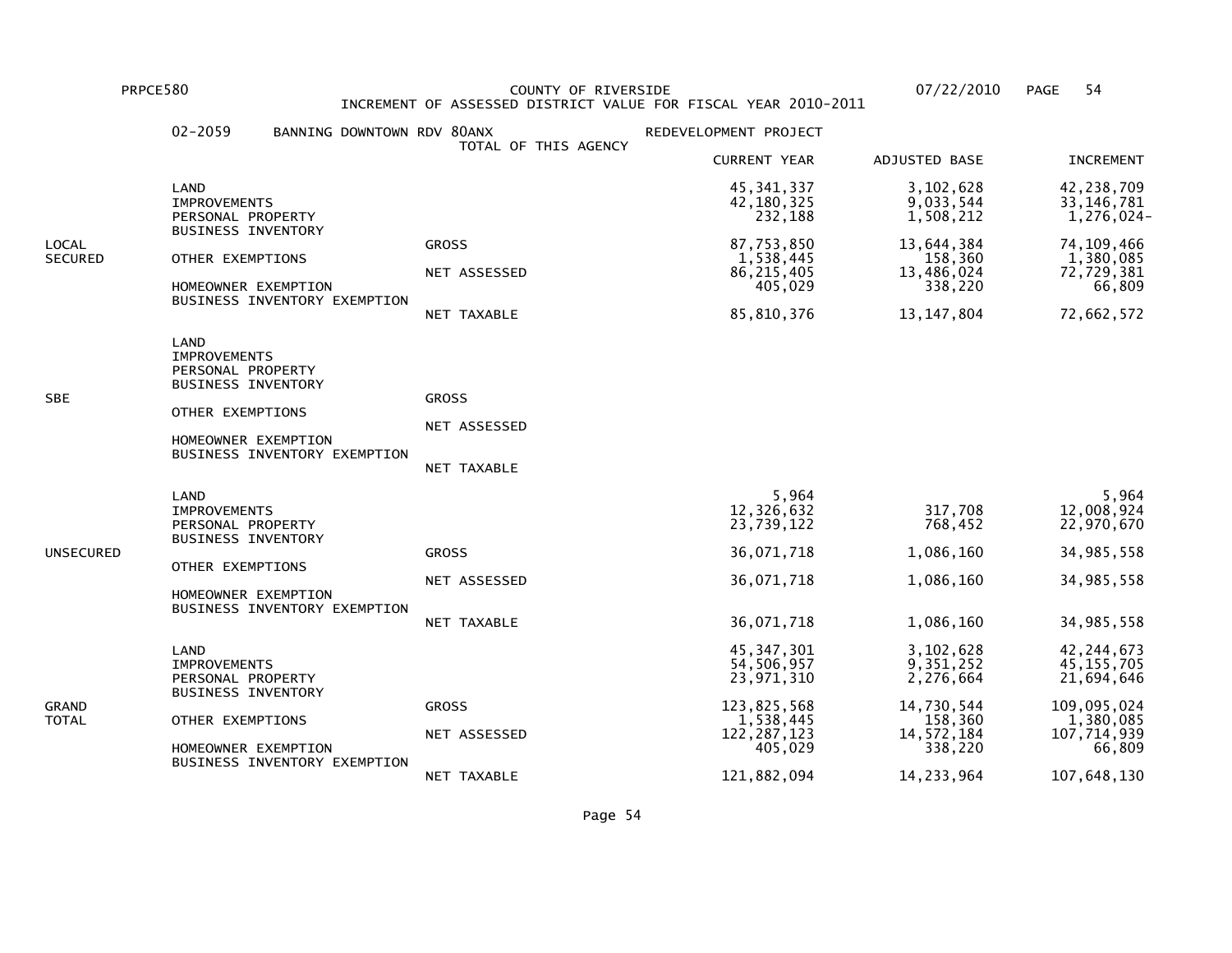PRPCE580 COUNTY OF RIVERSIDE 07/22/2010 PAGE 54

INCREMENT OF ASSESSED DISTRICT VALUE FOR FISCAL YEAR 2010-2011

02-2059 BANNING DOWNTOWN RDV 80ANX REDEVELOPMENT PROJECT

TOTAL OF THIS AGENCY

| | | | CURRENT YEAR | ADJUSTED BASE | INCREMENT |
|---|---|---|---|---|---|
| LOCAL SECURED | LAND | | 45,341,337 | 3,102,628 | 42,238,709 |
| | IMPROVEMENTS | | 42,180,325 | 9,033,544 | 33,146,781 |
| | PERSONAL PROPERTY | | 232,188 | 1,508,212 | 1,276,024- |
| | BUSINESS INVENTORY | | | | |
| | | GROSS | 87,753,850 | 13,644,384 | 74,109,466 |
| | OTHER EXEMPTIONS | | 1,538,445 | 158,360 | 1,380,085 |
| | | NET ASSESSED | 86,215,405 | 13,486,024 | 72,729,381 |
| | HOMEOWNER EXEMPTION | | 405,029 | 338,220 | 66,809 |
| | BUSINESS INVENTORY EXEMPTION | | | | |
| | | NET TAXABLE | 85,810,376 | 13,147,804 | 72,662,572 |
| SBE | LAND | | | | |
| | IMPROVEMENTS | | | | |
| | PERSONAL PROPERTY | | | | |
| | BUSINESS INVENTORY | | | | |
| | | GROSS | | | |
| | OTHER EXEMPTIONS | | | | |
| | | NET ASSESSED | | | |
| | HOMEOWNER EXEMPTION | | | | |
| | BUSINESS INVENTORY EXEMPTION | | | | |
| | | NET TAXABLE | | | |
| UNSECURED | LAND | | 5,964 | | 5,964 |
| | IMPROVEMENTS | | 12,326,632 | 317,708 | 12,008,924 |
| | PERSONAL PROPERTY | | 23,739,122 | 768,452 | 22,970,670 |
| | BUSINESS INVENTORY | | | | |
| | | GROSS | 36,071,718 | 1,086,160 | 34,985,558 |
| | OTHER EXEMPTIONS | | | | |
| | | NET ASSESSED | 36,071,718 | 1,086,160 | 34,985,558 |
| | HOMEOWNER EXEMPTION | | | | |
| | BUSINESS INVENTORY EXEMPTION | | | | |
| | | NET TAXABLE | 36,071,718 | 1,086,160 | 34,985,558 |
| GRAND TOTAL | LAND | | 45,347,301 | 3,102,628 | 42,244,673 |
| | IMPROVEMENTS | | 54,506,957 | 9,351,252 | 45,155,705 |
| | PERSONAL PROPERTY | | 23,971,310 | 2,276,664 | 21,694,646 |
| | BUSINESS INVENTORY | | | | |
| | | GROSS | 123,825,568 | 14,730,544 | 109,095,024 |
| | OTHER EXEMPTIONS | | 1,538,445 | 158,360 | 1,380,085 |
| | | NET ASSESSED | 122,287,123 | 14,572,184 | 107,714,939 |
| | HOMEOWNER EXEMPTION | | 405,029 | 338,220 | 66,809 |
| | BUSINESS INVENTORY EXEMPTION | | | | |
| | | NET TAXABLE | 121,882,094 | 14,233,964 | 107,648,130 |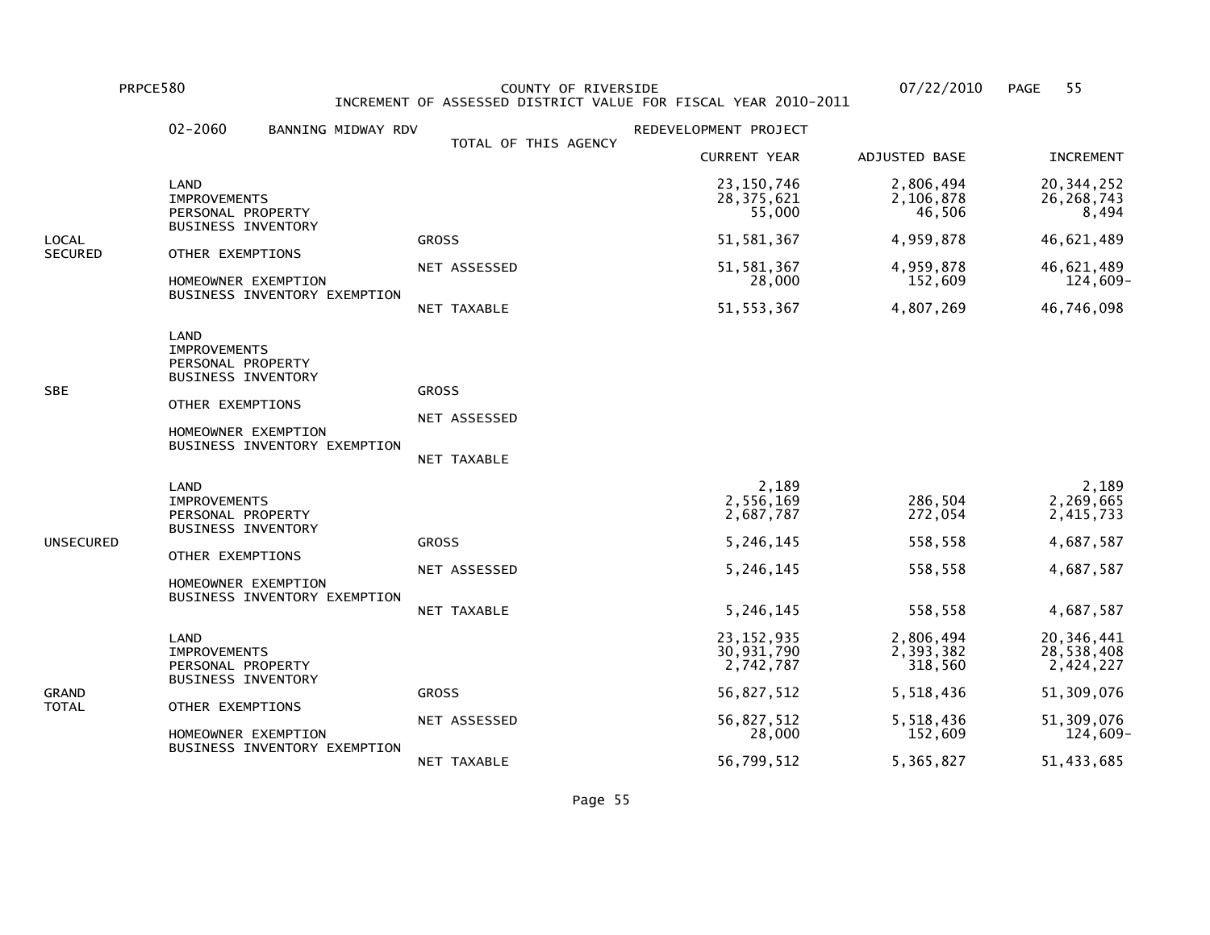PRPCE580 COUNTY OF RIVERSIDE 07/22/2010

INCREMENT OF ASSESSED DISTRICT VALUE FOR FISCAL YEAR 2010-2011

02-2060 BANNING MIDWAY RDV — REDEVELOPMENT PROJECT

TOTAL OF THIS AGENCY

| Section | Item | Type | CURRENT YEAR | ADJUSTED BASE | INCREMENT |
|---|---|---|---|---|---|
| LOCAL SECURED | LAND | | 23,150,746 | 2,806,494 | 20,344,252 |
| | IMPROVEMENTS | | 28,375,621 | 2,106,878 | 26,268,743 |
| | PERSONAL PROPERTY | | 55,000 | 46,506 | 8,494 |
| | BUSINESS INVENTORY | | | | |
| | | GROSS | 51,581,367 | 4,959,878 | 46,621,489 |
| | OTHER EXEMPTIONS | | | | |
| | | NET ASSESSED | 51,581,367 | 4,959,878 | 46,621,489 |
| | HOMEOWNER EXEMPTION | | 28,000 | 152,609 | 124,609- |
| | BUSINESS INVENTORY EXEMPTION | | | | |
| | | NET TAXABLE | 51,553,367 | 4,807,269 | 46,746,098 |
| SBE | LAND | | | | |
| | IMPROVEMENTS | | | | |
| | PERSONAL PROPERTY | | | | |
| | BUSINESS INVENTORY | | | | |
| | | GROSS | | | |
| | OTHER EXEMPTIONS | | | | |
| | | NET ASSESSED | | | |
| | HOMEOWNER EXEMPTION | | | | |
| | BUSINESS INVENTORY EXEMPTION | | | | |
| | | NET TAXABLE | | | |
| UNSECURED | LAND | | 2,189 | | 2,189 |
| | IMPROVEMENTS | | 2,556,169 | 286,504 | 2,269,665 |
| | PERSONAL PROPERTY | | 2,687,787 | 272,054 | 2,415,733 |
| | BUSINESS INVENTORY | | | | |
| | | GROSS | 5,246,145 | 558,558 | 4,687,587 |
| | OTHER EXEMPTIONS | | | | |
| | | NET ASSESSED | 5,246,145 | 558,558 | 4,687,587 |
| | HOMEOWNER EXEMPTION | | | | |
| | BUSINESS INVENTORY EXEMPTION | | | | |
| | | NET TAXABLE | 5,246,145 | 558,558 | 4,687,587 |
| GRAND TOTAL | LAND | | 23,152,935 | 2,806,494 | 20,346,441 |
| | IMPROVEMENTS | | 30,931,790 | 2,393,382 | 28,538,408 |
| | PERSONAL PROPERTY | | 2,742,787 | 318,560 | 2,424,227 |
| | BUSINESS INVENTORY | | | | |
| | | GROSS | 56,827,512 | 5,518,436 | 51,309,076 |
| | OTHER EXEMPTIONS | | | | |
| | | NET ASSESSED | 56,827,512 | 5,518,436 | 51,309,076 |
| | HOMEOWNER EXEMPTION | | 28,000 | 152,609 | 124,609- |
| | BUSINESS INVENTORY EXEMPTION | | | | |
| | | NET TAXABLE | 56,799,512 | 5,365,827 | 51,433,685 |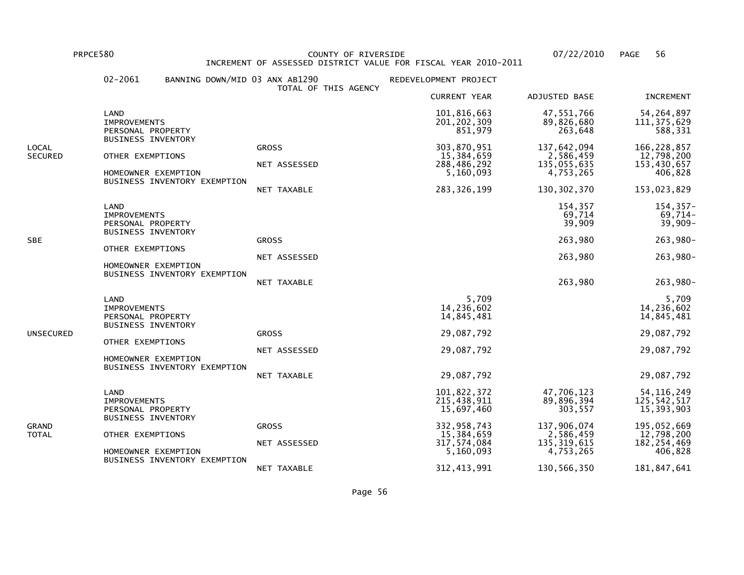PRPCE580 COUNTY OF RIVERSIDE 07/22/2010

INCREMENT OF ASSESSED DISTRICT VALUE FOR FISCAL YEAR 2010-2011

02-2061 BANNING DOWN/MID 03 ANX AB1290 REDEVELOPMENT PROJECT

TOTAL OF THIS AGENCY

| | | | CURRENT YEAR | ADJUSTED BASE | INCREMENT |
|---|---|---|---|---|---|
| LOCAL SECURED | LAND | | 101,816,663 | 47,551,766 | 54,264,897 |
| | IMPROVEMENTS | | 201,202,309 | 89,826,680 | 111,375,629 |
| | PERSONAL PROPERTY | | 851,979 | 263,648 | 588,331 |
| | BUSINESS INVENTORY | | | | |
| | | GROSS | 303,870,951 | 137,642,094 | 166,228,857 |
| | OTHER EXEMPTIONS | | 15,384,659 | 2,586,459 | 12,798,200 |
| | | NET ASSESSED | 288,486,292 | 135,055,635 | 153,430,657 |
| | HOMEOWNER EXEMPTION | | 5,160,093 | 4,753,265 | 406,828 |
| | BUSINESS INVENTORY EXEMPTION | | | | |
| | | NET TAXABLE | 283,326,199 | 130,302,370 | 153,023,829 |
| SBE | LAND | | | 154,357 | 154,357- |
| | IMPROVEMENTS | | | 69,714 | 69,714- |
| | PERSONAL PROPERTY | | | 39,909 | 39,909- |
| | BUSINESS INVENTORY | | | | |
| | | GROSS | | 263,980 | 263,980- |
| | OTHER EXEMPTIONS | | | | |
| | | NET ASSESSED | | 263,980 | 263,980- |
| | HOMEOWNER EXEMPTION | | | | |
| | BUSINESS INVENTORY EXEMPTION | | | | |
| | | NET TAXABLE | | 263,980 | 263,980- |
| UNSECURED | LAND | | 5,709 | | 5,709 |
| | IMPROVEMENTS | | 14,236,602 | | 14,236,602 |
| | PERSONAL PROPERTY | | 14,845,481 | | 14,845,481 |
| | BUSINESS INVENTORY | | | | |
| | | GROSS | 29,087,792 | | 29,087,792 |
| | OTHER EXEMPTIONS | | | | |
| | | NET ASSESSED | 29,087,792 | | 29,087,792 |
| | HOMEOWNER EXEMPTION | | | | |
| | BUSINESS INVENTORY EXEMPTION | | | | |
| | | NET TAXABLE | 29,087,792 | | 29,087,792 |
| GRAND TOTAL | LAND | | 101,822,372 | 47,706,123 | 54,116,249 |
| | IMPROVEMENTS | | 215,438,911 | 89,896,394 | 125,542,517 |
| | PERSONAL PROPERTY | | 15,697,460 | 303,557 | 15,393,903 |
| | BUSINESS INVENTORY | | | | |
| | | GROSS | 332,958,743 | 137,906,074 | 195,052,669 |
| | OTHER EXEMPTIONS | | 15,384,659 | 2,586,459 | 12,798,200 |
| | | NET ASSESSED | 317,574,084 | 135,319,615 | 182,254,469 |
| | HOMEOWNER EXEMPTION | | 5,160,093 | 4,753,265 | 406,828 |
| | BUSINESS INVENTORY EXEMPTION | | | | |
| | | NET TAXABLE | 312,413,991 | 130,566,350 | 181,847,641 |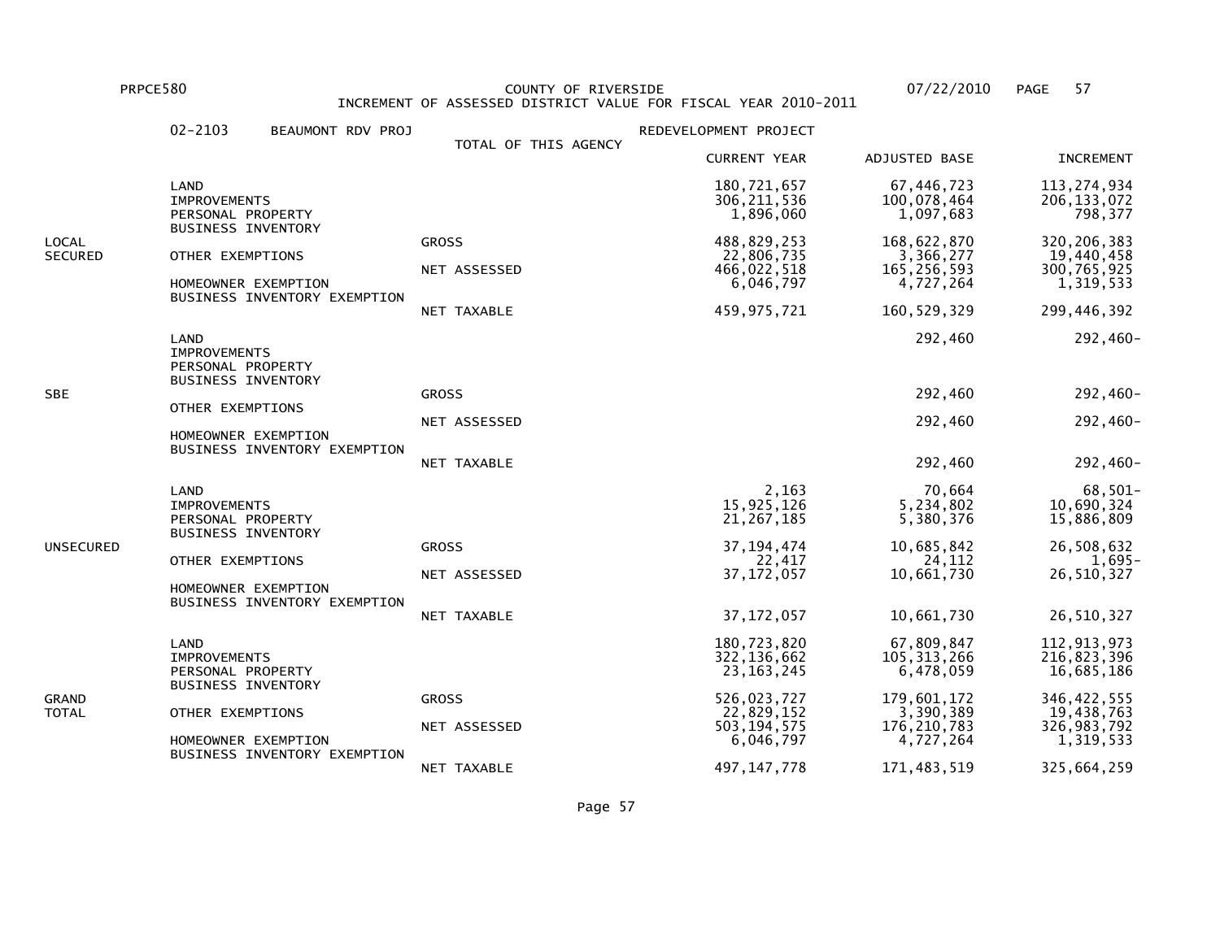PRPCE580 COUNTY OF RIVERSIDE 07/22/2010

INCREMENT OF ASSESSED DISTRICT VALUE FOR FISCAL YEAR 2010-2011

02-2103 BEAUMONT RDV PROJ — TOTAL OF THIS AGENCY — REDEVELOPMENT PROJECT

| | | | CURRENT YEAR | ADJUSTED BASE | INCREMENT |
|---|---|---|---|---|---|
| LOCAL SECURED | LAND | | 180,721,657 | 67,446,723 | 113,274,934 |
| | IMPROVEMENTS | | 306,211,536 | 100,078,464 | 206,133,072 |
| | PERSONAL PROPERTY | | 1,896,060 | 1,097,683 | 798,377 |
| | BUSINESS INVENTORY | | | | |
| | | GROSS | 488,829,253 | 168,622,870 | 320,206,383 |
| | OTHER EXEMPTIONS | | 22,806,735 | 3,366,277 | 19,440,458 |
| | | NET ASSESSED | 466,022,518 | 165,256,593 | 300,765,925 |
| | HOMEOWNER EXEMPTION | | 6,046,797 | 4,727,264 | 1,319,533 |
| | BUSINESS INVENTORY EXEMPTION | | | | |
| | | NET TAXABLE | 459,975,721 | 160,529,329 | 299,446,392 |
| SBE | LAND | | | 292,460 | 292,460- |
| | IMPROVEMENTS | | | | |
| | PERSONAL PROPERTY | | | | |
| | BUSINESS INVENTORY | | | | |
| | | GROSS | | 292,460 | 292,460- |
| | OTHER EXEMPTIONS | | | | |
| | | NET ASSESSED | | 292,460 | 292,460- |
| | HOMEOWNER EXEMPTION | | | | |
| | BUSINESS INVENTORY EXEMPTION | | | | |
| | | NET TAXABLE | | 292,460 | 292,460- |
| UNSECURED | LAND | | 2,163 | 70,664 | 68,501- |
| | IMPROVEMENTS | | 15,925,126 | 5,234,802 | 10,690,324 |
| | PERSONAL PROPERTY | | 21,267,185 | 5,380,376 | 15,886,809 |
| | BUSINESS INVENTORY | | | | |
| | | GROSS | 37,194,474 | 10,685,842 | 26,508,632 |
| | OTHER EXEMPTIONS | | 22,417 | 24,112 | 1,695- |
| | | NET ASSESSED | 37,172,057 | 10,661,730 | 26,510,327 |
| | HOMEOWNER EXEMPTION | | | | |
| | BUSINESS INVENTORY EXEMPTION | | | | |
| | | NET TAXABLE | 37,172,057 | 10,661,730 | 26,510,327 |
| GRAND TOTAL | LAND | | 180,723,820 | 67,809,847 | 112,913,973 |
| | IMPROVEMENTS | | 322,136,662 | 105,313,266 | 216,823,396 |
| | PERSONAL PROPERTY | | 23,163,245 | 6,478,059 | 16,685,186 |
| | BUSINESS INVENTORY | | | | |
| | | GROSS | 526,023,727 | 179,601,172 | 346,422,555 |
| | OTHER EXEMPTIONS | | 22,829,152 | 3,390,389 | 19,438,763 |
| | | NET ASSESSED | 503,194,575 | 176,210,783 | 326,983,792 |
| | HOMEOWNER EXEMPTION | | 6,046,797 | 4,727,264 | 1,319,533 |
| | BUSINESS INVENTORY EXEMPTION | | | | |
| | | NET TAXABLE | 497,147,778 | 171,483,519 | 325,664,259 |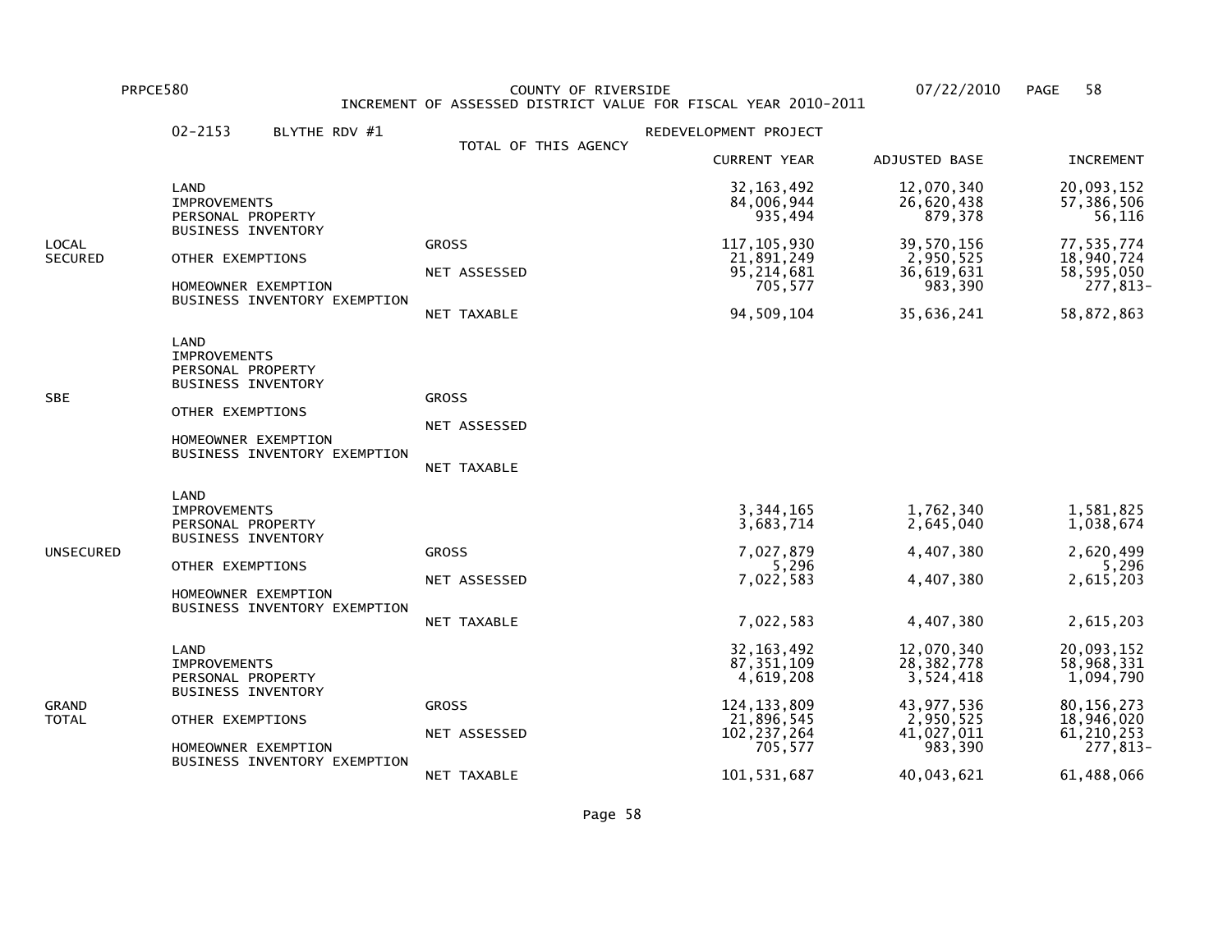PRPCE580 COUNTY OF RIVERSIDE 07/22/2010

INCREMENT OF ASSESSED DISTRICT VALUE FOR FISCAL YEAR 2010-2011

02-2153 BLYTHE RDV #1 REDEVELOPMENT PROJECT

TOTAL OF THIS AGENCY

| | | | CURRENT YEAR | ADJUSTED BASE | INCREMENT |
|---|---|---|---|---|---|
| LOCAL SECURED | LAND | | 32,163,492 | 12,070,340 | 20,093,152 |
| | IMPROVEMENTS | | 84,006,944 | 26,620,438 | 57,386,506 |
| | PERSONAL PROPERTY | | 935,494 | 879,378 | 56,116 |
| | BUSINESS INVENTORY | | | | |
| | | GROSS | 117,105,930 | 39,570,156 | 77,535,774 |
| | OTHER EXEMPTIONS | | 21,891,249 | 2,950,525 | 18,940,724 |
| | | NET ASSESSED | 95,214,681 | 36,619,631 | 58,595,050 |
| | HOMEOWNER EXEMPTION | | 705,577 | 983,390 | 277,813- |
| | BUSINESS INVENTORY EXEMPTION | | | | |
| | | NET TAXABLE | 94,509,104 | 35,636,241 | 58,872,863 |
| SBE | LAND | | | | |
| | IMPROVEMENTS | | | | |
| | PERSONAL PROPERTY | | | | |
| | BUSINESS INVENTORY | | | | |
| | | GROSS | | | |
| | OTHER EXEMPTIONS | | | | |
| | | NET ASSESSED | | | |
| | HOMEOWNER EXEMPTION | | | | |
| | BUSINESS INVENTORY EXEMPTION | | | | |
| | | NET TAXABLE | | | |
| UNSECURED | LAND | | | | |
| | IMPROVEMENTS | | 3,344,165 | 1,762,340 | 1,581,825 |
| | PERSONAL PROPERTY | | 3,683,714 | 2,645,040 | 1,038,674 |
| | BUSINESS INVENTORY | | | | |
| | | GROSS | 7,027,879 | 4,407,380 | 2,620,499 |
| | OTHER EXEMPTIONS | | 5,296 | | 5,296 |
| | | NET ASSESSED | 7,022,583 | 4,407,380 | 2,615,203 |
| | HOMEOWNER EXEMPTION | | | | |
| | BUSINESS INVENTORY EXEMPTION | | | | |
| | | NET TAXABLE | 7,022,583 | 4,407,380 | 2,615,203 |
| GRAND TOTAL | LAND | | 32,163,492 | 12,070,340 | 20,093,152 |
| | IMPROVEMENTS | | 87,351,109 | 28,382,778 | 58,968,331 |
| | PERSONAL PROPERTY | | 4,619,208 | 3,524,418 | 1,094,790 |
| | BUSINESS INVENTORY | | | | |
| | | GROSS | 124,133,809 | 43,977,536 | 80,156,273 |
| | OTHER EXEMPTIONS | | 21,896,545 | 2,950,525 | 18,946,020 |
| | | NET ASSESSED | 102,237,264 | 41,027,011 | 61,210,253 |
| | HOMEOWNER EXEMPTION | | 705,577 | 983,390 | 277,813- |
| | BUSINESS INVENTORY EXEMPTION | | | | |
| | | NET TAXABLE | 101,531,687 | 40,043,621 | 61,488,066 |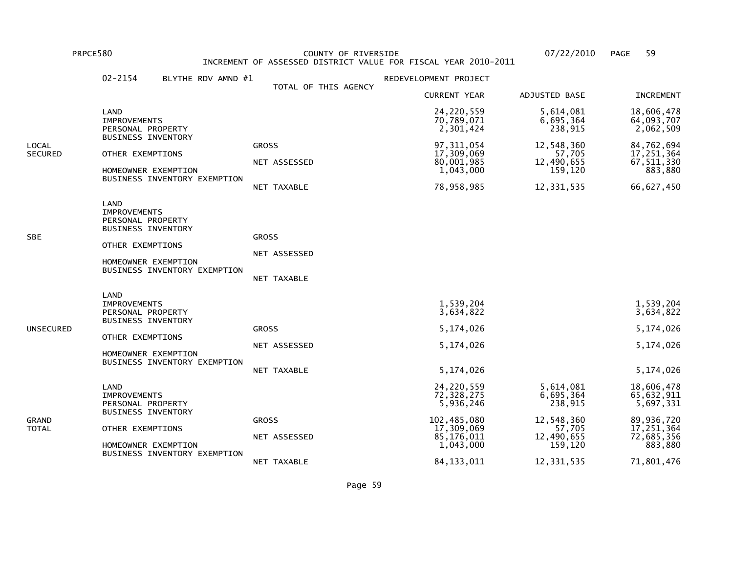PRPCE580 COUNTY OF RIVERSIDE 07/22/2010

INCREMENT OF ASSESSED DISTRICT VALUE FOR FISCAL YEAR 2010-2011

02-2154 BLYTHE RDV AMND #1 REDEVELOPMENT PROJECT

TOTAL OF THIS AGENCY

| Category | Item | Type | CURRENT YEAR | ADJUSTED BASE | INCREMENT |
|---|---|---|---|---|---|
| LOCAL SECURED | LAND | | 24,220,559 | 5,614,081 | 18,606,478 |
| | IMPROVEMENTS | | 70,789,071 | 6,695,364 | 64,093,707 |
| | PERSONAL PROPERTY | | 2,301,424 | 238,915 | 2,062,509 |
| | BUSINESS INVENTORY | | | | |
| | | GROSS | 97,311,054 | 12,548,360 | 84,762,694 |
| | OTHER EXEMPTIONS | | 17,309,069 | 57,705 | 17,251,364 |
| | | NET ASSESSED | 80,001,985 | 12,490,655 | 67,511,330 |
| | HOMEOWNER EXEMPTION | | 1,043,000 | 159,120 | 883,880 |
| | BUSINESS INVENTORY EXEMPTION | | | | |
| | | NET TAXABLE | 78,958,985 | 12,331,535 | 66,627,450 |
| SBE | LAND | | | | |
| | IMPROVEMENTS | | | | |
| | PERSONAL PROPERTY | | | | |
| | BUSINESS INVENTORY | | | | |
| | | GROSS | | | |
| | OTHER EXEMPTIONS | | | | |
| | | NET ASSESSED | | | |
| | HOMEOWNER EXEMPTION | | | | |
| | BUSINESS INVENTORY EXEMPTION | | | | |
| | | NET TAXABLE | | | |
| UNSECURED | LAND | | | | |
| | IMPROVEMENTS | | 1,539,204 | | 1,539,204 |
| | PERSONAL PROPERTY | | 3,634,822 | | 3,634,822 |
| | BUSINESS INVENTORY | | | | |
| | | GROSS | 5,174,026 | | 5,174,026 |
| | OTHER EXEMPTIONS | | | | |
| | | NET ASSESSED | 5,174,026 | | 5,174,026 |
| | HOMEOWNER EXEMPTION | | | | |
| | BUSINESS INVENTORY EXEMPTION | | | | |
| | | NET TAXABLE | 5,174,026 | | 5,174,026 |
| GRAND TOTAL | LAND | | 24,220,559 | 5,614,081 | 18,606,478 |
| | IMPROVEMENTS | | 72,328,275 | 6,695,364 | 65,632,911 |
| | PERSONAL PROPERTY | | 5,936,246 | 238,915 | 5,697,331 |
| | BUSINESS INVENTORY | | | | |
| | | GROSS | 102,485,080 | 12,548,360 | 89,936,720 |
| | OTHER EXEMPTIONS | | 17,309,069 | 57,705 | 17,251,364 |
| | | NET ASSESSED | 85,176,011 | 12,490,655 | 72,685,356 |
| | HOMEOWNER EXEMPTION | | 1,043,000 | 159,120 | 883,880 |
| | BUSINESS INVENTORY EXEMPTION | | | | |
| | | NET TAXABLE | 84,133,011 | 12,331,535 | 71,801,476 |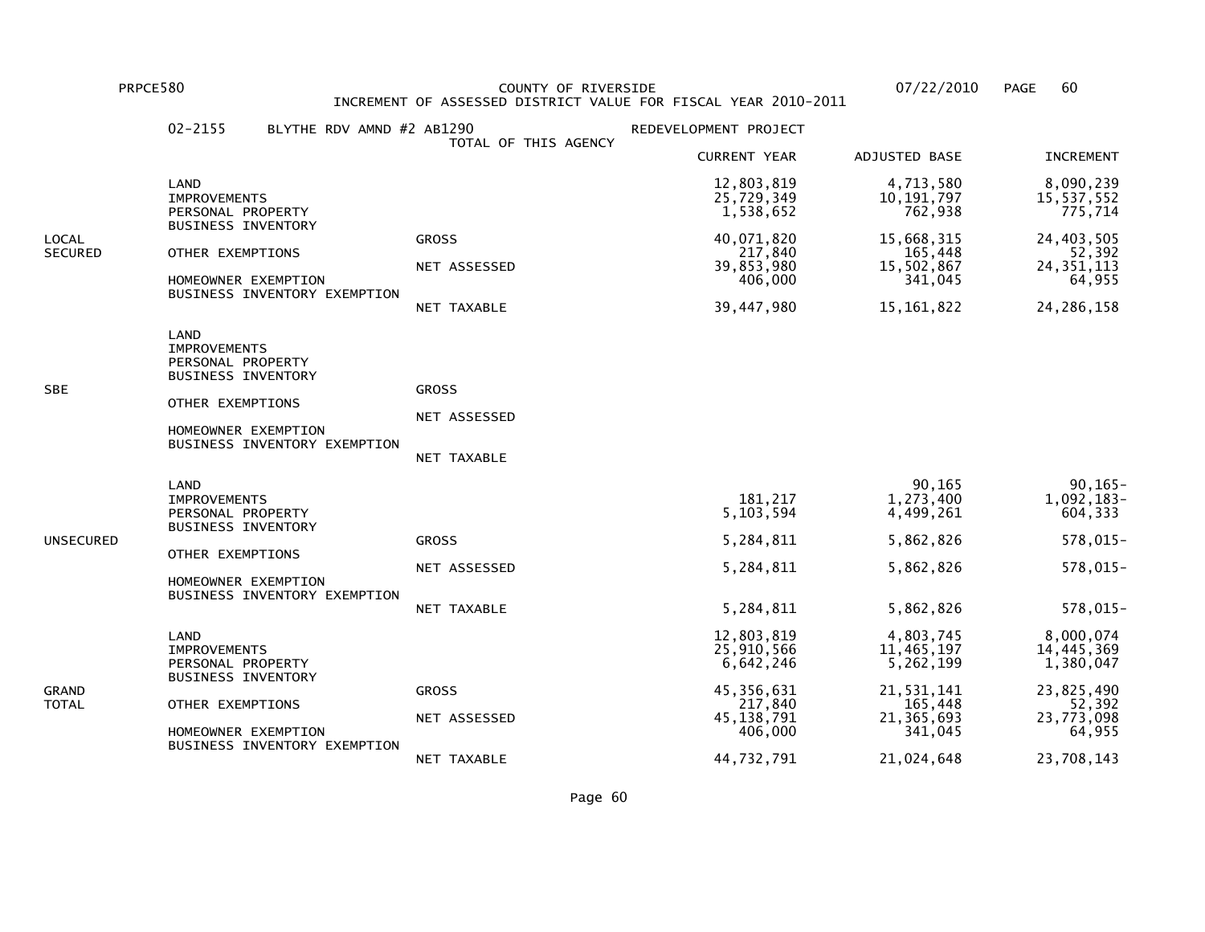PRPCE580 COUNTY OF RIVERSIDE 07/22/2010

INCREMENT OF ASSESSED DISTRICT VALUE FOR FISCAL YEAR 2010-2011

02-2155 BLYTHE RDV AMND #2 AB1290 REDEVELOPMENT PROJECT

TOTAL OF THIS AGENCY

| | | | CURRENT YEAR | ADJUSTED BASE | INCREMENT |
|---|---|---|---|---|---|
| LOCAL SECURED | LAND | | 12,803,819 | 4,713,580 | 8,090,239 |
| | IMPROVEMENTS | | 25,729,349 | 10,191,797 | 15,537,552 |
| | PERSONAL PROPERTY | | 1,538,652 | 762,938 | 775,714 |
| | BUSINESS INVENTORY | | | | |
| | | GROSS | 40,071,820 | 15,668,315 | 24,403,505 |
| | OTHER EXEMPTIONS | | 217,840 | 165,448 | 52,392 |
| | | NET ASSESSED | 39,853,980 | 15,502,867 | 24,351,113 |
| | HOMEOWNER EXEMPTION | | 406,000 | 341,045 | 64,955 |
| | BUSINESS INVENTORY EXEMPTION | | | | |
| | | NET TAXABLE | 39,447,980 | 15,161,822 | 24,286,158 |
| SBE | LAND | | | | |
| | IMPROVEMENTS | | | | |
| | PERSONAL PROPERTY | | | | |
| | BUSINESS INVENTORY | | | | |
| | | GROSS | | | |
| | OTHER EXEMPTIONS | | | | |
| | | NET ASSESSED | | | |
| | HOMEOWNER EXEMPTION | | | | |
| | BUSINESS INVENTORY EXEMPTION | | | | |
| | | NET TAXABLE | | | |
| UNSECURED | LAND | | | 90,165 | 90,165- |
| | IMPROVEMENTS | | 181,217 | 1,273,400 | 1,092,183- |
| | PERSONAL PROPERTY | | 5,103,594 | 4,499,261 | 604,333 |
| | BUSINESS INVENTORY | | | | |
| | | GROSS | 5,284,811 | 5,862,826 | 578,015- |
| | OTHER EXEMPTIONS | | | | |
| | | NET ASSESSED | 5,284,811 | 5,862,826 | 578,015- |
| | HOMEOWNER EXEMPTION | | | | |
| | BUSINESS INVENTORY EXEMPTION | | | | |
| | | NET TAXABLE | 5,284,811 | 5,862,826 | 578,015- |
| GRAND TOTAL | LAND | | 12,803,819 | 4,803,745 | 8,000,074 |
| | IMPROVEMENTS | | 25,910,566 | 11,465,197 | 14,445,369 |
| | PERSONAL PROPERTY | | 6,642,246 | 5,262,199 | 1,380,047 |
| | BUSINESS INVENTORY | | | | |
| | | GROSS | 45,356,631 | 21,531,141 | 23,825,490 |
| | OTHER EXEMPTIONS | | 217,840 | 165,448 | 52,392 |
| | | NET ASSESSED | 45,138,791 | 21,365,693 | 23,773,098 |
| | HOMEOWNER EXEMPTION | | 406,000 | 341,045 | 64,955 |
| | BUSINESS INVENTORY EXEMPTION | | | | |
| | | NET TAXABLE | 44,732,791 | 21,024,648 | 23,708,143 |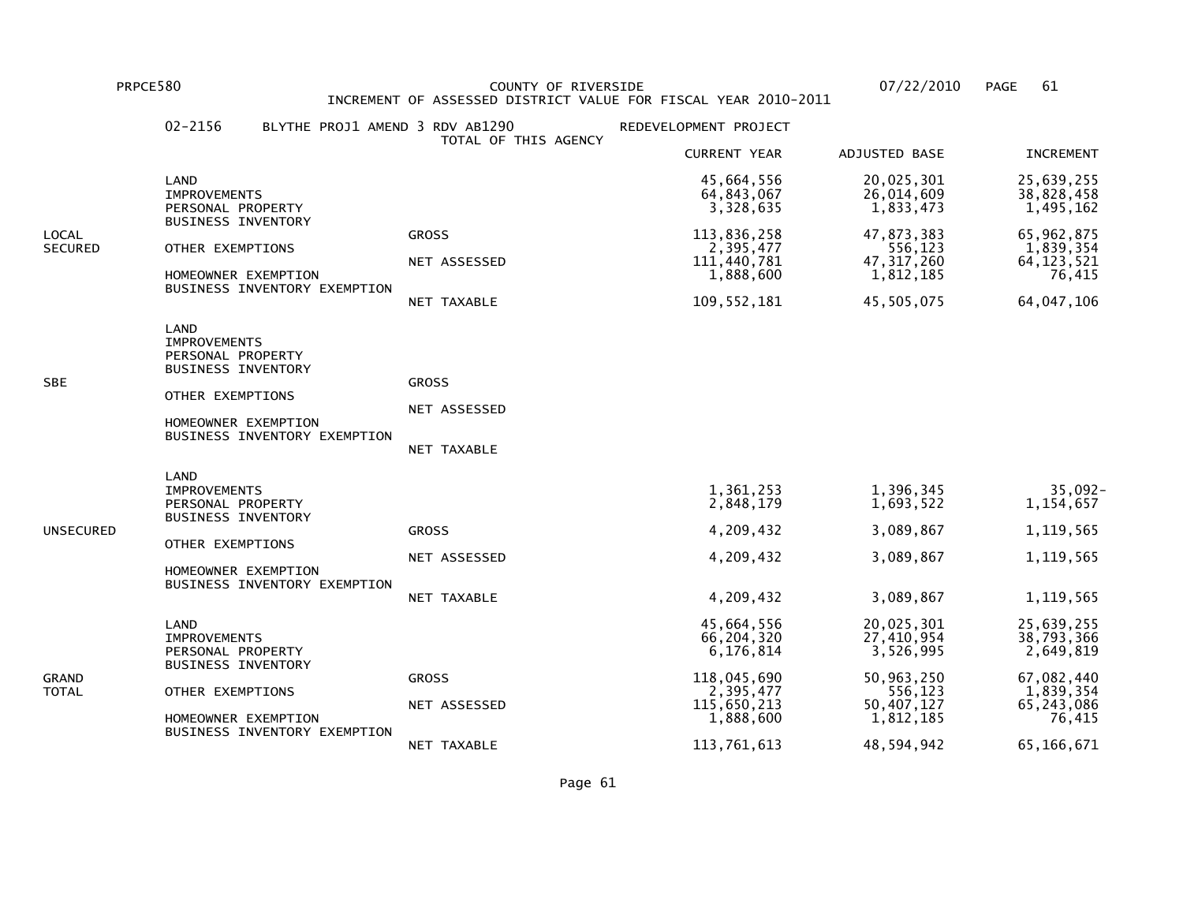PRPCE580 COUNTY OF RIVERSIDE 07/22/2010

INCREMENT OF ASSESSED DISTRICT VALUE FOR FISCAL YEAR 2010-2011

02-2156 BLYTHE PROJ1 AMEND 3 RDV AB1290 REDEVELOPMENT PROJECT

TOTAL OF THIS AGENCY

| | | | CURRENT YEAR | ADJUSTED BASE | INCREMENT |
|---|---|---|---|---|---|
| LOCAL SECURED | LAND | | 45,664,556 | 20,025,301 | 25,639,255 |
| | IMPROVEMENTS | | 64,843,067 | 26,014,609 | 38,828,458 |
| | PERSONAL PROPERTY | | 3,328,635 | 1,833,473 | 1,495,162 |
| | BUSINESS INVENTORY | | | | |
| | | GROSS | 113,836,258 | 47,873,383 | 65,962,875 |
| | OTHER EXEMPTIONS | | 2,395,477 | 556,123 | 1,839,354 |
| | | NET ASSESSED | 111,440,781 | 47,317,260 | 64,123,521 |
| | HOMEOWNER EXEMPTION | | 1,888,600 | 1,812,185 | 76,415 |
| | BUSINESS INVENTORY EXEMPTION | | | | |
| | | NET TAXABLE | 109,552,181 | 45,505,075 | 64,047,106 |
| SBE | LAND | | | | |
| | IMPROVEMENTS | | | | |
| | PERSONAL PROPERTY | | | | |
| | BUSINESS INVENTORY | | | | |
| | | GROSS | | | |
| | OTHER EXEMPTIONS | | | | |
| | | NET ASSESSED | | | |
| | HOMEOWNER EXEMPTION | | | | |
| | BUSINESS INVENTORY EXEMPTION | | | | |
| | | NET TAXABLE | | | |
| UNSECURED | LAND | | | | |
| | IMPROVEMENTS | | 1,361,253 | 1,396,345 | 35,092- |
| | PERSONAL PROPERTY | | 2,848,179 | 1,693,522 | 1,154,657 |
| | BUSINESS INVENTORY | | | | |
| | | GROSS | 4,209,432 | 3,089,867 | 1,119,565 |
| | OTHER EXEMPTIONS | | | | |
| | | NET ASSESSED | 4,209,432 | 3,089,867 | 1,119,565 |
| | HOMEOWNER EXEMPTION | | | | |
| | BUSINESS INVENTORY EXEMPTION | | | | |
| | | NET TAXABLE | 4,209,432 | 3,089,867 | 1,119,565 |
| GRAND TOTAL | LAND | | 45,664,556 | 20,025,301 | 25,639,255 |
| | IMPROVEMENTS | | 66,204,320 | 27,410,954 | 38,793,366 |
| | PERSONAL PROPERTY | | 6,176,814 | 3,526,995 | 2,649,819 |
| | BUSINESS INVENTORY | | | | |
| | | GROSS | 118,045,690 | 50,963,250 | 67,082,440 |
| | OTHER EXEMPTIONS | | 2,395,477 | 556,123 | 1,839,354 |
| | | NET ASSESSED | 115,650,213 | 50,407,127 | 65,243,086 |
| | HOMEOWNER EXEMPTION | | 1,888,600 | 1,812,185 | 76,415 |
| | BUSINESS INVENTORY EXEMPTION | | | | |
| | | NET TAXABLE | 113,761,613 | 48,594,942 | 65,166,671 |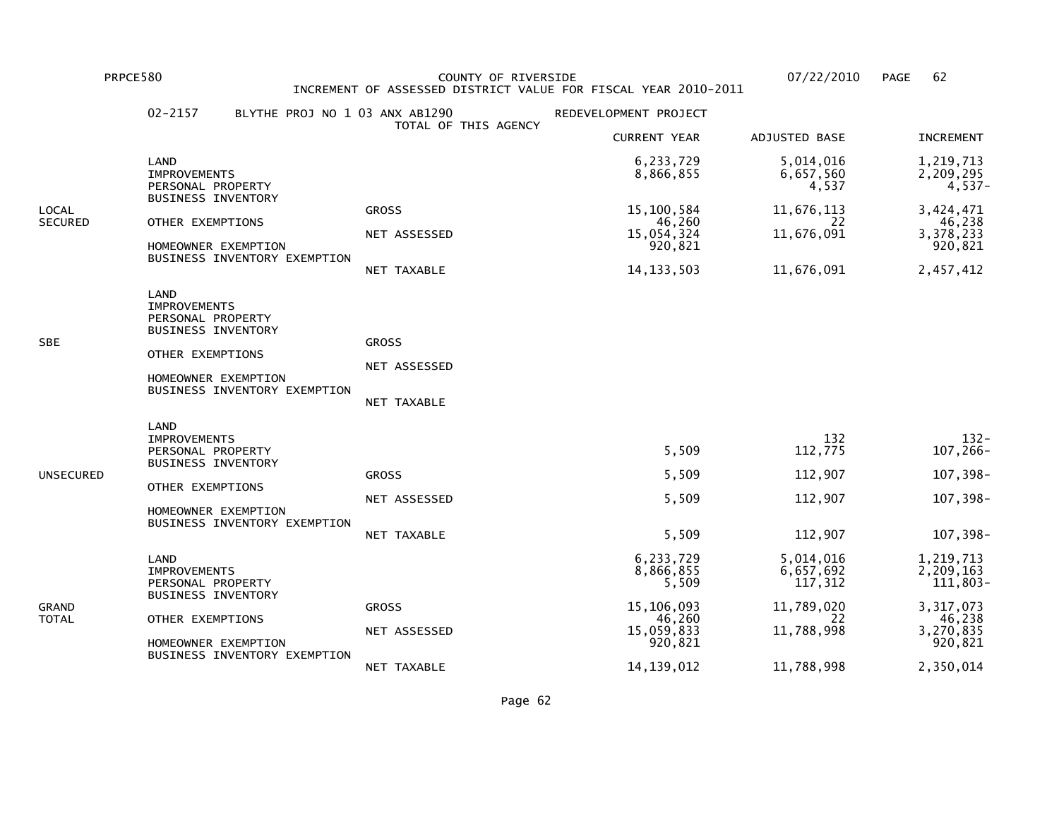PRPCE580 COUNTY OF RIVERSIDE 07/22/2010

INCREMENT OF ASSESSED DISTRICT VALUE FOR FISCAL YEAR 2010-2011

02-2157 BLYTHE PROJ NO 1 03 ANX AB1290 REDEVELOPMENT PROJECT

TOTAL OF THIS AGENCY

| | | | CURRENT YEAR | ADJUSTED BASE | INCREMENT |
|---|---|---|---|---|---|
| LOCAL SECURED | LAND | | 6,233,729 | 5,014,016 | 1,219,713 |
| | IMPROVEMENTS | | 8,866,855 | 6,657,560 | 2,209,295 |
| | PERSONAL PROPERTY | | | 4,537 | 4,537- |
| | BUSINESS INVENTORY | | | | |
| | | GROSS | 15,100,584 | 11,676,113 | 3,424,471 |
| | OTHER EXEMPTIONS | | 46,260 | 22 | 46,238 |
| | | NET ASSESSED | 15,054,324 | 11,676,091 | 3,378,233 |
| | HOMEOWNER EXEMPTION | | 920,821 | | 920,821 |
| | BUSINESS INVENTORY EXEMPTION | | | | |
| | | NET TAXABLE | 14,133,503 | 11,676,091 | 2,457,412 |
| SBE | LAND | | | | |
| | IMPROVEMENTS | | | | |
| | PERSONAL PROPERTY | | | | |
| | BUSINESS INVENTORY | | | | |
| | | GROSS | | | |
| | OTHER EXEMPTIONS | | | | |
| | | NET ASSESSED | | | |
| | HOMEOWNER EXEMPTION | | | | |
| | BUSINESS INVENTORY EXEMPTION | | | | |
| | | NET TAXABLE | | | |
| UNSECURED | LAND | | | | |
| | IMPROVEMENTS | | | 132 | 132- |
| | PERSONAL PROPERTY | | 5,509 | 112,775 | 107,266- |
| | BUSINESS INVENTORY | | | | |
| | | GROSS | 5,509 | 112,907 | 107,398- |
| | OTHER EXEMPTIONS | | | | |
| | | NET ASSESSED | 5,509 | 112,907 | 107,398- |
| | HOMEOWNER EXEMPTION | | | | |
| | BUSINESS INVENTORY EXEMPTION | | | | |
| | | NET TAXABLE | 5,509 | 112,907 | 107,398- |
| GRAND TOTAL | LAND | | 6,233,729 | 5,014,016 | 1,219,713 |
| | IMPROVEMENTS | | 8,866,855 | 6,657,692 | 2,209,163 |
| | PERSONAL PROPERTY | | 5,509 | 117,312 | 111,803- |
| | BUSINESS INVENTORY | | | | |
| | | GROSS | 15,106,093 | 11,789,020 | 3,317,073 |
| | OTHER EXEMPTIONS | | 46,260 | 22 | 46,238 |
| | | NET ASSESSED | 15,059,833 | 11,788,998 | 3,270,835 |
| | HOMEOWNER EXEMPTION | | 920,821 | | 920,821 |
| | BUSINESS INVENTORY EXEMPTION | | | | |
| | | NET TAXABLE | 14,139,012 | 11,788,998 | 2,350,014 |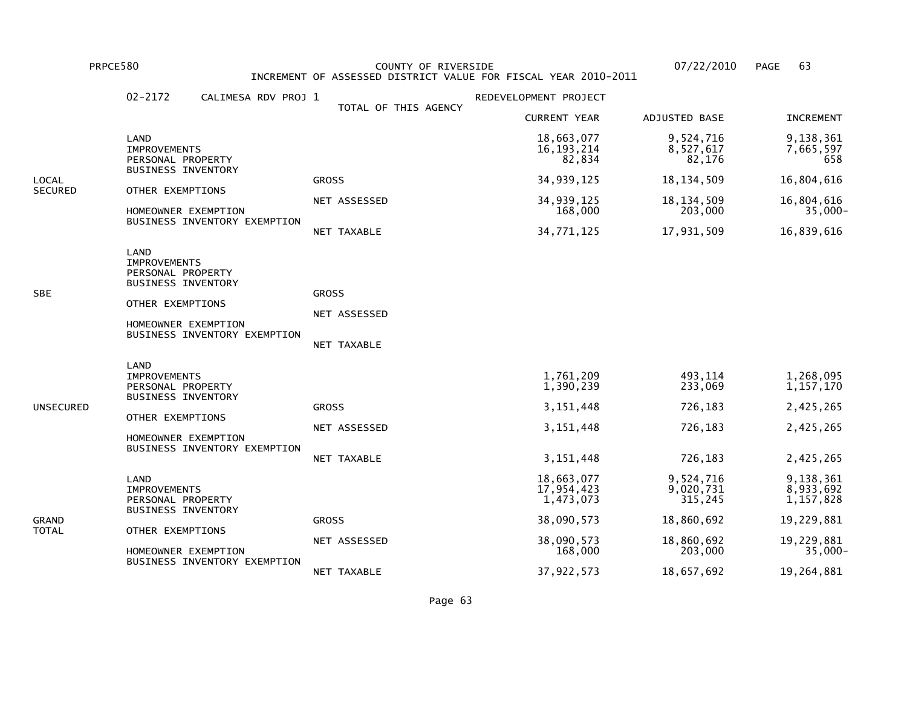PRPCE580 COUNTY OF RIVERSIDE 07/22/2010 PAGE 63

INCREMENT OF ASSESSED DISTRICT VALUE FOR FISCAL YEAR 2010-2011

02-2172 CALIMESA RDV PROJ 1 — REDEVELOPMENT PROJECT

TOTAL OF THIS AGENCY

| Category | Item | Type | CURRENT YEAR | ADJUSTED BASE | INCREMENT |
|---|---|---|---|---|---|
| LOCAL SECURED | LAND | | 18,663,077 | 9,524,716 | 9,138,361 |
| | IMPROVEMENTS | | 16,193,214 | 8,527,617 | 7,665,597 |
| | PERSONAL PROPERTY | | 82,834 | 82,176 | 658 |
| | BUSINESS INVENTORY | | | | |
| | | GROSS | 34,939,125 | 18,134,509 | 16,804,616 |
| | OTHER EXEMPTIONS | | | | |
| | | NET ASSESSED | 34,939,125 | 18,134,509 | 16,804,616 |
| | HOMEOWNER EXEMPTION | | 168,000 | 203,000 | 35,000- |
| | BUSINESS INVENTORY EXEMPTION | | | | |
| | | NET TAXABLE | 34,771,125 | 17,931,509 | 16,839,616 |
| SBE | LAND | | | | |
| | IMPROVEMENTS | | | | |
| | PERSONAL PROPERTY | | | | |
| | BUSINESS INVENTORY | | | | |
| | | GROSS | | | |
| | OTHER EXEMPTIONS | | | | |
| | | NET ASSESSED | | | |
| | HOMEOWNER EXEMPTION | | | | |
| | BUSINESS INVENTORY EXEMPTION | | | | |
| | | NET TAXABLE | | | |
| UNSECURED | LAND | | | | |
| | IMPROVEMENTS | | 1,761,209 | 493,114 | 1,268,095 |
| | PERSONAL PROPERTY | | 1,390,239 | 233,069 | 1,157,170 |
| | BUSINESS INVENTORY | | | | |
| | | GROSS | 3,151,448 | 726,183 | 2,425,265 |
| | OTHER EXEMPTIONS | | | | |
| | | NET ASSESSED | 3,151,448 | 726,183 | 2,425,265 |
| | HOMEOWNER EXEMPTION | | | | |
| | BUSINESS INVENTORY EXEMPTION | | | | |
| | | NET TAXABLE | 3,151,448 | 726,183 | 2,425,265 |
| GRAND TOTAL | LAND | | 18,663,077 | 9,524,716 | 9,138,361 |
| | IMPROVEMENTS | | 17,954,423 | 9,020,731 | 8,933,692 |
| | PERSONAL PROPERTY | | 1,473,073 | 315,245 | 1,157,828 |
| | BUSINESS INVENTORY | | | | |
| | | GROSS | 38,090,573 | 18,860,692 | 19,229,881 |
| | OTHER EXEMPTIONS | | | | |
| | | NET ASSESSED | 38,090,573 | 18,860,692 | 19,229,881 |
| | HOMEOWNER EXEMPTION | | 168,000 | 203,000 | 35,000- |
| | BUSINESS INVENTORY EXEMPTION | | | | |
| | | NET TAXABLE | 37,922,573 | 18,657,692 | 19,264,881 |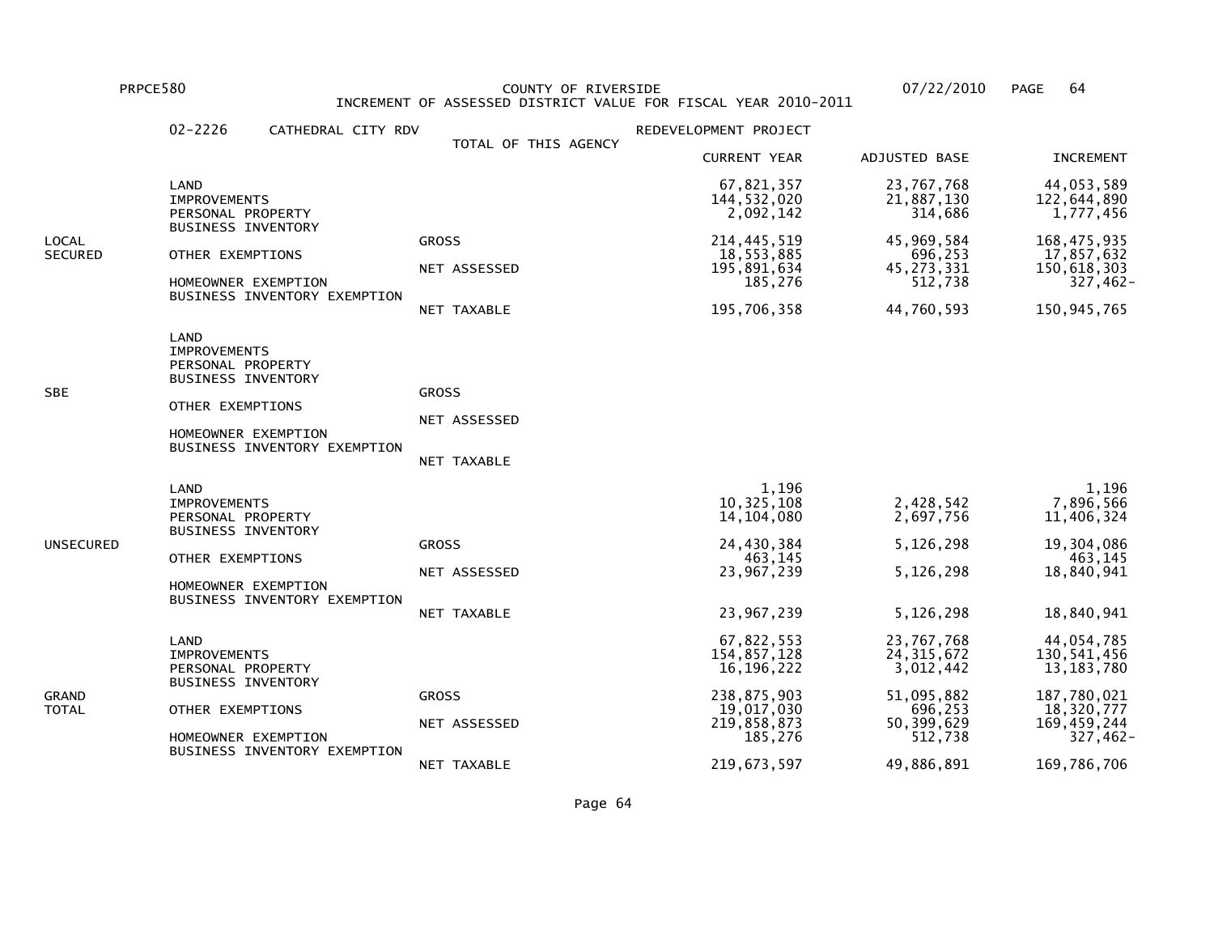PRPCE580 COUNTY OF RIVERSIDE 07/22/2010

INCREMENT OF ASSESSED DISTRICT VALUE FOR FISCAL YEAR 2010-2011

02-2226 CATHEDRAL CITY RDV REDEVELOPMENT PROJECT

TOTAL OF THIS AGENCY

| | | | CURRENT YEAR | ADJUSTED BASE | INCREMENT |
|---|---|---|---|---|---|
| LOCAL SECURED | LAND | | 67,821,357 | 23,767,768 | 44,053,589 |
| | IMPROVEMENTS | | 144,532,020 | 21,887,130 | 122,644,890 |
| | PERSONAL PROPERTY | | 2,092,142 | 314,686 | 1,777,456 |
| | BUSINESS INVENTORY | | | | |
| | | GROSS | 214,445,519 | 45,969,584 | 168,475,935 |
| | OTHER EXEMPTIONS | | 18,553,885 | 696,253 | 17,857,632 |
| | | NET ASSESSED | 195,891,634 | 45,273,331 | 150,618,303 |
| | HOMEOWNER EXEMPTION | | 185,276 | 512,738 | 327,462- |
| | BUSINESS INVENTORY EXEMPTION | | | | |
| | | NET TAXABLE | 195,706,358 | 44,760,593 | 150,945,765 |
| SBE | LAND | | | | |
| | IMPROVEMENTS | | | | |
| | PERSONAL PROPERTY | | | | |
| | BUSINESS INVENTORY | | | | |
| | | GROSS | | | |
| | OTHER EXEMPTIONS | | | | |
| | | NET ASSESSED | | | |
| | HOMEOWNER EXEMPTION | | | | |
| | BUSINESS INVENTORY EXEMPTION | | | | |
| | | NET TAXABLE | | | |
| UNSECURED | LAND | | 1,196 | | 1,196 |
| | IMPROVEMENTS | | 10,325,108 | 2,428,542 | 7,896,566 |
| | PERSONAL PROPERTY | | 14,104,080 | 2,697,756 | 11,406,324 |
| | BUSINESS INVENTORY | | | | |
| | | GROSS | 24,430,384 | 5,126,298 | 19,304,086 |
| | OTHER EXEMPTIONS | | 463,145 | | 463,145 |
| | | NET ASSESSED | 23,967,239 | 5,126,298 | 18,840,941 |
| | HOMEOWNER EXEMPTION | | | | |
| | BUSINESS INVENTORY EXEMPTION | | | | |
| | | NET TAXABLE | 23,967,239 | 5,126,298 | 18,840,941 |
| GRAND TOTAL | LAND | | 67,822,553 | 23,767,768 | 44,054,785 |
| | IMPROVEMENTS | | 154,857,128 | 24,315,672 | 130,541,456 |
| | PERSONAL PROPERTY | | 16,196,222 | 3,012,442 | 13,183,780 |
| | BUSINESS INVENTORY | | | | |
| | | GROSS | 238,875,903 | 51,095,882 | 187,780,021 |
| | OTHER EXEMPTIONS | | 19,017,030 | 696,253 | 18,320,777 |
| | | NET ASSESSED | 219,858,873 | 50,399,629 | 169,459,244 |
| | HOMEOWNER EXEMPTION | | 185,276 | 512,738 | 327,462- |
| | BUSINESS INVENTORY EXEMPTION | | | | |
| | | NET TAXABLE | 219,673,597 | 49,886,891 | 169,786,706 |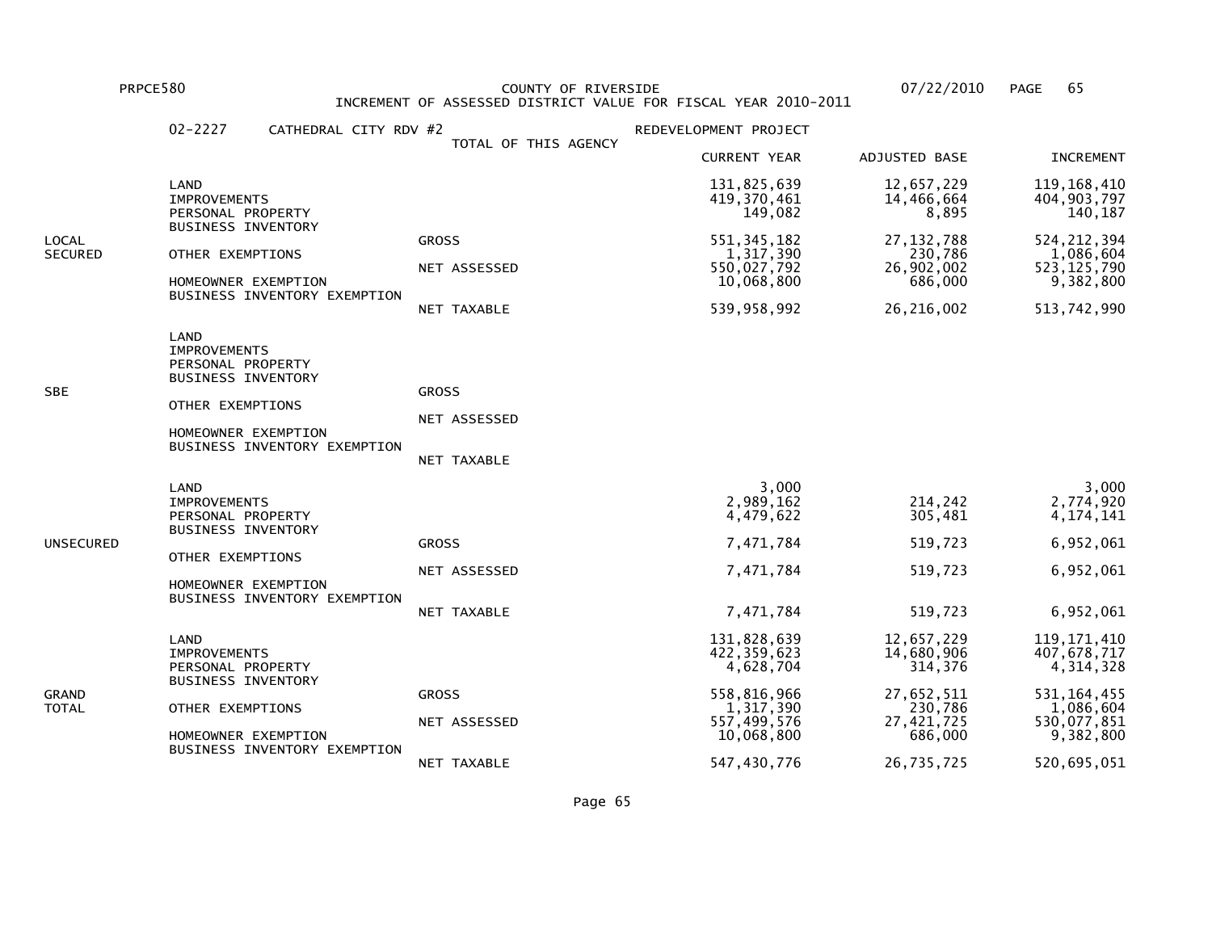PRPCE580 COUNTY OF RIVERSIDE 07/22/2010

INCREMENT OF ASSESSED DISTRICT VALUE FOR FISCAL YEAR 2010-2011

02-2227 CATHEDRAL CITY RDV #2 REDEVELOPMENT PROJECT

TOTAL OF THIS AGENCY

| Section | Item | Category | CURRENT YEAR | ADJUSTED BASE | INCREMENT |
|---|---|---|---|---|---|
| LOCAL SECURED | LAND | | 131,825,639 | 12,657,229 | 119,168,410 |
| | IMPROVEMENTS | | 419,370,461 | 14,466,664 | 404,903,797 |
| | PERSONAL PROPERTY | | 149,082 | 8,895 | 140,187 |
| | BUSINESS INVENTORY | | | | |
| | | GROSS | 551,345,182 | 27,132,788 | 524,212,394 |
| | OTHER EXEMPTIONS | | 1,317,390 | 230,786 | 1,086,604 |
| | | NET ASSESSED | 550,027,792 | 26,902,002 | 523,125,790 |
| | HOMEOWNER EXEMPTION | | 10,068,800 | 686,000 | 9,382,800 |
| | BUSINESS INVENTORY EXEMPTION | | | | |
| | | NET TAXABLE | 539,958,992 | 26,216,002 | 513,742,990 |
| SBE | LAND | | | | |
| | IMPROVEMENTS | | | | |
| | PERSONAL PROPERTY | | | | |
| | BUSINESS INVENTORY | | | | |
| | | GROSS | | | |
| | OTHER EXEMPTIONS | | | | |
| | | NET ASSESSED | | | |
| | HOMEOWNER EXEMPTION | | | | |
| | BUSINESS INVENTORY EXEMPTION | | | | |
| | | NET TAXABLE | | | |
| UNSECURED | LAND | | 3,000 | | 3,000 |
| | IMPROVEMENTS | | 2,989,162 | 214,242 | 2,774,920 |
| | PERSONAL PROPERTY | | 4,479,622 | 305,481 | 4,174,141 |
| | BUSINESS INVENTORY | | | | |
| | | GROSS | 7,471,784 | 519,723 | 6,952,061 |
| | OTHER EXEMPTIONS | | | | |
| | | NET ASSESSED | 7,471,784 | 519,723 | 6,952,061 |
| | HOMEOWNER EXEMPTION | | | | |
| | BUSINESS INVENTORY EXEMPTION | | | | |
| | | NET TAXABLE | 7,471,784 | 519,723 | 6,952,061 |
| GRAND TOTAL | LAND | | 131,828,639 | 12,657,229 | 119,171,410 |
| | IMPROVEMENTS | | 422,359,623 | 14,680,906 | 407,678,717 |
| | PERSONAL PROPERTY | | 4,628,704 | 314,376 | 4,314,328 |
| | BUSINESS INVENTORY | | | | |
| | | GROSS | 558,816,966 | 27,652,511 | 531,164,455 |
| | OTHER EXEMPTIONS | | 1,317,390 | 230,786 | 1,086,604 |
| | | NET ASSESSED | 557,499,576 | 27,421,725 | 530,077,851 |
| | HOMEOWNER EXEMPTION | | 10,068,800 | 686,000 | 9,382,800 |
| | BUSINESS INVENTORY EXEMPTION | | | | |
| | | NET TAXABLE | 547,430,776 | 26,735,725 | 520,695,051 |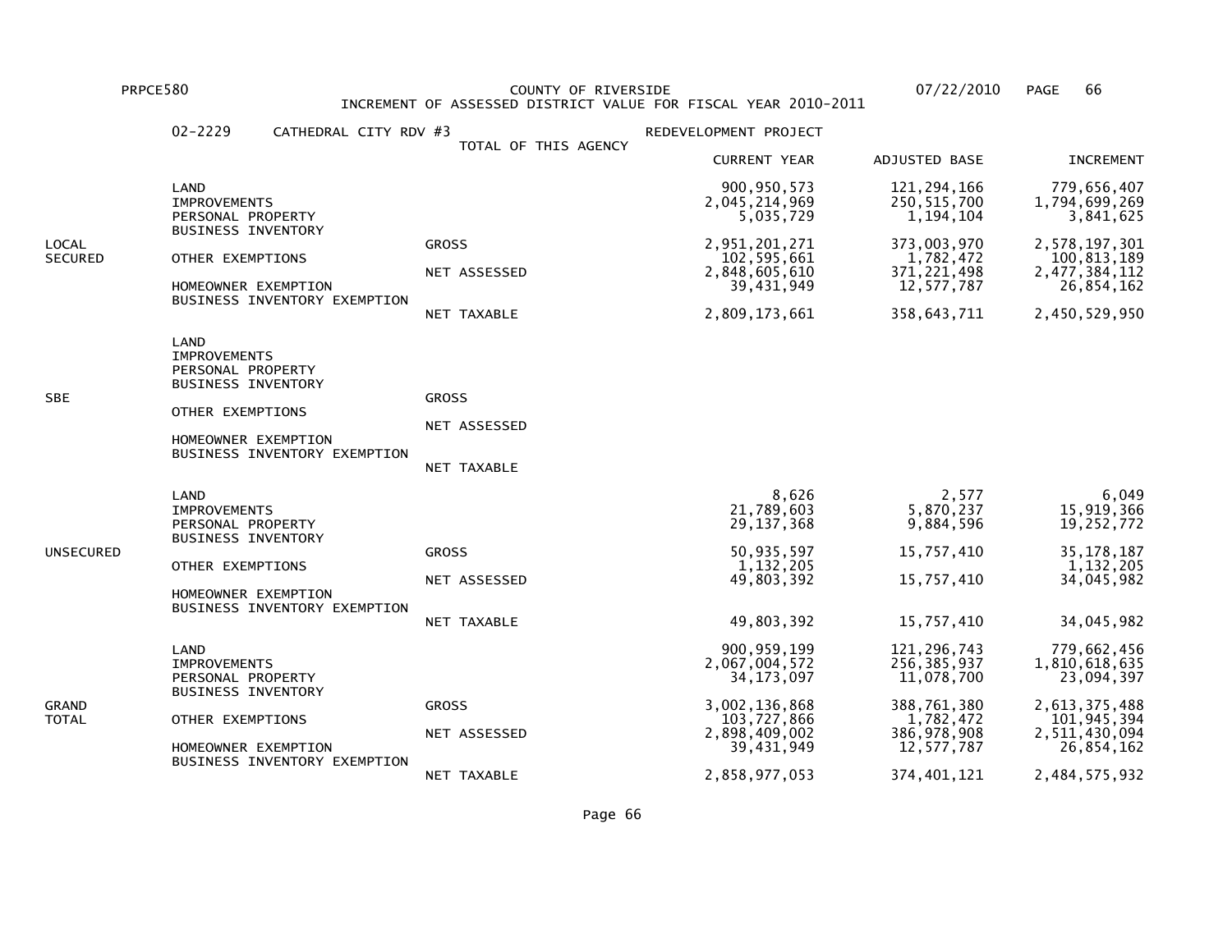PRPCE580 COUNTY OF RIVERSIDE 07/22/2010

INCREMENT OF ASSESSED DISTRICT VALUE FOR FISCAL YEAR 2010-2011

02-2229 CATHEDRAL CITY RDV #3 REDEVELOPMENT PROJECT

TOTAL OF THIS AGENCY

| | | | CURRENT YEAR | ADJUSTED BASE | INCREMENT |
|---|---|---|---|---|---|
| LOCAL SECURED | LAND | | 900,950,573 | 121,294,166 | 779,656,407 |
| | IMPROVEMENTS | | 2,045,214,969 | 250,515,700 | 1,794,699,269 |
| | PERSONAL PROPERTY | | 5,035,729 | 1,194,104 | 3,841,625 |
| | BUSINESS INVENTORY | | | | |
| | | GROSS | 2,951,201,271 | 373,003,970 | 2,578,197,301 |
| | OTHER EXEMPTIONS | | 102,595,661 | 1,782,472 | 100,813,189 |
| | | NET ASSESSED | 2,848,605,610 | 371,221,498 | 2,477,384,112 |
| | HOMEOWNER EXEMPTION | | 39,431,949 | 12,577,787 | 26,854,162 |
| | BUSINESS INVENTORY EXEMPTION | | | | |
| | | NET TAXABLE | 2,809,173,661 | 358,643,711 | 2,450,529,950 |
| SBE | LAND | | | | |
| | IMPROVEMENTS | | | | |
| | PERSONAL PROPERTY | | | | |
| | BUSINESS INVENTORY | | | | |
| | | GROSS | | | |
| | OTHER EXEMPTIONS | | | | |
| | | NET ASSESSED | | | |
| | HOMEOWNER EXEMPTION | | | | |
| | BUSINESS INVENTORY EXEMPTION | | | | |
| | | NET TAXABLE | | | |
| UNSECURED | LAND | | 8,626 | 2,577 | 6,049 |
| | IMPROVEMENTS | | 21,789,603 | 5,870,237 | 15,919,366 |
| | PERSONAL PROPERTY | | 29,137,368 | 9,884,596 | 19,252,772 |
| | BUSINESS INVENTORY | | | | |
| | | GROSS | 50,935,597 | 15,757,410 | 35,178,187 |
| | OTHER EXEMPTIONS | | 1,132,205 | | 1,132,205 |
| | | NET ASSESSED | 49,803,392 | 15,757,410 | 34,045,982 |
| | HOMEOWNER EXEMPTION | | | | |
| | BUSINESS INVENTORY EXEMPTION | | | | |
| | | NET TAXABLE | 49,803,392 | 15,757,410 | 34,045,982 |
| GRAND TOTAL | LAND | | 900,959,199 | 121,296,743 | 779,662,456 |
| | IMPROVEMENTS | | 2,067,004,572 | 256,385,937 | 1,810,618,635 |
| | PERSONAL PROPERTY | | 34,173,097 | 11,078,700 | 23,094,397 |
| | BUSINESS INVENTORY | | | | |
| | | GROSS | 3,002,136,868 | 388,761,380 | 2,613,375,488 |
| | OTHER EXEMPTIONS | | 103,727,866 | 1,782,472 | 101,945,394 |
| | | NET ASSESSED | 2,898,409,002 | 386,978,908 | 2,511,430,094 |
| | HOMEOWNER EXEMPTION | | 39,431,949 | 12,577,787 | 26,854,162 |
| | BUSINESS INVENTORY EXEMPTION | | | | |
| | | NET TAXABLE | 2,858,977,053 | 374,401,121 | 2,484,575,932 |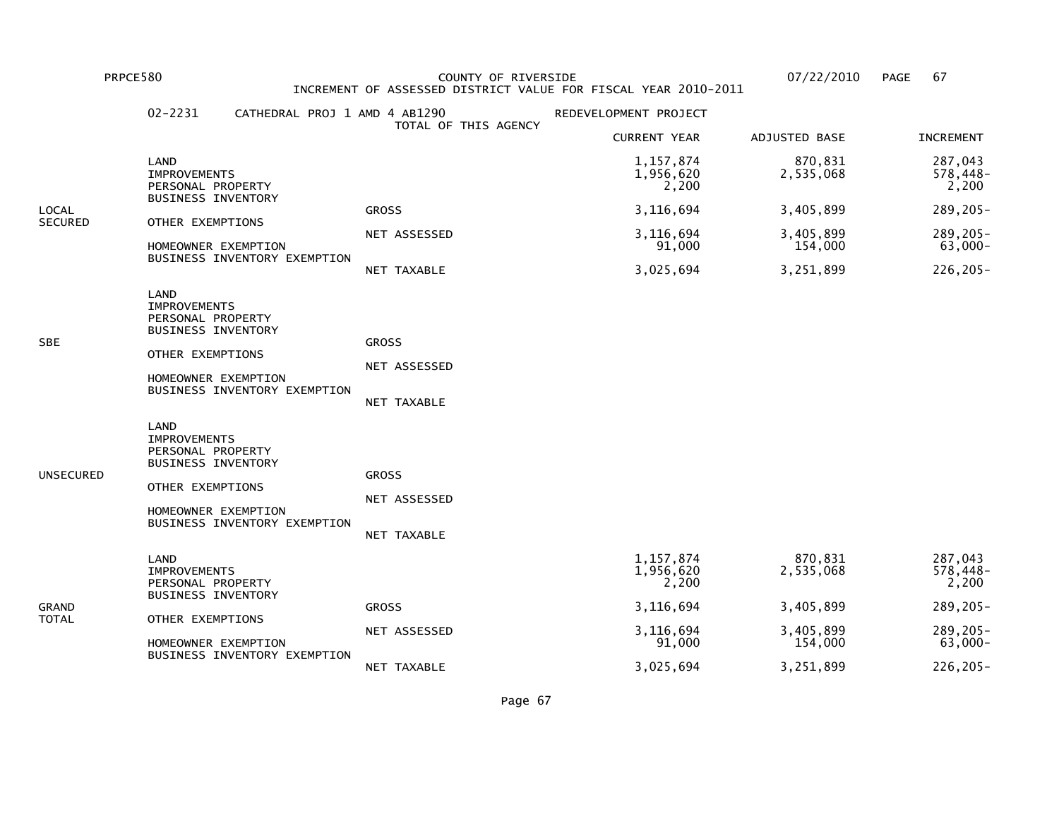PRPCE580 COUNTY OF RIVERSIDE 07/22/2010
INCREMENT OF ASSESSED DISTRICT VALUE FOR FISCAL YEAR 2010-2011

02-2231 CATHEDRAL PROJ 1 AMD 4 AB1290 REDEVELOPMENT PROJECT
TOTAL OF THIS AGENCY

| | | | CURRENT YEAR | ADJUSTED BASE | INCREMENT |
|---|---|---|---|---|---|
| LOCAL SECURED | LAND | | 1,157,874 | 870,831 | 287,043 |
| | IMPROVEMENTS | | 1,956,620 | 2,535,068 | 578,448- |
| | PERSONAL PROPERTY | | 2,200 | | 2,200 |
| | BUSINESS INVENTORY | | | | |
| | | GROSS | 3,116,694 | 3,405,899 | 289,205- |
| | OTHER EXEMPTIONS | | | | |
| | | NET ASSESSED | 3,116,694 | 3,405,899 | 289,205- |
| | HOMEOWNER EXEMPTION | | 91,000 | 154,000 | 63,000- |
| | BUSINESS INVENTORY EXEMPTION | | | | |
| | | NET TAXABLE | 3,025,694 | 3,251,899 | 226,205- |
| SBE | LAND | | | | |
| | IMPROVEMENTS | | | | |
| | PERSONAL PROPERTY | | | | |
| | BUSINESS INVENTORY | | | | |
| | | GROSS | | | |
| | OTHER EXEMPTIONS | | | | |
| | | NET ASSESSED | | | |
| | HOMEOWNER EXEMPTION | | | | |
| | BUSINESS INVENTORY EXEMPTION | | | | |
| | | NET TAXABLE | | | |
| UNSECURED | LAND | | | | |
| | IMPROVEMENTS | | | | |
| | PERSONAL PROPERTY | | | | |
| | BUSINESS INVENTORY | | | | |
| | | GROSS | | | |
| | OTHER EXEMPTIONS | | | | |
| | | NET ASSESSED | | | |
| | HOMEOWNER EXEMPTION | | | | |
| | BUSINESS INVENTORY EXEMPTION | | | | |
| | | NET TAXABLE | | | |
| GRAND TOTAL | LAND | | 1,157,874 | 870,831 | 287,043 |
| | IMPROVEMENTS | | 1,956,620 | 2,535,068 | 578,448- |
| | PERSONAL PROPERTY | | 2,200 | | 2,200 |
| | BUSINESS INVENTORY | | | | |
| | | GROSS | 3,116,694 | 3,405,899 | 289,205- |
| | OTHER EXEMPTIONS | | | | |
| | | NET ASSESSED | 3,116,694 | 3,405,899 | 289,205- |
| | HOMEOWNER EXEMPTION | | 91,000 | 154,000 | 63,000- |
| | BUSINESS INVENTORY EXEMPTION | | | | |
| | | NET TAXABLE | 3,025,694 | 3,251,899 | 226,205- |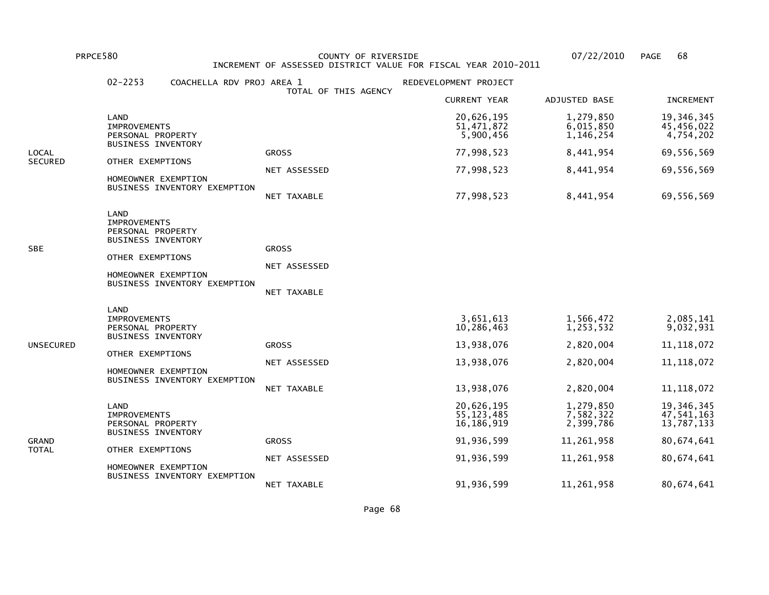PRPCE580 COUNTY OF RIVERSIDE 07/22/2010

INCREMENT OF ASSESSED DISTRICT VALUE FOR FISCAL YEAR 2010-2011

02-2253 COACHELLA RDV PROJ AREA 1 REDEVELOPMENT PROJECT

TOTAL OF THIS AGENCY

| | | | CURRENT YEAR | ADJUSTED BASE | INCREMENT |
|---|---|---|---|---|---|
| LOCAL SECURED | LAND | | 20,626,195 | 1,279,850 | 19,346,345 |
| | IMPROVEMENTS | | 51,471,872 | 6,015,850 | 45,456,022 |
| | PERSONAL PROPERTY | | 5,900,456 | 1,146,254 | 4,754,202 |
| | BUSINESS INVENTORY | | | | |
| | | GROSS | 77,998,523 | 8,441,954 | 69,556,569 |
| | OTHER EXEMPTIONS | | | | |
| | | NET ASSESSED | 77,998,523 | 8,441,954 | 69,556,569 |
| | HOMEOWNER EXEMPTION | | | | |
| | BUSINESS INVENTORY EXEMPTION | | | | |
| | | NET TAXABLE | 77,998,523 | 8,441,954 | 69,556,569 |
| SBE | LAND | | | | |
| | IMPROVEMENTS | | | | |
| | PERSONAL PROPERTY | | | | |
| | BUSINESS INVENTORY | | | | |
| | | GROSS | | | |
| | OTHER EXEMPTIONS | | | | |
| | | NET ASSESSED | | | |
| | HOMEOWNER EXEMPTION | | | | |
| | BUSINESS INVENTORY EXEMPTION | | | | |
| | | NET TAXABLE | | | |
| UNSECURED | LAND | | | | |
| | IMPROVEMENTS | | 3,651,613 | 1,566,472 | 2,085,141 |
| | PERSONAL PROPERTY | | 10,286,463 | 1,253,532 | 9,032,931 |
| | BUSINESS INVENTORY | | | | |
| | | GROSS | 13,938,076 | 2,820,004 | 11,118,072 |
| | OTHER EXEMPTIONS | | | | |
| | | NET ASSESSED | 13,938,076 | 2,820,004 | 11,118,072 |
| | HOMEOWNER EXEMPTION | | | | |
| | BUSINESS INVENTORY EXEMPTION | | | | |
| | | NET TAXABLE | 13,938,076 | 2,820,004 | 11,118,072 |
| GRAND TOTAL | LAND | | 20,626,195 | 1,279,850 | 19,346,345 |
| | IMPROVEMENTS | | 55,123,485 | 7,582,322 | 47,541,163 |
| | PERSONAL PROPERTY | | 16,186,919 | 2,399,786 | 13,787,133 |
| | BUSINESS INVENTORY | | | | |
| | | GROSS | 91,936,599 | 11,261,958 | 80,674,641 |
| | OTHER EXEMPTIONS | | | | |
| | | NET ASSESSED | 91,936,599 | 11,261,958 | 80,674,641 |
| | HOMEOWNER EXEMPTION | | | | |
| | BUSINESS INVENTORY EXEMPTION | | | | |
| | | NET TAXABLE | 91,936,599 | 11,261,958 | 80,674,641 |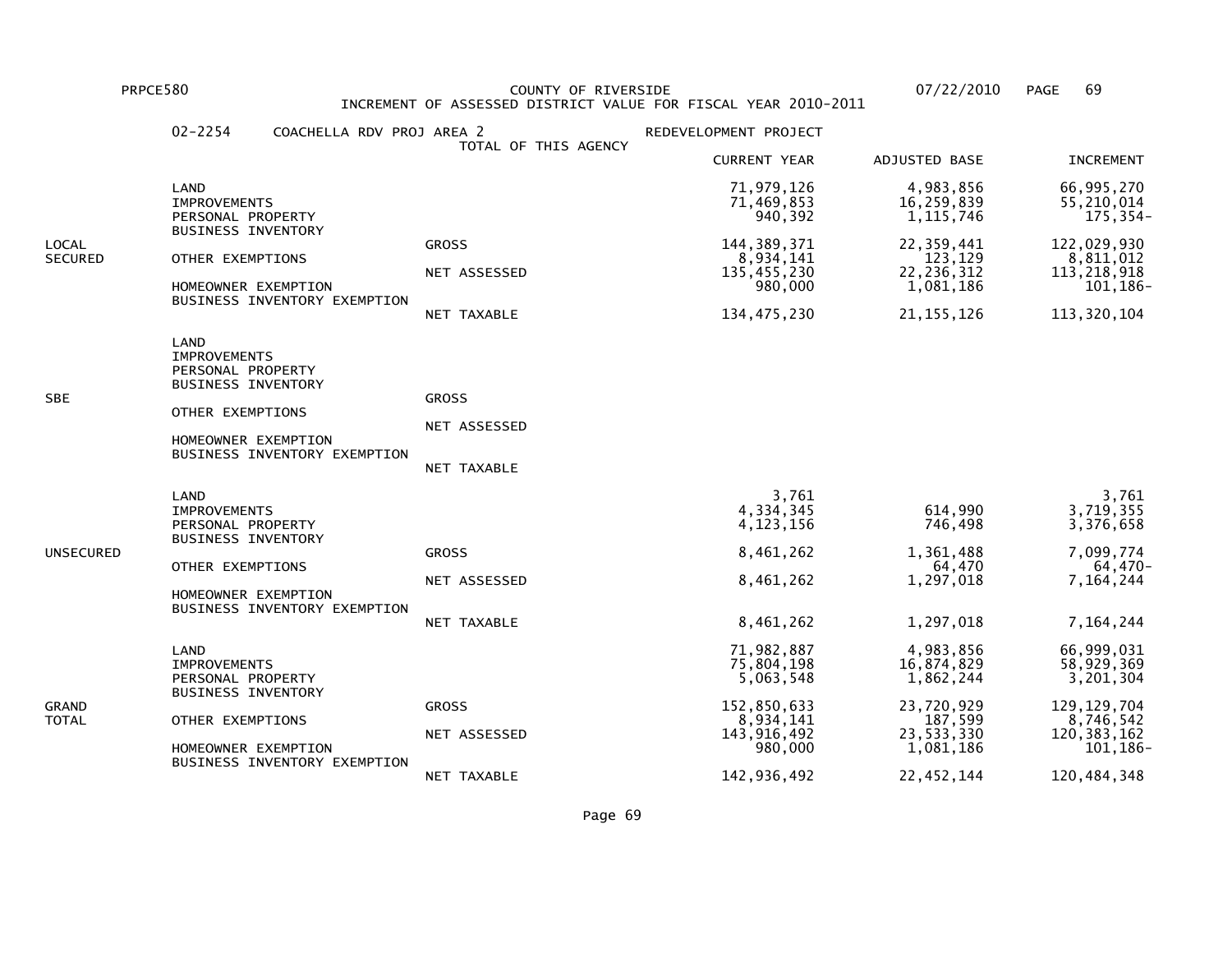PRPCE580 COUNTY OF RIVERSIDE 07/22/2010

INCREMENT OF ASSESSED DISTRICT VALUE FOR FISCAL YEAR 2010-2011

02-2254 COACHELLA RDV PROJ AREA 2 — REDEVELOPMENT PROJECT

TOTAL OF THIS AGENCY

| | | | CURRENT YEAR | ADJUSTED BASE | INCREMENT |
|---|---|---|---|---|---|
| LOCAL SECURED | LAND | | 71,979,126 | 4,983,856 | 66,995,270 |
| | IMPROVEMENTS | | 71,469,853 | 16,259,839 | 55,210,014 |
| | PERSONAL PROPERTY | | 940,392 | 1,115,746 | 175,354- |
| | BUSINESS INVENTORY | | | | |
| | | GROSS | 144,389,371 | 22,359,441 | 122,029,930 |
| | OTHER EXEMPTIONS | | 8,934,141 | 123,129 | 8,811,012 |
| | | NET ASSESSED | 135,455,230 | 22,236,312 | 113,218,918 |
| | HOMEOWNER EXEMPTION | | 980,000 | 1,081,186 | 101,186- |
| | BUSINESS INVENTORY EXEMPTION | | | | |
| | | NET TAXABLE | 134,475,230 | 21,155,126 | 113,320,104 |
| SBE | LAND | | | | |
| | IMPROVEMENTS | | | | |
| | PERSONAL PROPERTY | | | | |
| | BUSINESS INVENTORY | | | | |
| | | GROSS | | | |
| | OTHER EXEMPTIONS | | | | |
| | | NET ASSESSED | | | |
| | HOMEOWNER EXEMPTION | | | | |
| | BUSINESS INVENTORY EXEMPTION | | | | |
| | | NET TAXABLE | | | |
| UNSECURED | LAND | | 3,761 | | 3,761 |
| | IMPROVEMENTS | | 4,334,345 | 614,990 | 3,719,355 |
| | PERSONAL PROPERTY | | 4,123,156 | 746,498 | 3,376,658 |
| | BUSINESS INVENTORY | | | | |
| | | GROSS | 8,461,262 | 1,361,488 | 7,099,774 |
| | OTHER EXEMPTIONS | | | 64,470 | 64,470- |
| | | NET ASSESSED | 8,461,262 | 1,297,018 | 7,164,244 |
| | HOMEOWNER EXEMPTION | | | | |
| | BUSINESS INVENTORY EXEMPTION | | | | |
| | | NET TAXABLE | 8,461,262 | 1,297,018 | 7,164,244 |
| GRAND TOTAL | LAND | | 71,982,887 | 4,983,856 | 66,999,031 |
| | IMPROVEMENTS | | 75,804,198 | 16,874,829 | 58,929,369 |
| | PERSONAL PROPERTY | | 5,063,548 | 1,862,244 | 3,201,304 |
| | BUSINESS INVENTORY | | | | |
| | | GROSS | 152,850,633 | 23,720,929 | 129,129,704 |
| | OTHER EXEMPTIONS | | 8,934,141 | 187,599 | 8,746,542 |
| | | NET ASSESSED | 143,916,492 | 23,533,330 | 120,383,162 |
| | HOMEOWNER EXEMPTION | | 980,000 | 1,081,186 | 101,186- |
| | BUSINESS INVENTORY EXEMPTION | | | | |
| | | NET TAXABLE | 142,936,492 | 22,452,144 | 120,484,348 |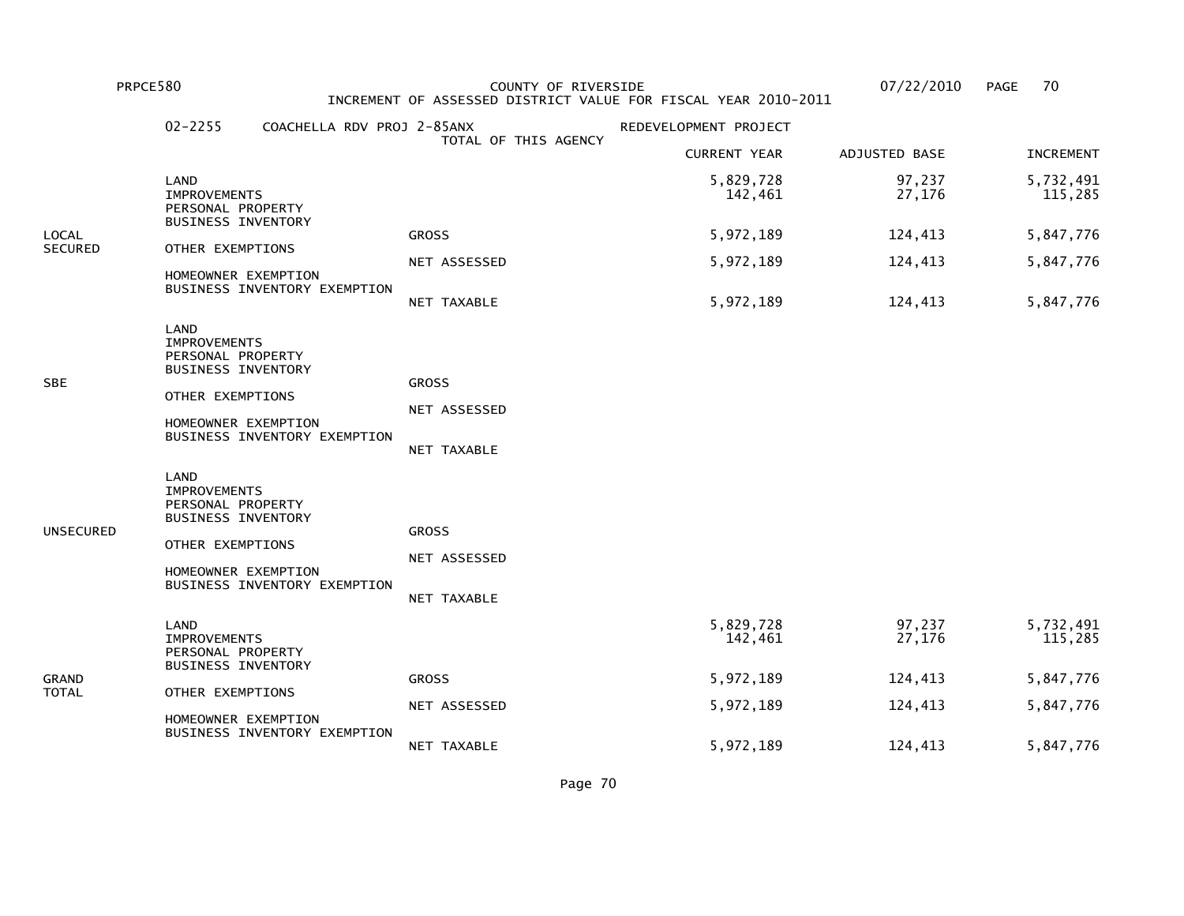PRPCE580 COUNTY OF RIVERSIDE 07/22/2010

INCREMENT OF ASSESSED DISTRICT VALUE FOR FISCAL YEAR 2010-2011

02-2255 COACHELLA RDV PROJ 2-85ANX — REDEVELOPMENT PROJECT

TOTAL OF THIS AGENCY

| | | | CURRENT YEAR | ADJUSTED BASE | INCREMENT |
|---|---|---|---|---|---|
| LOCAL SECURED | LAND | | 5,829,728 | 97,237 | 5,732,491 |
| | IMPROVEMENTS | | 142,461 | 27,176 | 115,285 |
| | PERSONAL PROPERTY | | | | |
| | BUSINESS INVENTORY | | | | |
| | | GROSS | 5,972,189 | 124,413 | 5,847,776 |
| | OTHER EXEMPTIONS | | | | |
| | | NET ASSESSED | 5,972,189 | 124,413 | 5,847,776 |
| | HOMEOWNER EXEMPTION | | | | |
| | BUSINESS INVENTORY EXEMPTION | | | | |
| | | NET TAXABLE | 5,972,189 | 124,413 | 5,847,776 |
| SBE | LAND | | | | |
| | IMPROVEMENTS | | | | |
| | PERSONAL PROPERTY | | | | |
| | BUSINESS INVENTORY | | | | |
| | | GROSS | | | |
| | OTHER EXEMPTIONS | | | | |
| | | NET ASSESSED | | | |
| | HOMEOWNER EXEMPTION | | | | |
| | BUSINESS INVENTORY EXEMPTION | | | | |
| | | NET TAXABLE | | | |
| UNSECURED | LAND | | | | |
| | IMPROVEMENTS | | | | |
| | PERSONAL PROPERTY | | | | |
| | BUSINESS INVENTORY | | | | |
| | | GROSS | | | |
| | OTHER EXEMPTIONS | | | | |
| | | NET ASSESSED | | | |
| | HOMEOWNER EXEMPTION | | | | |
| | BUSINESS INVENTORY EXEMPTION | | | | |
| | | NET TAXABLE | | | |
| GRAND TOTAL | LAND | | 5,829,728 | 97,237 | 5,732,491 |
| | IMPROVEMENTS | | 142,461 | 27,176 | 115,285 |
| | PERSONAL PROPERTY | | | | |
| | BUSINESS INVENTORY | | | | |
| | | GROSS | 5,972,189 | 124,413 | 5,847,776 |
| | OTHER EXEMPTIONS | | | | |
| | | NET ASSESSED | 5,972,189 | 124,413 | 5,847,776 |
| | HOMEOWNER EXEMPTION | | | | |
| | BUSINESS INVENTORY EXEMPTION | | | | |
| | | NET TAXABLE | 5,972,189 | 124,413 | 5,847,776 |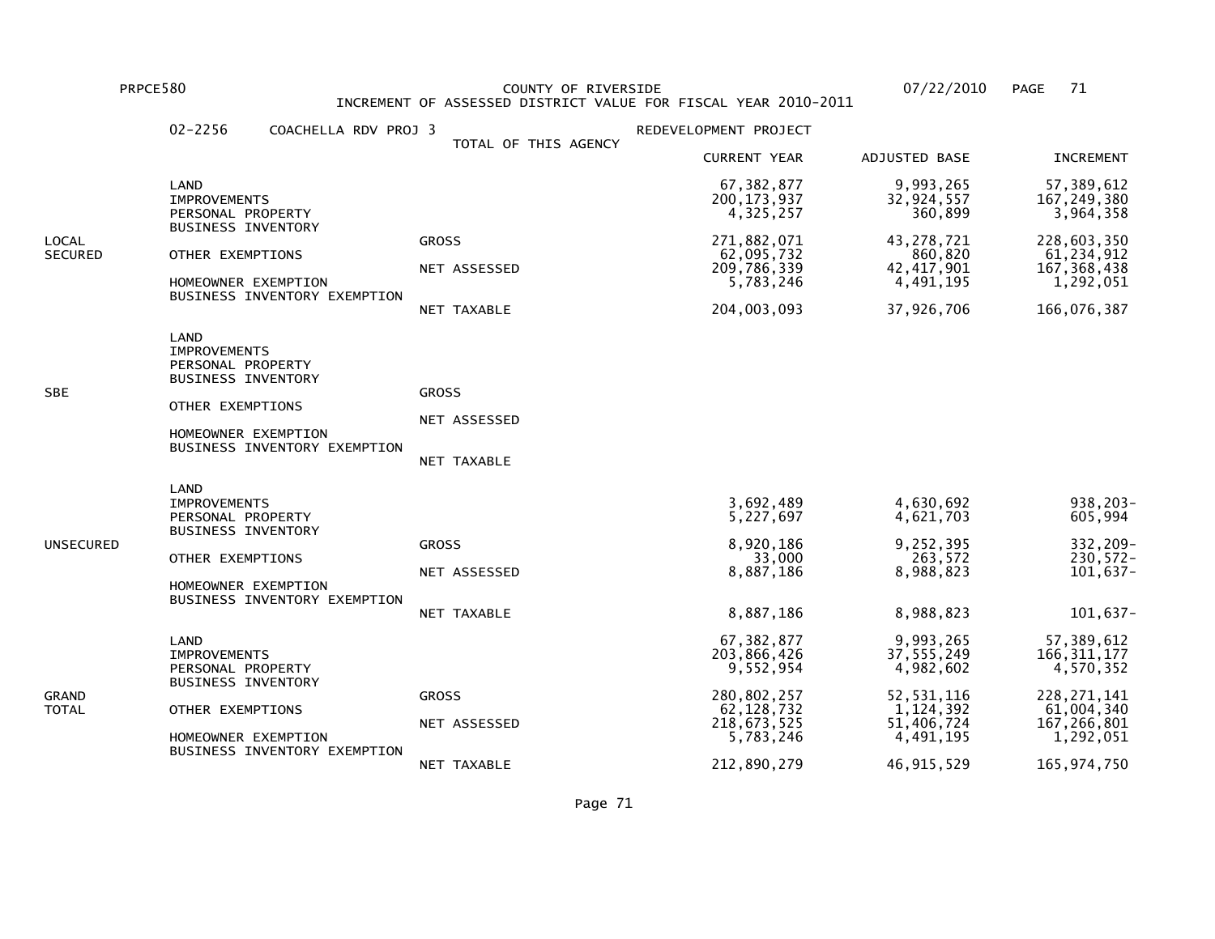PRPCE580 COUNTY OF RIVERSIDE 07/22/2010

INCREMENT OF ASSESSED DISTRICT VALUE FOR FISCAL YEAR 2010-2011

02-2256 COACHELLA RDV PROJ 3 — TOTAL OF THIS AGENCY — REDEVELOPMENT PROJECT

| | | | CURRENT YEAR | ADJUSTED BASE | INCREMENT |
|---|---|---|---|---|---|
| LOCAL SECURED | LAND | | 67,382,877 | 9,993,265 | 57,389,612 |
| | IMPROVEMENTS | | 200,173,937 | 32,924,557 | 167,249,380 |
| | PERSONAL PROPERTY | | 4,325,257 | 360,899 | 3,964,358 |
| | BUSINESS INVENTORY | | | | |
| | | GROSS | 271,882,071 | 43,278,721 | 228,603,350 |
| | OTHER EXEMPTIONS | | 62,095,732 | 860,820 | 61,234,912 |
| | | NET ASSESSED | 209,786,339 | 42,417,901 | 167,368,438 |
| | HOMEOWNER EXEMPTION | | 5,783,246 | 4,491,195 | 1,292,051 |
| | BUSINESS INVENTORY EXEMPTION | | | | |
| | | NET TAXABLE | 204,003,093 | 37,926,706 | 166,076,387 |
| SBE | LAND | | | | |
| | IMPROVEMENTS | | | | |
| | PERSONAL PROPERTY | | | | |
| | BUSINESS INVENTORY | | | | |
| | | GROSS | | | |
| | OTHER EXEMPTIONS | | | | |
| | | NET ASSESSED | | | |
| | HOMEOWNER EXEMPTION | | | | |
| | BUSINESS INVENTORY EXEMPTION | | | | |
| | | NET TAXABLE | | | |
| UNSECURED | LAND | | | | |
| | IMPROVEMENTS | | 3,692,489 | 4,630,692 | 938,203- |
| | PERSONAL PROPERTY | | 5,227,697 | 4,621,703 | 605,994 |
| | BUSINESS INVENTORY | | | | |
| | | GROSS | 8,920,186 | 9,252,395 | 332,209- |
| | OTHER EXEMPTIONS | | 33,000 | 263,572 | 230,572- |
| | | NET ASSESSED | 8,887,186 | 8,988,823 | 101,637- |
| | HOMEOWNER EXEMPTION | | | | |
| | BUSINESS INVENTORY EXEMPTION | | | | |
| | | NET TAXABLE | 8,887,186 | 8,988,823 | 101,637- |
| GRAND TOTAL | LAND | | 67,382,877 | 9,993,265 | 57,389,612 |
| | IMPROVEMENTS | | 203,866,426 | 37,555,249 | 166,311,177 |
| | PERSONAL PROPERTY | | 9,552,954 | 4,982,602 | 4,570,352 |
| | BUSINESS INVENTORY | | | | |
| | | GROSS | 280,802,257 | 52,531,116 | 228,271,141 |
| | OTHER EXEMPTIONS | | 62,128,732 | 1,124,392 | 61,004,340 |
| | | NET ASSESSED | 218,673,525 | 51,406,724 | 167,266,801 |
| | HOMEOWNER EXEMPTION | | 5,783,246 | 4,491,195 | 1,292,051 |
| | BUSINESS INVENTORY EXEMPTION | | | | |
| | | NET TAXABLE | 212,890,279 | 46,915,529 | 165,974,750 |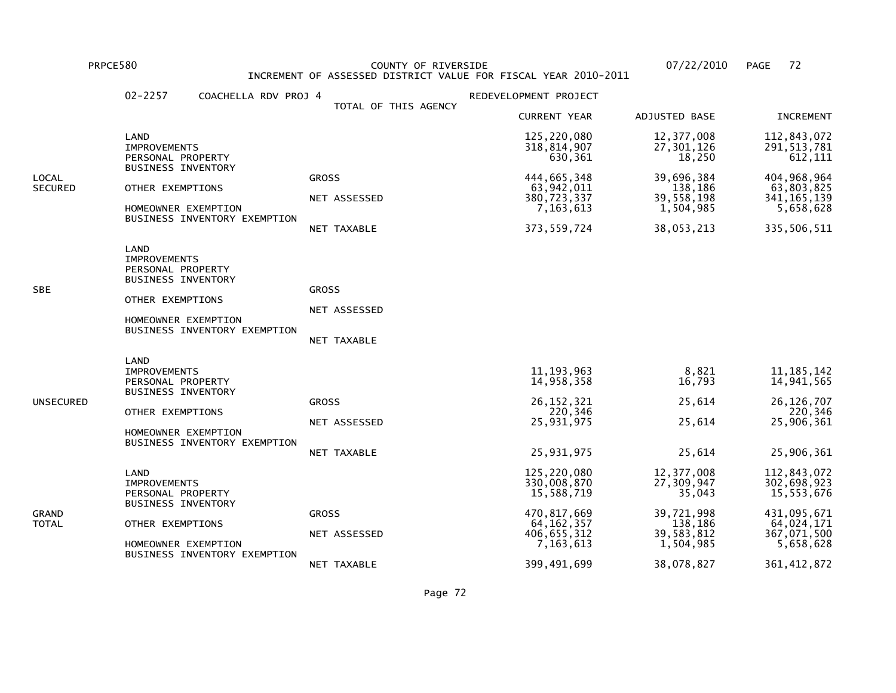PRPCE580 COUNTY OF RIVERSIDE 07/22/2010

INCREMENT OF ASSESSED DISTRICT VALUE FOR FISCAL YEAR 2010-2011

02-2257 COACHELLA RDV PROJ 4 REDEVELOPMENT PROJECT

TOTAL OF THIS AGENCY

| | | | CURRENT YEAR | ADJUSTED BASE | INCREMENT |
|---|---|---|---|---|---|
| LOCAL SECURED | LAND | | 125,220,080 | 12,377,008 | 112,843,072 |
| | IMPROVEMENTS | | 318,814,907 | 27,301,126 | 291,513,781 |
| | PERSONAL PROPERTY | | 630,361 | 18,250 | 612,111 |
| | BUSINESS INVENTORY | | | | |
| | | GROSS | 444,665,348 | 39,696,384 | 404,968,964 |
| | OTHER EXEMPTIONS | | 63,942,011 | 138,186 | 63,803,825 |
| | | NET ASSESSED | 380,723,337 | 39,558,198 | 341,165,139 |
| | HOMEOWNER EXEMPTION | | 7,163,613 | 1,504,985 | 5,658,628 |
| | BUSINESS INVENTORY EXEMPTION | | | | |
| | | NET TAXABLE | 373,559,724 | 38,053,213 | 335,506,511 |
| SBE | LAND | | | | |
| | IMPROVEMENTS | | | | |
| | PERSONAL PROPERTY | | | | |
| | BUSINESS INVENTORY | | | | |
| | | GROSS | | | |
| | OTHER EXEMPTIONS | | | | |
| | | NET ASSESSED | | | |
| | HOMEOWNER EXEMPTION | | | | |
| | BUSINESS INVENTORY EXEMPTION | | | | |
| | | NET TAXABLE | | | |
| UNSECURED | LAND | | | | |
| | IMPROVEMENTS | | 11,193,963 | 8,821 | 11,185,142 |
| | PERSONAL PROPERTY | | 14,958,358 | 16,793 | 14,941,565 |
| | BUSINESS INVENTORY | | | | |
| | | GROSS | 26,152,321 | 25,614 | 26,126,707 |
| | OTHER EXEMPTIONS | | 220,346 | | 220,346 |
| | | NET ASSESSED | 25,931,975 | 25,614 | 25,906,361 |
| | HOMEOWNER EXEMPTION | | | | |
| | BUSINESS INVENTORY EXEMPTION | | | | |
| | | NET TAXABLE | 25,931,975 | 25,614 | 25,906,361 |
| GRAND TOTAL | LAND | | 125,220,080 | 12,377,008 | 112,843,072 |
| | IMPROVEMENTS | | 330,008,870 | 27,309,947 | 302,698,923 |
| | PERSONAL PROPERTY | | 15,588,719 | 35,043 | 15,553,676 |
| | BUSINESS INVENTORY | | | | |
| | | GROSS | 470,817,669 | 39,721,998 | 431,095,671 |
| | OTHER EXEMPTIONS | | 64,162,357 | 138,186 | 64,024,171 |
| | | NET ASSESSED | 406,655,312 | 39,583,812 | 367,071,500 |
| | HOMEOWNER EXEMPTION | | 7,163,613 | 1,504,985 | 5,658,628 |
| | BUSINESS INVENTORY EXEMPTION | | | | |
| | | NET TAXABLE | 399,491,699 | 38,078,827 | 361,412,872 |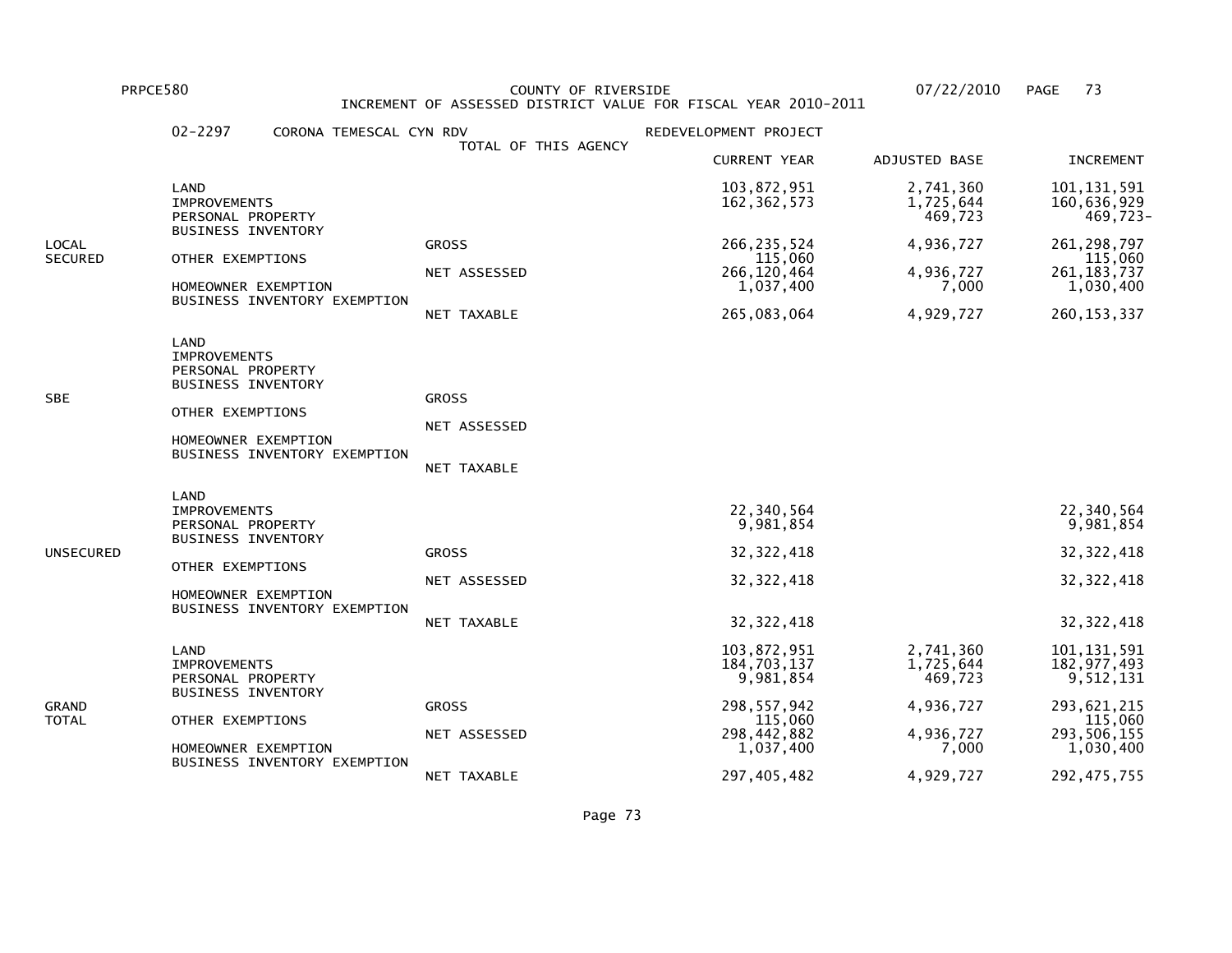PRPCE580 COUNTY OF RIVERSIDE 07/22/2010

INCREMENT OF ASSESSED DISTRICT VALUE FOR FISCAL YEAR 2010-2011

02-2297 CORONA TEMESCAL CYN RDV — REDEVELOPMENT PROJECT

TOTAL OF THIS AGENCY

| | | | CURRENT YEAR | ADJUSTED BASE | INCREMENT |
|---|---|---|---|---|---|
| LOCAL SECURED | LAND | | 103,872,951 | 2,741,360 | 101,131,591 |
| | IMPROVEMENTS | | 162,362,573 | 1,725,644 | 160,636,929 |
| | PERSONAL PROPERTY | | | 469,723 | 469,723- |
| | BUSINESS INVENTORY | | | | |
| | | GROSS | 266,235,524 | 4,936,727 | 261,298,797 |
| | OTHER EXEMPTIONS | | 115,060 | | 115,060 |
| | | NET ASSESSED | 266,120,464 | 4,936,727 | 261,183,737 |
| | HOMEOWNER EXEMPTION | | 1,037,400 | 7,000 | 1,030,400 |
| | BUSINESS INVENTORY EXEMPTION | | | | |
| | | NET TAXABLE | 265,083,064 | 4,929,727 | 260,153,337 |
| SBE | LAND | | | | |
| | IMPROVEMENTS | | | | |
| | PERSONAL PROPERTY | | | | |
| | BUSINESS INVENTORY | | | | |
| | | GROSS | | | |
| | OTHER EXEMPTIONS | | | | |
| | | NET ASSESSED | | | |
| | HOMEOWNER EXEMPTION | | | | |
| | BUSINESS INVENTORY EXEMPTION | | | | |
| | | NET TAXABLE | | | |
| UNSECURED | LAND | | | | |
| | IMPROVEMENTS | | 22,340,564 | | 22,340,564 |
| | PERSONAL PROPERTY | | 9,981,854 | | 9,981,854 |
| | BUSINESS INVENTORY | | | | |
| | | GROSS | 32,322,418 | | 32,322,418 |
| | OTHER EXEMPTIONS | | | | |
| | | NET ASSESSED | 32,322,418 | | 32,322,418 |
| | HOMEOWNER EXEMPTION | | | | |
| | BUSINESS INVENTORY EXEMPTION | | | | |
| | | NET TAXABLE | 32,322,418 | | 32,322,418 |
| GRAND TOTAL | LAND | | 103,872,951 | 2,741,360 | 101,131,591 |
| | IMPROVEMENTS | | 184,703,137 | 1,725,644 | 182,977,493 |
| | PERSONAL PROPERTY | | 9,981,854 | 469,723 | 9,512,131 |
| | BUSINESS INVENTORY | | | | |
| | | GROSS | 298,557,942 | 4,936,727 | 293,621,215 |
| | OTHER EXEMPTIONS | | 115,060 | | 115,060 |
| | | NET ASSESSED | 298,442,882 | 4,936,727 | 293,506,155 |
| | HOMEOWNER EXEMPTION | | 1,037,400 | 7,000 | 1,030,400 |
| | BUSINESS INVENTORY EXEMPTION | | | | |
| | | NET TAXABLE | 297,405,482 | 4,929,727 | 292,475,755 |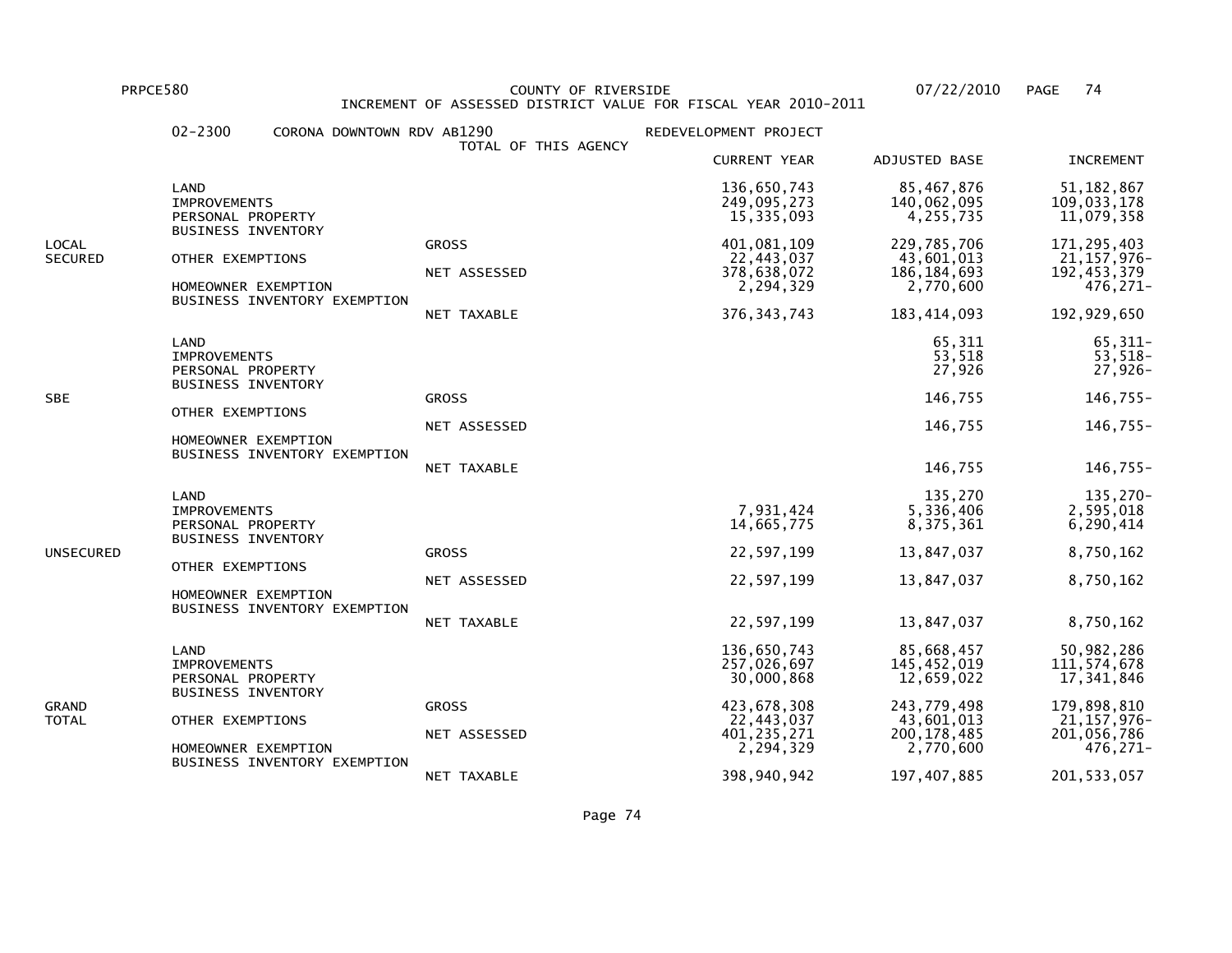PRPCE580 COUNTY OF RIVERSIDE 07/22/2010

INCREMENT OF ASSESSED DISTRICT VALUE FOR FISCAL YEAR 2010-2011

02-2300 CORONA DOWNTOWN RDV AB1290 REDEVELOPMENT PROJECT

TOTAL OF THIS AGENCY

| | | | CURRENT YEAR | ADJUSTED BASE | INCREMENT |
|---|---|---|---|---|---|
| LOCAL SECURED | LAND | | 136,650,743 | 85,467,876 | 51,182,867 |
| | IMPROVEMENTS | | 249,095,273 | 140,062,095 | 109,033,178 |
| | PERSONAL PROPERTY | | 15,335,093 | 4,255,735 | 11,079,358 |
| | BUSINESS INVENTORY | | | | |
| | | GROSS | 401,081,109 | 229,785,706 | 171,295,403 |
| | OTHER EXEMPTIONS | | 22,443,037 | 43,601,013 | 21,157,976- |
| | | NET ASSESSED | 378,638,072 | 186,184,693 | 192,453,379 |
| | HOMEOWNER EXEMPTION | | 2,294,329 | 2,770,600 | 476,271- |
| | BUSINESS INVENTORY EXEMPTION | | | | |
| | | NET TAXABLE | 376,343,743 | 183,414,093 | 192,929,650 |
| SBE | LAND | | | 65,311 | 65,311- |
| | IMPROVEMENTS | | | 53,518 | 53,518- |
| | PERSONAL PROPERTY | | | 27,926 | 27,926- |
| | BUSINESS INVENTORY | | | | |
| | | GROSS | | 146,755 | 146,755- |
| | OTHER EXEMPTIONS | | | | |
| | | NET ASSESSED | | 146,755 | 146,755- |
| | HOMEOWNER EXEMPTION | | | | |
| | BUSINESS INVENTORY EXEMPTION | | | | |
| | | NET TAXABLE | | 146,755 | 146,755- |
| UNSECURED | LAND | | | 135,270 | 135,270- |
| | IMPROVEMENTS | | 7,931,424 | 5,336,406 | 2,595,018 |
| | PERSONAL PROPERTY | | 14,665,775 | 8,375,361 | 6,290,414 |
| | BUSINESS INVENTORY | | | | |
| | | GROSS | 22,597,199 | 13,847,037 | 8,750,162 |
| | OTHER EXEMPTIONS | | | | |
| | | NET ASSESSED | 22,597,199 | 13,847,037 | 8,750,162 |
| | HOMEOWNER EXEMPTION | | | | |
| | BUSINESS INVENTORY EXEMPTION | | | | |
| | | NET TAXABLE | 22,597,199 | 13,847,037 | 8,750,162 |
| GRAND TOTAL | LAND | | 136,650,743 | 85,668,457 | 50,982,286 |
| | IMPROVEMENTS | | 257,026,697 | 145,452,019 | 111,574,678 |
| | PERSONAL PROPERTY | | 30,000,868 | 12,659,022 | 17,341,846 |
| | BUSINESS INVENTORY | | | | |
| | | GROSS | 423,678,308 | 243,779,498 | 179,898,810 |
| | OTHER EXEMPTIONS | | 22,443,037 | 43,601,013 | 21,157,976- |
| | | NET ASSESSED | 401,235,271 | 200,178,485 | 201,056,786 |
| | HOMEOWNER EXEMPTION | | 2,294,329 | 2,770,600 | 476,271- |
| | BUSINESS INVENTORY EXEMPTION | | | | |
| | | NET TAXABLE | 398,940,942 | 197,407,885 | 201,533,057 |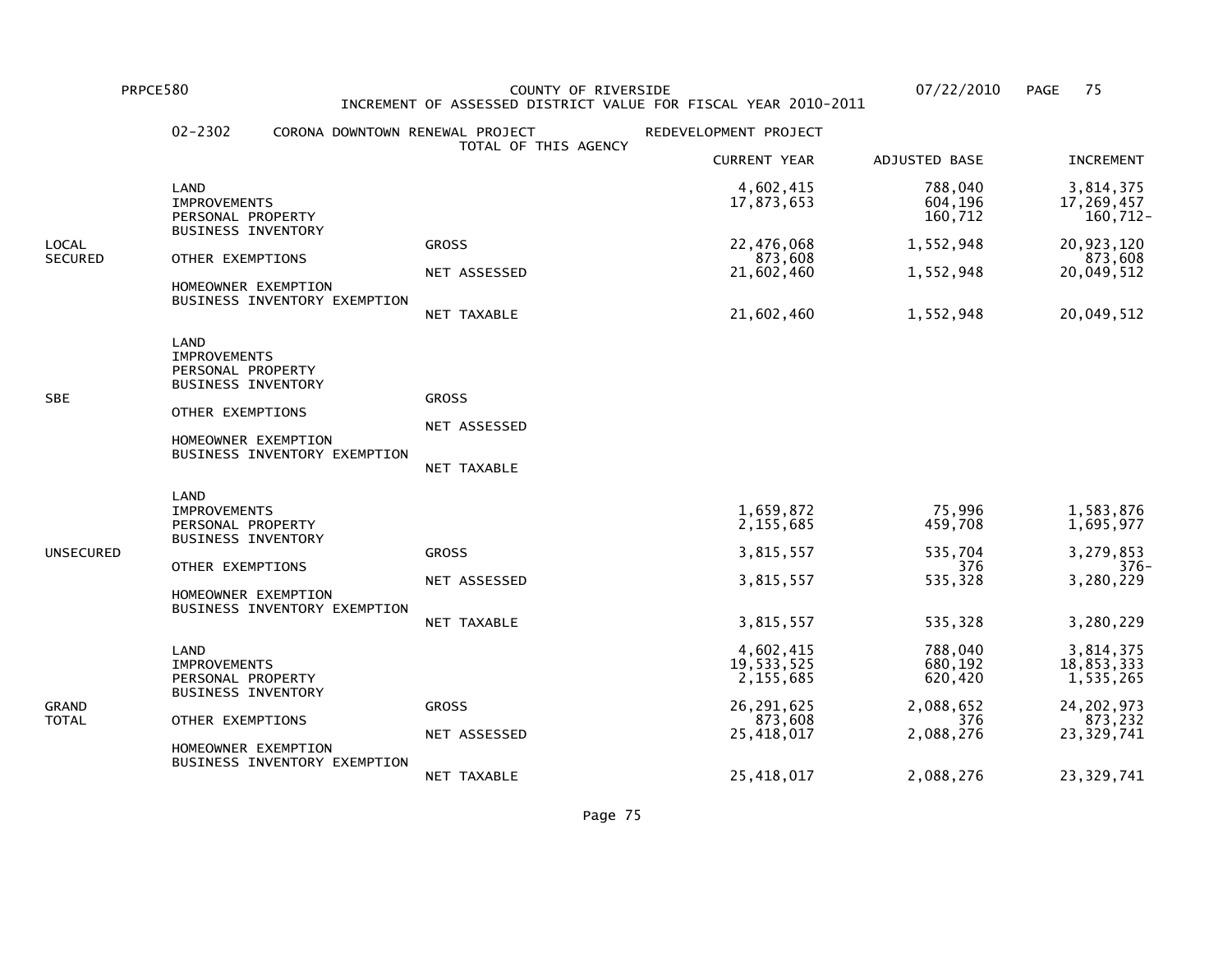PRPCE580 COUNTY OF RIVERSIDE 07/22/2010

INCREMENT OF ASSESSED DISTRICT VALUE FOR FISCAL YEAR 2010-2011

02-2302 CORONA DOWNTOWN RENEWAL PROJECT — REDEVELOPMENT PROJECT

TOTAL OF THIS AGENCY

| | | | CURRENT YEAR | ADJUSTED BASE | INCREMENT |
|---|---|---|---|---|---|
| LOCAL SECURED | LAND | | 4,602,415 | 788,040 | 3,814,375 |
| | IMPROVEMENTS | | 17,873,653 | 604,196 | 17,269,457 |
| | PERSONAL PROPERTY | | | 160,712 | 160,712- |
| | BUSINESS INVENTORY | | | | |
| | | GROSS | 22,476,068 | 1,552,948 | 20,923,120 |
| | OTHER EXEMPTIONS | | 873,608 | | 873,608 |
| | | NET ASSESSED | 21,602,460 | 1,552,948 | 20,049,512 |
| | HOMEOWNER EXEMPTION | | | | |
| | BUSINESS INVENTORY EXEMPTION | | | | |
| | | NET TAXABLE | 21,602,460 | 1,552,948 | 20,049,512 |
| SBE | LAND | | | | |
| | IMPROVEMENTS | | | | |
| | PERSONAL PROPERTY | | | | |
| | BUSINESS INVENTORY | | | | |
| | | GROSS | | | |
| | OTHER EXEMPTIONS | | | | |
| | | NET ASSESSED | | | |
| | HOMEOWNER EXEMPTION | | | | |
| | BUSINESS INVENTORY EXEMPTION | | | | |
| | | NET TAXABLE | | | |
| UNSECURED | LAND | | | | |
| | IMPROVEMENTS | | 1,659,872 | 75,996 | 1,583,876 |
| | PERSONAL PROPERTY | | 2,155,685 | 459,708 | 1,695,977 |
| | BUSINESS INVENTORY | | | | |
| | | GROSS | 3,815,557 | 535,704 | 3,279,853 |
| | OTHER EXEMPTIONS | | | 376 | 376- |
| | | NET ASSESSED | 3,815,557 | 535,328 | 3,280,229 |
| | HOMEOWNER EXEMPTION | | | | |
| | BUSINESS INVENTORY EXEMPTION | | | | |
| | | NET TAXABLE | 3,815,557 | 535,328 | 3,280,229 |
| GRAND TOTAL | LAND | | 4,602,415 | 788,040 | 3,814,375 |
| | IMPROVEMENTS | | 19,533,525 | 680,192 | 18,853,333 |
| | PERSONAL PROPERTY | | 2,155,685 | 620,420 | 1,535,265 |
| | BUSINESS INVENTORY | | | | |
| | | GROSS | 26,291,625 | 2,088,652 | 24,202,973 |
| | OTHER EXEMPTIONS | | 873,608 | 376 | 873,232 |
| | | NET ASSESSED | 25,418,017 | 2,088,276 | 23,329,741 |
| | HOMEOWNER EXEMPTION | | | | |
| | BUSINESS INVENTORY EXEMPTION | | | | |
| | | NET TAXABLE | 25,418,017 | 2,088,276 | 23,329,741 |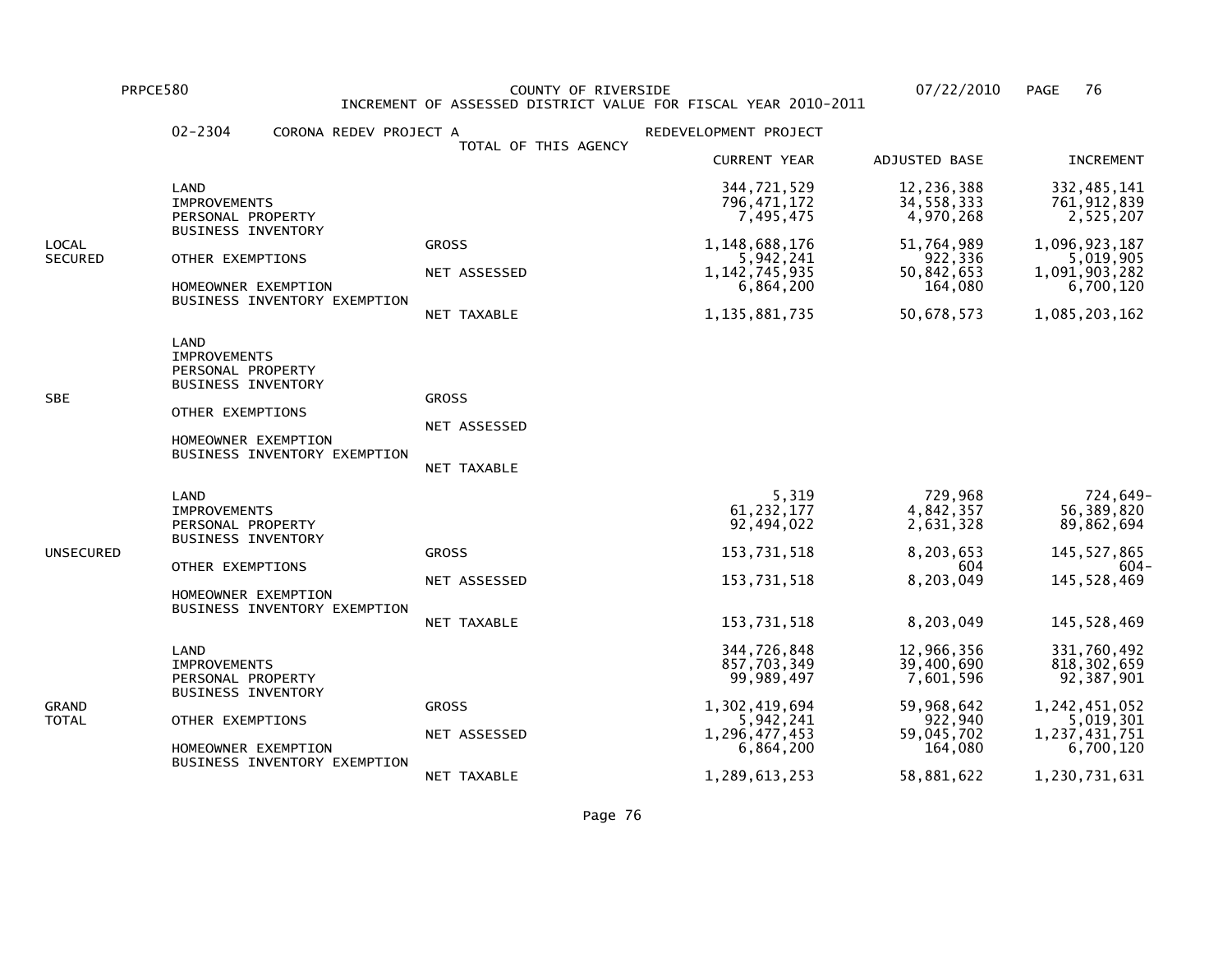PRPCE580 COUNTY OF RIVERSIDE 07/22/2010

INCREMENT OF ASSESSED DISTRICT VALUE FOR FISCAL YEAR 2010-2011

02-2304 CORONA REDEV PROJECT A — REDEVELOPMENT PROJECT

TOTAL OF THIS AGENCY

| | | | CURRENT YEAR | ADJUSTED BASE | INCREMENT |
|---|---|---|---|---|---|
| LOCAL SECURED | LAND | | 344,721,529 | 12,236,388 | 332,485,141 |
| | IMPROVEMENTS | | 796,471,172 | 34,558,333 | 761,912,839 |
| | PERSONAL PROPERTY | | 7,495,475 | 4,970,268 | 2,525,207 |
| | BUSINESS INVENTORY | | | | |
| | | GROSS | 1,148,688,176 | 51,764,989 | 1,096,923,187 |
| | OTHER EXEMPTIONS | | 5,942,241 | 922,336 | 5,019,905 |
| | | NET ASSESSED | 1,142,745,935 | 50,842,653 | 1,091,903,282 |
| | HOMEOWNER EXEMPTION | | 6,864,200 | 164,080 | 6,700,120 |
| | BUSINESS INVENTORY EXEMPTION | | | | |
| | | NET TAXABLE | 1,135,881,735 | 50,678,573 | 1,085,203,162 |
| SBE | LAND | | | | |
| | IMPROVEMENTS | | | | |
| | PERSONAL PROPERTY | | | | |
| | BUSINESS INVENTORY | | | | |
| | | GROSS | | | |
| | OTHER EXEMPTIONS | | | | |
| | | NET ASSESSED | | | |
| | HOMEOWNER EXEMPTION | | | | |
| | BUSINESS INVENTORY EXEMPTION | | | | |
| | | NET TAXABLE | | | |
| UNSECURED | LAND | | 5,319 | 729,968 | 724,649- |
| | IMPROVEMENTS | | 61,232,177 | 4,842,357 | 56,389,820 |
| | PERSONAL PROPERTY | | 92,494,022 | 2,631,328 | 89,862,694 |
| | BUSINESS INVENTORY | | | | |
| | | GROSS | 153,731,518 | 8,203,653 | 145,527,865 |
| | OTHER EXEMPTIONS | | | 604 | 604- |
| | | NET ASSESSED | 153,731,518 | 8,203,049 | 145,528,469 |
| | HOMEOWNER EXEMPTION | | | | |
| | BUSINESS INVENTORY EXEMPTION | | | | |
| | | NET TAXABLE | 153,731,518 | 8,203,049 | 145,528,469 |
| GRAND TOTAL | LAND | | 344,726,848 | 12,966,356 | 331,760,492 |
| | IMPROVEMENTS | | 857,703,349 | 39,400,690 | 818,302,659 |
| | PERSONAL PROPERTY | | 99,989,497 | 7,601,596 | 92,387,901 |
| | BUSINESS INVENTORY | | | | |
| | | GROSS | 1,302,419,694 | 59,968,642 | 1,242,451,052 |
| | OTHER EXEMPTIONS | | 5,942,241 | 922,940 | 5,019,301 |
| | | NET ASSESSED | 1,296,477,453 | 59,045,702 | 1,237,431,751 |
| | HOMEOWNER EXEMPTION | | 6,864,200 | 164,080 | 6,700,120 |
| | BUSINESS INVENTORY EXEMPTION | | | | |
| | | NET TAXABLE | 1,289,613,253 | 58,881,622 | 1,230,731,631 |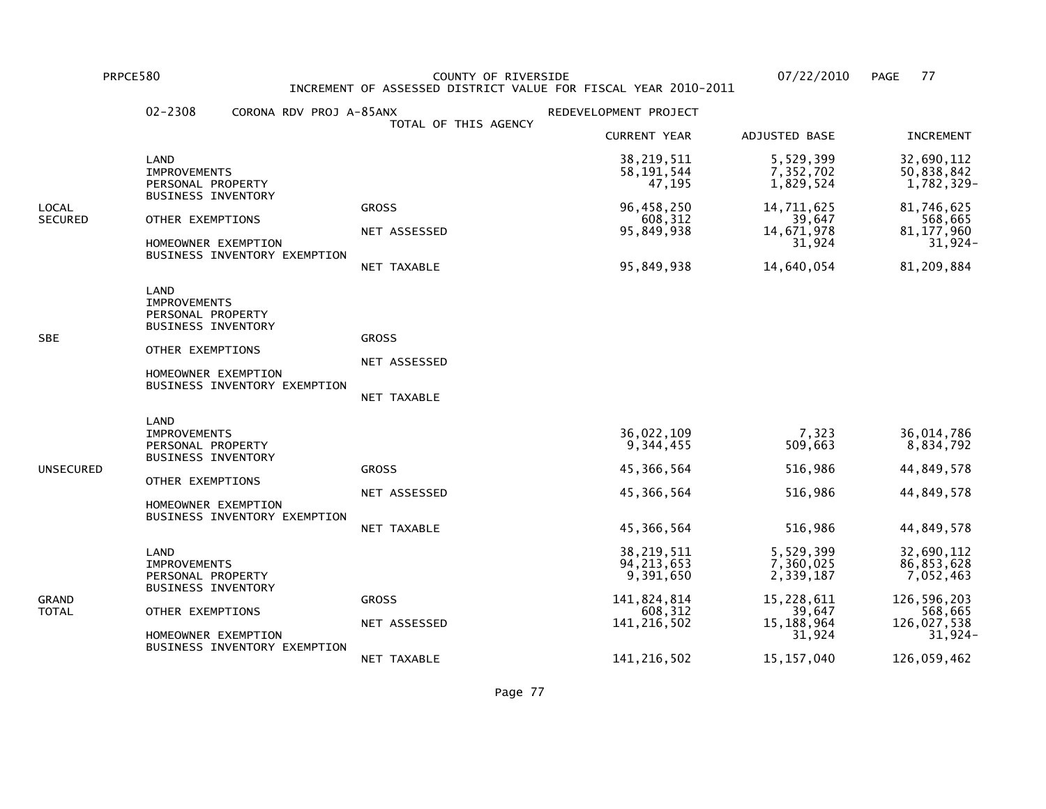PRPCE580 COUNTY OF RIVERSIDE 07/22/2010

INCREMENT OF ASSESSED DISTRICT VALUE FOR FISCAL YEAR 2010-2011

02-2308 CORONA RDV PROJ A-85ANX — REDEVELOPMENT PROJECT

TOTAL OF THIS AGENCY

| | | | CURRENT YEAR | ADJUSTED BASE | INCREMENT |
|---|---|---|---|---|---|
| LOCAL SECURED | LAND | | 38,219,511 | 5,529,399 | 32,690,112 |
| | IMPROVEMENTS | | 58,191,544 | 7,352,702 | 50,838,842 |
| | PERSONAL PROPERTY | | 47,195 | 1,829,524 | 1,782,329- |
| | BUSINESS INVENTORY | | | | |
| | | GROSS | 96,458,250 | 14,711,625 | 81,746,625 |
| | OTHER EXEMPTIONS | | 608,312 | 39,647 | 568,665 |
| | | NET ASSESSED | 95,849,938 | 14,671,978 | 81,177,960 |
| | HOMEOWNER EXEMPTION | | | 31,924 | 31,924- |
| | BUSINESS INVENTORY EXEMPTION | | | | |
| | | NET TAXABLE | 95,849,938 | 14,640,054 | 81,209,884 |
| SBE | LAND | | | | |
| | IMPROVEMENTS | | | | |
| | PERSONAL PROPERTY | | | | |
| | BUSINESS INVENTORY | | | | |
| | | GROSS | | | |
| | OTHER EXEMPTIONS | | | | |
| | | NET ASSESSED | | | |
| | HOMEOWNER EXEMPTION | | | | |
| | BUSINESS INVENTORY EXEMPTION | | | | |
| | | NET TAXABLE | | | |
| UNSECURED | LAND | | | | |
| | IMPROVEMENTS | | 36,022,109 | 7,323 | 36,014,786 |
| | PERSONAL PROPERTY | | 9,344,455 | 509,663 | 8,834,792 |
| | BUSINESS INVENTORY | | | | |
| | | GROSS | 45,366,564 | 516,986 | 44,849,578 |
| | OTHER EXEMPTIONS | | | | |
| | | NET ASSESSED | 45,366,564 | 516,986 | 44,849,578 |
| | HOMEOWNER EXEMPTION | | | | |
| | BUSINESS INVENTORY EXEMPTION | | | | |
| | | NET TAXABLE | 45,366,564 | 516,986 | 44,849,578 |
| GRAND TOTAL | LAND | | 38,219,511 | 5,529,399 | 32,690,112 |
| | IMPROVEMENTS | | 94,213,653 | 7,360,025 | 86,853,628 |
| | PERSONAL PROPERTY | | 9,391,650 | 2,339,187 | 7,052,463 |
| | BUSINESS INVENTORY | | | | |
| | | GROSS | 141,824,814 | 15,228,611 | 126,596,203 |
| | OTHER EXEMPTIONS | | 608,312 | 39,647 | 568,665 |
| | | NET ASSESSED | 141,216,502 | 15,188,964 | 126,027,538 |
| | HOMEOWNER EXEMPTION | | | 31,924 | 31,924- |
| | BUSINESS INVENTORY EXEMPTION | | | | |
| | | NET TAXABLE | 141,216,502 | 15,157,040 | 126,059,462 |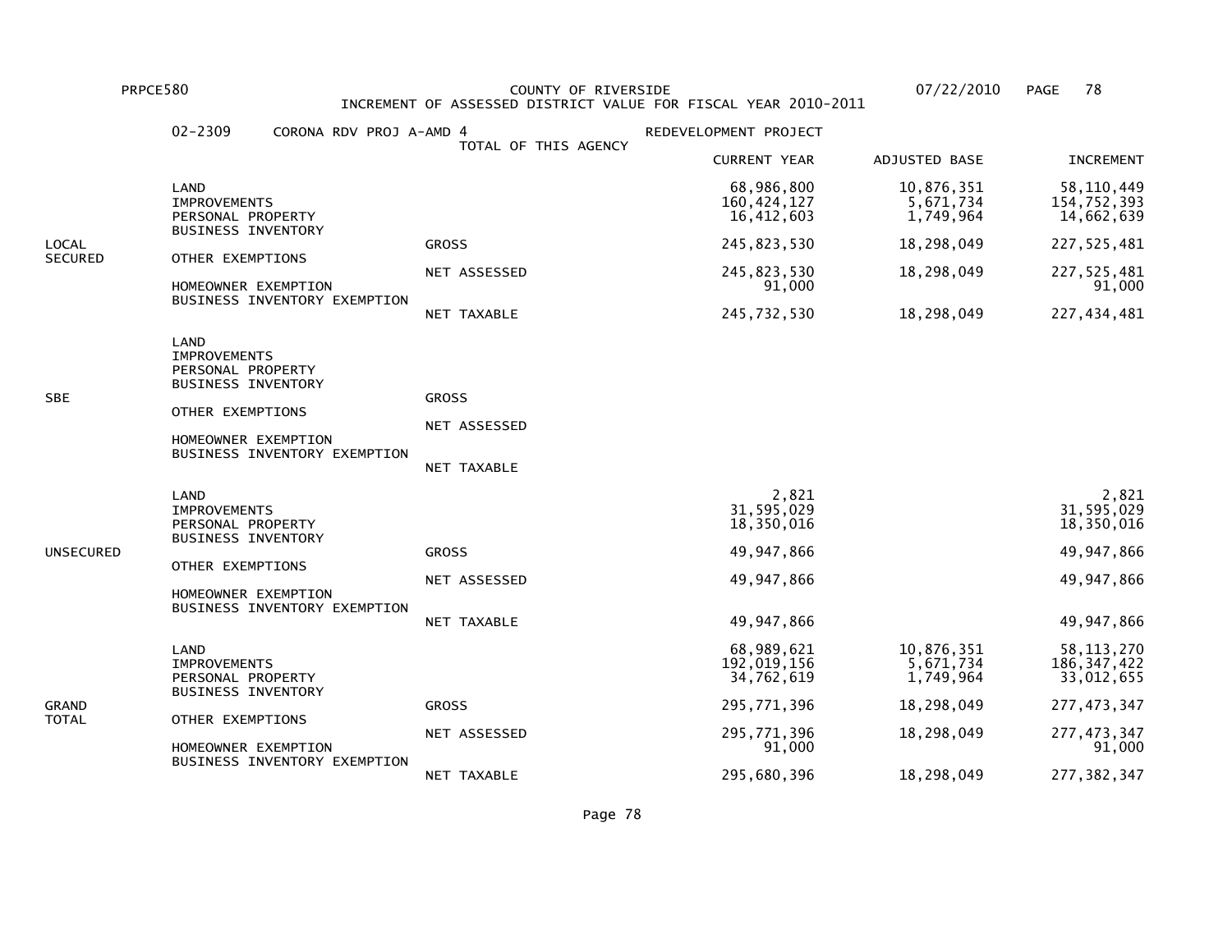PRPCE580 COUNTY OF RIVERSIDE 07/22/2010

INCREMENT OF ASSESSED DISTRICT VALUE FOR FISCAL YEAR 2010-2011

02-2309 CORONA RDV PROJ A-AMD 4 REDEVELOPMENT PROJECT

TOTAL OF THIS AGENCY

| Category | Item | Measure | CURRENT YEAR | ADJUSTED BASE | INCREMENT |
|---|---|---|---|---|---|
| LOCAL SECURED | LAND | | 68,986,800 | 10,876,351 | 58,110,449 |
| | IMPROVEMENTS | | 160,424,127 | 5,671,734 | 154,752,393 |
| | PERSONAL PROPERTY | | 16,412,603 | 1,749,964 | 14,662,639 |
| | BUSINESS INVENTORY | | | | |
| | | GROSS | 245,823,530 | 18,298,049 | 227,525,481 |
| | OTHER EXEMPTIONS | | | | |
| | | NET ASSESSED | 245,823,530 | 18,298,049 | 227,525,481 |
| | HOMEOWNER EXEMPTION | | 91,000 | | 91,000 |
| | BUSINESS INVENTORY EXEMPTION | | | | |
| | | NET TAXABLE | 245,732,530 | 18,298,049 | 227,434,481 |
| SBE | LAND | | | | |
| | IMPROVEMENTS | | | | |
| | PERSONAL PROPERTY | | | | |
| | BUSINESS INVENTORY | | | | |
| | | GROSS | | | |
| | OTHER EXEMPTIONS | | | | |
| | | NET ASSESSED | | | |
| | HOMEOWNER EXEMPTION | | | | |
| | BUSINESS INVENTORY EXEMPTION | | | | |
| | | NET TAXABLE | | | |
| UNSECURED | LAND | | 2,821 | | 2,821 |
| | IMPROVEMENTS | | 31,595,029 | | 31,595,029 |
| | PERSONAL PROPERTY | | 18,350,016 | | 18,350,016 |
| | BUSINESS INVENTORY | | | | |
| | | GROSS | 49,947,866 | | 49,947,866 |
| | OTHER EXEMPTIONS | | | | |
| | | NET ASSESSED | 49,947,866 | | 49,947,866 |
| | HOMEOWNER EXEMPTION | | | | |
| | BUSINESS INVENTORY EXEMPTION | | | | |
| | | NET TAXABLE | 49,947,866 | | 49,947,866 |
| GRAND TOTAL | LAND | | 68,989,621 | 10,876,351 | 58,113,270 |
| | IMPROVEMENTS | | 192,019,156 | 5,671,734 | 186,347,422 |
| | PERSONAL PROPERTY | | 34,762,619 | 1,749,964 | 33,012,655 |
| | BUSINESS INVENTORY | | | | |
| | | GROSS | 295,771,396 | 18,298,049 | 277,473,347 |
| | OTHER EXEMPTIONS | | | | |
| | | NET ASSESSED | 295,771,396 | 18,298,049 | 277,473,347 |
| | HOMEOWNER EXEMPTION | | 91,000 | | 91,000 |
| | BUSINESS INVENTORY EXEMPTION | | | | |
| | | NET TAXABLE | 295,680,396 | 18,298,049 | 277,382,347 |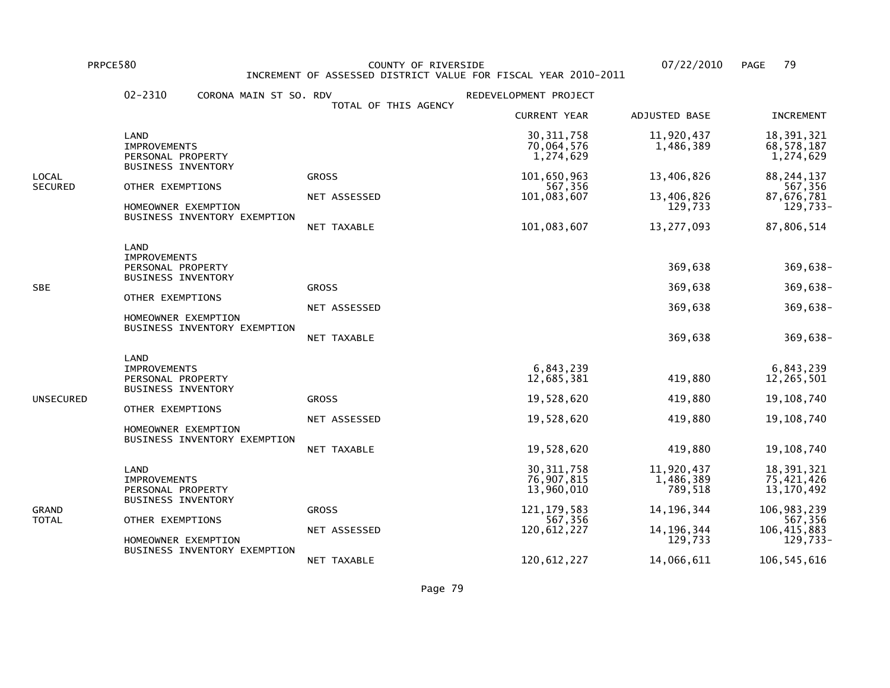PRPCE580 COUNTY OF RIVERSIDE 07/22/2010

INCREMENT OF ASSESSED DISTRICT VALUE FOR FISCAL YEAR 2010-2011

02-2310 CORONA MAIN ST SO. RDV REDEVELOPMENT PROJECT

TOTAL OF THIS AGENCY

| | | | CURRENT YEAR | ADJUSTED BASE | INCREMENT |
|---|---|---|---|---|---|
| LOCAL SECURED | LAND | | 30,311,758 | 11,920,437 | 18,391,321 |
| | IMPROVEMENTS | | 70,064,576 | 1,486,389 | 68,578,187 |
| | PERSONAL PROPERTY | | 1,274,629 | | 1,274,629 |
| | BUSINESS INVENTORY | | | | |
| | | GROSS | 101,650,963 | 13,406,826 | 88,244,137 |
| | OTHER EXEMPTIONS | | 567,356 | | 567,356 |
| | | NET ASSESSED | 101,083,607 | 13,406,826 | 87,676,781 |
| | HOMEOWNER EXEMPTION | | | 129,733 | 129,733- |
| | BUSINESS INVENTORY EXEMPTION | | | | |
| | | NET TAXABLE | 101,083,607 | 13,277,093 | 87,806,514 |
| SBE | LAND | | | | |
| | IMPROVEMENTS | | | | |
| | PERSONAL PROPERTY | | | 369,638 | 369,638- |
| | BUSINESS INVENTORY | | | | |
| | | GROSS | | 369,638 | 369,638- |
| | OTHER EXEMPTIONS | | | | |
| | | NET ASSESSED | | 369,638 | 369,638- |
| | HOMEOWNER EXEMPTION | | | | |
| | BUSINESS INVENTORY EXEMPTION | | | | |
| | | NET TAXABLE | | 369,638 | 369,638- |
| UNSECURED | LAND | | | | |
| | IMPROVEMENTS | | 6,843,239 | | 6,843,239 |
| | PERSONAL PROPERTY | | 12,685,381 | 419,880 | 12,265,501 |
| | BUSINESS INVENTORY | | | | |
| | | GROSS | 19,528,620 | 419,880 | 19,108,740 |
| | OTHER EXEMPTIONS | | | | |
| | | NET ASSESSED | 19,528,620 | 419,880 | 19,108,740 |
| | HOMEOWNER EXEMPTION | | | | |
| | BUSINESS INVENTORY EXEMPTION | | | | |
| | | NET TAXABLE | 19,528,620 | 419,880 | 19,108,740 |
| GRAND TOTAL | LAND | | 30,311,758 | 11,920,437 | 18,391,321 |
| | IMPROVEMENTS | | 76,907,815 | 1,486,389 | 75,421,426 |
| | PERSONAL PROPERTY | | 13,960,010 | 789,518 | 13,170,492 |
| | BUSINESS INVENTORY | | | | |
| | | GROSS | 121,179,583 | 14,196,344 | 106,983,239 |
| | OTHER EXEMPTIONS | | 567,356 | | 567,356 |
| | | NET ASSESSED | 120,612,227 | 14,196,344 | 106,415,883 |
| | HOMEOWNER EXEMPTION | | | 129,733 | 129,733- |
| | BUSINESS INVENTORY EXEMPTION | | | | |
| | | NET TAXABLE | 120,612,227 | 14,066,611 | 106,545,616 |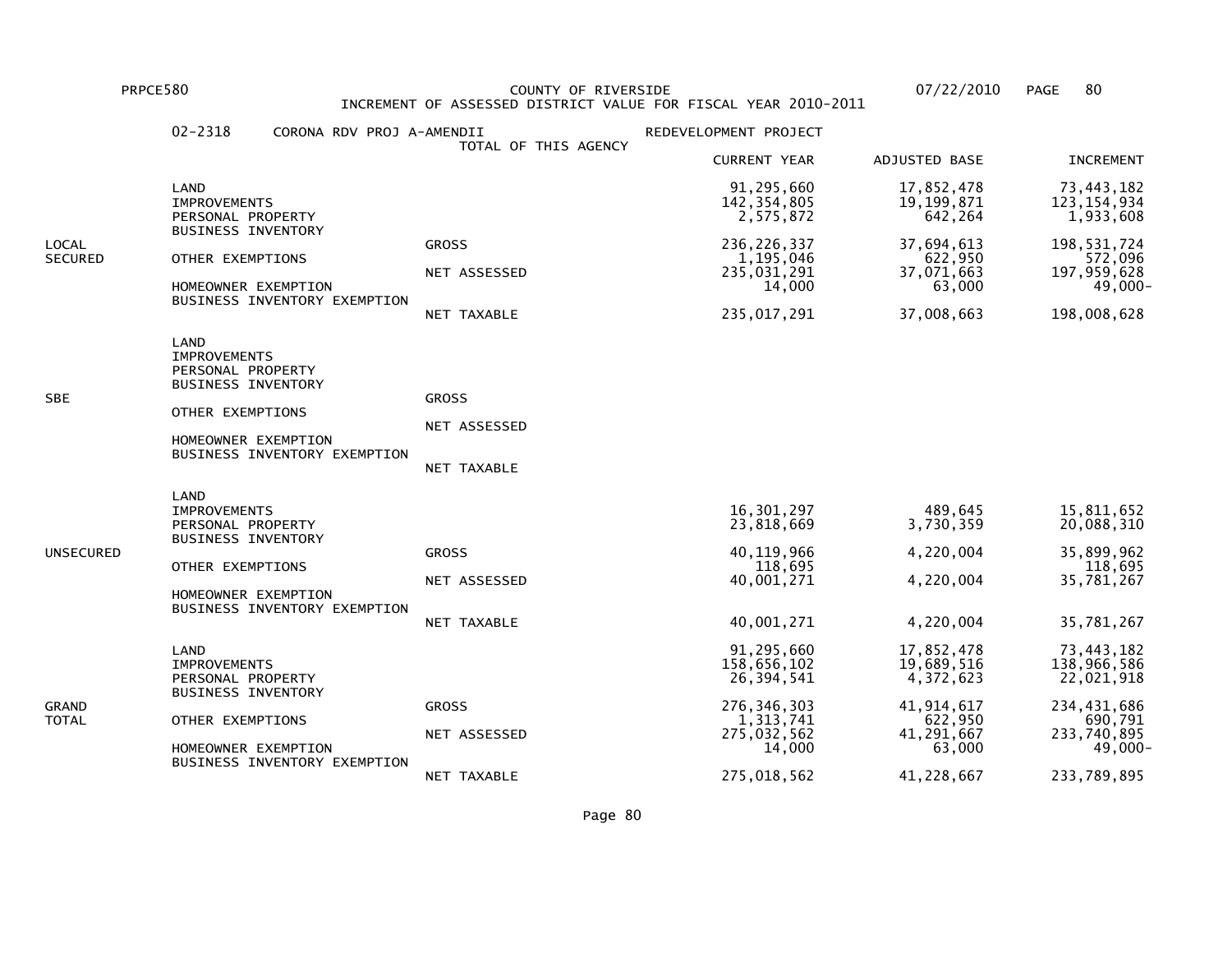PRPCE580 COUNTY OF RIVERSIDE 07/22/2010

INCREMENT OF ASSESSED DISTRICT VALUE FOR FISCAL YEAR 2010-2011

02-2318 CORONA RDV PROJ A-AMENDII — TOTAL OF THIS AGENCY — REDEVELOPMENT PROJECT

| Category | Item | Type | CURRENT YEAR | ADJUSTED BASE | INCREMENT |
|---|---|---|---|---|---|
| LOCAL SECURED | LAND | | 91,295,660 | 17,852,478 | 73,443,182 |
| | IMPROVEMENTS | | 142,354,805 | 19,199,871 | 123,154,934 |
| | PERSONAL PROPERTY | | 2,575,872 | 642,264 | 1,933,608 |
| | BUSINESS INVENTORY | | | | |
| | | GROSS | 236,226,337 | 37,694,613 | 198,531,724 |
| | OTHER EXEMPTIONS | | 1,195,046 | 622,950 | 572,096 |
| | | NET ASSESSED | 235,031,291 | 37,071,663 | 197,959,628 |
| | HOMEOWNER EXEMPTION | | 14,000 | 63,000 | 49,000- |
| | BUSINESS INVENTORY EXEMPTION | | | | |
| | | NET TAXABLE | 235,017,291 | 37,008,663 | 198,008,628 |
| SBE | LAND | | | | |
| | IMPROVEMENTS | | | | |
| | PERSONAL PROPERTY | | | | |
| | BUSINESS INVENTORY | | | | |
| | | GROSS | | | |
| | OTHER EXEMPTIONS | | | | |
| | | NET ASSESSED | | | |
| | HOMEOWNER EXEMPTION | | | | |
| | BUSINESS INVENTORY EXEMPTION | | | | |
| | | NET TAXABLE | | | |
| UNSECURED | LAND | | | | |
| | IMPROVEMENTS | | 16,301,297 | 489,645 | 15,811,652 |
| | PERSONAL PROPERTY | | 23,818,669 | 3,730,359 | 20,088,310 |
| | BUSINESS INVENTORY | | | | |
| | | GROSS | 40,119,966 | 4,220,004 | 35,899,962 |
| | OTHER EXEMPTIONS | | 118,695 | | 118,695 |
| | | NET ASSESSED | 40,001,271 | 4,220,004 | 35,781,267 |
| | HOMEOWNER EXEMPTION | | | | |
| | BUSINESS INVENTORY EXEMPTION | | | | |
| | | NET TAXABLE | 40,001,271 | 4,220,004 | 35,781,267 |
| GRAND TOTAL | LAND | | 91,295,660 | 17,852,478 | 73,443,182 |
| | IMPROVEMENTS | | 158,656,102 | 19,689,516 | 138,966,586 |
| | PERSONAL PROPERTY | | 26,394,541 | 4,372,623 | 22,021,918 |
| | BUSINESS INVENTORY | | | | |
| | | GROSS | 276,346,303 | 41,914,617 | 234,431,686 |
| | OTHER EXEMPTIONS | | 1,313,741 | 622,950 | 690,791 |
| | | NET ASSESSED | 275,032,562 | 41,291,667 | 233,740,895 |
| | HOMEOWNER EXEMPTION | | 14,000 | 63,000 | 49,000- |
| | BUSINESS INVENTORY EXEMPTION | | | | |
| | | NET TAXABLE | 275,018,562 | 41,228,667 | 233,789,895 |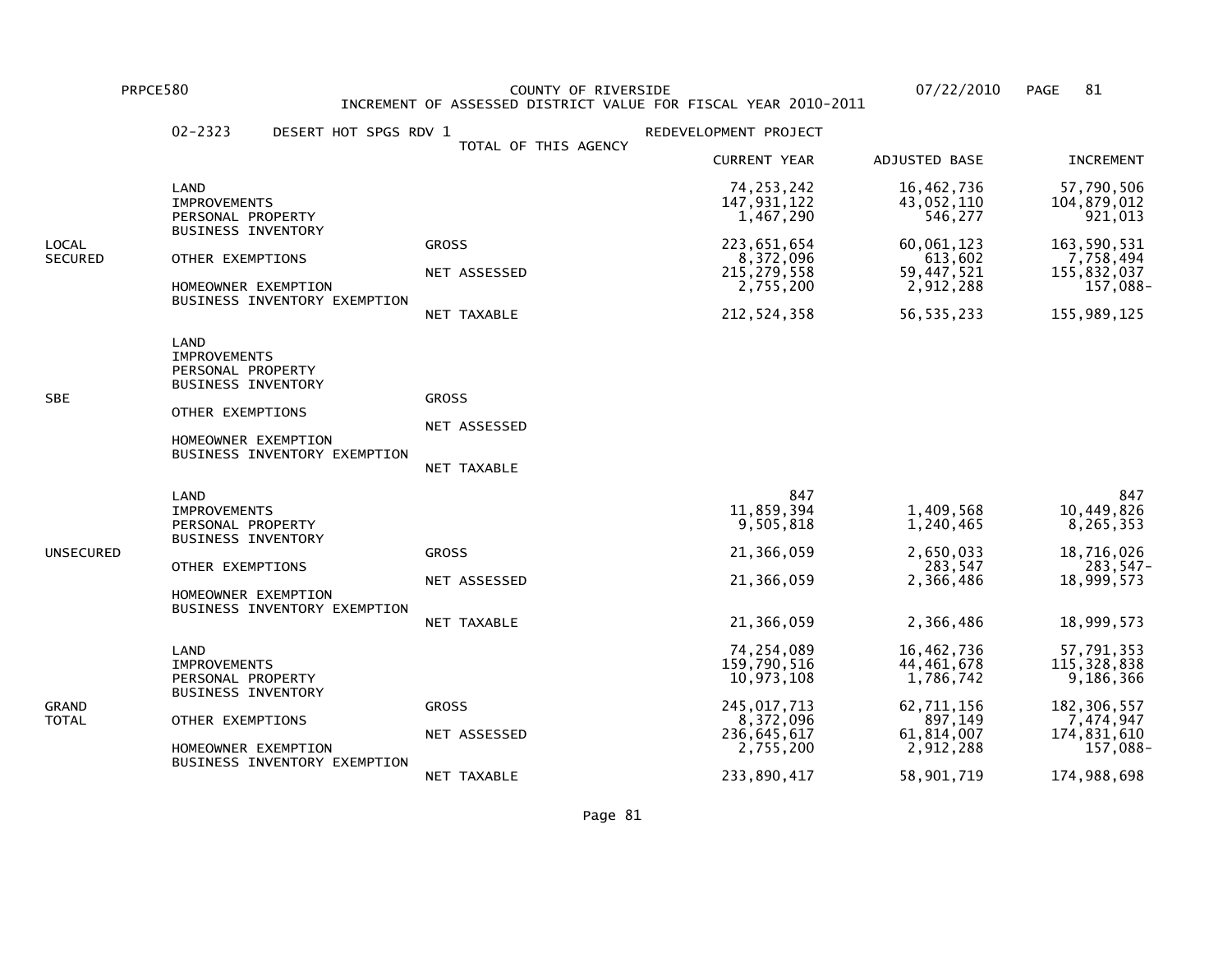PRPCE580 COUNTY OF RIVERSIDE 07/22/2010

INCREMENT OF ASSESSED DISTRICT VALUE FOR FISCAL YEAR 2010-2011

02-2323 DESERT HOT SPGS RDV 1 — TOTAL OF THIS AGENCY — REDEVELOPMENT PROJECT

| | | | CURRENT YEAR | ADJUSTED BASE | INCREMENT |
|---|---|---|---|---|---|
| LOCAL SECURED | LAND | | 74,253,242 | 16,462,736 | 57,790,506 |
| | IMPROVEMENTS | | 147,931,122 | 43,052,110 | 104,879,012 |
| | PERSONAL PROPERTY | | 1,467,290 | 546,277 | 921,013 |
| | BUSINESS INVENTORY | | | | |
| | | GROSS | 223,651,654 | 60,061,123 | 163,590,531 |
| | OTHER EXEMPTIONS | | 8,372,096 | 613,602 | 7,758,494 |
| | | NET ASSESSED | 215,279,558 | 59,447,521 | 155,832,037 |
| | HOMEOWNER EXEMPTION | | 2,755,200 | 2,912,288 | 157,088- |
| | BUSINESS INVENTORY EXEMPTION | | | | |
| | | NET TAXABLE | 212,524,358 | 56,535,233 | 155,989,125 |
| SBE | LAND | | | | |
| | IMPROVEMENTS | | | | |
| | PERSONAL PROPERTY | | | | |
| | BUSINESS INVENTORY | | | | |
| | | GROSS | | | |
| | OTHER EXEMPTIONS | | | | |
| | | NET ASSESSED | | | |
| | HOMEOWNER EXEMPTION | | | | |
| | BUSINESS INVENTORY EXEMPTION | | | | |
| | | NET TAXABLE | | | |
| UNSECURED | LAND | | 847 | | 847 |
| | IMPROVEMENTS | | 11,859,394 | 1,409,568 | 10,449,826 |
| | PERSONAL PROPERTY | | 9,505,818 | 1,240,465 | 8,265,353 |
| | BUSINESS INVENTORY | | | | |
| | | GROSS | 21,366,059 | 2,650,033 | 18,716,026 |
| | OTHER EXEMPTIONS | | | 283,547 | 283,547- |
| | | NET ASSESSED | 21,366,059 | 2,366,486 | 18,999,573 |
| | HOMEOWNER EXEMPTION | | | | |
| | BUSINESS INVENTORY EXEMPTION | | | | |
| | | NET TAXABLE | 21,366,059 | 2,366,486 | 18,999,573 |
| GRAND TOTAL | LAND | | 74,254,089 | 16,462,736 | 57,791,353 |
| | IMPROVEMENTS | | 159,790,516 | 44,461,678 | 115,328,838 |
| | PERSONAL PROPERTY | | 10,973,108 | 1,786,742 | 9,186,366 |
| | BUSINESS INVENTORY | | | | |
| | | GROSS | 245,017,713 | 62,711,156 | 182,306,557 |
| | OTHER EXEMPTIONS | | 8,372,096 | 897,149 | 7,474,947 |
| | | NET ASSESSED | 236,645,617 | 61,814,007 | 174,831,610 |
| | HOMEOWNER EXEMPTION | | 2,755,200 | 2,912,288 | 157,088- |
| | BUSINESS INVENTORY EXEMPTION | | | | |
| | | NET TAXABLE | 233,890,417 | 58,901,719 | 174,988,698 |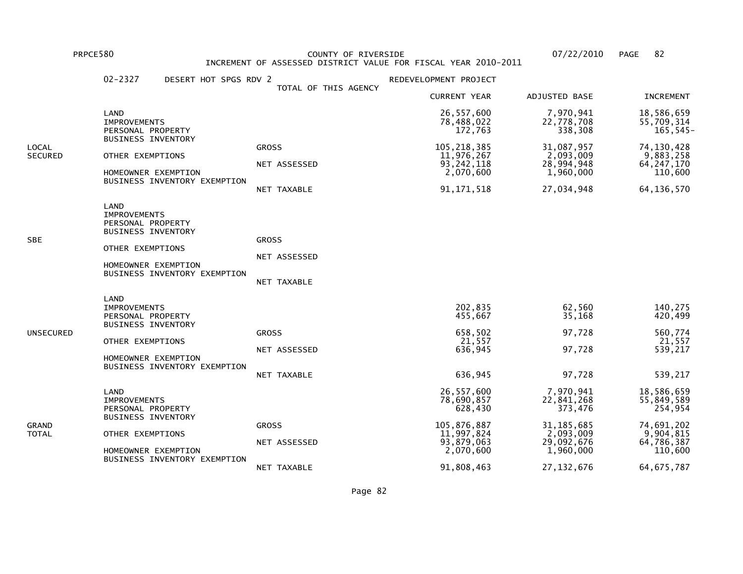PRPCE580 COUNTY OF RIVERSIDE 07/22/2010

INCREMENT OF ASSESSED DISTRICT VALUE FOR FISCAL YEAR 2010-2011

02-2327 DESERT HOT SPGS RDV 2 REDEVELOPMENT PROJECT

TOTAL OF THIS AGENCY

| | | | CURRENT YEAR | ADJUSTED BASE | INCREMENT |
|---|---|---|---|---|---|
| LOCAL SECURED | LAND | | 26,557,600 | 7,970,941 | 18,586,659 |
| | IMPROVEMENTS | | 78,488,022 | 22,778,708 | 55,709,314 |
| | PERSONAL PROPERTY | | 172,763 | 338,308 | 165,545- |
| | BUSINESS INVENTORY | | | | |
| | | GROSS | 105,218,385 | 31,087,957 | 74,130,428 |
| | OTHER EXEMPTIONS | | 11,976,267 | 2,093,009 | 9,883,258 |
| | | NET ASSESSED | 93,242,118 | 28,994,948 | 64,247,170 |
| | HOMEOWNER EXEMPTION | | 2,070,600 | 1,960,000 | 110,600 |
| | BUSINESS INVENTORY EXEMPTION | | | | |
| | | NET TAXABLE | 91,171,518 | 27,034,948 | 64,136,570 |
| SBE | LAND | | | | |
| | IMPROVEMENTS | | | | |
| | PERSONAL PROPERTY | | | | |
| | BUSINESS INVENTORY | | | | |
| | | GROSS | | | |
| | OTHER EXEMPTIONS | | | | |
| | | NET ASSESSED | | | |
| | HOMEOWNER EXEMPTION | | | | |
| | BUSINESS INVENTORY EXEMPTION | | | | |
| | | NET TAXABLE | | | |
| UNSECURED | LAND | | | | |
| | IMPROVEMENTS | | 202,835 | 62,560 | 140,275 |
| | PERSONAL PROPERTY | | 455,667 | 35,168 | 420,499 |
| | BUSINESS INVENTORY | | | | |
| | | GROSS | 658,502 | 97,728 | 560,774 |
| | OTHER EXEMPTIONS | | 21,557 | | 21,557 |
| | | NET ASSESSED | 636,945 | 97,728 | 539,217 |
| | HOMEOWNER EXEMPTION | | | | |
| | BUSINESS INVENTORY EXEMPTION | | | | |
| | | NET TAXABLE | 636,945 | 97,728 | 539,217 |
| GRAND TOTAL | LAND | | 26,557,600 | 7,970,941 | 18,586,659 |
| | IMPROVEMENTS | | 78,690,857 | 22,841,268 | 55,849,589 |
| | PERSONAL PROPERTY | | 628,430 | 373,476 | 254,954 |
| | BUSINESS INVENTORY | | | | |
| | | GROSS | 105,876,887 | 31,185,685 | 74,691,202 |
| | OTHER EXEMPTIONS | | 11,997,824 | 2,093,009 | 9,904,815 |
| | | NET ASSESSED | 93,879,063 | 29,092,676 | 64,786,387 |
| | HOMEOWNER EXEMPTION | | 2,070,600 | 1,960,000 | 110,600 |
| | BUSINESS INVENTORY EXEMPTION | | | | |
| | | NET TAXABLE | 91,808,463 | 27,132,676 | 64,675,787 |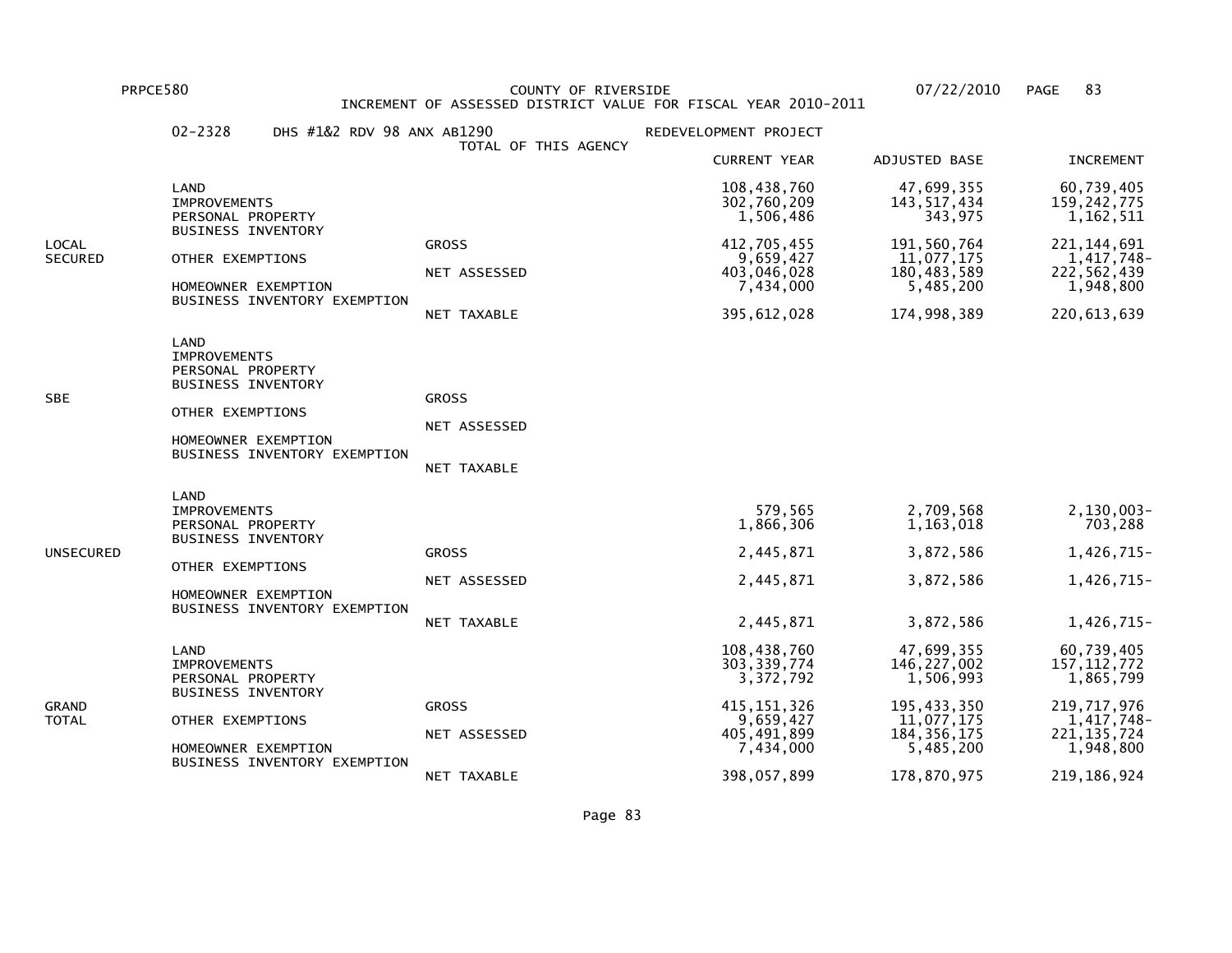PRPCE580 COUNTY OF RIVERSIDE 07/22/2010

INCREMENT OF ASSESSED DISTRICT VALUE FOR FISCAL YEAR 2010-2011

02-2328 DHS #1&2 RDV 98 ANX AB1290 REDEVELOPMENT PROJECT

TOTAL OF THIS AGENCY

| | | | CURRENT YEAR | ADJUSTED BASE | INCREMENT |
|---|---|---|---|---|---|
| LOCAL SECURED | LAND | | 108,438,760 | 47,699,355 | 60,739,405 |
| | IMPROVEMENTS | | 302,760,209 | 143,517,434 | 159,242,775 |
| | PERSONAL PROPERTY | | 1,506,486 | 343,975 | 1,162,511 |
| | BUSINESS INVENTORY | | | | |
| | | GROSS | 412,705,455 | 191,560,764 | 221,144,691 |
| | OTHER EXEMPTIONS | | 9,659,427 | 11,077,175 | 1,417,748- |
| | | NET ASSESSED | 403,046,028 | 180,483,589 | 222,562,439 |
| | HOMEOWNER EXEMPTION | | 7,434,000 | 5,485,200 | 1,948,800 |
| | BUSINESS INVENTORY EXEMPTION | | | | |
| | | NET TAXABLE | 395,612,028 | 174,998,389 | 220,613,639 |
| SBE | LAND | | | | |
| | IMPROVEMENTS | | | | |
| | PERSONAL PROPERTY | | | | |
| | BUSINESS INVENTORY | | | | |
| | | GROSS | | | |
| | OTHER EXEMPTIONS | | | | |
| | | NET ASSESSED | | | |
| | HOMEOWNER EXEMPTION | | | | |
| | BUSINESS INVENTORY EXEMPTION | | | | |
| | | NET TAXABLE | | | |
| UNSECURED | LAND | | | | |
| | IMPROVEMENTS | | 579,565 | 2,709,568 | 2,130,003- |
| | PERSONAL PROPERTY | | 1,866,306 | 1,163,018 | 703,288 |
| | BUSINESS INVENTORY | | | | |
| | | GROSS | 2,445,871 | 3,872,586 | 1,426,715- |
| | OTHER EXEMPTIONS | | | | |
| | | NET ASSESSED | 2,445,871 | 3,872,586 | 1,426,715- |
| | HOMEOWNER EXEMPTION | | | | |
| | BUSINESS INVENTORY EXEMPTION | | | | |
| | | NET TAXABLE | 2,445,871 | 3,872,586 | 1,426,715- |
| GRAND TOTAL | LAND | | 108,438,760 | 47,699,355 | 60,739,405 |
| | IMPROVEMENTS | | 303,339,774 | 146,227,002 | 157,112,772 |
| | PERSONAL PROPERTY | | 3,372,792 | 1,506,993 | 1,865,799 |
| | BUSINESS INVENTORY | | | | |
| | | GROSS | 415,151,326 | 195,433,350 | 219,717,976 |
| | OTHER EXEMPTIONS | | 9,659,427 | 11,077,175 | 1,417,748- |
| | | NET ASSESSED | 405,491,899 | 184,356,175 | 221,135,724 |
| | HOMEOWNER EXEMPTION | | 7,434,000 | 5,485,200 | 1,948,800 |
| | BUSINESS INVENTORY EXEMPTION | | | | |
| | | NET TAXABLE | 398,057,899 | 178,870,975 | 219,186,924 |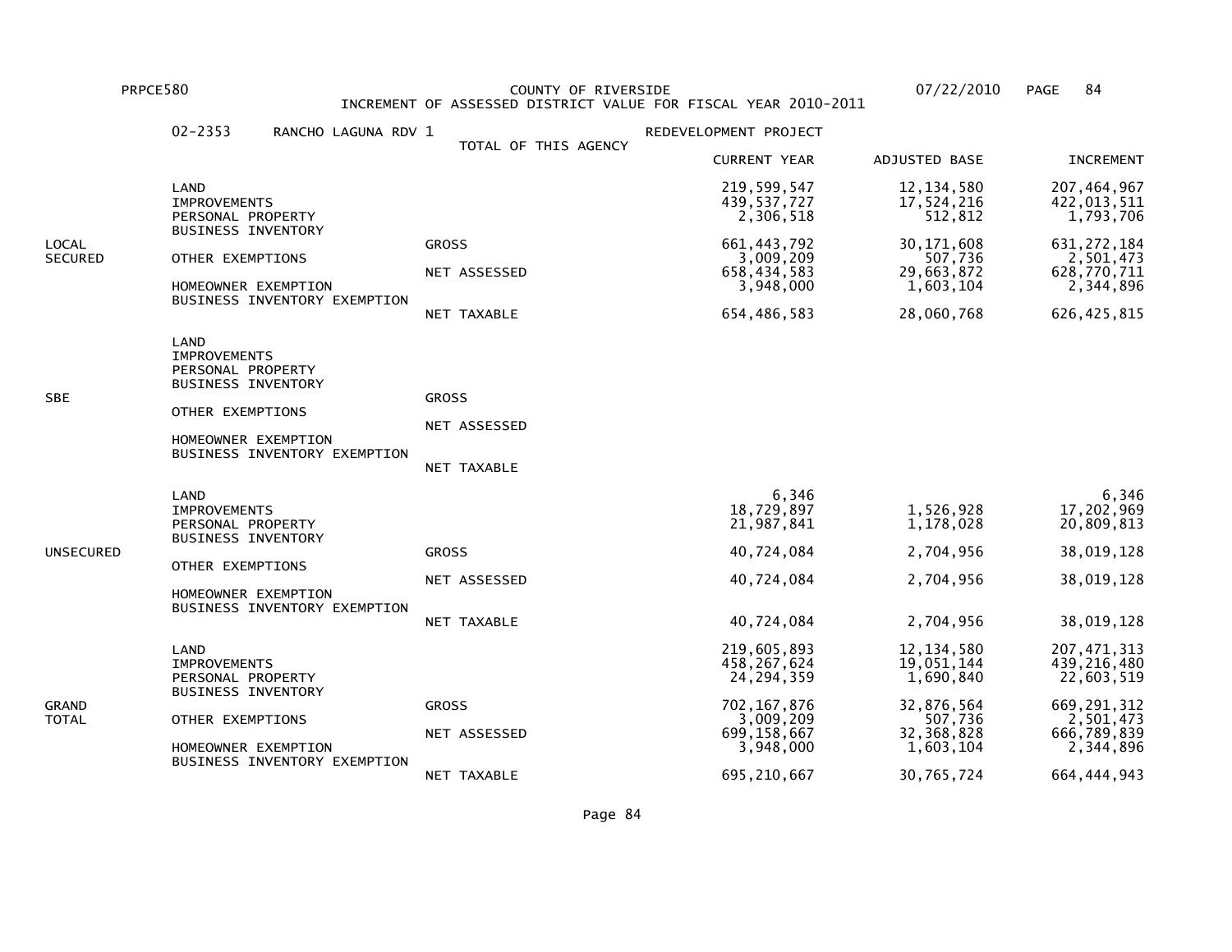PRPCE580 COUNTY OF RIVERSIDE 07/22/2010

INCREMENT OF ASSESSED DISTRICT VALUE FOR FISCAL YEAR 2010-2011

02-2353 RANCHO LAGUNA RDV 1 — REDEVELOPMENT PROJECT

TOTAL OF THIS AGENCY

| Category | Item | Subtotal | CURRENT YEAR | ADJUSTED BASE | INCREMENT |
|---|---|---|---|---|---|
| LOCAL SECURED | LAND | | 219,599,547 | 12,134,580 | 207,464,967 |
| | IMPROVEMENTS | | 439,537,727 | 17,524,216 | 422,013,511 |
| | PERSONAL PROPERTY | | 2,306,518 | 512,812 | 1,793,706 |
| | BUSINESS INVENTORY | | | | |
| | | GROSS | 661,443,792 | 30,171,608 | 631,272,184 |
| | OTHER EXEMPTIONS | | 3,009,209 | 507,736 | 2,501,473 |
| | | NET ASSESSED | 658,434,583 | 29,663,872 | 628,770,711 |
| | HOMEOWNER EXEMPTION | | 3,948,000 | 1,603,104 | 2,344,896 |
| | BUSINESS INVENTORY EXEMPTION | | | | |
| | | NET TAXABLE | 654,486,583 | 28,060,768 | 626,425,815 |
| SBE | LAND | | | | |
| | IMPROVEMENTS | | | | |
| | PERSONAL PROPERTY | | | | |
| | BUSINESS INVENTORY | | | | |
| | | GROSS | | | |
| | OTHER EXEMPTIONS | | | | |
| | | NET ASSESSED | | | |
| | HOMEOWNER EXEMPTION | | | | |
| | BUSINESS INVENTORY EXEMPTION | | | | |
| | | NET TAXABLE | | | |
| UNSECURED | LAND | | 6,346 | | 6,346 |
| | IMPROVEMENTS | | 18,729,897 | 1,526,928 | 17,202,969 |
| | PERSONAL PROPERTY | | 21,987,841 | 1,178,028 | 20,809,813 |
| | BUSINESS INVENTORY | | | | |
| | | GROSS | 40,724,084 | 2,704,956 | 38,019,128 |
| | OTHER EXEMPTIONS | | | | |
| | | NET ASSESSED | 40,724,084 | 2,704,956 | 38,019,128 |
| | HOMEOWNER EXEMPTION | | | | |
| | BUSINESS INVENTORY EXEMPTION | | | | |
| | | NET TAXABLE | 40,724,084 | 2,704,956 | 38,019,128 |
| GRAND TOTAL | LAND | | 219,605,893 | 12,134,580 | 207,471,313 |
| | IMPROVEMENTS | | 458,267,624 | 19,051,144 | 439,216,480 |
| | PERSONAL PROPERTY | | 24,294,359 | 1,690,840 | 22,603,519 |
| | BUSINESS INVENTORY | | | | |
| | | GROSS | 702,167,876 | 32,876,564 | 669,291,312 |
| | OTHER EXEMPTIONS | | 3,009,209 | 507,736 | 2,501,473 |
| | | NET ASSESSED | 699,158,667 | 32,368,828 | 666,789,839 |
| | HOMEOWNER EXEMPTION | | 3,948,000 | 1,603,104 | 2,344,896 |
| | BUSINESS INVENTORY EXEMPTION | | | | |
| | | NET TAXABLE | 695,210,667 | 30,765,724 | 664,444,943 |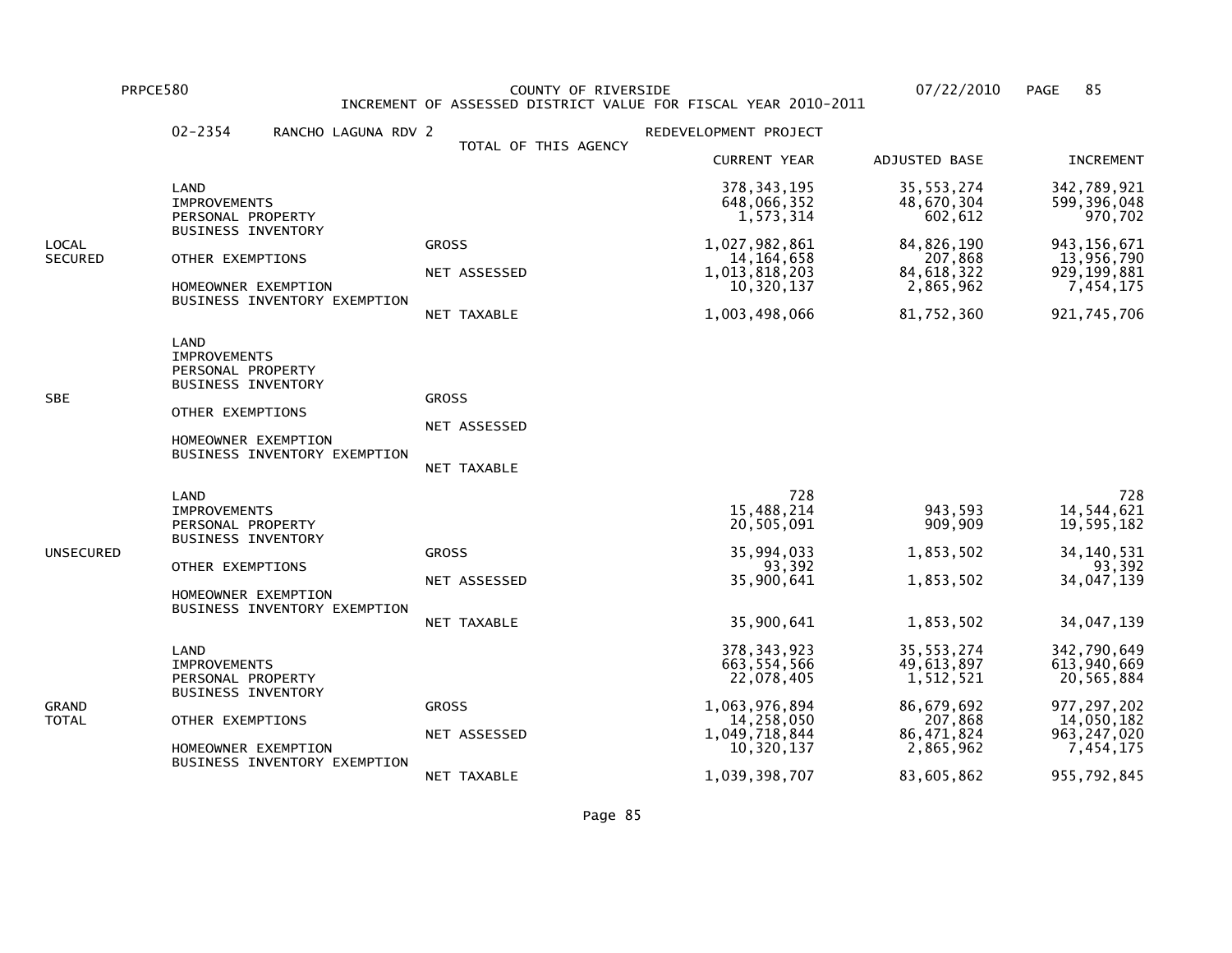PRPCE580 COUNTY OF RIVERSIDE 07/22/2010

INCREMENT OF ASSESSED DISTRICT VALUE FOR FISCAL YEAR 2010-2011

02-2354 RANCHO LAGUNA RDV 2 REDEVELOPMENT PROJECT

TOTAL OF THIS AGENCY

| | | | CURRENT YEAR | ADJUSTED BASE | INCREMENT |
|---|---|---|---|---|---|
| LOCAL SECURED | LAND | | 378,343,195 | 35,553,274 | 342,789,921 |
| | IMPROVEMENTS | | 648,066,352 | 48,670,304 | 599,396,048 |
| | PERSONAL PROPERTY | | 1,573,314 | 602,612 | 970,702 |
| | BUSINESS INVENTORY | | | | |
| | | GROSS | 1,027,982,861 | 84,826,190 | 943,156,671 |
| | OTHER EXEMPTIONS | | 14,164,658 | 207,868 | 13,956,790 |
| | | NET ASSESSED | 1,013,818,203 | 84,618,322 | 929,199,881 |
| | HOMEOWNER EXEMPTION | | 10,320,137 | 2,865,962 | 7,454,175 |
| | BUSINESS INVENTORY EXEMPTION | | | | |
| | | NET TAXABLE | 1,003,498,066 | 81,752,360 | 921,745,706 |
| SBE | LAND | | | | |
| | IMPROVEMENTS | | | | |
| | PERSONAL PROPERTY | | | | |
| | BUSINESS INVENTORY | | | | |
| | | GROSS | | | |
| | OTHER EXEMPTIONS | | | | |
| | | NET ASSESSED | | | |
| | HOMEOWNER EXEMPTION | | | | |
| | BUSINESS INVENTORY EXEMPTION | | | | |
| | | NET TAXABLE | | | |
| UNSECURED | LAND | | 728 | | 728 |
| | IMPROVEMENTS | | 15,488,214 | 943,593 | 14,544,621 |
| | PERSONAL PROPERTY | | 20,505,091 | 909,909 | 19,595,182 |
| | BUSINESS INVENTORY | | | | |
| | | GROSS | 35,994,033 | 1,853,502 | 34,140,531 |
| | OTHER EXEMPTIONS | | 93,392 | | 93,392 |
| | | NET ASSESSED | 35,900,641 | 1,853,502 | 34,047,139 |
| | HOMEOWNER EXEMPTION | | | | |
| | BUSINESS INVENTORY EXEMPTION | | | | |
| | | NET TAXABLE | 35,900,641 | 1,853,502 | 34,047,139 |
| GRAND TOTAL | LAND | | 378,343,923 | 35,553,274 | 342,790,649 |
| | IMPROVEMENTS | | 663,554,566 | 49,613,897 | 613,940,669 |
| | PERSONAL PROPERTY | | 22,078,405 | 1,512,521 | 20,565,884 |
| | BUSINESS INVENTORY | | | | |
| | | GROSS | 1,063,976,894 | 86,679,692 | 977,297,202 |
| | OTHER EXEMPTIONS | | 14,258,050 | 207,868 | 14,050,182 |
| | | NET ASSESSED | 1,049,718,844 | 86,471,824 | 963,247,020 |
| | HOMEOWNER EXEMPTION | | 10,320,137 | 2,865,962 | 7,454,175 |
| | BUSINESS INVENTORY EXEMPTION | | | | |
| | | NET TAXABLE | 1,039,398,707 | 83,605,862 | 955,792,845 |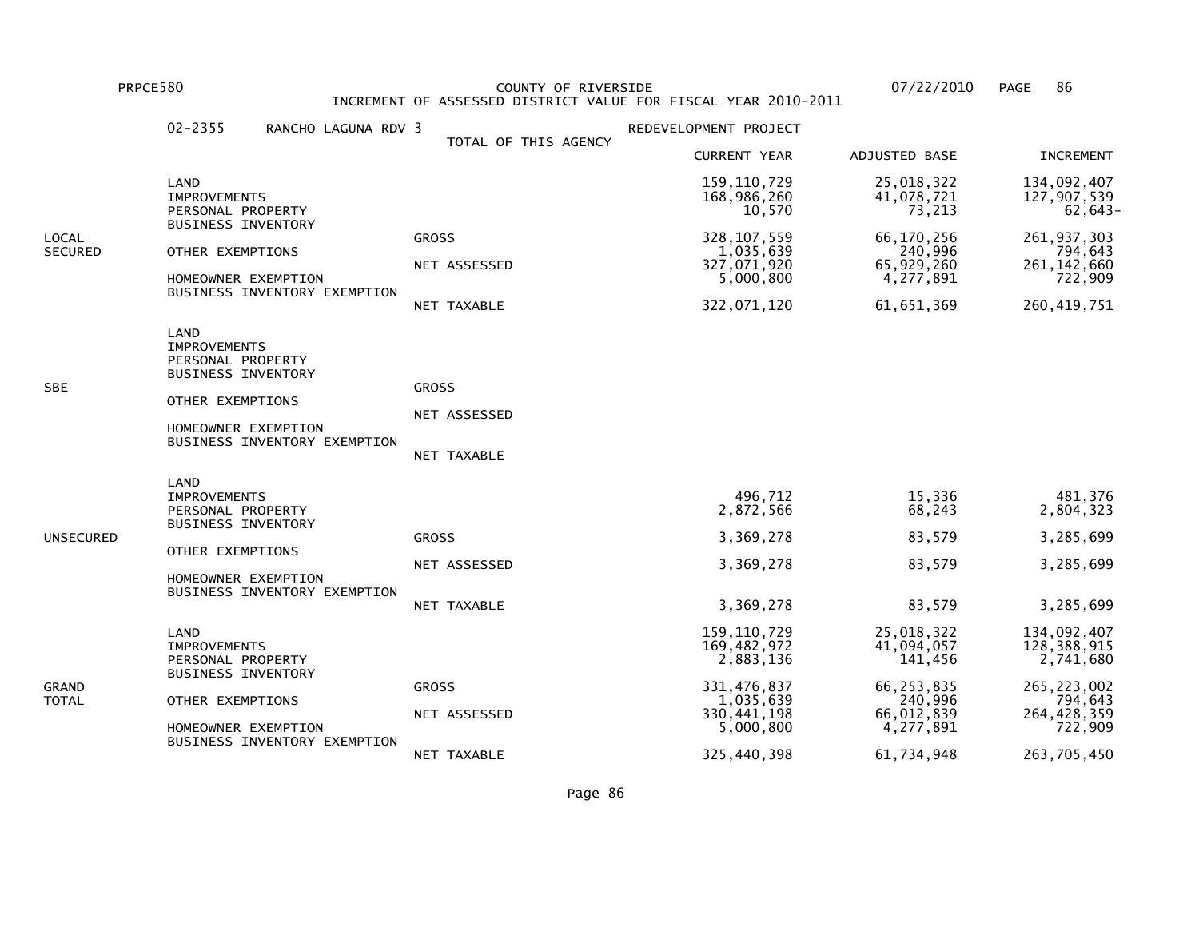PRPCE580 COUNTY OF RIVERSIDE 07/22/2010

INCREMENT OF ASSESSED DISTRICT VALUE FOR FISCAL YEAR 2010-2011

02-2355 RANCHO LAGUNA RDV 3 REDEVELOPMENT PROJECT

TOTAL OF THIS AGENCY

| | | | CURRENT YEAR | ADJUSTED BASE | INCREMENT |
|---|---|---|---|---|---|
| LOCAL SECURED | LAND | | 159,110,729 | 25,018,322 | 134,092,407 |
| | IMPROVEMENTS | | 168,986,260 | 41,078,721 | 127,907,539 |
| | PERSONAL PROPERTY | | 10,570 | 73,213 | 62,643- |
| | BUSINESS INVENTORY | | | | |
| | | GROSS | 328,107,559 | 66,170,256 | 261,937,303 |
| | OTHER EXEMPTIONS | | 1,035,639 | 240,996 | 794,643 |
| | | NET ASSESSED | 327,071,920 | 65,929,260 | 261,142,660 |
| | HOMEOWNER EXEMPTION | | 5,000,800 | 4,277,891 | 722,909 |
| | BUSINESS INVENTORY EXEMPTION | | | | |
| | | NET TAXABLE | 322,071,120 | 61,651,369 | 260,419,751 |
| SBE | LAND | | | | |
| | IMPROVEMENTS | | | | |
| | PERSONAL PROPERTY | | | | |
| | BUSINESS INVENTORY | | | | |
| | | GROSS | | | |
| | OTHER EXEMPTIONS | | | | |
| | | NET ASSESSED | | | |
| | HOMEOWNER EXEMPTION | | | | |
| | BUSINESS INVENTORY EXEMPTION | | | | |
| | | NET TAXABLE | | | |
| UNSECURED | LAND | | | | |
| | IMPROVEMENTS | | 496,712 | 15,336 | 481,376 |
| | PERSONAL PROPERTY | | 2,872,566 | 68,243 | 2,804,323 |
| | BUSINESS INVENTORY | | | | |
| | | GROSS | 3,369,278 | 83,579 | 3,285,699 |
| | OTHER EXEMPTIONS | | | | |
| | | NET ASSESSED | 3,369,278 | 83,579 | 3,285,699 |
| | HOMEOWNER EXEMPTION | | | | |
| | BUSINESS INVENTORY EXEMPTION | | | | |
| | | NET TAXABLE | 3,369,278 | 83,579 | 3,285,699 |
| GRAND TOTAL | LAND | | 159,110,729 | 25,018,322 | 134,092,407 |
| | IMPROVEMENTS | | 169,482,972 | 41,094,057 | 128,388,915 |
| | PERSONAL PROPERTY | | 2,883,136 | 141,456 | 2,741,680 |
| | BUSINESS INVENTORY | | | | |
| | | GROSS | 331,476,837 | 66,253,835 | 265,223,002 |
| | OTHER EXEMPTIONS | | 1,035,639 | 240,996 | 794,643 |
| | | NET ASSESSED | 330,441,198 | 66,012,839 | 264,428,359 |
| | HOMEOWNER EXEMPTION | | 5,000,800 | 4,277,891 | 722,909 |
| | BUSINESS INVENTORY EXEMPTION | | | | |
| | | NET TAXABLE | 325,440,398 | 61,734,948 | 263,705,450 |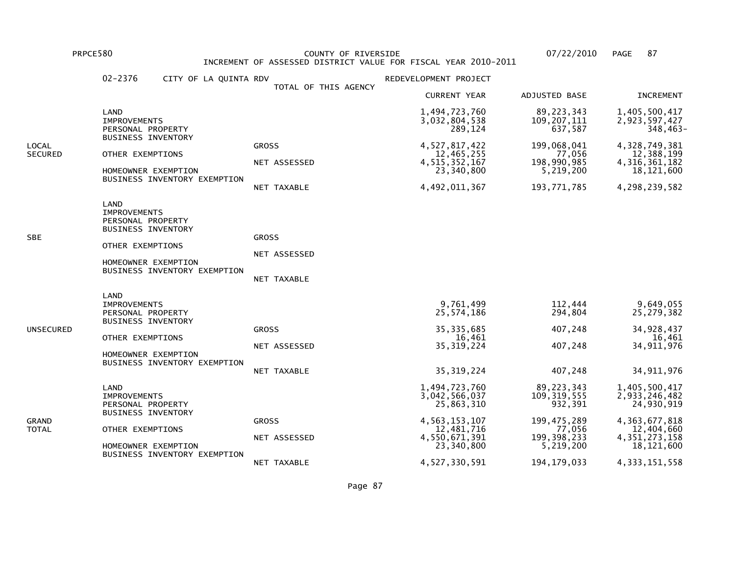PRPCE580 COUNTY OF RIVERSIDE 07/22/2010

INCREMENT OF ASSESSED DISTRICT VALUE FOR FISCAL YEAR 2010-2011

02-2376 CITY OF LA QUINTA RDV REDEVELOPMENT PROJECT

TOTAL OF THIS AGENCY

| Category | Item | Value Type | CURRENT YEAR | ADJUSTED BASE | INCREMENT |
|---|---|---|---|---|---|
| LOCAL SECURED | LAND | | 1,494,723,760 | 89,223,343 | 1,405,500,417 |
| | IMPROVEMENTS | | 3,032,804,538 | 109,207,111 | 2,923,597,427 |
| | PERSONAL PROPERTY | | 289,124 | 637,587 | 348,463- |
| | BUSINESS INVENTORY | | | | |
| | | GROSS | 4,527,817,422 | 199,068,041 | 4,328,749,381 |
| | OTHER EXEMPTIONS | | 12,465,255 | 77,056 | 12,388,199 |
| | | NET ASSESSED | 4,515,352,167 | 198,990,985 | 4,316,361,182 |
| | HOMEOWNER EXEMPTION | | 23,340,800 | 5,219,200 | 18,121,600 |
| | BUSINESS INVENTORY EXEMPTION | | | | |
| | | NET TAXABLE | 4,492,011,367 | 193,771,785 | 4,298,239,582 |
| SBE | LAND | | | | |
| | IMPROVEMENTS | | | | |
| | PERSONAL PROPERTY | | | | |
| | BUSINESS INVENTORY | | | | |
| | | GROSS | | | |
| | OTHER EXEMPTIONS | | | | |
| | | NET ASSESSED | | | |
| | HOMEOWNER EXEMPTION | | | | |
| | BUSINESS INVENTORY EXEMPTION | | | | |
| | | NET TAXABLE | | | |
| UNSECURED | LAND | | | | |
| | IMPROVEMENTS | | 9,761,499 | 112,444 | 9,649,055 |
| | PERSONAL PROPERTY | | 25,574,186 | 294,804 | 25,279,382 |
| | BUSINESS INVENTORY | | | | |
| | | GROSS | 35,335,685 | 407,248 | 34,928,437 |
| | OTHER EXEMPTIONS | | 16,461 | | 16,461 |
| | | NET ASSESSED | 35,319,224 | 407,248 | 34,911,976 |
| | HOMEOWNER EXEMPTION | | | | |
| | BUSINESS INVENTORY EXEMPTION | | | | |
| | | NET TAXABLE | 35,319,224 | 407,248 | 34,911,976 |
| GRAND TOTAL | LAND | | 1,494,723,760 | 89,223,343 | 1,405,500,417 |
| | IMPROVEMENTS | | 3,042,566,037 | 109,319,555 | 2,933,246,482 |
| | PERSONAL PROPERTY | | 25,863,310 | 932,391 | 24,930,919 |
| | BUSINESS INVENTORY | | | | |
| | | GROSS | 4,563,153,107 | 199,475,289 | 4,363,677,818 |
| | OTHER EXEMPTIONS | | 12,481,716 | 77,056 | 12,404,660 |
| | | NET ASSESSED | 4,550,671,391 | 199,398,233 | 4,351,273,158 |
| | HOMEOWNER EXEMPTION | | 23,340,800 | 5,219,200 | 18,121,600 |
| | BUSINESS INVENTORY EXEMPTION | | | | |
| | | NET TAXABLE | 4,527,330,591 | 194,179,033 | 4,333,151,558 |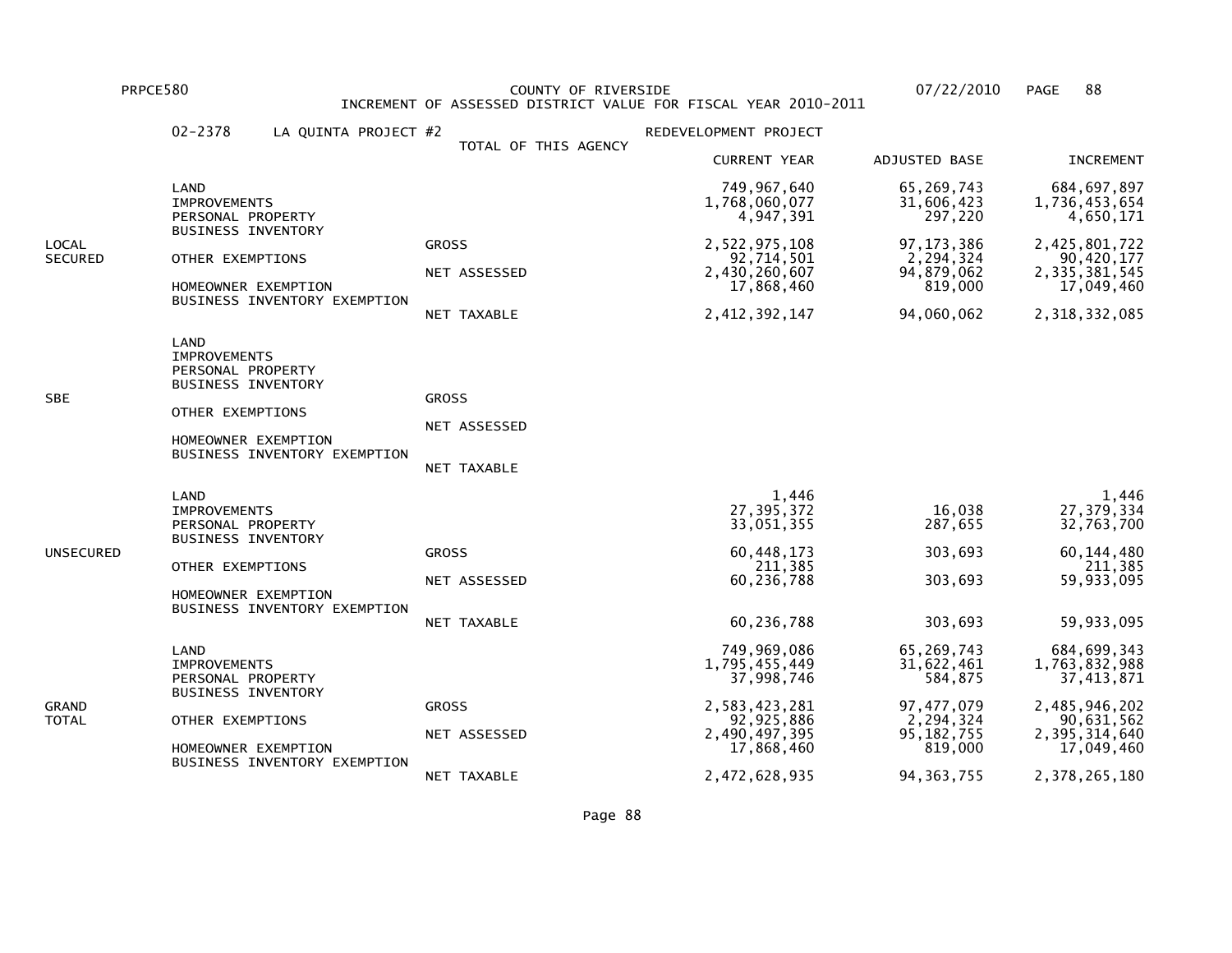PRPCE580 COUNTY OF RIVERSIDE 07/22/2010

INCREMENT OF ASSESSED DISTRICT VALUE FOR FISCAL YEAR 2010-2011

02-2378 LA QUINTA PROJECT #2 REDEVELOPMENT PROJECT

TOTAL OF THIS AGENCY

| | | | CURRENT YEAR | ADJUSTED BASE | INCREMENT |
|---|---|---|---|---|---|
| LOCAL SECURED | LAND | | 749,967,640 | 65,269,743 | 684,697,897 |
| | IMPROVEMENTS | | 1,768,060,077 | 31,606,423 | 1,736,453,654 |
| | PERSONAL PROPERTY | | 4,947,391 | 297,220 | 4,650,171 |
| | BUSINESS INVENTORY | | | | |
| | | GROSS | 2,522,975,108 | 97,173,386 | 2,425,801,722 |
| | OTHER EXEMPTIONS | | 92,714,501 | 2,294,324 | 90,420,177 |
| | | NET ASSESSED | 2,430,260,607 | 94,879,062 | 2,335,381,545 |
| | HOMEOWNER EXEMPTION | | 17,868,460 | 819,000 | 17,049,460 |
| | BUSINESS INVENTORY EXEMPTION | | | | |
| | | NET TAXABLE | 2,412,392,147 | 94,060,062 | 2,318,332,085 |
| SBE | LAND | | | | |
| | IMPROVEMENTS | | | | |
| | PERSONAL PROPERTY | | | | |
| | BUSINESS INVENTORY | | | | |
| | | GROSS | | | |
| | OTHER EXEMPTIONS | | | | |
| | | NET ASSESSED | | | |
| | HOMEOWNER EXEMPTION | | | | |
| | BUSINESS INVENTORY EXEMPTION | | | | |
| | | NET TAXABLE | | | |
| UNSECURED | LAND | | 1,446 | | 1,446 |
| | IMPROVEMENTS | | 27,395,372 | 16,038 | 27,379,334 |
| | PERSONAL PROPERTY | | 33,051,355 | 287,655 | 32,763,700 |
| | BUSINESS INVENTORY | | | | |
| | | GROSS | 60,448,173 | 303,693 | 60,144,480 |
| | OTHER EXEMPTIONS | | 211,385 | | 211,385 |
| | | NET ASSESSED | 60,236,788 | 303,693 | 59,933,095 |
| | HOMEOWNER EXEMPTION | | | | |
| | BUSINESS INVENTORY EXEMPTION | | | | |
| | | NET TAXABLE | 60,236,788 | 303,693 | 59,933,095 |
| GRAND TOTAL | LAND | | 749,969,086 | 65,269,743 | 684,699,343 |
| | IMPROVEMENTS | | 1,795,455,449 | 31,622,461 | 1,763,832,988 |
| | PERSONAL PROPERTY | | 37,998,746 | 584,875 | 37,413,871 |
| | BUSINESS INVENTORY | | | | |
| | | GROSS | 2,583,423,281 | 97,477,079 | 2,485,946,202 |
| | OTHER EXEMPTIONS | | 92,925,886 | 2,294,324 | 90,631,562 |
| | | NET ASSESSED | 2,490,497,395 | 95,182,755 | 2,395,314,640 |
| | HOMEOWNER EXEMPTION | | 17,868,460 | 819,000 | 17,049,460 |
| | BUSINESS INVENTORY EXEMPTION | | | | |
| | | NET TAXABLE | 2,472,628,935 | 94,363,755 | 2,378,265,180 |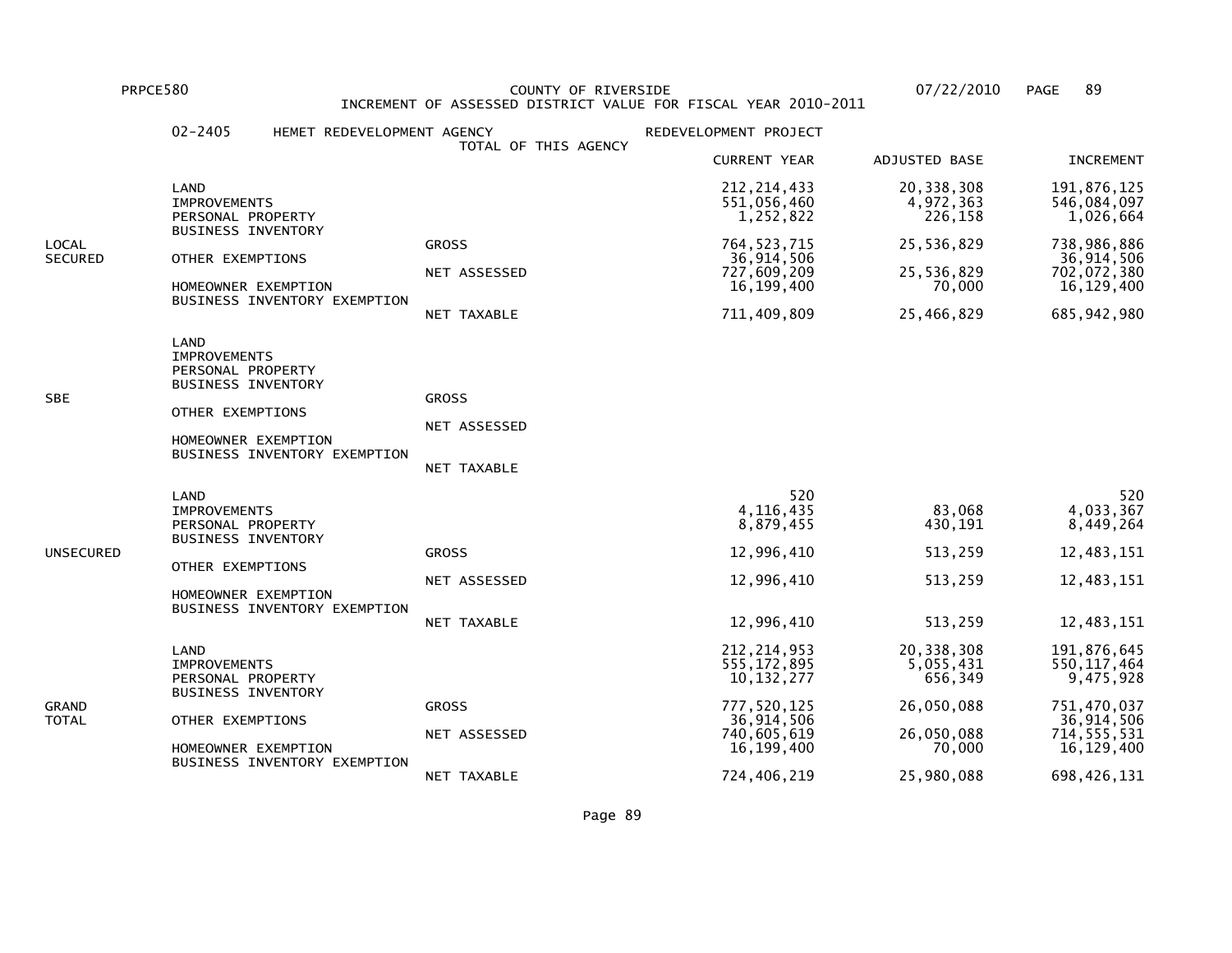PRPCE580 COUNTY OF RIVERSIDE 07/22/2010

INCREMENT OF ASSESSED DISTRICT VALUE FOR FISCAL YEAR 2010-2011

02-2405 HEMET REDEVELOPMENT AGENCY REDEVELOPMENT PROJECT

TOTAL OF THIS AGENCY

| | | | CURRENT YEAR | ADJUSTED BASE | INCREMENT |
|---|---|---|---|---|---|
| LOCAL SECURED | LAND | | 212,214,433 | 20,338,308 | 191,876,125 |
| | IMPROVEMENTS | | 551,056,460 | 4,972,363 | 546,084,097 |
| | PERSONAL PROPERTY | | 1,252,822 | 226,158 | 1,026,664 |
| | BUSINESS INVENTORY | | | | |
| | | GROSS | 764,523,715 | 25,536,829 | 738,986,886 |
| | OTHER EXEMPTIONS | | 36,914,506 | | 36,914,506 |
| | | NET ASSESSED | 727,609,209 | 25,536,829 | 702,072,380 |
| | HOMEOWNER EXEMPTION | | 16,199,400 | 70,000 | 16,129,400 |
| | BUSINESS INVENTORY EXEMPTION | | | | |
| | | NET TAXABLE | 711,409,809 | 25,466,829 | 685,942,980 |
| SBE | LAND | | | | |
| | IMPROVEMENTS | | | | |
| | PERSONAL PROPERTY | | | | |
| | BUSINESS INVENTORY | | | | |
| | | GROSS | | | |
| | OTHER EXEMPTIONS | | | | |
| | | NET ASSESSED | | | |
| | HOMEOWNER EXEMPTION | | | | |
| | BUSINESS INVENTORY EXEMPTION | | | | |
| | | NET TAXABLE | | | |
| UNSECURED | LAND | | 520 | | 520 |
| | IMPROVEMENTS | | 4,116,435 | 83,068 | 4,033,367 |
| | PERSONAL PROPERTY | | 8,879,455 | 430,191 | 8,449,264 |
| | BUSINESS INVENTORY | | | | |
| | | GROSS | 12,996,410 | 513,259 | 12,483,151 |
| | OTHER EXEMPTIONS | | | | |
| | | NET ASSESSED | 12,996,410 | 513,259 | 12,483,151 |
| | HOMEOWNER EXEMPTION | | | | |
| | BUSINESS INVENTORY EXEMPTION | | | | |
| | | NET TAXABLE | 12,996,410 | 513,259 | 12,483,151 |
| GRAND TOTAL | LAND | | 212,214,953 | 20,338,308 | 191,876,645 |
| | IMPROVEMENTS | | 555,172,895 | 5,055,431 | 550,117,464 |
| | PERSONAL PROPERTY | | 10,132,277 | 656,349 | 9,475,928 |
| | BUSINESS INVENTORY | | | | |
| | | GROSS | 777,520,125 | 26,050,088 | 751,470,037 |
| | OTHER EXEMPTIONS | | 36,914,506 | | 36,914,506 |
| | | NET ASSESSED | 740,605,619 | 26,050,088 | 714,555,531 |
| | HOMEOWNER EXEMPTION | | 16,199,400 | 70,000 | 16,129,400 |
| | BUSINESS INVENTORY EXEMPTION | | | | |
| | | NET TAXABLE | 724,406,219 | 25,980,088 | 698,426,131 |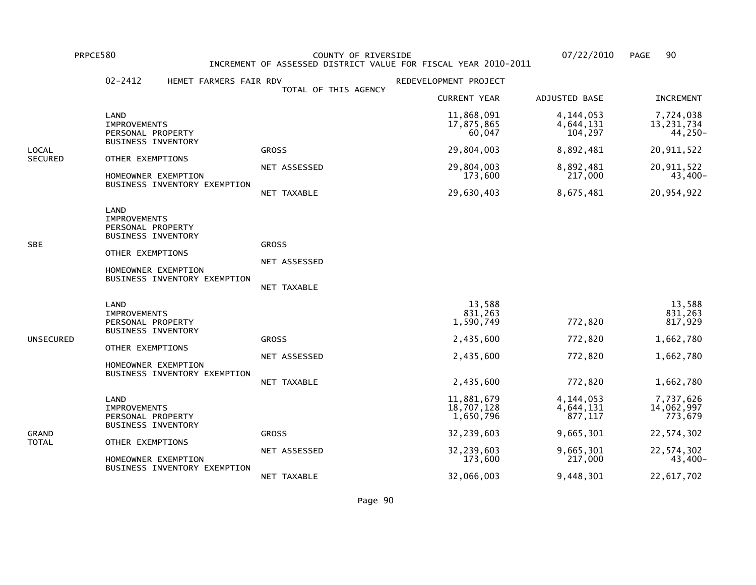PRPCE580 COUNTY OF RIVERSIDE 07/22/2010

INCREMENT OF ASSESSED DISTRICT VALUE FOR FISCAL YEAR 2010-2011

02-2412 HEMET FARMERS FAIR RDV REDEVELOPMENT PROJECT

TOTAL OF THIS AGENCY

| | | | CURRENT YEAR | ADJUSTED BASE | INCREMENT |
|---|---|---|---|---|---|
| LOCAL SECURED | LAND | | 11,868,091 | 4,144,053 | 7,724,038 |
| | IMPROVEMENTS | | 17,875,865 | 4,644,131 | 13,231,734 |
| | PERSONAL PROPERTY | | 60,047 | 104,297 | 44,250- |
| | BUSINESS INVENTORY | | | | |
| | | GROSS | 29,804,003 | 8,892,481 | 20,911,522 |
| | OTHER EXEMPTIONS | | | | |
| | | NET ASSESSED | 29,804,003 | 8,892,481 | 20,911,522 |
| | HOMEOWNER EXEMPTION | | 173,600 | 217,000 | 43,400- |
| | BUSINESS INVENTORY EXEMPTION | | | | |
| | | NET TAXABLE | 29,630,403 | 8,675,481 | 20,954,922 |
| SBE | LAND | | | | |
| | IMPROVEMENTS | | | | |
| | PERSONAL PROPERTY | | | | |
| | BUSINESS INVENTORY | | | | |
| | | GROSS | | | |
| | OTHER EXEMPTIONS | | | | |
| | | NET ASSESSED | | | |
| | HOMEOWNER EXEMPTION | | | | |
| | BUSINESS INVENTORY EXEMPTION | | | | |
| | | NET TAXABLE | | | |
| UNSECURED | LAND | | 13,588 | | 13,588 |
| | IMPROVEMENTS | | 831,263 | | 831,263 |
| | PERSONAL PROPERTY | | 1,590,749 | 772,820 | 817,929 |
| | BUSINESS INVENTORY | | | | |
| | | GROSS | 2,435,600 | 772,820 | 1,662,780 |
| | OTHER EXEMPTIONS | | | | |
| | | NET ASSESSED | 2,435,600 | 772,820 | 1,662,780 |
| | HOMEOWNER EXEMPTION | | | | |
| | BUSINESS INVENTORY EXEMPTION | | | | |
| | | NET TAXABLE | 2,435,600 | 772,820 | 1,662,780 |
| GRAND TOTAL | LAND | | 11,881,679 | 4,144,053 | 7,737,626 |
| | IMPROVEMENTS | | 18,707,128 | 4,644,131 | 14,062,997 |
| | PERSONAL PROPERTY | | 1,650,796 | 877,117 | 773,679 |
| | BUSINESS INVENTORY | | | | |
| | | GROSS | 32,239,603 | 9,665,301 | 22,574,302 |
| | OTHER EXEMPTIONS | | | | |
| | | NET ASSESSED | 32,239,603 | 9,665,301 | 22,574,302 |
| | HOMEOWNER EXEMPTION | | 173,600 | 217,000 | 43,400- |
| | BUSINESS INVENTORY EXEMPTION | | | | |
| | | NET TAXABLE | 32,066,003 | 9,448,301 | 22,617,702 |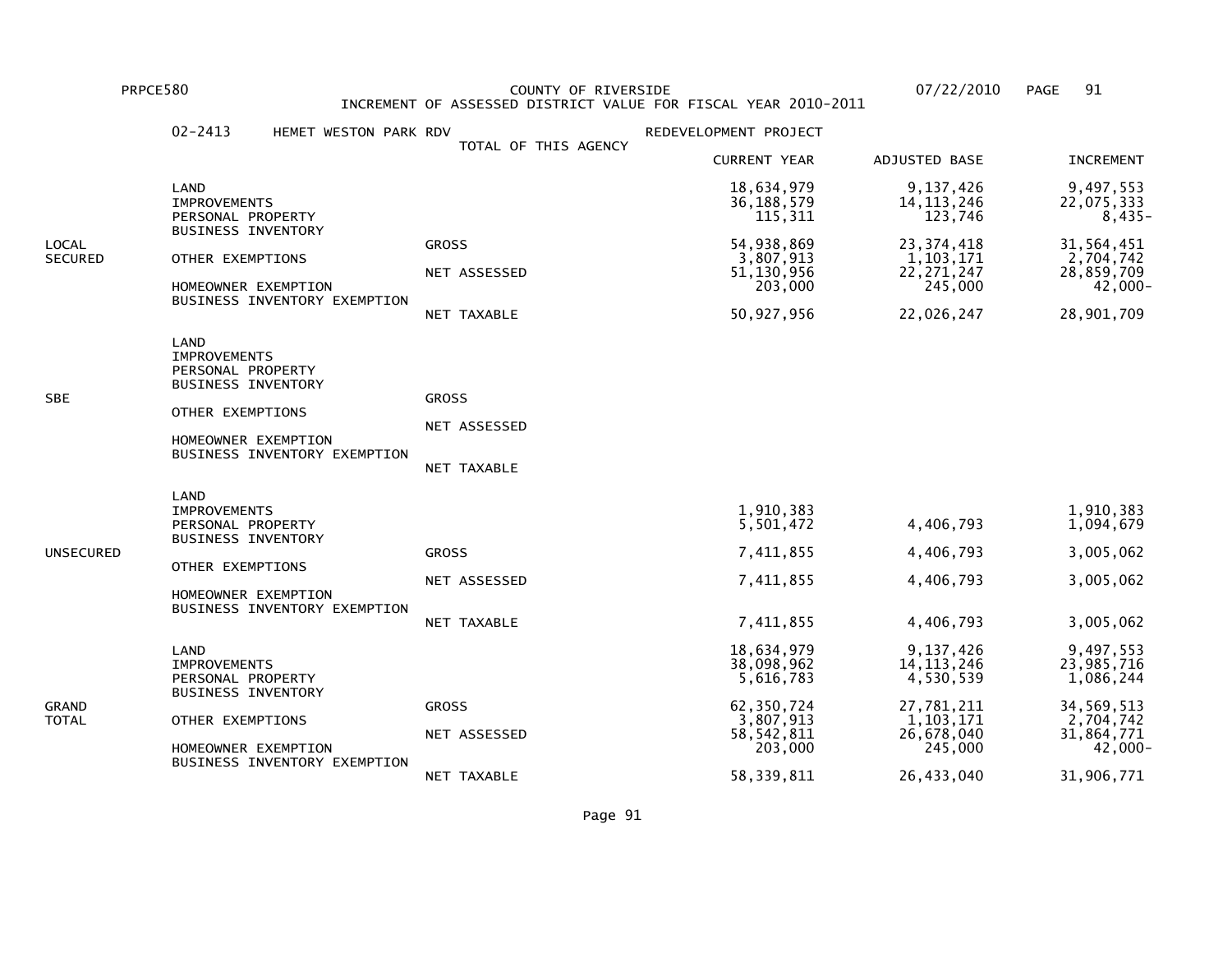PRPCE580 COUNTY OF RIVERSIDE 07/22/2010

INCREMENT OF ASSESSED DISTRICT VALUE FOR FISCAL YEAR 2010-2011

02-2413 HEMET WESTON PARK RDV — REDEVELOPMENT PROJECT

TOTAL OF THIS AGENCY

| | | | CURRENT YEAR | ADJUSTED BASE | INCREMENT |
|---|---|---|---|---|---|
| LOCAL SECURED | LAND | | 18,634,979 | 9,137,426 | 9,497,553 |
| | IMPROVEMENTS | | 36,188,579 | 14,113,246 | 22,075,333 |
| | PERSONAL PROPERTY | | 115,311 | 123,746 | 8,435- |
| | BUSINESS INVENTORY | | | | |
| | | GROSS | 54,938,869 | 23,374,418 | 31,564,451 |
| | OTHER EXEMPTIONS | | 3,807,913 | 1,103,171 | 2,704,742 |
| | | NET ASSESSED | 51,130,956 | 22,271,247 | 28,859,709 |
| | HOMEOWNER EXEMPTION | | 203,000 | 245,000 | 42,000- |
| | BUSINESS INVENTORY EXEMPTION | | | | |
| | | NET TAXABLE | 50,927,956 | 22,026,247 | 28,901,709 |
| SBE | LAND | | | | |
| | IMPROVEMENTS | | | | |
| | PERSONAL PROPERTY | | | | |
| | BUSINESS INVENTORY | | | | |
| | | GROSS | | | |
| | OTHER EXEMPTIONS | | | | |
| | | NET ASSESSED | | | |
| | HOMEOWNER EXEMPTION | | | | |
| | BUSINESS INVENTORY EXEMPTION | | | | |
| | | NET TAXABLE | | | |
| UNSECURED | LAND | | | | |
| | IMPROVEMENTS | | 1,910,383 | | 1,910,383 |
| | PERSONAL PROPERTY | | 5,501,472 | 4,406,793 | 1,094,679 |
| | BUSINESS INVENTORY | | | | |
| | | GROSS | 7,411,855 | 4,406,793 | 3,005,062 |
| | OTHER EXEMPTIONS | | | | |
| | | NET ASSESSED | 7,411,855 | 4,406,793 | 3,005,062 |
| | HOMEOWNER EXEMPTION | | | | |
| | BUSINESS INVENTORY EXEMPTION | | | | |
| | | NET TAXABLE | 7,411,855 | 4,406,793 | 3,005,062 |
| GRAND TOTAL | LAND | | 18,634,979 | 9,137,426 | 9,497,553 |
| | IMPROVEMENTS | | 38,098,962 | 14,113,246 | 23,985,716 |
| | PERSONAL PROPERTY | | 5,616,783 | 4,530,539 | 1,086,244 |
| | BUSINESS INVENTORY | | | | |
| | | GROSS | 62,350,724 | 27,781,211 | 34,569,513 |
| | OTHER EXEMPTIONS | | 3,807,913 | 1,103,171 | 2,704,742 |
| | | NET ASSESSED | 58,542,811 | 26,678,040 | 31,864,771 |
| | HOMEOWNER EXEMPTION | | 203,000 | 245,000 | 42,000- |
| | BUSINESS INVENTORY EXEMPTION | | | | |
| | | NET TAXABLE | 58,339,811 | 26,433,040 | 31,906,771 |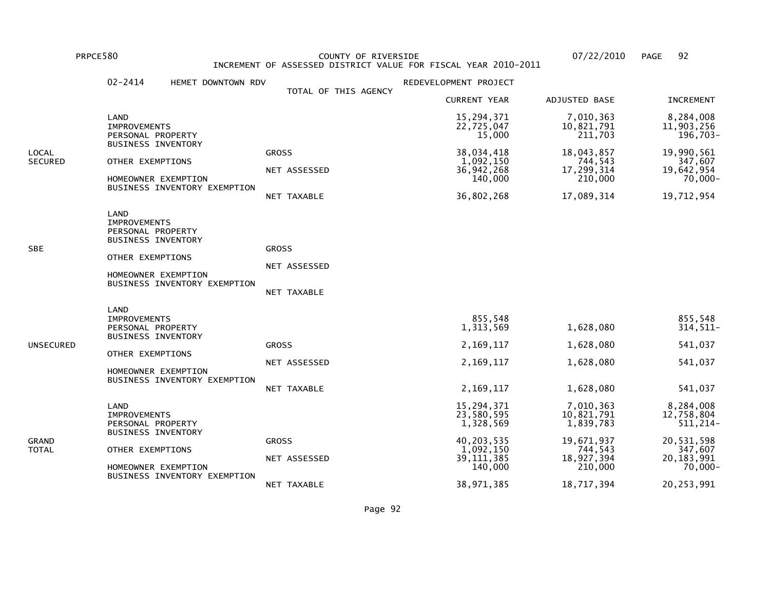PRPCE580 COUNTY OF RIVERSIDE 07/22/2010

INCREMENT OF ASSESSED DISTRICT VALUE FOR FISCAL YEAR 2010-2011

02-2414 HEMET DOWNTOWN RDV REDEVELOPMENT PROJECT

TOTAL OF THIS AGENCY

| | | | CURRENT YEAR | ADJUSTED BASE | INCREMENT |
|---|---|---|---|---|---|
| LOCAL SECURED | LAND | | 15,294,371 | 7,010,363 | 8,284,008 |
| | IMPROVEMENTS | | 22,725,047 | 10,821,791 | 11,903,256 |
| | PERSONAL PROPERTY | | 15,000 | 211,703 | 196,703- |
| | BUSINESS INVENTORY | | | | |
| | | GROSS | 38,034,418 | 18,043,857 | 19,990,561 |
| | OTHER EXEMPTIONS | | 1,092,150 | 744,543 | 347,607 |
| | | NET ASSESSED | 36,942,268 | 17,299,314 | 19,642,954 |
| | HOMEOWNER EXEMPTION | | 140,000 | 210,000 | 70,000- |
| | BUSINESS INVENTORY EXEMPTION | | | | |
| | | NET TAXABLE | 36,802,268 | 17,089,314 | 19,712,954 |
| SBE | LAND | | | | |
| | IMPROVEMENTS | | | | |
| | PERSONAL PROPERTY | | | | |
| | BUSINESS INVENTORY | | | | |
| | | GROSS | | | |
| | OTHER EXEMPTIONS | | | | |
| | | NET ASSESSED | | | |
| | HOMEOWNER EXEMPTION | | | | |
| | BUSINESS INVENTORY EXEMPTION | | | | |
| | | NET TAXABLE | | | |
| UNSECURED | LAND | | | | |
| | IMPROVEMENTS | | 855,548 | | 855,548 |
| | PERSONAL PROPERTY | | 1,313,569 | 1,628,080 | 314,511- |
| | BUSINESS INVENTORY | | | | |
| | | GROSS | 2,169,117 | 1,628,080 | 541,037 |
| | OTHER EXEMPTIONS | | | | |
| | | NET ASSESSED | 2,169,117 | 1,628,080 | 541,037 |
| | HOMEOWNER EXEMPTION | | | | |
| | BUSINESS INVENTORY EXEMPTION | | | | |
| | | NET TAXABLE | 2,169,117 | 1,628,080 | 541,037 |
| GRAND TOTAL | LAND | | 15,294,371 | 7,010,363 | 8,284,008 |
| | IMPROVEMENTS | | 23,580,595 | 10,821,791 | 12,758,804 |
| | PERSONAL PROPERTY | | 1,328,569 | 1,839,783 | 511,214- |
| | BUSINESS INVENTORY | | | | |
| | | GROSS | 40,203,535 | 19,671,937 | 20,531,598 |
| | OTHER EXEMPTIONS | | 1,092,150 | 744,543 | 347,607 |
| | | NET ASSESSED | 39,111,385 | 18,927,394 | 20,183,991 |
| | HOMEOWNER EXEMPTION | | 140,000 | 210,000 | 70,000- |
| | BUSINESS INVENTORY EXEMPTION | | | | |
| | | NET TAXABLE | 38,971,385 | 18,717,394 | 20,253,991 |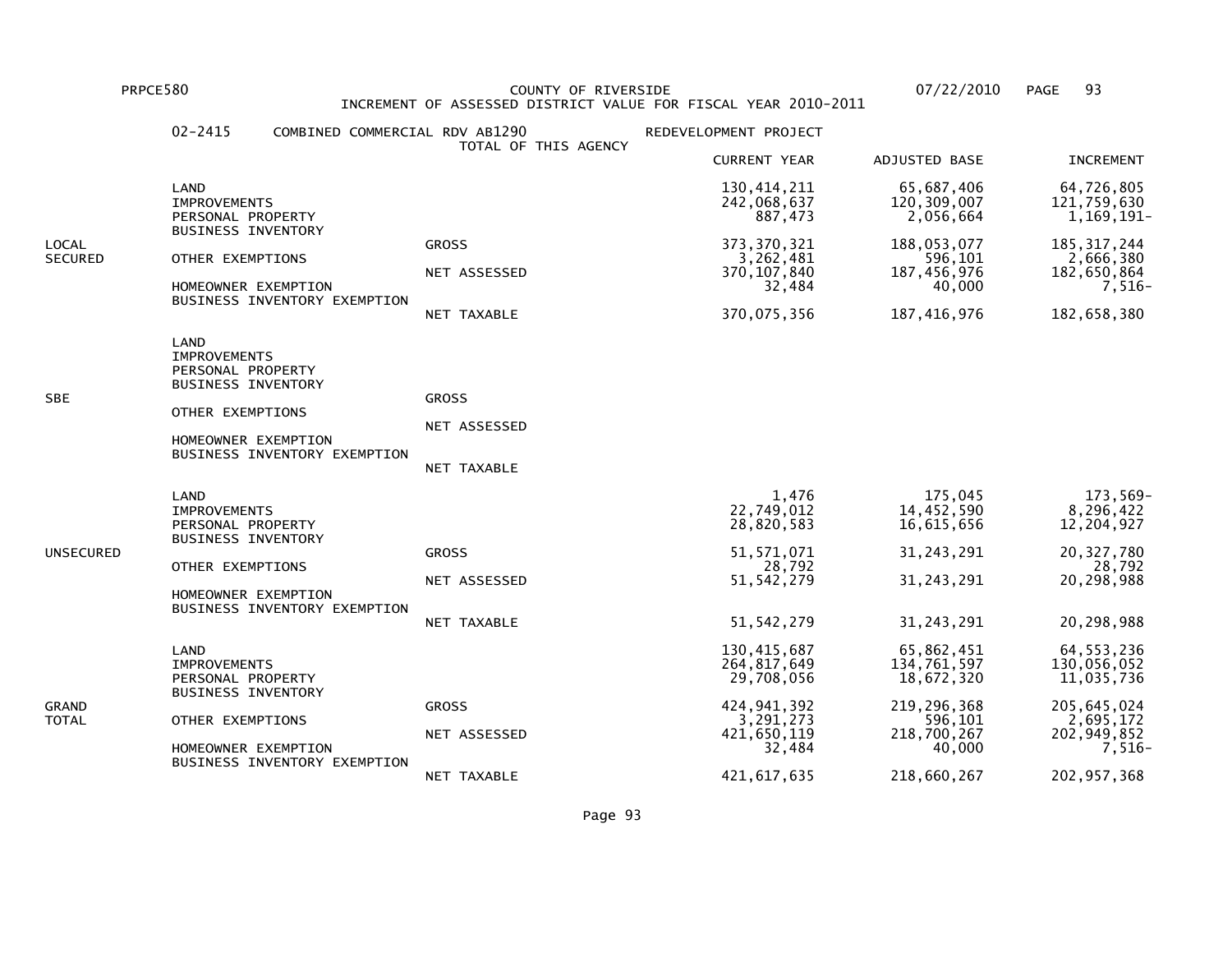PRPCE580 COUNTY OF RIVERSIDE 07/22/2010

INCREMENT OF ASSESSED DISTRICT VALUE FOR FISCAL YEAR 2010-2011

02-2415 COMBINED COMMERCIAL RDV AB1290 REDEVELOPMENT PROJECT

TOTAL OF THIS AGENCY

| | | | CURRENT YEAR | ADJUSTED BASE | INCREMENT |
|---|---|---|---|---|---|
| LOCAL SECURED | LAND | | 130,414,211 | 65,687,406 | 64,726,805 |
| | IMPROVEMENTS | | 242,068,637 | 120,309,007 | 121,759,630 |
| | PERSONAL PROPERTY | | 887,473 | 2,056,664 | 1,169,191- |
| | BUSINESS INVENTORY | | | | |
| | | GROSS | 373,370,321 | 188,053,077 | 185,317,244 |
| | OTHER EXEMPTIONS | | 3,262,481 | 596,101 | 2,666,380 |
| | | NET ASSESSED | 370,107,840 | 187,456,976 | 182,650,864 |
| | HOMEOWNER EXEMPTION | | 32,484 | 40,000 | 7,516- |
| | BUSINESS INVENTORY EXEMPTION | | | | |
| | | NET TAXABLE | 370,075,356 | 187,416,976 | 182,658,380 |
| SBE | LAND | | | | |
| | IMPROVEMENTS | | | | |
| | PERSONAL PROPERTY | | | | |
| | BUSINESS INVENTORY | | | | |
| | | GROSS | | | |
| | OTHER EXEMPTIONS | | | | |
| | | NET ASSESSED | | | |
| | HOMEOWNER EXEMPTION | | | | |
| | BUSINESS INVENTORY EXEMPTION | | | | |
| | | NET TAXABLE | | | |
| UNSECURED | LAND | | 1,476 | 175,045 | 173,569- |
| | IMPROVEMENTS | | 22,749,012 | 14,452,590 | 8,296,422 |
| | PERSONAL PROPERTY | | 28,820,583 | 16,615,656 | 12,204,927 |
| | BUSINESS INVENTORY | | | | |
| | | GROSS | 51,571,071 | 31,243,291 | 20,327,780 |
| | OTHER EXEMPTIONS | | 28,792 | | 28,792 |
| | | NET ASSESSED | 51,542,279 | 31,243,291 | 20,298,988 |
| | HOMEOWNER EXEMPTION | | | | |
| | BUSINESS INVENTORY EXEMPTION | | | | |
| | | NET TAXABLE | 51,542,279 | 31,243,291 | 20,298,988 |
| GRAND TOTAL | LAND | | 130,415,687 | 65,862,451 | 64,553,236 |
| | IMPROVEMENTS | | 264,817,649 | 134,761,597 | 130,056,052 |
| | PERSONAL PROPERTY | | 29,708,056 | 18,672,320 | 11,035,736 |
| | BUSINESS INVENTORY | | | | |
| | | GROSS | 424,941,392 | 219,296,368 | 205,645,024 |
| | OTHER EXEMPTIONS | | 3,291,273 | 596,101 | 2,695,172 |
| | | NET ASSESSED | 421,650,119 | 218,700,267 | 202,949,852 |
| | HOMEOWNER EXEMPTION | | 32,484 | 40,000 | 7,516- |
| | BUSINESS INVENTORY EXEMPTION | | | | |
| | | NET TAXABLE | 421,617,635 | 218,660,267 | 202,957,368 |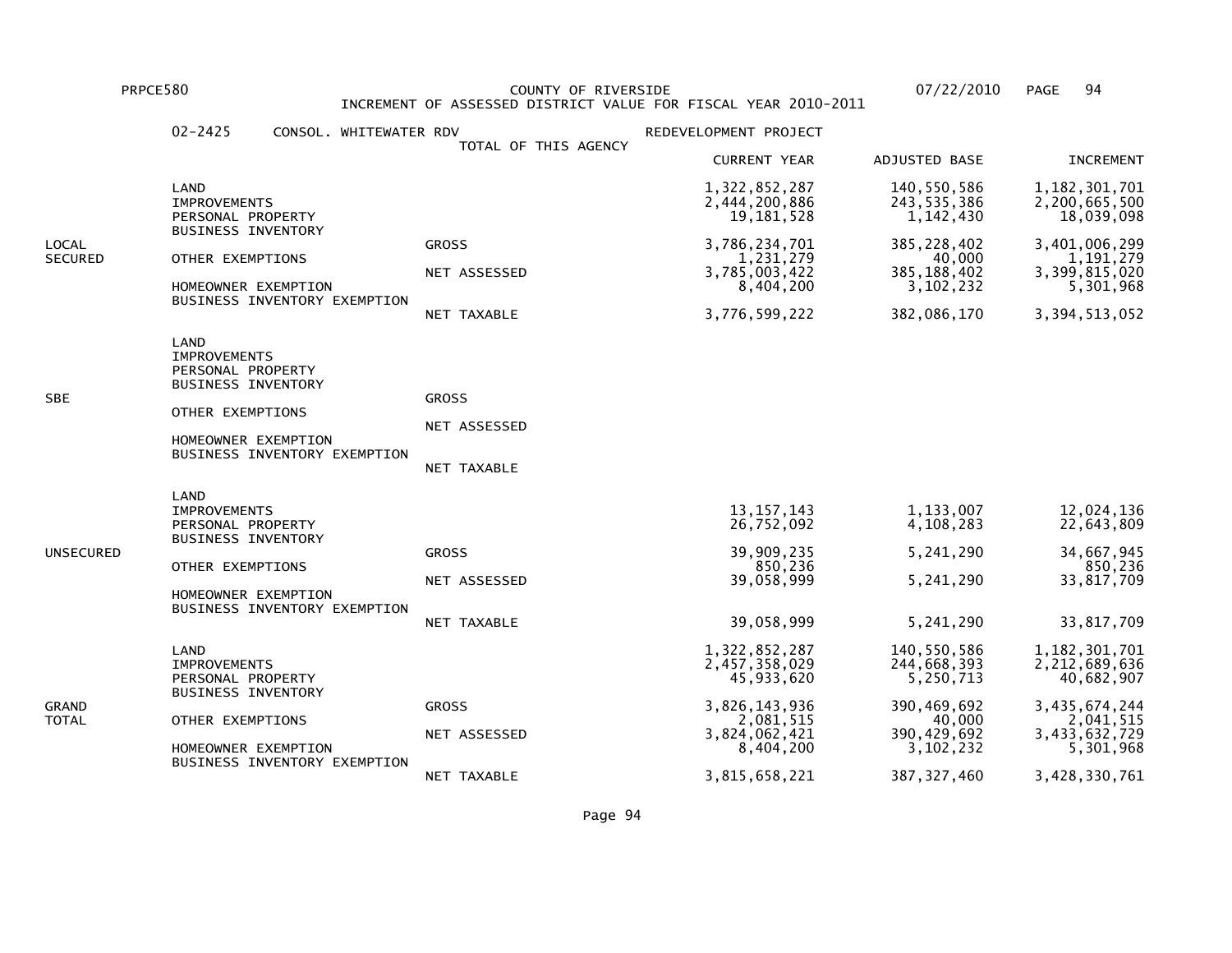PRPCE580 COUNTY OF RIVERSIDE 07/22/2010

INCREMENT OF ASSESSED DISTRICT VALUE FOR FISCAL YEAR 2010-2011

02-2425 CONSOL. WHITEWATER RDV REDEVELOPMENT PROJECT

TOTAL OF THIS AGENCY

| | | | CURRENT YEAR | ADJUSTED BASE | INCREMENT |
|---|---|---|---|---|---|
| LOCAL SECURED | LAND | | 1,322,852,287 | 140,550,586 | 1,182,301,701 |
| | IMPROVEMENTS | | 2,444,200,886 | 243,535,386 | 2,200,665,500 |
| | PERSONAL PROPERTY | | 19,181,528 | 1,142,430 | 18,039,098 |
| | BUSINESS INVENTORY | | | | |
| | | GROSS | 3,786,234,701 | 385,228,402 | 3,401,006,299 |
| | OTHER EXEMPTIONS | | 1,231,279 | 40,000 | 1,191,279 |
| | | NET ASSESSED | 3,785,003,422 | 385,188,402 | 3,399,815,020 |
| | HOMEOWNER EXEMPTION | | 8,404,200 | 3,102,232 | 5,301,968 |
| | BUSINESS INVENTORY EXEMPTION | | | | |
| | | NET TAXABLE | 3,776,599,222 | 382,086,170 | 3,394,513,052 |
| SBE | LAND | | | | |
| | IMPROVEMENTS | | | | |
| | PERSONAL PROPERTY | | | | |
| | BUSINESS INVENTORY | | | | |
| | | GROSS | | | |
| | OTHER EXEMPTIONS | | | | |
| | | NET ASSESSED | | | |
| | HOMEOWNER EXEMPTION | | | | |
| | BUSINESS INVENTORY EXEMPTION | | | | |
| | | NET TAXABLE | | | |
| UNSECURED | LAND | | | | |
| | IMPROVEMENTS | | 13,157,143 | 1,133,007 | 12,024,136 |
| | PERSONAL PROPERTY | | 26,752,092 | 4,108,283 | 22,643,809 |
| | BUSINESS INVENTORY | | | | |
| | | GROSS | 39,909,235 | 5,241,290 | 34,667,945 |
| | OTHER EXEMPTIONS | | 850,236 | | 850,236 |
| | | NET ASSESSED | 39,058,999 | 5,241,290 | 33,817,709 |
| | HOMEOWNER EXEMPTION | | | | |
| | BUSINESS INVENTORY EXEMPTION | | | | |
| | | NET TAXABLE | 39,058,999 | 5,241,290 | 33,817,709 |
| GRAND TOTAL | LAND | | 1,322,852,287 | 140,550,586 | 1,182,301,701 |
| | IMPROVEMENTS | | 2,457,358,029 | 244,668,393 | 2,212,689,636 |
| | PERSONAL PROPERTY | | 45,933,620 | 5,250,713 | 40,682,907 |
| | BUSINESS INVENTORY | | | | |
| | | GROSS | 3,826,143,936 | 390,469,692 | 3,435,674,244 |
| | OTHER EXEMPTIONS | | 2,081,515 | 40,000 | 2,041,515 |
| | | NET ASSESSED | 3,824,062,421 | 390,429,692 | 3,433,632,729 |
| | HOMEOWNER EXEMPTION | | 8,404,200 | 3,102,232 | 5,301,968 |
| | BUSINESS INVENTORY EXEMPTION | | | | |
| | | NET TAXABLE | 3,815,658,221 | 387,327,460 | 3,428,330,761 |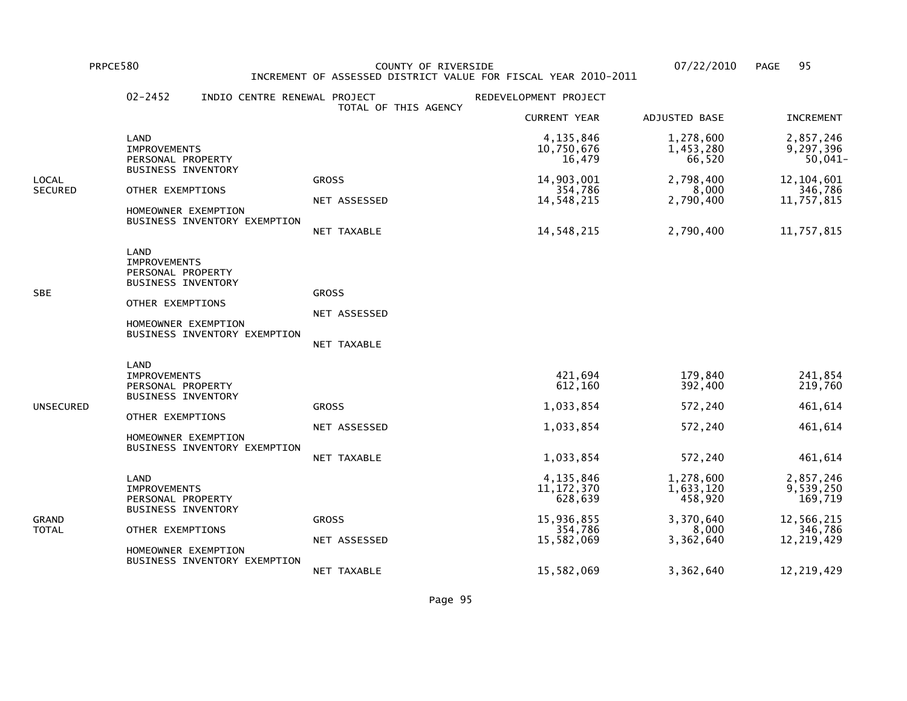PRPCE580 COUNTY OF RIVERSIDE 07/22/2010

INCREMENT OF ASSESSED DISTRICT VALUE FOR FISCAL YEAR 2010-2011

02-2452 INDIO CENTRE RENEWAL PROJECT REDEVELOPMENT PROJECT

TOTAL OF THIS AGENCY

| | | | CURRENT YEAR | ADJUSTED BASE | INCREMENT |
|---|---|---|---|---|---|
| LOCAL SECURED | LAND | | 4,135,846 | 1,278,600 | 2,857,246 |
| | IMPROVEMENTS | | 10,750,676 | 1,453,280 | 9,297,396 |
| | PERSONAL PROPERTY | | 16,479 | 66,520 | 50,041- |
| | BUSINESS INVENTORY | | | | |
| | | GROSS | 14,903,001 | 2,798,400 | 12,104,601 |
| | OTHER EXEMPTIONS | | 354,786 | 8,000 | 346,786 |
| | | NET ASSESSED | 14,548,215 | 2,790,400 | 11,757,815 |
| | HOMEOWNER EXEMPTION | | | | |
| | BUSINESS INVENTORY EXEMPTION | | | | |
| | | NET TAXABLE | 14,548,215 | 2,790,400 | 11,757,815 |
| SBE | LAND | | | | |
| | IMPROVEMENTS | | | | |
| | PERSONAL PROPERTY | | | | |
| | BUSINESS INVENTORY | | | | |
| | | GROSS | | | |
| | OTHER EXEMPTIONS | | | | |
| | | NET ASSESSED | | | |
| | HOMEOWNER EXEMPTION | | | | |
| | BUSINESS INVENTORY EXEMPTION | | | | |
| | | NET TAXABLE | | | |
| UNSECURED | LAND | | | | |
| | IMPROVEMENTS | | 421,694 | 179,840 | 241,854 |
| | PERSONAL PROPERTY | | 612,160 | 392,400 | 219,760 |
| | BUSINESS INVENTORY | | | | |
| | | GROSS | 1,033,854 | 572,240 | 461,614 |
| | OTHER EXEMPTIONS | | | | |
| | | NET ASSESSED | 1,033,854 | 572,240 | 461,614 |
| | HOMEOWNER EXEMPTION | | | | |
| | BUSINESS INVENTORY EXEMPTION | | | | |
| | | NET TAXABLE | 1,033,854 | 572,240 | 461,614 |
| GRAND TOTAL | LAND | | 4,135,846 | 1,278,600 | 2,857,246 |
| | IMPROVEMENTS | | 11,172,370 | 1,633,120 | 9,539,250 |
| | PERSONAL PROPERTY | | 628,639 | 458,920 | 169,719 |
| | BUSINESS INVENTORY | | | | |
| | | GROSS | 15,936,855 | 3,370,640 | 12,566,215 |
| | OTHER EXEMPTIONS | | 354,786 | 8,000 | 346,786 |
| | | NET ASSESSED | 15,582,069 | 3,362,640 | 12,219,429 |
| | HOMEOWNER EXEMPTION | | | | |
| | BUSINESS INVENTORY EXEMPTION | | | | |
| | | NET TAXABLE | 15,582,069 | 3,362,640 | 12,219,429 |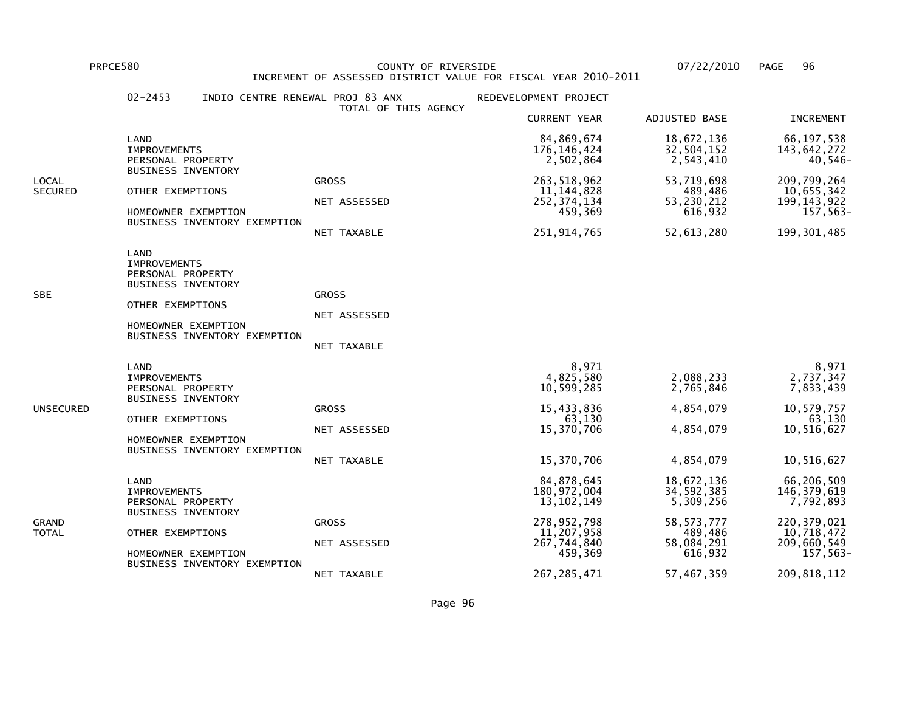PRPCE580 COUNTY OF RIVERSIDE 07/22/2010 PAGE 96

INCREMENT OF ASSESSED DISTRICT VALUE FOR FISCAL YEAR 2010-2011

02-2453 INDIO CENTRE RENEWAL PROJ 83 ANX REDEVELOPMENT PROJECT

TOTAL OF THIS AGENCY

| | | | CURRENT YEAR | ADJUSTED BASE | INCREMENT |
|---|---|---|---|---|---|
| LOCAL SECURED | LAND | | 84,869,674 | 18,672,136 | 66,197,538 |
| | IMPROVEMENTS | | 176,146,424 | 32,504,152 | 143,642,272 |
| | PERSONAL PROPERTY | | 2,502,864 | 2,543,410 | 40,546- |
| | BUSINESS INVENTORY | | | | |
| | | GROSS | 263,518,962 | 53,719,698 | 209,799,264 |
| | OTHER EXEMPTIONS | | 11,144,828 | 489,486 | 10,655,342 |
| | | NET ASSESSED | 252,374,134 | 53,230,212 | 199,143,922 |
| | HOMEOWNER EXEMPTION | | 459,369 | 616,932 | 157,563- |
| | BUSINESS INVENTORY EXEMPTION | | | | |
| | | NET TAXABLE | 251,914,765 | 52,613,280 | 199,301,485 |
| SBE | LAND | | | | |
| | IMPROVEMENTS | | | | |
| | PERSONAL PROPERTY | | | | |
| | BUSINESS INVENTORY | | | | |
| | | GROSS | | | |
| | OTHER EXEMPTIONS | | | | |
| | | NET ASSESSED | | | |
| | HOMEOWNER EXEMPTION | | | | |
| | BUSINESS INVENTORY EXEMPTION | | | | |
| | | NET TAXABLE | | | |
| UNSECURED | LAND | | 8,971 | | 8,971 |
| | IMPROVEMENTS | | 4,825,580 | 2,088,233 | 2,737,347 |
| | PERSONAL PROPERTY | | 10,599,285 | 2,765,846 | 7,833,439 |
| | BUSINESS INVENTORY | | | | |
| | | GROSS | 15,433,836 | 4,854,079 | 10,579,757 |
| | OTHER EXEMPTIONS | | 63,130 | | 63,130 |
| | | NET ASSESSED | 15,370,706 | 4,854,079 | 10,516,627 |
| | HOMEOWNER EXEMPTION | | | | |
| | BUSINESS INVENTORY EXEMPTION | | | | |
| | | NET TAXABLE | 15,370,706 | 4,854,079 | 10,516,627 |
| GRAND TOTAL | LAND | | 84,878,645 | 18,672,136 | 66,206,509 |
| | IMPROVEMENTS | | 180,972,004 | 34,592,385 | 146,379,619 |
| | PERSONAL PROPERTY | | 13,102,149 | 5,309,256 | 7,792,893 |
| | BUSINESS INVENTORY | | | | |
| | | GROSS | 278,952,798 | 58,573,777 | 220,379,021 |
| | OTHER EXEMPTIONS | | 11,207,958 | 489,486 | 10,718,472 |
| | | NET ASSESSED | 267,744,840 | 58,084,291 | 209,660,549 |
| | HOMEOWNER EXEMPTION | | 459,369 | 616,932 | 157,563- |
| | BUSINESS INVENTORY EXEMPTION | | | | |
| | | NET TAXABLE | 267,285,471 | 57,467,359 | 209,818,112 |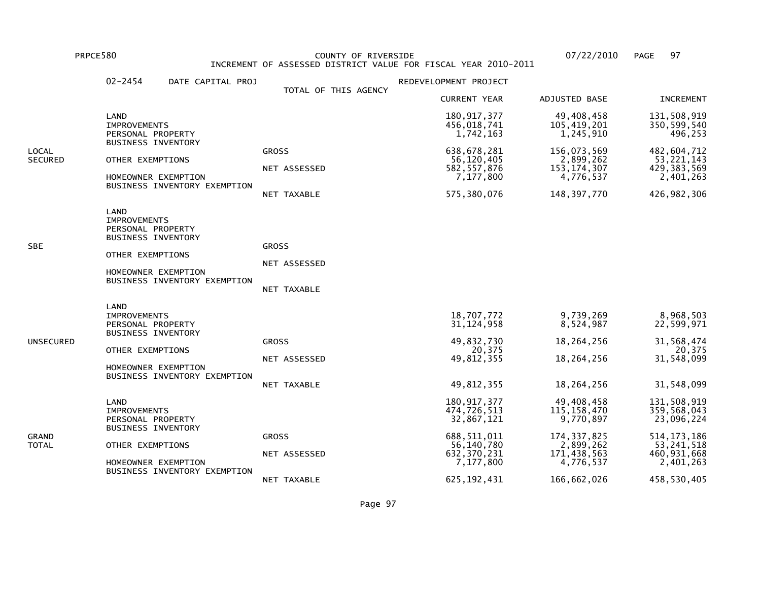COUNTY OF RIVERSIDE

INCREMENT OF ASSESSED DISTRICT VALUE FOR FISCAL YEAR 2010-2011

02-2454 DATE CAPITAL PROJ — TOTAL OF THIS AGENCY — REDEVELOPMENT PROJECT

| | | | CURRENT YEAR | ADJUSTED BASE | INCREMENT |
|---|---|---|---|---|---|
| LOCAL SECURED | LAND | | 180,917,377 | 49,408,458 | 131,508,919 |
| | IMPROVEMENTS | | 456,018,741 | 105,419,201 | 350,599,540 |
| | PERSONAL PROPERTY | | 1,742,163 | 1,245,910 | 496,253 |
| | BUSINESS INVENTORY | | | | |
| | | GROSS | 638,678,281 | 156,073,569 | 482,604,712 |
| | OTHER EXEMPTIONS | | 56,120,405 | 2,899,262 | 53,221,143 |
| | | NET ASSESSED | 582,557,876 | 153,174,307 | 429,383,569 |
| | HOMEOWNER EXEMPTION | | 7,177,800 | 4,776,537 | 2,401,263 |
| | BUSINESS INVENTORY EXEMPTION | | | | |
| | | NET TAXABLE | 575,380,076 | 148,397,770 | 426,982,306 |
| SBE | LAND | | | | |
| | IMPROVEMENTS | | | | |
| | PERSONAL PROPERTY | | | | |
| | BUSINESS INVENTORY | | | | |
| | | GROSS | | | |
| | OTHER EXEMPTIONS | | | | |
| | | NET ASSESSED | | | |
| | HOMEOWNER EXEMPTION | | | | |
| | BUSINESS INVENTORY EXEMPTION | | | | |
| | | NET TAXABLE | | | |
| UNSECURED | LAND | | | | |
| | IMPROVEMENTS | | 18,707,772 | 9,739,269 | 8,968,503 |
| | PERSONAL PROPERTY | | 31,124,958 | 8,524,987 | 22,599,971 |
| | BUSINESS INVENTORY | | | | |
| | | GROSS | 49,832,730 | 18,264,256 | 31,568,474 |
| | OTHER EXEMPTIONS | | 20,375 | | 20,375 |
| | | NET ASSESSED | 49,812,355 | 18,264,256 | 31,548,099 |
| | HOMEOWNER EXEMPTION | | | | |
| | BUSINESS INVENTORY EXEMPTION | | | | |
| | | NET TAXABLE | 49,812,355 | 18,264,256 | 31,548,099 |
| GRAND TOTAL | LAND | | 180,917,377 | 49,408,458 | 131,508,919 |
| | IMPROVEMENTS | | 474,726,513 | 115,158,470 | 359,568,043 |
| | PERSONAL PROPERTY | | 32,867,121 | 9,770,897 | 23,096,224 |
| | BUSINESS INVENTORY | | | | |
| | | GROSS | 688,511,011 | 174,337,825 | 514,173,186 |
| | OTHER EXEMPTIONS | | 56,140,780 | 2,899,262 | 53,241,518 |
| | | NET ASSESSED | 632,370,231 | 171,438,563 | 460,931,668 |
| | HOMEOWNER EXEMPTION | | 7,177,800 | 4,776,537 | 2,401,263 |
| | BUSINESS INVENTORY EXEMPTION | | | | |
| | | NET TAXABLE | 625,192,431 | 166,662,026 | 458,530,405 |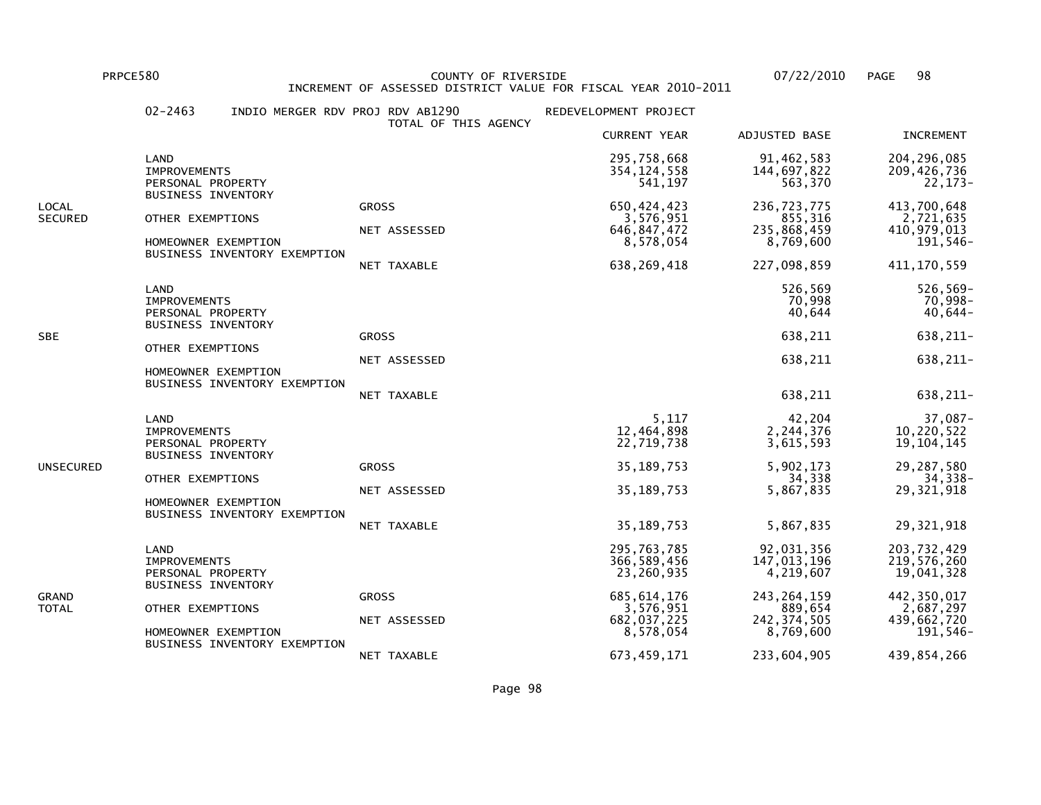PRPCE580 COUNTY OF RIVERSIDE 07/22/2010

INCREMENT OF ASSESSED DISTRICT VALUE FOR FISCAL YEAR 2010-2011

02-2463 INDIO MERGER RDV PROJ RDV AB1290 REDEVELOPMENT PROJECT

TOTAL OF THIS AGENCY

| | | | CURRENT YEAR | ADJUSTED BASE | INCREMENT |
|---|---|---|---|---|---|
| LOCAL SECURED | LAND | | 295,758,668 | 91,462,583 | 204,296,085 |
| | IMPROVEMENTS | | 354,124,558 | 144,697,822 | 209,426,736 |
| | PERSONAL PROPERTY | | 541,197 | 563,370 | 22,173- |
| | BUSINESS INVENTORY | | | | |
| | | GROSS | 650,424,423 | 236,723,775 | 413,700,648 |
| | OTHER EXEMPTIONS | | 3,576,951 | 855,316 | 2,721,635 |
| | | NET ASSESSED | 646,847,472 | 235,868,459 | 410,979,013 |
| | HOMEOWNER EXEMPTION | | 8,578,054 | 8,769,600 | 191,546- |
| | BUSINESS INVENTORY EXEMPTION | | | | |
| | | NET TAXABLE | 638,269,418 | 227,098,859 | 411,170,559 |
| SBE | LAND | | | 526,569 | 526,569- |
| | IMPROVEMENTS | | | 70,998 | 70,998- |
| | PERSONAL PROPERTY | | | 40,644 | 40,644- |
| | BUSINESS INVENTORY | | | | |
| | | GROSS | | 638,211 | 638,211- |
| | OTHER EXEMPTIONS | | | | |
| | | NET ASSESSED | | 638,211 | 638,211- |
| | HOMEOWNER EXEMPTION | | | | |
| | BUSINESS INVENTORY EXEMPTION | | | | |
| | | NET TAXABLE | | 638,211 | 638,211- |
| UNSECURED | LAND | | 5,117 | 42,204 | 37,087- |
| | IMPROVEMENTS | | 12,464,898 | 2,244,376 | 10,220,522 |
| | PERSONAL PROPERTY | | 22,719,738 | 3,615,593 | 19,104,145 |
| | BUSINESS INVENTORY | | | | |
| | | GROSS | 35,189,753 | 5,902,173 | 29,287,580 |
| | OTHER EXEMPTIONS | | | 34,338 | 34,338- |
| | | NET ASSESSED | 35,189,753 | 5,867,835 | 29,321,918 |
| | HOMEOWNER EXEMPTION | | | | |
| | BUSINESS INVENTORY EXEMPTION | | | | |
| | | NET TAXABLE | 35,189,753 | 5,867,835 | 29,321,918 |
| GRAND TOTAL | LAND | | 295,763,785 | 92,031,356 | 203,732,429 |
| | IMPROVEMENTS | | 366,589,456 | 147,013,196 | 219,576,260 |
| | PERSONAL PROPERTY | | 23,260,935 | 4,219,607 | 19,041,328 |
| | BUSINESS INVENTORY | | | | |
| | | GROSS | 685,614,176 | 243,264,159 | 442,350,017 |
| | OTHER EXEMPTIONS | | 3,576,951 | 889,654 | 2,687,297 |
| | | NET ASSESSED | 682,037,225 | 242,374,505 | 439,662,720 |
| | HOMEOWNER EXEMPTION | | 8,578,054 | 8,769,600 | 191,546- |
| | BUSINESS INVENTORY EXEMPTION | | | | |
| | | NET TAXABLE | 673,459,171 | 233,604,905 | 439,854,266 |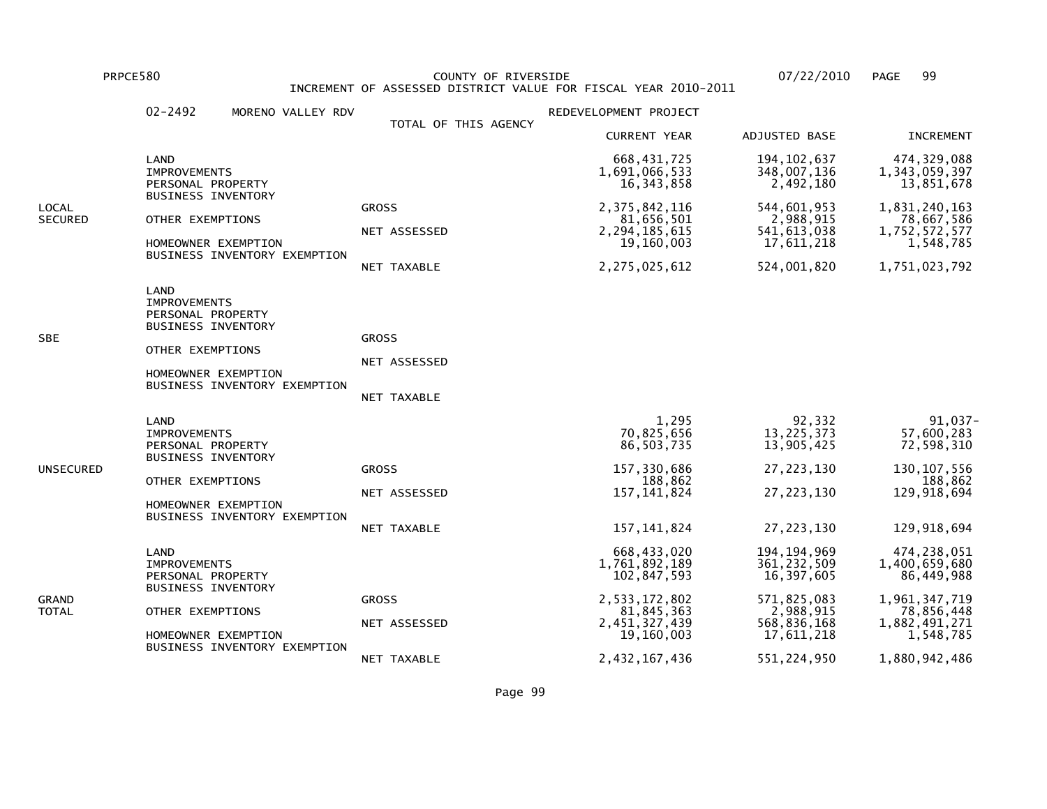PRPCE580 COUNTY OF RIVERSIDE 07/22/2010

INCREMENT OF ASSESSED DISTRICT VALUE FOR FISCAL YEAR 2010-2011

02-2492 MORENO VALLEY RDV — REDEVELOPMENT PROJECT

TOTAL OF THIS AGENCY

| | | | CURRENT YEAR | ADJUSTED BASE | INCREMENT |
|---|---|---|---|---|---|
| LOCAL SECURED | LAND | | 668,431,725 | 194,102,637 | 474,329,088 |
| | IMPROVEMENTS | | 1,691,066,533 | 348,007,136 | 1,343,059,397 |
| | PERSONAL PROPERTY | | 16,343,858 | 2,492,180 | 13,851,678 |
| | BUSINESS INVENTORY | | | | |
| | | GROSS | 2,375,842,116 | 544,601,953 | 1,831,240,163 |
| | OTHER EXEMPTIONS | | 81,656,501 | 2,988,915 | 78,667,586 |
| | | NET ASSESSED | 2,294,185,615 | 541,613,038 | 1,752,572,577 |
| | HOMEOWNER EXEMPTION | | 19,160,003 | 17,611,218 | 1,548,785 |
| | BUSINESS INVENTORY EXEMPTION | | | | |
| | | NET TAXABLE | 2,275,025,612 | 524,001,820 | 1,751,023,792 |
| SBE | LAND | | | | |
| | IMPROVEMENTS | | | | |
| | PERSONAL PROPERTY | | | | |
| | BUSINESS INVENTORY | | | | |
| | | GROSS | | | |
| | OTHER EXEMPTIONS | | | | |
| | | NET ASSESSED | | | |
| | HOMEOWNER EXEMPTION | | | | |
| | BUSINESS INVENTORY EXEMPTION | | | | |
| | | NET TAXABLE | | | |
| UNSECURED | LAND | | 1,295 | 92,332 | 91,037- |
| | IMPROVEMENTS | | 70,825,656 | 13,225,373 | 57,600,283 |
| | PERSONAL PROPERTY | | 86,503,735 | 13,905,425 | 72,598,310 |
| | BUSINESS INVENTORY | | | | |
| | | GROSS | 157,330,686 | 27,223,130 | 130,107,556 |
| | OTHER EXEMPTIONS | | 188,862 | | 188,862 |
| | | NET ASSESSED | 157,141,824 | 27,223,130 | 129,918,694 |
| | HOMEOWNER EXEMPTION | | | | |
| | BUSINESS INVENTORY EXEMPTION | | | | |
| | | NET TAXABLE | 157,141,824 | 27,223,130 | 129,918,694 |
| GRAND TOTAL | LAND | | 668,433,020 | 194,194,969 | 474,238,051 |
| | IMPROVEMENTS | | 1,761,892,189 | 361,232,509 | 1,400,659,680 |
| | PERSONAL PROPERTY | | 102,847,593 | 16,397,605 | 86,449,988 |
| | BUSINESS INVENTORY | | | | |
| | | GROSS | 2,533,172,802 | 571,825,083 | 1,961,347,719 |
| | OTHER EXEMPTIONS | | 81,845,363 | 2,988,915 | 78,856,448 |
| | | NET ASSESSED | 2,451,327,439 | 568,836,168 | 1,882,491,271 |
| | HOMEOWNER EXEMPTION | | 19,160,003 | 17,611,218 | 1,548,785 |
| | BUSINESS INVENTORY EXEMPTION | | | | |
| | | NET TAXABLE | 2,432,167,436 | 551,224,950 | 1,880,942,486 |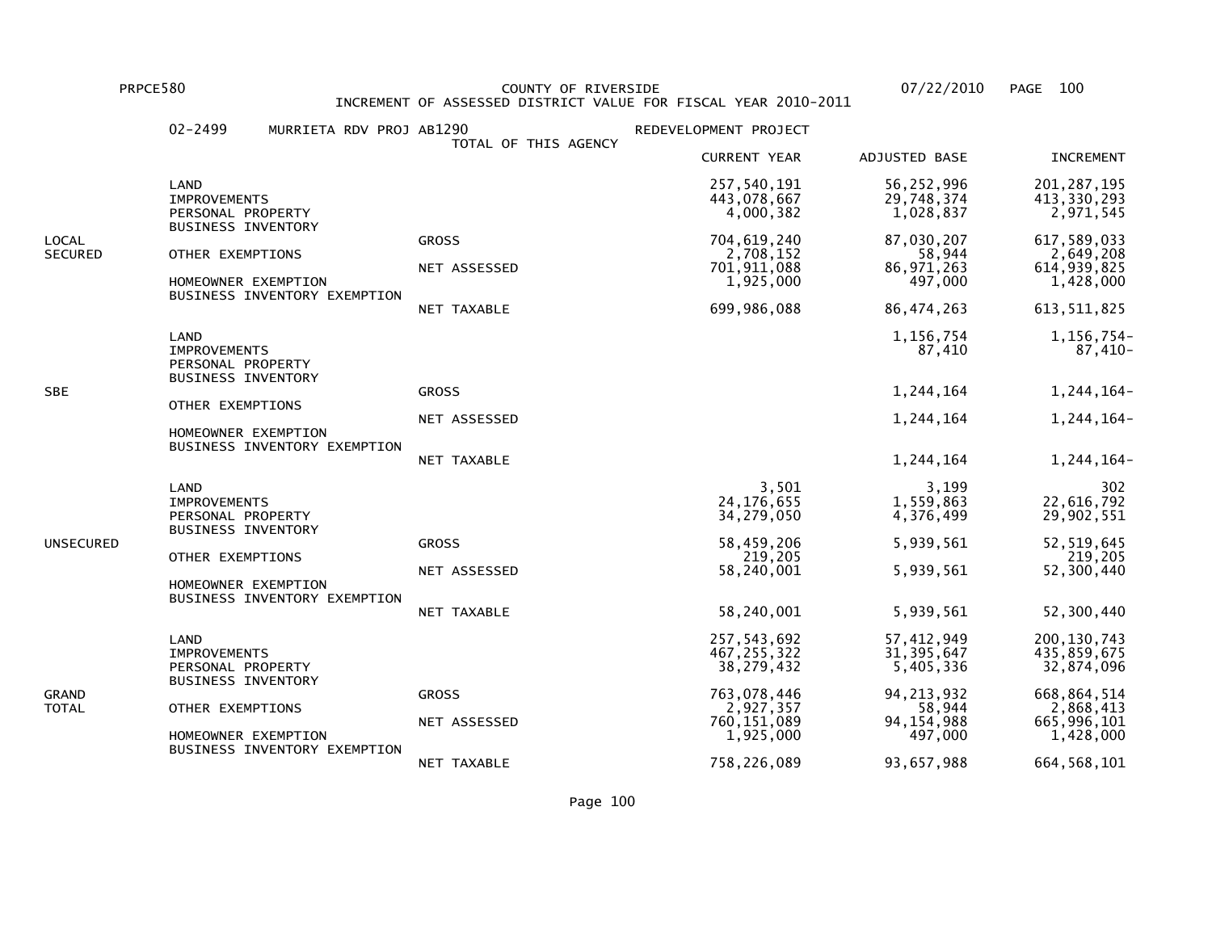PRPCE580 COUNTY OF RIVERSIDE 07/22/2010

INCREMENT OF ASSESSED DISTRICT VALUE FOR FISCAL YEAR 2010-2011

02-2499 MURRIETA RDV PROJ AB1290 — REDEVELOPMENT PROJECT

TOTAL OF THIS AGENCY

| | | | CURRENT YEAR | ADJUSTED BASE | INCREMENT |
|---|---|---|---|---|---|
| LOCAL SECURED | LAND | | 257,540,191 | 56,252,996 | 201,287,195 |
| | IMPROVEMENTS | | 443,078,667 | 29,748,374 | 413,330,293 |
| | PERSONAL PROPERTY | | 4,000,382 | 1,028,837 | 2,971,545 |
| | BUSINESS INVENTORY | | | | |
| | | GROSS | 704,619,240 | 87,030,207 | 617,589,033 |
| | OTHER EXEMPTIONS | | 2,708,152 | 58,944 | 2,649,208 |
| | | NET ASSESSED | 701,911,088 | 86,971,263 | 614,939,825 |
| | HOMEOWNER EXEMPTION | | 1,925,000 | 497,000 | 1,428,000 |
| | BUSINESS INVENTORY EXEMPTION | | | | |
| | | NET TAXABLE | 699,986,088 | 86,474,263 | 613,511,825 |
| SBE | LAND | | | 1,156,754 | 1,156,754- |
| | IMPROVEMENTS | | | 87,410 | 87,410- |
| | PERSONAL PROPERTY | | | | |
| | BUSINESS INVENTORY | | | | |
| | | GROSS | | 1,244,164 | 1,244,164- |
| | OTHER EXEMPTIONS | | | | |
| | | NET ASSESSED | | 1,244,164 | 1,244,164- |
| | HOMEOWNER EXEMPTION | | | | |
| | BUSINESS INVENTORY EXEMPTION | | | | |
| | | NET TAXABLE | | 1,244,164 | 1,244,164- |
| UNSECURED | LAND | | 3,501 | 3,199 | 302 |
| | IMPROVEMENTS | | 24,176,655 | 1,559,863 | 22,616,792 |
| | PERSONAL PROPERTY | | 34,279,050 | 4,376,499 | 29,902,551 |
| | BUSINESS INVENTORY | | | | |
| | | GROSS | 58,459,206 | 5,939,561 | 52,519,645 |
| | OTHER EXEMPTIONS | | 219,205 | | 219,205 |
| | | NET ASSESSED | 58,240,001 | 5,939,561 | 52,300,440 |
| | HOMEOWNER EXEMPTION | | | | |
| | BUSINESS INVENTORY EXEMPTION | | | | |
| | | NET TAXABLE | 58,240,001 | 5,939,561 | 52,300,440 |
| GRAND TOTAL | LAND | | 257,543,692 | 57,412,949 | 200,130,743 |
| | IMPROVEMENTS | | 467,255,322 | 31,395,647 | 435,859,675 |
| | PERSONAL PROPERTY | | 38,279,432 | 5,405,336 | 32,874,096 |
| | BUSINESS INVENTORY | | | | |
| | | GROSS | 763,078,446 | 94,213,932 | 668,864,514 |
| | OTHER EXEMPTIONS | | 2,927,357 | 58,944 | 2,868,413 |
| | | NET ASSESSED | 760,151,089 | 94,154,988 | 665,996,101 |
| | HOMEOWNER EXEMPTION | | 1,925,000 | 497,000 | 1,428,000 |
| | BUSINESS INVENTORY EXEMPTION | | | | |
| | | NET TAXABLE | 758,226,089 | 93,657,988 | 664,568,101 |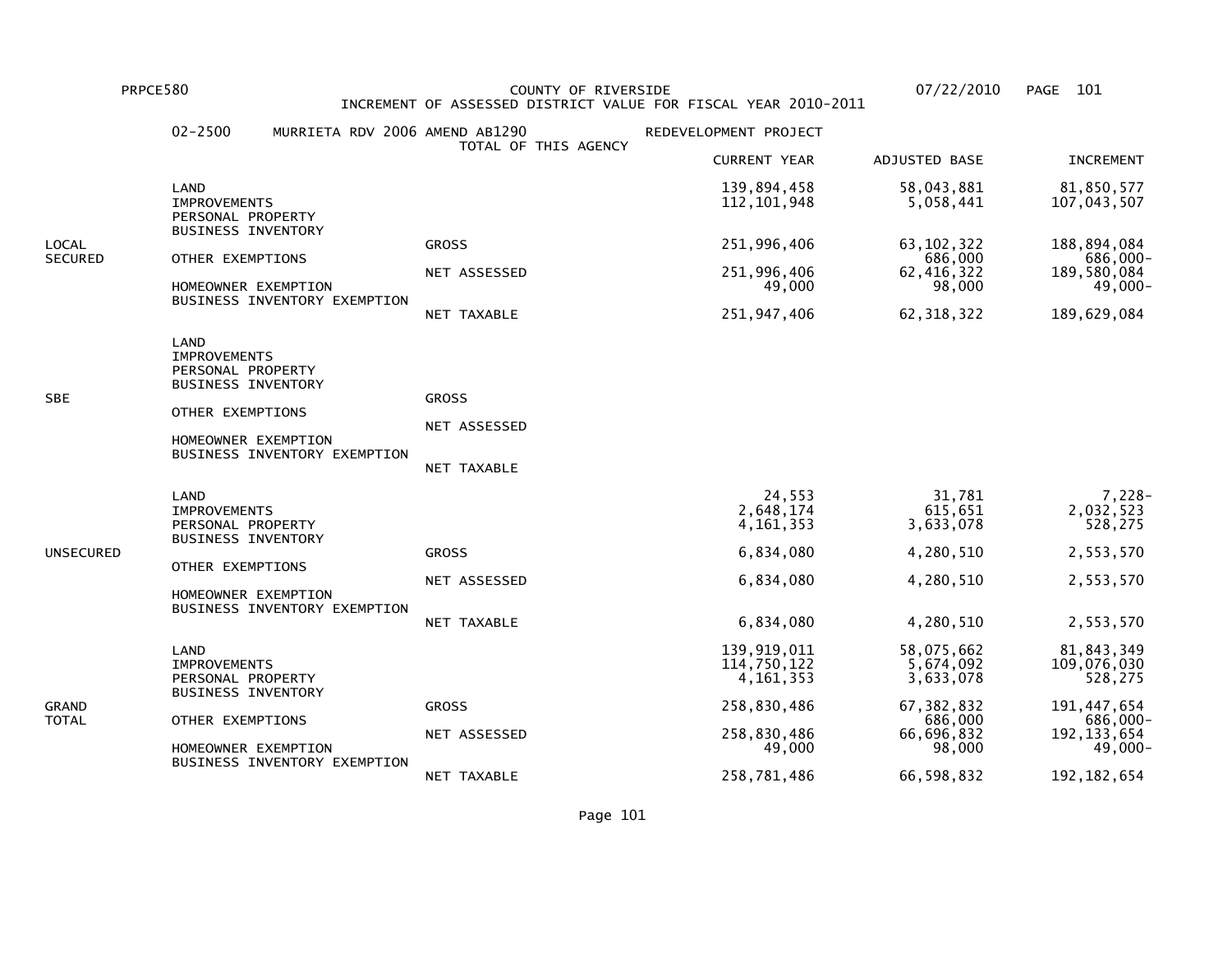PRPCE580 COUNTY OF RIVERSIDE 07/22/2010

INCREMENT OF ASSESSED DISTRICT VALUE FOR FISCAL YEAR 2010-2011

02-2500 MURRIETA RDV 2006 AMEND AB1290 REDEVELOPMENT PROJECT

TOTAL OF THIS AGENCY

| | | | CURRENT YEAR | ADJUSTED BASE | INCREMENT |
|---|---|---|---|---|---|
| LOCAL SECURED | LAND | | 139,894,458 | 58,043,881 | 81,850,577 |
| | IMPROVEMENTS | | 112,101,948 | 5,058,441 | 107,043,507 |
| | PERSONAL PROPERTY | | | | |
| | BUSINESS INVENTORY | | | | |
| | | GROSS | 251,996,406 | 63,102,322 | 188,894,084 |
| | OTHER EXEMPTIONS | | | 686,000 | 686,000- |
| | | NET ASSESSED | 251,996,406 | 62,416,322 | 189,580,084 |
| | HOMEOWNER EXEMPTION | | 49,000 | 98,000 | 49,000- |
| | BUSINESS INVENTORY EXEMPTION | | | | |
| | | NET TAXABLE | 251,947,406 | 62,318,322 | 189,629,084 |
| SBE | LAND | | | | |
| | IMPROVEMENTS | | | | |
| | PERSONAL PROPERTY | | | | |
| | BUSINESS INVENTORY | | | | |
| | | GROSS | | | |
| | OTHER EXEMPTIONS | | | | |
| | | NET ASSESSED | | | |
| | HOMEOWNER EXEMPTION | | | | |
| | BUSINESS INVENTORY EXEMPTION | | | | |
| | | NET TAXABLE | | | |
| UNSECURED | LAND | | 24,553 | 31,781 | 7,228- |
| | IMPROVEMENTS | | 2,648,174 | 615,651 | 2,032,523 |
| | PERSONAL PROPERTY | | 4,161,353 | 3,633,078 | 528,275 |
| | BUSINESS INVENTORY | | | | |
| | | GROSS | 6,834,080 | 4,280,510 | 2,553,570 |
| | OTHER EXEMPTIONS | | | | |
| | | NET ASSESSED | 6,834,080 | 4,280,510 | 2,553,570 |
| | HOMEOWNER EXEMPTION | | | | |
| | BUSINESS INVENTORY EXEMPTION | | | | |
| | | NET TAXABLE | 6,834,080 | 4,280,510 | 2,553,570 |
| GRAND TOTAL | LAND | | 139,919,011 | 58,075,662 | 81,843,349 |
| | IMPROVEMENTS | | 114,750,122 | 5,674,092 | 109,076,030 |
| | PERSONAL PROPERTY | | 4,161,353 | 3,633,078 | 528,275 |
| | BUSINESS INVENTORY | | | | |
| | | GROSS | 258,830,486 | 67,382,832 | 191,447,654 |
| | OTHER EXEMPTIONS | | | 686,000 | 686,000- |
| | | NET ASSESSED | 258,830,486 | 66,696,832 | 192,133,654 |
| | HOMEOWNER EXEMPTION | | 49,000 | 98,000 | 49,000- |
| | BUSINESS INVENTORY EXEMPTION | | | | |
| | | NET TAXABLE | 258,781,486 | 66,598,832 | 192,182,654 |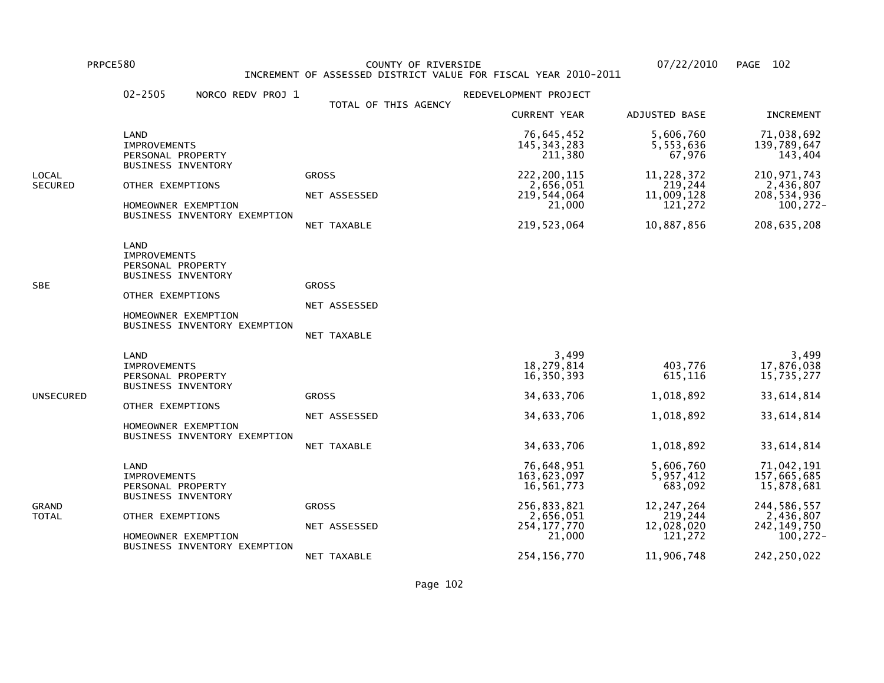PRPCE580 COUNTY OF RIVERSIDE 07/22/2010 PAGE 102

INCREMENT OF ASSESSED DISTRICT VALUE FOR FISCAL YEAR 2010-2011

02-2505 NORCO REDV PROJ 1 — REDEVELOPMENT PROJECT

TOTAL OF THIS AGENCY

| | | | CURRENT YEAR | ADJUSTED BASE | INCREMENT |
|---|---|---|---|---|---|
| LOCAL SECURED | LAND | | 76,645,452 | 5,606,760 | 71,038,692 |
| | IMPROVEMENTS | | 145,343,283 | 5,553,636 | 139,789,647 |
| | PERSONAL PROPERTY | | 211,380 | 67,976 | 143,404 |
| | BUSINESS INVENTORY | | | | |
| | | GROSS | 222,200,115 | 11,228,372 | 210,971,743 |
| | OTHER EXEMPTIONS | | 2,656,051 | 219,244 | 2,436,807 |
| | | NET ASSESSED | 219,544,064 | 11,009,128 | 208,534,936 |
| | HOMEOWNER EXEMPTION | | 21,000 | 121,272 | 100,272- |
| | BUSINESS INVENTORY EXEMPTION | | | | |
| | | NET TAXABLE | 219,523,064 | 10,887,856 | 208,635,208 |
| SBE | LAND | | | | |
| | IMPROVEMENTS | | | | |
| | PERSONAL PROPERTY | | | | |
| | BUSINESS INVENTORY | | | | |
| | | GROSS | | | |
| | OTHER EXEMPTIONS | | | | |
| | | NET ASSESSED | | | |
| | HOMEOWNER EXEMPTION | | | | |
| | BUSINESS INVENTORY EXEMPTION | | | | |
| | | NET TAXABLE | | | |
| UNSECURED | LAND | | 3,499 | | 3,499 |
| | IMPROVEMENTS | | 18,279,814 | 403,776 | 17,876,038 |
| | PERSONAL PROPERTY | | 16,350,393 | 615,116 | 15,735,277 |
| | BUSINESS INVENTORY | | | | |
| | | GROSS | 34,633,706 | 1,018,892 | 33,614,814 |
| | OTHER EXEMPTIONS | | | | |
| | | NET ASSESSED | 34,633,706 | 1,018,892 | 33,614,814 |
| | HOMEOWNER EXEMPTION | | | | |
| | BUSINESS INVENTORY EXEMPTION | | | | |
| | | NET TAXABLE | 34,633,706 | 1,018,892 | 33,614,814 |
| GRAND TOTAL | LAND | | 76,648,951 | 5,606,760 | 71,042,191 |
| | IMPROVEMENTS | | 163,623,097 | 5,957,412 | 157,665,685 |
| | PERSONAL PROPERTY | | 16,561,773 | 683,092 | 15,878,681 |
| | BUSINESS INVENTORY | | | | |
| | | GROSS | 256,833,821 | 12,247,264 | 244,586,557 |
| | OTHER EXEMPTIONS | | 2,656,051 | 219,244 | 2,436,807 |
| | | NET ASSESSED | 254,177,770 | 12,028,020 | 242,149,750 |
| | HOMEOWNER EXEMPTION | | 21,000 | 121,272 | 100,272- |
| | BUSINESS INVENTORY EXEMPTION | | | | |
| | | NET TAXABLE | 254,156,770 | 11,906,748 | 242,250,022 |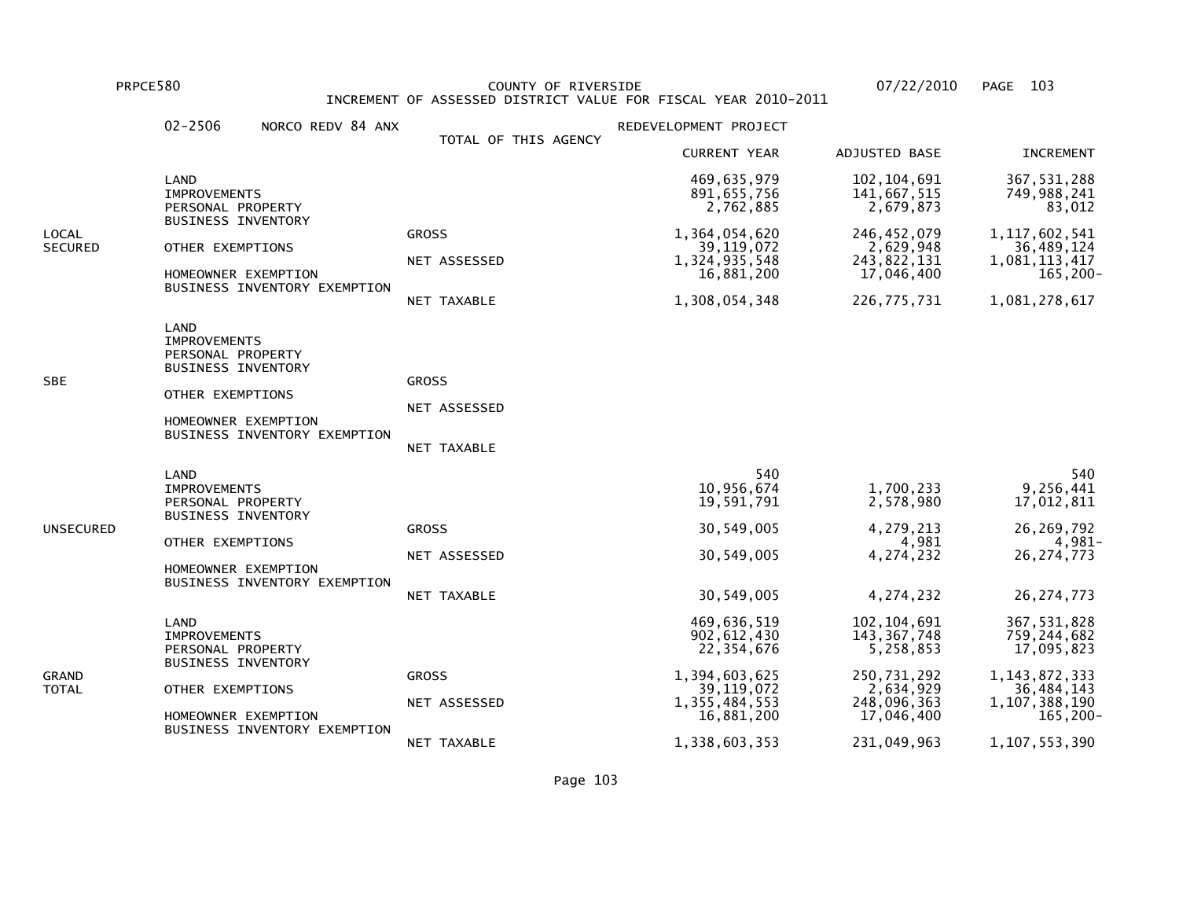PRPCE580 COUNTY OF RIVERSIDE 07/22/2010

INCREMENT OF ASSESSED DISTRICT VALUE FOR FISCAL YEAR 2010-2011

02-2506 NORCO REDV 84 ANX — TOTAL OF THIS AGENCY — REDEVELOPMENT PROJECT

| Section | Item | Type | CURRENT YEAR | ADJUSTED BASE | INCREMENT |
|---|---|---|---|---|---|
| LOCAL SECURED | LAND | | 469,635,979 | 102,104,691 | 367,531,288 |
| | IMPROVEMENTS | | 891,655,756 | 141,667,515 | 749,988,241 |
| | PERSONAL PROPERTY | | 2,762,885 | 2,679,873 | 83,012 |
| | BUSINESS INVENTORY | | | | |
| | | GROSS | 1,364,054,620 | 246,452,079 | 1,117,602,541 |
| | OTHER EXEMPTIONS | | 39,119,072 | 2,629,948 | 36,489,124 |
| | | NET ASSESSED | 1,324,935,548 | 243,822,131 | 1,081,113,417 |
| | HOMEOWNER EXEMPTION | | 16,881,200 | 17,046,400 | 165,200- |
| | BUSINESS INVENTORY EXEMPTION | | | | |
| | | NET TAXABLE | 1,308,054,348 | 226,775,731 | 1,081,278,617 |
| SBE | LAND | | | | |
| | IMPROVEMENTS | | | | |
| | PERSONAL PROPERTY | | | | |
| | BUSINESS INVENTORY | | | | |
| | | GROSS | | | |
| | OTHER EXEMPTIONS | | | | |
| | | NET ASSESSED | | | |
| | HOMEOWNER EXEMPTION | | | | |
| | BUSINESS INVENTORY EXEMPTION | | | | |
| | | NET TAXABLE | | | |
| UNSECURED | LAND | | 540 | | 540 |
| | IMPROVEMENTS | | 10,956,674 | 1,700,233 | 9,256,441 |
| | PERSONAL PROPERTY | | 19,591,791 | 2,578,980 | 17,012,811 |
| | BUSINESS INVENTORY | | | | |
| | | GROSS | 30,549,005 | 4,279,213 | 26,269,792 |
| | OTHER EXEMPTIONS | | | 4,981 | 4,981- |
| | | NET ASSESSED | 30,549,005 | 4,274,232 | 26,274,773 |
| | HOMEOWNER EXEMPTION | | | | |
| | BUSINESS INVENTORY EXEMPTION | | | | |
| | | NET TAXABLE | 30,549,005 | 4,274,232 | 26,274,773 |
| GRAND TOTAL | LAND | | 469,636,519 | 102,104,691 | 367,531,828 |
| | IMPROVEMENTS | | 902,612,430 | 143,367,748 | 759,244,682 |
| | PERSONAL PROPERTY | | 22,354,676 | 5,258,853 | 17,095,823 |
| | BUSINESS INVENTORY | | | | |
| | | GROSS | 1,394,603,625 | 250,731,292 | 1,143,872,333 |
| | OTHER EXEMPTIONS | | 39,119,072 | 2,634,929 | 36,484,143 |
| | | NET ASSESSED | 1,355,484,553 | 248,096,363 | 1,107,388,190 |
| | HOMEOWNER EXEMPTION | | 16,881,200 | 17,046,400 | 165,200- |
| | BUSINESS INVENTORY EXEMPTION | | | | |
| | | NET TAXABLE | 1,338,603,353 | 231,049,963 | 1,107,553,390 |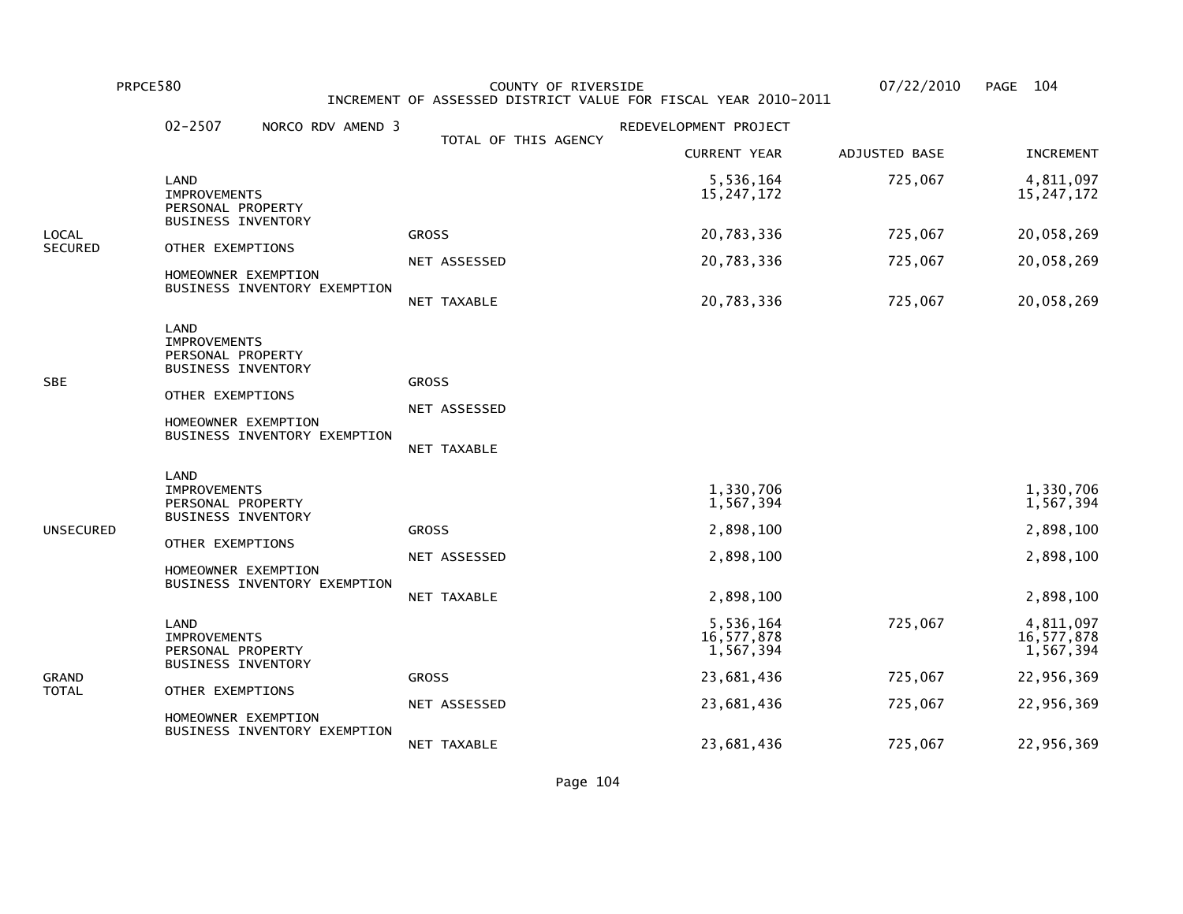PRPCE580 COUNTY OF RIVERSIDE 07/22/2010

INCREMENT OF ASSESSED DISTRICT VALUE FOR FISCAL YEAR 2010-2011

02-2507 NORCO RDV AMEND 3 — REDEVELOPMENT PROJECT

TOTAL OF THIS AGENCY

| Section | Item | Type | CURRENT YEAR | ADJUSTED BASE | INCREMENT |
|---|---|---|---|---|---|
| LOCAL SECURED | LAND | | 5,536,164 | 725,067 | 4,811,097 |
| | IMPROVEMENTS | | 15,247,172 | | 15,247,172 |
| | PERSONAL PROPERTY | | | | |
| | BUSINESS INVENTORY | | | | |
| | | GROSS | 20,783,336 | 725,067 | 20,058,269 |
| | OTHER EXEMPTIONS | | | | |
| | | NET ASSESSED | 20,783,336 | 725,067 | 20,058,269 |
| | HOMEOWNER EXEMPTION | | | | |
| | BUSINESS INVENTORY EXEMPTION | | | | |
| | | NET TAXABLE | 20,783,336 | 725,067 | 20,058,269 |
| SBE | LAND | | | | |
| | IMPROVEMENTS | | | | |
| | PERSONAL PROPERTY | | | | |
| | BUSINESS INVENTORY | | | | |
| | | GROSS | | | |
| | OTHER EXEMPTIONS | | | | |
| | | NET ASSESSED | | | |
| | HOMEOWNER EXEMPTION | | | | |
| | BUSINESS INVENTORY EXEMPTION | | | | |
| | | NET TAXABLE | | | |
| UNSECURED | LAND | | | | |
| | IMPROVEMENTS | | 1,330,706 | | 1,330,706 |
| | PERSONAL PROPERTY | | 1,567,394 | | 1,567,394 |
| | BUSINESS INVENTORY | | | | |
| | | GROSS | 2,898,100 | | 2,898,100 |
| | OTHER EXEMPTIONS | | | | |
| | | NET ASSESSED | 2,898,100 | | 2,898,100 |
| | HOMEOWNER EXEMPTION | | | | |
| | BUSINESS INVENTORY EXEMPTION | | | | |
| | | NET TAXABLE | 2,898,100 | | 2,898,100 |
| GRAND TOTAL | LAND | | 5,536,164 | 725,067 | 4,811,097 |
| | IMPROVEMENTS | | 16,577,878 | | 16,577,878 |
| | PERSONAL PROPERTY | | 1,567,394 | | 1,567,394 |
| | BUSINESS INVENTORY | | | | |
| | | GROSS | 23,681,436 | 725,067 | 22,956,369 |
| | OTHER EXEMPTIONS | | | | |
| | | NET ASSESSED | 23,681,436 | 725,067 | 22,956,369 |
| | HOMEOWNER EXEMPTION | | | | |
| | BUSINESS INVENTORY EXEMPTION | | | | |
| | | NET TAXABLE | 23,681,436 | 725,067 | 22,956,369 |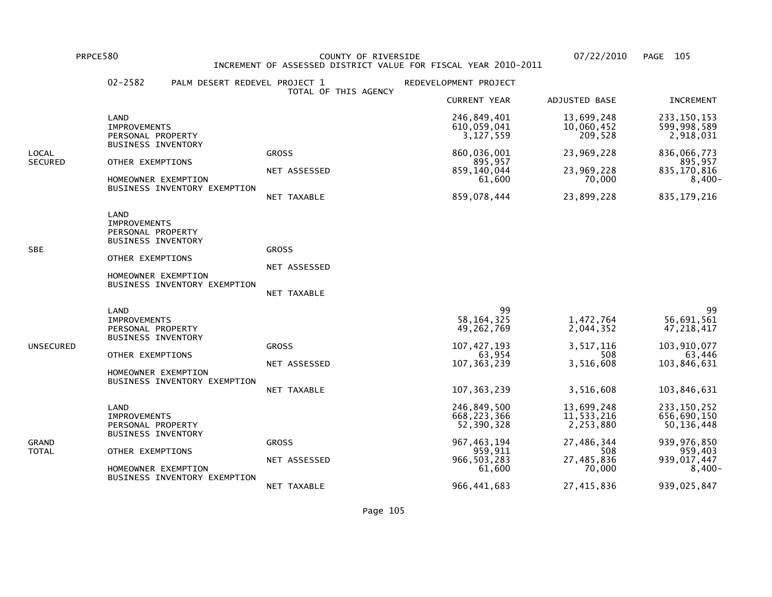PRPCE580 COUNTY OF RIVERSIDE 07/22/2010

INCREMENT OF ASSESSED DISTRICT VALUE FOR FISCAL YEAR 2010-2011

02-2582 PALM DESERT REDEVEL PROJECT 1 — REDEVELOPMENT PROJECT

TOTAL OF THIS AGENCY

| | | | CURRENT YEAR | ADJUSTED BASE | INCREMENT |
|---|---|---|---|---|---|
| LOCAL SECURED | LAND | | 246,849,401 | 13,699,248 | 233,150,153 |
| | IMPROVEMENTS | | 610,059,041 | 10,060,452 | 599,998,589 |
| | PERSONAL PROPERTY | | 3,127,559 | 209,528 | 2,918,031 |
| | BUSINESS INVENTORY | | | | |
| | | GROSS | 860,036,001 | 23,969,228 | 836,066,773 |
| | OTHER EXEMPTIONS | | 895,957 | | 895,957 |
| | | NET ASSESSED | 859,140,044 | 23,969,228 | 835,170,816 |
| | HOMEOWNER EXEMPTION | | 61,600 | 70,000 | 8,400- |
| | BUSINESS INVENTORY EXEMPTION | | | | |
| | | NET TAXABLE | 859,078,444 | 23,899,228 | 835,179,216 |
| SBE | LAND | | | | |
| | IMPROVEMENTS | | | | |
| | PERSONAL PROPERTY | | | | |
| | BUSINESS INVENTORY | | | | |
| | | GROSS | | | |
| | OTHER EXEMPTIONS | | | | |
| | | NET ASSESSED | | | |
| | HOMEOWNER EXEMPTION | | | | |
| | BUSINESS INVENTORY EXEMPTION | | | | |
| | | NET TAXABLE | | | |
| UNSECURED | LAND | | 99 | | 99 |
| | IMPROVEMENTS | | 58,164,325 | 1,472,764 | 56,691,561 |
| | PERSONAL PROPERTY | | 49,262,769 | 2,044,352 | 47,218,417 |
| | BUSINESS INVENTORY | | | | |
| | | GROSS | 107,427,193 | 3,517,116 | 103,910,077 |
| | OTHER EXEMPTIONS | | 63,954 | 508 | 63,446 |
| | | NET ASSESSED | 107,363,239 | 3,516,608 | 103,846,631 |
| | HOMEOWNER EXEMPTION | | | | |
| | BUSINESS INVENTORY EXEMPTION | | | | |
| | | NET TAXABLE | 107,363,239 | 3,516,608 | 103,846,631 |
| GRAND TOTAL | LAND | | 246,849,500 | 13,699,248 | 233,150,252 |
| | IMPROVEMENTS | | 668,223,366 | 11,533,216 | 656,690,150 |
| | PERSONAL PROPERTY | | 52,390,328 | 2,253,880 | 50,136,448 |
| | BUSINESS INVENTORY | | | | |
| | | GROSS | 967,463,194 | 27,486,344 | 939,976,850 |
| | OTHER EXEMPTIONS | | 959,911 | 508 | 959,403 |
| | | NET ASSESSED | 966,503,283 | 27,485,836 | 939,017,447 |
| | HOMEOWNER EXEMPTION | | 61,600 | 70,000 | 8,400- |
| | BUSINESS INVENTORY EXEMPTION | | | | |
| | | NET TAXABLE | 966,441,683 | 27,415,836 | 939,025,847 |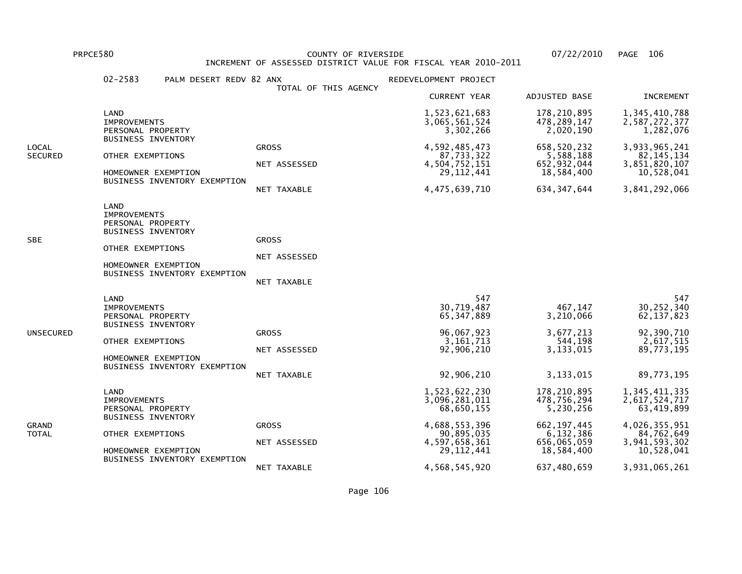PRPCE580 COUNTY OF RIVERSIDE 07/22/2010

INCREMENT OF ASSESSED DISTRICT VALUE FOR FISCAL YEAR 2010-2011

02-2583 PALM DESERT REDV 82 ANX — REDEVELOPMENT PROJECT

TOTAL OF THIS AGENCY

| | | | CURRENT YEAR | ADJUSTED BASE | INCREMENT |
|---|---|---|---|---|---|
| LOCAL SECURED | LAND | | 1,523,621,683 | 178,210,895 | 1,345,410,788 |
| | IMPROVEMENTS | | 3,065,561,524 | 478,289,147 | 2,587,272,377 |
| | PERSONAL PROPERTY | | 3,302,266 | 2,020,190 | 1,282,076 |
| | BUSINESS INVENTORY | | | | |
| | | GROSS | 4,592,485,473 | 658,520,232 | 3,933,965,241 |
| | OTHER EXEMPTIONS | | 87,733,322 | 5,588,188 | 82,145,134 |
| | | NET ASSESSED | 4,504,752,151 | 652,932,044 | 3,851,820,107 |
| | HOMEOWNER EXEMPTION | | 29,112,441 | 18,584,400 | 10,528,041 |
| | BUSINESS INVENTORY EXEMPTION | | | | |
| | | NET TAXABLE | 4,475,639,710 | 634,347,644 | 3,841,292,066 |
| SBE | LAND | | | | |
| | IMPROVEMENTS | | | | |
| | PERSONAL PROPERTY | | | | |
| | BUSINESS INVENTORY | | | | |
| | | GROSS | | | |
| | OTHER EXEMPTIONS | | | | |
| | | NET ASSESSED | | | |
| | HOMEOWNER EXEMPTION | | | | |
| | BUSINESS INVENTORY EXEMPTION | | | | |
| | | NET TAXABLE | | | |
| UNSECURED | LAND | | 547 | | 547 |
| | IMPROVEMENTS | | 30,719,487 | 467,147 | 30,252,340 |
| | PERSONAL PROPERTY | | 65,347,889 | 3,210,066 | 62,137,823 |
| | BUSINESS INVENTORY | | | | |
| | | GROSS | 96,067,923 | 3,677,213 | 92,390,710 |
| | OTHER EXEMPTIONS | | 3,161,713 | 544,198 | 2,617,515 |
| | | NET ASSESSED | 92,906,210 | 3,133,015 | 89,773,195 |
| | HOMEOWNER EXEMPTION | | | | |
| | BUSINESS INVENTORY EXEMPTION | | | | |
| | | NET TAXABLE | 92,906,210 | 3,133,015 | 89,773,195 |
| GRAND TOTAL | LAND | | 1,523,622,230 | 178,210,895 | 1,345,411,335 |
| | IMPROVEMENTS | | 3,096,281,011 | 478,756,294 | 2,617,524,717 |
| | PERSONAL PROPERTY | | 68,650,155 | 5,230,256 | 63,419,899 |
| | BUSINESS INVENTORY | | | | |
| | | GROSS | 4,688,553,396 | 662,197,445 | 4,026,355,951 |
| | OTHER EXEMPTIONS | | 90,895,035 | 6,132,386 | 84,762,649 |
| | | NET ASSESSED | 4,597,658,361 | 656,065,059 | 3,941,593,302 |
| | HOMEOWNER EXEMPTION | | 29,112,441 | 18,584,400 | 10,528,041 |
| | BUSINESS INVENTORY EXEMPTION | | | | |
| | | NET TAXABLE | 4,568,545,920 | 637,480,659 | 3,931,065,261 |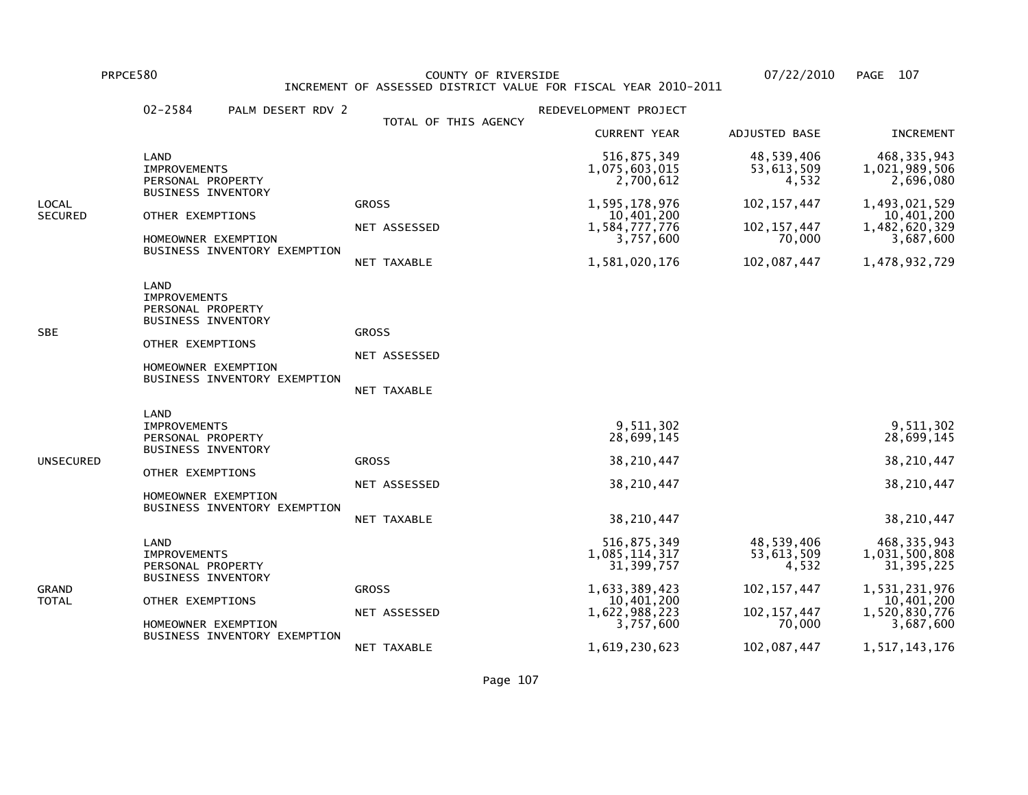PRPCE580 COUNTY OF RIVERSIDE 07/22/2010

INCREMENT OF ASSESSED DISTRICT VALUE FOR FISCAL YEAR 2010-2011

02-2584 PALM DESERT RDV 2 — REDEVELOPMENT PROJECT

TOTAL OF THIS AGENCY

| | | | CURRENT YEAR | ADJUSTED BASE | INCREMENT |
|---|---|---|---|---|---|
| LOCAL SECURED | LAND | | 516,875,349 | 48,539,406 | 468,335,943 |
| | IMPROVEMENTS | | 1,075,603,015 | 53,613,509 | 1,021,989,506 |
| | PERSONAL PROPERTY | | 2,700,612 | 4,532 | 2,696,080 |
| | BUSINESS INVENTORY | | | | |
| | | GROSS | 1,595,178,976 | 102,157,447 | 1,493,021,529 |
| | OTHER EXEMPTIONS | | 10,401,200 | | 10,401,200 |
| | | NET ASSESSED | 1,584,777,776 | 102,157,447 | 1,482,620,329 |
| | HOMEOWNER EXEMPTION | | 3,757,600 | 70,000 | 3,687,600 |
| | BUSINESS INVENTORY EXEMPTION | | | | |
| | | NET TAXABLE | 1,581,020,176 | 102,087,447 | 1,478,932,729 |
| SBE | LAND | | | | |
| | IMPROVEMENTS | | | | |
| | PERSONAL PROPERTY | | | | |
| | BUSINESS INVENTORY | | | | |
| | | GROSS | | | |
| | OTHER EXEMPTIONS | | | | |
| | | NET ASSESSED | | | |
| | HOMEOWNER EXEMPTION | | | | |
| | BUSINESS INVENTORY EXEMPTION | | | | |
| | | NET TAXABLE | | | |
| UNSECURED | LAND | | | | |
| | IMPROVEMENTS | | 9,511,302 | | 9,511,302 |
| | PERSONAL PROPERTY | | 28,699,145 | | 28,699,145 |
| | BUSINESS INVENTORY | | | | |
| | | GROSS | 38,210,447 | | 38,210,447 |
| | OTHER EXEMPTIONS | | | | |
| | | NET ASSESSED | 38,210,447 | | 38,210,447 |
| | HOMEOWNER EXEMPTION | | | | |
| | BUSINESS INVENTORY EXEMPTION | | | | |
| | | NET TAXABLE | 38,210,447 | | 38,210,447 |
| GRAND TOTAL | LAND | | 516,875,349 | 48,539,406 | 468,335,943 |
| | IMPROVEMENTS | | 1,085,114,317 | 53,613,509 | 1,031,500,808 |
| | PERSONAL PROPERTY | | 31,399,757 | 4,532 | 31,395,225 |
| | BUSINESS INVENTORY | | | | |
| | | GROSS | 1,633,389,423 | 102,157,447 | 1,531,231,976 |
| | OTHER EXEMPTIONS | | 10,401,200 | | 10,401,200 |
| | | NET ASSESSED | 1,622,988,223 | 102,157,447 | 1,520,830,776 |
| | HOMEOWNER EXEMPTION | | 3,757,600 | 70,000 | 3,687,600 |
| | BUSINESS INVENTORY EXEMPTION | | | | |
| | | NET TAXABLE | 1,619,230,623 | 102,087,447 | 1,517,143,176 |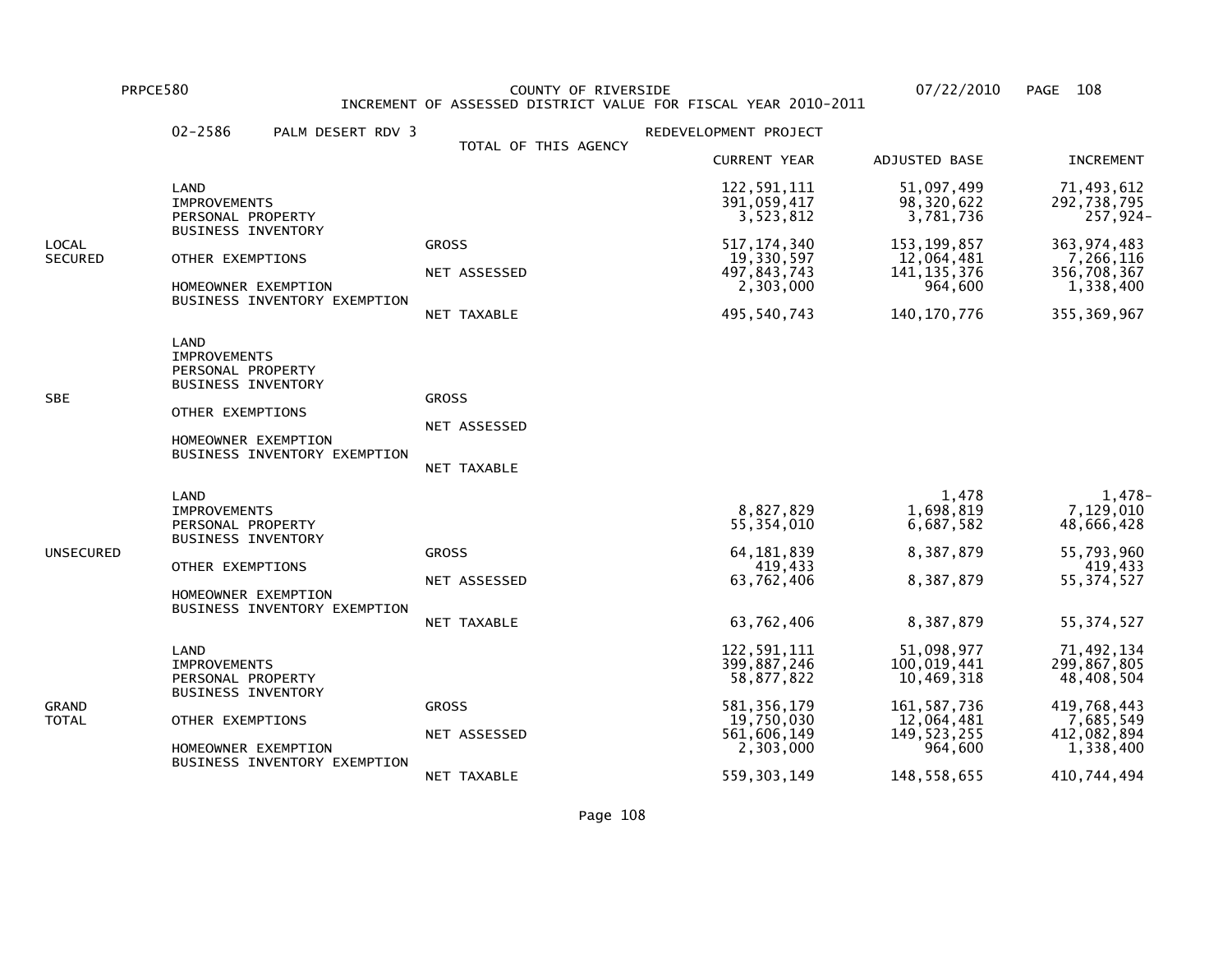PRPCE580 COUNTY OF RIVERSIDE 07/22/2010

INCREMENT OF ASSESSED DISTRICT VALUE FOR FISCAL YEAR 2010-2011

02-2586 PALM DESERT RDV 3 — REDEVELOPMENT PROJECT

TOTAL OF THIS AGENCY

| Category | Item | Type | CURRENT YEAR | ADJUSTED BASE | INCREMENT |
|---|---|---|---|---|---|
| LOCAL SECURED | LAND | | 122,591,111 | 51,097,499 | 71,493,612 |
| | IMPROVEMENTS | | 391,059,417 | 98,320,622 | 292,738,795 |
| | PERSONAL PROPERTY | | 3,523,812 | 3,781,736 | 257,924- |
| | BUSINESS INVENTORY | | | | |
| | | GROSS | 517,174,340 | 153,199,857 | 363,974,483 |
| | OTHER EXEMPTIONS | | 19,330,597 | 12,064,481 | 7,266,116 |
| | | NET ASSESSED | 497,843,743 | 141,135,376 | 356,708,367 |
| | HOMEOWNER EXEMPTION | | 2,303,000 | 964,600 | 1,338,400 |
| | BUSINESS INVENTORY EXEMPTION | | | | |
| | | NET TAXABLE | 495,540,743 | 140,170,776 | 355,369,967 |
| SBE | LAND | | | | |
| | IMPROVEMENTS | | | | |
| | PERSONAL PROPERTY | | | | |
| | BUSINESS INVENTORY | | | | |
| | | GROSS | | | |
| | OTHER EXEMPTIONS | | | | |
| | | NET ASSESSED | | | |
| | HOMEOWNER EXEMPTION | | | | |
| | BUSINESS INVENTORY EXEMPTION | | | | |
| | | NET TAXABLE | | | |
| UNSECURED | LAND | | | 1,478 | 1,478- |
| | IMPROVEMENTS | | 8,827,829 | 1,698,819 | 7,129,010 |
| | PERSONAL PROPERTY | | 55,354,010 | 6,687,582 | 48,666,428 |
| | BUSINESS INVENTORY | | | | |
| | | GROSS | 64,181,839 | 8,387,879 | 55,793,960 |
| | OTHER EXEMPTIONS | | 419,433 | | 419,433 |
| | | NET ASSESSED | 63,762,406 | 8,387,879 | 55,374,527 |
| | HOMEOWNER EXEMPTION | | | | |
| | BUSINESS INVENTORY EXEMPTION | | | | |
| | | NET TAXABLE | 63,762,406 | 8,387,879 | 55,374,527 |
| GRAND TOTAL | LAND | | 122,591,111 | 51,098,977 | 71,492,134 |
| | IMPROVEMENTS | | 399,887,246 | 100,019,441 | 299,867,805 |
| | PERSONAL PROPERTY | | 58,877,822 | 10,469,318 | 48,408,504 |
| | BUSINESS INVENTORY | | | | |
| | | GROSS | 581,356,179 | 161,587,736 | 419,768,443 |
| | OTHER EXEMPTIONS | | 19,750,030 | 12,064,481 | 7,685,549 |
| | | NET ASSESSED | 561,606,149 | 149,523,255 | 412,082,894 |
| | HOMEOWNER EXEMPTION | | 2,303,000 | 964,600 | 1,338,400 |
| | BUSINESS INVENTORY EXEMPTION | | | | |
| | | NET TAXABLE | 559,303,149 | 148,558,655 | 410,744,494 |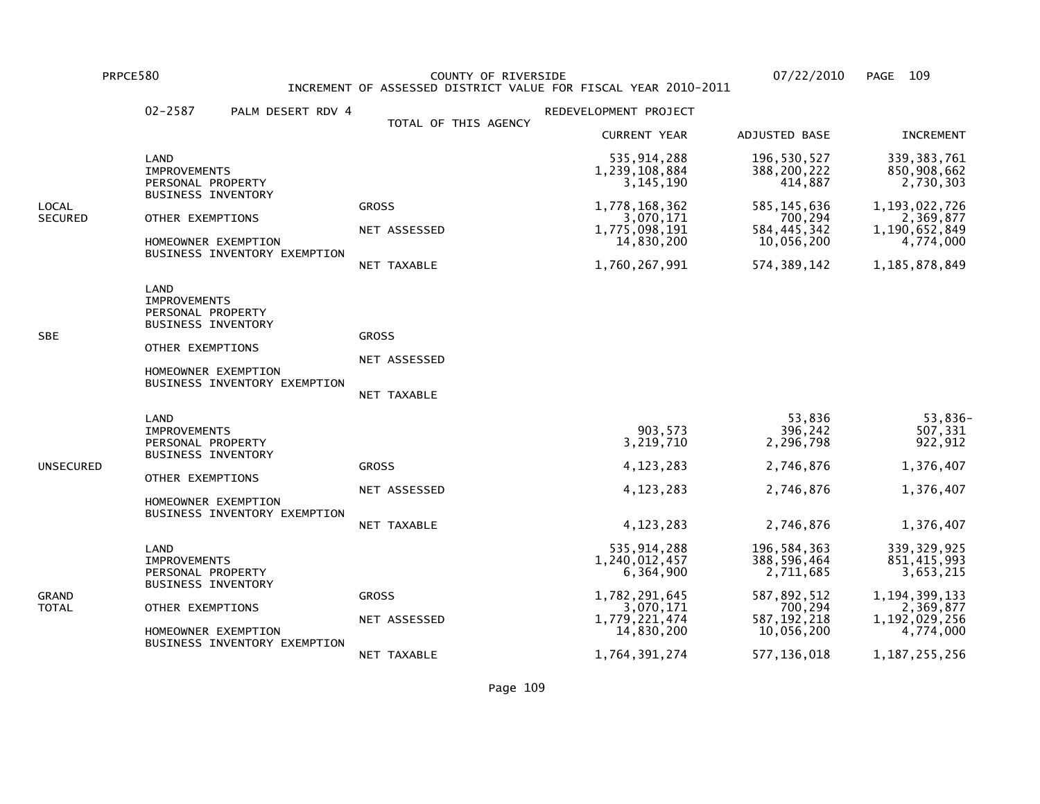PRPCE580 COUNTY OF RIVERSIDE 07/22/2010

INCREMENT OF ASSESSED DISTRICT VALUE FOR FISCAL YEAR 2010-2011

02-2587 PALM DESERT RDV 4 — REDEVELOPMENT PROJECT

TOTAL OF THIS AGENCY

| | | | CURRENT YEAR | ADJUSTED BASE | INCREMENT |
|---|---|---|---|---|---|
| LOCAL SECURED | LAND | | 535,914,288 | 196,530,527 | 339,383,761 |
| | IMPROVEMENTS | | 1,239,108,884 | 388,200,222 | 850,908,662 |
| | PERSONAL PROPERTY | | 3,145,190 | 414,887 | 2,730,303 |
| | BUSINESS INVENTORY | | | | |
| | | GROSS | 1,778,168,362 | 585,145,636 | 1,193,022,726 |
| | OTHER EXEMPTIONS | | 3,070,171 | 700,294 | 2,369,877 |
| | | NET ASSESSED | 1,775,098,191 | 584,445,342 | 1,190,652,849 |
| | HOMEOWNER EXEMPTION | | 14,830,200 | 10,056,200 | 4,774,000 |
| | BUSINESS INVENTORY EXEMPTION | | | | |
| | | NET TAXABLE | 1,760,267,991 | 574,389,142 | 1,185,878,849 |
| SBE | LAND | | | | |
| | IMPROVEMENTS | | | | |
| | PERSONAL PROPERTY | | | | |
| | BUSINESS INVENTORY | | | | |
| | | GROSS | | | |
| | OTHER EXEMPTIONS | | | | |
| | | NET ASSESSED | | | |
| | HOMEOWNER EXEMPTION | | | | |
| | BUSINESS INVENTORY EXEMPTION | | | | |
| | | NET TAXABLE | | | |
| UNSECURED | LAND | | | 53,836 | 53,836- |
| | IMPROVEMENTS | | 903,573 | 396,242 | 507,331 |
| | PERSONAL PROPERTY | | 3,219,710 | 2,296,798 | 922,912 |
| | BUSINESS INVENTORY | | | | |
| | | GROSS | 4,123,283 | 2,746,876 | 1,376,407 |
| | OTHER EXEMPTIONS | | | | |
| | | NET ASSESSED | 4,123,283 | 2,746,876 | 1,376,407 |
| | HOMEOWNER EXEMPTION | | | | |
| | BUSINESS INVENTORY EXEMPTION | | | | |
| | | NET TAXABLE | 4,123,283 | 2,746,876 | 1,376,407 |
| GRAND TOTAL | LAND | | 535,914,288 | 196,584,363 | 339,329,925 |
| | IMPROVEMENTS | | 1,240,012,457 | 388,596,464 | 851,415,993 |
| | PERSONAL PROPERTY | | 6,364,900 | 2,711,685 | 3,653,215 |
| | BUSINESS INVENTORY | | | | |
| | | GROSS | 1,782,291,645 | 587,892,512 | 1,194,399,133 |
| | OTHER EXEMPTIONS | | 3,070,171 | 700,294 | 2,369,877 |
| | | NET ASSESSED | 1,779,221,474 | 587,192,218 | 1,192,029,256 |
| | HOMEOWNER EXEMPTION | | 14,830,200 | 10,056,200 | 4,774,000 |
| | BUSINESS INVENTORY EXEMPTION | | | | |
| | | NET TAXABLE | 1,764,391,274 | 577,136,018 | 1,187,255,256 |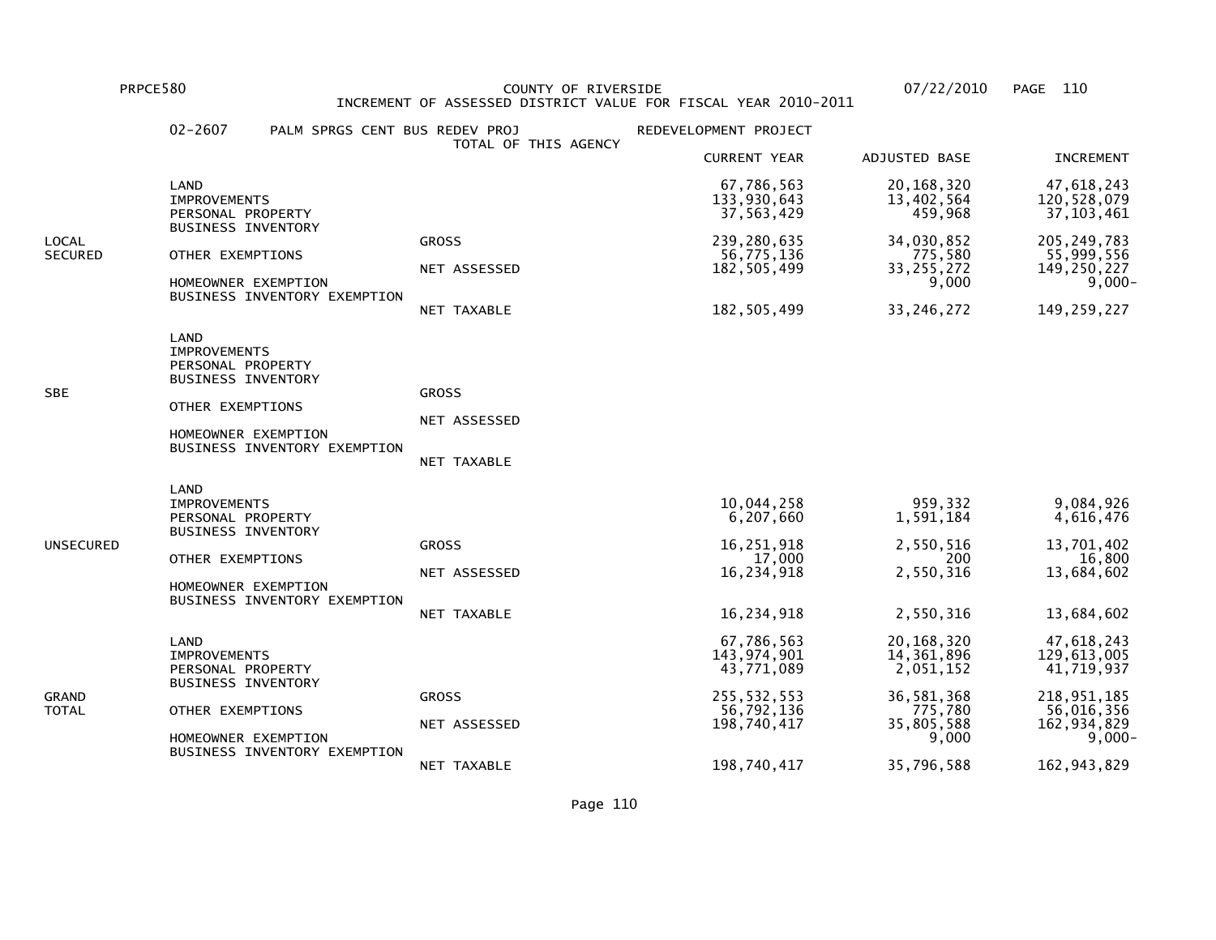PRPCE580 COUNTY OF RIVERSIDE 07/22/2010

INCREMENT OF ASSESSED DISTRICT VALUE FOR FISCAL YEAR 2010-2011

02-2607 PALM SPRGS CENT BUS REDEV PROJ — TOTAL OF THIS AGENCY — REDEVELOPMENT PROJECT

| | | | CURRENT YEAR | ADJUSTED BASE | INCREMENT |
|---|---|---|---|---|---|
| LOCAL SECURED | LAND | | 67,786,563 | 20,168,320 | 47,618,243 |
| | IMPROVEMENTS | | 133,930,643 | 13,402,564 | 120,528,079 |
| | PERSONAL PROPERTY | | 37,563,429 | 459,968 | 37,103,461 |
| | BUSINESS INVENTORY | | | | |
| | | GROSS | 239,280,635 | 34,030,852 | 205,249,783 |
| | OTHER EXEMPTIONS | | 56,775,136 | 775,580 | 55,999,556 |
| | | NET ASSESSED | 182,505,499 | 33,255,272 | 149,250,227 |
| | HOMEOWNER EXEMPTION | | | 9,000 | 9,000- |
| | BUSINESS INVENTORY EXEMPTION | | | | |
| | | NET TAXABLE | 182,505,499 | 33,246,272 | 149,259,227 |
| SBE | LAND | | | | |
| | IMPROVEMENTS | | | | |
| | PERSONAL PROPERTY | | | | |
| | BUSINESS INVENTORY | | | | |
| | | GROSS | | | |
| | OTHER EXEMPTIONS | | | | |
| | | NET ASSESSED | | | |
| | HOMEOWNER EXEMPTION | | | | |
| | BUSINESS INVENTORY EXEMPTION | | | | |
| | | NET TAXABLE | | | |
| UNSECURED | LAND | | | | |
| | IMPROVEMENTS | | 10,044,258 | 959,332 | 9,084,926 |
| | PERSONAL PROPERTY | | 6,207,660 | 1,591,184 | 4,616,476 |
| | BUSINESS INVENTORY | | | | |
| | | GROSS | 16,251,918 | 2,550,516 | 13,701,402 |
| | OTHER EXEMPTIONS | | 17,000 | 200 | 16,800 |
| | | NET ASSESSED | 16,234,918 | 2,550,316 | 13,684,602 |
| | HOMEOWNER EXEMPTION | | | | |
| | BUSINESS INVENTORY EXEMPTION | | | | |
| | | NET TAXABLE | 16,234,918 | 2,550,316 | 13,684,602 |
| GRAND TOTAL | LAND | | 67,786,563 | 20,168,320 | 47,618,243 |
| | IMPROVEMENTS | | 143,974,901 | 14,361,896 | 129,613,005 |
| | PERSONAL PROPERTY | | 43,771,089 | 2,051,152 | 41,719,937 |
| | BUSINESS INVENTORY | | | | |
| | | GROSS | 255,532,553 | 36,581,368 | 218,951,185 |
| | OTHER EXEMPTIONS | | 56,792,136 | 775,780 | 56,016,356 |
| | | NET ASSESSED | 198,740,417 | 35,805,588 | 162,934,829 |
| | HOMEOWNER EXEMPTION | | | 9,000 | 9,000- |
| | BUSINESS INVENTORY EXEMPTION | | | | |
| | | NET TAXABLE | 198,740,417 | 35,796,588 | 162,943,829 |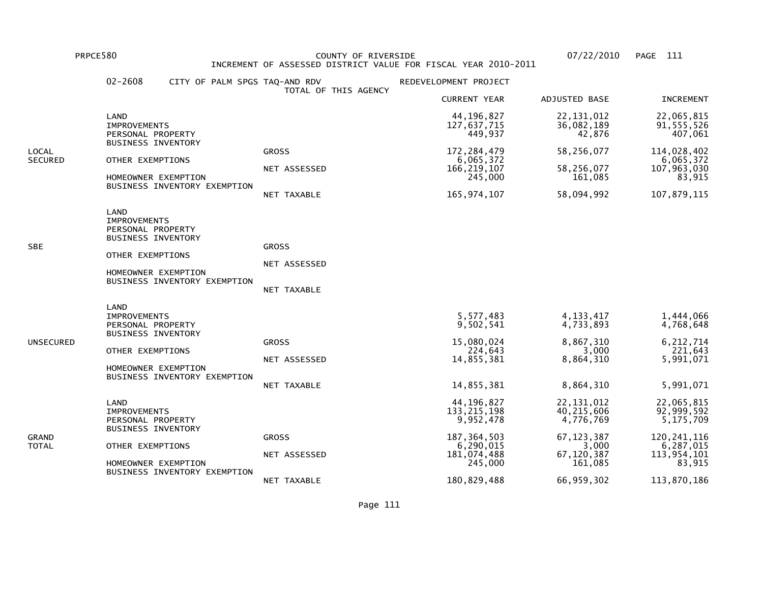PRPCE580 COUNTY OF RIVERSIDE 07/22/2010

INCREMENT OF ASSESSED DISTRICT VALUE FOR FISCAL YEAR 2010-2011

02-2608 CITY OF PALM SPGS TAQ-AND RDV — REDEVELOPMENT PROJECT

TOTAL OF THIS AGENCY

| | | | CURRENT YEAR | ADJUSTED BASE | INCREMENT |
|---|---|---|---|---|---|
| LOCAL SECURED | LAND | | 44,196,827 | 22,131,012 | 22,065,815 |
| | IMPROVEMENTS | | 127,637,715 | 36,082,189 | 91,555,526 |
| | PERSONAL PROPERTY | | 449,937 | 42,876 | 407,061 |
| | BUSINESS INVENTORY | | | | |
| | | GROSS | 172,284,479 | 58,256,077 | 114,028,402 |
| | OTHER EXEMPTIONS | | 6,065,372 | | 6,065,372 |
| | | NET ASSESSED | 166,219,107 | 58,256,077 | 107,963,030 |
| | HOMEOWNER EXEMPTION | | 245,000 | 161,085 | 83,915 |
| | BUSINESS INVENTORY EXEMPTION | | | | |
| | | NET TAXABLE | 165,974,107 | 58,094,992 | 107,879,115 |
| SBE | LAND | | | | |
| | IMPROVEMENTS | | | | |
| | PERSONAL PROPERTY | | | | |
| | BUSINESS INVENTORY | | | | |
| | | GROSS | | | |
| | OTHER EXEMPTIONS | | | | |
| | | NET ASSESSED | | | |
| | HOMEOWNER EXEMPTION | | | | |
| | BUSINESS INVENTORY EXEMPTION | | | | |
| | | NET TAXABLE | | | |
| UNSECURED | LAND | | | | |
| | IMPROVEMENTS | | 5,577,483 | 4,133,417 | 1,444,066 |
| | PERSONAL PROPERTY | | 9,502,541 | 4,733,893 | 4,768,648 |
| | BUSINESS INVENTORY | | | | |
| | | GROSS | 15,080,024 | 8,867,310 | 6,212,714 |
| | OTHER EXEMPTIONS | | 224,643 | 3,000 | 221,643 |
| | | NET ASSESSED | 14,855,381 | 8,864,310 | 5,991,071 |
| | HOMEOWNER EXEMPTION | | | | |
| | BUSINESS INVENTORY EXEMPTION | | | | |
| | | NET TAXABLE | 14,855,381 | 8,864,310 | 5,991,071 |
| GRAND TOTAL | LAND | | 44,196,827 | 22,131,012 | 22,065,815 |
| | IMPROVEMENTS | | 133,215,198 | 40,215,606 | 92,999,592 |
| | PERSONAL PROPERTY | | 9,952,478 | 4,776,769 | 5,175,709 |
| | BUSINESS INVENTORY | | | | |
| | | GROSS | 187,364,503 | 67,123,387 | 120,241,116 |
| | OTHER EXEMPTIONS | | 6,290,015 | 3,000 | 6,287,015 |
| | | NET ASSESSED | 181,074,488 | 67,120,387 | 113,954,101 |
| | HOMEOWNER EXEMPTION | | 245,000 | 161,085 | 83,915 |
| | BUSINESS INVENTORY EXEMPTION | | | | |
| | | NET TAXABLE | 180,829,488 | 66,959,302 | 113,870,186 |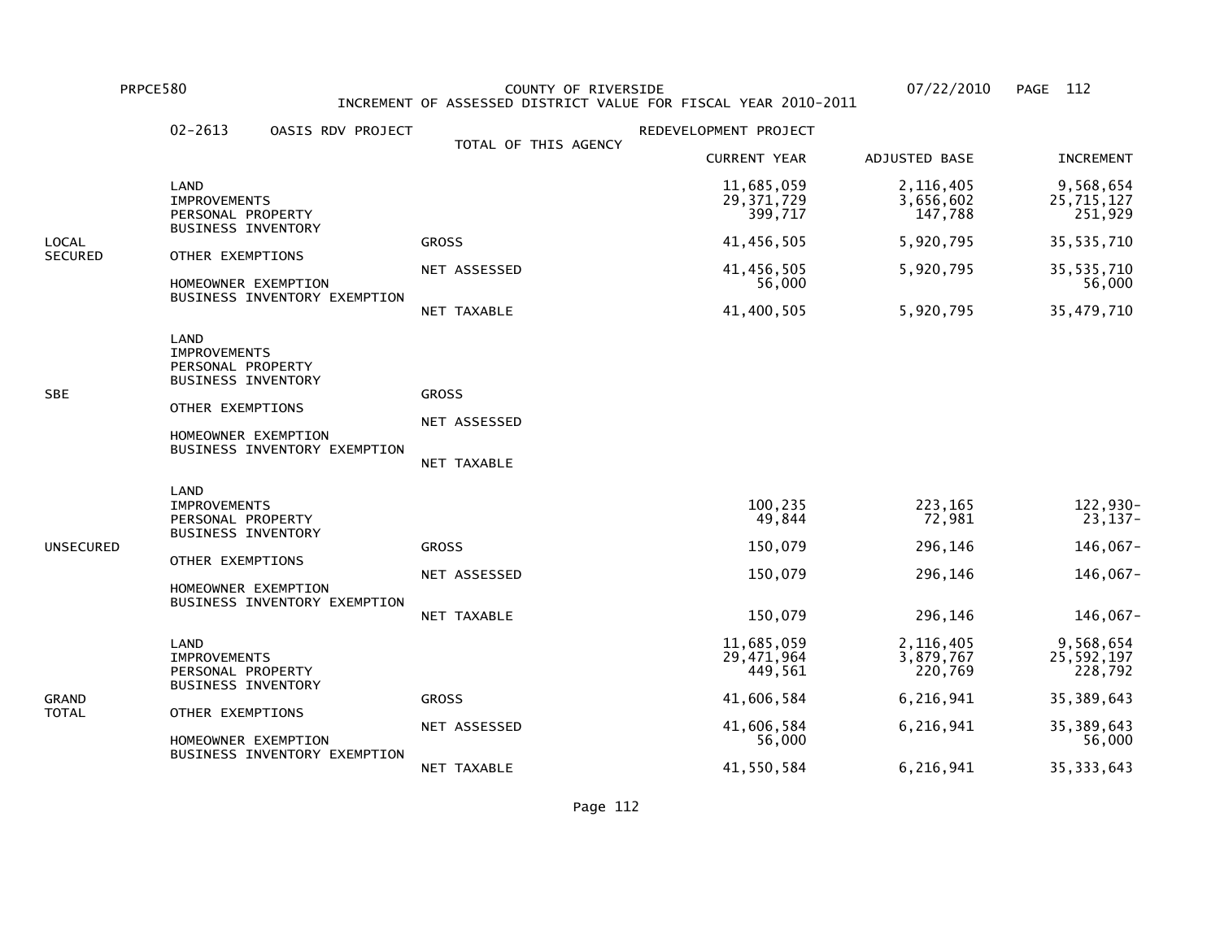PRPCE580 COUNTY OF RIVERSIDE 07/22/2010

INCREMENT OF ASSESSED DISTRICT VALUE FOR FISCAL YEAR 2010-2011

02-2613 OASIS RDV PROJECT — TOTAL OF THIS AGENCY — REDEVELOPMENT PROJECT

| | | | CURRENT YEAR | ADJUSTED BASE | INCREMENT |
|---|---|---|---|---|---|
| LOCAL SECURED | LAND | | 11,685,059 | 2,116,405 | 9,568,654 |
| | IMPROVEMENTS | | 29,371,729 | 3,656,602 | 25,715,127 |
| | PERSONAL PROPERTY | | 399,717 | 147,788 | 251,929 |
| | BUSINESS INVENTORY | | | | |
| | | GROSS | 41,456,505 | 5,920,795 | 35,535,710 |
| | OTHER EXEMPTIONS | | | | |
| | | NET ASSESSED | 41,456,505 | 5,920,795 | 35,535,710 |
| | HOMEOWNER EXEMPTION | | 56,000 | | 56,000 |
| | BUSINESS INVENTORY EXEMPTION | | | | |
| | | NET TAXABLE | 41,400,505 | 5,920,795 | 35,479,710 |
| SBE | LAND | | | | |
| | IMPROVEMENTS | | | | |
| | PERSONAL PROPERTY | | | | |
| | BUSINESS INVENTORY | | | | |
| | | GROSS | | | |
| | OTHER EXEMPTIONS | | | | |
| | | NET ASSESSED | | | |
| | HOMEOWNER EXEMPTION | | | | |
| | BUSINESS INVENTORY EXEMPTION | | | | |
| | | NET TAXABLE | | | |
| UNSECURED | LAND | | | | |
| | IMPROVEMENTS | | 100,235 | 223,165 | 122,930- |
| | PERSONAL PROPERTY | | 49,844 | 72,981 | 23,137- |
| | BUSINESS INVENTORY | | | | |
| | | GROSS | 150,079 | 296,146 | 146,067- |
| | OTHER EXEMPTIONS | | | | |
| | | NET ASSESSED | 150,079 | 296,146 | 146,067- |
| | HOMEOWNER EXEMPTION | | | | |
| | BUSINESS INVENTORY EXEMPTION | | | | |
| | | NET TAXABLE | 150,079 | 296,146 | 146,067- |
| GRAND TOTAL | LAND | | 11,685,059 | 2,116,405 | 9,568,654 |
| | IMPROVEMENTS | | 29,471,964 | 3,879,767 | 25,592,197 |
| | PERSONAL PROPERTY | | 449,561 | 220,769 | 228,792 |
| | BUSINESS INVENTORY | | | | |
| | | GROSS | 41,606,584 | 6,216,941 | 35,389,643 |
| | OTHER EXEMPTIONS | | | | |
| | | NET ASSESSED | 41,606,584 | 6,216,941 | 35,389,643 |
| | HOMEOWNER EXEMPTION | | 56,000 | | 56,000 |
| | BUSINESS INVENTORY EXEMPTION | | | | |
| | | NET TAXABLE | 41,550,584 | 6,216,941 | 35,333,643 |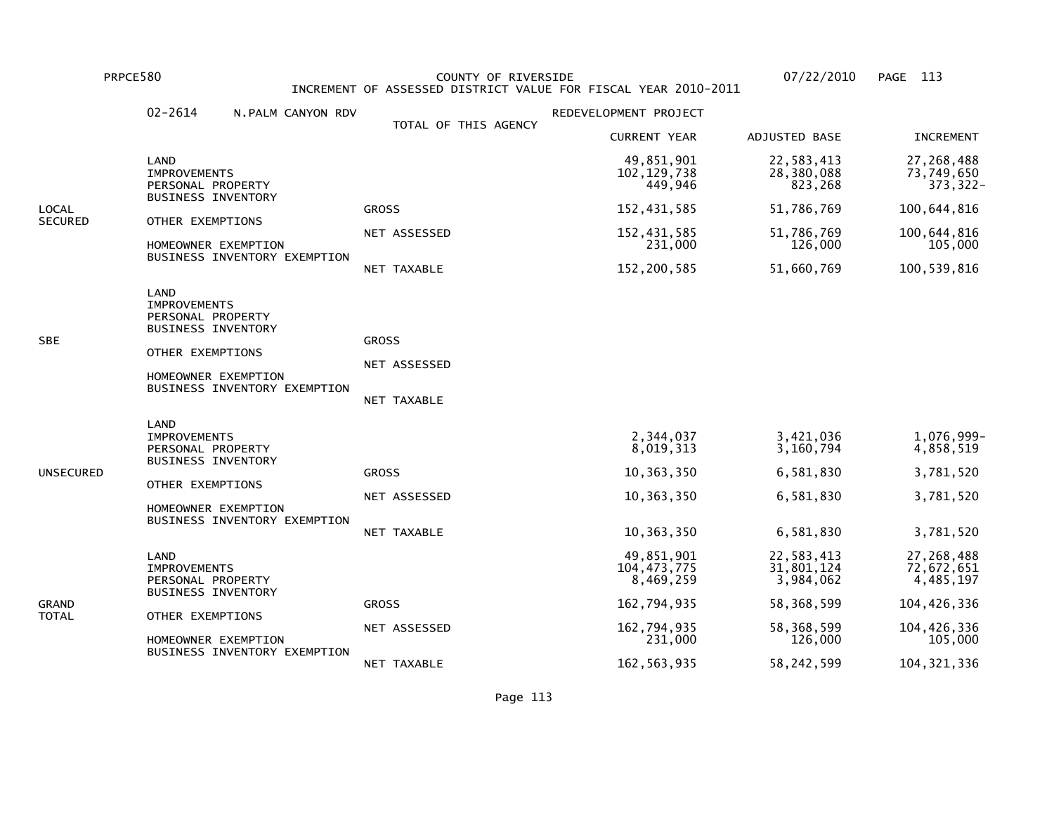PRPCE580 COUNTY OF RIVERSIDE 07/22/2010

INCREMENT OF ASSESSED DISTRICT VALUE FOR FISCAL YEAR 2010-2011

02-2614 N.PALM CANYON RDV — REDEVELOPMENT PROJECT

TOTAL OF THIS AGENCY

| | | | CURRENT YEAR | ADJUSTED BASE | INCREMENT |
|---|---|---|---|---|---|
| LOCAL SECURED | LAND | | 49,851,901 | 22,583,413 | 27,268,488 |
| | IMPROVEMENTS | | 102,129,738 | 28,380,088 | 73,749,650 |
| | PERSONAL PROPERTY | | 449,946 | 823,268 | 373,322- |
| | BUSINESS INVENTORY | | | | |
| | | GROSS | 152,431,585 | 51,786,769 | 100,644,816 |
| | OTHER EXEMPTIONS | | | | |
| | | NET ASSESSED | 152,431,585 | 51,786,769 | 100,644,816 |
| | HOMEOWNER EXEMPTION | | 231,000 | 126,000 | 105,000 |
| | BUSINESS INVENTORY EXEMPTION | | | | |
| | | NET TAXABLE | 152,200,585 | 51,660,769 | 100,539,816 |
| SBE | LAND | | | | |
| | IMPROVEMENTS | | | | |
| | PERSONAL PROPERTY | | | | |
| | BUSINESS INVENTORY | | | | |
| | | GROSS | | | |
| | OTHER EXEMPTIONS | | | | |
| | | NET ASSESSED | | | |
| | HOMEOWNER EXEMPTION | | | | |
| | BUSINESS INVENTORY EXEMPTION | | | | |
| | | NET TAXABLE | | | |
| UNSECURED | LAND | | | | |
| | IMPROVEMENTS | | 2,344,037 | 3,421,036 | 1,076,999- |
| | PERSONAL PROPERTY | | 8,019,313 | 3,160,794 | 4,858,519 |
| | BUSINESS INVENTORY | | | | |
| | | GROSS | 10,363,350 | 6,581,830 | 3,781,520 |
| | OTHER EXEMPTIONS | | | | |
| | | NET ASSESSED | 10,363,350 | 6,581,830 | 3,781,520 |
| | HOMEOWNER EXEMPTION | | | | |
| | BUSINESS INVENTORY EXEMPTION | | | | |
| | | NET TAXABLE | 10,363,350 | 6,581,830 | 3,781,520 |
| GRAND TOTAL | LAND | | 49,851,901 | 22,583,413 | 27,268,488 |
| | IMPROVEMENTS | | 104,473,775 | 31,801,124 | 72,672,651 |
| | PERSONAL PROPERTY | | 8,469,259 | 3,984,062 | 4,485,197 |
| | BUSINESS INVENTORY | | | | |
| | | GROSS | 162,794,935 | 58,368,599 | 104,426,336 |
| | OTHER EXEMPTIONS | | | | |
| | | NET ASSESSED | 162,794,935 | 58,368,599 | 104,426,336 |
| | HOMEOWNER EXEMPTION | | 231,000 | 126,000 | 105,000 |
| | BUSINESS INVENTORY EXEMPTION | | | | |
| | | NET TAXABLE | 162,563,935 | 58,242,599 | 104,321,336 |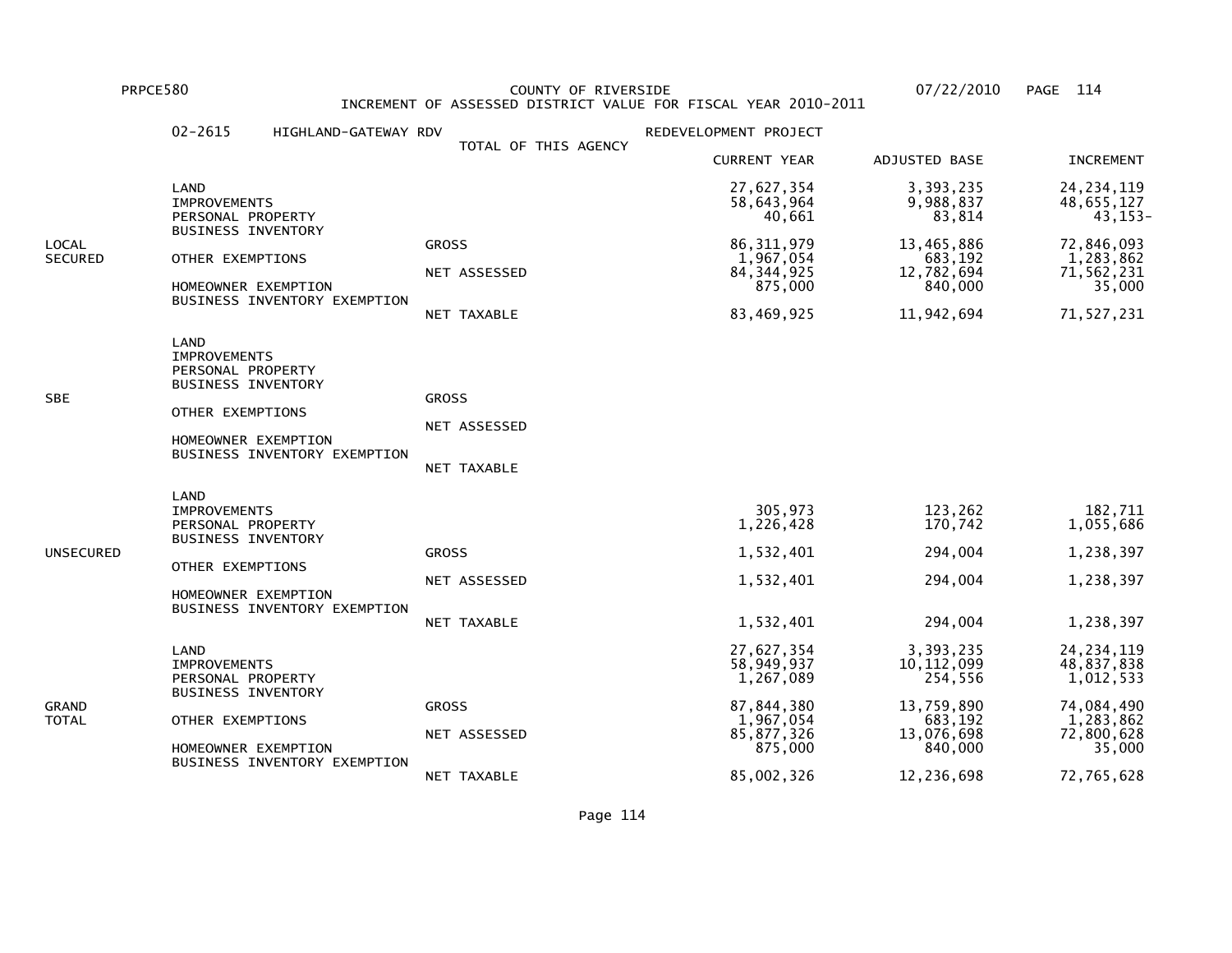PRPCE580 COUNTY OF RIVERSIDE 07/22/2010

INCREMENT OF ASSESSED DISTRICT VALUE FOR FISCAL YEAR 2010-2011

02-2615 HIGHLAND-GATEWAY RDV REDEVELOPMENT PROJECT

TOTAL OF THIS AGENCY

| | | | CURRENT YEAR | ADJUSTED BASE | INCREMENT |
|---|---|---|---|---|---|
| LOCAL SECURED | LAND | | 27,627,354 | 3,393,235 | 24,234,119 |
| | IMPROVEMENTS | | 58,643,964 | 9,988,837 | 48,655,127 |
| | PERSONAL PROPERTY | | 40,661 | 83,814 | 43,153- |
| | BUSINESS INVENTORY | | | | |
| | | GROSS | 86,311,979 | 13,465,886 | 72,846,093 |
| | OTHER EXEMPTIONS | | 1,967,054 | 683,192 | 1,283,862 |
| | | NET ASSESSED | 84,344,925 | 12,782,694 | 71,562,231 |
| | HOMEOWNER EXEMPTION | | 875,000 | 840,000 | 35,000 |
| | BUSINESS INVENTORY EXEMPTION | | | | |
| | | NET TAXABLE | 83,469,925 | 11,942,694 | 71,527,231 |
| SBE | LAND | | | | |
| | IMPROVEMENTS | | | | |
| | PERSONAL PROPERTY | | | | |
| | BUSINESS INVENTORY | | | | |
| | | GROSS | | | |
| | OTHER EXEMPTIONS | | | | |
| | | NET ASSESSED | | | |
| | HOMEOWNER EXEMPTION | | | | |
| | BUSINESS INVENTORY EXEMPTION | | | | |
| | | NET TAXABLE | | | |
| UNSECURED | LAND | | | | |
| | IMPROVEMENTS | | 305,973 | 123,262 | 182,711 |
| | PERSONAL PROPERTY | | 1,226,428 | 170,742 | 1,055,686 |
| | BUSINESS INVENTORY | | | | |
| | | GROSS | 1,532,401 | 294,004 | 1,238,397 |
| | OTHER EXEMPTIONS | | | | |
| | | NET ASSESSED | 1,532,401 | 294,004 | 1,238,397 |
| | HOMEOWNER EXEMPTION | | | | |
| | BUSINESS INVENTORY EXEMPTION | | | | |
| | | NET TAXABLE | 1,532,401 | 294,004 | 1,238,397 |
| GRAND TOTAL | LAND | | 27,627,354 | 3,393,235 | 24,234,119 |
| | IMPROVEMENTS | | 58,949,937 | 10,112,099 | 48,837,838 |
| | PERSONAL PROPERTY | | 1,267,089 | 254,556 | 1,012,533 |
| | BUSINESS INVENTORY | | | | |
| | | GROSS | 87,844,380 | 13,759,890 | 74,084,490 |
| | OTHER EXEMPTIONS | | 1,967,054 | 683,192 | 1,283,862 |
| | | NET ASSESSED | 85,877,326 | 13,076,698 | 72,800,628 |
| | HOMEOWNER EXEMPTION | | 875,000 | 840,000 | 35,000 |
| | BUSINESS INVENTORY EXEMPTION | | | | |
| | | NET TAXABLE | 85,002,326 | 12,236,698 | 72,765,628 |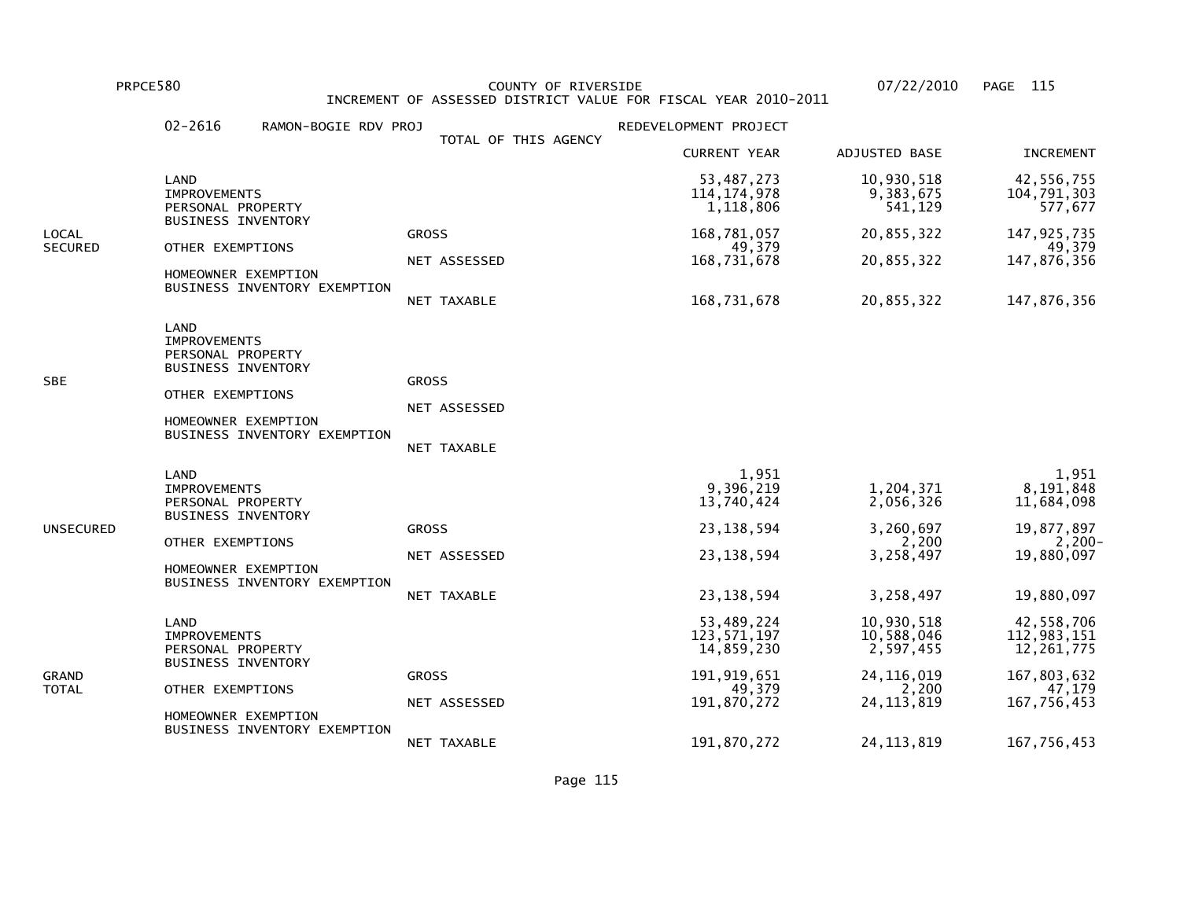PRPCE580 COUNTY OF RIVERSIDE 07/22/2010

INCREMENT OF ASSESSED DISTRICT VALUE FOR FISCAL YEAR 2010-2011

02-2616 RAMON-BOGIE RDV PROJ — TOTAL OF THIS AGENCY — REDEVELOPMENT PROJECT

| | | | CURRENT YEAR | ADJUSTED BASE | INCREMENT |
|---|---|---|---|---|---|
| LOCAL SECURED | LAND | | 53,487,273 | 10,930,518 | 42,556,755 |
| | IMPROVEMENTS | | 114,174,978 | 9,383,675 | 104,791,303 |
| | PERSONAL PROPERTY | | 1,118,806 | 541,129 | 577,677 |
| | BUSINESS INVENTORY | | | | |
| | | GROSS | 168,781,057 | 20,855,322 | 147,925,735 |
| | OTHER EXEMPTIONS | | 49,379 | | 49,379 |
| | | NET ASSESSED | 168,731,678 | 20,855,322 | 147,876,356 |
| | HOMEOWNER EXEMPTION | | | | |
| | BUSINESS INVENTORY EXEMPTION | | | | |
| | | NET TAXABLE | 168,731,678 | 20,855,322 | 147,876,356 |
| SBE | LAND | | | | |
| | IMPROVEMENTS | | | | |
| | PERSONAL PROPERTY | | | | |
| | BUSINESS INVENTORY | | | | |
| | | GROSS | | | |
| | OTHER EXEMPTIONS | | | | |
| | | NET ASSESSED | | | |
| | HOMEOWNER EXEMPTION | | | | |
| | BUSINESS INVENTORY EXEMPTION | | | | |
| | | NET TAXABLE | | | |
| UNSECURED | LAND | | 1,951 | | 1,951 |
| | IMPROVEMENTS | | 9,396,219 | 1,204,371 | 8,191,848 |
| | PERSONAL PROPERTY | | 13,740,424 | 2,056,326 | 11,684,098 |
| | BUSINESS INVENTORY | | | | |
| | | GROSS | 23,138,594 | 3,260,697 | 19,877,897 |
| | OTHER EXEMPTIONS | | | 2,200 | 2,200- |
| | | NET ASSESSED | 23,138,594 | 3,258,497 | 19,880,097 |
| | HOMEOWNER EXEMPTION | | | | |
| | BUSINESS INVENTORY EXEMPTION | | | | |
| | | NET TAXABLE | 23,138,594 | 3,258,497 | 19,880,097 |
| GRAND TOTAL | LAND | | 53,489,224 | 10,930,518 | 42,558,706 |
| | IMPROVEMENTS | | 123,571,197 | 10,588,046 | 112,983,151 |
| | PERSONAL PROPERTY | | 14,859,230 | 2,597,455 | 12,261,775 |
| | BUSINESS INVENTORY | | | | |
| | | GROSS | 191,919,651 | 24,116,019 | 167,803,632 |
| | OTHER EXEMPTIONS | | 49,379 | 2,200 | 47,179 |
| | | NET ASSESSED | 191,870,272 | 24,113,819 | 167,756,453 |
| | HOMEOWNER EXEMPTION | | | | |
| | BUSINESS INVENTORY EXEMPTION | | | | |
| | | NET TAXABLE | 191,870,272 | 24,113,819 | 167,756,453 |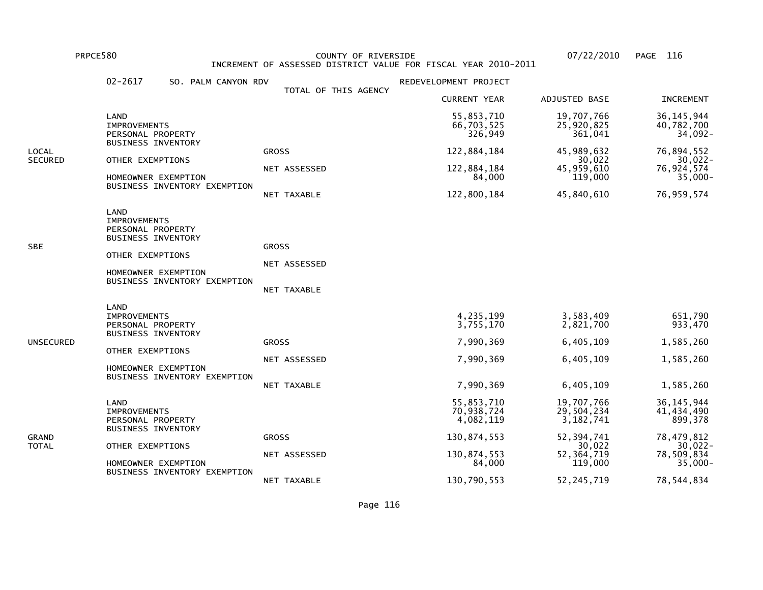PRPCE580 COUNTY OF RIVERSIDE 07/22/2010

INCREMENT OF ASSESSED DISTRICT VALUE FOR FISCAL YEAR 2010-2011

02-2617 SO. PALM CANYON RDV — REDEVELOPMENT PROJECT

TOTAL OF THIS AGENCY

| Section | Item | Type | CURRENT YEAR | ADJUSTED BASE | INCREMENT |
|---|---|---|---|---|---|
| LOCAL SECURED | LAND | | 55,853,710 | 19,707,766 | 36,145,944 |
| | IMPROVEMENTS | | 66,703,525 | 25,920,825 | 40,782,700 |
| | PERSONAL PROPERTY | | 326,949 | 361,041 | 34,092- |
| | BUSINESS INVENTORY | | | | |
| | | GROSS | 122,884,184 | 45,989,632 | 76,894,552 |
| | OTHER EXEMPTIONS | | | 30,022 | 30,022- |
| | | NET ASSESSED | 122,884,184 | 45,959,610 | 76,924,574 |
| | HOMEOWNER EXEMPTION | | 84,000 | 119,000 | 35,000- |
| | BUSINESS INVENTORY EXEMPTION | | | | |
| | | NET TAXABLE | 122,800,184 | 45,840,610 | 76,959,574 |
| SBE | LAND | | | | |
| | IMPROVEMENTS | | | | |
| | PERSONAL PROPERTY | | | | |
| | BUSINESS INVENTORY | | | | |
| | | GROSS | | | |
| | OTHER EXEMPTIONS | | | | |
| | | NET ASSESSED | | | |
| | HOMEOWNER EXEMPTION | | | | |
| | BUSINESS INVENTORY EXEMPTION | | | | |
| | | NET TAXABLE | | | |
| UNSECURED | LAND | | | | |
| | IMPROVEMENTS | | 4,235,199 | 3,583,409 | 651,790 |
| | PERSONAL PROPERTY | | 3,755,170 | 2,821,700 | 933,470 |
| | BUSINESS INVENTORY | | | | |
| | | GROSS | 7,990,369 | 6,405,109 | 1,585,260 |
| | OTHER EXEMPTIONS | | | | |
| | | NET ASSESSED | 7,990,369 | 6,405,109 | 1,585,260 |
| | HOMEOWNER EXEMPTION | | | | |
| | BUSINESS INVENTORY EXEMPTION | | | | |
| | | NET TAXABLE | 7,990,369 | 6,405,109 | 1,585,260 |
| GRAND TOTAL | LAND | | 55,853,710 | 19,707,766 | 36,145,944 |
| | IMPROVEMENTS | | 70,938,724 | 29,504,234 | 41,434,490 |
| | PERSONAL PROPERTY | | 4,082,119 | 3,182,741 | 899,378 |
| | BUSINESS INVENTORY | | | | |
| | | GROSS | 130,874,553 | 52,394,741 | 78,479,812 |
| | OTHER EXEMPTIONS | | | 30,022 | 30,022- |
| | | NET ASSESSED | 130,874,553 | 52,364,719 | 78,509,834 |
| | HOMEOWNER EXEMPTION | | 84,000 | 119,000 | 35,000- |
| | BUSINESS INVENTORY EXEMPTION | | | | |
| | | NET TAXABLE | 130,790,553 | 52,245,719 | 78,544,834 |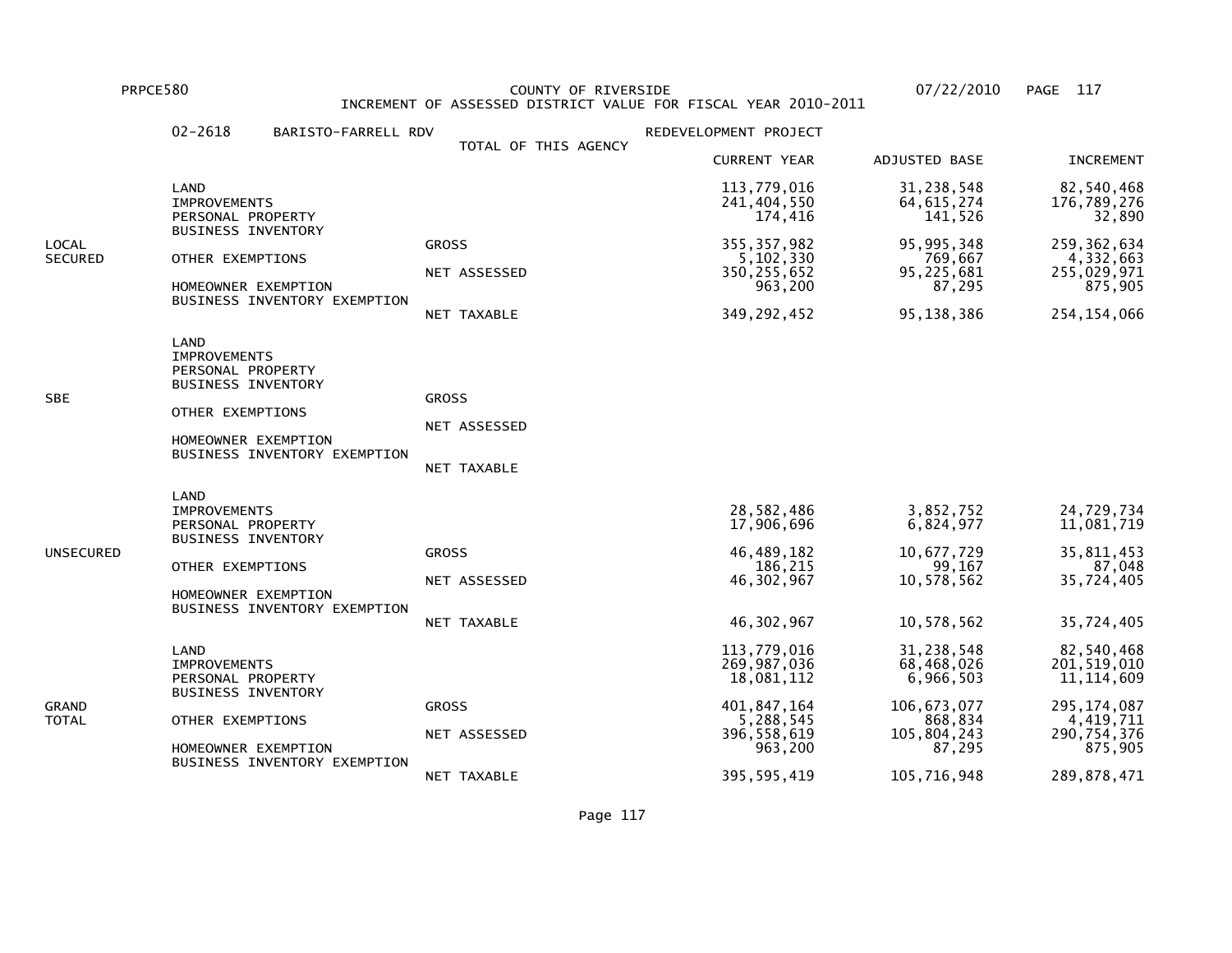PRPCE580 COUNTY OF RIVERSIDE 07/22/2010

INCREMENT OF ASSESSED DISTRICT VALUE FOR FISCAL YEAR 2010-2011

02-2618 BARISTO-FARRELL RDV REDEVELOPMENT PROJECT

TOTAL OF THIS AGENCY

| | | | CURRENT YEAR | ADJUSTED BASE | INCREMENT |
|---|---|---|---|---|---|
| LOCAL SECURED | LAND | | 113,779,016 | 31,238,548 | 82,540,468 |
| | IMPROVEMENTS | | 241,404,550 | 64,615,274 | 176,789,276 |
| | PERSONAL PROPERTY | | 174,416 | 141,526 | 32,890 |
| | BUSINESS INVENTORY | | | | |
| | | GROSS | 355,357,982 | 95,995,348 | 259,362,634 |
| | OTHER EXEMPTIONS | | 5,102,330 | 769,667 | 4,332,663 |
| | | NET ASSESSED | 350,255,652 | 95,225,681 | 255,029,971 |
| | HOMEOWNER EXEMPTION | | 963,200 | 87,295 | 875,905 |
| | BUSINESS INVENTORY EXEMPTION | | | | |
| | | NET TAXABLE | 349,292,452 | 95,138,386 | 254,154,066 |
| SBE | LAND | | | | |
| | IMPROVEMENTS | | | | |
| | PERSONAL PROPERTY | | | | |
| | BUSINESS INVENTORY | | | | |
| | | GROSS | | | |
| | OTHER EXEMPTIONS | | | | |
| | | NET ASSESSED | | | |
| | HOMEOWNER EXEMPTION | | | | |
| | BUSINESS INVENTORY EXEMPTION | | | | |
| | | NET TAXABLE | | | |
| UNSECURED | LAND | | | | |
| | IMPROVEMENTS | | 28,582,486 | 3,852,752 | 24,729,734 |
| | PERSONAL PROPERTY | | 17,906,696 | 6,824,977 | 11,081,719 |
| | BUSINESS INVENTORY | | | | |
| | | GROSS | 46,489,182 | 10,677,729 | 35,811,453 |
| | OTHER EXEMPTIONS | | 186,215 | 99,167 | 87,048 |
| | | NET ASSESSED | 46,302,967 | 10,578,562 | 35,724,405 |
| | HOMEOWNER EXEMPTION | | | | |
| | BUSINESS INVENTORY EXEMPTION | | | | |
| | | NET TAXABLE | 46,302,967 | 10,578,562 | 35,724,405 |
| GRAND TOTAL | LAND | | 113,779,016 | 31,238,548 | 82,540,468 |
| | IMPROVEMENTS | | 269,987,036 | 68,468,026 | 201,519,010 |
| | PERSONAL PROPERTY | | 18,081,112 | 6,966,503 | 11,114,609 |
| | BUSINESS INVENTORY | | | | |
| | | GROSS | 401,847,164 | 106,673,077 | 295,174,087 |
| | OTHER EXEMPTIONS | | 5,288,545 | 868,834 | 4,419,711 |
| | | NET ASSESSED | 396,558,619 | 105,804,243 | 290,754,376 |
| | HOMEOWNER EXEMPTION | | 963,200 | 87,295 | 875,905 |
| | BUSINESS INVENTORY EXEMPTION | | | | |
| | | NET TAXABLE | 395,595,419 | 105,716,948 | 289,878,471 |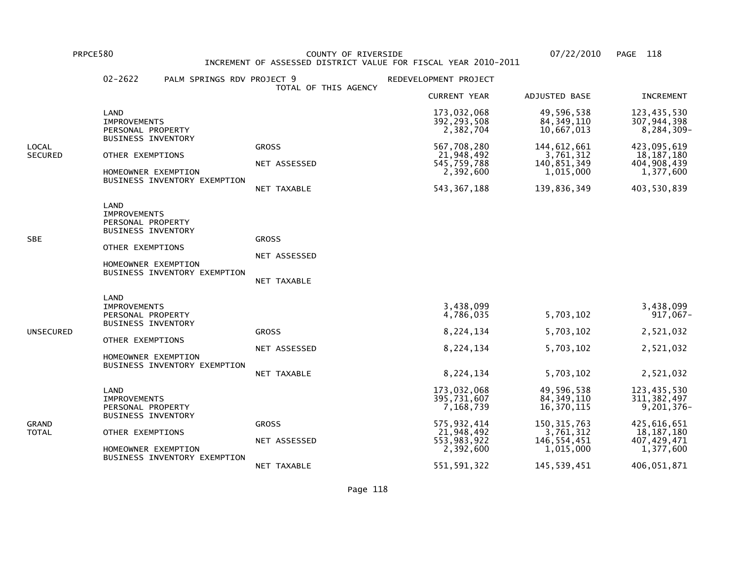PRPCE580 COUNTY OF RIVERSIDE 07/22/2010

INCREMENT OF ASSESSED DISTRICT VALUE FOR FISCAL YEAR 2010-2011

02-2622 PALM SPRINGS RDV PROJECT 9 — TOTAL OF THIS AGENCY — REDEVELOPMENT PROJECT

| | | | CURRENT YEAR | ADJUSTED BASE | INCREMENT |
|---|---|---|---|---|---|
| LOCAL SECURED | LAND | | 173,032,068 | 49,596,538 | 123,435,530 |
| | IMPROVEMENTS | | 392,293,508 | 84,349,110 | 307,944,398 |
| | PERSONAL PROPERTY | | 2,382,704 | 10,667,013 | 8,284,309- |
| | BUSINESS INVENTORY | | | | |
| | | GROSS | 567,708,280 | 144,612,661 | 423,095,619 |
| | OTHER EXEMPTIONS | | 21,948,492 | 3,761,312 | 18,187,180 |
| | | NET ASSESSED | 545,759,788 | 140,851,349 | 404,908,439 |
| | HOMEOWNER EXEMPTION | | 2,392,600 | 1,015,000 | 1,377,600 |
| | BUSINESS INVENTORY EXEMPTION | | | | |
| | | NET TAXABLE | 543,367,188 | 139,836,349 | 403,530,839 |
| SBE | LAND | | | | |
| | IMPROVEMENTS | | | | |
| | PERSONAL PROPERTY | | | | |
| | BUSINESS INVENTORY | | | | |
| | | GROSS | | | |
| | OTHER EXEMPTIONS | | | | |
| | | NET ASSESSED | | | |
| | HOMEOWNER EXEMPTION | | | | |
| | BUSINESS INVENTORY EXEMPTION | | | | |
| | | NET TAXABLE | | | |
| UNSECURED | LAND | | | | |
| | IMPROVEMENTS | | 3,438,099 | | 3,438,099 |
| | PERSONAL PROPERTY | | 4,786,035 | 5,703,102 | 917,067- |
| | BUSINESS INVENTORY | | | | |
| | | GROSS | 8,224,134 | 5,703,102 | 2,521,032 |
| | OTHER EXEMPTIONS | | | | |
| | | NET ASSESSED | 8,224,134 | 5,703,102 | 2,521,032 |
| | HOMEOWNER EXEMPTION | | | | |
| | BUSINESS INVENTORY EXEMPTION | | | | |
| | | NET TAXABLE | 8,224,134 | 5,703,102 | 2,521,032 |
| GRAND TOTAL | LAND | | 173,032,068 | 49,596,538 | 123,435,530 |
| | IMPROVEMENTS | | 395,731,607 | 84,349,110 | 311,382,497 |
| | PERSONAL PROPERTY | | 7,168,739 | 16,370,115 | 9,201,376- |
| | BUSINESS INVENTORY | | | | |
| | | GROSS | 575,932,414 | 150,315,763 | 425,616,651 |
| | OTHER EXEMPTIONS | | 21,948,492 | 3,761,312 | 18,187,180 |
| | | NET ASSESSED | 553,983,922 | 146,554,451 | 407,429,471 |
| | HOMEOWNER EXEMPTION | | 2,392,600 | 1,015,000 | 1,377,600 |
| | BUSINESS INVENTORY EXEMPTION | | | | |
| | | NET TAXABLE | 551,591,322 | 145,539,451 | 406,051,871 |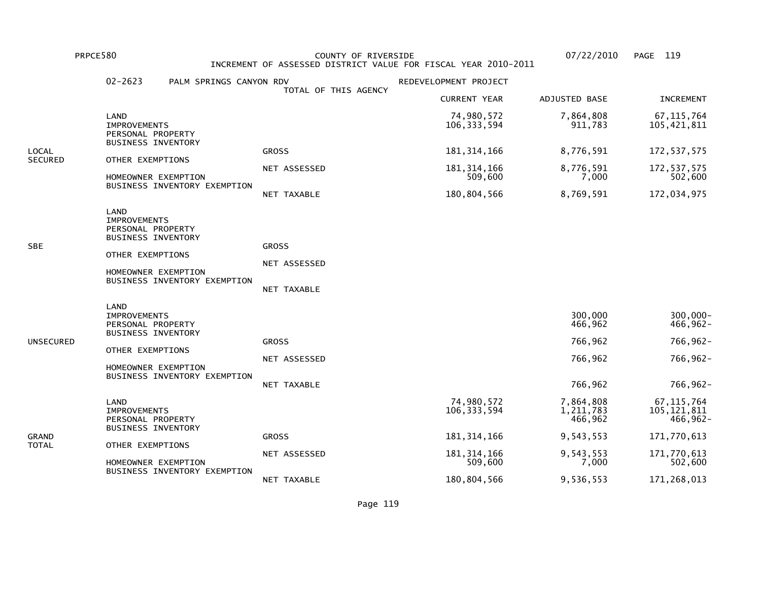PRPCE580 COUNTY OF RIVERSIDE 07/22/2010

INCREMENT OF ASSESSED DISTRICT VALUE FOR FISCAL YEAR 2010-2011

02-2623 PALM SPRINGS CANYON RDV REDEVELOPMENT PROJECT

TOTAL OF THIS AGENCY

| | | | CURRENT YEAR | ADJUSTED BASE | INCREMENT |
|---|---|---|---|---|---|
| LOCAL SECURED | LAND | | 74,980,572 | 7,864,808 | 67,115,764 |
| | IMPROVEMENTS | | 106,333,594 | 911,783 | 105,421,811 |
| | PERSONAL PROPERTY | | | | |
| | BUSINESS INVENTORY | | | | |
| | | GROSS | 181,314,166 | 8,776,591 | 172,537,575 |
| | OTHER EXEMPTIONS | | | | |
| | | NET ASSESSED | 181,314,166 | 8,776,591 | 172,537,575 |
| | HOMEOWNER EXEMPTION | | 509,600 | 7,000 | 502,600 |
| | BUSINESS INVENTORY EXEMPTION | | | | |
| | | NET TAXABLE | 180,804,566 | 8,769,591 | 172,034,975 |
| SBE | LAND | | | | |
| | IMPROVEMENTS | | | | |
| | PERSONAL PROPERTY | | | | |
| | BUSINESS INVENTORY | | | | |
| | | GROSS | | | |
| | OTHER EXEMPTIONS | | | | |
| | | NET ASSESSED | | | |
| | HOMEOWNER EXEMPTION | | | | |
| | BUSINESS INVENTORY EXEMPTION | | | | |
| | | NET TAXABLE | | | |
| UNSECURED | LAND | | | | |
| | IMPROVEMENTS | | | 300,000 | 300,000- |
| | PERSONAL PROPERTY | | | 466,962 | 466,962- |
| | BUSINESS INVENTORY | | | | |
| | | GROSS | | 766,962 | 766,962- |
| | OTHER EXEMPTIONS | | | | |
| | | NET ASSESSED | | 766,962 | 766,962- |
| | HOMEOWNER EXEMPTION | | | | |
| | BUSINESS INVENTORY EXEMPTION | | | | |
| | | NET TAXABLE | | 766,962 | 766,962- |
| GRAND TOTAL | LAND | | 74,980,572 | 7,864,808 | 67,115,764 |
| | IMPROVEMENTS | | 106,333,594 | 1,211,783 | 105,121,811 |
| | PERSONAL PROPERTY | | | 466,962 | 466,962- |
| | BUSINESS INVENTORY | | | | |
| | | GROSS | 181,314,166 | 9,543,553 | 171,770,613 |
| | OTHER EXEMPTIONS | | | | |
| | | NET ASSESSED | 181,314,166 | 9,543,553 | 171,770,613 |
| | HOMEOWNER EXEMPTION | | 509,600 | 7,000 | 502,600 |
| | BUSINESS INVENTORY EXEMPTION | | | | |
| | | NET TAXABLE | 180,804,566 | 9,536,553 | 171,268,013 |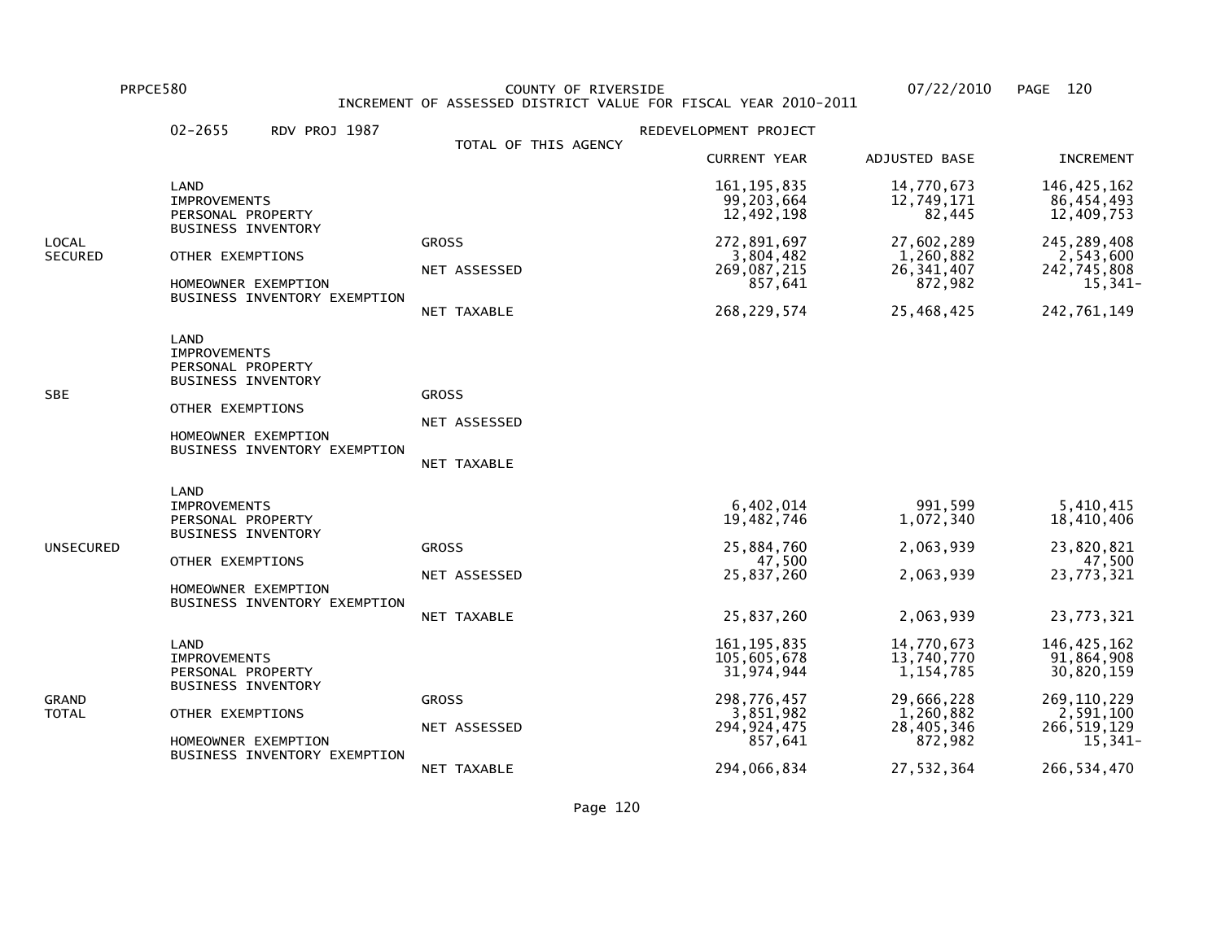PRPCE580 COUNTY OF RIVERSIDE 07/22/2010

INCREMENT OF ASSESSED DISTRICT VALUE FOR FISCAL YEAR 2010-2011

02-2655 RDV PROJ 1987 — TOTAL OF THIS AGENCY — REDEVELOPMENT PROJECT

| | | | CURRENT YEAR | ADJUSTED BASE | INCREMENT |
|---|---|---|---|---|---|
| LOCAL SECURED | LAND | | 161,195,835 | 14,770,673 | 146,425,162 |
| | IMPROVEMENTS | | 99,203,664 | 12,749,171 | 86,454,493 |
| | PERSONAL PROPERTY | | 12,492,198 | 82,445 | 12,409,753 |
| | BUSINESS INVENTORY | | | | |
| | | GROSS | 272,891,697 | 27,602,289 | 245,289,408 |
| | OTHER EXEMPTIONS | | 3,804,482 | 1,260,882 | 2,543,600 |
| | | NET ASSESSED | 269,087,215 | 26,341,407 | 242,745,808 |
| | HOMEOWNER EXEMPTION | | 857,641 | 872,982 | 15,341- |
| | BUSINESS INVENTORY EXEMPTION | | | | |
| | | NET TAXABLE | 268,229,574 | 25,468,425 | 242,761,149 |
| SBE | LAND | | | | |
| | IMPROVEMENTS | | | | |
| | PERSONAL PROPERTY | | | | |
| | BUSINESS INVENTORY | | | | |
| | | GROSS | | | |
| | OTHER EXEMPTIONS | | | | |
| | | NET ASSESSED | | | |
| | HOMEOWNER EXEMPTION | | | | |
| | BUSINESS INVENTORY EXEMPTION | | | | |
| | | NET TAXABLE | | | |
| UNSECURED | LAND | | | | |
| | IMPROVEMENTS | | 6,402,014 | 991,599 | 5,410,415 |
| | PERSONAL PROPERTY | | 19,482,746 | 1,072,340 | 18,410,406 |
| | BUSINESS INVENTORY | | | | |
| | | GROSS | 25,884,760 | 2,063,939 | 23,820,821 |
| | OTHER EXEMPTIONS | | 47,500 | | 47,500 |
| | | NET ASSESSED | 25,837,260 | 2,063,939 | 23,773,321 |
| | HOMEOWNER EXEMPTION | | | | |
| | BUSINESS INVENTORY EXEMPTION | | | | |
| | | NET TAXABLE | 25,837,260 | 2,063,939 | 23,773,321 |
| GRAND TOTAL | LAND | | 161,195,835 | 14,770,673 | 146,425,162 |
| | IMPROVEMENTS | | 105,605,678 | 13,740,770 | 91,864,908 |
| | PERSONAL PROPERTY | | 31,974,944 | 1,154,785 | 30,820,159 |
| | BUSINESS INVENTORY | | | | |
| | | GROSS | 298,776,457 | 29,666,228 | 269,110,229 |
| | OTHER EXEMPTIONS | | 3,851,982 | 1,260,882 | 2,591,100 |
| | | NET ASSESSED | 294,924,475 | 28,405,346 | 266,519,129 |
| | HOMEOWNER EXEMPTION | | 857,641 | 872,982 | 15,341- |
| | BUSINESS INVENTORY EXEMPTION | | | | |
| | | NET TAXABLE | 294,066,834 | 27,532,364 | 266,534,470 |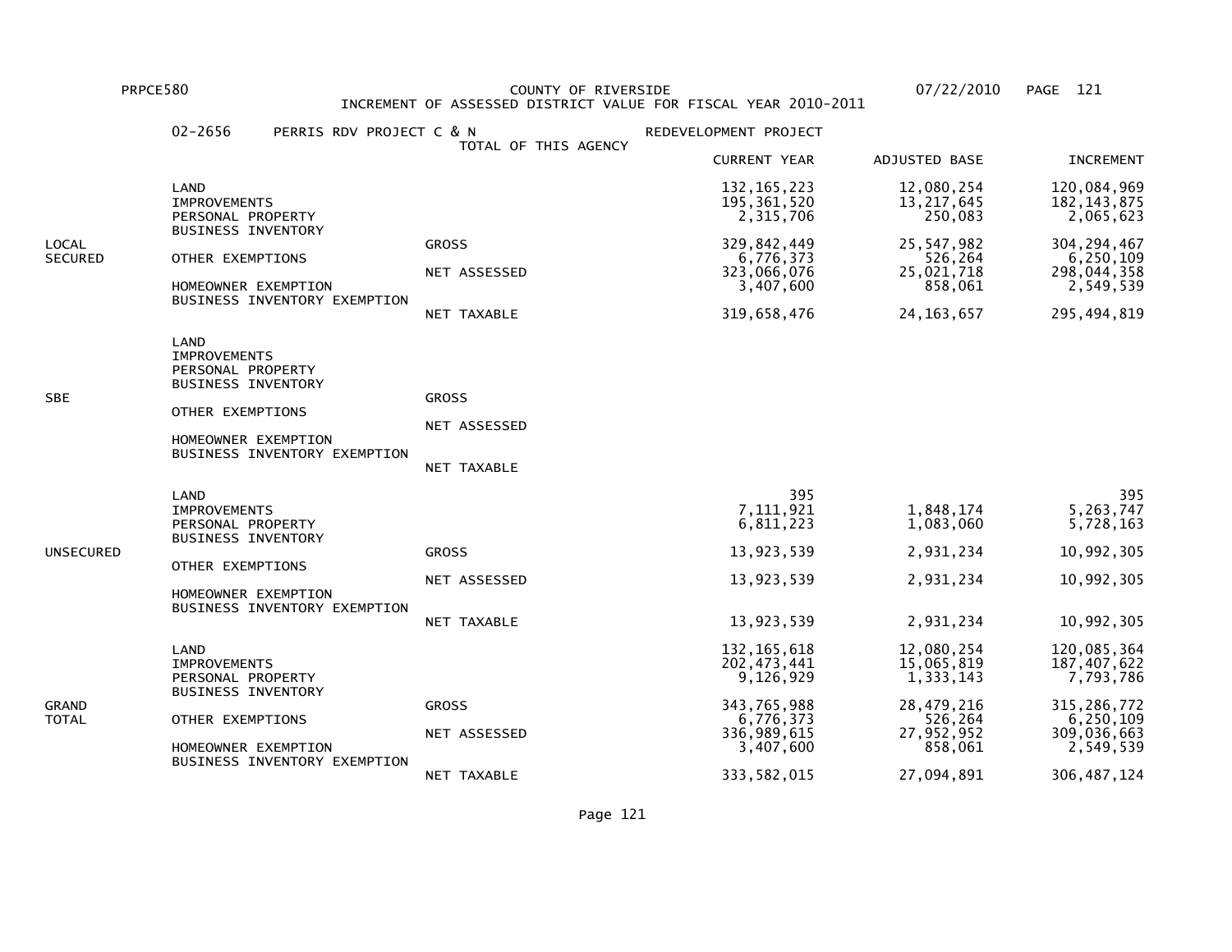PRPCE580 COUNTY OF RIVERSIDE 07/22/2010

INCREMENT OF ASSESSED DISTRICT VALUE FOR FISCAL YEAR 2010-2011

02-2656 PERRIS RDV PROJECT C & N — REDEVELOPMENT PROJECT

TOTAL OF THIS AGENCY

| | | | CURRENT YEAR | ADJUSTED BASE | INCREMENT |
|---|---|---|---|---|---|
| LOCAL SECURED | LAND | | 132,165,223 | 12,080,254 | 120,084,969 |
| | IMPROVEMENTS | | 195,361,520 | 13,217,645 | 182,143,875 |
| | PERSONAL PROPERTY | | 2,315,706 | 250,083 | 2,065,623 |
| | BUSINESS INVENTORY | | | | |
| | | GROSS | 329,842,449 | 25,547,982 | 304,294,467 |
| | OTHER EXEMPTIONS | | 6,776,373 | 526,264 | 6,250,109 |
| | | NET ASSESSED | 323,066,076 | 25,021,718 | 298,044,358 |
| | HOMEOWNER EXEMPTION | | 3,407,600 | 858,061 | 2,549,539 |
| | BUSINESS INVENTORY EXEMPTION | | | | |
| | | NET TAXABLE | 319,658,476 | 24,163,657 | 295,494,819 |
| SBE | LAND | | | | |
| | IMPROVEMENTS | | | | |
| | PERSONAL PROPERTY | | | | |
| | BUSINESS INVENTORY | | | | |
| | | GROSS | | | |
| | OTHER EXEMPTIONS | | | | |
| | | NET ASSESSED | | | |
| | HOMEOWNER EXEMPTION | | | | |
| | BUSINESS INVENTORY EXEMPTION | | | | |
| | | NET TAXABLE | | | |
| UNSECURED | LAND | | 395 | | 395 |
| | IMPROVEMENTS | | 7,111,921 | 1,848,174 | 5,263,747 |
| | PERSONAL PROPERTY | | 6,811,223 | 1,083,060 | 5,728,163 |
| | BUSINESS INVENTORY | | | | |
| | | GROSS | 13,923,539 | 2,931,234 | 10,992,305 |
| | OTHER EXEMPTIONS | | | | |
| | | NET ASSESSED | 13,923,539 | 2,931,234 | 10,992,305 |
| | HOMEOWNER EXEMPTION | | | | |
| | BUSINESS INVENTORY EXEMPTION | | | | |
| | | NET TAXABLE | 13,923,539 | 2,931,234 | 10,992,305 |
| GRAND TOTAL | LAND | | 132,165,618 | 12,080,254 | 120,085,364 |
| | IMPROVEMENTS | | 202,473,441 | 15,065,819 | 187,407,622 |
| | PERSONAL PROPERTY | | 9,126,929 | 1,333,143 | 7,793,786 |
| | BUSINESS INVENTORY | | | | |
| | | GROSS | 343,765,988 | 28,479,216 | 315,286,772 |
| | OTHER EXEMPTIONS | | 6,776,373 | 526,264 | 6,250,109 |
| | | NET ASSESSED | 336,989,615 | 27,952,952 | 309,036,663 |
| | HOMEOWNER EXEMPTION | | 3,407,600 | 858,061 | 2,549,539 |
| | BUSINESS INVENTORY EXEMPTION | | | | |
| | | NET TAXABLE | 333,582,015 | 27,094,891 | 306,487,124 |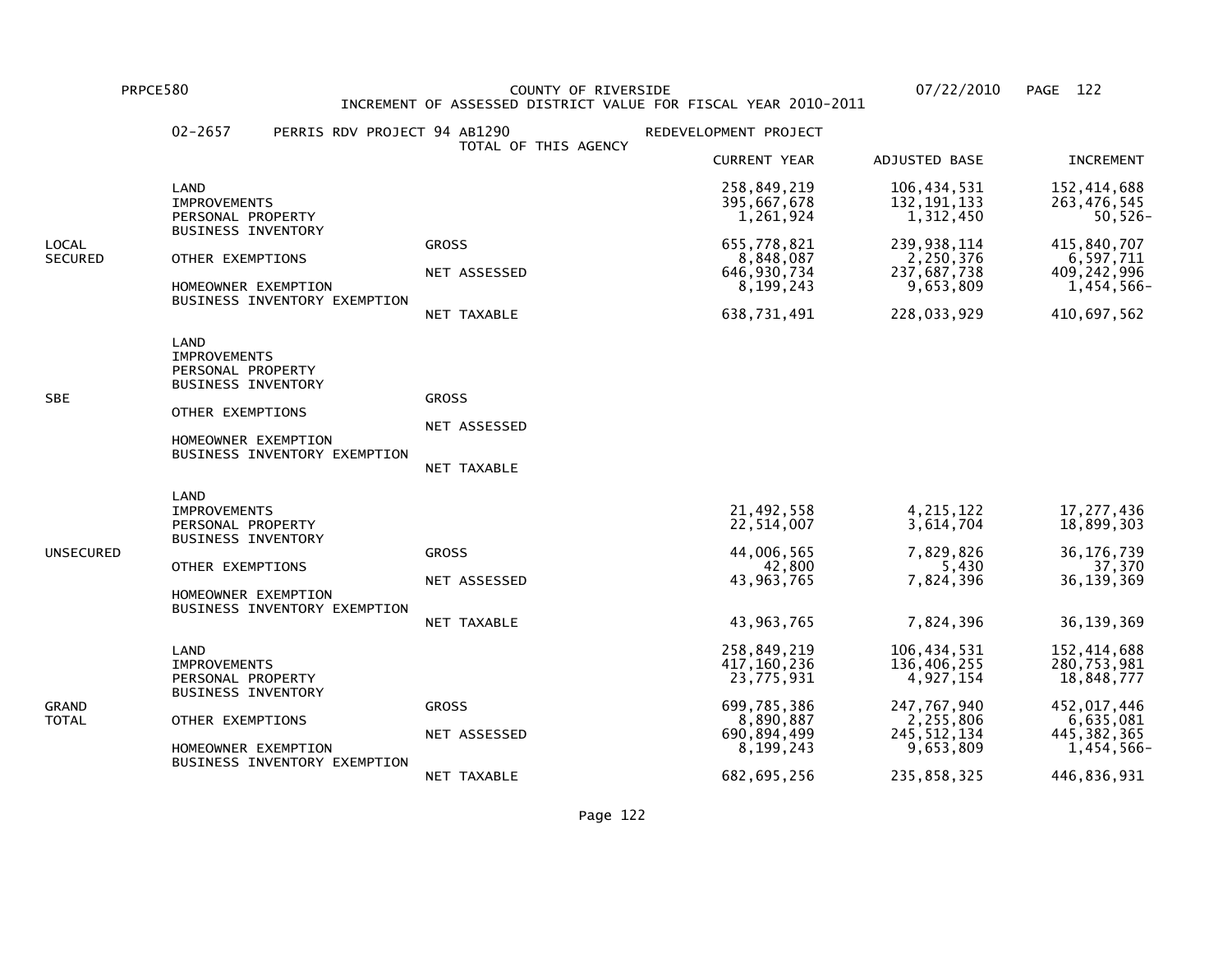PRPCE580 COUNTY OF RIVERSIDE 07/22/2010

INCREMENT OF ASSESSED DISTRICT VALUE FOR FISCAL YEAR 2010-2011

02-2657 PERRIS RDV PROJECT 94 AB1290 — TOTAL OF THIS AGENCY — REDEVELOPMENT PROJECT

| | | | CURRENT YEAR | ADJUSTED BASE | INCREMENT |
|---|---|---|---|---|---|
| LOCAL SECURED | LAND | | 258,849,219 | 106,434,531 | 152,414,688 |
| | IMPROVEMENTS | | 395,667,678 | 132,191,133 | 263,476,545 |
| | PERSONAL PROPERTY | | 1,261,924 | 1,312,450 | 50,526- |
| | BUSINESS INVENTORY | | | | |
| | | GROSS | 655,778,821 | 239,938,114 | 415,840,707 |
| | OTHER EXEMPTIONS | | 8,848,087 | 2,250,376 | 6,597,711 |
| | | NET ASSESSED | 646,930,734 | 237,687,738 | 409,242,996 |
| | HOMEOWNER EXEMPTION | | 8,199,243 | 9,653,809 | 1,454,566- |
| | BUSINESS INVENTORY EXEMPTION | | | | |
| | | NET TAXABLE | 638,731,491 | 228,033,929 | 410,697,562 |
| SBE | LAND | | | | |
| | IMPROVEMENTS | | | | |
| | PERSONAL PROPERTY | | | | |
| | BUSINESS INVENTORY | | | | |
| | | GROSS | | | |
| | OTHER EXEMPTIONS | | | | |
| | | NET ASSESSED | | | |
| | HOMEOWNER EXEMPTION | | | | |
| | BUSINESS INVENTORY EXEMPTION | | | | |
| | | NET TAXABLE | | | |
| UNSECURED | LAND | | | | |
| | IMPROVEMENTS | | 21,492,558 | 4,215,122 | 17,277,436 |
| | PERSONAL PROPERTY | | 22,514,007 | 3,614,704 | 18,899,303 |
| | BUSINESS INVENTORY | | | | |
| | | GROSS | 44,006,565 | 7,829,826 | 36,176,739 |
| | OTHER EXEMPTIONS | | 42,800 | 5,430 | 37,370 |
| | | NET ASSESSED | 43,963,765 | 7,824,396 | 36,139,369 |
| | HOMEOWNER EXEMPTION | | | | |
| | BUSINESS INVENTORY EXEMPTION | | | | |
| | | NET TAXABLE | 43,963,765 | 7,824,396 | 36,139,369 |
| GRAND TOTAL | LAND | | 258,849,219 | 106,434,531 | 152,414,688 |
| | IMPROVEMENTS | | 417,160,236 | 136,406,255 | 280,753,981 |
| | PERSONAL PROPERTY | | 23,775,931 | 4,927,154 | 18,848,777 |
| | BUSINESS INVENTORY | | | | |
| | | GROSS | 699,785,386 | 247,767,940 | 452,017,446 |
| | OTHER EXEMPTIONS | | 8,890,887 | 2,255,806 | 6,635,081 |
| | | NET ASSESSED | 690,894,499 | 245,512,134 | 445,382,365 |
| | HOMEOWNER EXEMPTION | | 8,199,243 | 9,653,809 | 1,454,566- |
| | BUSINESS INVENTORY EXEMPTION | | | | |
| | | NET TAXABLE | 682,695,256 | 235,858,325 | 446,836,931 |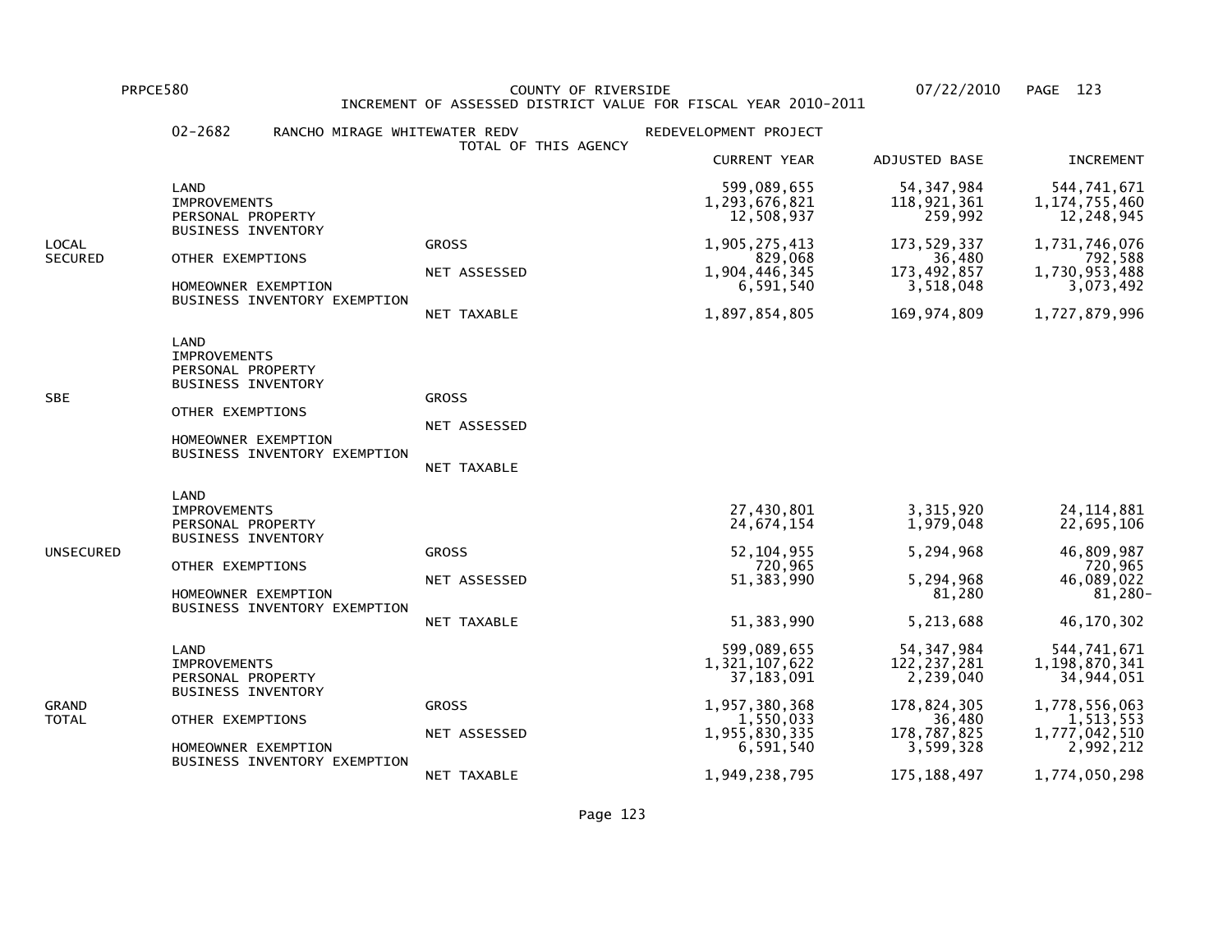PRPCE580 COUNTY OF RIVERSIDE 07/22/2010

INCREMENT OF ASSESSED DISTRICT VALUE FOR FISCAL YEAR 2010-2011

02-2682 RANCHO MIRAGE WHITEWATER REDV REDEVELOPMENT PROJECT

TOTAL OF THIS AGENCY

| | | | CURRENT YEAR | ADJUSTED BASE | INCREMENT |
|---|---|---|---|---|---|
| LOCAL SECURED | LAND | | 599,089,655 | 54,347,984 | 544,741,671 |
| | IMPROVEMENTS | | 1,293,676,821 | 118,921,361 | 1,174,755,460 |
| | PERSONAL PROPERTY | | 12,508,937 | 259,992 | 12,248,945 |
| | BUSINESS INVENTORY | | | | |
| | | GROSS | 1,905,275,413 | 173,529,337 | 1,731,746,076 |
| | OTHER EXEMPTIONS | | 829,068 | 36,480 | 792,588 |
| | | NET ASSESSED | 1,904,446,345 | 173,492,857 | 1,730,953,488 |
| | HOMEOWNER EXEMPTION | | 6,591,540 | 3,518,048 | 3,073,492 |
| | BUSINESS INVENTORY EXEMPTION | | | | |
| | | NET TAXABLE | 1,897,854,805 | 169,974,809 | 1,727,879,996 |
| SBE | LAND | | | | |
| | IMPROVEMENTS | | | | |
| | PERSONAL PROPERTY | | | | |
| | BUSINESS INVENTORY | | | | |
| | | GROSS | | | |
| | OTHER EXEMPTIONS | | | | |
| | | NET ASSESSED | | | |
| | HOMEOWNER EXEMPTION | | | | |
| | BUSINESS INVENTORY EXEMPTION | | | | |
| | | NET TAXABLE | | | |
| UNSECURED | LAND | | | | |
| | IMPROVEMENTS | | 27,430,801 | 3,315,920 | 24,114,881 |
| | PERSONAL PROPERTY | | 24,674,154 | 1,979,048 | 22,695,106 |
| | BUSINESS INVENTORY | | | | |
| | | GROSS | 52,104,955 | 5,294,968 | 46,809,987 |
| | OTHER EXEMPTIONS | | 720,965 | | 720,965 |
| | | NET ASSESSED | 51,383,990 | 5,294,968 | 46,089,022 |
| | HOMEOWNER EXEMPTION | | | 81,280 | 81,280- |
| | BUSINESS INVENTORY EXEMPTION | | | | |
| | | NET TAXABLE | 51,383,990 | 5,213,688 | 46,170,302 |
| GRAND TOTAL | LAND | | 599,089,655 | 54,347,984 | 544,741,671 |
| | IMPROVEMENTS | | 1,321,107,622 | 122,237,281 | 1,198,870,341 |
| | PERSONAL PROPERTY | | 37,183,091 | 2,239,040 | 34,944,051 |
| | BUSINESS INVENTORY | | | | |
| | | GROSS | 1,957,380,368 | 178,824,305 | 1,778,556,063 |
| | OTHER EXEMPTIONS | | 1,550,033 | 36,480 | 1,513,553 |
| | | NET ASSESSED | 1,955,830,335 | 178,787,825 | 1,777,042,510 |
| | HOMEOWNER EXEMPTION | | 6,591,540 | 3,599,328 | 2,992,212 |
| | BUSINESS INVENTORY EXEMPTION | | | | |
| | | NET TAXABLE | 1,949,238,795 | 175,188,497 | 1,774,050,298 |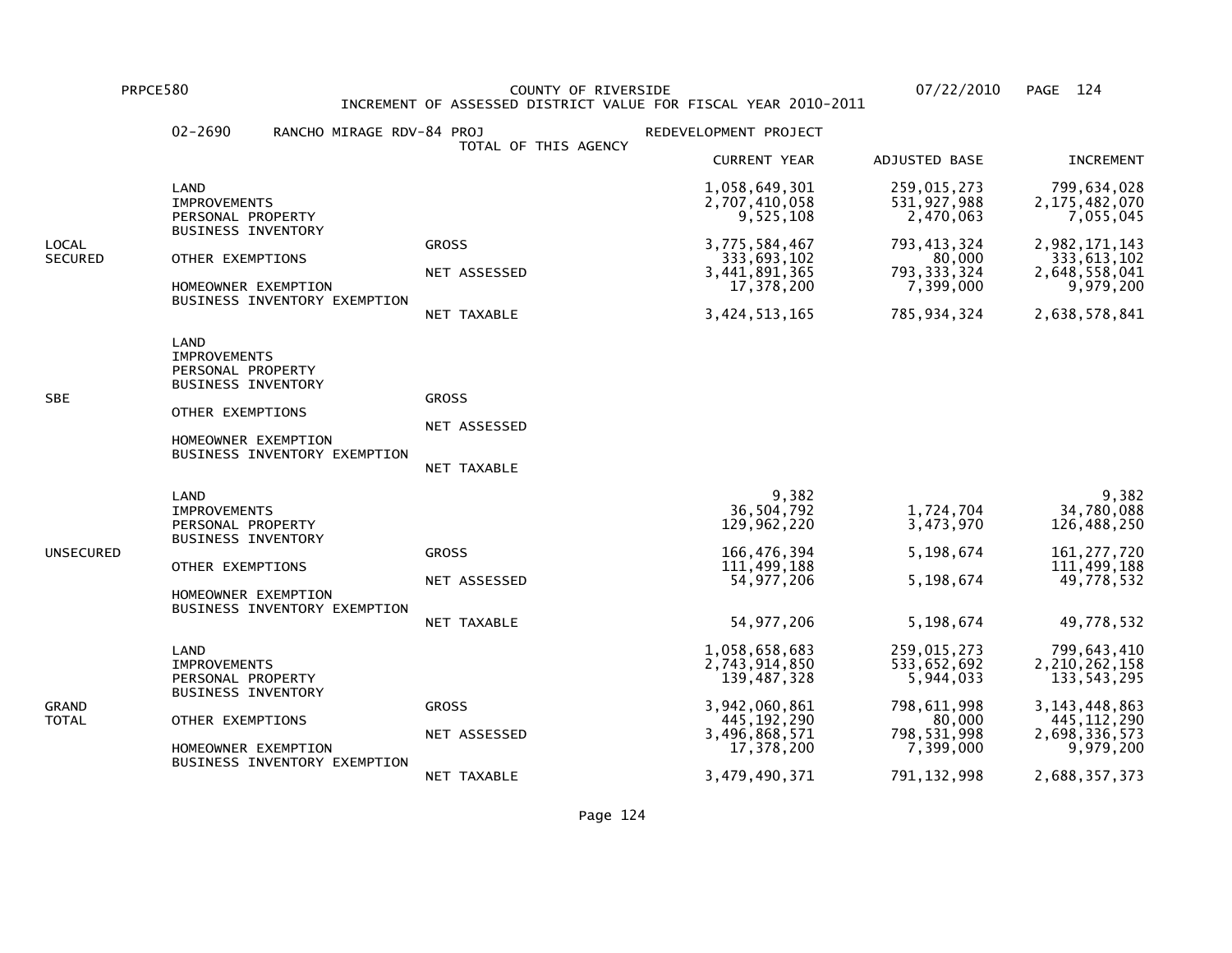PRPCE580 COUNTY OF RIVERSIDE 07/22/2010

INCREMENT OF ASSESSED DISTRICT VALUE FOR FISCAL YEAR 2010-2011

02-2690 RANCHO MIRAGE RDV-84 PROJ — REDEVELOPMENT PROJECT

TOTAL OF THIS AGENCY

| | | | CURRENT YEAR | ADJUSTED BASE | INCREMENT |
|---|---|---|---|---|---|
| LOCAL SECURED | LAND | | 1,058,649,301 | 259,015,273 | 799,634,028 |
| | IMPROVEMENTS | | 2,707,410,058 | 531,927,988 | 2,175,482,070 |
| | PERSONAL PROPERTY | | 9,525,108 | 2,470,063 | 7,055,045 |
| | BUSINESS INVENTORY | | | | |
| | | GROSS | 3,775,584,467 | 793,413,324 | 2,982,171,143 |
| | OTHER EXEMPTIONS | | 333,693,102 | 80,000 | 333,613,102 |
| | | NET ASSESSED | 3,441,891,365 | 793,333,324 | 2,648,558,041 |
| | HOMEOWNER EXEMPTION | | 17,378,200 | 7,399,000 | 9,979,200 |
| | BUSINESS INVENTORY EXEMPTION | | | | |
| | | NET TAXABLE | 3,424,513,165 | 785,934,324 | 2,638,578,841 |
| SBE | LAND | | | | |
| | IMPROVEMENTS | | | | |
| | PERSONAL PROPERTY | | | | |
| | BUSINESS INVENTORY | | | | |
| | | GROSS | | | |
| | OTHER EXEMPTIONS | | | | |
| | | NET ASSESSED | | | |
| | HOMEOWNER EXEMPTION | | | | |
| | BUSINESS INVENTORY EXEMPTION | | | | |
| | | NET TAXABLE | | | |
| UNSECURED | LAND | | 9,382 | | 9,382 |
| | IMPROVEMENTS | | 36,504,792 | 1,724,704 | 34,780,088 |
| | PERSONAL PROPERTY | | 129,962,220 | 3,473,970 | 126,488,250 |
| | BUSINESS INVENTORY | | | | |
| | | GROSS | 166,476,394 | 5,198,674 | 161,277,720 |
| | OTHER EXEMPTIONS | | 111,499,188 | | 111,499,188 |
| | | NET ASSESSED | 54,977,206 | 5,198,674 | 49,778,532 |
| | HOMEOWNER EXEMPTION | | | | |
| | BUSINESS INVENTORY EXEMPTION | | | | |
| | | NET TAXABLE | 54,977,206 | 5,198,674 | 49,778,532 |
| GRAND TOTAL | LAND | | 1,058,658,683 | 259,015,273 | 799,643,410 |
| | IMPROVEMENTS | | 2,743,914,850 | 533,652,692 | 2,210,262,158 |
| | PERSONAL PROPERTY | | 139,487,328 | 5,944,033 | 133,543,295 |
| | BUSINESS INVENTORY | | | | |
| | | GROSS | 3,942,060,861 | 798,611,998 | 3,143,448,863 |
| | OTHER EXEMPTIONS | | 445,192,290 | 80,000 | 445,112,290 |
| | | NET ASSESSED | 3,496,868,571 | 798,531,998 | 2,698,336,573 |
| | HOMEOWNER EXEMPTION | | 17,378,200 | 7,399,000 | 9,979,200 |
| | BUSINESS INVENTORY EXEMPTION | | | | |
| | | NET TAXABLE | 3,479,490,371 | 791,132,998 | 2,688,357,373 |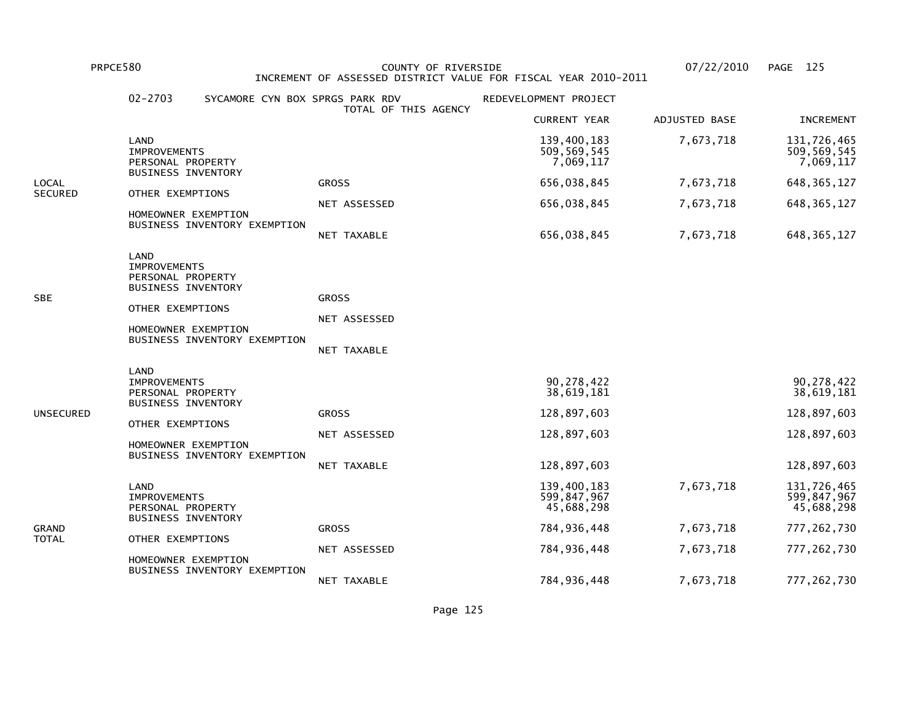PRPCE580 COUNTY OF RIVERSIDE 07/22/2010

INCREMENT OF ASSESSED DISTRICT VALUE FOR FISCAL YEAR 2010-2011

02-2703 SYCAMORE CYN BOX SPRGS PARK RDV REDEVELOPMENT PROJECT

TOTAL OF THIS AGENCY

| | | | CURRENT YEAR | ADJUSTED BASE | INCREMENT |
|---|---|---|---|---|---|
| LOCAL SECURED | LAND | | 139,400,183 | 7,673,718 | 131,726,465 |
| | IMPROVEMENTS | | 509,569,545 | | 509,569,545 |
| | PERSONAL PROPERTY | | 7,069,117 | | 7,069,117 |
| | BUSINESS INVENTORY | | | | |
| | | GROSS | 656,038,845 | 7,673,718 | 648,365,127 |
| | OTHER EXEMPTIONS | | | | |
| | | NET ASSESSED | 656,038,845 | 7,673,718 | 648,365,127 |
| | HOMEOWNER EXEMPTION | | | | |
| | BUSINESS INVENTORY EXEMPTION | | | | |
| | | NET TAXABLE | 656,038,845 | 7,673,718 | 648,365,127 |
| SBE | LAND | | | | |
| | IMPROVEMENTS | | | | |
| | PERSONAL PROPERTY | | | | |
| | BUSINESS INVENTORY | | | | |
| | | GROSS | | | |
| | OTHER EXEMPTIONS | | | | |
| | | NET ASSESSED | | | |
| | HOMEOWNER EXEMPTION | | | | |
| | BUSINESS INVENTORY EXEMPTION | | | | |
| | | NET TAXABLE | | | |
| UNSECURED | LAND | | | | |
| | IMPROVEMENTS | | 90,278,422 | | 90,278,422 |
| | PERSONAL PROPERTY | | 38,619,181 | | 38,619,181 |
| | BUSINESS INVENTORY | | | | |
| | | GROSS | 128,897,603 | | 128,897,603 |
| | OTHER EXEMPTIONS | | | | |
| | | NET ASSESSED | 128,897,603 | | 128,897,603 |
| | HOMEOWNER EXEMPTION | | | | |
| | BUSINESS INVENTORY EXEMPTION | | | | |
| | | NET TAXABLE | 128,897,603 | | 128,897,603 |
| GRAND TOTAL | LAND | | 139,400,183 | 7,673,718 | 131,726,465 |
| | IMPROVEMENTS | | 599,847,967 | | 599,847,967 |
| | PERSONAL PROPERTY | | 45,688,298 | | 45,688,298 |
| | BUSINESS INVENTORY | | | | |
| | | GROSS | 784,936,448 | 7,673,718 | 777,262,730 |
| | OTHER EXEMPTIONS | | | | |
| | | NET ASSESSED | 784,936,448 | 7,673,718 | 777,262,730 |
| | HOMEOWNER EXEMPTION | | | | |
| | BUSINESS INVENTORY EXEMPTION | | | | |
| | | NET TAXABLE | 784,936,448 | 7,673,718 | 777,262,730 |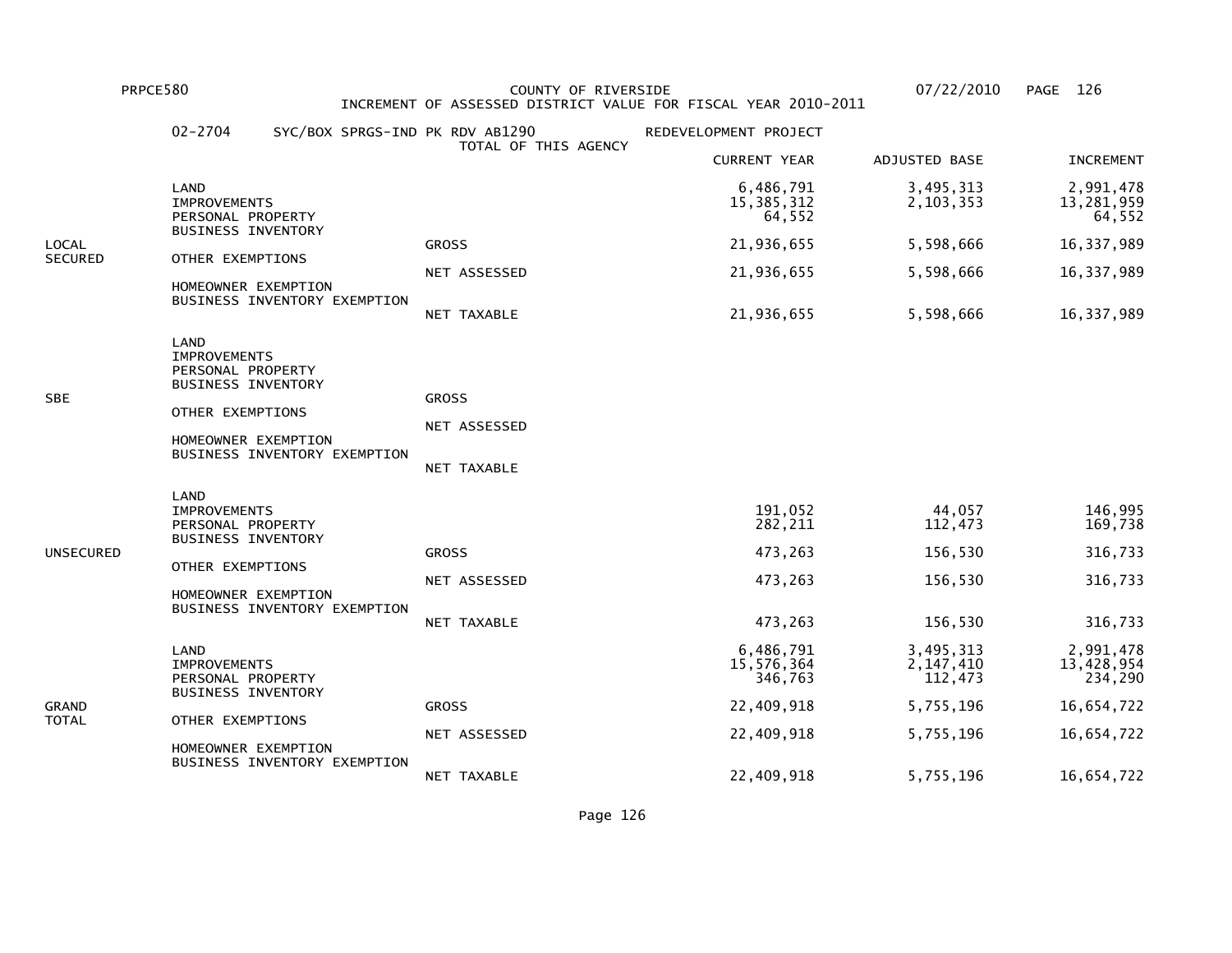PRPCE580 COUNTY OF RIVERSIDE 07/22/2010

INCREMENT OF ASSESSED DISTRICT VALUE FOR FISCAL YEAR 2010-2011

02-2704 SYC/BOX SPRGS-IND PK RDV AB1290 REDEVELOPMENT PROJECT

TOTAL OF THIS AGENCY

| | | | CURRENT YEAR | ADJUSTED BASE | INCREMENT |
|---|---|---|---|---|---|
| LOCAL SECURED | LAND | | 6,486,791 | 3,495,313 | 2,991,478 |
| | IMPROVEMENTS | | 15,385,312 | 2,103,353 | 13,281,959 |
| | PERSONAL PROPERTY | | 64,552 | | 64,552 |
| | BUSINESS INVENTORY | | | | |
| | | GROSS | 21,936,655 | 5,598,666 | 16,337,989 |
| | OTHER EXEMPTIONS | | | | |
| | | NET ASSESSED | 21,936,655 | 5,598,666 | 16,337,989 |
| | HOMEOWNER EXEMPTION | | | | |
| | BUSINESS INVENTORY EXEMPTION | | | | |
| | | NET TAXABLE | 21,936,655 | 5,598,666 | 16,337,989 |
| SBE | LAND | | | | |
| | IMPROVEMENTS | | | | |
| | PERSONAL PROPERTY | | | | |
| | BUSINESS INVENTORY | | | | |
| | | GROSS | | | |
| | OTHER EXEMPTIONS | | | | |
| | | NET ASSESSED | | | |
| | HOMEOWNER EXEMPTION | | | | |
| | BUSINESS INVENTORY EXEMPTION | | | | |
| | | NET TAXABLE | | | |
| UNSECURED | LAND | | | | |
| | IMPROVEMENTS | | 191,052 | 44,057 | 146,995 |
| | PERSONAL PROPERTY | | 282,211 | 112,473 | 169,738 |
| | BUSINESS INVENTORY | | | | |
| | | GROSS | 473,263 | 156,530 | 316,733 |
| | OTHER EXEMPTIONS | | | | |
| | | NET ASSESSED | 473,263 | 156,530 | 316,733 |
| | HOMEOWNER EXEMPTION | | | | |
| | BUSINESS INVENTORY EXEMPTION | | | | |
| | | NET TAXABLE | 473,263 | 156,530 | 316,733 |
| GRAND TOTAL | LAND | | 6,486,791 | 3,495,313 | 2,991,478 |
| | IMPROVEMENTS | | 15,576,364 | 2,147,410 | 13,428,954 |
| | PERSONAL PROPERTY | | 346,763 | 112,473 | 234,290 |
| | BUSINESS INVENTORY | | | | |
| | | GROSS | 22,409,918 | 5,755,196 | 16,654,722 |
| | OTHER EXEMPTIONS | | | | |
| | | NET ASSESSED | 22,409,918 | 5,755,196 | 16,654,722 |
| | HOMEOWNER EXEMPTION | | | | |
| | BUSINESS INVENTORY EXEMPTION | | | | |
| | | NET TAXABLE | 22,409,918 | 5,755,196 | 16,654,722 |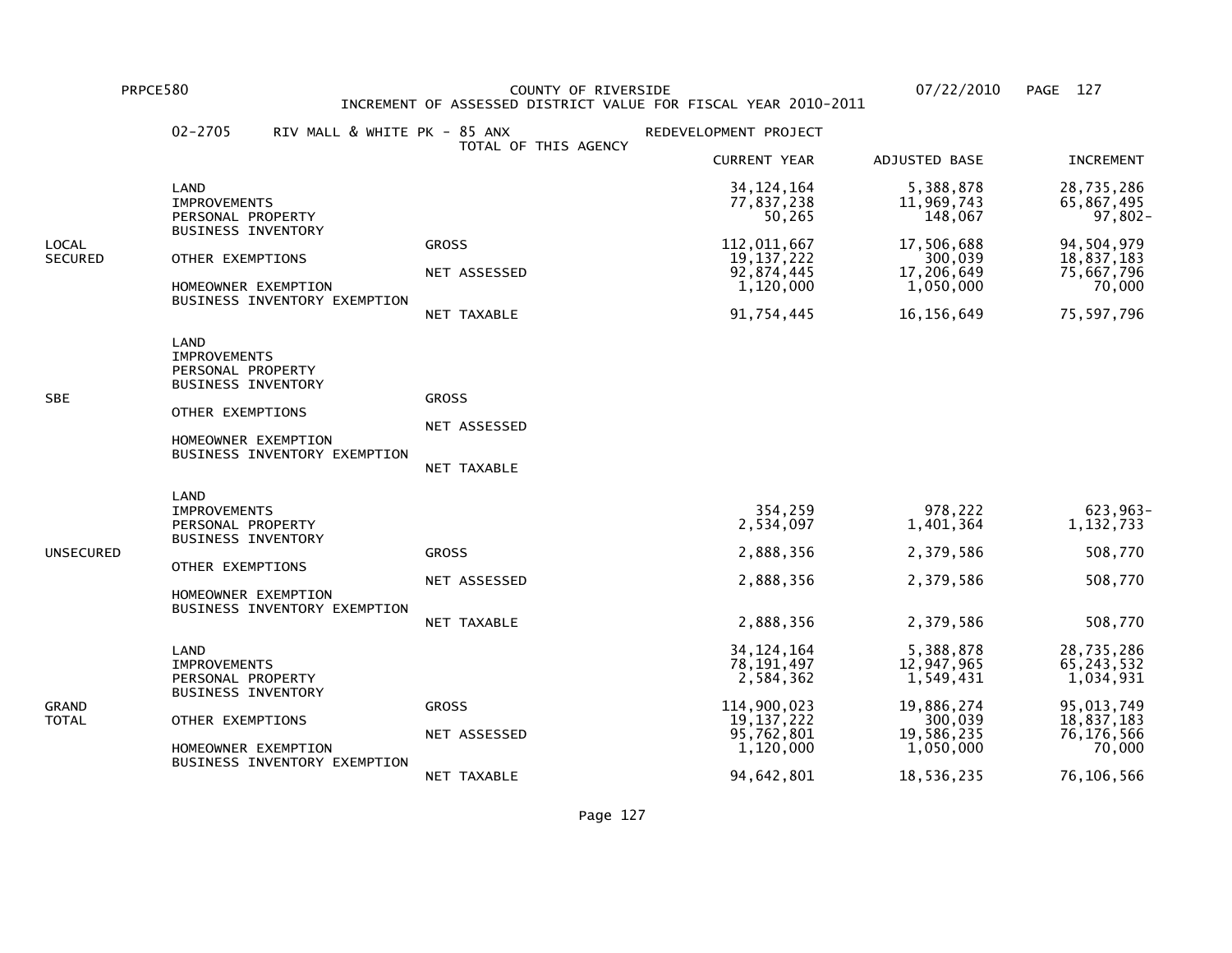PRPCE580 COUNTY OF RIVERSIDE 07/22/2010 PAGE 127

INCREMENT OF ASSESSED DISTRICT VALUE FOR FISCAL YEAR 2010-2011

02-2705 RIV MALL & WHITE PK - 85 ANX REDEVELOPMENT PROJECT

TOTAL OF THIS AGENCY

| | | | CURRENT YEAR | ADJUSTED BASE | INCREMENT |
|---|---|---|---|---|---|
| LOCAL SECURED | LAND | | 34,124,164 | 5,388,878 | 28,735,286 |
| | IMPROVEMENTS | | 77,837,238 | 11,969,743 | 65,867,495 |
| | PERSONAL PROPERTY | | 50,265 | 148,067 | 97,802- |
| | BUSINESS INVENTORY | | | | |
| | | GROSS | 112,011,667 | 17,506,688 | 94,504,979 |
| | OTHER EXEMPTIONS | | 19,137,222 | 300,039 | 18,837,183 |
| | | NET ASSESSED | 92,874,445 | 17,206,649 | 75,667,796 |
| | HOMEOWNER EXEMPTION | | 1,120,000 | 1,050,000 | 70,000 |
| | BUSINESS INVENTORY EXEMPTION | | | | |
| | | NET TAXABLE | 91,754,445 | 16,156,649 | 75,597,796 |
| SBE | LAND | | | | |
| | IMPROVEMENTS | | | | |
| | PERSONAL PROPERTY | | | | |
| | BUSINESS INVENTORY | | | | |
| | | GROSS | | | |
| | OTHER EXEMPTIONS | | | | |
| | | NET ASSESSED | | | |
| | HOMEOWNER EXEMPTION | | | | |
| | BUSINESS INVENTORY EXEMPTION | | | | |
| | | NET TAXABLE | | | |
| UNSECURED | LAND | | | | |
| | IMPROVEMENTS | | 354,259 | 978,222 | 623,963- |
| | PERSONAL PROPERTY | | 2,534,097 | 1,401,364 | 1,132,733 |
| | BUSINESS INVENTORY | | | | |
| | | GROSS | 2,888,356 | 2,379,586 | 508,770 |
| | OTHER EXEMPTIONS | | | | |
| | | NET ASSESSED | 2,888,356 | 2,379,586 | 508,770 |
| | HOMEOWNER EXEMPTION | | | | |
| | BUSINESS INVENTORY EXEMPTION | | | | |
| | | NET TAXABLE | 2,888,356 | 2,379,586 | 508,770 |
| GRAND TOTAL | LAND | | 34,124,164 | 5,388,878 | 28,735,286 |
| | IMPROVEMENTS | | 78,191,497 | 12,947,965 | 65,243,532 |
| | PERSONAL PROPERTY | | 2,584,362 | 1,549,431 | 1,034,931 |
| | BUSINESS INVENTORY | | | | |
| | | GROSS | 114,900,023 | 19,886,274 | 95,013,749 |
| | OTHER EXEMPTIONS | | 19,137,222 | 300,039 | 18,837,183 |
| | | NET ASSESSED | 95,762,801 | 19,586,235 | 76,176,566 |
| | HOMEOWNER EXEMPTION | | 1,120,000 | 1,050,000 | 70,000 |
| | BUSINESS INVENTORY EXEMPTION | | | | |
| | | NET TAXABLE | 94,642,801 | 18,536,235 | 76,106,566 |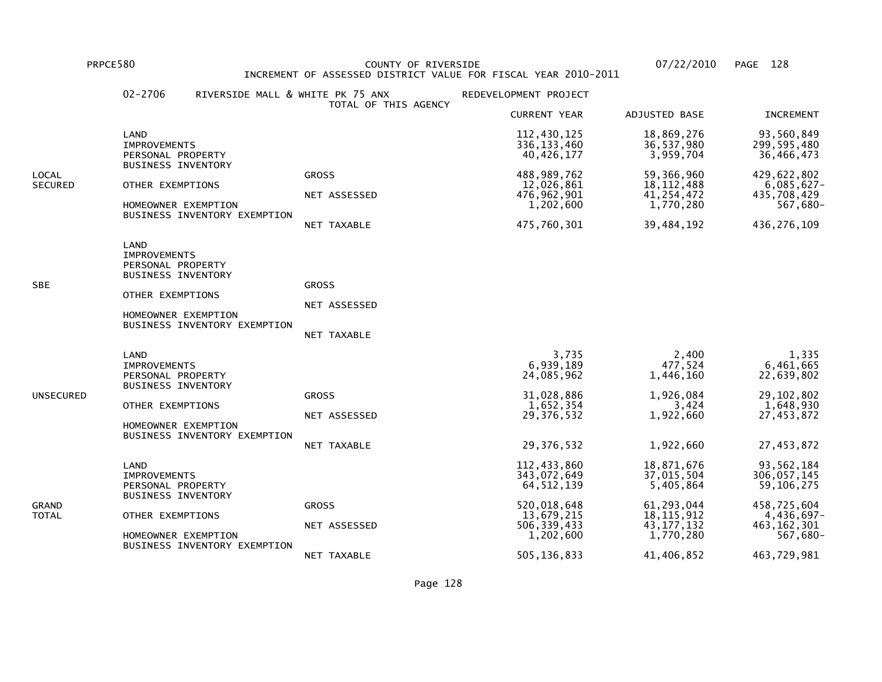PRPCE580 COUNTY OF RIVERSIDE 07/22/2010

INCREMENT OF ASSESSED DISTRICT VALUE FOR FISCAL YEAR 2010-2011

02-2706 RIVERSIDE MALL & WHITE PK 75 ANX REDEVELOPMENT PROJECT

TOTAL OF THIS AGENCY

| | | | CURRENT YEAR | ADJUSTED BASE | INCREMENT |
|---|---|---|---|---|---|
| LOCAL SECURED | LAND | | 112,430,125 | 18,869,276 | 93,560,849 |
| | IMPROVEMENTS | | 336,133,460 | 36,537,980 | 299,595,480 |
| | PERSONAL PROPERTY | | 40,426,177 | 3,959,704 | 36,466,473 |
| | BUSINESS INVENTORY | | | | |
| | | GROSS | 488,989,762 | 59,366,960 | 429,622,802 |
| | OTHER EXEMPTIONS | | 12,026,861 | 18,112,488 | 6,085,627- |
| | | NET ASSESSED | 476,962,901 | 41,254,472 | 435,708,429 |
| | HOMEOWNER EXEMPTION | | 1,202,600 | 1,770,280 | 567,680- |
| | BUSINESS INVENTORY EXEMPTION | | | | |
| | | NET TAXABLE | 475,760,301 | 39,484,192 | 436,276,109 |
| SBE | LAND | | | | |
| | IMPROVEMENTS | | | | |
| | PERSONAL PROPERTY | | | | |
| | BUSINESS INVENTORY | | | | |
| | | GROSS | | | |
| | OTHER EXEMPTIONS | | | | |
| | | NET ASSESSED | | | |
| | HOMEOWNER EXEMPTION | | | | |
| | BUSINESS INVENTORY EXEMPTION | | | | |
| | | NET TAXABLE | | | |
| UNSECURED | LAND | | 3,735 | 2,400 | 1,335 |
| | IMPROVEMENTS | | 6,939,189 | 477,524 | 6,461,665 |
| | PERSONAL PROPERTY | | 24,085,962 | 1,446,160 | 22,639,802 |
| | BUSINESS INVENTORY | | | | |
| | | GROSS | 31,028,886 | 1,926,084 | 29,102,802 |
| | OTHER EXEMPTIONS | | 1,652,354 | 3,424 | 1,648,930 |
| | | NET ASSESSED | 29,376,532 | 1,922,660 | 27,453,872 |
| | HOMEOWNER EXEMPTION | | | | |
| | BUSINESS INVENTORY EXEMPTION | | | | |
| | | NET TAXABLE | 29,376,532 | 1,922,660 | 27,453,872 |
| GRAND TOTAL | LAND | | 112,433,860 | 18,871,676 | 93,562,184 |
| | IMPROVEMENTS | | 343,072,649 | 37,015,504 | 306,057,145 |
| | PERSONAL PROPERTY | | 64,512,139 | 5,405,864 | 59,106,275 |
| | BUSINESS INVENTORY | | | | |
| | | GROSS | 520,018,648 | 61,293,044 | 458,725,604 |
| | OTHER EXEMPTIONS | | 13,679,215 | 18,115,912 | 4,436,697- |
| | | NET ASSESSED | 506,339,433 | 43,177,132 | 463,162,301 |
| | HOMEOWNER EXEMPTION | | 1,202,600 | 1,770,280 | 567,680- |
| | BUSINESS INVENTORY EXEMPTION | | | | |
| | | NET TAXABLE | 505,136,833 | 41,406,852 | 463,729,981 |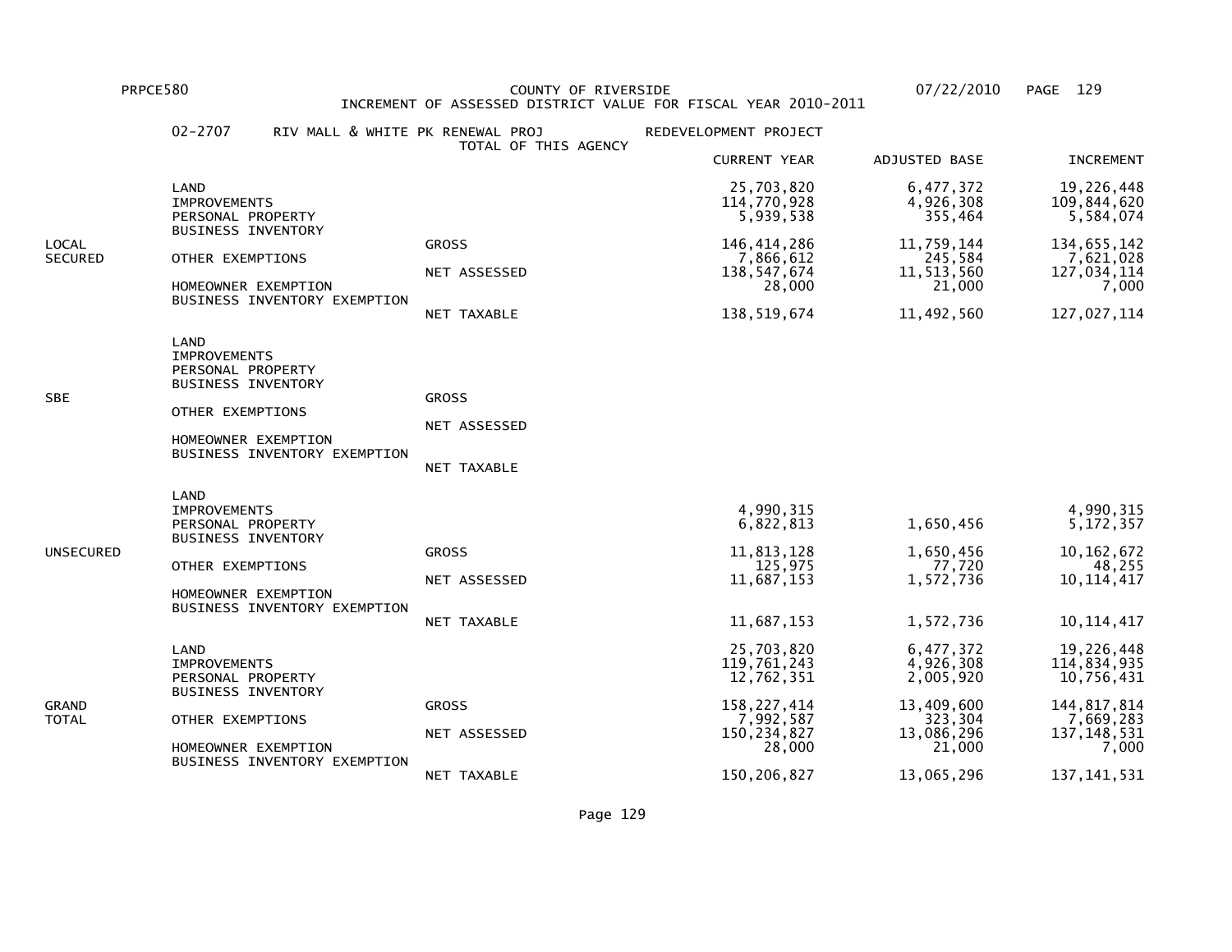PRPCE580 COUNTY OF RIVERSIDE 07/22/2010

INCREMENT OF ASSESSED DISTRICT VALUE FOR FISCAL YEAR 2010-2011

02-2707 RIV MALL & WHITE PK RENEWAL PROJ REDEVELOPMENT PROJECT

TOTAL OF THIS AGENCY

| | | | CURRENT YEAR | ADJUSTED BASE | INCREMENT |
|---|---|---|---|---|---|
| LOCAL SECURED | LAND | | 25,703,820 | 6,477,372 | 19,226,448 |
| | IMPROVEMENTS | | 114,770,928 | 4,926,308 | 109,844,620 |
| | PERSONAL PROPERTY | | 5,939,538 | 355,464 | 5,584,074 |
| | BUSINESS INVENTORY | | | | |
| | | GROSS | 146,414,286 | 11,759,144 | 134,655,142 |
| | OTHER EXEMPTIONS | | 7,866,612 | 245,584 | 7,621,028 |
| | | NET ASSESSED | 138,547,674 | 11,513,560 | 127,034,114 |
| | HOMEOWNER EXEMPTION | | 28,000 | 21,000 | 7,000 |
| | BUSINESS INVENTORY EXEMPTION | | | | |
| | | NET TAXABLE | 138,519,674 | 11,492,560 | 127,027,114 |
| SBE | LAND | | | | |
| | IMPROVEMENTS | | | | |
| | PERSONAL PROPERTY | | | | |
| | BUSINESS INVENTORY | | | | |
| | | GROSS | | | |
| | OTHER EXEMPTIONS | | | | |
| | | NET ASSESSED | | | |
| | HOMEOWNER EXEMPTION | | | | |
| | BUSINESS INVENTORY EXEMPTION | | | | |
| | | NET TAXABLE | | | |
| UNSECURED | LAND | | | | |
| | IMPROVEMENTS | | 4,990,315 | | 4,990,315 |
| | PERSONAL PROPERTY | | 6,822,813 | 1,650,456 | 5,172,357 |
| | BUSINESS INVENTORY | | | | |
| | | GROSS | 11,813,128 | 1,650,456 | 10,162,672 |
| | OTHER EXEMPTIONS | | 125,975 | 77,720 | 48,255 |
| | | NET ASSESSED | 11,687,153 | 1,572,736 | 10,114,417 |
| | HOMEOWNER EXEMPTION | | | | |
| | BUSINESS INVENTORY EXEMPTION | | | | |
| | | NET TAXABLE | 11,687,153 | 1,572,736 | 10,114,417 |
| GRAND TOTAL | LAND | | 25,703,820 | 6,477,372 | 19,226,448 |
| | IMPROVEMENTS | | 119,761,243 | 4,926,308 | 114,834,935 |
| | PERSONAL PROPERTY | | 12,762,351 | 2,005,920 | 10,756,431 |
| | BUSINESS INVENTORY | | | | |
| | | GROSS | 158,227,414 | 13,409,600 | 144,817,814 |
| | OTHER EXEMPTIONS | | 7,992,587 | 323,304 | 7,669,283 |
| | | NET ASSESSED | 150,234,827 | 13,086,296 | 137,148,531 |
| | HOMEOWNER EXEMPTION | | 28,000 | 21,000 | 7,000 |
| | BUSINESS INVENTORY EXEMPTION | | | | |
| | | NET TAXABLE | 150,206,827 | 13,065,296 | 137,141,531 |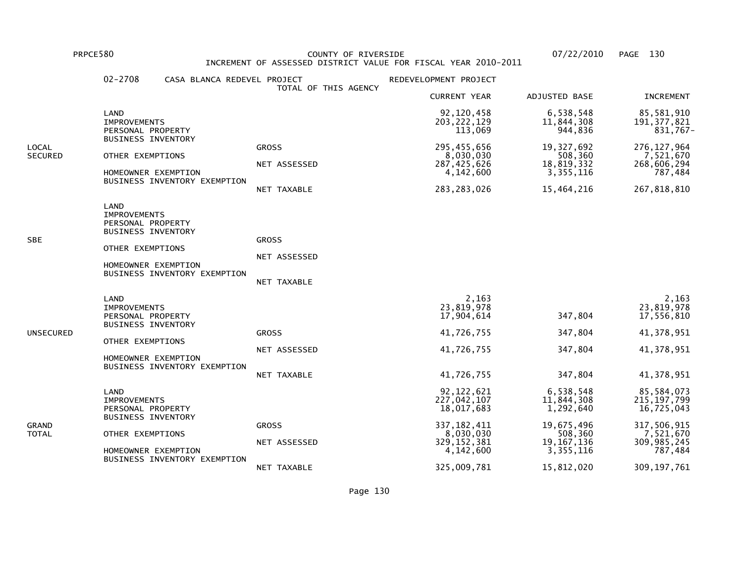PRPCE580 COUNTY OF RIVERSIDE 07/22/2010

INCREMENT OF ASSESSED DISTRICT VALUE FOR FISCAL YEAR 2010-2011

02-2708 CASA BLANCA REDEVEL PROJECT — REDEVELOPMENT PROJECT

TOTAL OF THIS AGENCY

| | | | CURRENT YEAR | ADJUSTED BASE | INCREMENT |
|---|---|---|---|---|---|
| LOCAL SECURED | LAND | | 92,120,458 | 6,538,548 | 85,581,910 |
| | IMPROVEMENTS | | 203,222,129 | 11,844,308 | 191,377,821 |
| | PERSONAL PROPERTY | | 113,069 | 944,836 | 831,767- |
| | BUSINESS INVENTORY | | | | |
| | | GROSS | 295,455,656 | 19,327,692 | 276,127,964 |
| | OTHER EXEMPTIONS | | 8,030,030 | 508,360 | 7,521,670 |
| | | NET ASSESSED | 287,425,626 | 18,819,332 | 268,606,294 |
| | HOMEOWNER EXEMPTION | | 4,142,600 | 3,355,116 | 787,484 |
| | BUSINESS INVENTORY EXEMPTION | | | | |
| | | NET TAXABLE | 283,283,026 | 15,464,216 | 267,818,810 |
| SBE | LAND | | | | |
| | IMPROVEMENTS | | | | |
| | PERSONAL PROPERTY | | | | |
| | BUSINESS INVENTORY | | | | |
| | | GROSS | | | |
| | OTHER EXEMPTIONS | | | | |
| | | NET ASSESSED | | | |
| | HOMEOWNER EXEMPTION | | | | |
| | BUSINESS INVENTORY EXEMPTION | | | | |
| | | NET TAXABLE | | | |
| UNSECURED | LAND | | 2,163 | | 2,163 |
| | IMPROVEMENTS | | 23,819,978 | | 23,819,978 |
| | PERSONAL PROPERTY | | 17,904,614 | 347,804 | 17,556,810 |
| | BUSINESS INVENTORY | | | | |
| | | GROSS | 41,726,755 | 347,804 | 41,378,951 |
| | OTHER EXEMPTIONS | | | | |
| | | NET ASSESSED | 41,726,755 | 347,804 | 41,378,951 |
| | HOMEOWNER EXEMPTION | | | | |
| | BUSINESS INVENTORY EXEMPTION | | | | |
| | | NET TAXABLE | 41,726,755 | 347,804 | 41,378,951 |
| GRAND TOTAL | LAND | | 92,122,621 | 6,538,548 | 85,584,073 |
| | IMPROVEMENTS | | 227,042,107 | 11,844,308 | 215,197,799 |
| | PERSONAL PROPERTY | | 18,017,683 | 1,292,640 | 16,725,043 |
| | BUSINESS INVENTORY | | | | |
| | | GROSS | 337,182,411 | 19,675,496 | 317,506,915 |
| | OTHER EXEMPTIONS | | 8,030,030 | 508,360 | 7,521,670 |
| | | NET ASSESSED | 329,152,381 | 19,167,136 | 309,985,245 |
| | HOMEOWNER EXEMPTION | | 4,142,600 | 3,355,116 | 787,484 |
| | BUSINESS INVENTORY EXEMPTION | | | | |
| | | NET TAXABLE | 325,009,781 | 15,812,020 | 309,197,761 |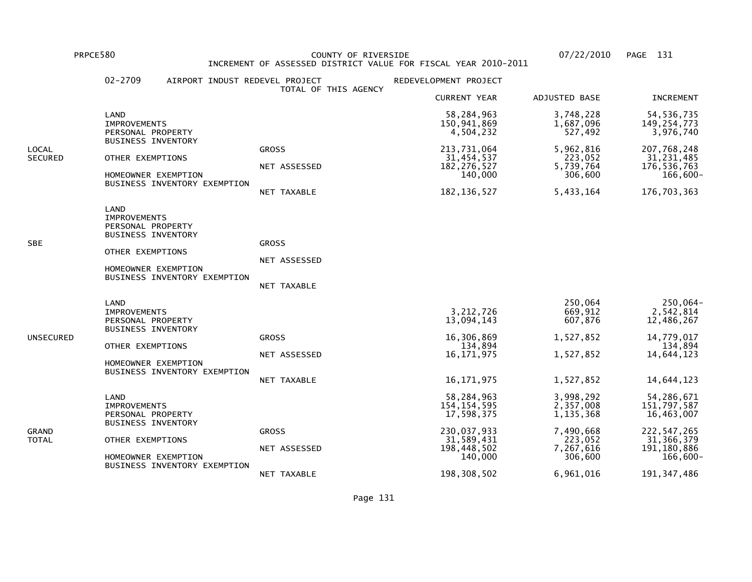PRPCE580 COUNTY OF RIVERSIDE 07/22/2010

INCREMENT OF ASSESSED DISTRICT VALUE FOR FISCAL YEAR 2010-2011

02-2709 AIRPORT INDUST REDEVEL PROJECT — REDEVELOPMENT PROJECT

TOTAL OF THIS AGENCY

| | | | CURRENT YEAR | ADJUSTED BASE | INCREMENT |
|---|---|---|---|---|---|
| LOCAL SECURED | LAND | | 58,284,963 | 3,748,228 | 54,536,735 |
| | IMPROVEMENTS | | 150,941,869 | 1,687,096 | 149,254,773 |
| | PERSONAL PROPERTY | | 4,504,232 | 527,492 | 3,976,740 |
| | BUSINESS INVENTORY | | | | |
| | | GROSS | 213,731,064 | 5,962,816 | 207,768,248 |
| | OTHER EXEMPTIONS | | 31,454,537 | 223,052 | 31,231,485 |
| | | NET ASSESSED | 182,276,527 | 5,739,764 | 176,536,763 |
| | HOMEOWNER EXEMPTION | | 140,000 | 306,600 | 166,600- |
| | BUSINESS INVENTORY EXEMPTION | | | | |
| | | NET TAXABLE | 182,136,527 | 5,433,164 | 176,703,363 |
| SBE | LAND | | | | |
| | IMPROVEMENTS | | | | |
| | PERSONAL PROPERTY | | | | |
| | BUSINESS INVENTORY | | | | |
| | | GROSS | | | |
| | OTHER EXEMPTIONS | | | | |
| | | NET ASSESSED | | | |
| | HOMEOWNER EXEMPTION | | | | |
| | BUSINESS INVENTORY EXEMPTION | | | | |
| | | NET TAXABLE | | | |
| UNSECURED | LAND | | | 250,064 | 250,064- |
| | IMPROVEMENTS | | 3,212,726 | 669,912 | 2,542,814 |
| | PERSONAL PROPERTY | | 13,094,143 | 607,876 | 12,486,267 |
| | BUSINESS INVENTORY | | | | |
| | | GROSS | 16,306,869 | 1,527,852 | 14,779,017 |
| | OTHER EXEMPTIONS | | 134,894 | | 134,894 |
| | | NET ASSESSED | 16,171,975 | 1,527,852 | 14,644,123 |
| | HOMEOWNER EXEMPTION | | | | |
| | BUSINESS INVENTORY EXEMPTION | | | | |
| | | NET TAXABLE | 16,171,975 | 1,527,852 | 14,644,123 |
| GRAND TOTAL | LAND | | 58,284,963 | 3,998,292 | 54,286,671 |
| | IMPROVEMENTS | | 154,154,595 | 2,357,008 | 151,797,587 |
| | PERSONAL PROPERTY | | 17,598,375 | 1,135,368 | 16,463,007 |
| | BUSINESS INVENTORY | | | | |
| | | GROSS | 230,037,933 | 7,490,668 | 222,547,265 |
| | OTHER EXEMPTIONS | | 31,589,431 | 223,052 | 31,366,379 |
| | | NET ASSESSED | 198,448,502 | 7,267,616 | 191,180,886 |
| | HOMEOWNER EXEMPTION | | 140,000 | 306,600 | 166,600- |
| | BUSINESS INVENTORY EXEMPTION | | | | |
| | | NET TAXABLE | 198,308,502 | 6,961,016 | 191,347,486 |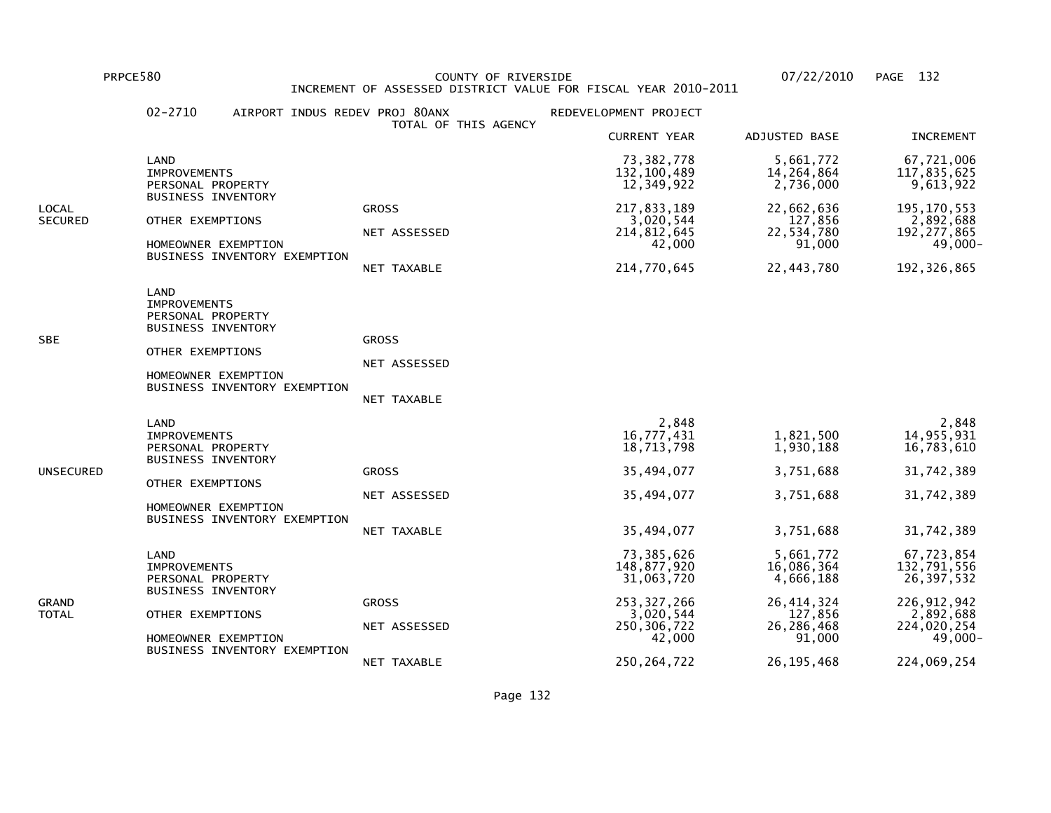PRPCE580 COUNTY OF RIVERSIDE 07/22/2010

INCREMENT OF ASSESSED DISTRICT VALUE FOR FISCAL YEAR 2010-2011

02-2710 AIRPORT INDUS REDEV PROJ 80ANX — REDEVELOPMENT PROJECT

TOTAL OF THIS AGENCY

| Category | Item | Type | CURRENT YEAR | ADJUSTED BASE | INCREMENT |
|---|---|---|---|---|---|
| LOCAL SECURED | LAND | | 73,382,778 | 5,661,772 | 67,721,006 |
| | IMPROVEMENTS | | 132,100,489 | 14,264,864 | 117,835,625 |
| | PERSONAL PROPERTY | | 12,349,922 | 2,736,000 | 9,613,922 |
| | BUSINESS INVENTORY | | | | |
| | | GROSS | 217,833,189 | 22,662,636 | 195,170,553 |
| | OTHER EXEMPTIONS | | 3,020,544 | 127,856 | 2,892,688 |
| | | NET ASSESSED | 214,812,645 | 22,534,780 | 192,277,865 |
| | HOMEOWNER EXEMPTION | | 42,000 | 91,000 | 49,000- |
| | BUSINESS INVENTORY EXEMPTION | | | | |
| | | NET TAXABLE | 214,770,645 | 22,443,780 | 192,326,865 |
| SBE | LAND | | | | |
| | IMPROVEMENTS | | | | |
| | PERSONAL PROPERTY | | | | |
| | BUSINESS INVENTORY | | | | |
| | | GROSS | | | |
| | OTHER EXEMPTIONS | | | | |
| | | NET ASSESSED | | | |
| | HOMEOWNER EXEMPTION | | | | |
| | BUSINESS INVENTORY EXEMPTION | | | | |
| | | NET TAXABLE | | | |
| UNSECURED | LAND | | 2,848 | | 2,848 |
| | IMPROVEMENTS | | 16,777,431 | 1,821,500 | 14,955,931 |
| | PERSONAL PROPERTY | | 18,713,798 | 1,930,188 | 16,783,610 |
| | BUSINESS INVENTORY | | | | |
| | | GROSS | 35,494,077 | 3,751,688 | 31,742,389 |
| | OTHER EXEMPTIONS | | | | |
| | | NET ASSESSED | 35,494,077 | 3,751,688 | 31,742,389 |
| | HOMEOWNER EXEMPTION | | | | |
| | BUSINESS INVENTORY EXEMPTION | | | | |
| | | NET TAXABLE | 35,494,077 | 3,751,688 | 31,742,389 |
| GRAND TOTAL | LAND | | 73,385,626 | 5,661,772 | 67,723,854 |
| | IMPROVEMENTS | | 148,877,920 | 16,086,364 | 132,791,556 |
| | PERSONAL PROPERTY | | 31,063,720 | 4,666,188 | 26,397,532 |
| | BUSINESS INVENTORY | | | | |
| | | GROSS | 253,327,266 | 26,414,324 | 226,912,942 |
| | OTHER EXEMPTIONS | | 3,020,544 | 127,856 | 2,892,688 |
| | | NET ASSESSED | 250,306,722 | 26,286,468 | 224,020,254 |
| | HOMEOWNER EXEMPTION | | 42,000 | 91,000 | 49,000- |
| | BUSINESS INVENTORY EXEMPTION | | | | |
| | | NET TAXABLE | 250,264,722 | 26,195,468 | 224,069,254 |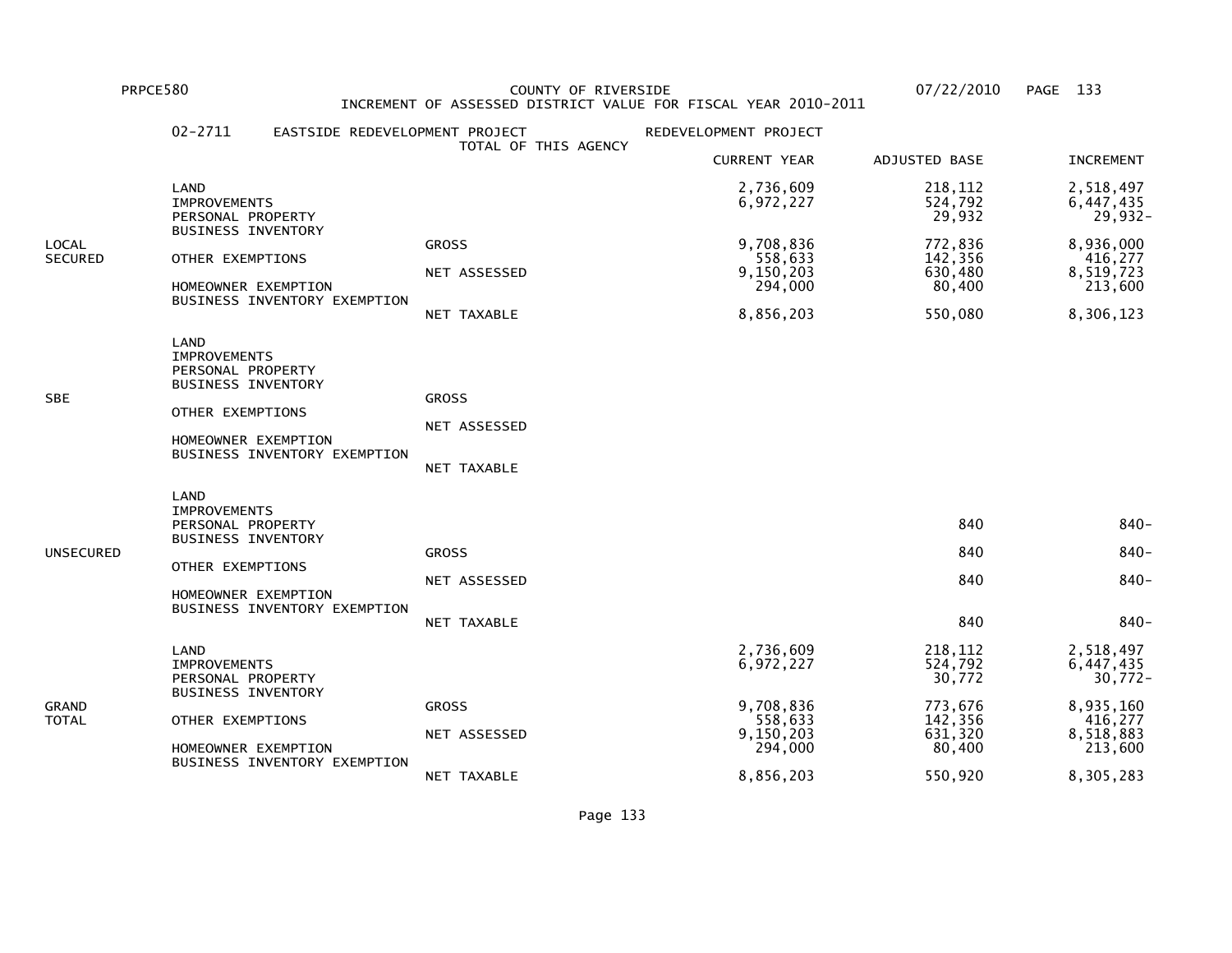PRPCE580 COUNTY OF RIVERSIDE 07/22/2010

INCREMENT OF ASSESSED DISTRICT VALUE FOR FISCAL YEAR 2010-2011

02-2711 EASTSIDE REDEVELOPMENT PROJECT — REDEVELOPMENT PROJECT

TOTAL OF THIS AGENCY

| | | | CURRENT YEAR | ADJUSTED BASE | INCREMENT |
|---|---|---|---|---|---|
| LOCAL SECURED | LAND | | 2,736,609 | 218,112 | 2,518,497 |
| | IMPROVEMENTS | | 6,972,227 | 524,792 | 6,447,435 |
| | PERSONAL PROPERTY | | | 29,932 | 29,932- |
| | BUSINESS INVENTORY | | | | |
| | | GROSS | 9,708,836 | 772,836 | 8,936,000 |
| | OTHER EXEMPTIONS | | 558,633 | 142,356 | 416,277 |
| | | NET ASSESSED | 9,150,203 | 630,480 | 8,519,723 |
| | HOMEOWNER EXEMPTION | | 294,000 | 80,400 | 213,600 |
| | BUSINESS INVENTORY EXEMPTION | | | | |
| | | NET TAXABLE | 8,856,203 | 550,080 | 8,306,123 |
| SBE | LAND | | | | |
| | IMPROVEMENTS | | | | |
| | PERSONAL PROPERTY | | | | |
| | BUSINESS INVENTORY | | | | |
| | | GROSS | | | |
| | OTHER EXEMPTIONS | | | | |
| | | NET ASSESSED | | | |
| | HOMEOWNER EXEMPTION | | | | |
| | BUSINESS INVENTORY EXEMPTION | | | | |
| | | NET TAXABLE | | | |
| UNSECURED | LAND | | | | |
| | IMPROVEMENTS | | | | |
| | PERSONAL PROPERTY | | | 840 | 840- |
| | BUSINESS INVENTORY | | | | |
| | | GROSS | | 840 | 840- |
| | OTHER EXEMPTIONS | | | | |
| | | NET ASSESSED | | 840 | 840- |
| | HOMEOWNER EXEMPTION | | | | |
| | BUSINESS INVENTORY EXEMPTION | | | | |
| | | NET TAXABLE | | 840 | 840- |
| GRAND TOTAL | LAND | | 2,736,609 | 218,112 | 2,518,497 |
| | IMPROVEMENTS | | 6,972,227 | 524,792 | 6,447,435 |
| | PERSONAL PROPERTY | | | 30,772 | 30,772- |
| | BUSINESS INVENTORY | | | | |
| | | GROSS | 9,708,836 | 773,676 | 8,935,160 |
| | OTHER EXEMPTIONS | | 558,633 | 142,356 | 416,277 |
| | | NET ASSESSED | 9,150,203 | 631,320 | 8,518,883 |
| | HOMEOWNER EXEMPTION | | 294,000 | 80,400 | 213,600 |
| | BUSINESS INVENTORY EXEMPTION | | | | |
| | | NET TAXABLE | 8,856,203 | 550,920 | 8,305,283 |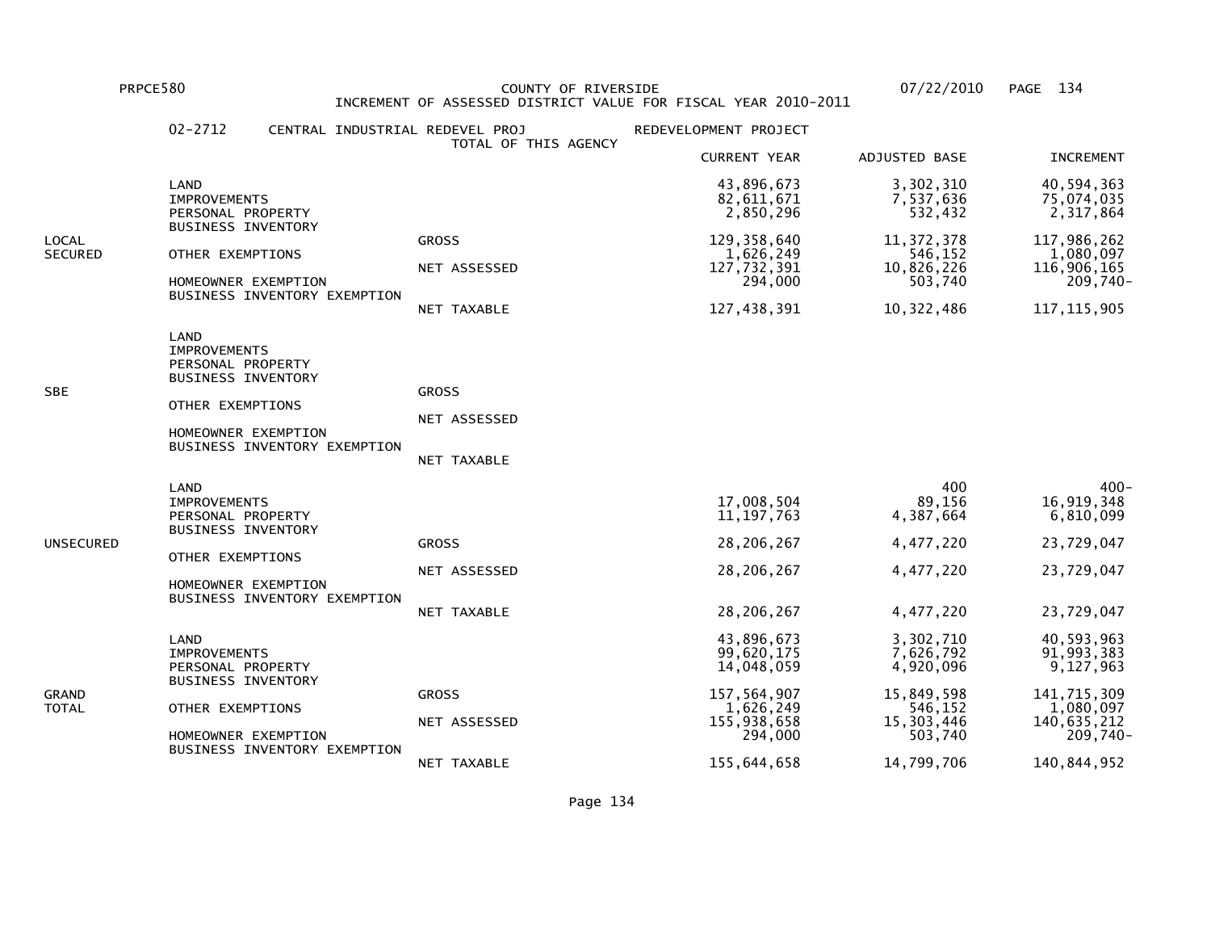PRPCE580 COUNTY OF RIVERSIDE 07/22/2010

INCREMENT OF ASSESSED DISTRICT VALUE FOR FISCAL YEAR 2010-2011

02-2712 CENTRAL INDUSTRIAL REDEVEL PROJ — REDEVELOPMENT PROJECT

TOTAL OF THIS AGENCY

| | | | CURRENT YEAR | ADJUSTED BASE | INCREMENT |
|---|---|---|---|---|---|
| LOCAL SECURED | LAND | | 43,896,673 | 3,302,310 | 40,594,363 |
| | IMPROVEMENTS | | 82,611,671 | 7,537,636 | 75,074,035 |
| | PERSONAL PROPERTY | | 2,850,296 | 532,432 | 2,317,864 |
| | BUSINESS INVENTORY | | | | |
| | | GROSS | 129,358,640 | 11,372,378 | 117,986,262 |
| | OTHER EXEMPTIONS | | 1,626,249 | 546,152 | 1,080,097 |
| | | NET ASSESSED | 127,732,391 | 10,826,226 | 116,906,165 |
| | HOMEOWNER EXEMPTION | | 294,000 | 503,740 | 209,740- |
| | BUSINESS INVENTORY EXEMPTION | | | | |
| | | NET TAXABLE | 127,438,391 | 10,322,486 | 117,115,905 |
| SBE | LAND | | | | |
| | IMPROVEMENTS | | | | |
| | PERSONAL PROPERTY | | | | |
| | BUSINESS INVENTORY | | | | |
| | | GROSS | | | |
| | OTHER EXEMPTIONS | | | | |
| | | NET ASSESSED | | | |
| | HOMEOWNER EXEMPTION | | | | |
| | BUSINESS INVENTORY EXEMPTION | | | | |
| | | NET TAXABLE | | | |
| UNSECURED | LAND | | | 400 | 400- |
| | IMPROVEMENTS | | 17,008,504 | 89,156 | 16,919,348 |
| | PERSONAL PROPERTY | | 11,197,763 | 4,387,664 | 6,810,099 |
| | BUSINESS INVENTORY | | | | |
| | | GROSS | 28,206,267 | 4,477,220 | 23,729,047 |
| | OTHER EXEMPTIONS | | | | |
| | | NET ASSESSED | 28,206,267 | 4,477,220 | 23,729,047 |
| | HOMEOWNER EXEMPTION | | | | |
| | BUSINESS INVENTORY EXEMPTION | | | | |
| | | NET TAXABLE | 28,206,267 | 4,477,220 | 23,729,047 |
| GRAND TOTAL | LAND | | 43,896,673 | 3,302,710 | 40,593,963 |
| | IMPROVEMENTS | | 99,620,175 | 7,626,792 | 91,993,383 |
| | PERSONAL PROPERTY | | 14,048,059 | 4,920,096 | 9,127,963 |
| | BUSINESS INVENTORY | | | | |
| | | GROSS | 157,564,907 | 15,849,598 | 141,715,309 |
| | OTHER EXEMPTIONS | | 1,626,249 | 546,152 | 1,080,097 |
| | | NET ASSESSED | 155,938,658 | 15,303,446 | 140,635,212 |
| | HOMEOWNER EXEMPTION | | 294,000 | 503,740 | 209,740- |
| | BUSINESS INVENTORY EXEMPTION | | | | |
| | | NET TAXABLE | 155,644,658 | 14,799,706 | 140,844,952 |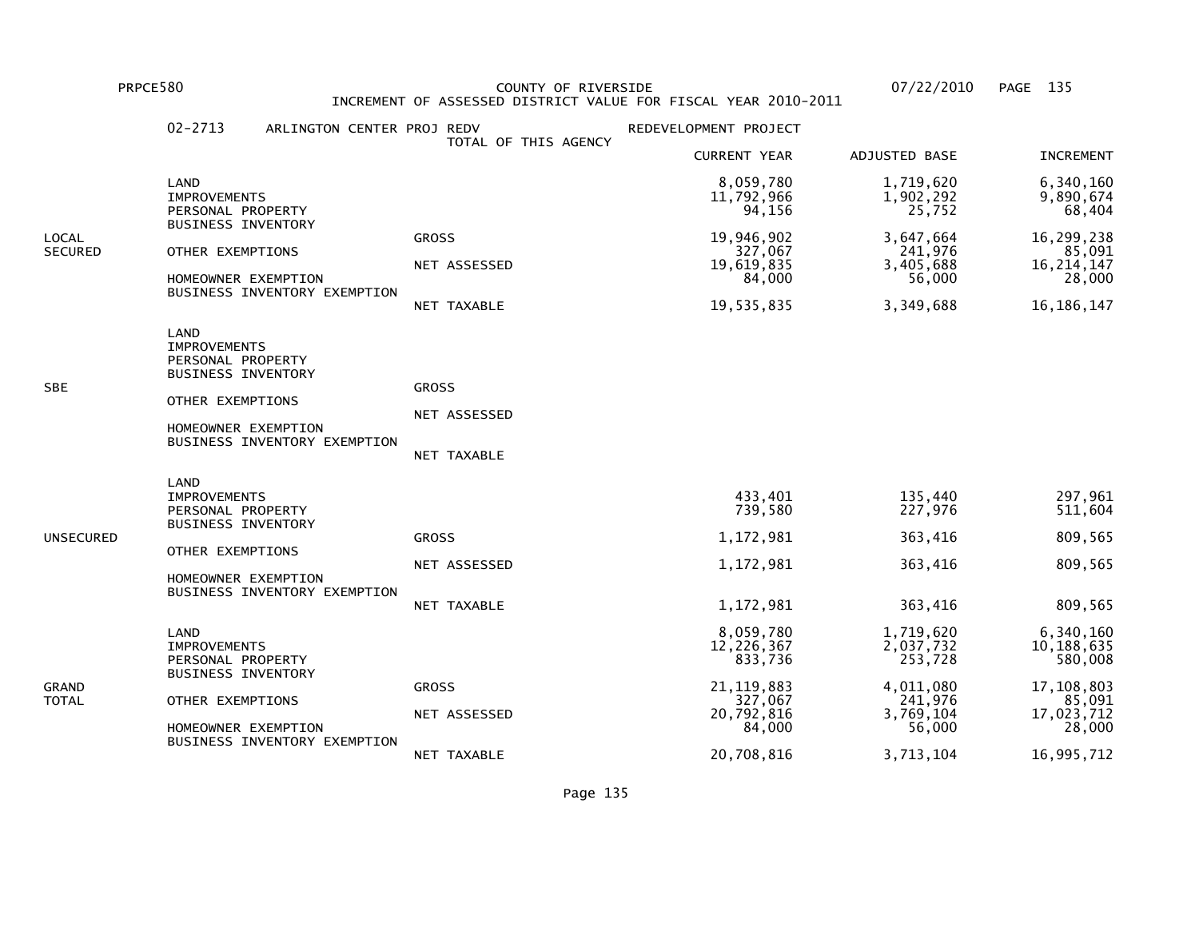PRPCE580 COUNTY OF RIVERSIDE 07/22/2010 PAGE 135

INCREMENT OF ASSESSED DISTRICT VALUE FOR FISCAL YEAR 2010-2011

02-2713 ARLINGTON CENTER PROJ REDV — TOTAL OF THIS AGENCY — REDEVELOPMENT PROJECT

| | | | CURRENT YEAR | ADJUSTED BASE | INCREMENT |
|---|---|---|---|---|---|
| LOCAL SECURED | LAND | | 8,059,780 | 1,719,620 | 6,340,160 |
| | IMPROVEMENTS | | 11,792,966 | 1,902,292 | 9,890,674 |
| | PERSONAL PROPERTY | | 94,156 | 25,752 | 68,404 |
| | BUSINESS INVENTORY | | | | |
| | | GROSS | 19,946,902 | 3,647,664 | 16,299,238 |
| | OTHER EXEMPTIONS | | 327,067 | 241,976 | 85,091 |
| | | NET ASSESSED | 19,619,835 | 3,405,688 | 16,214,147 |
| | HOMEOWNER EXEMPTION | | 84,000 | 56,000 | 28,000 |
| | BUSINESS INVENTORY EXEMPTION | | | | |
| | | NET TAXABLE | 19,535,835 | 3,349,688 | 16,186,147 |
| SBE | LAND | | | | |
| | IMPROVEMENTS | | | | |
| | PERSONAL PROPERTY | | | | |
| | BUSINESS INVENTORY | | | | |
| | | GROSS | | | |
| | OTHER EXEMPTIONS | | | | |
| | | NET ASSESSED | | | |
| | HOMEOWNER EXEMPTION | | | | |
| | BUSINESS INVENTORY EXEMPTION | | | | |
| | | NET TAXABLE | | | |
| UNSECURED | LAND | | | | |
| | IMPROVEMENTS | | 433,401 | 135,440 | 297,961 |
| | PERSONAL PROPERTY | | 739,580 | 227,976 | 511,604 |
| | BUSINESS INVENTORY | | | | |
| | | GROSS | 1,172,981 | 363,416 | 809,565 |
| | OTHER EXEMPTIONS | | | | |
| | | NET ASSESSED | 1,172,981 | 363,416 | 809,565 |
| | HOMEOWNER EXEMPTION | | | | |
| | BUSINESS INVENTORY EXEMPTION | | | | |
| | | NET TAXABLE | 1,172,981 | 363,416 | 809,565 |
| GRAND TOTAL | LAND | | 8,059,780 | 1,719,620 | 6,340,160 |
| | IMPROVEMENTS | | 12,226,367 | 2,037,732 | 10,188,635 |
| | PERSONAL PROPERTY | | 833,736 | 253,728 | 580,008 |
| | BUSINESS INVENTORY | | | | |
| | | GROSS | 21,119,883 | 4,011,080 | 17,108,803 |
| | OTHER EXEMPTIONS | | 327,067 | 241,976 | 85,091 |
| | | NET ASSESSED | 20,792,816 | 3,769,104 | 17,023,712 |
| | HOMEOWNER EXEMPTION | | 84,000 | 56,000 | 28,000 |
| | BUSINESS INVENTORY EXEMPTION | | | | |
| | | NET TAXABLE | 20,708,816 | 3,713,104 | 16,995,712 |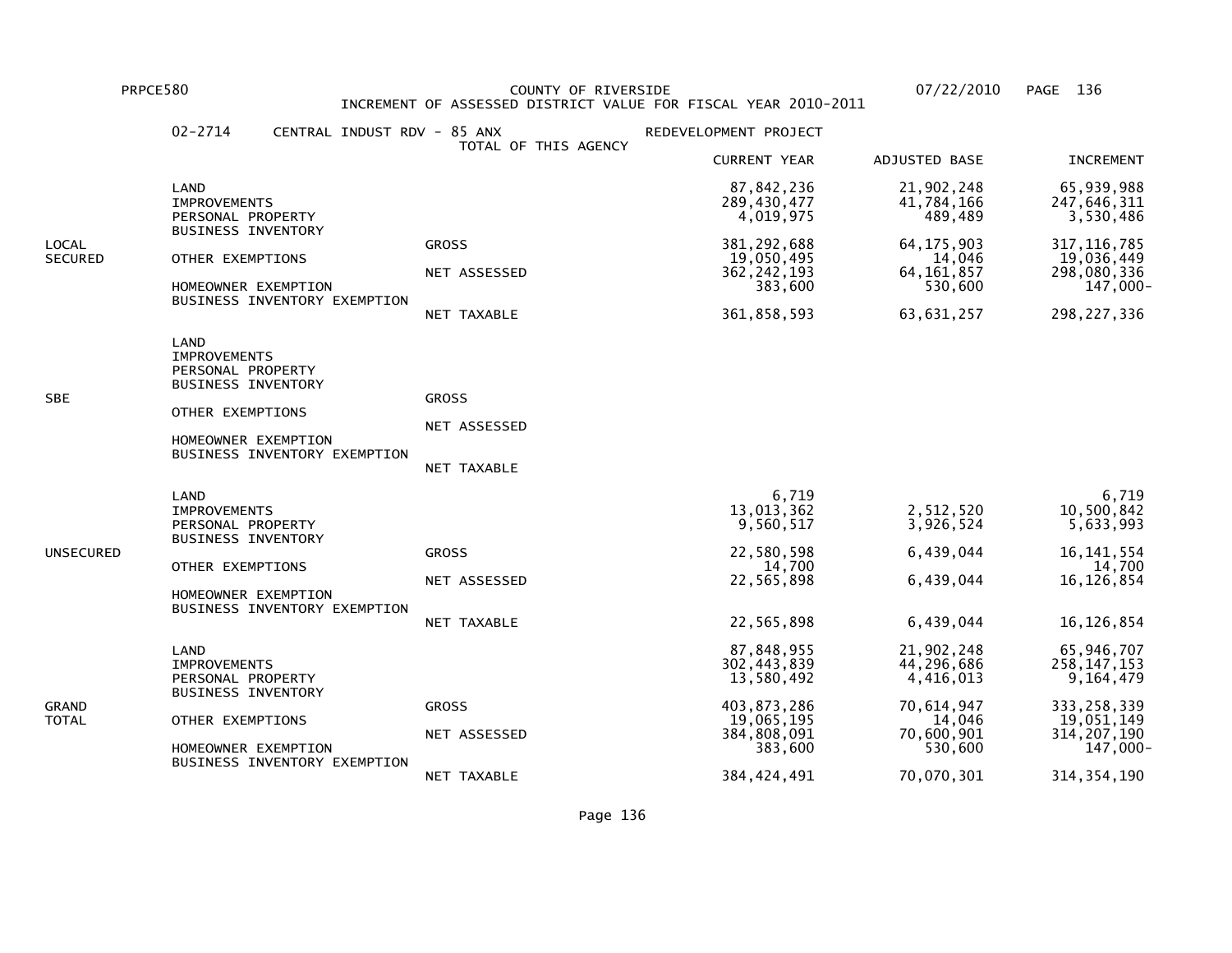PRPCE580 COUNTY OF RIVERSIDE 07/22/2010

INCREMENT OF ASSESSED DISTRICT VALUE FOR FISCAL YEAR 2010-2011

02-2714 CENTRAL INDUST RDV - 85 ANX REDEVELOPMENT PROJECT

TOTAL OF THIS AGENCY

| Category | Item | Type | CURRENT YEAR | ADJUSTED BASE | INCREMENT |
|---|---|---|---|---|---|
| LOCAL SECURED | LAND | | 87,842,236 | 21,902,248 | 65,939,988 |
| | IMPROVEMENTS | | 289,430,477 | 41,784,166 | 247,646,311 |
| | PERSONAL PROPERTY | | 4,019,975 | 489,489 | 3,530,486 |
| | BUSINESS INVENTORY | | | | |
| | | GROSS | 381,292,688 | 64,175,903 | 317,116,785 |
| | OTHER EXEMPTIONS | | 19,050,495 | 14,046 | 19,036,449 |
| | | NET ASSESSED | 362,242,193 | 64,161,857 | 298,080,336 |
| | HOMEOWNER EXEMPTION | | 383,600 | 530,600 | 147,000- |
| | BUSINESS INVENTORY EXEMPTION | | | | |
| | | NET TAXABLE | 361,858,593 | 63,631,257 | 298,227,336 |
| SBE | LAND | | | | |
| | IMPROVEMENTS | | | | |
| | PERSONAL PROPERTY | | | | |
| | BUSINESS INVENTORY | | | | |
| | | GROSS | | | |
| | OTHER EXEMPTIONS | | | | |
| | | NET ASSESSED | | | |
| | HOMEOWNER EXEMPTION | | | | |
| | BUSINESS INVENTORY EXEMPTION | | | | |
| | | NET TAXABLE | | | |
| UNSECURED | LAND | | 6,719 | | 6,719 |
| | IMPROVEMENTS | | 13,013,362 | 2,512,520 | 10,500,842 |
| | PERSONAL PROPERTY | | 9,560,517 | 3,926,524 | 5,633,993 |
| | BUSINESS INVENTORY | | | | |
| | | GROSS | 22,580,598 | 6,439,044 | 16,141,554 |
| | OTHER EXEMPTIONS | | 14,700 | | 14,700 |
| | | NET ASSESSED | 22,565,898 | 6,439,044 | 16,126,854 |
| | HOMEOWNER EXEMPTION | | | | |
| | BUSINESS INVENTORY EXEMPTION | | | | |
| | | NET TAXABLE | 22,565,898 | 6,439,044 | 16,126,854 |
| GRAND TOTAL | LAND | | 87,848,955 | 21,902,248 | 65,946,707 |
| | IMPROVEMENTS | | 302,443,839 | 44,296,686 | 258,147,153 |
| | PERSONAL PROPERTY | | 13,580,492 | 4,416,013 | 9,164,479 |
| | BUSINESS INVENTORY | | | | |
| | | GROSS | 403,873,286 | 70,614,947 | 333,258,339 |
| | OTHER EXEMPTIONS | | 19,065,195 | 14,046 | 19,051,149 |
| | | NET ASSESSED | 384,808,091 | 70,600,901 | 314,207,190 |
| | HOMEOWNER EXEMPTION | | 383,600 | 530,600 | 147,000- |
| | BUSINESS INVENTORY EXEMPTION | | | | |
| | | NET TAXABLE | 384,424,491 | 70,070,301 | 314,354,190 |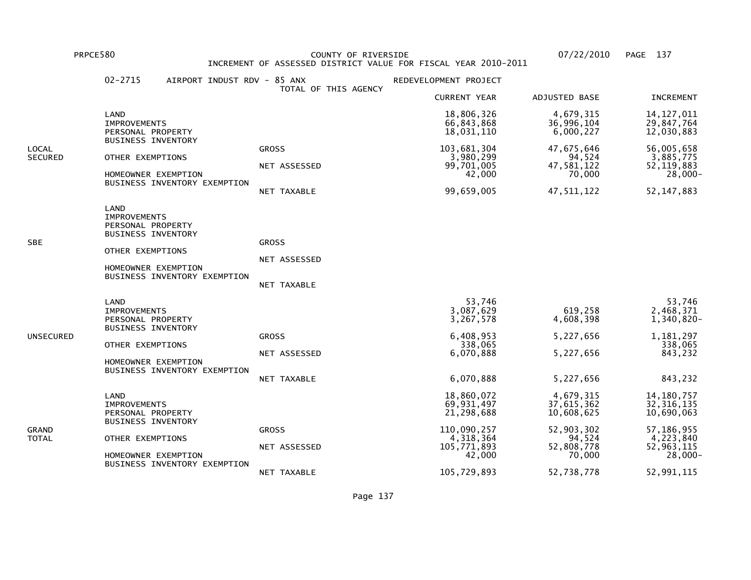PRPCE580 COUNTY OF RIVERSIDE 07/22/2010

INCREMENT OF ASSESSED DISTRICT VALUE FOR FISCAL YEAR 2010-2011

02-2715 AIRPORT INDUST RDV - 85 ANX REDEVELOPMENT PROJECT

TOTAL OF THIS AGENCY

| | | | CURRENT YEAR | ADJUSTED BASE | INCREMENT |
|---|---|---|---|---|---|
| LOCAL SECURED | LAND | | 18,806,326 | 4,679,315 | 14,127,011 |
| | IMPROVEMENTS | | 66,843,868 | 36,996,104 | 29,847,764 |
| | PERSONAL PROPERTY | | 18,031,110 | 6,000,227 | 12,030,883 |
| | BUSINESS INVENTORY | | | | |
| | | GROSS | 103,681,304 | 47,675,646 | 56,005,658 |
| | OTHER EXEMPTIONS | | 3,980,299 | 94,524 | 3,885,775 |
| | | NET ASSESSED | 99,701,005 | 47,581,122 | 52,119,883 |
| | HOMEOWNER EXEMPTION | | 42,000 | 70,000 | 28,000- |
| | BUSINESS INVENTORY EXEMPTION | | | | |
| | | NET TAXABLE | 99,659,005 | 47,511,122 | 52,147,883 |
| SBE | LAND | | | | |
| | IMPROVEMENTS | | | | |
| | PERSONAL PROPERTY | | | | |
| | BUSINESS INVENTORY | | | | |
| | | GROSS | | | |
| | OTHER EXEMPTIONS | | | | |
| | | NET ASSESSED | | | |
| | HOMEOWNER EXEMPTION | | | | |
| | BUSINESS INVENTORY EXEMPTION | | | | |
| | | NET TAXABLE | | | |
| UNSECURED | LAND | | 53,746 | | 53,746 |
| | IMPROVEMENTS | | 3,087,629 | 619,258 | 2,468,371 |
| | PERSONAL PROPERTY | | 3,267,578 | 4,608,398 | 1,340,820- |
| | BUSINESS INVENTORY | | | | |
| | | GROSS | 6,408,953 | 5,227,656 | 1,181,297 |
| | OTHER EXEMPTIONS | | 338,065 | | 338,065 |
| | | NET ASSESSED | 6,070,888 | 5,227,656 | 843,232 |
| | HOMEOWNER EXEMPTION | | | | |
| | BUSINESS INVENTORY EXEMPTION | | | | |
| | | NET TAXABLE | 6,070,888 | 5,227,656 | 843,232 |
| GRAND TOTAL | LAND | | 18,860,072 | 4,679,315 | 14,180,757 |
| | IMPROVEMENTS | | 69,931,497 | 37,615,362 | 32,316,135 |
| | PERSONAL PROPERTY | | 21,298,688 | 10,608,625 | 10,690,063 |
| | BUSINESS INVENTORY | | | | |
| | | GROSS | 110,090,257 | 52,903,302 | 57,186,955 |
| | OTHER EXEMPTIONS | | 4,318,364 | 94,524 | 4,223,840 |
| | | NET ASSESSED | 105,771,893 | 52,808,778 | 52,963,115 |
| | HOMEOWNER EXEMPTION | | 42,000 | 70,000 | 28,000- |
| | BUSINESS INVENTORY EXEMPTION | | | | |
| | | NET TAXABLE | 105,729,893 | 52,738,778 | 52,991,115 |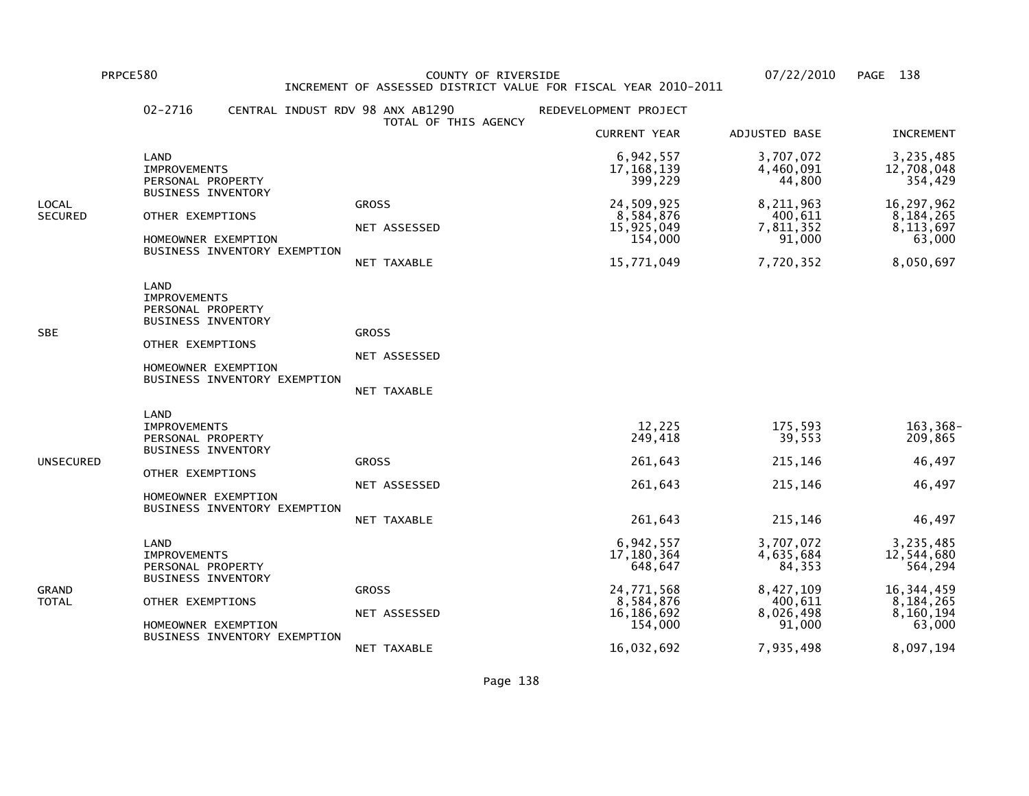PRPCE580 COUNTY OF RIVERSIDE 07/22/2010

INCREMENT OF ASSESSED DISTRICT VALUE FOR FISCAL YEAR 2010-2011

02-2716 CENTRAL INDUST RDV 98 ANX AB1290 REDEVELOPMENT PROJECT

TOTAL OF THIS AGENCY

| | | | CURRENT YEAR | ADJUSTED BASE | INCREMENT |
|---|---|---|---|---|---|
| LOCAL SECURED | LAND | | 6,942,557 | 3,707,072 | 3,235,485 |
| | IMPROVEMENTS | | 17,168,139 | 4,460,091 | 12,708,048 |
| | PERSONAL PROPERTY | | 399,229 | 44,800 | 354,429 |
| | BUSINESS INVENTORY | | | | |
| | | GROSS | 24,509,925 | 8,211,963 | 16,297,962 |
| | OTHER EXEMPTIONS | | 8,584,876 | 400,611 | 8,184,265 |
| | | NET ASSESSED | 15,925,049 | 7,811,352 | 8,113,697 |
| | HOMEOWNER EXEMPTION | | 154,000 | 91,000 | 63,000 |
| | BUSINESS INVENTORY EXEMPTION | | | | |
| | | NET TAXABLE | 15,771,049 | 7,720,352 | 8,050,697 |
| SBE | LAND | | | | |
| | IMPROVEMENTS | | | | |
| | PERSONAL PROPERTY | | | | |
| | BUSINESS INVENTORY | | | | |
| | | GROSS | | | |
| | OTHER EXEMPTIONS | | | | |
| | | NET ASSESSED | | | |
| | HOMEOWNER EXEMPTION | | | | |
| | BUSINESS INVENTORY EXEMPTION | | | | |
| | | NET TAXABLE | | | |
| UNSECURED | LAND | | | | |
| | IMPROVEMENTS | | 12,225 | 175,593 | 163,368- |
| | PERSONAL PROPERTY | | 249,418 | 39,553 | 209,865 |
| | BUSINESS INVENTORY | | | | |
| | | GROSS | 261,643 | 215,146 | 46,497 |
| | OTHER EXEMPTIONS | | | | |
| | | NET ASSESSED | 261,643 | 215,146 | 46,497 |
| | HOMEOWNER EXEMPTION | | | | |
| | BUSINESS INVENTORY EXEMPTION | | | | |
| | | NET TAXABLE | 261,643 | 215,146 | 46,497 |
| GRAND TOTAL | LAND | | 6,942,557 | 3,707,072 | 3,235,485 |
| | IMPROVEMENTS | | 17,180,364 | 4,635,684 | 12,544,680 |
| | PERSONAL PROPERTY | | 648,647 | 84,353 | 564,294 |
| | BUSINESS INVENTORY | | | | |
| | | GROSS | 24,771,568 | 8,427,109 | 16,344,459 |
| | OTHER EXEMPTIONS | | 8,584,876 | 400,611 | 8,184,265 |
| | | NET ASSESSED | 16,186,692 | 8,026,498 | 8,160,194 |
| | HOMEOWNER EXEMPTION | | 154,000 | 91,000 | 63,000 |
| | BUSINESS INVENTORY EXEMPTION | | | | |
| | | NET TAXABLE | 16,032,692 | 7,935,498 | 8,097,194 |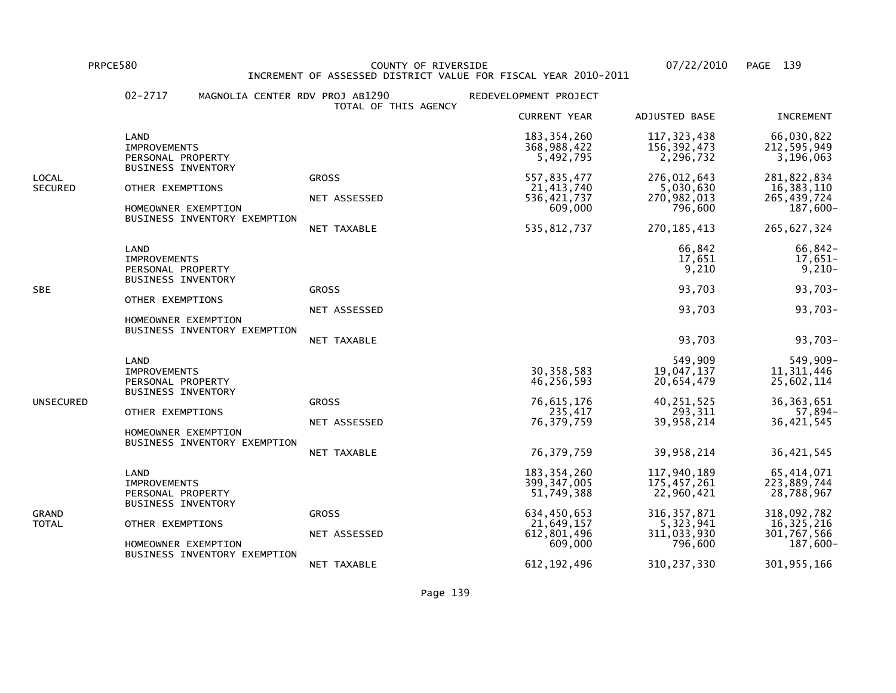PRPCE580 COUNTY OF RIVERSIDE 07/22/2010

INCREMENT OF ASSESSED DISTRICT VALUE FOR FISCAL YEAR 2010-2011

02-2717 MAGNOLIA CENTER RDV PROJ AB1290 REDEVELOPMENT PROJECT

TOTAL OF THIS AGENCY

| | | | CURRENT YEAR | ADJUSTED BASE | INCREMENT |
|---|---|---|---|---|---|
| LOCAL SECURED | LAND | | 183,354,260 | 117,323,438 | 66,030,822 |
| | IMPROVEMENTS | | 368,988,422 | 156,392,473 | 212,595,949 |
| | PERSONAL PROPERTY | | 5,492,795 | 2,296,732 | 3,196,063 |
| | BUSINESS INVENTORY | | | | |
| | | GROSS | 557,835,477 | 276,012,643 | 281,822,834 |
| | OTHER EXEMPTIONS | | 21,413,740 | 5,030,630 | 16,383,110 |
| | | NET ASSESSED | 536,421,737 | 270,982,013 | 265,439,724 |
| | HOMEOWNER EXEMPTION | | 609,000 | 796,600 | 187,600- |
| | BUSINESS INVENTORY EXEMPTION | | | | |
| | | NET TAXABLE | 535,812,737 | 270,185,413 | 265,627,324 |
| SBE | LAND | | | 66,842 | 66,842- |
| | IMPROVEMENTS | | | 17,651 | 17,651- |
| | PERSONAL PROPERTY | | | 9,210 | 9,210- |
| | BUSINESS INVENTORY | | | | |
| | | GROSS | | 93,703 | 93,703- |
| | OTHER EXEMPTIONS | | | | |
| | | NET ASSESSED | | 93,703 | 93,703- |
| | HOMEOWNER EXEMPTION | | | | |
| | BUSINESS INVENTORY EXEMPTION | | | | |
| | | NET TAXABLE | | 93,703 | 93,703- |
| UNSECURED | LAND | | | 549,909 | 549,909- |
| | IMPROVEMENTS | | 30,358,583 | 19,047,137 | 11,311,446 |
| | PERSONAL PROPERTY | | 46,256,593 | 20,654,479 | 25,602,114 |
| | BUSINESS INVENTORY | | | | |
| | | GROSS | 76,615,176 | 40,251,525 | 36,363,651 |
| | OTHER EXEMPTIONS | | 235,417 | 293,311 | 57,894- |
| | | NET ASSESSED | 76,379,759 | 39,958,214 | 36,421,545 |
| | HOMEOWNER EXEMPTION | | | | |
| | BUSINESS INVENTORY EXEMPTION | | | | |
| | | NET TAXABLE | 76,379,759 | 39,958,214 | 36,421,545 |
| GRAND TOTAL | LAND | | 183,354,260 | 117,940,189 | 65,414,071 |
| | IMPROVEMENTS | | 399,347,005 | 175,457,261 | 223,889,744 |
| | PERSONAL PROPERTY | | 51,749,388 | 22,960,421 | 28,788,967 |
| | BUSINESS INVENTORY | | | | |
| | | GROSS | 634,450,653 | 316,357,871 | 318,092,782 |
| | OTHER EXEMPTIONS | | 21,649,157 | 5,323,941 | 16,325,216 |
| | | NET ASSESSED | 612,801,496 | 311,033,930 | 301,767,566 |
| | HOMEOWNER EXEMPTION | | 609,000 | 796,600 | 187,600- |
| | BUSINESS INVENTORY EXEMPTION | | | | |
| | | NET TAXABLE | 612,192,496 | 310,237,330 | 301,955,166 |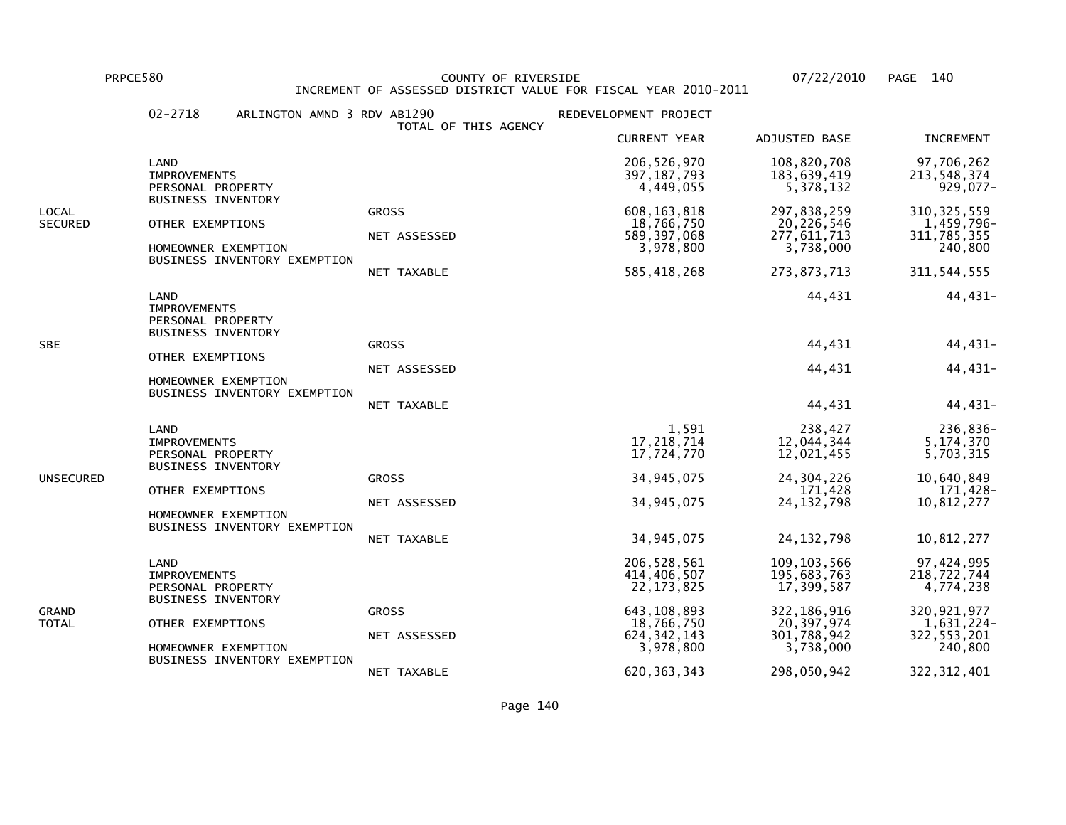PRPCE580 COUNTY OF RIVERSIDE 07/22/2010 PAGE 140

INCREMENT OF ASSESSED DISTRICT VALUE FOR FISCAL YEAR 2010-2011

02-2718 ARLINGTON AMND 3 RDV AB1290 REDEVELOPMENT PROJECT

TOTAL OF THIS AGENCY

| | | | CURRENT YEAR | ADJUSTED BASE | INCREMENT |
|---|---|---|---|---|---|
| LOCAL SECURED | LAND | | 206,526,970 | 108,820,708 | 97,706,262 |
| | IMPROVEMENTS | | 397,187,793 | 183,639,419 | 213,548,374 |
| | PERSONAL PROPERTY | | 4,449,055 | 5,378,132 | 929,077- |
| | BUSINESS INVENTORY | | | | |
| | | GROSS | 608,163,818 | 297,838,259 | 310,325,559 |
| | OTHER EXEMPTIONS | | 18,766,750 | 20,226,546 | 1,459,796- |
| | | NET ASSESSED | 589,397,068 | 277,611,713 | 311,785,355 |
| | HOMEOWNER EXEMPTION | | 3,978,800 | 3,738,000 | 240,800 |
| | BUSINESS INVENTORY EXEMPTION | | | | |
| | | NET TAXABLE | 585,418,268 | 273,873,713 | 311,544,555 |
| SBE | LAND | | | 44,431 | 44,431- |
| | IMPROVEMENTS | | | | |
| | PERSONAL PROPERTY | | | | |
| | BUSINESS INVENTORY | | | | |
| | | GROSS | | 44,431 | 44,431- |
| | OTHER EXEMPTIONS | | | | |
| | | NET ASSESSED | | 44,431 | 44,431- |
| | HOMEOWNER EXEMPTION | | | | |
| | BUSINESS INVENTORY EXEMPTION | | | | |
| | | NET TAXABLE | | 44,431 | 44,431- |
| UNSECURED | LAND | | 1,591 | 238,427 | 236,836- |
| | IMPROVEMENTS | | 17,218,714 | 12,044,344 | 5,174,370 |
| | PERSONAL PROPERTY | | 17,724,770 | 12,021,455 | 5,703,315 |
| | BUSINESS INVENTORY | | | | |
| | | GROSS | 34,945,075 | 24,304,226 | 10,640,849 |
| | OTHER EXEMPTIONS | | | 171,428 | 171,428- |
| | | NET ASSESSED | 34,945,075 | 24,132,798 | 10,812,277 |
| | HOMEOWNER EXEMPTION | | | | |
| | BUSINESS INVENTORY EXEMPTION | | | | |
| | | NET TAXABLE | 34,945,075 | 24,132,798 | 10,812,277 |
| GRAND TOTAL | LAND | | 206,528,561 | 109,103,566 | 97,424,995 |
| | IMPROVEMENTS | | 414,406,507 | 195,683,763 | 218,722,744 |
| | PERSONAL PROPERTY | | 22,173,825 | 17,399,587 | 4,774,238 |
| | BUSINESS INVENTORY | | | | |
| | | GROSS | 643,108,893 | 322,186,916 | 320,921,977 |
| | OTHER EXEMPTIONS | | 18,766,750 | 20,397,974 | 1,631,224- |
| | | NET ASSESSED | 624,342,143 | 301,788,942 | 322,553,201 |
| | HOMEOWNER EXEMPTION | | 3,978,800 | 3,738,000 | 240,800 |
| | BUSINESS INVENTORY EXEMPTION | | | | |
| | | NET TAXABLE | 620,363,343 | 298,050,942 | 322,312,401 |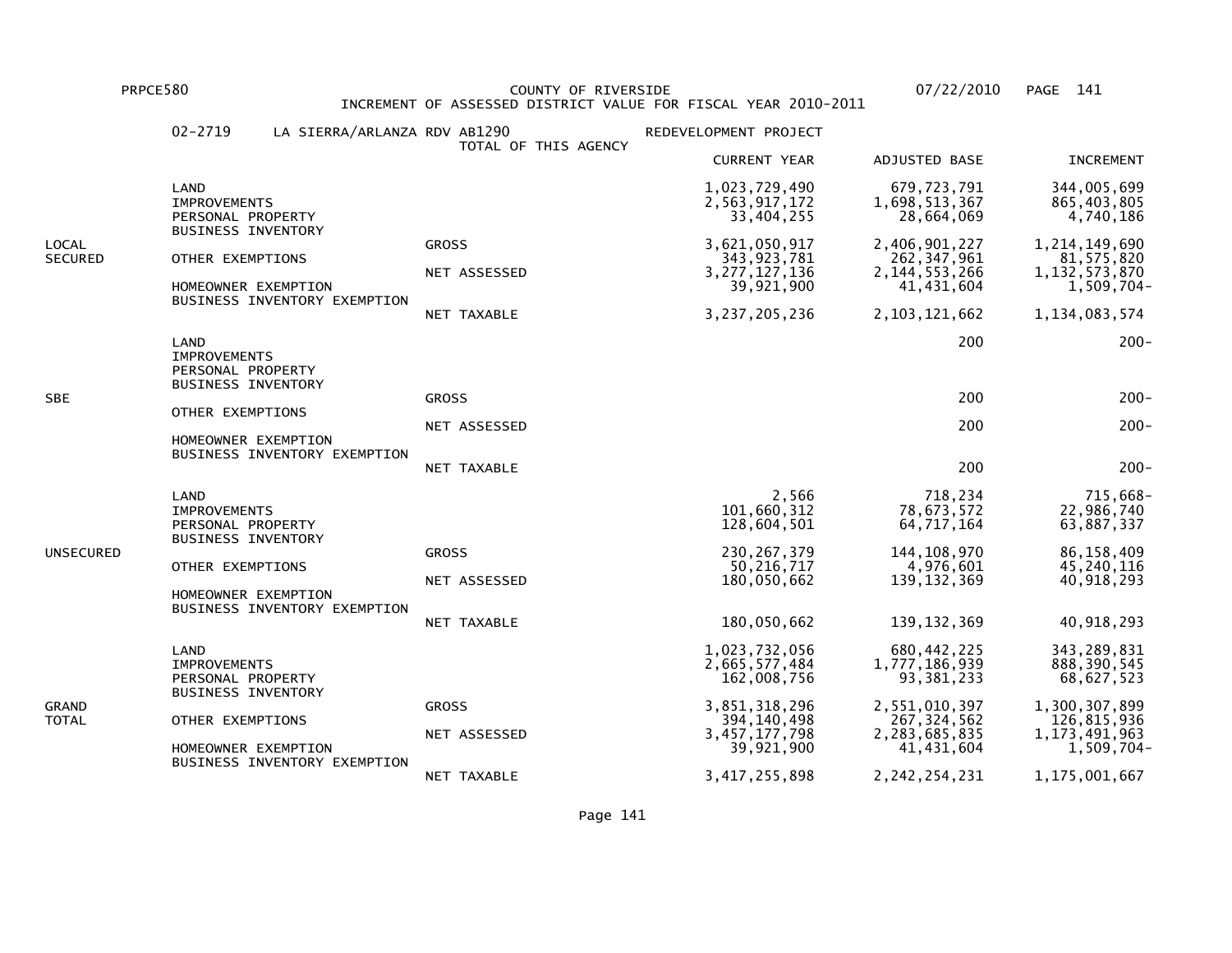PRPCE580 COUNTY OF RIVERSIDE 07/22/2010

INCREMENT OF ASSESSED DISTRICT VALUE FOR FISCAL YEAR 2010-2011

02-2719 LA SIERRA/ARLANZA RDV AB1290 REDEVELOPMENT PROJECT

TOTAL OF THIS AGENCY

| | | | CURRENT YEAR | ADJUSTED BASE | INCREMENT |
|---|---|---|---|---|---|
| LOCAL SECURED | LAND | | 1,023,729,490 | 679,723,791 | 344,005,699 |
| | IMPROVEMENTS | | 2,563,917,172 | 1,698,513,367 | 865,403,805 |
| | PERSONAL PROPERTY | | 33,404,255 | 28,664,069 | 4,740,186 |
| | BUSINESS INVENTORY | | | | |
| | | GROSS | 3,621,050,917 | 2,406,901,227 | 1,214,149,690 |
| | OTHER EXEMPTIONS | | 343,923,781 | 262,347,961 | 81,575,820 |
| | | NET ASSESSED | 3,277,127,136 | 2,144,553,266 | 1,132,573,870 |
| | HOMEOWNER EXEMPTION | | 39,921,900 | 41,431,604 | 1,509,704- |
| | BUSINESS INVENTORY EXEMPTION | | | | |
| | | NET TAXABLE | 3,237,205,236 | 2,103,121,662 | 1,134,083,574 |
| SBE | LAND | | | 200 | 200- |
| | IMPROVEMENTS | | | | |
| | PERSONAL PROPERTY | | | | |
| | BUSINESS INVENTORY | | | | |
| | | GROSS | | 200 | 200- |
| | OTHER EXEMPTIONS | | | | |
| | | NET ASSESSED | | 200 | 200- |
| | HOMEOWNER EXEMPTION | | | | |
| | BUSINESS INVENTORY EXEMPTION | | | | |
| | | NET TAXABLE | | 200 | 200- |
| UNSECURED | LAND | | 2,566 | 718,234 | 715,668- |
| | IMPROVEMENTS | | 101,660,312 | 78,673,572 | 22,986,740 |
| | PERSONAL PROPERTY | | 128,604,501 | 64,717,164 | 63,887,337 |
| | BUSINESS INVENTORY | | | | |
| | | GROSS | 230,267,379 | 144,108,970 | 86,158,409 |
| | OTHER EXEMPTIONS | | 50,216,717 | 4,976,601 | 45,240,116 |
| | | NET ASSESSED | 180,050,662 | 139,132,369 | 40,918,293 |
| | HOMEOWNER EXEMPTION | | | | |
| | BUSINESS INVENTORY EXEMPTION | | | | |
| | | NET TAXABLE | 180,050,662 | 139,132,369 | 40,918,293 |
| GRAND TOTAL | LAND | | 1,023,732,056 | 680,442,225 | 343,289,831 |
| | IMPROVEMENTS | | 2,665,577,484 | 1,777,186,939 | 888,390,545 |
| | PERSONAL PROPERTY | | 162,008,756 | 93,381,233 | 68,627,523 |
| | BUSINESS INVENTORY | | | | |
| | | GROSS | 3,851,318,296 | 2,551,010,397 | 1,300,307,899 |
| | OTHER EXEMPTIONS | | 394,140,498 | 267,324,562 | 126,815,936 |
| | | NET ASSESSED | 3,457,177,798 | 2,283,685,835 | 1,173,491,963 |
| | HOMEOWNER EXEMPTION | | 39,921,900 | 41,431,604 | 1,509,704- |
| | BUSINESS INVENTORY EXEMPTION | | | | |
| | | NET TAXABLE | 3,417,255,898 | 2,242,254,231 | 1,175,001,667 |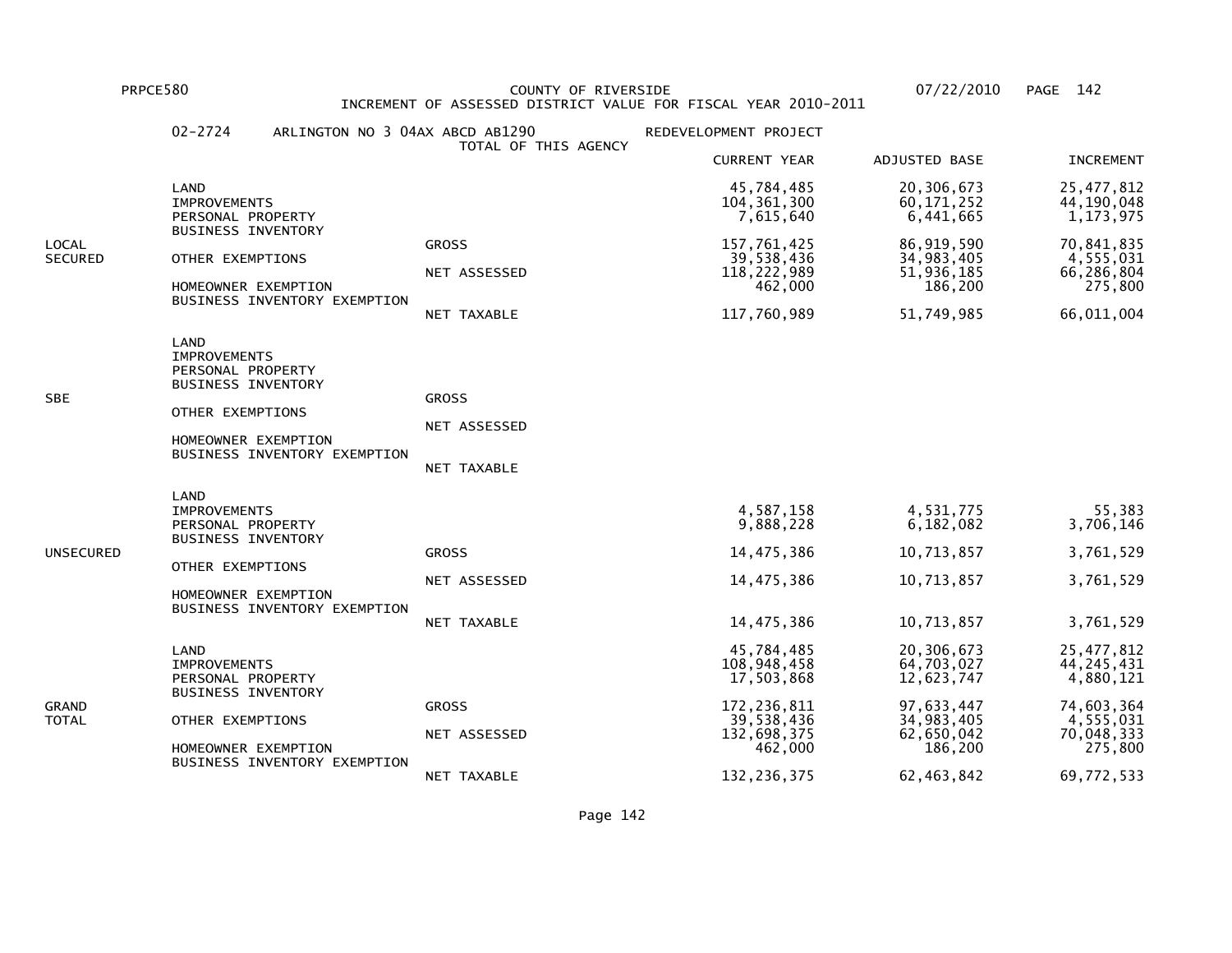PRPCE580 COUNTY OF RIVERSIDE 07/22/2010

INCREMENT OF ASSESSED DISTRICT VALUE FOR FISCAL YEAR 2010-2011

02-2724 ARLINGTON NO 3 04AX ABCD AB1290 REDEVELOPMENT PROJECT

TOTAL OF THIS AGENCY

| | | | CURRENT YEAR | ADJUSTED BASE | INCREMENT |
|---|---|---|---|---|---|
| LOCAL SECURED | LAND | | 45,784,485 | 20,306,673 | 25,477,812 |
| | IMPROVEMENTS | | 104,361,300 | 60,171,252 | 44,190,048 |
| | PERSONAL PROPERTY | | 7,615,640 | 6,441,665 | 1,173,975 |
| | BUSINESS INVENTORY | | | | |
| | | GROSS | 157,761,425 | 86,919,590 | 70,841,835 |
| | OTHER EXEMPTIONS | | 39,538,436 | 34,983,405 | 4,555,031 |
| | | NET ASSESSED | 118,222,989 | 51,936,185 | 66,286,804 |
| | HOMEOWNER EXEMPTION | | 462,000 | 186,200 | 275,800 |
| | BUSINESS INVENTORY EXEMPTION | | | | |
| | | NET TAXABLE | 117,760,989 | 51,749,985 | 66,011,004 |
| SBE | LAND | | | | |
| | IMPROVEMENTS | | | | |
| | PERSONAL PROPERTY | | | | |
| | BUSINESS INVENTORY | | | | |
| | | GROSS | | | |
| | OTHER EXEMPTIONS | | | | |
| | | NET ASSESSED | | | |
| | HOMEOWNER EXEMPTION | | | | |
| | BUSINESS INVENTORY EXEMPTION | | | | |
| | | NET TAXABLE | | | |
| UNSECURED | LAND | | | | |
| | IMPROVEMENTS | | 4,587,158 | 4,531,775 | 55,383 |
| | PERSONAL PROPERTY | | 9,888,228 | 6,182,082 | 3,706,146 |
| | BUSINESS INVENTORY | | | | |
| | | GROSS | 14,475,386 | 10,713,857 | 3,761,529 |
| | OTHER EXEMPTIONS | | | | |
| | | NET ASSESSED | 14,475,386 | 10,713,857 | 3,761,529 |
| | HOMEOWNER EXEMPTION | | | | |
| | BUSINESS INVENTORY EXEMPTION | | | | |
| | | NET TAXABLE | 14,475,386 | 10,713,857 | 3,761,529 |
| GRAND TOTAL | LAND | | 45,784,485 | 20,306,673 | 25,477,812 |
| | IMPROVEMENTS | | 108,948,458 | 64,703,027 | 44,245,431 |
| | PERSONAL PROPERTY | | 17,503,868 | 12,623,747 | 4,880,121 |
| | BUSINESS INVENTORY | | | | |
| | | GROSS | 172,236,811 | 97,633,447 | 74,603,364 |
| | OTHER EXEMPTIONS | | 39,538,436 | 34,983,405 | 4,555,031 |
| | | NET ASSESSED | 132,698,375 | 62,650,042 | 70,048,333 |
| | HOMEOWNER EXEMPTION | | 462,000 | 186,200 | 275,800 |
| | BUSINESS INVENTORY EXEMPTION | | | | |
| | | NET TAXABLE | 132,236,375 | 62,463,842 | 69,772,533 |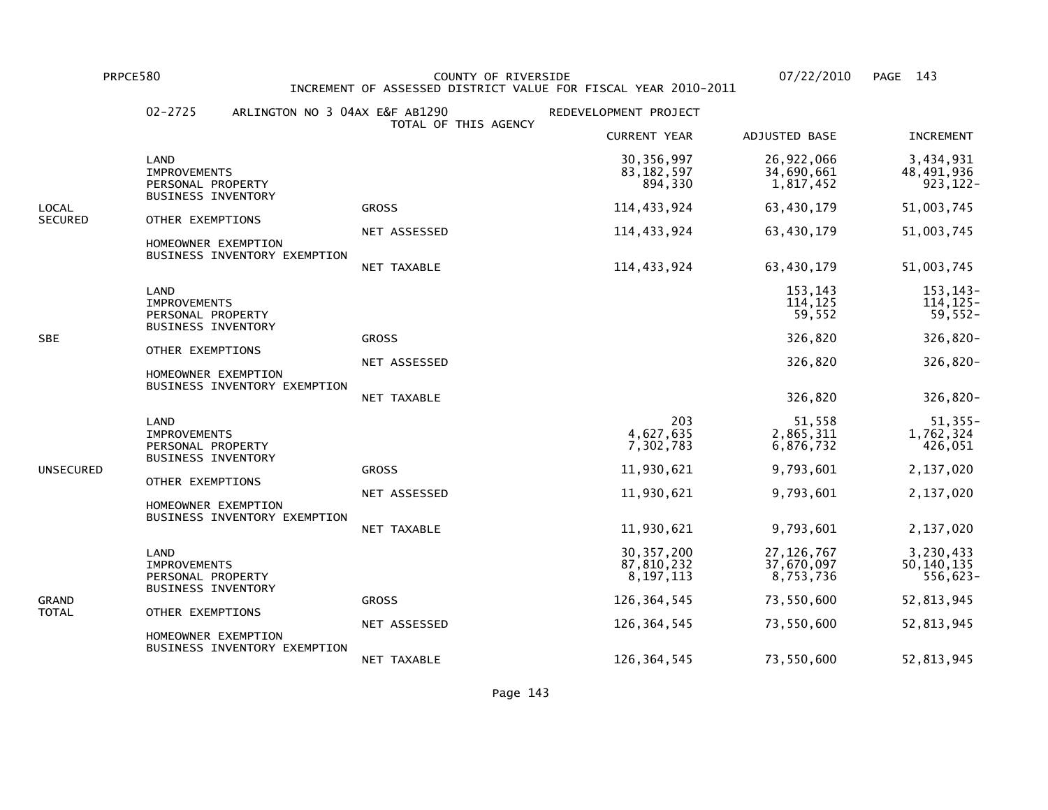PRPCE580 COUNTY OF RIVERSIDE 07/22/2010 PAGE 143

INCREMENT OF ASSESSED DISTRICT VALUE FOR FISCAL YEAR 2010-2011

02-2725 ARLINGTON NO 3 04AX E&F AB1290 REDEVELOPMENT PROJECT

TOTAL OF THIS AGENCY

| | | | CURRENT YEAR | ADJUSTED BASE | INCREMENT |
|---|---|---|---|---|---|
| LOCAL SECURED | LAND | | 30,356,997 | 26,922,066 | 3,434,931 |
| | IMPROVEMENTS | | 83,182,597 | 34,690,661 | 48,491,936 |
| | PERSONAL PROPERTY | | 894,330 | 1,817,452 | 923,122- |
| | BUSINESS INVENTORY | | | | |
| | | GROSS | 114,433,924 | 63,430,179 | 51,003,745 |
| | OTHER EXEMPTIONS | | | | |
| | | NET ASSESSED | 114,433,924 | 63,430,179 | 51,003,745 |
| | HOMEOWNER EXEMPTION | | | | |
| | BUSINESS INVENTORY EXEMPTION | | | | |
| | | NET TAXABLE | 114,433,924 | 63,430,179 | 51,003,745 |
| SBE | LAND | | | 153,143 | 153,143- |
| | IMPROVEMENTS | | | 114,125 | 114,125- |
| | PERSONAL PROPERTY | | | 59,552 | 59,552- |
| | BUSINESS INVENTORY | | | | |
| | | GROSS | | 326,820 | 326,820- |
| | OTHER EXEMPTIONS | | | | |
| | | NET ASSESSED | | 326,820 | 326,820- |
| | HOMEOWNER EXEMPTION | | | | |
| | BUSINESS INVENTORY EXEMPTION | | | | |
| | | NET TAXABLE | | 326,820 | 326,820- |
| UNSECURED | LAND | | 203 | 51,558 | 51,355- |
| | IMPROVEMENTS | | 4,627,635 | 2,865,311 | 1,762,324 |
| | PERSONAL PROPERTY | | 7,302,783 | 6,876,732 | 426,051 |
| | BUSINESS INVENTORY | | | | |
| | | GROSS | 11,930,621 | 9,793,601 | 2,137,020 |
| | OTHER EXEMPTIONS | | | | |
| | | NET ASSESSED | 11,930,621 | 9,793,601 | 2,137,020 |
| | HOMEOWNER EXEMPTION | | | | |
| | BUSINESS INVENTORY EXEMPTION | | | | |
| | | NET TAXABLE | 11,930,621 | 9,793,601 | 2,137,020 |
| GRAND TOTAL | LAND | | 30,357,200 | 27,126,767 | 3,230,433 |
| | IMPROVEMENTS | | 87,810,232 | 37,670,097 | 50,140,135 |
| | PERSONAL PROPERTY | | 8,197,113 | 8,753,736 | 556,623- |
| | BUSINESS INVENTORY | | | | |
| | | GROSS | 126,364,545 | 73,550,600 | 52,813,945 |
| | OTHER EXEMPTIONS | | | | |
| | | NET ASSESSED | 126,364,545 | 73,550,600 | 52,813,945 |
| | HOMEOWNER EXEMPTION | | | | |
| | BUSINESS INVENTORY EXEMPTION | | | | |
| | | NET TAXABLE | 126,364,545 | 73,550,600 | 52,813,945 |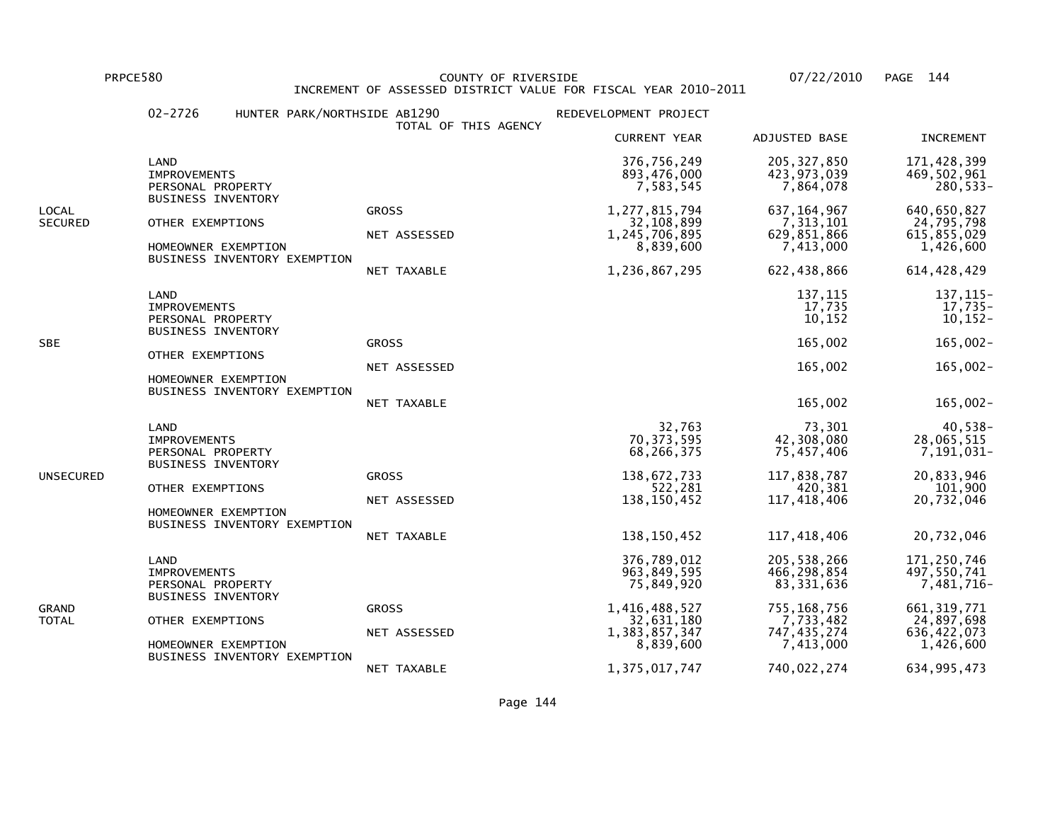PRPCE580 COUNTY OF RIVERSIDE 07/22/2010

INCREMENT OF ASSESSED DISTRICT VALUE FOR FISCAL YEAR 2010-2011

02-2726 HUNTER PARK/NORTHSIDE AB1290 REDEVELOPMENT PROJECT

TOTAL OF THIS AGENCY

| | | | CURRENT YEAR | ADJUSTED BASE | INCREMENT |
|---|---|---|---|---|---|
| LOCAL SECURED | LAND | | 376,756,249 | 205,327,850 | 171,428,399 |
| | IMPROVEMENTS | | 893,476,000 | 423,973,039 | 469,502,961 |
| | PERSONAL PROPERTY | | 7,583,545 | 7,864,078 | 280,533- |
| | BUSINESS INVENTORY | | | | |
| | | GROSS | 1,277,815,794 | 637,164,967 | 640,650,827 |
| | OTHER EXEMPTIONS | | 32,108,899 | 7,313,101 | 24,795,798 |
| | | NET ASSESSED | 1,245,706,895 | 629,851,866 | 615,855,029 |
| | HOMEOWNER EXEMPTION | | 8,839,600 | 7,413,000 | 1,426,600 |
| | BUSINESS INVENTORY EXEMPTION | | | | |
| | | NET TAXABLE | 1,236,867,295 | 622,438,866 | 614,428,429 |
| SBE | LAND | | | 137,115 | 137,115- |
| | IMPROVEMENTS | | | 17,735 | 17,735- |
| | PERSONAL PROPERTY | | | 10,152 | 10,152- |
| | BUSINESS INVENTORY | | | | |
| | | GROSS | | 165,002 | 165,002- |
| | OTHER EXEMPTIONS | | | | |
| | | NET ASSESSED | | 165,002 | 165,002- |
| | HOMEOWNER EXEMPTION | | | | |
| | BUSINESS INVENTORY EXEMPTION | | | | |
| | | NET TAXABLE | | 165,002 | 165,002- |
| UNSECURED | LAND | | 32,763 | 73,301 | 40,538- |
| | IMPROVEMENTS | | 70,373,595 | 42,308,080 | 28,065,515 |
| | PERSONAL PROPERTY | | 68,266,375 | 75,457,406 | 7,191,031- |
| | BUSINESS INVENTORY | | | | |
| | | GROSS | 138,672,733 | 117,838,787 | 20,833,946 |
| | OTHER EXEMPTIONS | | 522,281 | 420,381 | 101,900 |
| | | NET ASSESSED | 138,150,452 | 117,418,406 | 20,732,046 |
| | HOMEOWNER EXEMPTION | | | | |
| | BUSINESS INVENTORY EXEMPTION | | | | |
| | | NET TAXABLE | 138,150,452 | 117,418,406 | 20,732,046 |
| GRAND TOTAL | LAND | | 376,789,012 | 205,538,266 | 171,250,746 |
| | IMPROVEMENTS | | 963,849,595 | 466,298,854 | 497,550,741 |
| | PERSONAL PROPERTY | | 75,849,920 | 83,331,636 | 7,481,716- |
| | BUSINESS INVENTORY | | | | |
| | | GROSS | 1,416,488,527 | 755,168,756 | 661,319,771 |
| | OTHER EXEMPTIONS | | 32,631,180 | 7,733,482 | 24,897,698 |
| | | NET ASSESSED | 1,383,857,347 | 747,435,274 | 636,422,073 |
| | HOMEOWNER EXEMPTION | | 8,839,600 | 7,413,000 | 1,426,600 |
| | BUSINESS INVENTORY EXEMPTION | | | | |
| | | NET TAXABLE | 1,375,017,747 | 740,022,274 | 634,995,473 |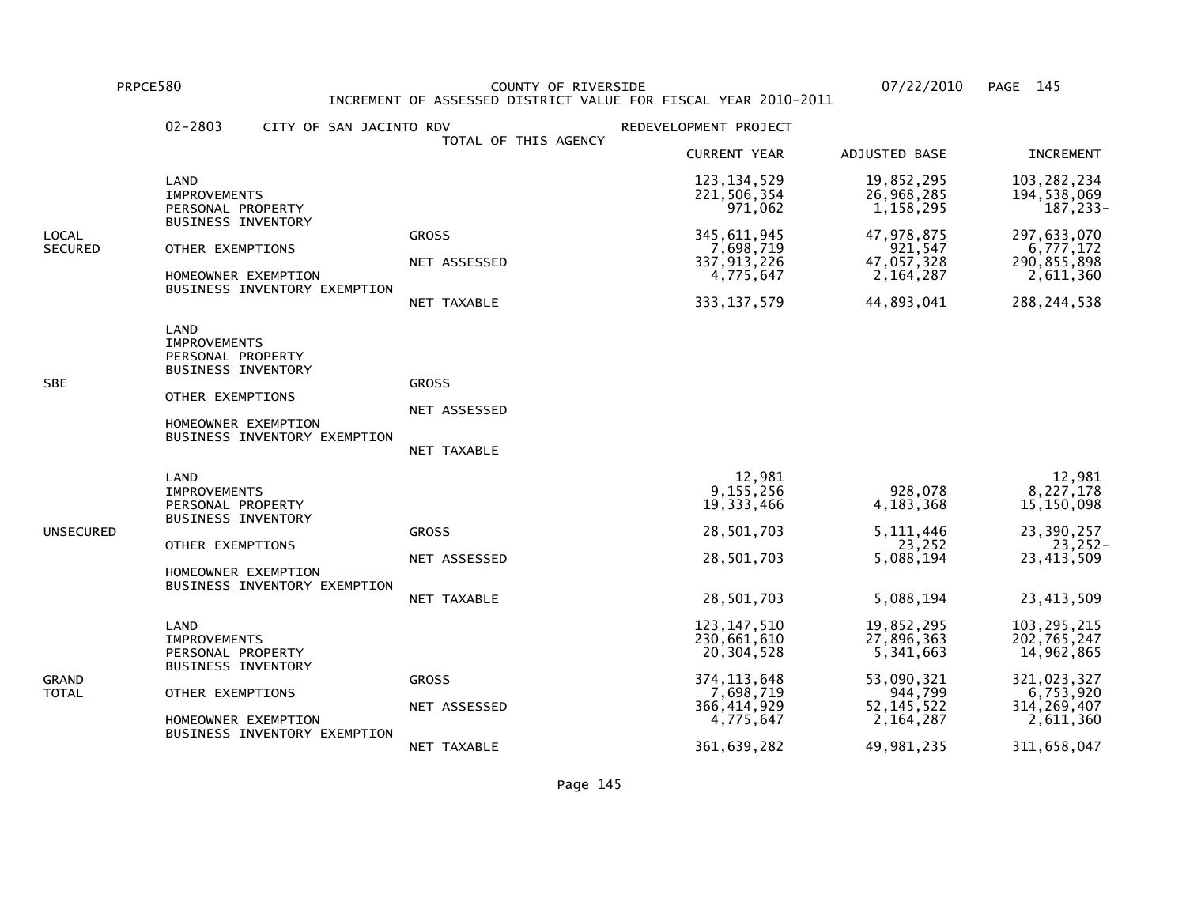PRPCE580 COUNTY OF RIVERSIDE 07/22/2010

INCREMENT OF ASSESSED DISTRICT VALUE FOR FISCAL YEAR 2010-2011

02-2803 CITY OF SAN JACINTO RDV REDEVELOPMENT PROJECT

TOTAL OF THIS AGENCY

| | | | CURRENT YEAR | ADJUSTED BASE | INCREMENT |
|---|---|---|---|---|---|
| LOCAL SECURED | LAND | | 123,134,529 | 19,852,295 | 103,282,234 |
| | IMPROVEMENTS | | 221,506,354 | 26,968,285 | 194,538,069 |
| | PERSONAL PROPERTY | | 971,062 | 1,158,295 | 187,233- |
| | BUSINESS INVENTORY | | | | |
| | | GROSS | 345,611,945 | 47,978,875 | 297,633,070 |
| | OTHER EXEMPTIONS | | 7,698,719 | 921,547 | 6,777,172 |
| | | NET ASSESSED | 337,913,226 | 47,057,328 | 290,855,898 |
| | HOMEOWNER EXEMPTION | | 4,775,647 | 2,164,287 | 2,611,360 |
| | BUSINESS INVENTORY EXEMPTION | | | | |
| | | NET TAXABLE | 333,137,579 | 44,893,041 | 288,244,538 |
| SBE | LAND | | | | |
| | IMPROVEMENTS | | | | |
| | PERSONAL PROPERTY | | | | |
| | BUSINESS INVENTORY | | | | |
| | | GROSS | | | |
| | OTHER EXEMPTIONS | | | | |
| | | NET ASSESSED | | | |
| | HOMEOWNER EXEMPTION | | | | |
| | BUSINESS INVENTORY EXEMPTION | | | | |
| | | NET TAXABLE | | | |
| UNSECURED | LAND | | 12,981 | | 12,981 |
| | IMPROVEMENTS | | 9,155,256 | 928,078 | 8,227,178 |
| | PERSONAL PROPERTY | | 19,333,466 | 4,183,368 | 15,150,098 |
| | BUSINESS INVENTORY | | | | |
| | | GROSS | 28,501,703 | 5,111,446 | 23,390,257 |
| | OTHER EXEMPTIONS | | | 23,252 | 23,252- |
| | | NET ASSESSED | 28,501,703 | 5,088,194 | 23,413,509 |
| | HOMEOWNER EXEMPTION | | | | |
| | BUSINESS INVENTORY EXEMPTION | | | | |
| | | NET TAXABLE | 28,501,703 | 5,088,194 | 23,413,509 |
| GRAND TOTAL | LAND | | 123,147,510 | 19,852,295 | 103,295,215 |
| | IMPROVEMENTS | | 230,661,610 | 27,896,363 | 202,765,247 |
| | PERSONAL PROPERTY | | 20,304,528 | 5,341,663 | 14,962,865 |
| | BUSINESS INVENTORY | | | | |
| | | GROSS | 374,113,648 | 53,090,321 | 321,023,327 |
| | OTHER EXEMPTIONS | | 7,698,719 | 944,799 | 6,753,920 |
| | | NET ASSESSED | 366,414,929 | 52,145,522 | 314,269,407 |
| | HOMEOWNER EXEMPTION | | 4,775,647 | 2,164,287 | 2,611,360 |
| | BUSINESS INVENTORY EXEMPTION | | | | |
| | | NET TAXABLE | 361,639,282 | 49,981,235 | 311,658,047 |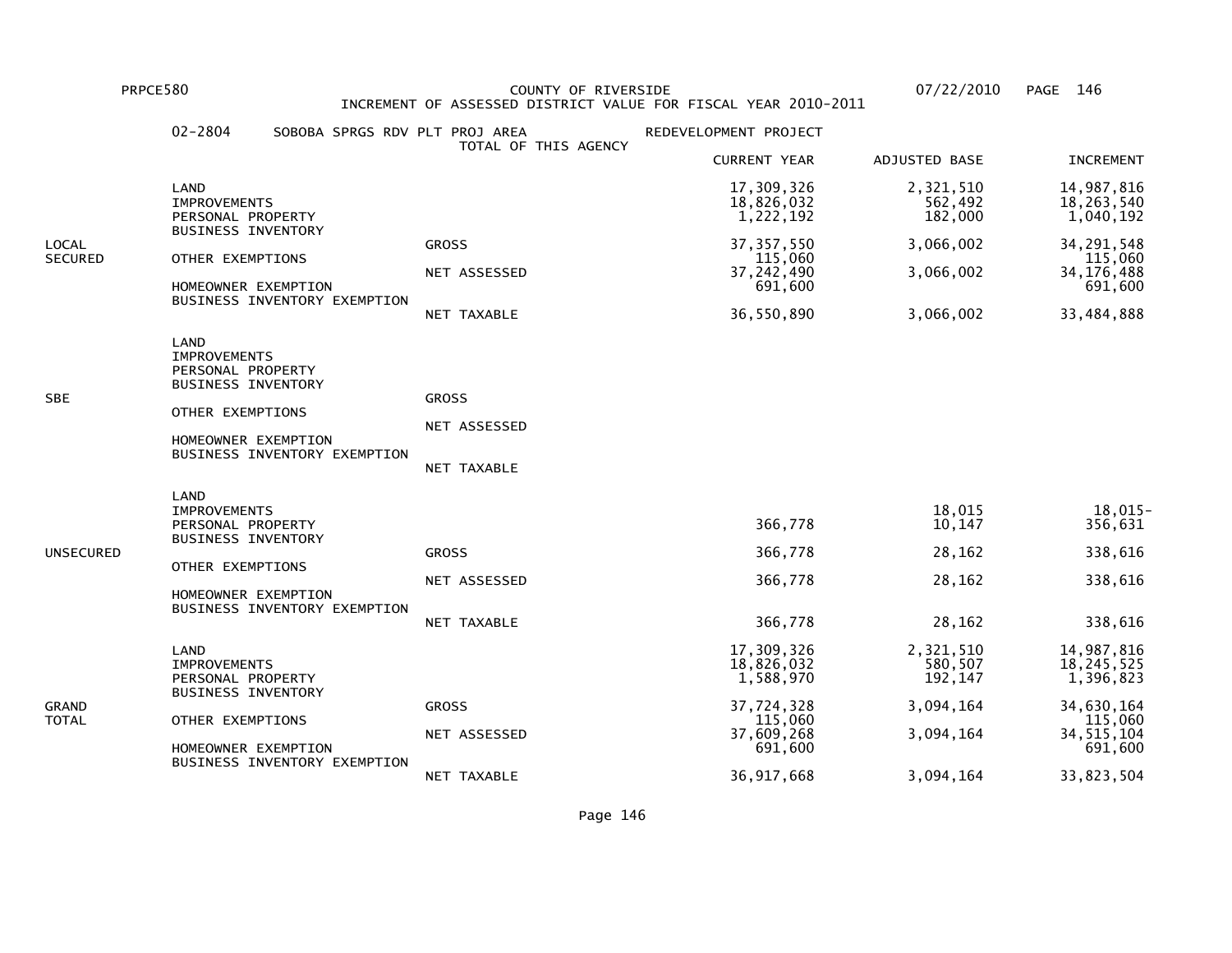PRPCE580 COUNTY OF RIVERSIDE 07/22/2010

INCREMENT OF ASSESSED DISTRICT VALUE FOR FISCAL YEAR 2010-2011

02-2804 SOBOBA SPRGS RDV PLT PROJ AREA — REDEVELOPMENT PROJECT

TOTAL OF THIS AGENCY

| | | | CURRENT YEAR | ADJUSTED BASE | INCREMENT |
|---|---|---|---|---|---|
| LOCAL SECURED | LAND | | 17,309,326 | 2,321,510 | 14,987,816 |
| | IMPROVEMENTS | | 18,826,032 | 562,492 | 18,263,540 |
| | PERSONAL PROPERTY | | 1,222,192 | 182,000 | 1,040,192 |
| | BUSINESS INVENTORY | | | | |
| | | GROSS | 37,357,550 | 3,066,002 | 34,291,548 |
| | OTHER EXEMPTIONS | | 115,060 | | 115,060 |
| | | NET ASSESSED | 37,242,490 | 3,066,002 | 34,176,488 |
| | HOMEOWNER EXEMPTION | | 691,600 | | 691,600 |
| | BUSINESS INVENTORY EXEMPTION | | | | |
| | | NET TAXABLE | 36,550,890 | 3,066,002 | 33,484,888 |
| SBE | LAND | | | | |
| | IMPROVEMENTS | | | | |
| | PERSONAL PROPERTY | | | | |
| | BUSINESS INVENTORY | | | | |
| | | GROSS | | | |
| | OTHER EXEMPTIONS | | | | |
| | | NET ASSESSED | | | |
| | HOMEOWNER EXEMPTION | | | | |
| | BUSINESS INVENTORY EXEMPTION | | | | |
| | | NET TAXABLE | | | |
| UNSECURED | LAND | | | | |
| | IMPROVEMENTS | | | 18,015 | 18,015- |
| | PERSONAL PROPERTY | | 366,778 | 10,147 | 356,631 |
| | BUSINESS INVENTORY | | | | |
| | | GROSS | 366,778 | 28,162 | 338,616 |
| | OTHER EXEMPTIONS | | | | |
| | | NET ASSESSED | 366,778 | 28,162 | 338,616 |
| | HOMEOWNER EXEMPTION | | | | |
| | BUSINESS INVENTORY EXEMPTION | | | | |
| | | NET TAXABLE | 366,778 | 28,162 | 338,616 |
| GRAND TOTAL | LAND | | 17,309,326 | 2,321,510 | 14,987,816 |
| | IMPROVEMENTS | | 18,826,032 | 580,507 | 18,245,525 |
| | PERSONAL PROPERTY | | 1,588,970 | 192,147 | 1,396,823 |
| | BUSINESS INVENTORY | | | | |
| | | GROSS | 37,724,328 | 3,094,164 | 34,630,164 |
| | OTHER EXEMPTIONS | | 115,060 | | 115,060 |
| | | NET ASSESSED | 37,609,268 | 3,094,164 | 34,515,104 |
| | HOMEOWNER EXEMPTION | | 691,600 | | 691,600 |
| | BUSINESS INVENTORY EXEMPTION | | | | |
| | | NET TAXABLE | 36,917,668 | 3,094,164 | 33,823,504 |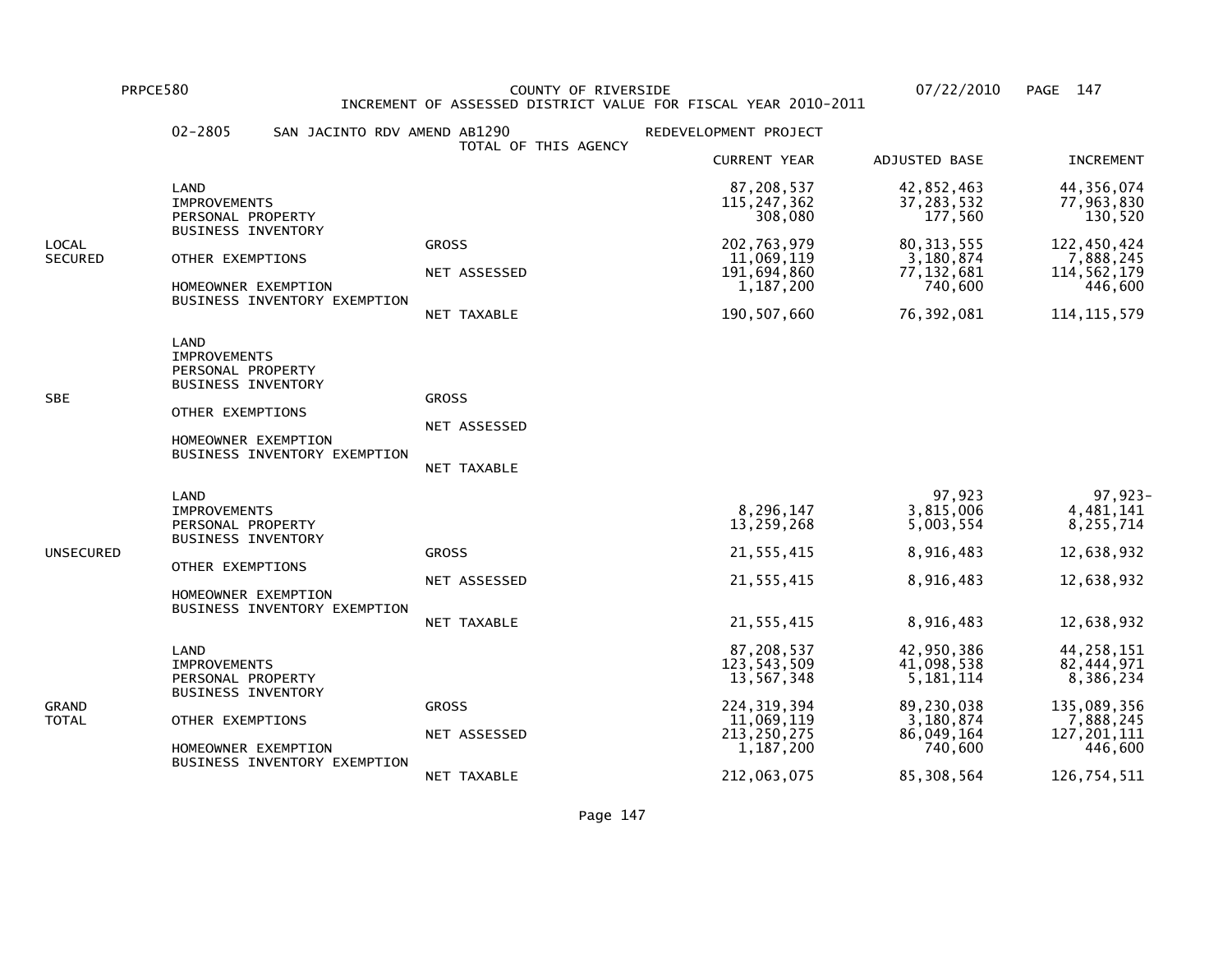PRPCE580 COUNTY OF RIVERSIDE 07/22/2010

INCREMENT OF ASSESSED DISTRICT VALUE FOR FISCAL YEAR 2010-2011

02-2805 SAN JACINTO RDV AMEND AB1290 TOTAL OF THIS AGENCY REDEVELOPMENT PROJECT

| | | | CURRENT YEAR | ADJUSTED BASE | INCREMENT |
|---|---|---|---|---|---|
| LOCAL SECURED | LAND | | 87,208,537 | 42,852,463 | 44,356,074 |
| | IMPROVEMENTS | | 115,247,362 | 37,283,532 | 77,963,830 |
| | PERSONAL PROPERTY | | 308,080 | 177,560 | 130,520 |
| | BUSINESS INVENTORY | | | | |
| | | GROSS | 202,763,979 | 80,313,555 | 122,450,424 |
| | OTHER EXEMPTIONS | | 11,069,119 | 3,180,874 | 7,888,245 |
| | | NET ASSESSED | 191,694,860 | 77,132,681 | 114,562,179 |
| | HOMEOWNER EXEMPTION | | 1,187,200 | 740,600 | 446,600 |
| | BUSINESS INVENTORY EXEMPTION | | | | |
| | | NET TAXABLE | 190,507,660 | 76,392,081 | 114,115,579 |
| SBE | LAND | | | | |
| | IMPROVEMENTS | | | | |
| | PERSONAL PROPERTY | | | | |
| | BUSINESS INVENTORY | | | | |
| | | GROSS | | | |
| | OTHER EXEMPTIONS | | | | |
| | | NET ASSESSED | | | |
| | HOMEOWNER EXEMPTION | | | | |
| | BUSINESS INVENTORY EXEMPTION | | | | |
| | | NET TAXABLE | | | |
| UNSECURED | LAND | | | 97,923 | 97,923- |
| | IMPROVEMENTS | | 8,296,147 | 3,815,006 | 4,481,141 |
| | PERSONAL PROPERTY | | 13,259,268 | 5,003,554 | 8,255,714 |
| | BUSINESS INVENTORY | | | | |
| | | GROSS | 21,555,415 | 8,916,483 | 12,638,932 |
| | OTHER EXEMPTIONS | | | | |
| | | NET ASSESSED | 21,555,415 | 8,916,483 | 12,638,932 |
| | HOMEOWNER EXEMPTION | | | | |
| | BUSINESS INVENTORY EXEMPTION | | | | |
| | | NET TAXABLE | 21,555,415 | 8,916,483 | 12,638,932 |
| GRAND TOTAL | LAND | | 87,208,537 | 42,950,386 | 44,258,151 |
| | IMPROVEMENTS | | 123,543,509 | 41,098,538 | 82,444,971 |
| | PERSONAL PROPERTY | | 13,567,348 | 5,181,114 | 8,386,234 |
| | BUSINESS INVENTORY | | | | |
| | | GROSS | 224,319,394 | 89,230,038 | 135,089,356 |
| | OTHER EXEMPTIONS | | 11,069,119 | 3,180,874 | 7,888,245 |
| | | NET ASSESSED | 213,250,275 | 86,049,164 | 127,201,111 |
| | HOMEOWNER EXEMPTION | | 1,187,200 | 740,600 | 446,600 |
| | BUSINESS INVENTORY EXEMPTION | | | | |
| | | NET TAXABLE | 212,063,075 | 85,308,564 | 126,754,511 |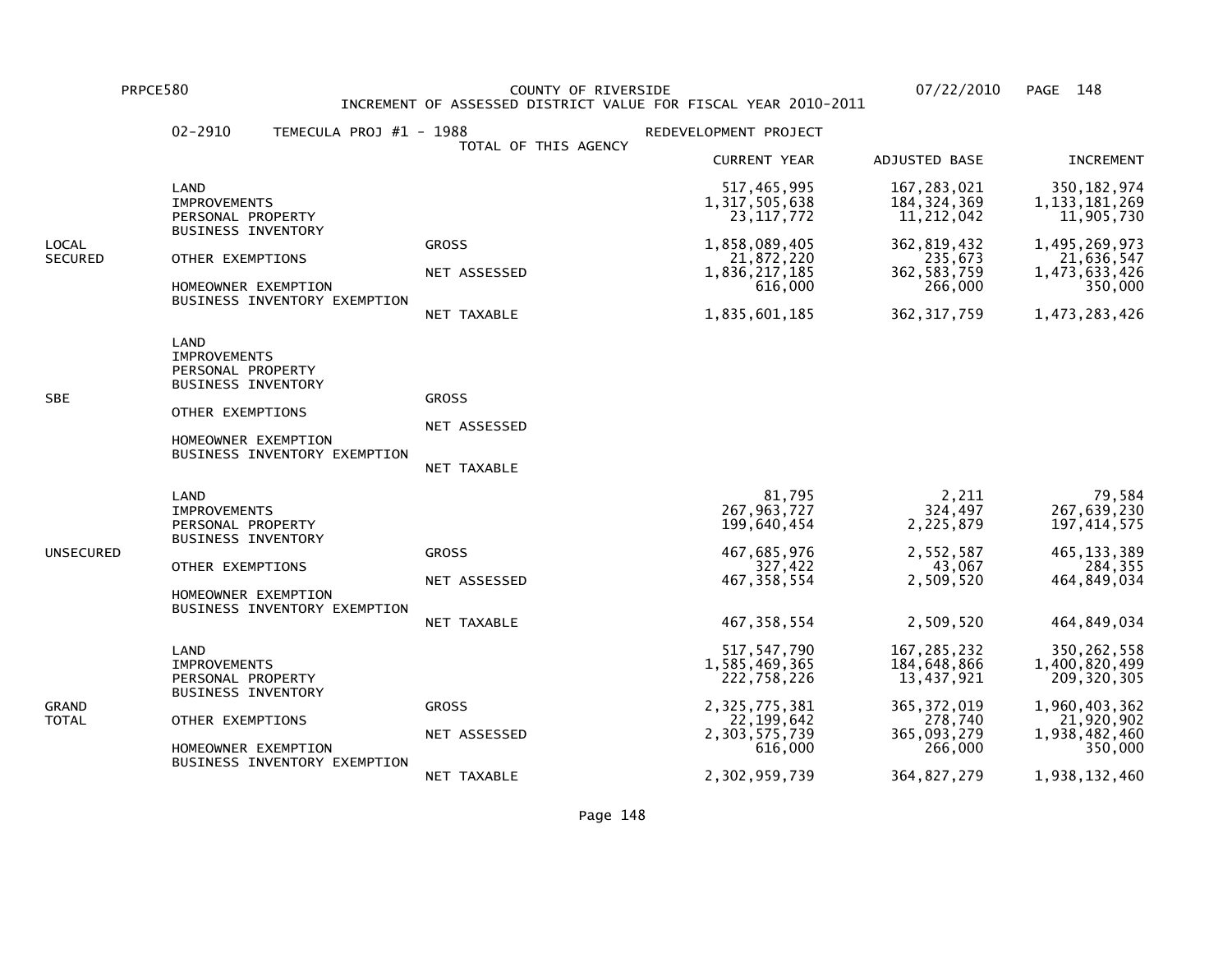PRPCE580 COUNTY OF RIVERSIDE 07/22/2010

INCREMENT OF ASSESSED DISTRICT VALUE FOR FISCAL YEAR 2010-2011

02-2910 TEMECULA PROJ #1 - 1988 REDEVELOPMENT PROJECT

TOTAL OF THIS AGENCY

| | | | CURRENT YEAR | ADJUSTED BASE | INCREMENT |
|---|---|---|---|---|---|
| LOCAL SECURED | LAND | | 517,465,995 | 167,283,021 | 350,182,974 |
| | IMPROVEMENTS | | 1,317,505,638 | 184,324,369 | 1,133,181,269 |
| | PERSONAL PROPERTY | | 23,117,772 | 11,212,042 | 11,905,730 |
| | BUSINESS INVENTORY | | | | |
| | | GROSS | 1,858,089,405 | 362,819,432 | 1,495,269,973 |
| | OTHER EXEMPTIONS | | 21,872,220 | 235,673 | 21,636,547 |
| | | NET ASSESSED | 1,836,217,185 | 362,583,759 | 1,473,633,426 |
| | HOMEOWNER EXEMPTION | | 616,000 | 266,000 | 350,000 |
| | BUSINESS INVENTORY EXEMPTION | | | | |
| | | NET TAXABLE | 1,835,601,185 | 362,317,759 | 1,473,283,426 |
| SBE | LAND | | | | |
| | IMPROVEMENTS | | | | |
| | PERSONAL PROPERTY | | | | |
| | BUSINESS INVENTORY | | | | |
| | | GROSS | | | |
| | OTHER EXEMPTIONS | | | | |
| | | NET ASSESSED | | | |
| | HOMEOWNER EXEMPTION | | | | |
| | BUSINESS INVENTORY EXEMPTION | | | | |
| | | NET TAXABLE | | | |
| UNSECURED | LAND | | 81,795 | 2,211 | 79,584 |
| | IMPROVEMENTS | | 267,963,727 | 324,497 | 267,639,230 |
| | PERSONAL PROPERTY | | 199,640,454 | 2,225,879 | 197,414,575 |
| | BUSINESS INVENTORY | | | | |
| | | GROSS | 467,685,976 | 2,552,587 | 465,133,389 |
| | OTHER EXEMPTIONS | | 327,422 | 43,067 | 284,355 |
| | | NET ASSESSED | 467,358,554 | 2,509,520 | 464,849,034 |
| | HOMEOWNER EXEMPTION | | | | |
| | BUSINESS INVENTORY EXEMPTION | | | | |
| | | NET TAXABLE | 467,358,554 | 2,509,520 | 464,849,034 |
| GRAND TOTAL | LAND | | 517,547,790 | 167,285,232 | 350,262,558 |
| | IMPROVEMENTS | | 1,585,469,365 | 184,648,866 | 1,400,820,499 |
| | PERSONAL PROPERTY | | 222,758,226 | 13,437,921 | 209,320,305 |
| | BUSINESS INVENTORY | | | | |
| | | GROSS | 2,325,775,381 | 365,372,019 | 1,960,403,362 |
| | OTHER EXEMPTIONS | | 22,199,642 | 278,740 | 21,920,902 |
| | | NET ASSESSED | 2,303,575,739 | 365,093,279 | 1,938,482,460 |
| | HOMEOWNER EXEMPTION | | 616,000 | 266,000 | 350,000 |
| | BUSINESS INVENTORY EXEMPTION | | | | |
| | | NET TAXABLE | 2,302,959,739 | 364,827,279 | 1,938,132,460 |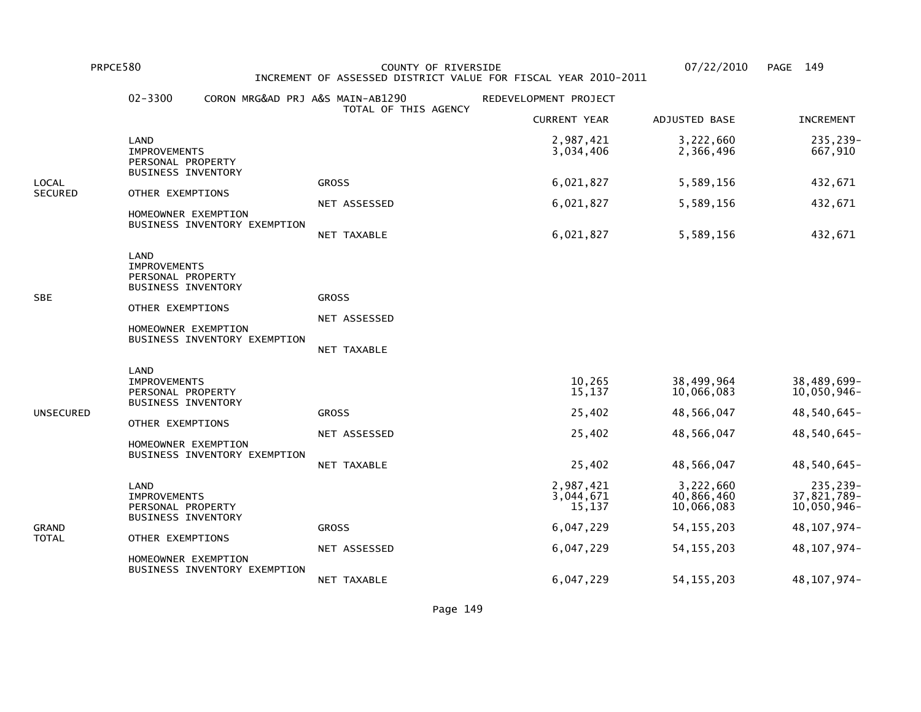PRPCE580 COUNTY OF RIVERSIDE 07/22/2010

INCREMENT OF ASSESSED DISTRICT VALUE FOR FISCAL YEAR 2010-2011

02-3300 CORON MRG&AD PRJ A&S MAIN-AB1290 REDEVELOPMENT PROJECT

TOTAL OF THIS AGENCY

| | | | CURRENT YEAR | ADJUSTED BASE | INCREMENT |
|---|---|---|---|---|---|
| LOCAL SECURED | LAND | | 2,987,421 | 3,222,660 | 235,239- |
| | IMPROVEMENTS | | 3,034,406 | 2,366,496 | 667,910 |
| | PERSONAL PROPERTY | | | | |
| | BUSINESS INVENTORY | | | | |
| | | GROSS | 6,021,827 | 5,589,156 | 432,671 |
| | OTHER EXEMPTIONS | | | | |
| | | NET ASSESSED | 6,021,827 | 5,589,156 | 432,671 |
| | HOMEOWNER EXEMPTION | | | | |
| | BUSINESS INVENTORY EXEMPTION | | | | |
| | | NET TAXABLE | 6,021,827 | 5,589,156 | 432,671 |
| SBE | LAND | | | | |
| | IMPROVEMENTS | | | | |
| | PERSONAL PROPERTY | | | | |
| | BUSINESS INVENTORY | | | | |
| | | GROSS | | | |
| | OTHER EXEMPTIONS | | | | |
| | | NET ASSESSED | | | |
| | HOMEOWNER EXEMPTION | | | | |
| | BUSINESS INVENTORY EXEMPTION | | | | |
| | | NET TAXABLE | | | |
| UNSECURED | LAND | | | | |
| | IMPROVEMENTS | | 10,265 | 38,499,964 | 38,489,699- |
| | PERSONAL PROPERTY | | 15,137 | 10,066,083 | 10,050,946- |
| | BUSINESS INVENTORY | | | | |
| | | GROSS | 25,402 | 48,566,047 | 48,540,645- |
| | OTHER EXEMPTIONS | | | | |
| | | NET ASSESSED | 25,402 | 48,566,047 | 48,540,645- |
| | HOMEOWNER EXEMPTION | | | | |
| | BUSINESS INVENTORY EXEMPTION | | | | |
| | | NET TAXABLE | 25,402 | 48,566,047 | 48,540,645- |
| GRAND TOTAL | LAND | | 2,987,421 | 3,222,660 | 235,239- |
| | IMPROVEMENTS | | 3,044,671 | 40,866,460 | 37,821,789- |
| | PERSONAL PROPERTY | | 15,137 | 10,066,083 | 10,050,946- |
| | BUSINESS INVENTORY | | | | |
| | | GROSS | 6,047,229 | 54,155,203 | 48,107,974- |
| | OTHER EXEMPTIONS | | | | |
| | | NET ASSESSED | 6,047,229 | 54,155,203 | 48,107,974- |
| | HOMEOWNER EXEMPTION | | | | |
| | BUSINESS INVENTORY EXEMPTION | | | | |
| | | NET TAXABLE | 6,047,229 | 54,155,203 | 48,107,974- |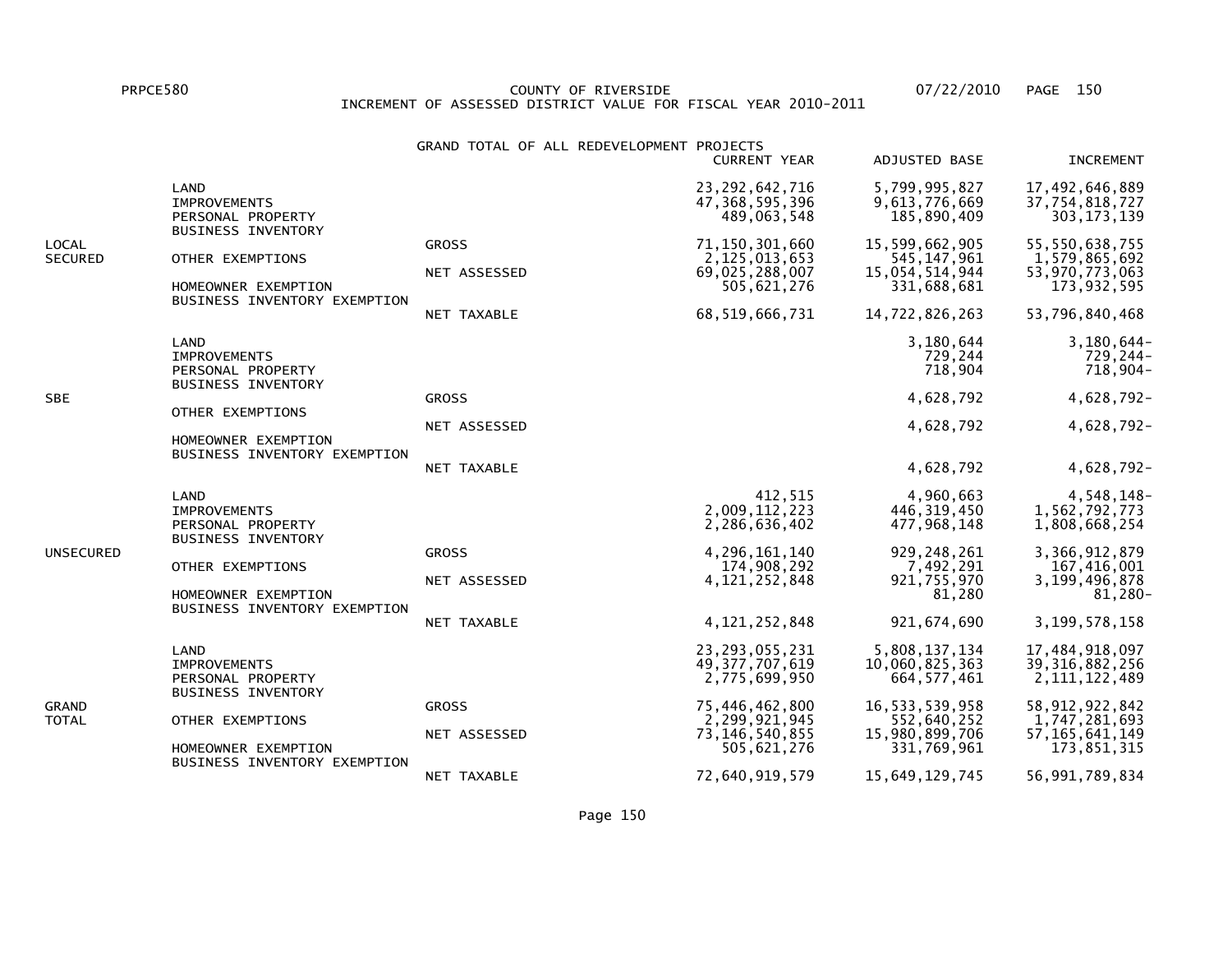PRPCE580 COUNTY OF RIVERSIDE 07/22/2010 PAGE 150

INCREMENT OF ASSESSED DISTRICT VALUE FOR FISCAL YEAR 2010-2011

GRAND TOTAL OF ALL REDEVELOPMENT PROJECTS

| | | | CURRENT YEAR | ADJUSTED BASE | INCREMENT |
|---|---|---|---|---|---|
| LOCAL SECURED | LAND | | 23,292,642,716 | 5,799,995,827 | 17,492,646,889 |
| | IMPROVEMENTS | | 47,368,595,396 | 9,613,776,669 | 37,754,818,727 |
| | PERSONAL PROPERTY | | 489,063,548 | 185,890,409 | 303,173,139 |
| | BUSINESS INVENTORY | | | | |
| | | GROSS | 71,150,301,660 | 15,599,662,905 | 55,550,638,755 |
| | OTHER EXEMPTIONS | | 2,125,013,653 | 545,147,961 | 1,579,865,692 |
| | | NET ASSESSED | 69,025,288,007 | 15,054,514,944 | 53,970,773,063 |
| | HOMEOWNER EXEMPTION | | 505,621,276 | 331,688,681 | 173,932,595 |
| | BUSINESS INVENTORY EXEMPTION | | | | |
| | | NET TAXABLE | 68,519,666,731 | 14,722,826,263 | 53,796,840,468 |
| SBE | LAND | | | 3,180,644 | 3,180,644- |
| | IMPROVEMENTS | | | 729,244 | 729,244- |
| | PERSONAL PROPERTY | | | 718,904 | 718,904- |
| | BUSINESS INVENTORY | | | | |
| | | GROSS | | 4,628,792 | 4,628,792- |
| | OTHER EXEMPTIONS | | | | |
| | | NET ASSESSED | | 4,628,792 | 4,628,792- |
| | HOMEOWNER EXEMPTION | | | | |
| | BUSINESS INVENTORY EXEMPTION | | | | |
| | | NET TAXABLE | | 4,628,792 | 4,628,792- |
| UNSECURED | LAND | | 412,515 | 4,960,663 | 4,548,148- |
| | IMPROVEMENTS | | 2,009,112,223 | 446,319,450 | 1,562,792,773 |
| | PERSONAL PROPERTY | | 2,286,636,402 | 477,968,148 | 1,808,668,254 |
| | BUSINESS INVENTORY | | | | |
| | | GROSS | 4,296,161,140 | 929,248,261 | 3,366,912,879 |
| | OTHER EXEMPTIONS | | 174,908,292 | 7,492,291 | 167,416,001 |
| | | NET ASSESSED | 4,121,252,848 | 921,755,970 | 3,199,496,878 |
| | HOMEOWNER EXEMPTION | | | 81,280 | 81,280- |
| | BUSINESS INVENTORY EXEMPTION | | | | |
| | | NET TAXABLE | 4,121,252,848 | 921,674,690 | 3,199,578,158 |
| GRAND TOTAL | LAND | | 23,293,055,231 | 5,808,137,134 | 17,484,918,097 |
| | IMPROVEMENTS | | 49,377,707,619 | 10,060,825,363 | 39,316,882,256 |
| | PERSONAL PROPERTY | | 2,775,699,950 | 664,577,461 | 2,111,122,489 |
| | BUSINESS INVENTORY | | | | |
| | | GROSS | 75,446,462,800 | 16,533,539,958 | 58,912,922,842 |
| | OTHER EXEMPTIONS | | 2,299,921,945 | 552,640,252 | 1,747,281,693 |
| | | NET ASSESSED | 73,146,540,855 | 15,980,899,706 | 57,165,641,149 |
| | HOMEOWNER EXEMPTION | | 505,621,276 | 331,769,961 | 173,851,315 |
| | BUSINESS INVENTORY EXEMPTION | | | | |
| | | NET TAXABLE | 72,640,919,579 | 15,649,129,745 | 56,991,789,834 |